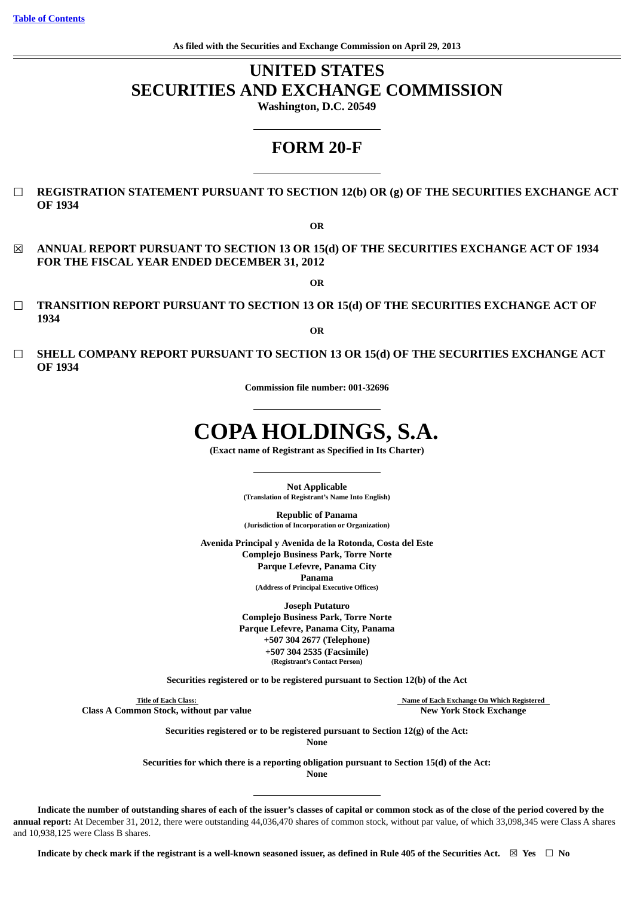[Table of Contents](#)

**As filed with the Securities and Exchange Commission on April 29, 2013**

# UNITED STATES
# SECURITIES AND EXCHANGE COMMISSION

**Washington, D.C. 20549**

# FORM 20-F

☐ **REGISTRATION STATEMENT PURSUANT TO SECTION 12(b) OR (g) OF THE SECURITIES EXCHANGE ACT OF 1934**

**OR**

☒ **ANNUAL REPORT PURSUANT TO SECTION 13 OR 15(d) OF THE SECURITIES EXCHANGE ACT OF 1934 FOR THE FISCAL YEAR ENDED DECEMBER 31, 2012**

**OR**

☐ **TRANSITION REPORT PURSUANT TO SECTION 13 OR 15(d) OF THE SECURITIES EXCHANGE ACT OF 1934**

**OR**

☐ **SHELL COMPANY REPORT PURSUANT TO SECTION 13 OR 15(d) OF THE SECURITIES EXCHANGE ACT OF 1934**

**Commission file number: 001-32696**

# COPA HOLDINGS, S.A.

**(Exact name of Registrant as Specified in Its Charter)**

**Not Applicable**
**(Translation of Registrant's Name Into English)**

**Republic of Panama**
**(Jurisdiction of Incorporation or Organization)**

**Avenida Principal y Avenida de la Rotonda, Costa del Este**
**Complejo Business Park, Torre Norte**
**Parque Lefevre, Panama City**
**Panama**
**(Address of Principal Executive Offices)**

**Joseph Putaturo**
**Complejo Business Park, Torre Norte**
**Parque Lefevre, Panama City, Panama**
**+507 304 2677 (Telephone)**
**+507 304 2535 (Facsimile)**
**(Registrant's Contact Person)**

**Securities registered or to be registered pursuant to Section 12(b) of the Act**

| Title of Each Class: | Name of Each Exchange On Which Registered |
|---|---|
| **Class A Common Stock, without par value** | **New York Stock Exchange** |

**Securities registered or to be registered pursuant to Section 12(g) of the Act:**
**None**

**Securities for which there is a reporting obligation pursuant to Section 15(d) of the Act:**
**None**

**Indicate the number of outstanding shares of each of the issuer's classes of capital or common stock as of the close of the period covered by the annual report:** At December 31, 2012, there were outstanding 44,036,470 shares of common stock, without par value, of which 33,098,345 were Class A shares and 10,938,125 were Class B shares.

**Indicate by check mark if the registrant is a well-known seasoned issuer, as defined in Rule 405 of the Securities Act.** ☒ **Yes** ☐ **No**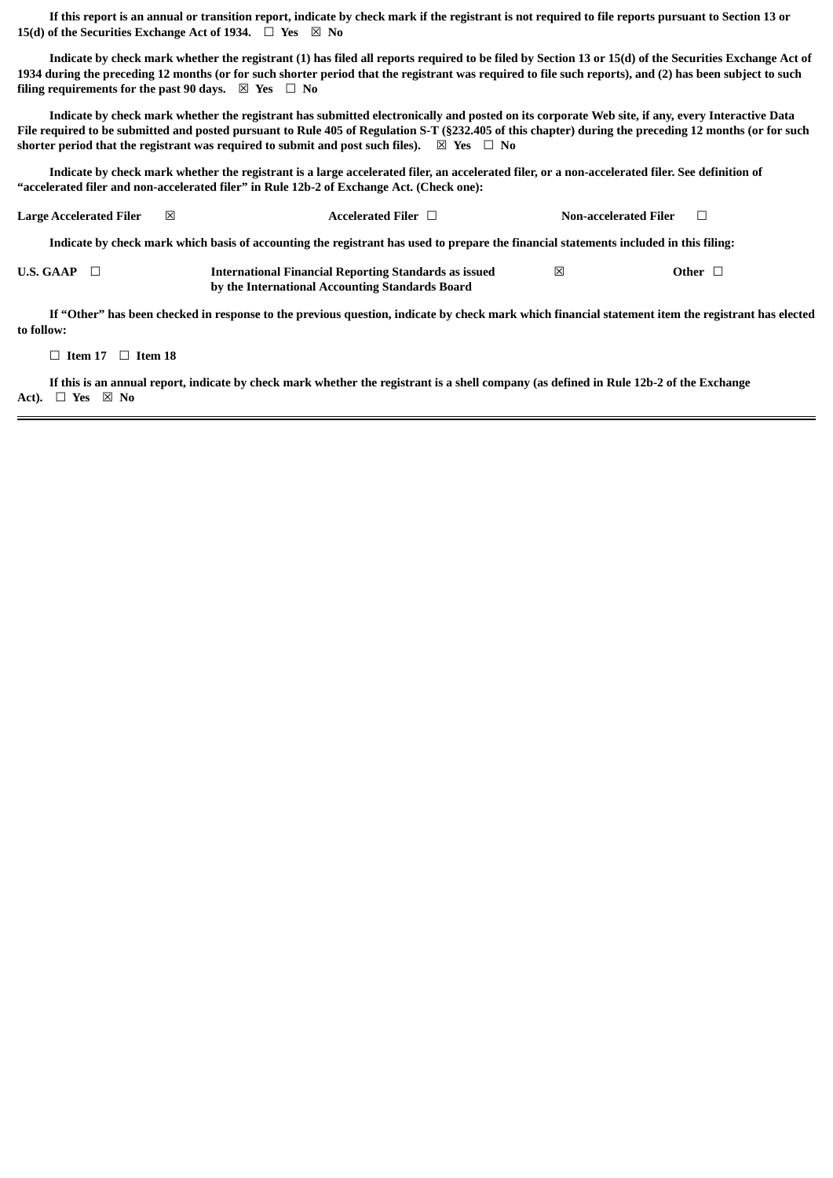**If this report is an annual or transition report, indicate by check mark if the registrant is not required to file reports pursuant to Section 13 or 15(d) of the Securities Exchange Act of 1934.** ☐ **Yes** ☒ **No**

**Indicate by check mark whether the registrant (1) has filed all reports required to be filed by Section 13 or 15(d) of the Securities Exchange Act of 1934 during the preceding 12 months (or for such shorter period that the registrant was required to file such reports), and (2) has been subject to such filing requirements for the past 90 days.** ☒ **Yes** ☐ **No**

**Indicate by check mark whether the registrant has submitted electronically and posted on its corporate Web site, if any, every Interactive Data File required to be submitted and posted pursuant to Rule 405 of Regulation S-T (§232.405 of this chapter) during the preceding 12 months (or for such shorter period that the registrant was required to submit and post such files).** ☒ **Yes** ☐ **No**

**Indicate by check mark whether the registrant is a large accelerated filer, an accelerated filer, or a non-accelerated filer. See definition of "accelerated filer and non-accelerated filer" in Rule 12b-2 of Exchange Act. (Check one):**

| **Large Accelerated Filer** ☒ | **Accelerated Filer** ☐ | **Non-accelerated Filer** ☐ |
|---|---|---|

**Indicate by check mark which basis of accounting the registrant has used to prepare the financial statements included in this filing:**

| **U.S. GAAP** ☐ | **International Financial Reporting Standards as issued by the International Accounting Standards Board** ☒ | **Other** ☐ |
|---|---|---|

**If "Other" has been checked in response to the previous question, indicate by check mark which financial statement item the registrant has elected to follow:**

☐ **Item 17** ☐ **Item 18**

**If this is an annual report, indicate by check mark whether the registrant is a shell company (as defined in Rule 12b-2 of the Exchange Act).** ☐ **Yes** ☒ **No**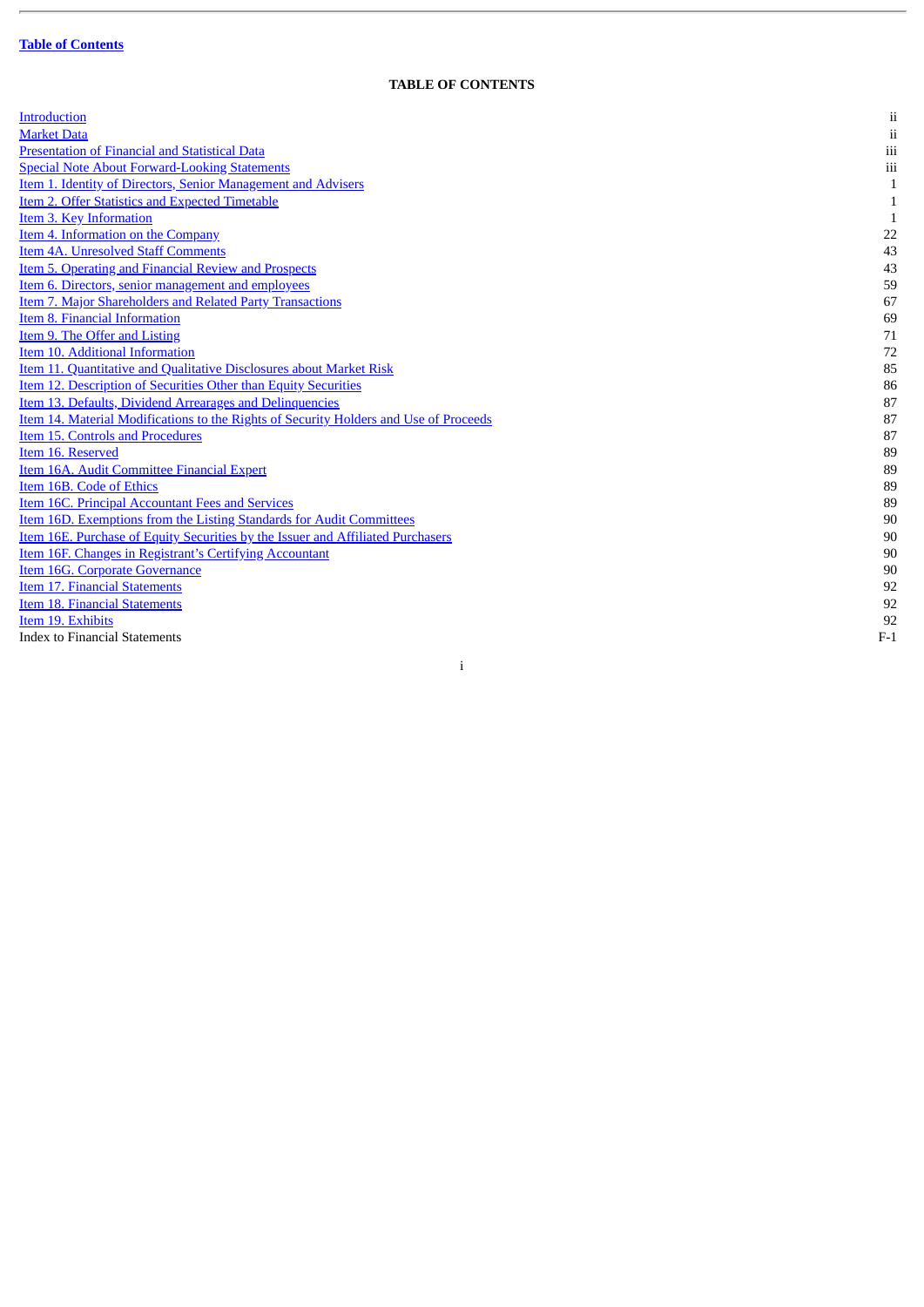**Table of Contents**

**TABLE OF CONTENTS**

| | |
|---|---|
| Introduction | ii |
| Market Data | ii |
| Presentation of Financial and Statistical Data | iii |
| Special Note About Forward-Looking Statements | iii |
| Item 1. Identity of Directors, Senior Management and Advisers | 1 |
| Item 2. Offer Statistics and Expected Timetable | 1 |
| Item 3. Key Information | 1 |
| Item 4. Information on the Company | 22 |
| Item 4A. Unresolved Staff Comments | 43 |
| Item 5. Operating and Financial Review and Prospects | 43 |
| Item 6. Directors, senior management and employees | 59 |
| Item 7. Major Shareholders and Related Party Transactions | 67 |
| Item 8. Financial Information | 69 |
| Item 9. The Offer and Listing | 71 |
| Item 10. Additional Information | 72 |
| Item 11. Quantitative and Qualitative Disclosures about Market Risk | 85 |
| Item 12. Description of Securities Other than Equity Securities | 86 |
| Item 13. Defaults, Dividend Arrearages and Delinquencies | 87 |
| Item 14. Material Modifications to the Rights of Security Holders and Use of Proceeds | 87 |
| Item 15. Controls and Procedures | 87 |
| Item 16. Reserved | 89 |
| Item 16A. Audit Committee Financial Expert | 89 |
| Item 16B. Code of Ethics | 89 |
| Item 16C. Principal Accountant Fees and Services | 89 |
| Item 16D. Exemptions from the Listing Standards for Audit Committees | 90 |
| Item 16E. Purchase of Equity Securities by the Issuer and Affiliated Purchasers | 90 |
| Item 16F. Changes in Registrant's Certifying Accountant | 90 |
| Item 16G. Corporate Governance | 90 |
| Item 17. Financial Statements | 92 |
| Item 18. Financial Statements | 92 |
| Item 19. Exhibits | 92 |
| Index to Financial Statements | F-1 |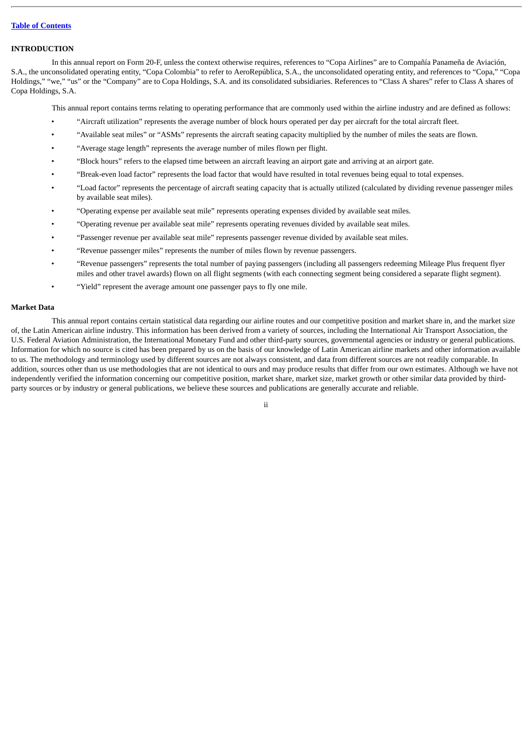## INTRODUCTION

In this annual report on Form 20-F, unless the context otherwise requires, references to "Copa Airlines" are to Compañía Panameña de Aviación, S.A., the unconsolidated operating entity, "Copa Colombia" to refer to AeroRepública, S.A., the unconsolidated operating entity, and references to "Copa," "Copa Holdings," "we," "us" or the "Company" are to Copa Holdings, S.A. and its consolidated subsidiaries. References to "Class A shares" refer to Class A shares of Copa Holdings, S.A.

This annual report contains terms relating to operating performance that are commonly used within the airline industry and are defined as follows:

- "Aircraft utilization" represents the average number of block hours operated per day per aircraft for the total aircraft fleet.
- "Available seat miles" or "ASMs" represents the aircraft seating capacity multiplied by the number of miles the seats are flown.
- "Average stage length" represents the average number of miles flown per flight.
- "Block hours" refers to the elapsed time between an aircraft leaving an airport gate and arriving at an airport gate.
- "Break-even load factor" represents the load factor that would have resulted in total revenues being equal to total expenses.
- "Load factor" represents the percentage of aircraft seating capacity that is actually utilized (calculated by dividing revenue passenger miles by available seat miles).
- "Operating expense per available seat mile" represents operating expenses divided by available seat miles.
- "Operating revenue per available seat mile" represents operating revenues divided by available seat miles.
- "Passenger revenue per available seat mile" represents passenger revenue divided by available seat miles.
- "Revenue passenger miles" represents the number of miles flown by revenue passengers.
- "Revenue passengers" represents the total number of paying passengers (including all passengers redeeming Mileage Plus frequent flyer miles and other travel awards) flown on all flight segments (with each connecting segment being considered a separate flight segment).
- "Yield" represent the average amount one passenger pays to fly one mile.

### Market Data

This annual report contains certain statistical data regarding our airline routes and our competitive position and market share in, and the market size of, the Latin American airline industry. This information has been derived from a variety of sources, including the International Air Transport Association, the U.S. Federal Aviation Administration, the International Monetary Fund and other third-party sources, governmental agencies or industry or general publications. Information for which no source is cited has been prepared by us on the basis of our knowledge of Latin American airline markets and other information available to us. The methodology and terminology used by different sources are not always consistent, and data from different sources are not readily comparable. In addition, sources other than us use methodologies that are not identical to ours and may produce results that differ from our own estimates. Although we have not independently verified the information concerning our competitive position, market share, market size, market growth or other similar data provided by third-party sources or by industry or general publications, we believe these sources and publications are generally accurate and reliable.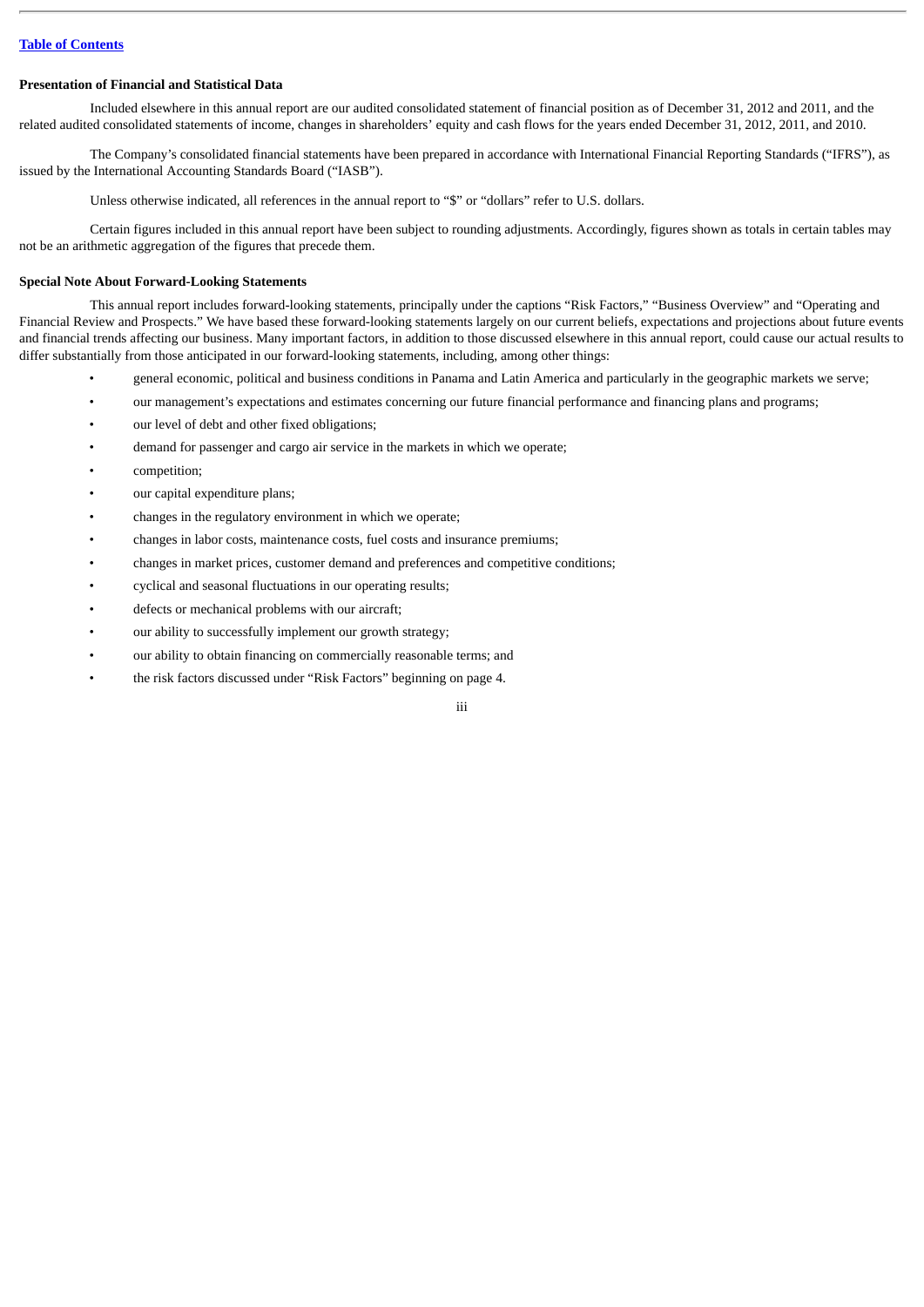[Table of Contents](#)

### Presentation of Financial and Statistical Data

Included elsewhere in this annual report are our audited consolidated statement of financial position as of December 31, 2012 and 2011, and the related audited consolidated statements of income, changes in shareholders' equity and cash flows for the years ended December 31, 2012, 2011, and 2010.

The Company's consolidated financial statements have been prepared in accordance with International Financial Reporting Standards ("IFRS"), as issued by the International Accounting Standards Board ("IASB").

Unless otherwise indicated, all references in the annual report to "$" or "dollars" refer to U.S. dollars.

Certain figures included in this annual report have been subject to rounding adjustments. Accordingly, figures shown as totals in certain tables may not be an arithmetic aggregation of the figures that precede them.

### Special Note About Forward-Looking Statements

This annual report includes forward-looking statements, principally under the captions "Risk Factors," "Business Overview" and "Operating and Financial Review and Prospects." We have based these forward-looking statements largely on our current beliefs, expectations and projections about future events and financial trends affecting our business. Many important factors, in addition to those discussed elsewhere in this annual report, could cause our actual results to differ substantially from those anticipated in our forward-looking statements, including, among other things:

- general economic, political and business conditions in Panama and Latin America and particularly in the geographic markets we serve;
- our management's expectations and estimates concerning our future financial performance and financing plans and programs;
- our level of debt and other fixed obligations;
- demand for passenger and cargo air service in the markets in which we operate;
- competition;
- our capital expenditure plans;
- changes in the regulatory environment in which we operate;
- changes in labor costs, maintenance costs, fuel costs and insurance premiums;
- changes in market prices, customer demand and preferences and competitive conditions;
- cyclical and seasonal fluctuations in our operating results;
- defects or mechanical problems with our aircraft;
- our ability to successfully implement our growth strategy;
- our ability to obtain financing on commercially reasonable terms; and
- the risk factors discussed under "Risk Factors" beginning on page 4.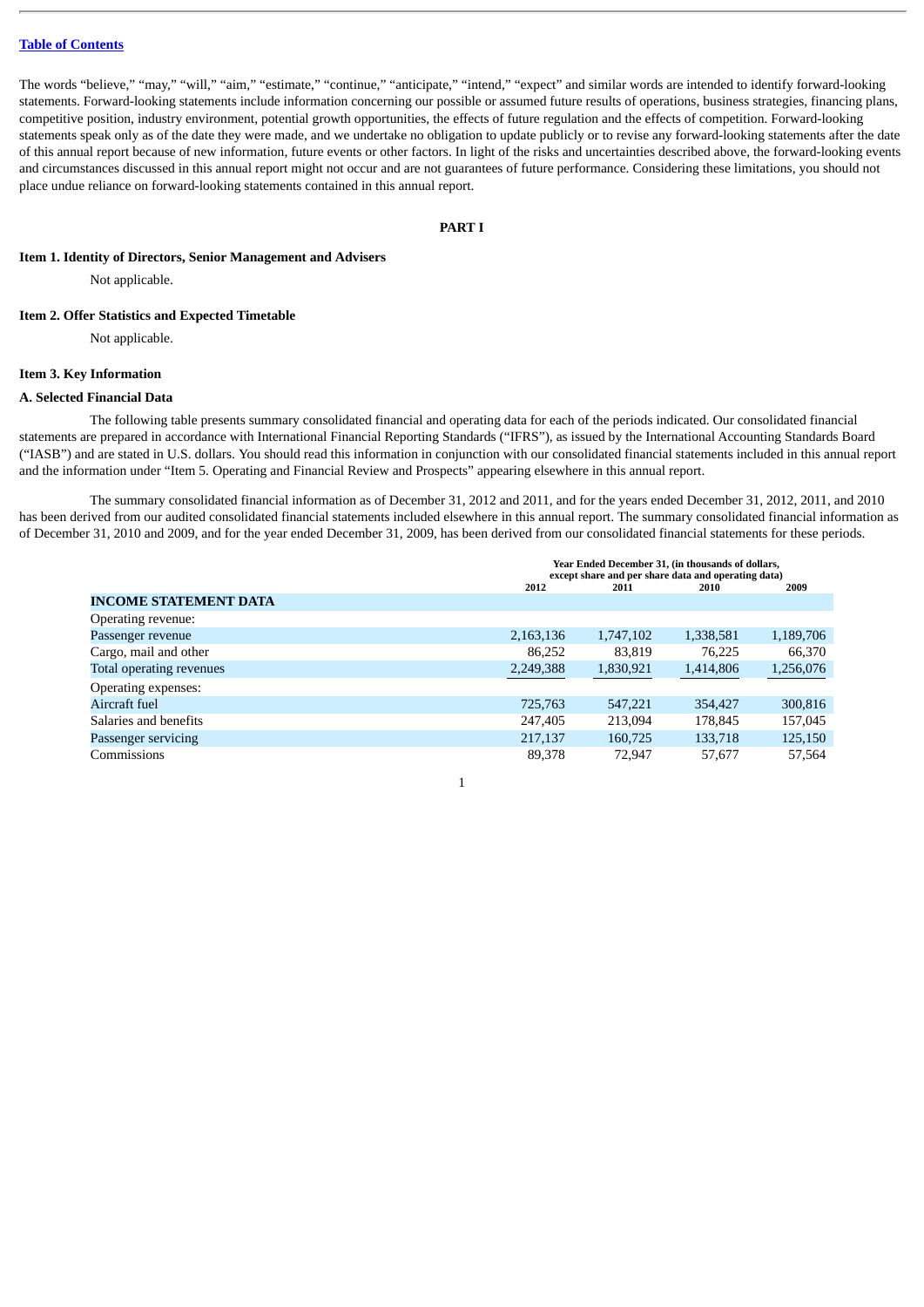[Table of Contents]

The words "believe," "may," "will," "aim," "estimate," "continue," "anticipate," "intend," "expect" and similar words are intended to identify forward-looking statements. Forward-looking statements include information concerning our possible or assumed future results of operations, business strategies, financing plans, competitive position, industry environment, potential growth opportunities, the effects of future regulation and the effects of competition. Forward-looking statements speak only as of the date they were made, and we undertake no obligation to update publicly or to revise any forward-looking statements after the date of this annual report because of new information, future events or other factors. In light of the risks and uncertainties described above, the forward-looking events and circumstances discussed in this annual report might not occur and are not guarantees of future performance. Considering these limitations, you should not place undue reliance on forward-looking statements contained in this annual report.

# PART I

## Item 1. Identity of Directors, Senior Management and Advisers

Not applicable.

## Item 2. Offer Statistics and Expected Timetable

Not applicable.

## Item 3. Key Information

### A. Selected Financial Data

The following table presents summary consolidated financial and operating data for each of the periods indicated. Our consolidated financial statements are prepared in accordance with International Financial Reporting Standards ("IFRS"), as issued by the International Accounting Standards Board ("IASB") and are stated in U.S. dollars. You should read this information in conjunction with our consolidated financial statements included in this annual report and the information under "Item 5. Operating and Financial Review and Prospects" appearing elsewhere in this annual report.

The summary consolidated financial information as of December 31, 2012 and 2011, and for the years ended December 31, 2012, 2011, and 2010 has been derived from our audited consolidated financial statements included elsewhere in this annual report. The summary consolidated financial information as of December 31, 2010 and 2009, and for the year ended December 31, 2009, has been derived from our consolidated financial statements for these periods.

| | Year Ended December 31, (in thousands of dollars, except share and per share data and operating data) | | | |
|---|---|---|---|---|
| | 2012 | 2011 | 2010 | 2009 |
| **INCOME STATEMENT DATA** | | | | |
| Operating revenue: | | | | |
| Passenger revenue | 2,163,136 | 1,747,102 | 1,338,581 | 1,189,706 |
| Cargo, mail and other | 86,252 | 83,819 | 76,225 | 66,370 |
| Total operating revenues | 2,249,388 | 1,830,921 | 1,414,806 | 1,256,076 |
| Operating expenses: | | | | |
| Aircraft fuel | 725,763 | 547,221 | 354,427 | 300,816 |
| Salaries and benefits | 247,405 | 213,094 | 178,845 | 157,045 |
| Passenger servicing | 217,137 | 160,725 | 133,718 | 125,150 |
| Commissions | 89,378 | 72,947 | 57,677 | 57,564 |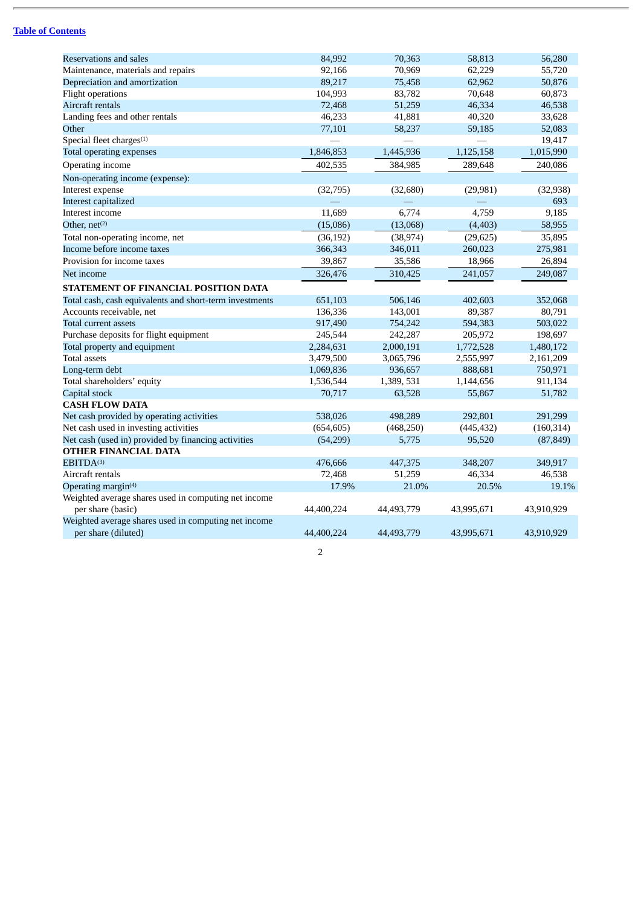| | | | | |
|---|---|---|---|---|
| Reservations and sales | 84,992 | 70,363 | 58,813 | 56,280 |
| Maintenance, materials and repairs | 92,166 | 70,969 | 62,229 | 55,720 |
| Depreciation and amortization | 89,217 | 75,458 | 62,962 | 50,876 |
| Flight operations | 104,993 | 83,782 | 70,648 | 60,873 |
| Aircraft rentals | 72,468 | 51,259 | 46,334 | 46,538 |
| Landing fees and other rentals | 46,233 | 41,881 | 40,320 | 33,628 |
| Other | 77,101 | 58,237 | 59,185 | 52,083 |
| Special fleet charges[1] | — | — | — | 19,417 |
| Total operating expenses | 1,846,853 | 1,445,936 | 1,125,158 | 1,015,990 |
| Operating income | 402,535 | 384,985 | 289,648 | 240,086 |
| Non-operating income (expense): | | | | |
| Interest expense | (32,795) | (32,680) | (29,981) | (32,938) |
| Interest capitalized | — | — | — | 693 |
| Interest income | 11,689 | 6,774 | 4,759 | 9,185 |
| Other, net[2] | (15,086) | (13,068) | (4,403) | 58,955 |
| Total non-operating income, net | (36,192) | (38,974) | (29,625) | 35,895 |
| Income before income taxes | 366,343 | 346,011 | 260,023 | 275,981 |
| Provision for income taxes | 39,867 | 35,586 | 18,966 | 26,894 |
| Net income | 326,476 | 310,425 | 241,057 | 249,087 |
| **STATEMENT OF FINANCIAL POSITION DATA** | | | | |
| Total cash, cash equivalents and short-term investments | 651,103 | 506,146 | 402,603 | 352,068 |
| Accounts receivable, net | 136,336 | 143,001 | 89,387 | 80,791 |
| Total current assets | 917,490 | 754,242 | 594,383 | 503,022 |
| Purchase deposits for flight equipment | 245,544 | 242,287 | 205,972 | 198,697 |
| Total property and equipment | 2,284,631 | 2,000,191 | 1,772,528 | 1,480,172 |
| Total assets | 3,479,500 | 3,065,796 | 2,555,997 | 2,161,209 |
| Long-term debt | 1,069,836 | 936,657 | 888,681 | 750,971 |
| Total shareholders' equity | 1,536,544 | 1,389, 531 | 1,144,656 | 911,134 |
| Capital stock | 70,717 | 63,528 | 55,867 | 51,782 |
| **CASH FLOW DATA** | | | | |
| Net cash provided by operating activities | 538,026 | 498,289 | 292,801 | 291,299 |
| Net cash used in investing activities | (654,605) | (468,250) | (445,432) | (160,314) |
| Net cash (used in) provided by financing activities | (54,299) | 5,775 | 95,520 | (87,849) |
| **OTHER FINANCIAL DATA** | | | | |
| EBITDA[3] | 476,666 | 447,375 | 348,207 | 349,917 |
| Aircraft rentals | 72,468 | 51,259 | 46,334 | 46,538 |
| Operating margin[4] | 17.9% | 21.0% | 20.5% | 19.1% |
| Weighted average shares used in computing net income per share (basic) | 44,400,224 | 44,493,779 | 43,995,671 | 43,910,929 |
| Weighted average shares used in computing net income per share (diluted) | 44,400,224 | 44,493,779 | 43,995,671 | 43,910,929 |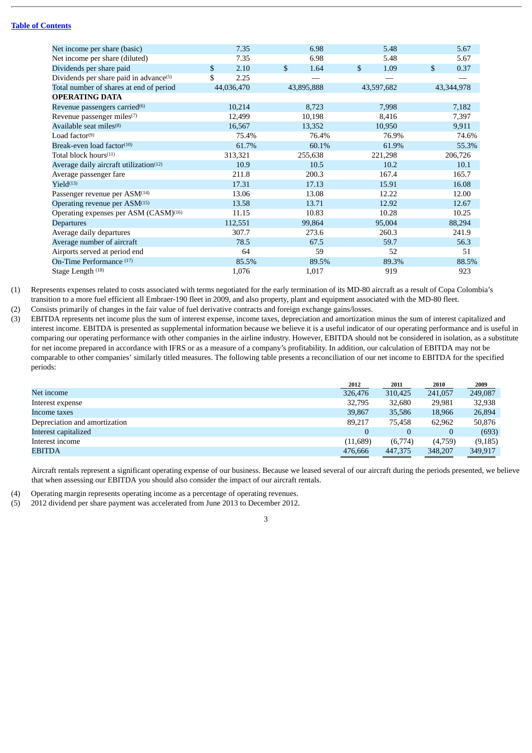| | | | | |
|---|---|---|---|---|
| Net income per share (basic) | 7.35 | 6.98 | 5.48 | 5.67 |
| Net income per share (diluted) | 7.35 | 6.98 | 5.48 | 5.67 |
| Dividends per share paid | $ 2.10 | $ 1.64 | $ 1.09 | $ 0.37 |
| Dividends per share paid in advance[5] | $ 2.25 | — | — | — |
| Total number of shares at end of period | 44,036,470 | 43,895,888 | 43,597,682 | 43,344,978 |
| **OPERATING DATA** | | | | |
| Revenue passengers carried[6] | 10,214 | 8,723 | 7,998 | 7,182 |
| Revenue passenger miles[7] | 12,499 | 10,198 | 8,416 | 7,397 |
| Available seat miles[8] | 16,567 | 13,352 | 10,950 | 9,911 |
| Load factor[9] | 75.4% | 76.4% | 76.9% | 74.6% |
| Break-even load factor[10] | 61.7% | 60.1% | 61.9% | 55.3% |
| Total block hours[11] | 313,321 | 255,638 | 221,298 | 206,726 |
| Average daily aircraft utilization[12] | 10.9 | 10.5 | 10.2 | 10.1 |
| Average passenger fare | 211.8 | 200.3 | 167.4 | 165.7 |
| Yield[13] | 17.31 | 17.13 | 15.91 | 16.08 |
| Passenger revenue per ASM[14] | 13.06 | 13.08 | 12.22 | 12.00 |
| Operating revenue per ASM[15] | 13.58 | 13.71 | 12.92 | 12.67 |
| Operating expenses per ASM (CASM)[16] | 11.15 | 10.83 | 10.28 | 10.25 |
| Departures | 112,551 | 99,864 | 95,004 | 88,294 |
| Average daily departures | 307.7 | 273.6 | 260.3 | 241.9 |
| Average number of aircraft | 78.5 | 67.5 | 59.7 | 56.3 |
| Airports served at period end | 64 | 59 | 52 | 51 |
| On-Time Performance [17] | 85.5% | 89.5% | 89.3% | 88.5% |
| Stage Length [18] | 1,076 | 1,017 | 919 | 923 |

(1) Represents expenses related to costs associated with terms negotiated for the early termination of its MD-80 aircraft as a result of Copa Colombia's transition to a more fuel efficient all Embraer-190 fleet in 2009, and also property, plant and equipment associated with the MD-80 fleet.

(2) Consists primarily of changes in the fair value of fuel derivative contracts and foreign exchange gains/losses.

(3) EBITDA represents net income plus the sum of interest expense, income taxes, depreciation and amortization minus the sum of interest capitalized and interest income. EBITDA is presented as supplemental information because we believe it is a useful indicator of our operating performance and is useful in comparing our operating performance with other companies in the airline industry. However, EBITDA should not be considered in isolation, as a substitute for net income prepared in accordance with IFRS or as a measure of a company's profitability. In addition, our calculation of EBITDA may not be comparable to other companies' similarly titled measures. The following table presents a reconciliation of our net income to EBITDA for the specified periods:

| | 2012 | 2011 | 2010 | 2009 |
|---|---|---|---|---|
| Net income | 326,476 | 310,425 | 241,057 | 249,087 |
| Interest expense | 32,795 | 32,680 | 29,981 | 32,938 |
| Income taxes | 39,867 | 35,586 | 18,966 | 26,894 |
| Depreciation and amortization | 89,217 | 75,458 | 62,962 | 50,876 |
| Interest capitalized | 0 | 0 | 0 | (693) |
| Interest income | (11,689) | (6,774) | (4,759) | (9,185) |
| EBITDA | 476,666 | 447,375 | 348,207 | 349,917 |

Aircraft rentals represent a significant operating expense of our business. Because we leased several of our aircraft during the periods presented, we believe that when assessing our EBITDA you should also consider the impact of our aircraft rentals.

(4) Operating margin represents operating income as a percentage of operating revenues.

(5) 2012 dividend per share payment was accelerated from June 2013 to December 2012.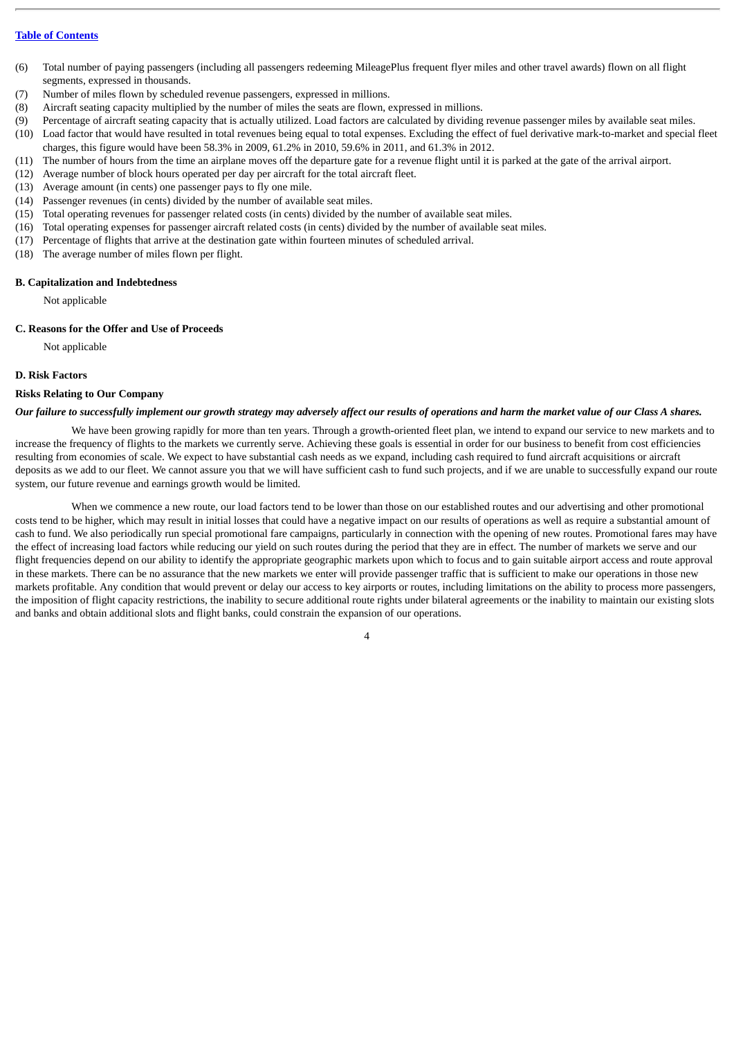[Table of Contents]

(6) Total number of paying passengers (including all passengers redeeming MileagePlus frequent flyer miles and other travel awards) flown on all flight segments, expressed in thousands.
(7) Number of miles flown by scheduled revenue passengers, expressed in millions.
(8) Aircraft seating capacity multiplied by the number of miles the seats are flown, expressed in millions.
(9) Percentage of aircraft seating capacity that is actually utilized. Load factors are calculated by dividing revenue passenger miles by available seat miles.
(10) Load factor that would have resulted in total revenues being equal to total expenses. Excluding the effect of fuel derivative mark-to-market and special fleet charges, this figure would have been 58.3% in 2009, 61.2% in 2010, 59.6% in 2011, and 61.3% in 2012.
(11) The number of hours from the time an airplane moves off the departure gate for a revenue flight until it is parked at the gate of the arrival airport.
(12) Average number of block hours operated per day per aircraft for the total aircraft fleet.
(13) Average amount (in cents) one passenger pays to fly one mile.
(14) Passenger revenues (in cents) divided by the number of available seat miles.
(15) Total operating revenues for passenger related costs (in cents) divided by the number of available seat miles.
(16) Total operating expenses for passenger aircraft related costs (in cents) divided by the number of available seat miles.
(17) Percentage of flights that arrive at the destination gate within fourteen minutes of scheduled arrival.
(18) The average number of miles flown per flight.

**B. Capitalization and Indebtedness**

Not applicable

**C. Reasons for the Offer and Use of Proceeds**

Not applicable

**D. Risk Factors**

**Risks Relating to Our Company**

***Our failure to successfully implement our growth strategy may adversely affect our results of operations and harm the market value of our Class A shares.***

We have been growing rapidly for more than ten years. Through a growth-oriented fleet plan, we intend to expand our service to new markets and to increase the frequency of flights to the markets we currently serve. Achieving these goals is essential in order for our business to benefit from cost efficiencies resulting from economies of scale. We expect to have substantial cash needs as we expand, including cash required to fund aircraft acquisitions or aircraft deposits as we add to our fleet. We cannot assure you that we will have sufficient cash to fund such projects, and if we are unable to successfully expand our route system, our future revenue and earnings growth would be limited.

When we commence a new route, our load factors tend to be lower than those on our established routes and our advertising and other promotional costs tend to be higher, which may result in initial losses that could have a negative impact on our results of operations as well as require a substantial amount of cash to fund. We also periodically run special promotional fare campaigns, particularly in connection with the opening of new routes. Promotional fares may have the effect of increasing load factors while reducing our yield on such routes during the period that they are in effect. The number of markets we serve and our flight frequencies depend on our ability to identify the appropriate geographic markets upon which to focus and to gain suitable airport access and route approval in these markets. There can be no assurance that the new markets we enter will provide passenger traffic that is sufficient to make our operations in those new markets profitable. Any condition that would prevent or delay our access to key airports or routes, including limitations on the ability to process more passengers, the imposition of flight capacity restrictions, the inability to secure additional route rights under bilateral agreements or the inability to maintain our existing slots and banks and obtain additional slots and flight banks, could constrain the expansion of our operations.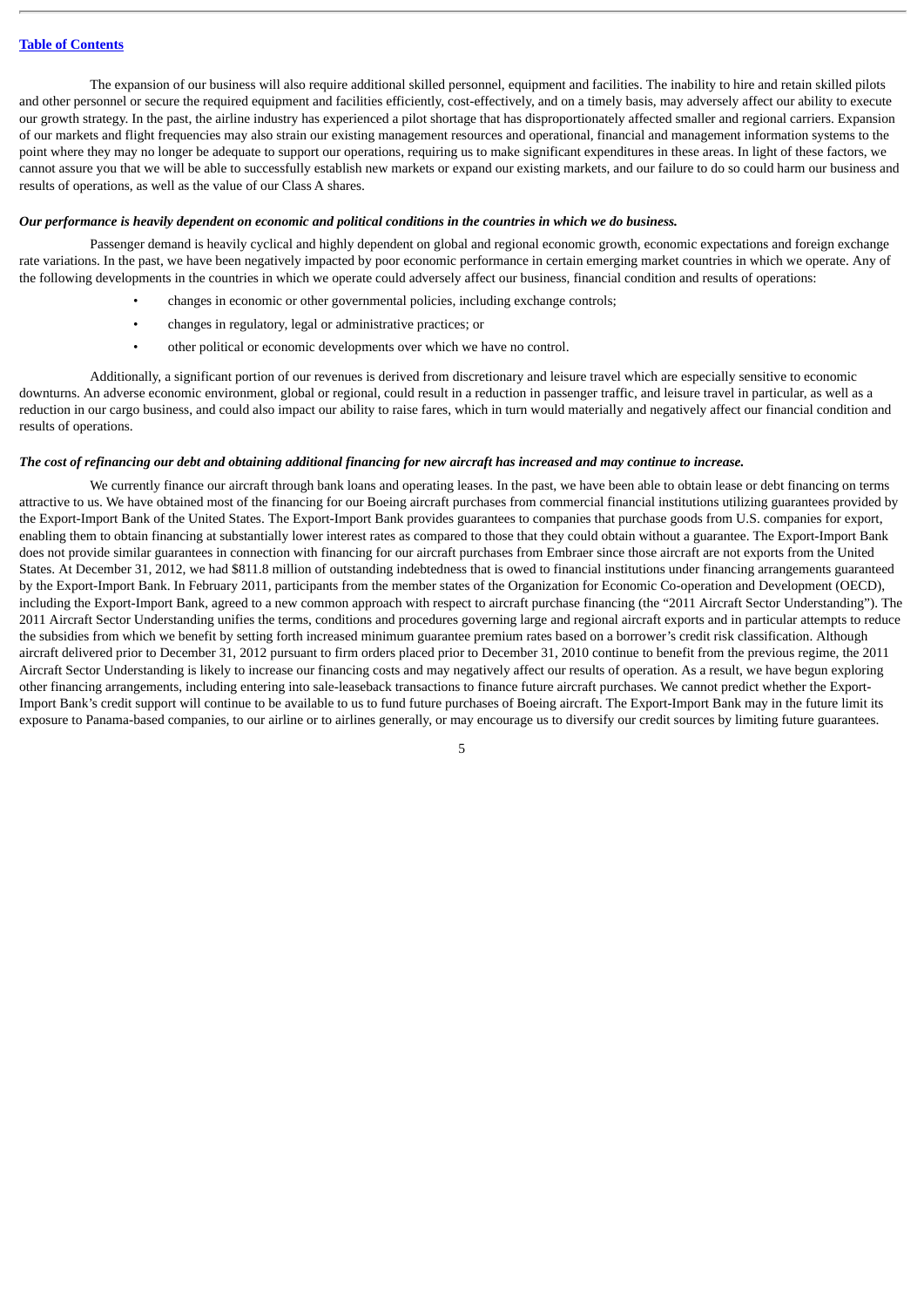The expansion of our business will also require additional skilled personnel, equipment and facilities. The inability to hire and retain skilled pilots and other personnel or secure the required equipment and facilities efficiently, cost-effectively, and on a timely basis, may adversely affect our ability to execute our growth strategy. In the past, the airline industry has experienced a pilot shortage that has disproportionately affected smaller and regional carriers. Expansion of our markets and flight frequencies may also strain our existing management resources and operational, financial and management information systems to the point where they may no longer be adequate to support our operations, requiring us to make significant expenditures in these areas. In light of these factors, we cannot assure you that we will be able to successfully establish new markets or expand our existing markets, and our failure to do so could harm our business and results of operations, as well as the value of our Class A shares.

***Our performance is heavily dependent on economic and political conditions in the countries in which we do business.***

Passenger demand is heavily cyclical and highly dependent on global and regional economic growth, economic expectations and foreign exchange rate variations. In the past, we have been negatively impacted by poor economic performance in certain emerging market countries in which we operate. Any of the following developments in the countries in which we operate could adversely affect our business, financial condition and results of operations:

- changes in economic or other governmental policies, including exchange controls;
- changes in regulatory, legal or administrative practices; or
- other political or economic developments over which we have no control.

Additionally, a significant portion of our revenues is derived from discretionary and leisure travel which are especially sensitive to economic downturns. An adverse economic environment, global or regional, could result in a reduction in passenger traffic, and leisure travel in particular, as well as a reduction in our cargo business, and could also impact our ability to raise fares, which in turn would materially and negatively affect our financial condition and results of operations.

***The cost of refinancing our debt and obtaining additional financing for new aircraft has increased and may continue to increase.***

We currently finance our aircraft through bank loans and operating leases. In the past, we have been able to obtain lease or debt financing on terms attractive to us. We have obtained most of the financing for our Boeing aircraft purchases from commercial financial institutions utilizing guarantees provided by the Export-Import Bank of the United States. The Export-Import Bank provides guarantees to companies that purchase goods from U.S. companies for export, enabling them to obtain financing at substantially lower interest rates as compared to those that they could obtain without a guarantee. The Export-Import Bank does not provide similar guarantees in connection with financing for our aircraft purchases from Embraer since those aircraft are not exports from the United States. At December 31, 2012, we had $811.8 million of outstanding indebtedness that is owed to financial institutions under financing arrangements guaranteed by the Export-Import Bank. In February 2011, participants from the member states of the Organization for Economic Co-operation and Development (OECD), including the Export-Import Bank, agreed to a new common approach with respect to aircraft purchase financing (the "2011 Aircraft Sector Understanding"). The 2011 Aircraft Sector Understanding unifies the terms, conditions and procedures governing large and regional aircraft exports and in particular attempts to reduce the subsidies from which we benefit by setting forth increased minimum guarantee premium rates based on a borrower's credit risk classification. Although aircraft delivered prior to December 31, 2012 pursuant to firm orders placed prior to December 31, 2010 continue to benefit from the previous regime, the 2011 Aircraft Sector Understanding is likely to increase our financing costs and may negatively affect our results of operation. As a result, we have begun exploring other financing arrangements, including entering into sale-leaseback transactions to finance future aircraft purchases. We cannot predict whether the Export-Import Bank's credit support will continue to be available to us to fund future purchases of Boeing aircraft. The Export-Import Bank may in the future limit its exposure to Panama-based companies, to our airline or to airlines generally, or may encourage us to diversify our credit sources by limiting future guarantees.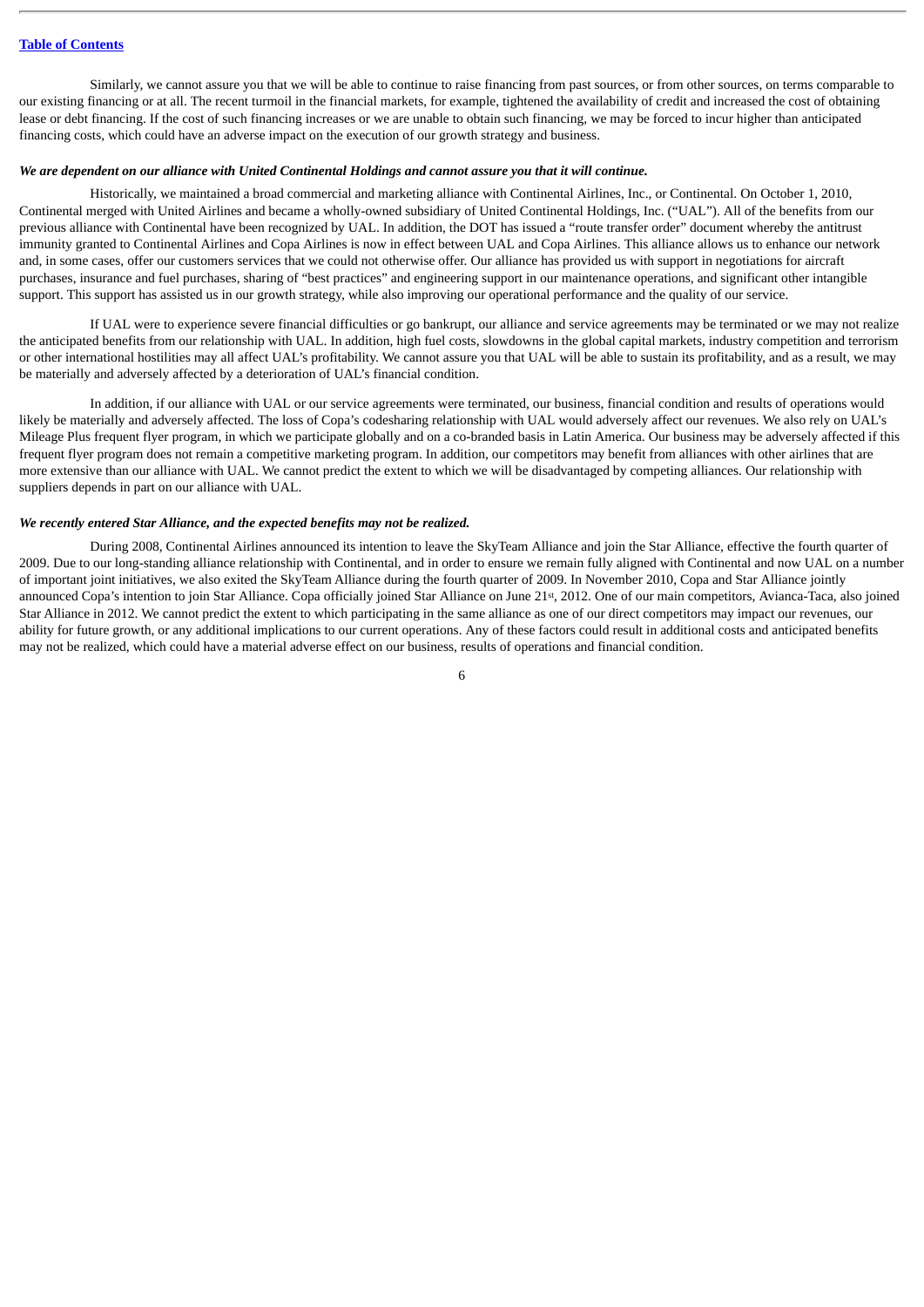Similarly, we cannot assure you that we will be able to continue to raise financing from past sources, or from other sources, on terms comparable to our existing financing or at all. The recent turmoil in the financial markets, for example, tightened the availability of credit and increased the cost of obtaining lease or debt financing. If the cost of such financing increases or we are unable to obtain such financing, we may be forced to incur higher than anticipated financing costs, which could have an adverse impact on the execution of our growth strategy and business.

***We are dependent on our alliance with United Continental Holdings and cannot assure you that it will continue.***

Historically, we maintained a broad commercial and marketing alliance with Continental Airlines, Inc., or Continental. On October 1, 2010, Continental merged with United Airlines and became a wholly-owned subsidiary of United Continental Holdings, Inc. ("UAL"). All of the benefits from our previous alliance with Continental have been recognized by UAL. In addition, the DOT has issued a "route transfer order" document whereby the antitrust immunity granted to Continental Airlines and Copa Airlines is now in effect between UAL and Copa Airlines. This alliance allows us to enhance our network and, in some cases, offer our customers services that we could not otherwise offer. Our alliance has provided us with support in negotiations for aircraft purchases, insurance and fuel purchases, sharing of "best practices" and engineering support in our maintenance operations, and significant other intangible support. This support has assisted us in our growth strategy, while also improving our operational performance and the quality of our service.

If UAL were to experience severe financial difficulties or go bankrupt, our alliance and service agreements may be terminated or we may not realize the anticipated benefits from our relationship with UAL. In addition, high fuel costs, slowdowns in the global capital markets, industry competition and terrorism or other international hostilities may all affect UAL's profitability. We cannot assure you that UAL will be able to sustain its profitability, and as a result, we may be materially and adversely affected by a deterioration of UAL's financial condition.

In addition, if our alliance with UAL or our service agreements were terminated, our business, financial condition and results of operations would likely be materially and adversely affected. The loss of Copa's codesharing relationship with UAL would adversely affect our revenues. We also rely on UAL's Mileage Plus frequent flyer program, in which we participate globally and on a co-branded basis in Latin America. Our business may be adversely affected if this frequent flyer program does not remain a competitive marketing program. In addition, our competitors may benefit from alliances with other airlines that are more extensive than our alliance with UAL. We cannot predict the extent to which we will be disadvantaged by competing alliances. Our relationship with suppliers depends in part on our alliance with UAL.

***We recently entered Star Alliance, and the expected benefits may not be realized.***

During 2008, Continental Airlines announced its intention to leave the SkyTeam Alliance and join the Star Alliance, effective the fourth quarter of 2009. Due to our long-standing alliance relationship with Continental, and in order to ensure we remain fully aligned with Continental and now UAL on a number of important joint initiatives, we also exited the SkyTeam Alliance during the fourth quarter of 2009. In November 2010, Copa and Star Alliance jointly announced Copa's intention to join Star Alliance. Copa officially joined Star Alliance on June 21st, 2012. One of our main competitors, Avianca-Taca, also joined Star Alliance in 2012. We cannot predict the extent to which participating in the same alliance as one of our direct competitors may impact our revenues, our ability for future growth, or any additional implications to our current operations. Any of these factors could result in additional costs and anticipated benefits may not be realized, which could have a material adverse effect on our business, results of operations and financial condition.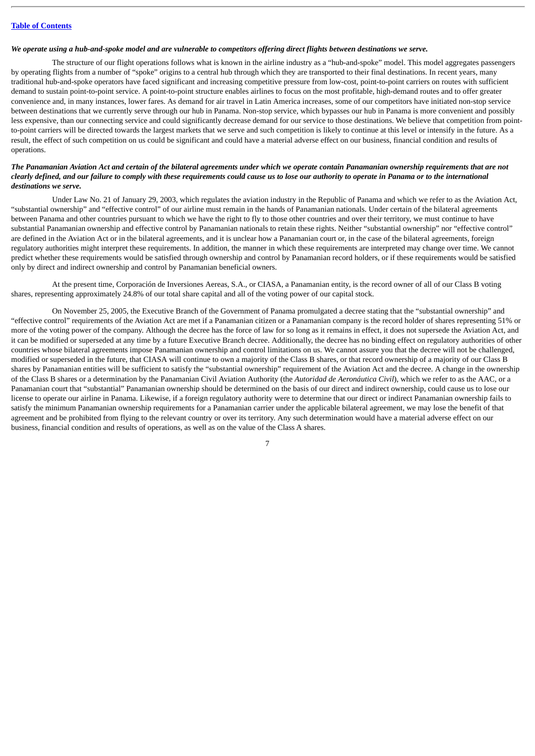*We operate using a hub-and-spoke model and are vulnerable to competitors offering direct flights between destinations we serve.*

The structure of our flight operations follows what is known in the airline industry as a "hub-and-spoke" model. This model aggregates passengers by operating flights from a number of "spoke" origins to a central hub through which they are transported to their final destinations. In recent years, many traditional hub-and-spoke operators have faced significant and increasing competitive pressure from low-cost, point-to-point carriers on routes with sufficient demand to sustain point-to-point service. A point-to-point structure enables airlines to focus on the most profitable, high-demand routes and to offer greater convenience and, in many instances, lower fares. As demand for air travel in Latin America increases, some of our competitors have initiated non-stop service between destinations that we currently serve through our hub in Panama. Non-stop service, which bypasses our hub in Panama is more convenient and possibly less expensive, than our connecting service and could significantly decrease demand for our service to those destinations. We believe that competition from point-to-point carriers will be directed towards the largest markets that we serve and such competition is likely to continue at this level or intensify in the future. As a result, the effect of such competition on us could be significant and could have a material adverse effect on our business, financial condition and results of operations.

*The Panamanian Aviation Act and certain of the bilateral agreements under which we operate contain Panamanian ownership requirements that are not clearly defined, and our failure to comply with these requirements could cause us to lose our authority to operate in Panama or to the international destinations we serve.*

Under Law No. 21 of January 29, 2003, which regulates the aviation industry in the Republic of Panama and which we refer to as the Aviation Act, "substantial ownership" and "effective control" of our airline must remain in the hands of Panamanian nationals. Under certain of the bilateral agreements between Panama and other countries pursuant to which we have the right to fly to those other countries and over their territory, we must continue to have substantial Panamanian ownership and effective control by Panamanian nationals to retain these rights. Neither "substantial ownership" nor "effective control" are defined in the Aviation Act or in the bilateral agreements, and it is unclear how a Panamanian court or, in the case of the bilateral agreements, foreign regulatory authorities might interpret these requirements. In addition, the manner in which these requirements are interpreted may change over time. We cannot predict whether these requirements would be satisfied through ownership and control by Panamanian record holders, or if these requirements would be satisfied only by direct and indirect ownership and control by Panamanian beneficial owners.

At the present time, Corporación de Inversiones Aereas, S.A., or CIASA, a Panamanian entity, is the record owner of all of our Class B voting shares, representing approximately 24.8% of our total share capital and all of the voting power of our capital stock.

On November 25, 2005, the Executive Branch of the Government of Panama promulgated a decree stating that the "substantial ownership" and "effective control" requirements of the Aviation Act are met if a Panamanian citizen or a Panamanian company is the record holder of shares representing 51% or more of the voting power of the company. Although the decree has the force of law for so long as it remains in effect, it does not supersede the Aviation Act, and it can be modified or superseded at any time by a future Executive Branch decree. Additionally, the decree has no binding effect on regulatory authorities of other countries whose bilateral agreements impose Panamanian ownership and control limitations on us. We cannot assure you that the decree will not be challenged, modified or superseded in the future, that CIASA will continue to own a majority of the Class B shares, or that record ownership of a majority of our Class B shares by Panamanian entities will be sufficient to satisfy the "substantial ownership" requirement of the Aviation Act and the decree. A change in the ownership of the Class B shares or a determination by the Panamanian Civil Aviation Authority (the *Autoridad de Aeronáutica Civil*), which we refer to as the AAC, or a Panamanian court that "substantial" Panamanian ownership should be determined on the basis of our direct and indirect ownership, could cause us to lose our license to operate our airline in Panama. Likewise, if a foreign regulatory authority were to determine that our direct or indirect Panamanian ownership fails to satisfy the minimum Panamanian ownership requirements for a Panamanian carrier under the applicable bilateral agreement, we may lose the benefit of that agreement and be prohibited from flying to the relevant country or over its territory. Any such determination would have a material adverse effect on our business, financial condition and results of operations, as well as on the value of the Class A shares.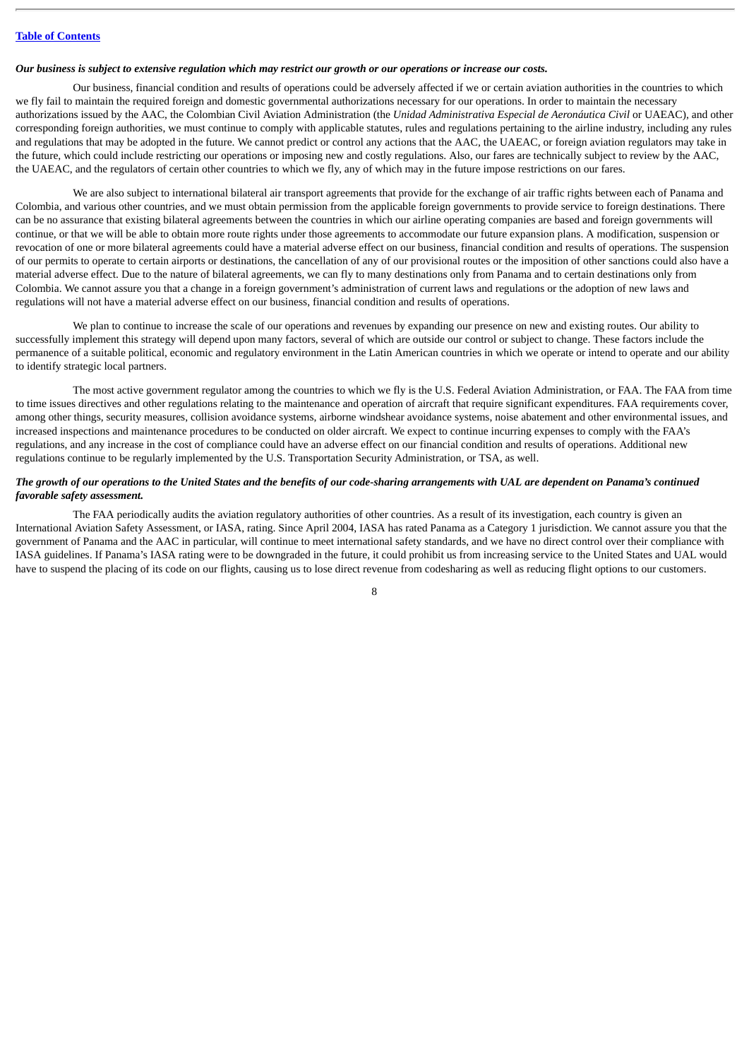***Our business is subject to extensive regulation which may restrict our growth or our operations or increase our costs.***

Our business, financial condition and results of operations could be adversely affected if we or certain aviation authorities in the countries to which we fly fail to maintain the required foreign and domestic governmental authorizations necessary for our operations. In order to maintain the necessary authorizations issued by the AAC, the Colombian Civil Aviation Administration (the *Unidad Administrativa Especial de Aeronáutica Civil* or UAEAC), and other corresponding foreign authorities, we must continue to comply with applicable statutes, rules and regulations pertaining to the airline industry, including any rules and regulations that may be adopted in the future. We cannot predict or control any actions that the AAC, the UAEAC, or foreign aviation regulators may take in the future, which could include restricting our operations or imposing new and costly regulations. Also, our fares are technically subject to review by the AAC, the UAEAC, and the regulators of certain other countries to which we fly, any of which may in the future impose restrictions on our fares.

We are also subject to international bilateral air transport agreements that provide for the exchange of air traffic rights between each of Panama and Colombia, and various other countries, and we must obtain permission from the applicable foreign governments to provide service to foreign destinations. There can be no assurance that existing bilateral agreements between the countries in which our airline operating companies are based and foreign governments will continue, or that we will be able to obtain more route rights under those agreements to accommodate our future expansion plans. A modification, suspension or revocation of one or more bilateral agreements could have a material adverse effect on our business, financial condition and results of operations. The suspension of our permits to operate to certain airports or destinations, the cancellation of any of our provisional routes or the imposition of other sanctions could also have a material adverse effect. Due to the nature of bilateral agreements, we can fly to many destinations only from Panama and to certain destinations only from Colombia. We cannot assure you that a change in a foreign government's administration of current laws and regulations or the adoption of new laws and regulations will not have a material adverse effect on our business, financial condition and results of operations.

We plan to continue to increase the scale of our operations and revenues by expanding our presence on new and existing routes. Our ability to successfully implement this strategy will depend upon many factors, several of which are outside our control or subject to change. These factors include the permanence of a suitable political, economic and regulatory environment in the Latin American countries in which we operate or intend to operate and our ability to identify strategic local partners.

The most active government regulator among the countries to which we fly is the U.S. Federal Aviation Administration, or FAA. The FAA from time to time issues directives and other regulations relating to the maintenance and operation of aircraft that require significant expenditures. FAA requirements cover, among other things, security measures, collision avoidance systems, airborne windshear avoidance systems, noise abatement and other environmental issues, and increased inspections and maintenance procedures to be conducted on older aircraft. We expect to continue incurring expenses to comply with the FAA's regulations, and any increase in the cost of compliance could have an adverse effect on our financial condition and results of operations. Additional new regulations continue to be regularly implemented by the U.S. Transportation Security Administration, or TSA, as well.

***The growth of our operations to the United States and the benefits of our code-sharing arrangements with UAL are dependent on Panama's continued favorable safety assessment.***

The FAA periodically audits the aviation regulatory authorities of other countries. As a result of its investigation, each country is given an International Aviation Safety Assessment, or IASA, rating. Since April 2004, IASA has rated Panama as a Category 1 jurisdiction. We cannot assure you that the government of Panama and the AAC in particular, will continue to meet international safety standards, and we have no direct control over their compliance with IASA guidelines. If Panama's IASA rating were to be downgraded in the future, it could prohibit us from increasing service to the United States and UAL would have to suspend the placing of its code on our flights, causing us to lose direct revenue from codesharing as well as reducing flight options to our customers.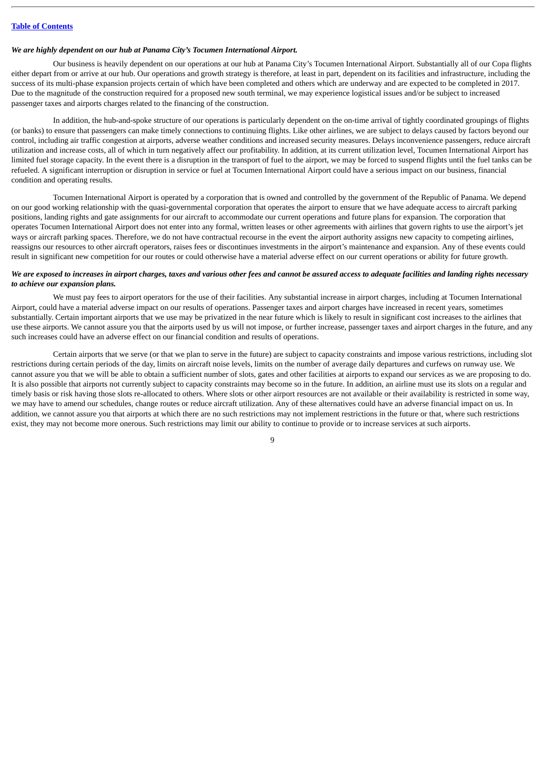*We are highly dependent on our hub at Panama City's Tocumen International Airport.*

Our business is heavily dependent on our operations at our hub at Panama City's Tocumen International Airport. Substantially all of our Copa flights either depart from or arrive at our hub. Our operations and growth strategy is therefore, at least in part, dependent on its facilities and infrastructure, including the success of its multi-phase expansion projects certain of which have been completed and others which are underway and are expected to be completed in 2017. Due to the magnitude of the construction required for a proposed new south terminal, we may experience logistical issues and/or be subject to increased passenger taxes and airports charges related to the financing of the construction.

In addition, the hub-and-spoke structure of our operations is particularly dependent on the on-time arrival of tightly coordinated groupings of flights (or banks) to ensure that passengers can make timely connections to continuing flights. Like other airlines, we are subject to delays caused by factors beyond our control, including air traffic congestion at airports, adverse weather conditions and increased security measures. Delays inconvenience passengers, reduce aircraft utilization and increase costs, all of which in turn negatively affect our profitability. In addition, at its current utilization level, Tocumen International Airport has limited fuel storage capacity. In the event there is a disruption in the transport of fuel to the airport, we may be forced to suspend flights until the fuel tanks can be refueled. A significant interruption or disruption in service or fuel at Tocumen International Airport could have a serious impact on our business, financial condition and operating results.

Tocumen International Airport is operated by a corporation that is owned and controlled by the government of the Republic of Panama. We depend on our good working relationship with the quasi-governmental corporation that operates the airport to ensure that we have adequate access to aircraft parking positions, landing rights and gate assignments for our aircraft to accommodate our current operations and future plans for expansion. The corporation that operates Tocumen International Airport does not enter into any formal, written leases or other agreements with airlines that govern rights to use the airport's jet ways or aircraft parking spaces. Therefore, we do not have contractual recourse in the event the airport authority assigns new capacity to competing airlines, reassigns our resources to other aircraft operators, raises fees or discontinues investments in the airport's maintenance and expansion. Any of these events could result in significant new competition for our routes or could otherwise have a material adverse effect on our current operations or ability for future growth.

***We are exposed to increases in airport charges, taxes and various other fees and cannot be assured access to adequate facilities and landing rights necessary to achieve our expansion plans.***

We must pay fees to airport operators for the use of their facilities. Any substantial increase in airport charges, including at Tocumen International Airport, could have a material adverse impact on our results of operations. Passenger taxes and airport charges have increased in recent years, sometimes substantially. Certain important airports that we use may be privatized in the near future which is likely to result in significant cost increases to the airlines that use these airports. We cannot assure you that the airports used by us will not impose, or further increase, passenger taxes and airport charges in the future, and any such increases could have an adverse effect on our financial condition and results of operations.

Certain airports that we serve (or that we plan to serve in the future) are subject to capacity constraints and impose various restrictions, including slot restrictions during certain periods of the day, limits on aircraft noise levels, limits on the number of average daily departures and curfews on runway use. We cannot assure you that we will be able to obtain a sufficient number of slots, gates and other facilities at airports to expand our services as we are proposing to do. It is also possible that airports not currently subject to capacity constraints may become so in the future. In addition, an airline must use its slots on a regular and timely basis or risk having those slots re-allocated to others. Where slots or other airport resources are not available or their availability is restricted in some way, we may have to amend our schedules, change routes or reduce aircraft utilization. Any of these alternatives could have an adverse financial impact on us. In addition, we cannot assure you that airports at which there are no such restrictions may not implement restrictions in the future or that, where such restrictions exist, they may not become more onerous. Such restrictions may limit our ability to continue to provide or to increase services at such airports.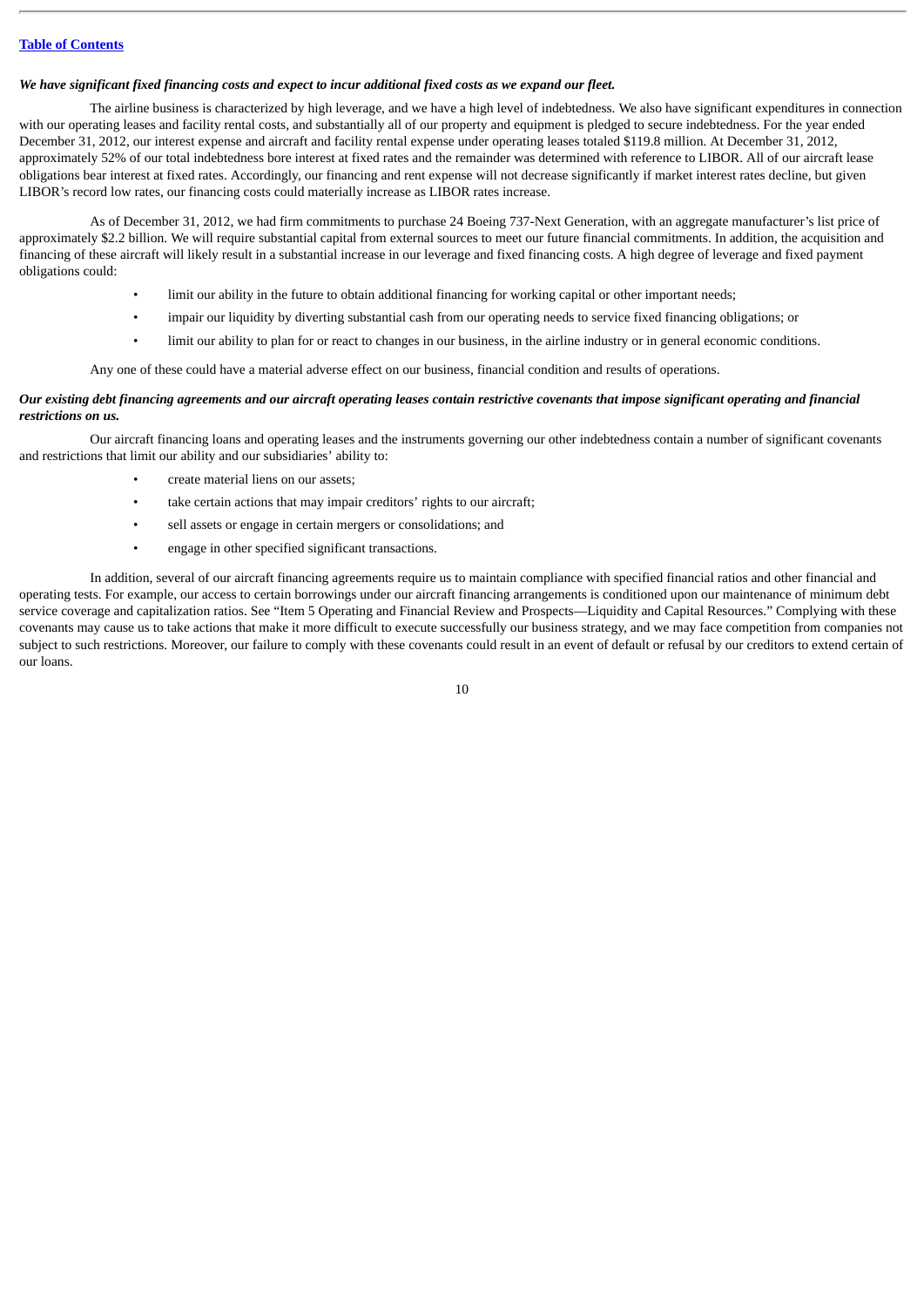***We have significant fixed financing costs and expect to incur additional fixed costs as we expand our fleet.***

The airline business is characterized by high leverage, and we have a high level of indebtedness. We also have significant expenditures in connection with our operating leases and facility rental costs, and substantially all of our property and equipment is pledged to secure indebtedness. For the year ended December 31, 2012, our interest expense and aircraft and facility rental expense under operating leases totaled $119.8 million. At December 31, 2012, approximately 52% of our total indebtedness bore interest at fixed rates and the remainder was determined with reference to LIBOR. All of our aircraft lease obligations bear interest at fixed rates. Accordingly, our financing and rent expense will not decrease significantly if market interest rates decline, but given LIBOR's record low rates, our financing costs could materially increase as LIBOR rates increase.

As of December 31, 2012, we had firm commitments to purchase 24 Boeing 737-Next Generation, with an aggregate manufacturer's list price of approximately $2.2 billion. We will require substantial capital from external sources to meet our future financial commitments. In addition, the acquisition and financing of these aircraft will likely result in a substantial increase in our leverage and fixed financing costs. A high degree of leverage and fixed payment obligations could:

- limit our ability in the future to obtain additional financing for working capital or other important needs;
- impair our liquidity by diverting substantial cash from our operating needs to service fixed financing obligations; or
- limit our ability to plan for or react to changes in our business, in the airline industry or in general economic conditions.

Any one of these could have a material adverse effect on our business, financial condition and results of operations.

***Our existing debt financing agreements and our aircraft operating leases contain restrictive covenants that impose significant operating and financial restrictions on us.***

Our aircraft financing loans and operating leases and the instruments governing our other indebtedness contain a number of significant covenants and restrictions that limit our ability and our subsidiaries' ability to:

- create material liens on our assets;
- take certain actions that may impair creditors' rights to our aircraft;
- sell assets or engage in certain mergers or consolidations; and
- engage in other specified significant transactions.

In addition, several of our aircraft financing agreements require us to maintain compliance with specified financial ratios and other financial and operating tests. For example, our access to certain borrowings under our aircraft financing arrangements is conditioned upon our maintenance of minimum debt service coverage and capitalization ratios. See "Item 5 Operating and Financial Review and Prospects—Liquidity and Capital Resources." Complying with these covenants may cause us to take actions that make it more difficult to execute successfully our business strategy, and we may face competition from companies not subject to such restrictions. Moreover, our failure to comply with these covenants could result in an event of default or refusal by our creditors to extend certain of our loans.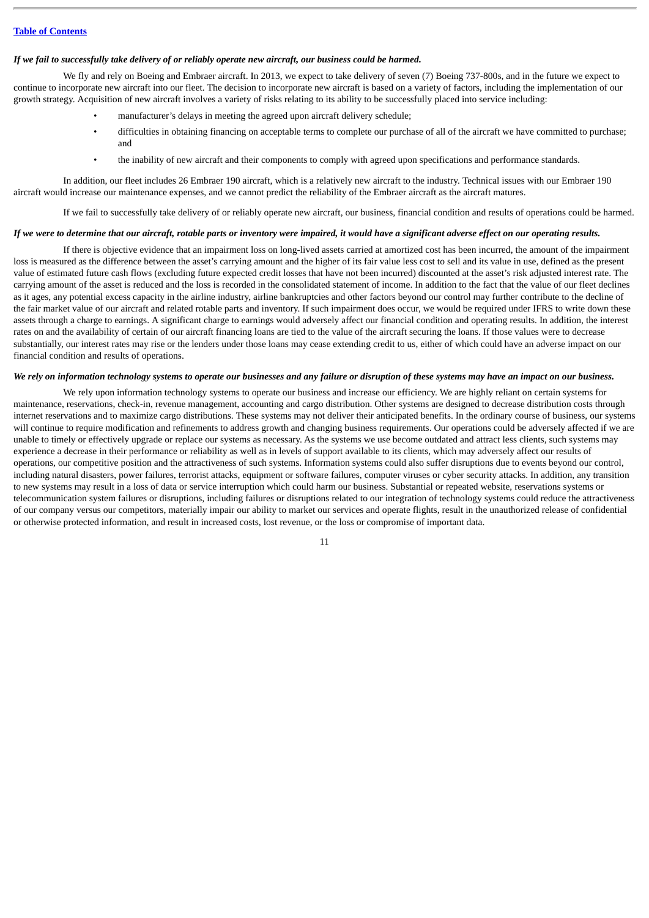*If we fail to successfully take delivery of or reliably operate new aircraft, our business could be harmed.*

We fly and rely on Boeing and Embraer aircraft. In 2013, we expect to take delivery of seven (7) Boeing 737-800s, and in the future we expect to continue to incorporate new aircraft into our fleet. The decision to incorporate new aircraft is based on a variety of factors, including the implementation of our growth strategy. Acquisition of new aircraft involves a variety of risks relating to its ability to be successfully placed into service including:

- manufacturer's delays in meeting the agreed upon aircraft delivery schedule;
- difficulties in obtaining financing on acceptable terms to complete our purchase of all of the aircraft we have committed to purchase; and
- the inability of new aircraft and their components to comply with agreed upon specifications and performance standards.

In addition, our fleet includes 26 Embraer 190 aircraft, which is a relatively new aircraft to the industry. Technical issues with our Embraer 190 aircraft would increase our maintenance expenses, and we cannot predict the reliability of the Embraer aircraft as the aircraft matures.

If we fail to successfully take delivery of or reliably operate new aircraft, our business, financial condition and results of operations could be harmed.

*If we were to determine that our aircraft, rotable parts or inventory were impaired, it would have a significant adverse effect on our operating results.*

If there is objective evidence that an impairment loss on long-lived assets carried at amortized cost has been incurred, the amount of the impairment loss is measured as the difference between the asset's carrying amount and the higher of its fair value less cost to sell and its value in use, defined as the present value of estimated future cash flows (excluding future expected credit losses that have not been incurred) discounted at the asset's risk adjusted interest rate. The carrying amount of the asset is reduced and the loss is recorded in the consolidated statement of income. In addition to the fact that the value of our fleet declines as it ages, any potential excess capacity in the airline industry, airline bankruptcies and other factors beyond our control may further contribute to the decline of the fair market value of our aircraft and related rotable parts and inventory. If such impairment does occur, we would be required under IFRS to write down these assets through a charge to earnings. A significant charge to earnings would adversely affect our financial condition and operating results. In addition, the interest rates on and the availability of certain of our aircraft financing loans are tied to the value of the aircraft securing the loans. If those values were to decrease substantially, our interest rates may rise or the lenders under those loans may cease extending credit to us, either of which could have an adverse impact on our financial condition and results of operations.

*We rely on information technology systems to operate our businesses and any failure or disruption of these systems may have an impact on our business.*

We rely upon information technology systems to operate our business and increase our efficiency. We are highly reliant on certain systems for maintenance, reservations, check-in, revenue management, accounting and cargo distribution. Other systems are designed to decrease distribution costs through internet reservations and to maximize cargo distributions. These systems may not deliver their anticipated benefits. In the ordinary course of business, our systems will continue to require modification and refinements to address growth and changing business requirements. Our operations could be adversely affected if we are unable to timely or effectively upgrade or replace our systems as necessary. As the systems we use become outdated and attract less clients, such systems may experience a decrease in their performance or reliability as well as in levels of support available to its clients, which may adversely affect our results of operations, our competitive position and the attractiveness of such systems. Information systems could also suffer disruptions due to events beyond our control, including natural disasters, power failures, terrorist attacks, equipment or software failures, computer viruses or cyber security attacks. In addition, any transition to new systems may result in a loss of data or service interruption which could harm our business. Substantial or repeated website, reservations systems or telecommunication system failures or disruptions, including failures or disruptions related to our integration of technology systems could reduce the attractiveness of our company versus our competitors, materially impair our ability to market our services and operate flights, result in the unauthorized release of confidential or otherwise protected information, and result in increased costs, lost revenue, or the loss or compromise of important data.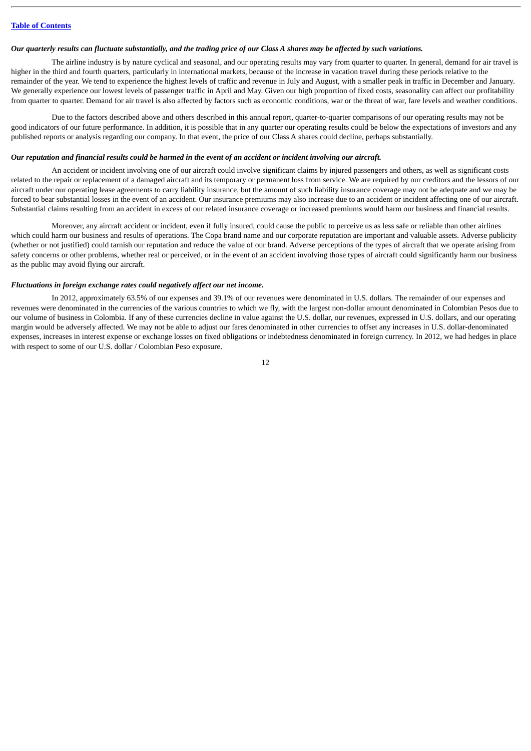*Our quarterly results can fluctuate substantially, and the trading price of our Class A shares may be affected by such variations.*

The airline industry is by nature cyclical and seasonal, and our operating results may vary from quarter to quarter. In general, demand for air travel is higher in the third and fourth quarters, particularly in international markets, because of the increase in vacation travel during these periods relative to the remainder of the year. We tend to experience the highest levels of traffic and revenue in July and August, with a smaller peak in traffic in December and January. We generally experience our lowest levels of passenger traffic in April and May. Given our high proportion of fixed costs, seasonality can affect our profitability from quarter to quarter. Demand for air travel is also affected by factors such as economic conditions, war or the threat of war, fare levels and weather conditions.

Due to the factors described above and others described in this annual report, quarter-to-quarter comparisons of our operating results may not be good indicators of our future performance. In addition, it is possible that in any quarter our operating results could be below the expectations of investors and any published reports or analysis regarding our company. In that event, the price of our Class A shares could decline, perhaps substantially.

*Our reputation and financial results could be harmed in the event of an accident or incident involving our aircraft.*

An accident or incident involving one of our aircraft could involve significant claims by injured passengers and others, as well as significant costs related to the repair or replacement of a damaged aircraft and its temporary or permanent loss from service. We are required by our creditors and the lessors of our aircraft under our operating lease agreements to carry liability insurance, but the amount of such liability insurance coverage may not be adequate and we may be forced to bear substantial losses in the event of an accident. Our insurance premiums may also increase due to an accident or incident affecting one of our aircraft. Substantial claims resulting from an accident in excess of our related insurance coverage or increased premiums would harm our business and financial results.

Moreover, any aircraft accident or incident, even if fully insured, could cause the public to perceive us as less safe or reliable than other airlines which could harm our business and results of operations. The Copa brand name and our corporate reputation are important and valuable assets. Adverse publicity (whether or not justified) could tarnish our reputation and reduce the value of our brand. Adverse perceptions of the types of aircraft that we operate arising from safety concerns or other problems, whether real or perceived, or in the event of an accident involving those types of aircraft could significantly harm our business as the public may avoid flying our aircraft.

*Fluctuations in foreign exchange rates could negatively affect our net income.*

In 2012, approximately 63.5% of our expenses and 39.1% of our revenues were denominated in U.S. dollars. The remainder of our expenses and revenues were denominated in the currencies of the various countries to which we fly, with the largest non-dollar amount denominated in Colombian Pesos due to our volume of business in Colombia. If any of these currencies decline in value against the U.S. dollar, our revenues, expressed in U.S. dollars, and our operating margin would be adversely affected. We may not be able to adjust our fares denominated in other currencies to offset any increases in U.S. dollar-denominated expenses, increases in interest expense or exchange losses on fixed obligations or indebtedness denominated in foreign currency. In 2012, we had hedges in place with respect to some of our U.S. dollar / Colombian Peso exposure.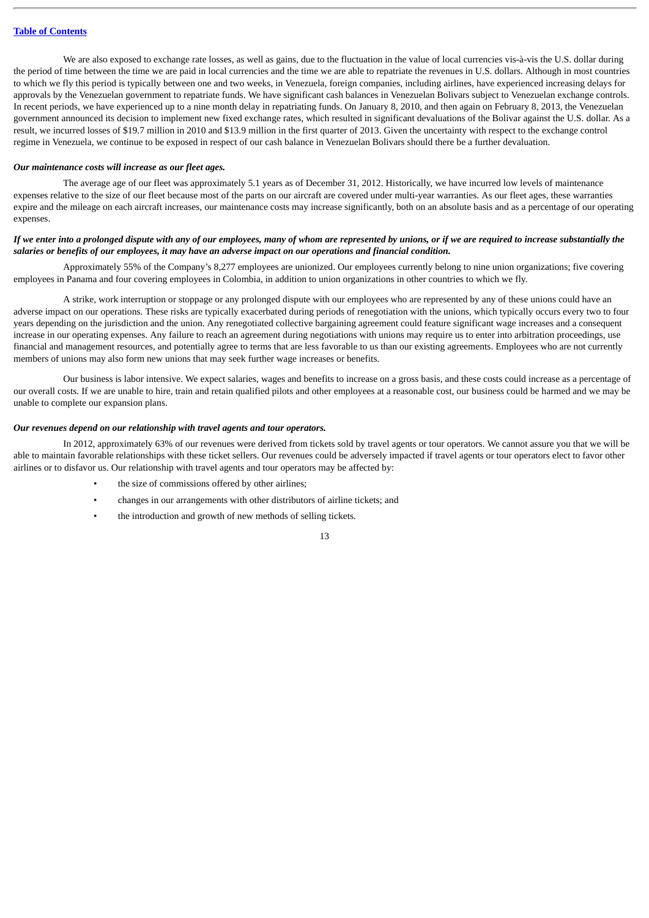We are also exposed to exchange rate losses, as well as gains, due to the fluctuation in the value of local currencies vis-à-vis the U.S. dollar during the period of time between the time we are paid in local currencies and the time we are able to repatriate the revenues in U.S. dollars. Although in most countries to which we fly this period is typically between one and two weeks, in Venezuela, foreign companies, including airlines, have experienced increasing delays for approvals by the Venezuelan government to repatriate funds. We have significant cash balances in Venezuelan Bolivars subject to Venezuelan exchange controls. In recent periods, we have experienced up to a nine month delay in repatriating funds. On January 8, 2010, and then again on February 8, 2013, the Venezuelan government announced its decision to implement new fixed exchange rates, which resulted in significant devaluations of the Bolivar against the U.S. dollar. As a result, we incurred losses of $19.7 million in 2010 and $13.9 million in the first quarter of 2013. Given the uncertainty with respect to the exchange control regime in Venezuela, we continue to be exposed in respect of our cash balance in Venezuelan Bolivars should there be a further devaluation.

***Our maintenance costs will increase as our fleet ages.***

The average age of our fleet was approximately 5.1 years as of December 31, 2012. Historically, we have incurred low levels of maintenance expenses relative to the size of our fleet because most of the parts on our aircraft are covered under multi-year warranties. As our fleet ages, these warranties expire and the mileage on each aircraft increases, our maintenance costs may increase significantly, both on an absolute basis and as a percentage of our operating expenses.

***If we enter into a prolonged dispute with any of our employees, many of whom are represented by unions, or if we are required to increase substantially the salaries or benefits of our employees, it may have an adverse impact on our operations and financial condition.***

Approximately 55% of the Company's 8,277 employees are unionized. Our employees currently belong to nine union organizations; five covering employees in Panama and four covering employees in Colombia, in addition to union organizations in other countries to which we fly.

A strike, work interruption or stoppage or any prolonged dispute with our employees who are represented by any of these unions could have an adverse impact on our operations. These risks are typically exacerbated during periods of renegotiation with the unions, which typically occurs every two to four years depending on the jurisdiction and the union. Any renegotiated collective bargaining agreement could feature significant wage increases and a consequent increase in our operating expenses. Any failure to reach an agreement during negotiations with unions may require us to enter into arbitration proceedings, use financial and management resources, and potentially agree to terms that are less favorable to us than our existing agreements. Employees who are not currently members of unions may also form new unions that may seek further wage increases or benefits.

Our business is labor intensive. We expect salaries, wages and benefits to increase on a gross basis, and these costs could increase as a percentage of our overall costs. If we are unable to hire, train and retain qualified pilots and other employees at a reasonable cost, our business could be harmed and we may be unable to complete our expansion plans.

***Our revenues depend on our relationship with travel agents and tour operators.***

In 2012, approximately 63% of our revenues were derived from tickets sold by travel agents or tour operators. We cannot assure you that we will be able to maintain favorable relationships with these ticket sellers. Our revenues could be adversely impacted if travel agents or tour operators elect to favor other airlines or to disfavor us. Our relationship with travel agents and tour operators may be affected by:

- the size of commissions offered by other airlines;
- changes in our arrangements with other distributors of airline tickets; and
- the introduction and growth of new methods of selling tickets.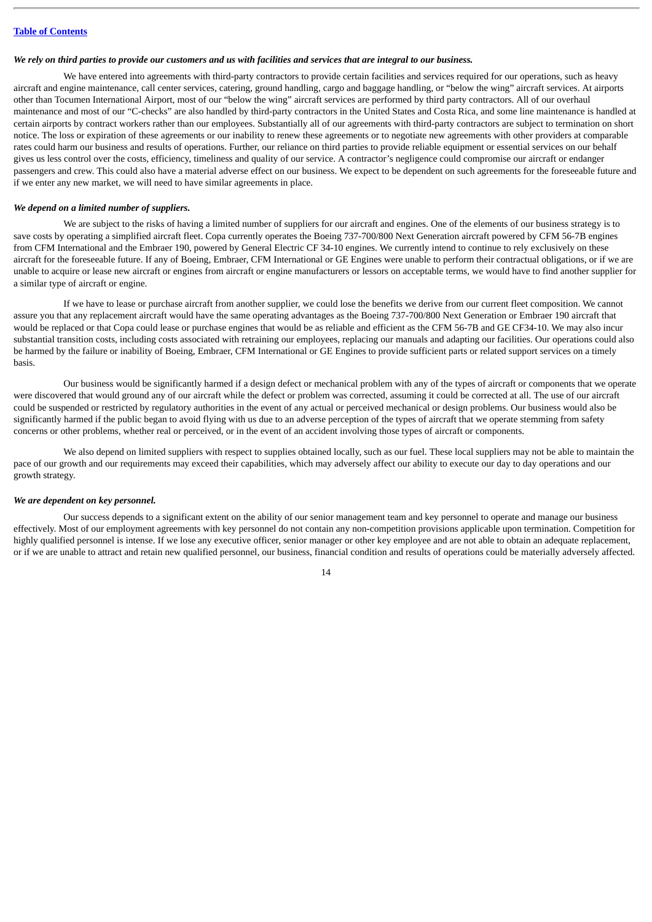***We rely on third parties to provide our customers and us with facilities and services that are integral to our business.***

We have entered into agreements with third-party contractors to provide certain facilities and services required for our operations, such as heavy aircraft and engine maintenance, call center services, catering, ground handling, cargo and baggage handling, or "below the wing" aircraft services. At airports other than Tocumen International Airport, most of our "below the wing" aircraft services are performed by third party contractors. All of our overhaul maintenance and most of our "C-checks" are also handled by third-party contractors in the United States and Costa Rica, and some line maintenance is handled at certain airports by contract workers rather than our employees. Substantially all of our agreements with third-party contractors are subject to termination on short notice. The loss or expiration of these agreements or our inability to renew these agreements or to negotiate new agreements with other providers at comparable rates could harm our business and results of operations. Further, our reliance on third parties to provide reliable equipment or essential services on our behalf gives us less control over the costs, efficiency, timeliness and quality of our service. A contractor's negligence could compromise our aircraft or endanger passengers and crew. This could also have a material adverse effect on our business. We expect to be dependent on such agreements for the foreseeable future and if we enter any new market, we will need to have similar agreements in place.

***We depend on a limited number of suppliers.***

We are subject to the risks of having a limited number of suppliers for our aircraft and engines. One of the elements of our business strategy is to save costs by operating a simplified aircraft fleet. Copa currently operates the Boeing 737-700/800 Next Generation aircraft powered by CFM 56-7B engines from CFM International and the Embraer 190, powered by General Electric CF 34-10 engines. We currently intend to continue to rely exclusively on these aircraft for the foreseeable future. If any of Boeing, Embraer, CFM International or GE Engines were unable to perform their contractual obligations, or if we are unable to acquire or lease new aircraft or engines from aircraft or engine manufacturers or lessors on acceptable terms, we would have to find another supplier for a similar type of aircraft or engine.

If we have to lease or purchase aircraft from another supplier, we could lose the benefits we derive from our current fleet composition. We cannot assure you that any replacement aircraft would have the same operating advantages as the Boeing 737-700/800 Next Generation or Embraer 190 aircraft that would be replaced or that Copa could lease or purchase engines that would be as reliable and efficient as the CFM 56-7B and GE CF34-10. We may also incur substantial transition costs, including costs associated with retraining our employees, replacing our manuals and adapting our facilities. Our operations could also be harmed by the failure or inability of Boeing, Embraer, CFM International or GE Engines to provide sufficient parts or related support services on a timely basis.

Our business would be significantly harmed if a design defect or mechanical problem with any of the types of aircraft or components that we operate were discovered that would ground any of our aircraft while the defect or problem was corrected, assuming it could be corrected at all. The use of our aircraft could be suspended or restricted by regulatory authorities in the event of any actual or perceived mechanical or design problems. Our business would also be significantly harmed if the public began to avoid flying with us due to an adverse perception of the types of aircraft that we operate stemming from safety concerns or other problems, whether real or perceived, or in the event of an accident involving those types of aircraft or components.

We also depend on limited suppliers with respect to supplies obtained locally, such as our fuel. These local suppliers may not be able to maintain the pace of our growth and our requirements may exceed their capabilities, which may adversely affect our ability to execute our day to day operations and our growth strategy.

***We are dependent on key personnel.***

Our success depends to a significant extent on the ability of our senior management team and key personnel to operate and manage our business effectively. Most of our employment agreements with key personnel do not contain any non-competition provisions applicable upon termination. Competition for highly qualified personnel is intense. If we lose any executive officer, senior manager or other key employee and are not able to obtain an adequate replacement, or if we are unable to attract and retain new qualified personnel, our business, financial condition and results of operations could be materially adversely affected.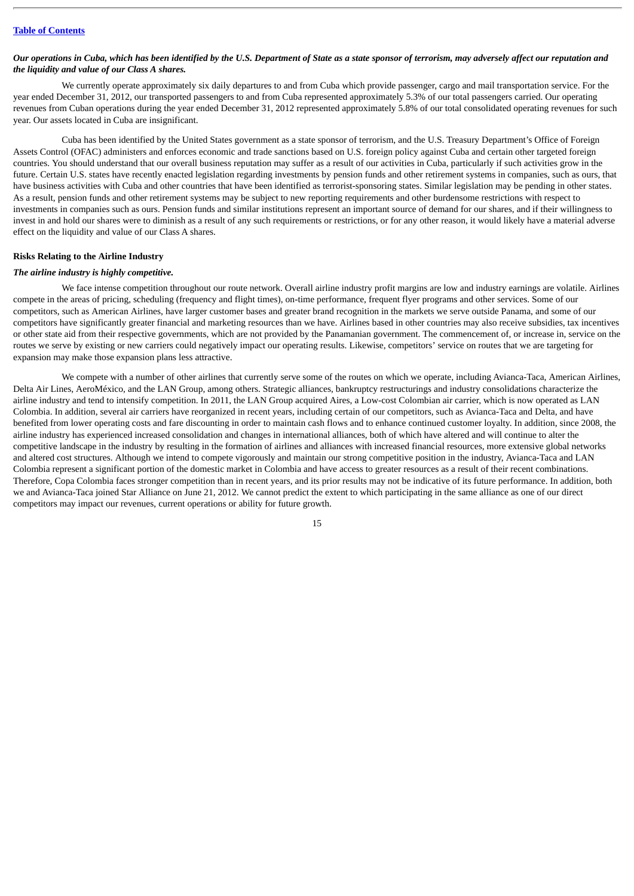*Our operations in Cuba, which has been identified by the U.S. Department of State as a state sponsor of terrorism, may adversely affect our reputation and the liquidity and value of our Class A shares.*

We currently operate approximately six daily departures to and from Cuba which provide passenger, cargo and mail transportation service. For the year ended December 31, 2012, our transported passengers to and from Cuba represented approximately 5.3% of our total passengers carried. Our operating revenues from Cuban operations during the year ended December 31, 2012 represented approximately 5.8% of our total consolidated operating revenues for such year. Our assets located in Cuba are insignificant.

Cuba has been identified by the United States government as a state sponsor of terrorism, and the U.S. Treasury Department's Office of Foreign Assets Control (OFAC) administers and enforces economic and trade sanctions based on U.S. foreign policy against Cuba and certain other targeted foreign countries. You should understand that our overall business reputation may suffer as a result of our activities in Cuba, particularly if such activities grow in the future. Certain U.S. states have recently enacted legislation regarding investments by pension funds and other retirement systems in companies, such as ours, that have business activities with Cuba and other countries that have been identified as terrorist-sponsoring states. Similar legislation may be pending in other states. As a result, pension funds and other retirement systems may be subject to new reporting requirements and other burdensome restrictions with respect to investments in companies such as ours. Pension funds and similar institutions represent an important source of demand for our shares, and if their willingness to invest in and hold our shares were to diminish as a result of any such requirements or restrictions, or for any other reason, it would likely have a material adverse effect on the liquidity and value of our Class A shares.

**Risks Relating to the Airline Industry**

***The airline industry is highly competitive.***

We face intense competition throughout our route network. Overall airline industry profit margins are low and industry earnings are volatile. Airlines compete in the areas of pricing, scheduling (frequency and flight times), on-time performance, frequent flyer programs and other services. Some of our competitors, such as American Airlines, have larger customer bases and greater brand recognition in the markets we serve outside Panama, and some of our competitors have significantly greater financial and marketing resources than we have. Airlines based in other countries may also receive subsidies, tax incentives or other state aid from their respective governments, which are not provided by the Panamanian government. The commencement of, or increase in, service on the routes we serve by existing or new carriers could negatively impact our operating results. Likewise, competitors' service on routes that we are targeting for expansion may make those expansion plans less attractive.

We compete with a number of other airlines that currently serve some of the routes on which we operate, including Avianca-Taca, American Airlines, Delta Air Lines, AeroMéxico, and the LAN Group, among others. Strategic alliances, bankruptcy restructurings and industry consolidations characterize the airline industry and tend to intensify competition. In 2011, the LAN Group acquired Aires, a Low-cost Colombian air carrier, which is now operated as LAN Colombia. In addition, several air carriers have reorganized in recent years, including certain of our competitors, such as Avianca-Taca and Delta, and have benefited from lower operating costs and fare discounting in order to maintain cash flows and to enhance continued customer loyalty. In addition, since 2008, the airline industry has experienced increased consolidation and changes in international alliances, both of which have altered and will continue to alter the competitive landscape in the industry by resulting in the formation of airlines and alliances with increased financial resources, more extensive global networks and altered cost structures. Although we intend to compete vigorously and maintain our strong competitive position in the industry, Avianca-Taca and LAN Colombia represent a significant portion of the domestic market in Colombia and have access to greater resources as a result of their recent combinations. Therefore, Copa Colombia faces stronger competition than in recent years, and its prior results may not be indicative of its future performance. In addition, both we and Avianca-Taca joined Star Alliance on June 21, 2012. We cannot predict the extent to which participating in the same alliance as one of our direct competitors may impact our revenues, current operations or ability for future growth.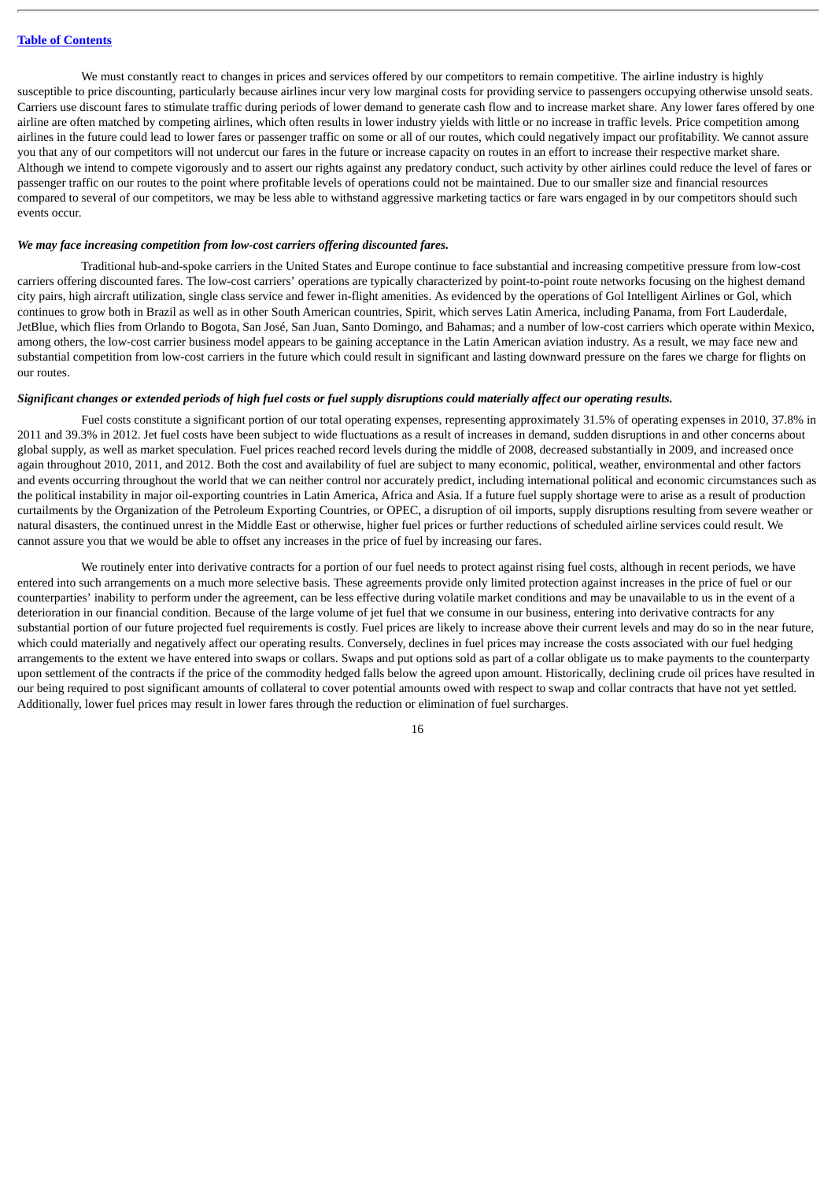We must constantly react to changes in prices and services offered by our competitors to remain competitive. The airline industry is highly susceptible to price discounting, particularly because airlines incur very low marginal costs for providing service to passengers occupying otherwise unsold seats. Carriers use discount fares to stimulate traffic during periods of lower demand to generate cash flow and to increase market share. Any lower fares offered by one airline are often matched by competing airlines, which often results in lower industry yields with little or no increase in traffic levels. Price competition among airlines in the future could lead to lower fares or passenger traffic on some or all of our routes, which could negatively impact our profitability. We cannot assure you that any of our competitors will not undercut our fares in the future or increase capacity on routes in an effort to increase their respective market share. Although we intend to compete vigorously and to assert our rights against any predatory conduct, such activity by other airlines could reduce the level of fares or passenger traffic on our routes to the point where profitable levels of operations could not be maintained. Due to our smaller size and financial resources compared to several of our competitors, we may be less able to withstand aggressive marketing tactics or fare wars engaged in by our competitors should such events occur.

***We may face increasing competition from low-cost carriers offering discounted fares.***

Traditional hub-and-spoke carriers in the United States and Europe continue to face substantial and increasing competitive pressure from low-cost carriers offering discounted fares. The low-cost carriers' operations are typically characterized by point-to-point route networks focusing on the highest demand city pairs, high aircraft utilization, single class service and fewer in-flight amenities. As evidenced by the operations of Gol Intelligent Airlines or Gol, which continues to grow both in Brazil as well as in other South American countries, Spirit, which serves Latin America, including Panama, from Fort Lauderdale, JetBlue, which flies from Orlando to Bogota, San José, San Juan, Santo Domingo, and Bahamas; and a number of low-cost carriers which operate within Mexico, among others, the low-cost carrier business model appears to be gaining acceptance in the Latin American aviation industry. As a result, we may face new and substantial competition from low-cost carriers in the future which could result in significant and lasting downward pressure on the fares we charge for flights on our routes.

***Significant changes or extended periods of high fuel costs or fuel supply disruptions could materially affect our operating results.***

Fuel costs constitute a significant portion of our total operating expenses, representing approximately 31.5% of operating expenses in 2010, 37.8% in 2011 and 39.3% in 2012. Jet fuel costs have been subject to wide fluctuations as a result of increases in demand, sudden disruptions in and other concerns about global supply, as well as market speculation. Fuel prices reached record levels during the middle of 2008, decreased substantially in 2009, and increased once again throughout 2010, 2011, and 2012. Both the cost and availability of fuel are subject to many economic, political, weather, environmental and other factors and events occurring throughout the world that we can neither control nor accurately predict, including international political and economic circumstances such as the political instability in major oil-exporting countries in Latin America, Africa and Asia. If a future fuel supply shortage were to arise as a result of production curtailments by the Organization of the Petroleum Exporting Countries, or OPEC, a disruption of oil imports, supply disruptions resulting from severe weather or natural disasters, the continued unrest in the Middle East or otherwise, higher fuel prices or further reductions of scheduled airline services could result. We cannot assure you that we would be able to offset any increases in the price of fuel by increasing our fares.

We routinely enter into derivative contracts for a portion of our fuel needs to protect against rising fuel costs, although in recent periods, we have entered into such arrangements on a much more selective basis. These agreements provide only limited protection against increases in the price of fuel or our counterparties' inability to perform under the agreement, can be less effective during volatile market conditions and may be unavailable to us in the event of a deterioration in our financial condition. Because of the large volume of jet fuel that we consume in our business, entering into derivative contracts for any substantial portion of our future projected fuel requirements is costly. Fuel prices are likely to increase above their current levels and may do so in the near future, which could materially and negatively affect our operating results. Conversely, declines in fuel prices may increase the costs associated with our fuel hedging arrangements to the extent we have entered into swaps or collars. Swaps and put options sold as part of a collar obligate us to make payments to the counterparty upon settlement of the contracts if the price of the commodity hedged falls below the agreed upon amount. Historically, declining crude oil prices have resulted in our being required to post significant amounts of collateral to cover potential amounts owed with respect to swap and collar contracts that have not yet settled. Additionally, lower fuel prices may result in lower fares through the reduction or elimination of fuel surcharges.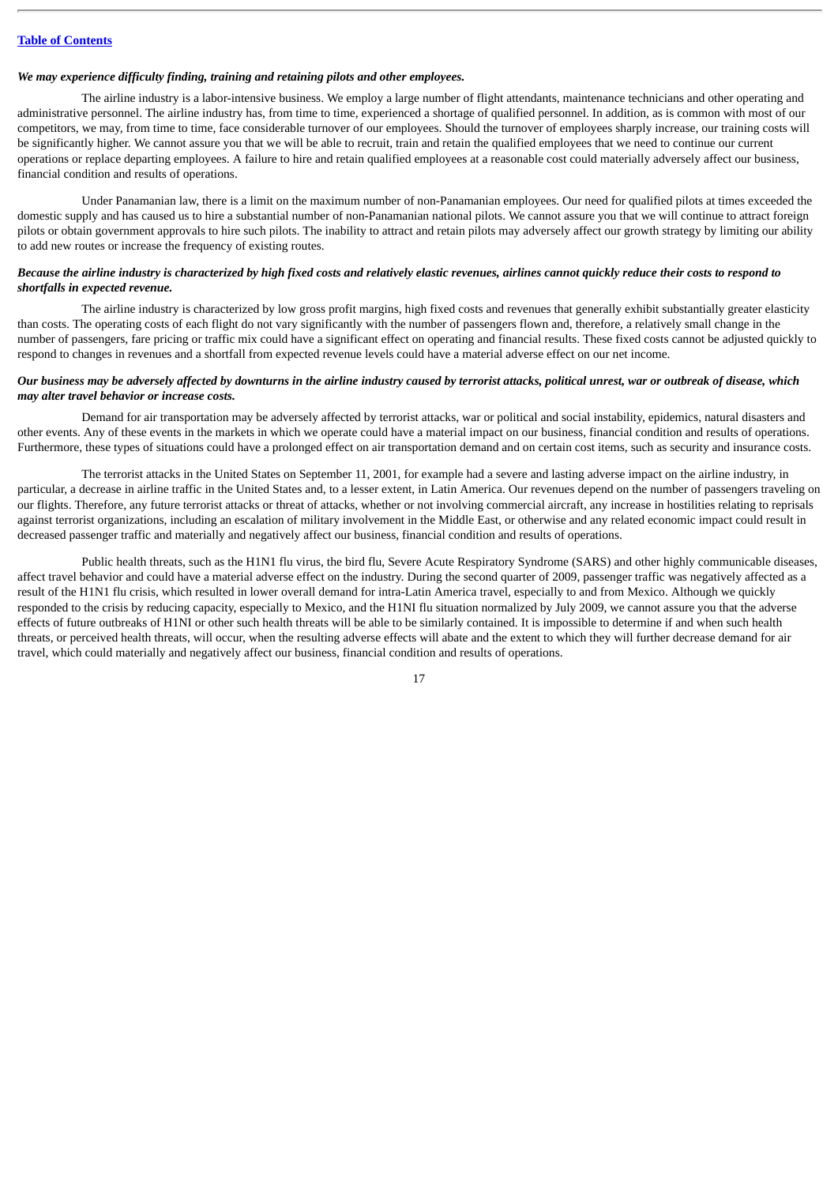*We may experience difficulty finding, training and retaining pilots and other employees.*

The airline industry is a labor-intensive business. We employ a large number of flight attendants, maintenance technicians and other operating and administrative personnel. The airline industry has, from time to time, experienced a shortage of qualified personnel. In addition, as is common with most of our competitors, we may, from time to time, face considerable turnover of our employees. Should the turnover of employees sharply increase, our training costs will be significantly higher. We cannot assure you that we will be able to recruit, train and retain the qualified employees that we need to continue our current operations or replace departing employees. A failure to hire and retain qualified employees at a reasonable cost could materially adversely affect our business, financial condition and results of operations.

Under Panamanian law, there is a limit on the maximum number of non-Panamanian employees. Our need for qualified pilots at times exceeded the domestic supply and has caused us to hire a substantial number of non-Panamanian national pilots. We cannot assure you that we will continue to attract foreign pilots or obtain government approvals to hire such pilots. The inability to attract and retain pilots may adversely affect our growth strategy by limiting our ability to add new routes or increase the frequency of existing routes.

***Because the airline industry is characterized by high fixed costs and relatively elastic revenues, airlines cannot quickly reduce their costs to respond to shortfalls in expected revenue.***

The airline industry is characterized by low gross profit margins, high fixed costs and revenues that generally exhibit substantially greater elasticity than costs. The operating costs of each flight do not vary significantly with the number of passengers flown and, therefore, a relatively small change in the number of passengers, fare pricing or traffic mix could have a significant effect on operating and financial results. These fixed costs cannot be adjusted quickly to respond to changes in revenues and a shortfall from expected revenue levels could have a material adverse effect on our net income.

***Our business may be adversely affected by downturns in the airline industry caused by terrorist attacks, political unrest, war or outbreak of disease, which may alter travel behavior or increase costs.***

Demand for air transportation may be adversely affected by terrorist attacks, war or political and social instability, epidemics, natural disasters and other events. Any of these events in the markets in which we operate could have a material impact on our business, financial condition and results of operations. Furthermore, these types of situations could have a prolonged effect on air transportation demand and on certain cost items, such as security and insurance costs.

The terrorist attacks in the United States on September 11, 2001, for example had a severe and lasting adverse impact on the airline industry, in particular, a decrease in airline traffic in the United States and, to a lesser extent, in Latin America. Our revenues depend on the number of passengers traveling on our flights. Therefore, any future terrorist attacks or threat of attacks, whether or not involving commercial aircraft, any increase in hostilities relating to reprisals against terrorist organizations, including an escalation of military involvement in the Middle East, or otherwise and any related economic impact could result in decreased passenger traffic and materially and negatively affect our business, financial condition and results of operations.

Public health threats, such as the H1N1 flu virus, the bird flu, Severe Acute Respiratory Syndrome (SARS) and other highly communicable diseases, affect travel behavior and could have a material adverse effect on the industry. During the second quarter of 2009, passenger traffic was negatively affected as a result of the H1N1 flu crisis, which resulted in lower overall demand for intra-Latin America travel, especially to and from Mexico. Although we quickly responded to the crisis by reducing capacity, especially to Mexico, and the H1NI flu situation normalized by July 2009, we cannot assure you that the adverse effects of future outbreaks of H1NI or other such health threats will be able to be similarly contained. It is impossible to determine if and when such health threats, or perceived health threats, will occur, when the resulting adverse effects will abate and the extent to which they will further decrease demand for air travel, which could materially and negatively affect our business, financial condition and results of operations.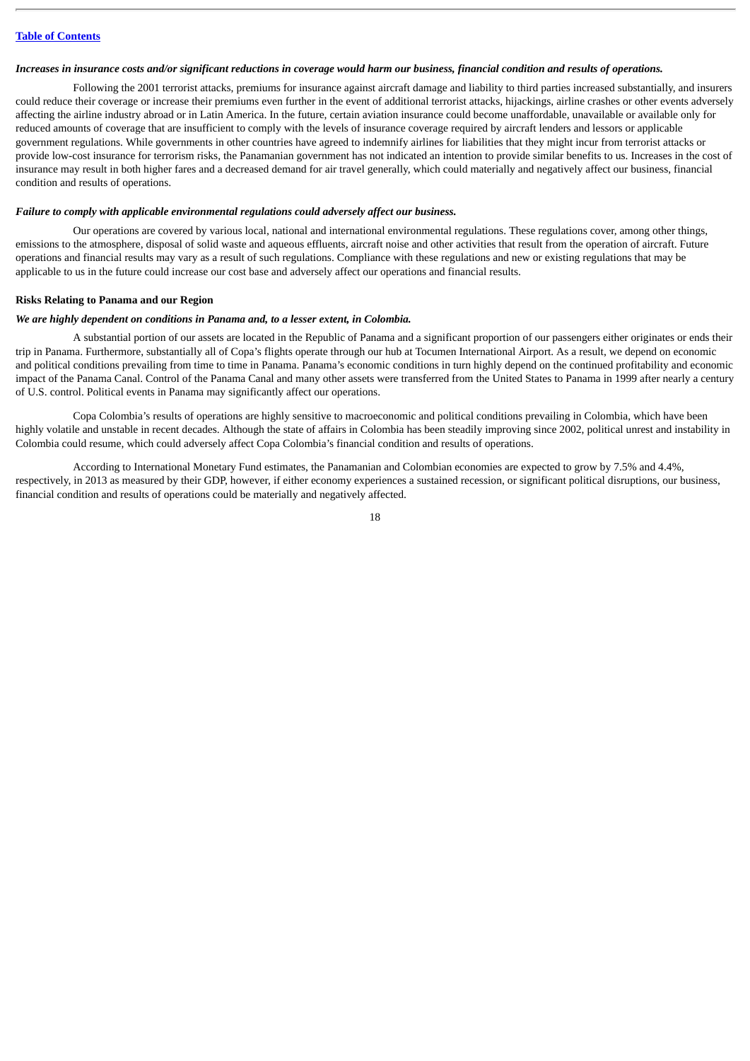*Increases in insurance costs and/or significant reductions in coverage would harm our business, financial condition and results of operations.*

Following the 2001 terrorist attacks, premiums for insurance against aircraft damage and liability to third parties increased substantially, and insurers could reduce their coverage or increase their premiums even further in the event of additional terrorist attacks, hijackings, airline crashes or other events adversely affecting the airline industry abroad or in Latin America. In the future, certain aviation insurance could become unaffordable, unavailable or available only for reduced amounts of coverage that are insufficient to comply with the levels of insurance coverage required by aircraft lenders and lessors or applicable government regulations. While governments in other countries have agreed to indemnify airlines for liabilities that they might incur from terrorist attacks or provide low-cost insurance for terrorism risks, the Panamanian government has not indicated an intention to provide similar benefits to us. Increases in the cost of insurance may result in both higher fares and a decreased demand for air travel generally, which could materially and negatively affect our business, financial condition and results of operations.

*Failure to comply with applicable environmental regulations could adversely affect our business.*

Our operations are covered by various local, national and international environmental regulations. These regulations cover, among other things, emissions to the atmosphere, disposal of solid waste and aqueous effluents, aircraft noise and other activities that result from the operation of aircraft. Future operations and financial results may vary as a result of such regulations. Compliance with these regulations and new or existing regulations that may be applicable to us in the future could increase our cost base and adversely affect our operations and financial results.

**Risks Relating to Panama and our Region**

*We are highly dependent on conditions in Panama and, to a lesser extent, in Colombia.*

A substantial portion of our assets are located in the Republic of Panama and a significant proportion of our passengers either originates or ends their trip in Panama. Furthermore, substantially all of Copa's flights operate through our hub at Tocumen International Airport. As a result, we depend on economic and political conditions prevailing from time to time in Panama. Panama's economic conditions in turn highly depend on the continued profitability and economic impact of the Panama Canal. Control of the Panama Canal and many other assets were transferred from the United States to Panama in 1999 after nearly a century of U.S. control. Political events in Panama may significantly affect our operations.

Copa Colombia's results of operations are highly sensitive to macroeconomic and political conditions prevailing in Colombia, which have been highly volatile and unstable in recent decades. Although the state of affairs in Colombia has been steadily improving since 2002, political unrest and instability in Colombia could resume, which could adversely affect Copa Colombia's financial condition and results of operations.

According to International Monetary Fund estimates, the Panamanian and Colombian economies are expected to grow by 7.5% and 4.4%, respectively, in 2013 as measured by their GDP, however, if either economy experiences a sustained recession, or significant political disruptions, our business, financial condition and results of operations could be materially and negatively affected.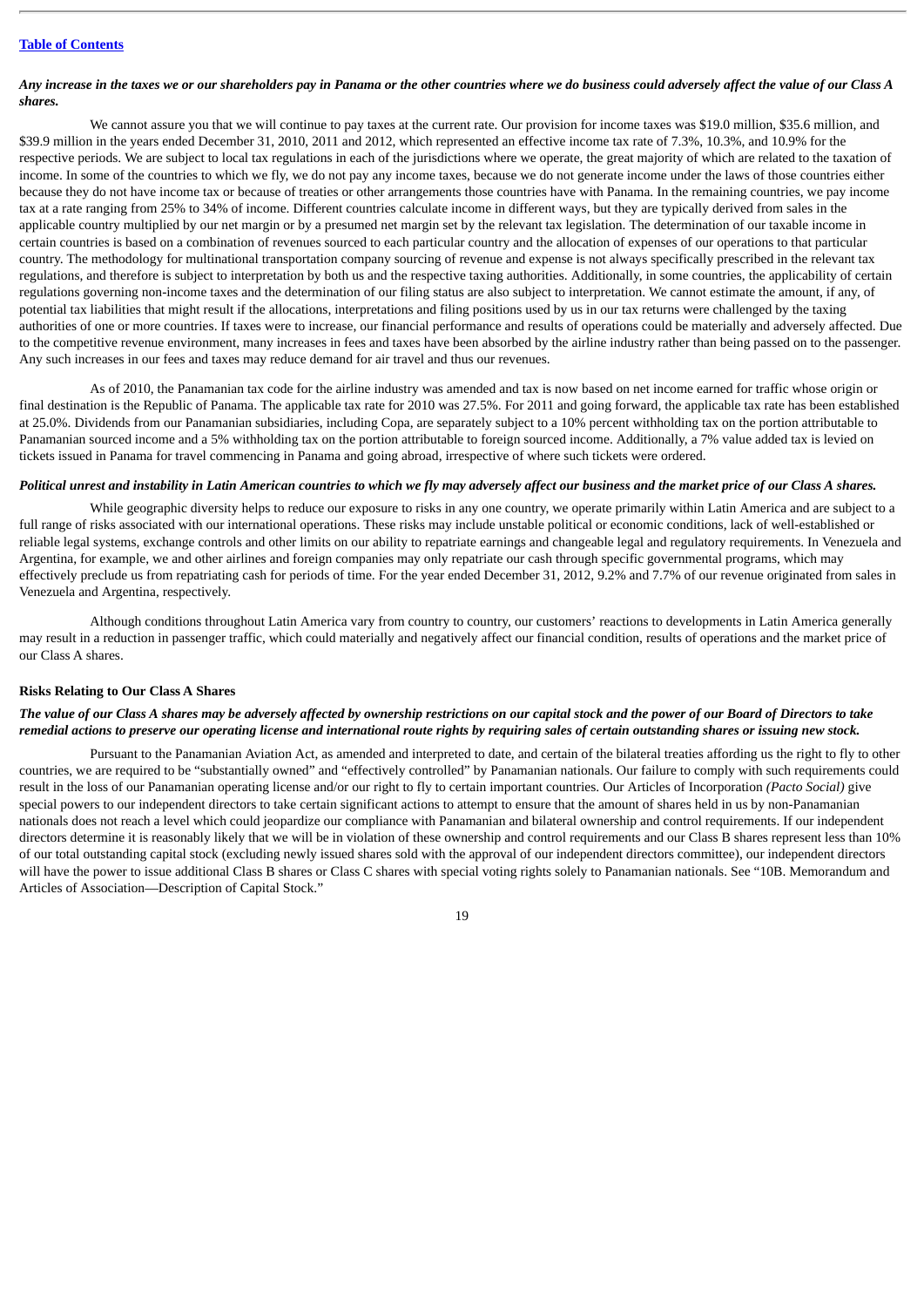*Any increase in the taxes we or our shareholders pay in Panama or the other countries where we do business could adversely affect the value of our Class A shares.*

We cannot assure you that we will continue to pay taxes at the current rate. Our provision for income taxes was $19.0 million, $35.6 million, and $39.9 million in the years ended December 31, 2010, 2011 and 2012, which represented an effective income tax rate of 7.3%, 10.3%, and 10.9% for the respective periods. We are subject to local tax regulations in each of the jurisdictions where we operate, the great majority of which are related to the taxation of income. In some of the countries to which we fly, we do not pay any income taxes, because we do not generate income under the laws of those countries either because they do not have income tax or because of treaties or other arrangements those countries have with Panama. In the remaining countries, we pay income tax at a rate ranging from 25% to 34% of income. Different countries calculate income in different ways, but they are typically derived from sales in the applicable country multiplied by our net margin or by a presumed net margin set by the relevant tax legislation. The determination of our taxable income in certain countries is based on a combination of revenues sourced to each particular country and the allocation of expenses of our operations to that particular country. The methodology for multinational transportation company sourcing of revenue and expense is not always specifically prescribed in the relevant tax regulations, and therefore is subject to interpretation by both us and the respective taxing authorities. Additionally, in some countries, the applicability of certain regulations governing non-income taxes and the determination of our filing status are also subject to interpretation. We cannot estimate the amount, if any, of potential tax liabilities that might result if the allocations, interpretations and filing positions used by us in our tax returns were challenged by the taxing authorities of one or more countries. If taxes were to increase, our financial performance and results of operations could be materially and adversely affected. Due to the competitive revenue environment, many increases in fees and taxes have been absorbed by the airline industry rather than being passed on to the passenger. Any such increases in our fees and taxes may reduce demand for air travel and thus our revenues.

As of 2010, the Panamanian tax code for the airline industry was amended and tax is now based on net income earned for traffic whose origin or final destination is the Republic of Panama. The applicable tax rate for 2010 was 27.5%. For 2011 and going forward, the applicable tax rate has been established at 25.0%. Dividends from our Panamanian subsidiaries, including Copa, are separately subject to a 10% percent withholding tax on the portion attributable to Panamanian sourced income and a 5% withholding tax on the portion attributable to foreign sourced income. Additionally, a 7% value added tax is levied on tickets issued in Panama for travel commencing in Panama and going abroad, irrespective of where such tickets were ordered.

*Political unrest and instability in Latin American countries to which we fly may adversely affect our business and the market price of our Class A shares.*

While geographic diversity helps to reduce our exposure to risks in any one country, we operate primarily within Latin America and are subject to a full range of risks associated with our international operations. These risks may include unstable political or economic conditions, lack of well-established or reliable legal systems, exchange controls and other limits on our ability to repatriate earnings and changeable legal and regulatory requirements. In Venezuela and Argentina, for example, we and other airlines and foreign companies may only repatriate our cash through specific governmental programs, which may effectively preclude us from repatriating cash for periods of time. For the year ended December 31, 2012, 9.2% and 7.7% of our revenue originated from sales in Venezuela and Argentina, respectively.

Although conditions throughout Latin America vary from country to country, our customers' reactions to developments in Latin America generally may result in a reduction in passenger traffic, which could materially and negatively affect our financial condition, results of operations and the market price of our Class A shares.

**Risks Relating to Our Class A Shares**

*The value of our Class A shares may be adversely affected by ownership restrictions on our capital stock and the power of our Board of Directors to take remedial actions to preserve our operating license and international route rights by requiring sales of certain outstanding shares or issuing new stock.*

Pursuant to the Panamanian Aviation Act, as amended and interpreted to date, and certain of the bilateral treaties affording us the right to fly to other countries, we are required to be "substantially owned" and "effectively controlled" by Panamanian nationals. Our failure to comply with such requirements could result in the loss of our Panamanian operating license and/or our right to fly to certain important countries. Our Articles of Incorporation *(Pacto Social)* give special powers to our independent directors to take certain significant actions to attempt to ensure that the amount of shares held in us by non-Panamanian nationals does not reach a level which could jeopardize our compliance with Panamanian and bilateral ownership and control requirements. If our independent directors determine it is reasonably likely that we will be in violation of these ownership and control requirements and our Class B shares represent less than 10% of our total outstanding capital stock (excluding newly issued shares sold with the approval of our independent directors committee), our independent directors will have the power to issue additional Class B shares or Class C shares with special voting rights solely to Panamanian nationals. See "10B. Memorandum and Articles of Association—Description of Capital Stock."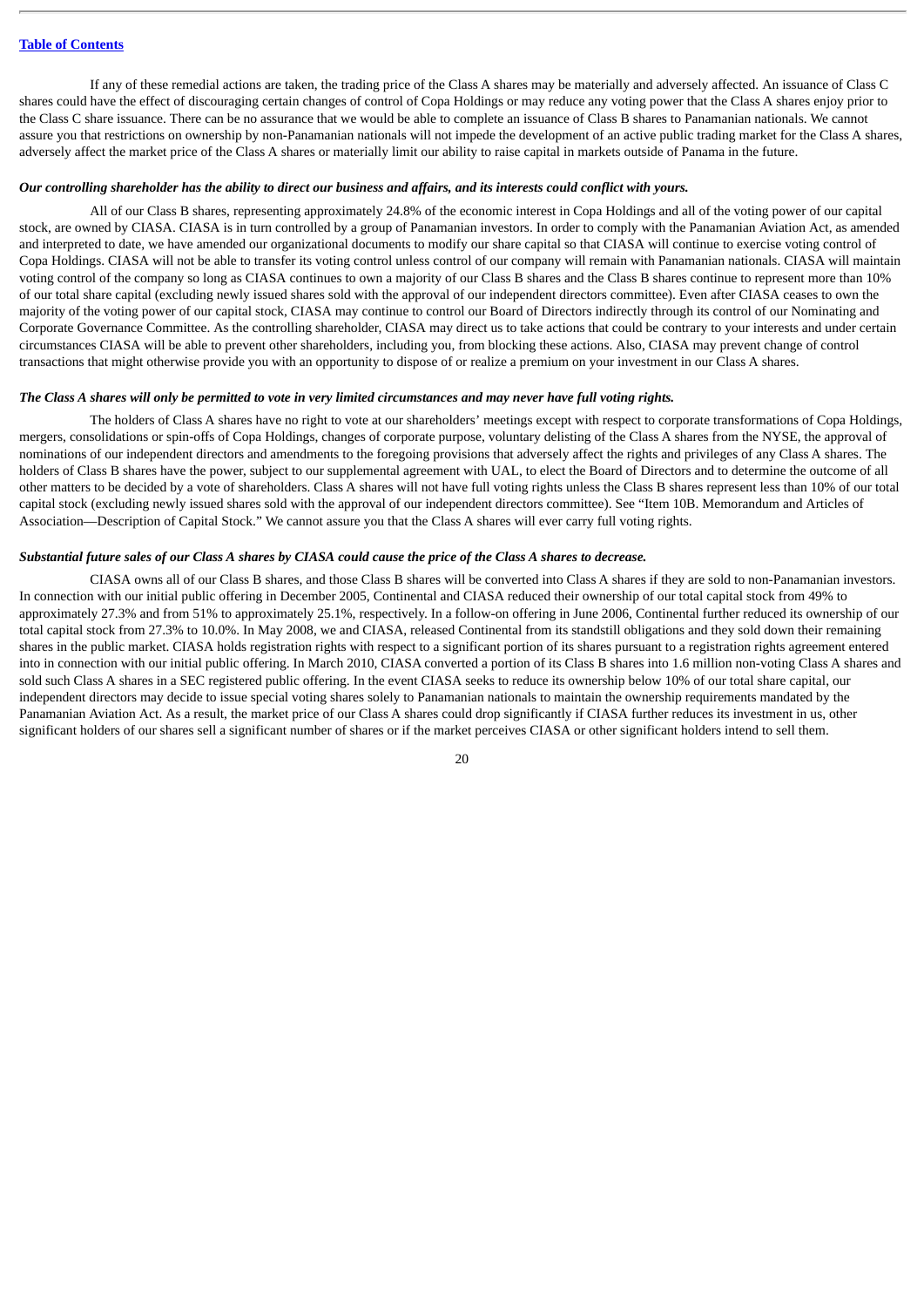If any of these remedial actions are taken, the trading price of the Class A shares may be materially and adversely affected. An issuance of Class C shares could have the effect of discouraging certain changes of control of Copa Holdings or may reduce any voting power that the Class A shares enjoy prior to the Class C share issuance. There can be no assurance that we would be able to complete an issuance of Class B shares to Panamanian nationals. We cannot assure you that restrictions on ownership by non-Panamanian nationals will not impede the development of an active public trading market for the Class A shares, adversely affect the market price of the Class A shares or materially limit our ability to raise capital in markets outside of Panama in the future.

***Our controlling shareholder has the ability to direct our business and affairs, and its interests could conflict with yours.***

All of our Class B shares, representing approximately 24.8% of the economic interest in Copa Holdings and all of the voting power of our capital stock, are owned by CIASA. CIASA is in turn controlled by a group of Panamanian investors. In order to comply with the Panamanian Aviation Act, as amended and interpreted to date, we have amended our organizational documents to modify our share capital so that CIASA will continue to exercise voting control of Copa Holdings. CIASA will not be able to transfer its voting control unless control of our company will remain with Panamanian nationals. CIASA will maintain voting control of the company so long as CIASA continues to own a majority of our Class B shares and the Class B shares continue to represent more than 10% of our total share capital (excluding newly issued shares sold with the approval of our independent directors committee). Even after CIASA ceases to own the majority of the voting power of our capital stock, CIASA may continue to control our Board of Directors indirectly through its control of our Nominating and Corporate Governance Committee. As the controlling shareholder, CIASA may direct us to take actions that could be contrary to your interests and under certain circumstances CIASA will be able to prevent other shareholders, including you, from blocking these actions. Also, CIASA may prevent change of control transactions that might otherwise provide you with an opportunity to dispose of or realize a premium on your investment in our Class A shares.

***The Class A shares will only be permitted to vote in very limited circumstances and may never have full voting rights.***

The holders of Class A shares have no right to vote at our shareholders' meetings except with respect to corporate transformations of Copa Holdings, mergers, consolidations or spin-offs of Copa Holdings, changes of corporate purpose, voluntary delisting of the Class A shares from the NYSE, the approval of nominations of our independent directors and amendments to the foregoing provisions that adversely affect the rights and privileges of any Class A shares. The holders of Class B shares have the power, subject to our supplemental agreement with UAL, to elect the Board of Directors and to determine the outcome of all other matters to be decided by a vote of shareholders. Class A shares will not have full voting rights unless the Class B shares represent less than 10% of our total capital stock (excluding newly issued shares sold with the approval of our independent directors committee). See "Item 10B. Memorandum and Articles of Association—Description of Capital Stock." We cannot assure you that the Class A shares will ever carry full voting rights.

***Substantial future sales of our Class A shares by CIASA could cause the price of the Class A shares to decrease.***

CIASA owns all of our Class B shares, and those Class B shares will be converted into Class A shares if they are sold to non-Panamanian investors. In connection with our initial public offering in December 2005, Continental and CIASA reduced their ownership of our total capital stock from 49% to approximately 27.3% and from 51% to approximately 25.1%, respectively. In a follow-on offering in June 2006, Continental further reduced its ownership of our total capital stock from 27.3% to 10.0%. In May 2008, we and CIASA, released Continental from its standstill obligations and they sold down their remaining shares in the public market. CIASA holds registration rights with respect to a significant portion of its shares pursuant to a registration rights agreement entered into in connection with our initial public offering. In March 2010, CIASA converted a portion of its Class B shares into 1.6 million non-voting Class A shares and sold such Class A shares in a SEC registered public offering. In the event CIASA seeks to reduce its ownership below 10% of our total share capital, our independent directors may decide to issue special voting shares solely to Panamanian nationals to maintain the ownership requirements mandated by the Panamanian Aviation Act. As a result, the market price of our Class A shares could drop significantly if CIASA further reduces its investment in us, other significant holders of our shares sell a significant number of shares or if the market perceives CIASA or other significant holders intend to sell them.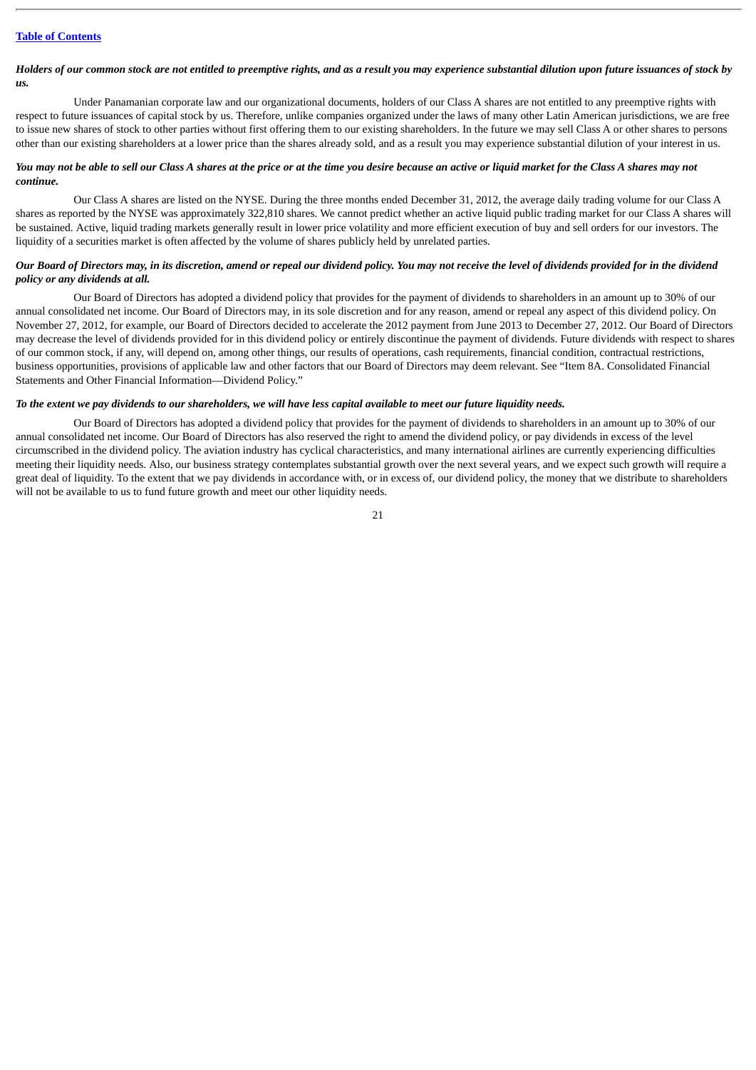***Holders of our common stock are not entitled to preemptive rights, and as a result you may experience substantial dilution upon future issuances of stock by us.***

Under Panamanian corporate law and our organizational documents, holders of our Class A shares are not entitled to any preemptive rights with respect to future issuances of capital stock by us. Therefore, unlike companies organized under the laws of many other Latin American jurisdictions, we are free to issue new shares of stock to other parties without first offering them to our existing shareholders. In the future we may sell Class A or other shares to persons other than our existing shareholders at a lower price than the shares already sold, and as a result you may experience substantial dilution of your interest in us.

***You may not be able to sell our Class A shares at the price or at the time you desire because an active or liquid market for the Class A shares may not continue.***

Our Class A shares are listed on the NYSE. During the three months ended December 31, 2012, the average daily trading volume for our Class A shares as reported by the NYSE was approximately 322,810 shares. We cannot predict whether an active liquid public trading market for our Class A shares will be sustained. Active, liquid trading markets generally result in lower price volatility and more efficient execution of buy and sell orders for our investors. The liquidity of a securities market is often affected by the volume of shares publicly held by unrelated parties.

***Our Board of Directors may, in its discretion, amend or repeal our dividend policy. You may not receive the level of dividends provided for in the dividend policy or any dividends at all.***

Our Board of Directors has adopted a dividend policy that provides for the payment of dividends to shareholders in an amount up to 30% of our annual consolidated net income. Our Board of Directors may, in its sole discretion and for any reason, amend or repeal any aspect of this dividend policy. On November 27, 2012, for example, our Board of Directors decided to accelerate the 2012 payment from June 2013 to December 27, 2012. Our Board of Directors may decrease the level of dividends provided for in this dividend policy or entirely discontinue the payment of dividends. Future dividends with respect to shares of our common stock, if any, will depend on, among other things, our results of operations, cash requirements, financial condition, contractual restrictions, business opportunities, provisions of applicable law and other factors that our Board of Directors may deem relevant. See "Item 8A. Consolidated Financial Statements and Other Financial Information—Dividend Policy."

***To the extent we pay dividends to our shareholders, we will have less capital available to meet our future liquidity needs.***

Our Board of Directors has adopted a dividend policy that provides for the payment of dividends to shareholders in an amount up to 30% of our annual consolidated net income. Our Board of Directors has also reserved the right to amend the dividend policy, or pay dividends in excess of the level circumscribed in the dividend policy. The aviation industry has cyclical characteristics, and many international airlines are currently experiencing difficulties meeting their liquidity needs. Also, our business strategy contemplates substantial growth over the next several years, and we expect such growth will require a great deal of liquidity. To the extent that we pay dividends in accordance with, or in excess of, our dividend policy, the money that we distribute to shareholders will not be available to us to fund future growth and meet our other liquidity needs.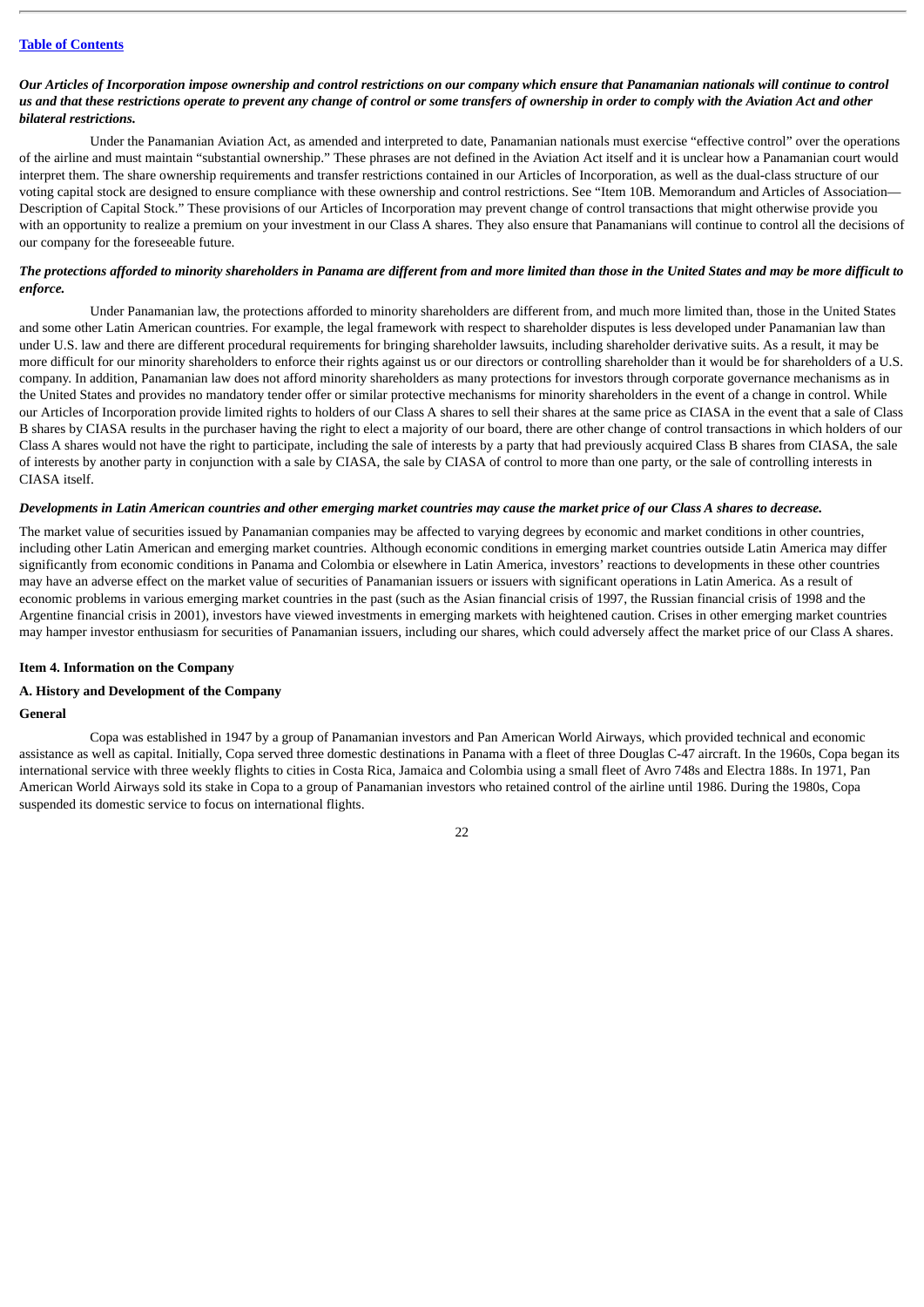*Our Articles of Incorporation impose ownership and control restrictions on our company which ensure that Panamanian nationals will continue to control us and that these restrictions operate to prevent any change of control or some transfers of ownership in order to comply with the Aviation Act and other bilateral restrictions.*

Under the Panamanian Aviation Act, as amended and interpreted to date, Panamanian nationals must exercise "effective control" over the operations of the airline and must maintain "substantial ownership." These phrases are not defined in the Aviation Act itself and it is unclear how a Panamanian court would interpret them. The share ownership requirements and transfer restrictions contained in our Articles of Incorporation, as well as the dual-class structure of our voting capital stock are designed to ensure compliance with these ownership and control restrictions. See "Item 10B. Memorandum and Articles of Association—Description of Capital Stock." These provisions of our Articles of Incorporation may prevent change of control transactions that might otherwise provide you with an opportunity to realize a premium on your investment in our Class A shares. They also ensure that Panamanians will continue to control all the decisions of our company for the foreseeable future.

*The protections afforded to minority shareholders in Panama are different from and more limited than those in the United States and may be more difficult to enforce.*

Under Panamanian law, the protections afforded to minority shareholders are different from, and much more limited than, those in the United States and some other Latin American countries. For example, the legal framework with respect to shareholder disputes is less developed under Panamanian law than under U.S. law and there are different procedural requirements for bringing shareholder lawsuits, including shareholder derivative suits. As a result, it may be more difficult for our minority shareholders to enforce their rights against us or our directors or controlling shareholder than it would be for shareholders of a U.S. company. In addition, Panamanian law does not afford minority shareholders as many protections for investors through corporate governance mechanisms as in the United States and provides no mandatory tender offer or similar protective mechanisms for minority shareholders in the event of a change in control. While our Articles of Incorporation provide limited rights to holders of our Class A shares to sell their shares at the same price as CIASA in the event that a sale of Class B shares by CIASA results in the purchaser having the right to elect a majority of our board, there are other change of control transactions in which holders of our Class A shares would not have the right to participate, including the sale of interests by a party that had previously acquired Class B shares from CIASA, the sale of interests by another party in conjunction with a sale by CIASA, the sale by CIASA of control to more than one party, or the sale of controlling interests in CIASA itself.

*Developments in Latin American countries and other emerging market countries may cause the market price of our Class A shares to decrease.*

The market value of securities issued by Panamanian companies may be affected to varying degrees by economic and market conditions in other countries, including other Latin American and emerging market countries. Although economic conditions in emerging market countries outside Latin America may differ significantly from economic conditions in Panama and Colombia or elsewhere in Latin America, investors' reactions to developments in these other countries may have an adverse effect on the market value of securities of Panamanian issuers or issuers with significant operations in Latin America. As a result of economic problems in various emerging market countries in the past (such as the Asian financial crisis of 1997, the Russian financial crisis of 1998 and the Argentine financial crisis in 2001), investors have viewed investments in emerging markets with heightened caution. Crises in other emerging market countries may hamper investor enthusiasm for securities of Panamanian issuers, including our shares, which could adversely affect the market price of our Class A shares.

## Item 4. Information on the Company

### A. History and Development of the Company

#### General

Copa was established in 1947 by a group of Panamanian investors and Pan American World Airways, which provided technical and economic assistance as well as capital. Initially, Copa served three domestic destinations in Panama with a fleet of three Douglas C-47 aircraft. In the 1960s, Copa began its international service with three weekly flights to cities in Costa Rica, Jamaica and Colombia using a small fleet of Avro 748s and Electra 188s. In 1971, Pan American World Airways sold its stake in Copa to a group of Panamanian investors who retained control of the airline until 1986. During the 1980s, Copa suspended its domestic service to focus on international flights.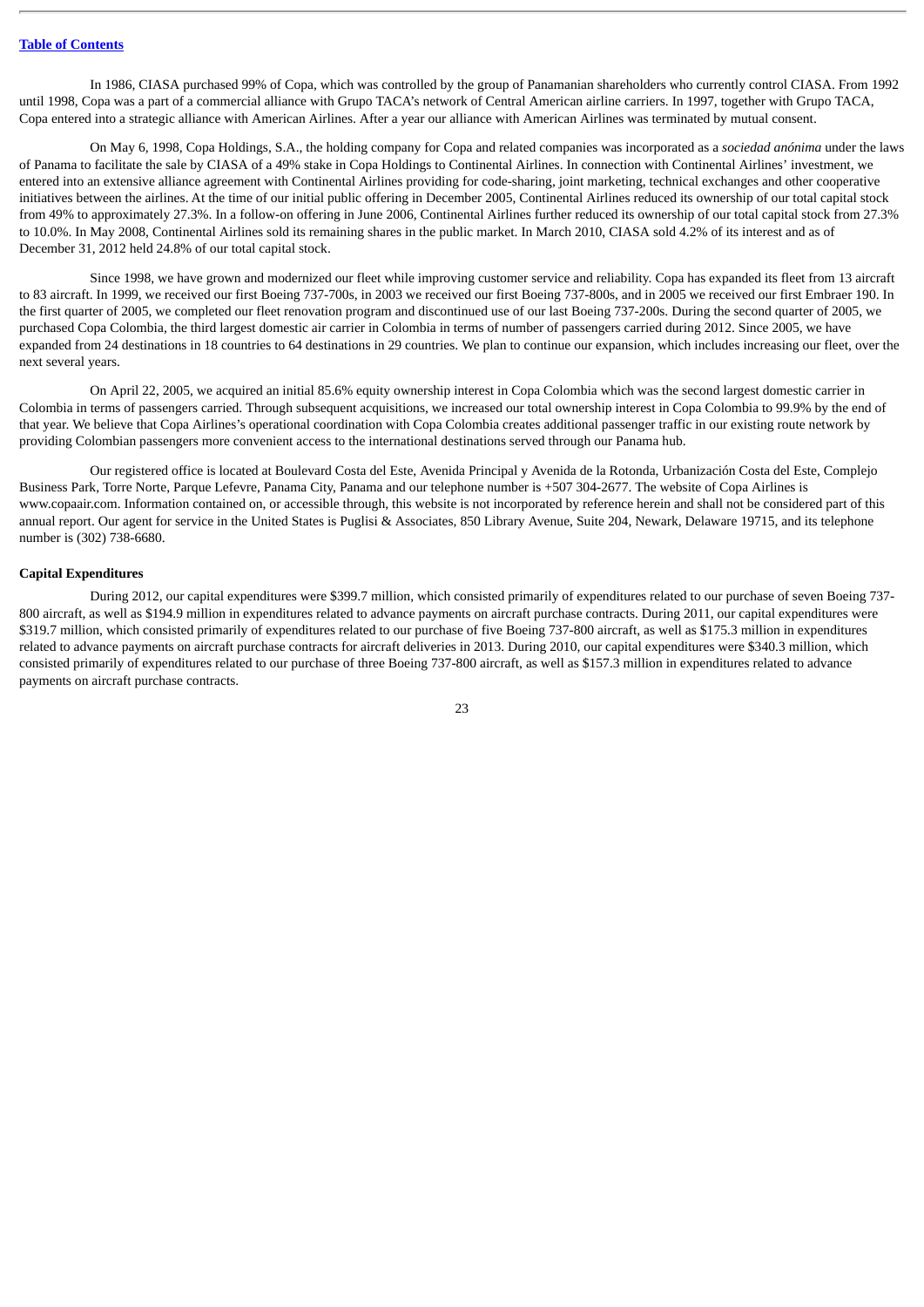In 1986, CIASA purchased 99% of Copa, which was controlled by the group of Panamanian shareholders who currently control CIASA. From 1992 until 1998, Copa was a part of a commercial alliance with Grupo TACA's network of Central American airline carriers. In 1997, together with Grupo TACA, Copa entered into a strategic alliance with American Airlines. After a year our alliance with American Airlines was terminated by mutual consent.

On May 6, 1998, Copa Holdings, S.A., the holding company for Copa and related companies was incorporated as a *sociedad anónima* under the laws of Panama to facilitate the sale by CIASA of a 49% stake in Copa Holdings to Continental Airlines. In connection with Continental Airlines' investment, we entered into an extensive alliance agreement with Continental Airlines providing for code-sharing, joint marketing, technical exchanges and other cooperative initiatives between the airlines. At the time of our initial public offering in December 2005, Continental Airlines reduced its ownership of our total capital stock from 49% to approximately 27.3%. In a follow-on offering in June 2006, Continental Airlines further reduced its ownership of our total capital stock from 27.3% to 10.0%. In May 2008, Continental Airlines sold its remaining shares in the public market. In March 2010, CIASA sold 4.2% of its interest and as of December 31, 2012 held 24.8% of our total capital stock.

Since 1998, we have grown and modernized our fleet while improving customer service and reliability. Copa has expanded its fleet from 13 aircraft to 83 aircraft. In 1999, we received our first Boeing 737-700s, in 2003 we received our first Boeing 737-800s, and in 2005 we received our first Embraer 190. In the first quarter of 2005, we completed our fleet renovation program and discontinued use of our last Boeing 737-200s. During the second quarter of 2005, we purchased Copa Colombia, the third largest domestic air carrier in Colombia in terms of number of passengers carried during 2012. Since 2005, we have expanded from 24 destinations in 18 countries to 64 destinations in 29 countries. We plan to continue our expansion, which includes increasing our fleet, over the next several years.

On April 22, 2005, we acquired an initial 85.6% equity ownership interest in Copa Colombia which was the second largest domestic carrier in Colombia in terms of passengers carried. Through subsequent acquisitions, we increased our total ownership interest in Copa Colombia to 99.9% by the end of that year. We believe that Copa Airlines's operational coordination with Copa Colombia creates additional passenger traffic in our existing route network by providing Colombian passengers more convenient access to the international destinations served through our Panama hub.

Our registered office is located at Boulevard Costa del Este, Avenida Principal y Avenida de la Rotonda, Urbanización Costa del Este, Complejo Business Park, Torre Norte, Parque Lefevre, Panama City, Panama and our telephone number is +507 304-2677. The website of Copa Airlines is www.copaair.com. Information contained on, or accessible through, this website is not incorporated by reference herein and shall not be considered part of this annual report. Our agent for service in the United States is Puglisi & Associates, 850 Library Avenue, Suite 204, Newark, Delaware 19715, and its telephone number is (302) 738-6680.

**Capital Expenditures**

During 2012, our capital expenditures were $399.7 million, which consisted primarily of expenditures related to our purchase of seven Boeing 737-800 aircraft, as well as $194.9 million in expenditures related to advance payments on aircraft purchase contracts. During 2011, our capital expenditures were $319.7 million, which consisted primarily of expenditures related to our purchase of five Boeing 737-800 aircraft, as well as $175.3 million in expenditures related to advance payments on aircraft purchase contracts for aircraft deliveries in 2013. During 2010, our capital expenditures were $340.3 million, which consisted primarily of expenditures related to our purchase of three Boeing 737-800 aircraft, as well as $157.3 million in expenditures related to advance payments on aircraft purchase contracts.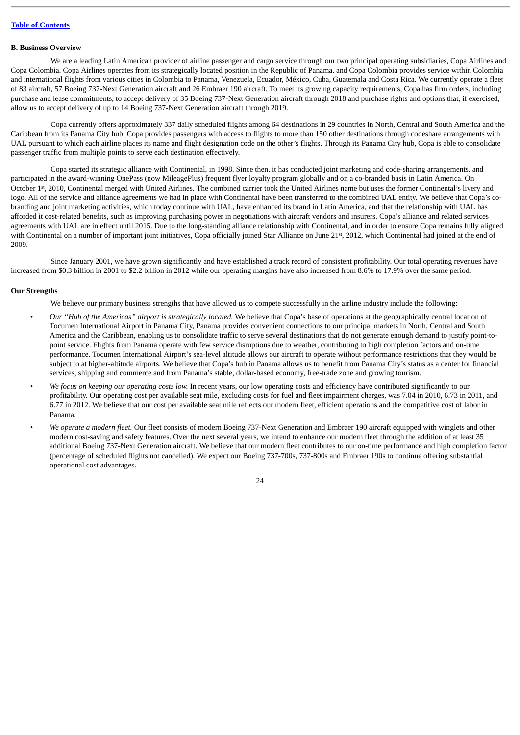[Table of Contents](#)

**B. Business Overview**

We are a leading Latin American provider of airline passenger and cargo service through our two principal operating subsidiaries, Copa Airlines and Copa Colombia. Copa Airlines operates from its strategically located position in the Republic of Panama, and Copa Colombia provides service within Colombia and international flights from various cities in Colombia to Panama, Venezuela, Ecuador, México, Cuba, Guatemala and Costa Rica. We currently operate a fleet of 83 aircraft, 57 Boeing 737-Next Generation aircraft and 26 Embraer 190 aircraft. To meet its growing capacity requirements, Copa has firm orders, including purchase and lease commitments, to accept delivery of 35 Boeing 737-Next Generation aircraft through 2018 and purchase rights and options that, if exercised, allow us to accept delivery of up to 14 Boeing 737-Next Generation aircraft through 2019.

Copa currently offers approximately 337 daily scheduled flights among 64 destinations in 29 countries in North, Central and South America and the Caribbean from its Panama City hub. Copa provides passengers with access to flights to more than 150 other destinations through codeshare arrangements with UAL pursuant to which each airline places its name and flight designation code on the other's flights. Through its Panama City hub, Copa is able to consolidate passenger traffic from multiple points to serve each destination effectively.

Copa started its strategic alliance with Continental, in 1998. Since then, it has conducted joint marketing and code-sharing arrangements, and participated in the award-winning OnePass (now MileagePlus) frequent flyer loyalty program globally and on a co-branded basis in Latin America. On October 1st, 2010, Continental merged with United Airlines. The combined carrier took the United Airlines name but uses the former Continental's livery and logo. All of the service and alliance agreements we had in place with Continental have been transferred to the combined UAL entity. We believe that Copa's co-branding and joint marketing activities, which today continue with UAL, have enhanced its brand in Latin America, and that the relationship with UAL has afforded it cost-related benefits, such as improving purchasing power in negotiations with aircraft vendors and insurers. Copa's alliance and related services agreements with UAL are in effect until 2015. Due to the long-standing alliance relationship with Continental, and in order to ensure Copa remains fully aligned with Continental on a number of important joint initiatives, Copa officially joined Star Alliance on June 21st, 2012, which Continental had joined at the end of 2009.

Since January 2001, we have grown significantly and have established a track record of consistent profitability. Our total operating revenues have increased from $0.3 billion in 2001 to $2.2 billion in 2012 while our operating margins have also increased from 8.6% to 17.9% over the same period.

**Our Strengths**

We believe our primary business strengths that have allowed us to compete successfully in the airline industry include the following:

- *Our "Hub of the Americas" airport is strategically located.* We believe that Copa's base of operations at the geographically central location of Tocumen International Airport in Panama City, Panama provides convenient connections to our principal markets in North, Central and South America and the Caribbean, enabling us to consolidate traffic to serve several destinations that do not generate enough demand to justify point-to-point service. Flights from Panama operate with few service disruptions due to weather, contributing to high completion factors and on-time performance. Tocumen International Airport's sea-level altitude allows our aircraft to operate without performance restrictions that they would be subject to at higher-altitude airports. We believe that Copa's hub in Panama allows us to benefit from Panama City's status as a center for financial services, shipping and commerce and from Panama's stable, dollar-based economy, free-trade zone and growing tourism.
- *We focus on keeping our operating costs low.* In recent years, our low operating costs and efficiency have contributed significantly to our profitability. Our operating cost per available seat mile, excluding costs for fuel and fleet impairment charges, was 7.04 in 2010, 6.73 in 2011, and 6.77 in 2012. We believe that our cost per available seat mile reflects our modern fleet, efficient operations and the competitive cost of labor in Panama.
- *We operate a modern fleet.* Our fleet consists of modern Boeing 737-Next Generation and Embraer 190 aircraft equipped with winglets and other modern cost-saving and safety features. Over the next several years, we intend to enhance our modern fleet through the addition of at least 35 additional Boeing 737-Next Generation aircraft. We believe that our modern fleet contributes to our on-time performance and high completion factor (percentage of scheduled flights not cancelled). We expect our Boeing 737-700s, 737-800s and Embraer 190s to continue offering substantial operational cost advantages.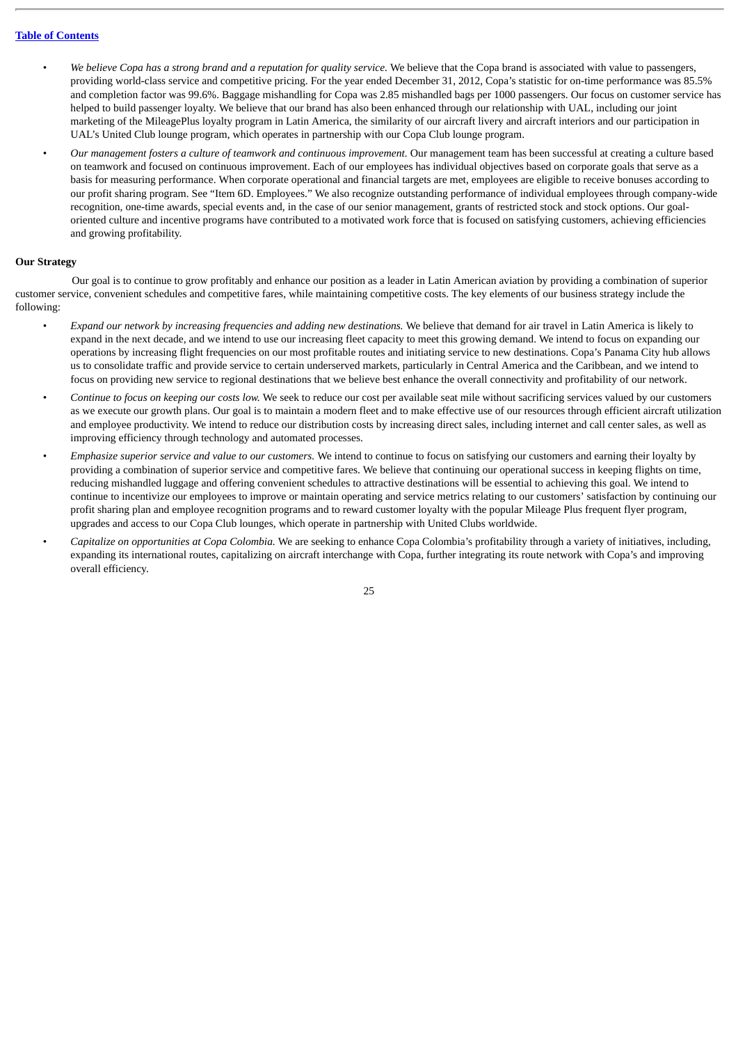- *We believe Copa has a strong brand and a reputation for quality service.* We believe that the Copa brand is associated with value to passengers, providing world-class service and competitive pricing. For the year ended December 31, 2012, Copa's statistic for on-time performance was 85.5% and completion factor was 99.6%. Baggage mishandling for Copa was 2.85 mishandled bags per 1000 passengers. Our focus on customer service has helped to build passenger loyalty. We believe that our brand has also been enhanced through our relationship with UAL, including our joint marketing of the MileagePlus loyalty program in Latin America, the similarity of our aircraft livery and aircraft interiors and our participation in UAL's United Club lounge program, which operates in partnership with our Copa Club lounge program.
- *Our management fosters a culture of teamwork and continuous improvement.* Our management team has been successful at creating a culture based on teamwork and focused on continuous improvement. Each of our employees has individual objectives based on corporate goals that serve as a basis for measuring performance. When corporate operational and financial targets are met, employees are eligible to receive bonuses according to our profit sharing program. See "Item 6D. Employees." We also recognize outstanding performance of individual employees through company-wide recognition, one-time awards, special events and, in the case of our senior management, grants of restricted stock and stock options. Our goal-oriented culture and incentive programs have contributed to a motivated work force that is focused on satisfying customers, achieving efficiencies and growing profitability.

**Our Strategy**

Our goal is to continue to grow profitably and enhance our position as a leader in Latin American aviation by providing a combination of superior customer service, convenient schedules and competitive fares, while maintaining competitive costs. The key elements of our business strategy include the following:

- *Expand our network by increasing frequencies and adding new destinations.* We believe that demand for air travel in Latin America is likely to expand in the next decade, and we intend to use our increasing fleet capacity to meet this growing demand. We intend to focus on expanding our operations by increasing flight frequencies on our most profitable routes and initiating service to new destinations. Copa's Panama City hub allows us to consolidate traffic and provide service to certain underserved markets, particularly in Central America and the Caribbean, and we intend to focus on providing new service to regional destinations that we believe best enhance the overall connectivity and profitability of our network.
- *Continue to focus on keeping our costs low.* We seek to reduce our cost per available seat mile without sacrificing services valued by our customers as we execute our growth plans. Our goal is to maintain a modern fleet and to make effective use of our resources through efficient aircraft utilization and employee productivity. We intend to reduce our distribution costs by increasing direct sales, including internet and call center sales, as well as improving efficiency through technology and automated processes.
- *Emphasize superior service and value to our customers.* We intend to continue to focus on satisfying our customers and earning their loyalty by providing a combination of superior service and competitive fares. We believe that continuing our operational success in keeping flights on time, reducing mishandled luggage and offering convenient schedules to attractive destinations will be essential to achieving this goal. We intend to continue to incentivize our employees to improve or maintain operating and service metrics relating to our customers' satisfaction by continuing our profit sharing plan and employee recognition programs and to reward customer loyalty with the popular Mileage Plus frequent flyer program, upgrades and access to our Copa Club lounges, which operate in partnership with United Clubs worldwide.
- *Capitalize on opportunities at Copa Colombia.* We are seeking to enhance Copa Colombia's profitability through a variety of initiatives, including, expanding its international routes, capitalizing on aircraft interchange with Copa, further integrating its route network with Copa's and improving overall efficiency.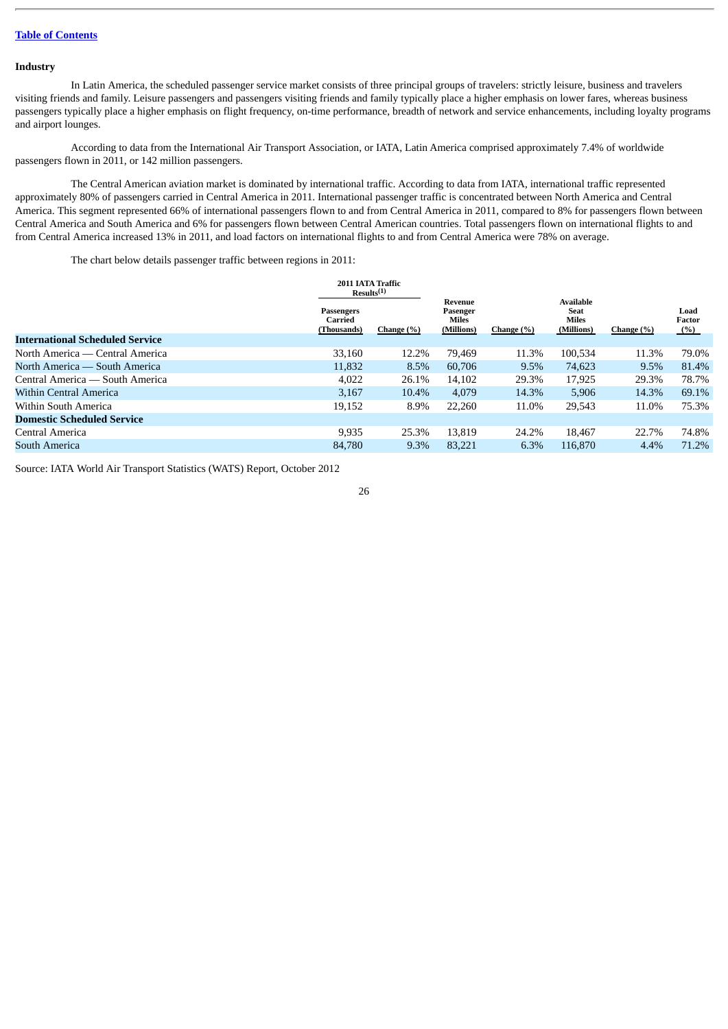[Table of Contents](#)

## Industry

In Latin America, the scheduled passenger service market consists of three principal groups of travelers: strictly leisure, business and travelers visiting friends and family. Leisure passengers and passengers visiting friends and family typically place a higher emphasis on lower fares, whereas business passengers typically place a higher emphasis on flight frequency, on-time performance, breadth of network and service enhancements, including loyalty programs and airport lounges.

According to data from the International Air Transport Association, or IATA, Latin America comprised approximately 7.4% of worldwide passengers flown in 2011, or 142 million passengers.

The Central American aviation market is dominated by international traffic. According to data from IATA, international traffic represented approximately 80% of passengers carried in Central America in 2011. International passenger traffic is concentrated between North America and Central America. This segment represented 66% of international passengers flown to and from Central America in 2011, compared to 8% for passengers flown between Central America and South America and 6% for passengers flown between Central American countries. Total passengers flown on international flights to and from Central America increased 13% in 2011, and load factors on international flights to and from Central America were 78% on average.

The chart below details passenger traffic between regions in 2011:

| | 2011 IATA Traffic Results[(1)] | | | | | | |
|---|---|---|---|---|---|---|---|
| | Passengers Carried (Thousands) | Change (%) | Revenue Pasenger Miles (Millions) | Change (%) | Available Seat Miles (Millions) | Change (%) | Load Factor (%) |
| **International Scheduled Service** | | | | | | | |
| North America — Central America | 33,160 | 12.2% | 79,469 | 11.3% | 100,534 | 11.3% | 79.0% |
| North America — South America | 11,832 | 8.5% | 60,706 | 9.5% | 74,623 | 9.5% | 81.4% |
| Central America — South America | 4,022 | 26.1% | 14,102 | 29.3% | 17,925 | 29.3% | 78.7% |
| Within Central America | 3,167 | 10.4% | 4,079 | 14.3% | 5,906 | 14.3% | 69.1% |
| Within South America | 19,152 | 8.9% | 22,260 | 11.0% | 29,543 | 11.0% | 75.3% |
| **Domestic Scheduled Service** | | | | | | | |
| Central America | 9,935 | 25.3% | 13,819 | 24.2% | 18,467 | 22.7% | 74.8% |
| South America | 84,780 | 9.3% | 83,221 | 6.3% | 116,870 | 4.4% | 71.2% |

Source: IATA World Air Transport Statistics (WATS) Report, October 2012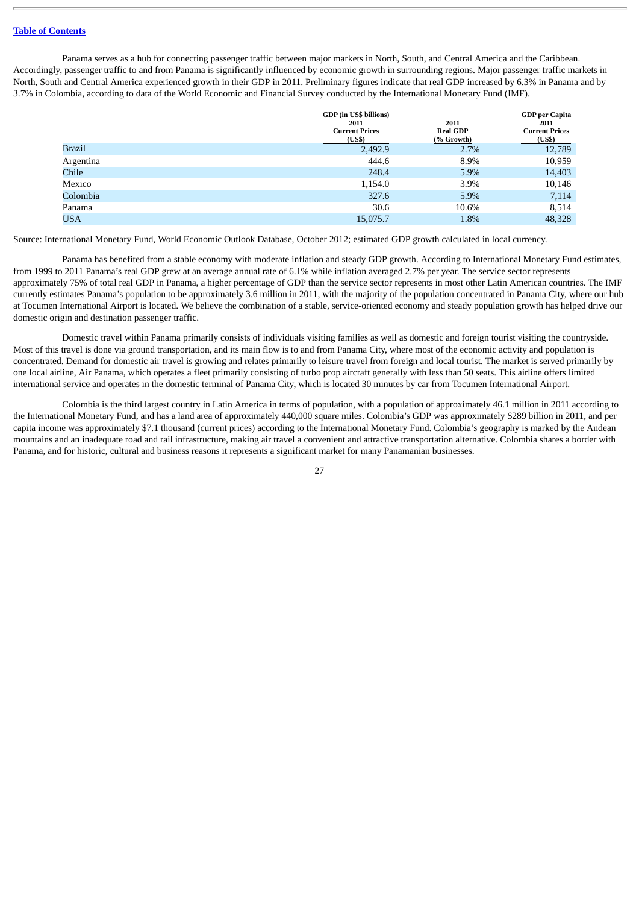Panama serves as a hub for connecting passenger traffic between major markets in North, South, and Central America and the Caribbean. Accordingly, passenger traffic to and from Panama is significantly influenced by economic growth in surrounding regions. Major passenger traffic markets in North, South and Central America experienced growth in their GDP in 2011. Preliminary figures indicate that real GDP increased by 6.3% in Panama and by 3.7% in Colombia, according to data of the World Economic and Financial Survey conducted by the International Monetary Fund (IMF).

| | GDP (in US$ billions) 2011 Current Prices (US$) | 2011 Real GDP (% Growth) | GDP per Capita 2011 Current Prices (US$) |
|---|---|---|---|
| Brazil | 2,492.9 | 2.7% | 12,789 |
| Argentina | 444.6 | 8.9% | 10,959 |
| Chile | 248.4 | 5.9% | 14,403 |
| Mexico | 1,154.0 | 3.9% | 10,146 |
| Colombia | 327.6 | 5.9% | 7,114 |
| Panama | 30.6 | 10.6% | 8,514 |
| USA | 15,075.7 | 1.8% | 48,328 |

Source: International Monetary Fund, World Economic Outlook Database, October 2012; estimated GDP growth calculated in local currency.

Panama has benefited from a stable economy with moderate inflation and steady GDP growth. According to International Monetary Fund estimates, from 1999 to 2011 Panama's real GDP grew at an average annual rate of 6.1% while inflation averaged 2.7% per year. The service sector represents approximately 75% of total real GDP in Panama, a higher percentage of GDP than the service sector represents in most other Latin American countries. The IMF currently estimates Panama's population to be approximately 3.6 million in 2011, with the majority of the population concentrated in Panama City, where our hub at Tocumen International Airport is located. We believe the combination of a stable, service-oriented economy and steady population growth has helped drive our domestic origin and destination passenger traffic.

Domestic travel within Panama primarily consists of individuals visiting families as well as domestic and foreign tourist visiting the countryside. Most of this travel is done via ground transportation, and its main flow is to and from Panama City, where most of the economic activity and population is concentrated. Demand for domestic air travel is growing and relates primarily to leisure travel from foreign and local tourist. The market is served primarily by one local airline, Air Panama, which operates a fleet primarily consisting of turbo prop aircraft generally with less than 50 seats. This airline offers limited international service and operates in the domestic terminal of Panama City, which is located 30 minutes by car from Tocumen International Airport.

Colombia is the third largest country in Latin America in terms of population, with a population of approximately 46.1 million in 2011 according to the International Monetary Fund, and has a land area of approximately 440,000 square miles. Colombia's GDP was approximately $289 billion in 2011, and per capita income was approximately $7.1 thousand (current prices) according to the International Monetary Fund. Colombia's geography is marked by the Andean mountains and an inadequate road and rail infrastructure, making air travel a convenient and attractive transportation alternative. Colombia shares a border with Panama, and for historic, cultural and business reasons it represents a significant market for many Panamanian businesses.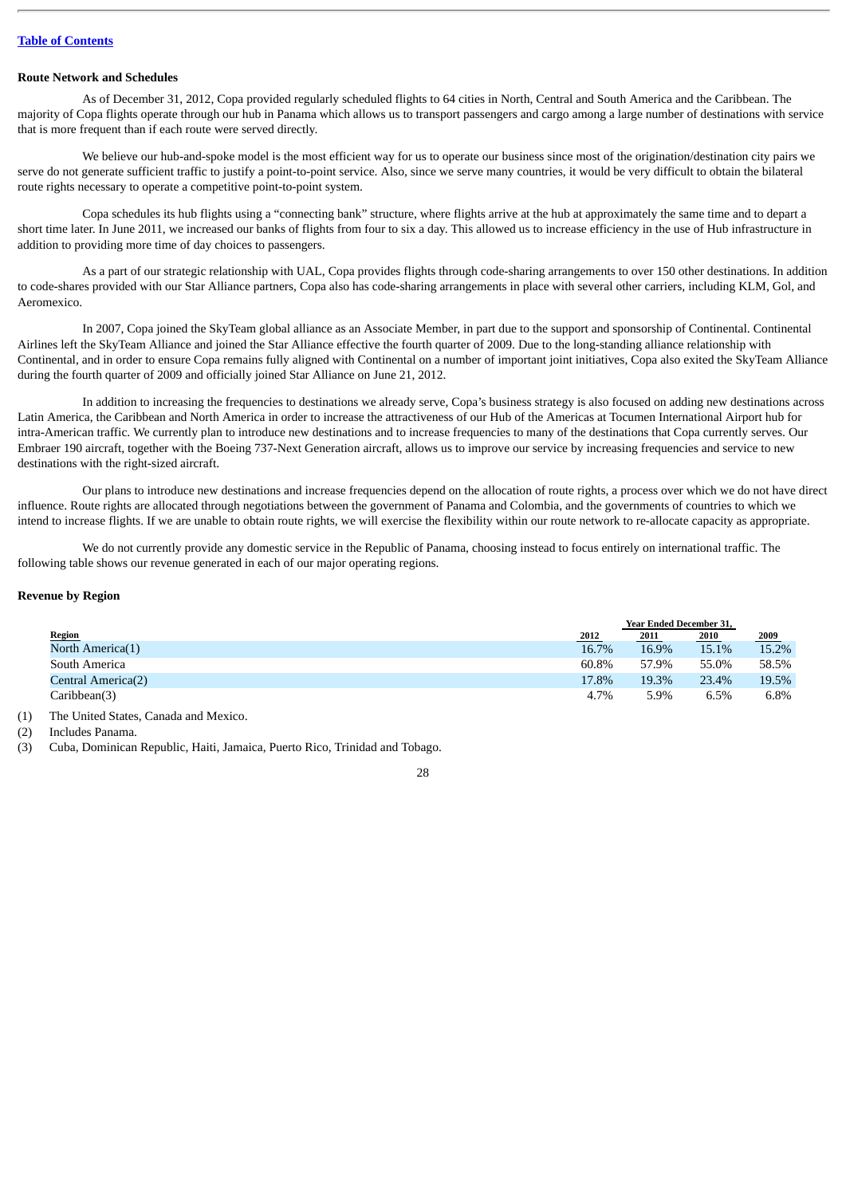**Route Network and Schedules**

As of December 31, 2012, Copa provided regularly scheduled flights to 64 cities in North, Central and South America and the Caribbean. The majority of Copa flights operate through our hub in Panama which allows us to transport passengers and cargo among a large number of destinations with service that is more frequent than if each route were served directly.

We believe our hub-and-spoke model is the most efficient way for us to operate our business since most of the origination/destination city pairs we serve do not generate sufficient traffic to justify a point-to-point service. Also, since we serve many countries, it would be very difficult to obtain the bilateral route rights necessary to operate a competitive point-to-point system.

Copa schedules its hub flights using a "connecting bank" structure, where flights arrive at the hub at approximately the same time and to depart a short time later. In June 2011, we increased our banks of flights from four to six a day. This allowed us to increase efficiency in the use of Hub infrastructure in addition to providing more time of day choices to passengers.

As a part of our strategic relationship with UAL, Copa provides flights through code-sharing arrangements to over 150 other destinations. In addition to code-shares provided with our Star Alliance partners, Copa also has code-sharing arrangements in place with several other carriers, including KLM, Gol, and Aeromexico.

In 2007, Copa joined the SkyTeam global alliance as an Associate Member, in part due to the support and sponsorship of Continental. Continental Airlines left the SkyTeam Alliance and joined the Star Alliance effective the fourth quarter of 2009. Due to the long-standing alliance relationship with Continental, and in order to ensure Copa remains fully aligned with Continental on a number of important joint initiatives, Copa also exited the SkyTeam Alliance during the fourth quarter of 2009 and officially joined Star Alliance on June 21, 2012.

In addition to increasing the frequencies to destinations we already serve, Copa's business strategy is also focused on adding new destinations across Latin America, the Caribbean and North America in order to increase the attractiveness of our Hub of the Americas at Tocumen International Airport hub for intra-American traffic. We currently plan to introduce new destinations and to increase frequencies to many of the destinations that Copa currently serves. Our Embraer 190 aircraft, together with the Boeing 737-Next Generation aircraft, allows us to improve our service by increasing frequencies and service to new destinations with the right-sized aircraft.

Our plans to introduce new destinations and increase frequencies depend on the allocation of route rights, a process over which we do not have direct influence. Route rights are allocated through negotiations between the government of Panama and Colombia, and the governments of countries to which we intend to increase flights. If we are unable to obtain route rights, we will exercise the flexibility within our route network to re-allocate capacity as appropriate.

We do not currently provide any domestic service in the Republic of Panama, choosing instead to focus entirely on international traffic. The following table shows our revenue generated in each of our major operating regions.

**Revenue by Region**

| Region | Year Ended December 31, 2012 | 2011 | 2010 | 2009 |
|---|---|---|---|---|
| North America(1) | 16.7% | 16.9% | 15.1% | 15.2% |
| South America | 60.8% | 57.9% | 55.0% | 58.5% |
| Central America(2) | 17.8% | 19.3% | 23.4% | 19.5% |
| Caribbean(3) | 4.7% | 5.9% | 6.5% | 6.8% |

(1) The United States, Canada and Mexico.

(2) Includes Panama.

(3) Cuba, Dominican Republic, Haiti, Jamaica, Puerto Rico, Trinidad and Tobago.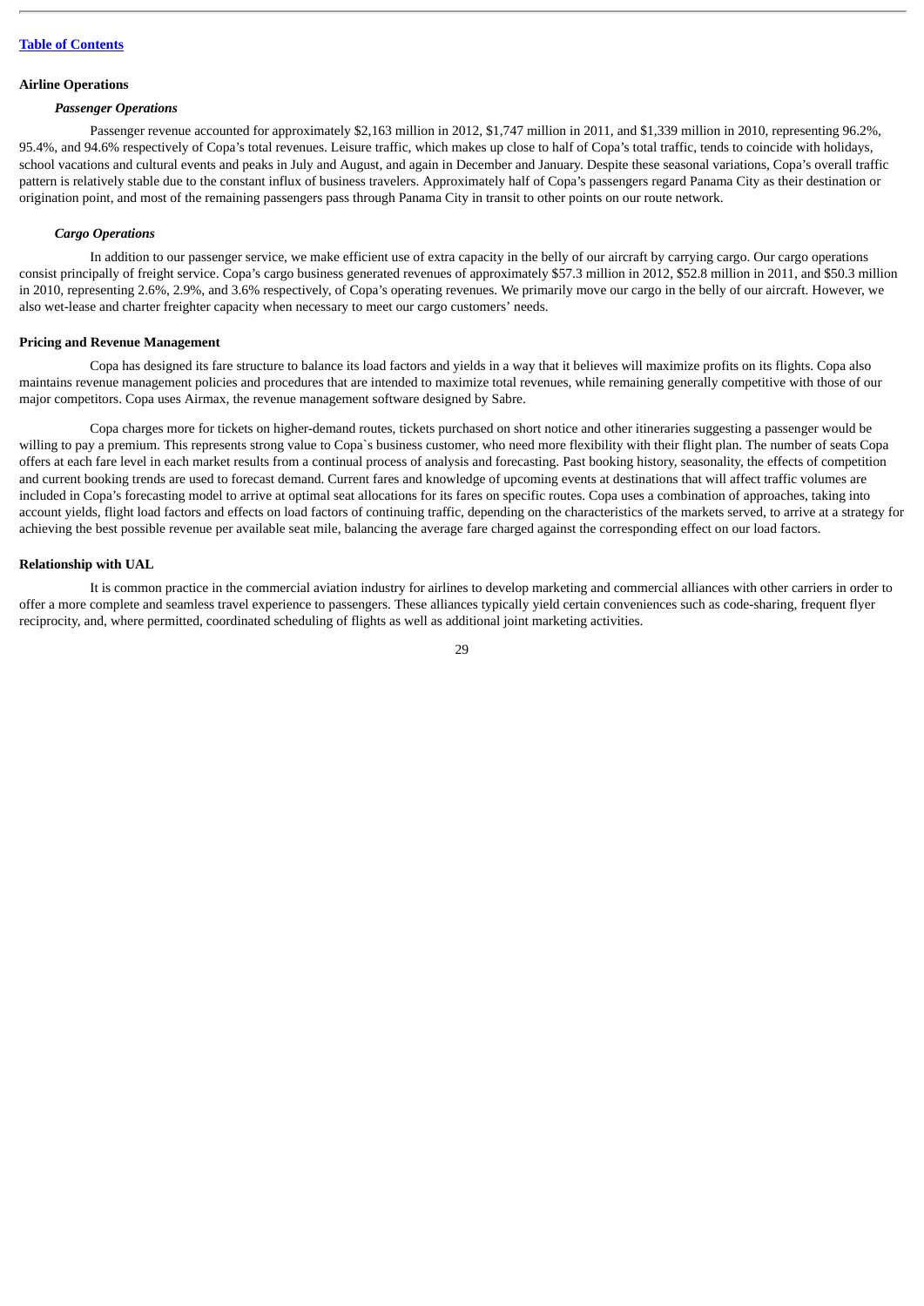## Airline Operations

### *Passenger Operations*

Passenger revenue accounted for approximately $2,163 million in 2012, $1,747 million in 2011, and $1,339 million in 2010, representing 96.2%, 95.4%, and 94.6% respectively of Copa's total revenues. Leisure traffic, which makes up close to half of Copa's total traffic, tends to coincide with holidays, school vacations and cultural events and peaks in July and August, and again in December and January. Despite these seasonal variations, Copa's overall traffic pattern is relatively stable due to the constant influx of business travelers. Approximately half of Copa's passengers regard Panama City as their destination or origination point, and most of the remaining passengers pass through Panama City in transit to other points on our route network.

### *Cargo Operations*

In addition to our passenger service, we make efficient use of extra capacity in the belly of our aircraft by carrying cargo. Our cargo operations consist principally of freight service. Copa's cargo business generated revenues of approximately $57.3 million in 2012, $52.8 million in 2011, and $50.3 million in 2010, representing 2.6%, 2.9%, and 3.6% respectively, of Copa's operating revenues. We primarily move our cargo in the belly of our aircraft. However, we also wet-lease and charter freighter capacity when necessary to meet our cargo customers' needs.

## Pricing and Revenue Management

Copa has designed its fare structure to balance its load factors and yields in a way that it believes will maximize profits on its flights. Copa also maintains revenue management policies and procedures that are intended to maximize total revenues, while remaining generally competitive with those of our major competitors. Copa uses Airmax, the revenue management software designed by Sabre.

Copa charges more for tickets on higher-demand routes, tickets purchased on short notice and other itineraries suggesting a passenger would be willing to pay a premium. This represents strong value to Copa`s business customer, who need more flexibility with their flight plan. The number of seats Copa offers at each fare level in each market results from a continual process of analysis and forecasting. Past booking history, seasonality, the effects of competition and current booking trends are used to forecast demand. Current fares and knowledge of upcoming events at destinations that will affect traffic volumes are included in Copa's forecasting model to arrive at optimal seat allocations for its fares on specific routes. Copa uses a combination of approaches, taking into account yields, flight load factors and effects on load factors of continuing traffic, depending on the characteristics of the markets served, to arrive at a strategy for achieving the best possible revenue per available seat mile, balancing the average fare charged against the corresponding effect on our load factors.

## Relationship with UAL

It is common practice in the commercial aviation industry for airlines to develop marketing and commercial alliances with other carriers in order to offer a more complete and seamless travel experience to passengers. These alliances typically yield certain conveniences such as code-sharing, frequent flyer reciprocity, and, where permitted, coordinated scheduling of flights as well as additional joint marketing activities.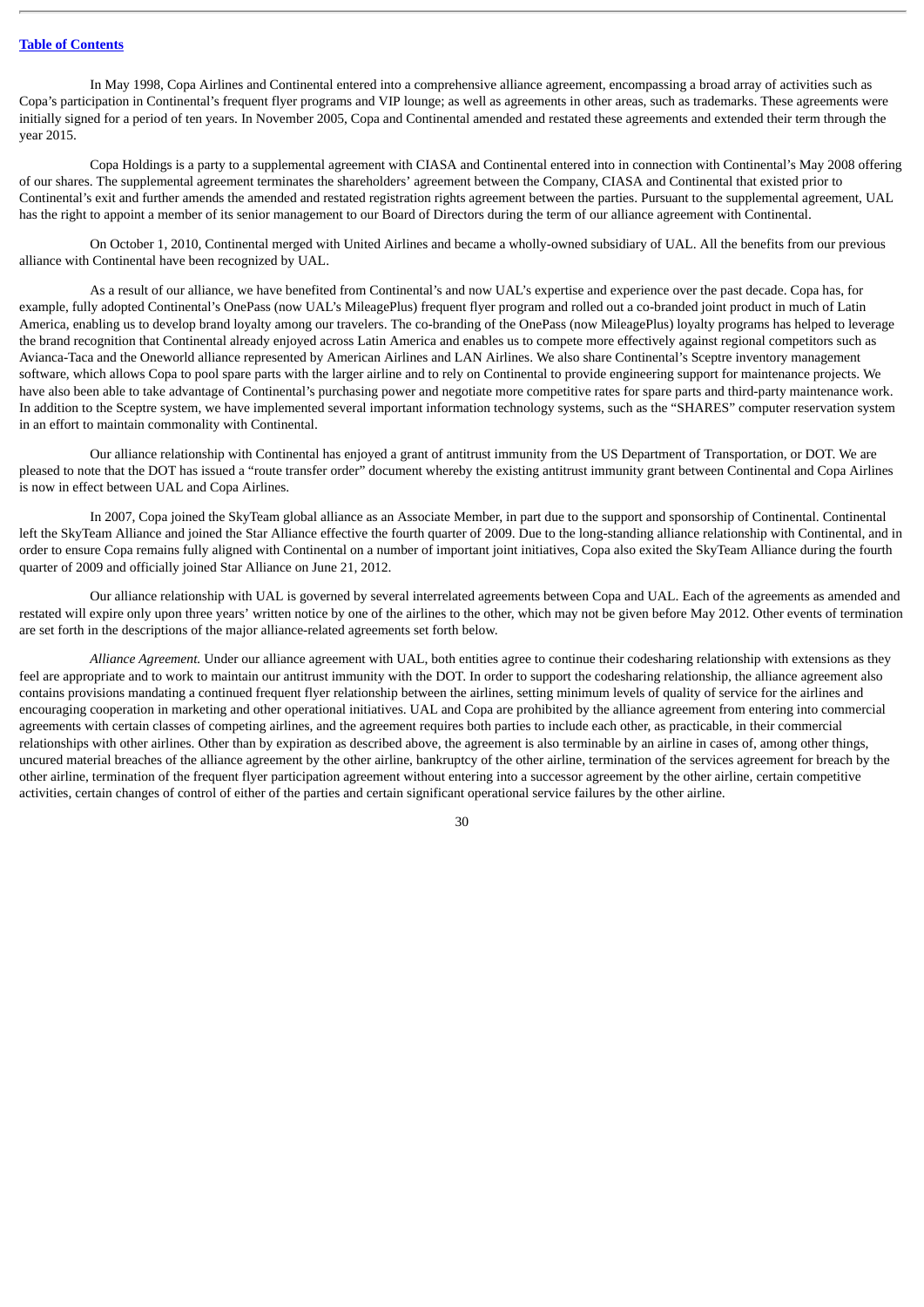In May 1998, Copa Airlines and Continental entered into a comprehensive alliance agreement, encompassing a broad array of activities such as Copa's participation in Continental's frequent flyer programs and VIP lounge; as well as agreements in other areas, such as trademarks. These agreements were initially signed for a period of ten years. In November 2005, Copa and Continental amended and restated these agreements and extended their term through the year 2015.

Copa Holdings is a party to a supplemental agreement with CIASA and Continental entered into in connection with Continental's May 2008 offering of our shares. The supplemental agreement terminates the shareholders' agreement between the Company, CIASA and Continental that existed prior to Continental's exit and further amends the amended and restated registration rights agreement between the parties. Pursuant to the supplemental agreement, UAL has the right to appoint a member of its senior management to our Board of Directors during the term of our alliance agreement with Continental.

On October 1, 2010, Continental merged with United Airlines and became a wholly-owned subsidiary of UAL. All the benefits from our previous alliance with Continental have been recognized by UAL.

As a result of our alliance, we have benefited from Continental's and now UAL's expertise and experience over the past decade. Copa has, for example, fully adopted Continental's OnePass (now UAL's MileagePlus) frequent flyer program and rolled out a co-branded joint product in much of Latin America, enabling us to develop brand loyalty among our travelers. The co-branding of the OnePass (now MileagePlus) loyalty programs has helped to leverage the brand recognition that Continental already enjoyed across Latin America and enables us to compete more effectively against regional competitors such as Avianca-Taca and the Oneworld alliance represented by American Airlines and LAN Airlines. We also share Continental's Sceptre inventory management software, which allows Copa to pool spare parts with the larger airline and to rely on Continental to provide engineering support for maintenance projects. We have also been able to take advantage of Continental's purchasing power and negotiate more competitive rates for spare parts and third-party maintenance work. In addition to the Sceptre system, we have implemented several important information technology systems, such as the "SHARES" computer reservation system in an effort to maintain commonality with Continental.

Our alliance relationship with Continental has enjoyed a grant of antitrust immunity from the US Department of Transportation, or DOT. We are pleased to note that the DOT has issued a "route transfer order" document whereby the existing antitrust immunity grant between Continental and Copa Airlines is now in effect between UAL and Copa Airlines.

In 2007, Copa joined the SkyTeam global alliance as an Associate Member, in part due to the support and sponsorship of Continental. Continental left the SkyTeam Alliance and joined the Star Alliance effective the fourth quarter of 2009. Due to the long-standing alliance relationship with Continental, and in order to ensure Copa remains fully aligned with Continental on a number of important joint initiatives, Copa also exited the SkyTeam Alliance during the fourth quarter of 2009 and officially joined Star Alliance on June 21, 2012.

Our alliance relationship with UAL is governed by several interrelated agreements between Copa and UAL. Each of the agreements as amended and restated will expire only upon three years' written notice by one of the airlines to the other, which may not be given before May 2012. Other events of termination are set forth in the descriptions of the major alliance-related agreements set forth below.

*Alliance Agreement.* Under our alliance agreement with UAL, both entities agree to continue their codesharing relationship with extensions as they feel are appropriate and to work to maintain our antitrust immunity with the DOT. In order to support the codesharing relationship, the alliance agreement also contains provisions mandating a continued frequent flyer relationship between the airlines, setting minimum levels of quality of service for the airlines and encouraging cooperation in marketing and other operational initiatives. UAL and Copa are prohibited by the alliance agreement from entering into commercial agreements with certain classes of competing airlines, and the agreement requires both parties to include each other, as practicable, in their commercial relationships with other airlines. Other than by expiration as described above, the agreement is also terminable by an airline in cases of, among other things, uncured material breaches of the alliance agreement by the other airline, bankruptcy of the other airline, termination of the services agreement for breach by the other airline, termination of the frequent flyer participation agreement without entering into a successor agreement by the other airline, certain competitive activities, certain changes of control of either of the parties and certain significant operational service failures by the other airline.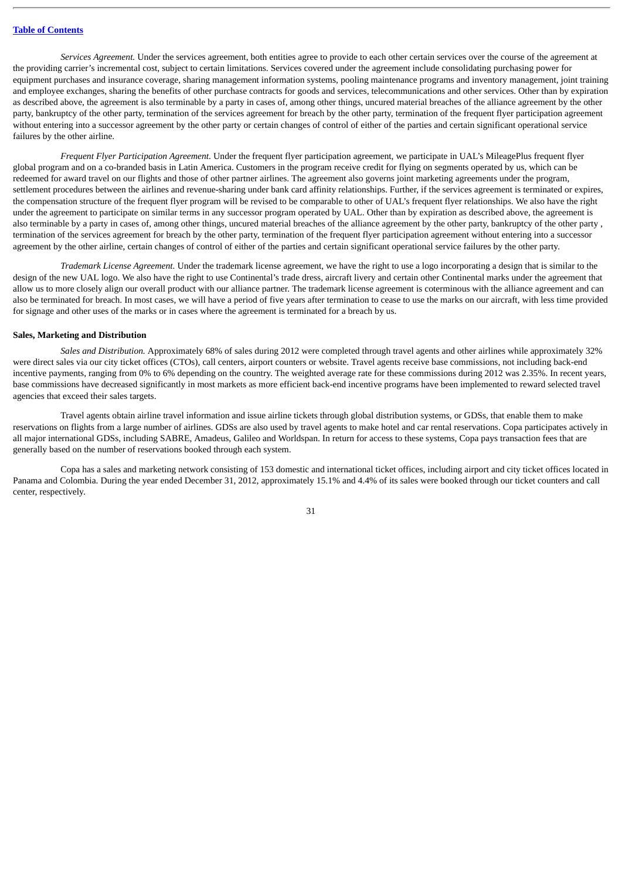*Services Agreement.* Under the services agreement, both entities agree to provide to each other certain services over the course of the agreement at the providing carrier's incremental cost, subject to certain limitations. Services covered under the agreement include consolidating purchasing power for equipment purchases and insurance coverage, sharing management information systems, pooling maintenance programs and inventory management, joint training and employee exchanges, sharing the benefits of other purchase contracts for goods and services, telecommunications and other services. Other than by expiration as described above, the agreement is also terminable by a party in cases of, among other things, uncured material breaches of the alliance agreement by the other party, bankruptcy of the other party, termination of the services agreement for breach by the other party, termination of the frequent flyer participation agreement without entering into a successor agreement by the other party or certain changes of control of either of the parties and certain significant operational service failures by the other airline.

*Frequent Flyer Participation Agreement.* Under the frequent flyer participation agreement, we participate in UAL's MileagePlus frequent flyer global program and on a co-branded basis in Latin America. Customers in the program receive credit for flying on segments operated by us, which can be redeemed for award travel on our flights and those of other partner airlines. The agreement also governs joint marketing agreements under the program, settlement procedures between the airlines and revenue-sharing under bank card affinity relationships. Further, if the services agreement is terminated or expires, the compensation structure of the frequent flyer program will be revised to be comparable to other of UAL's frequent flyer relationships. We also have the right under the agreement to participate on similar terms in any successor program operated by UAL. Other than by expiration as described above, the agreement is also terminable by a party in cases of, among other things, uncured material breaches of the alliance agreement by the other party, bankruptcy of the other party , termination of the services agreement for breach by the other party, termination of the frequent flyer participation agreement without entering into a successor agreement by the other airline, certain changes of control of either of the parties and certain significant operational service failures by the other party.

*Trademark License Agreement.* Under the trademark license agreement, we have the right to use a logo incorporating a design that is similar to the design of the new UAL logo. We also have the right to use Continental's trade dress, aircraft livery and certain other Continental marks under the agreement that allow us to more closely align our overall product with our alliance partner. The trademark license agreement is coterminous with the alliance agreement and can also be terminated for breach. In most cases, we will have a period of five years after termination to cease to use the marks on our aircraft, with less time provided for signage and other uses of the marks or in cases where the agreement is terminated for a breach by us.

**Sales, Marketing and Distribution**

*Sales and Distribution.* Approximately 68% of sales during 2012 were completed through travel agents and other airlines while approximately 32% were direct sales via our city ticket offices (CTOs), call centers, airport counters or website. Travel agents receive base commissions, not including back-end incentive payments, ranging from 0% to 6% depending on the country. The weighted average rate for these commissions during 2012 was 2.35%. In recent years, base commissions have decreased significantly in most markets as more efficient back-end incentive programs have been implemented to reward selected travel agencies that exceed their sales targets.

Travel agents obtain airline travel information and issue airline tickets through global distribution systems, or GDSs, that enable them to make reservations on flights from a large number of airlines. GDSs are also used by travel agents to make hotel and car rental reservations. Copa participates actively in all major international GDSs, including SABRE, Amadeus, Galileo and Worldspan. In return for access to these systems, Copa pays transaction fees that are generally based on the number of reservations booked through each system.

Copa has a sales and marketing network consisting of 153 domestic and international ticket offices, including airport and city ticket offices located in Panama and Colombia. During the year ended December 31, 2012, approximately 15.1% and 4.4% of its sales were booked through our ticket counters and call center, respectively.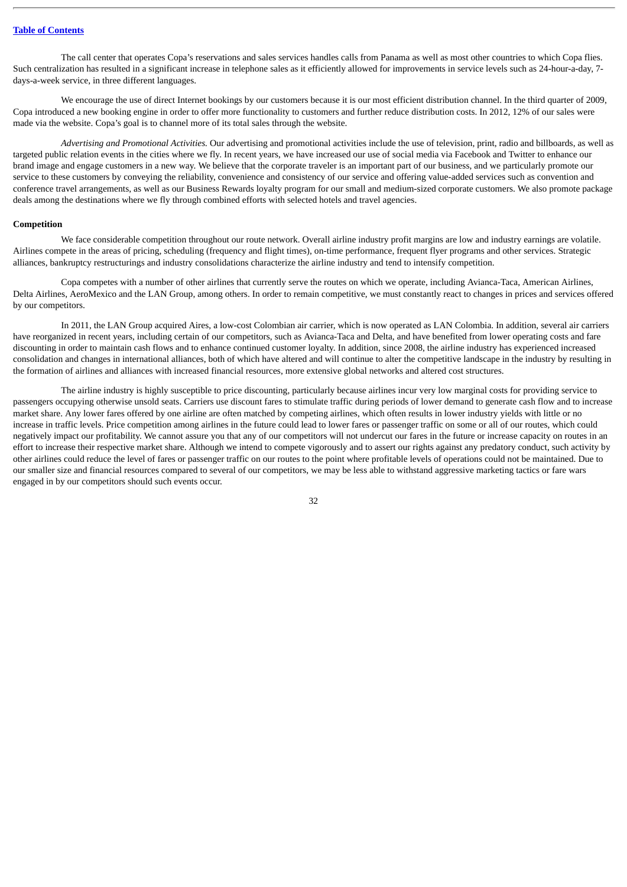The call center that operates Copa's reservations and sales services handles calls from Panama as well as most other countries to which Copa flies. Such centralization has resulted in a significant increase in telephone sales as it efficiently allowed for improvements in service levels such as 24-hour-a-day, 7-days-a-week service, in three different languages.

We encourage the use of direct Internet bookings by our customers because it is our most efficient distribution channel. In the third quarter of 2009, Copa introduced a new booking engine in order to offer more functionality to customers and further reduce distribution costs. In 2012, 12% of our sales were made via the website. Copa's goal is to channel more of its total sales through the website.

*Advertising and Promotional Activities.* Our advertising and promotional activities include the use of television, print, radio and billboards, as well as targeted public relation events in the cities where we fly. In recent years, we have increased our use of social media via Facebook and Twitter to enhance our brand image and engage customers in a new way. We believe that the corporate traveler is an important part of our business, and we particularly promote our service to these customers by conveying the reliability, convenience and consistency of our service and offering value-added services such as convention and conference travel arrangements, as well as our Business Rewards loyalty program for our small and medium-sized corporate customers. We also promote package deals among the destinations where we fly through combined efforts with selected hotels and travel agencies.

**Competition**

We face considerable competition throughout our route network. Overall airline industry profit margins are low and industry earnings are volatile. Airlines compete in the areas of pricing, scheduling (frequency and flight times), on-time performance, frequent flyer programs and other services. Strategic alliances, bankruptcy restructurings and industry consolidations characterize the airline industry and tend to intensify competition.

Copa competes with a number of other airlines that currently serve the routes on which we operate, including Avianca-Taca, American Airlines, Delta Airlines, AeroMexico and the LAN Group, among others. In order to remain competitive, we must constantly react to changes in prices and services offered by our competitors.

In 2011, the LAN Group acquired Aires, a low-cost Colombian air carrier, which is now operated as LAN Colombia. In addition, several air carriers have reorganized in recent years, including certain of our competitors, such as Avianca-Taca and Delta, and have benefited from lower operating costs and fare discounting in order to maintain cash flows and to enhance continued customer loyalty. In addition, since 2008, the airline industry has experienced increased consolidation and changes in international alliances, both of which have altered and will continue to alter the competitive landscape in the industry by resulting in the formation of airlines and alliances with increased financial resources, more extensive global networks and altered cost structures.

The airline industry is highly susceptible to price discounting, particularly because airlines incur very low marginal costs for providing service to passengers occupying otherwise unsold seats. Carriers use discount fares to stimulate traffic during periods of lower demand to generate cash flow and to increase market share. Any lower fares offered by one airline are often matched by competing airlines, which often results in lower industry yields with little or no increase in traffic levels. Price competition among airlines in the future could lead to lower fares or passenger traffic on some or all of our routes, which could negatively impact our profitability. We cannot assure you that any of our competitors will not undercut our fares in the future or increase capacity on routes in an effort to increase their respective market share. Although we intend to compete vigorously and to assert our rights against any predatory conduct, such activity by other airlines could reduce the level of fares or passenger traffic on our routes to the point where profitable levels of operations could not be maintained. Due to our smaller size and financial resources compared to several of our competitors, we may be less able to withstand aggressive marketing tactics or fare wars engaged in by our competitors should such events occur.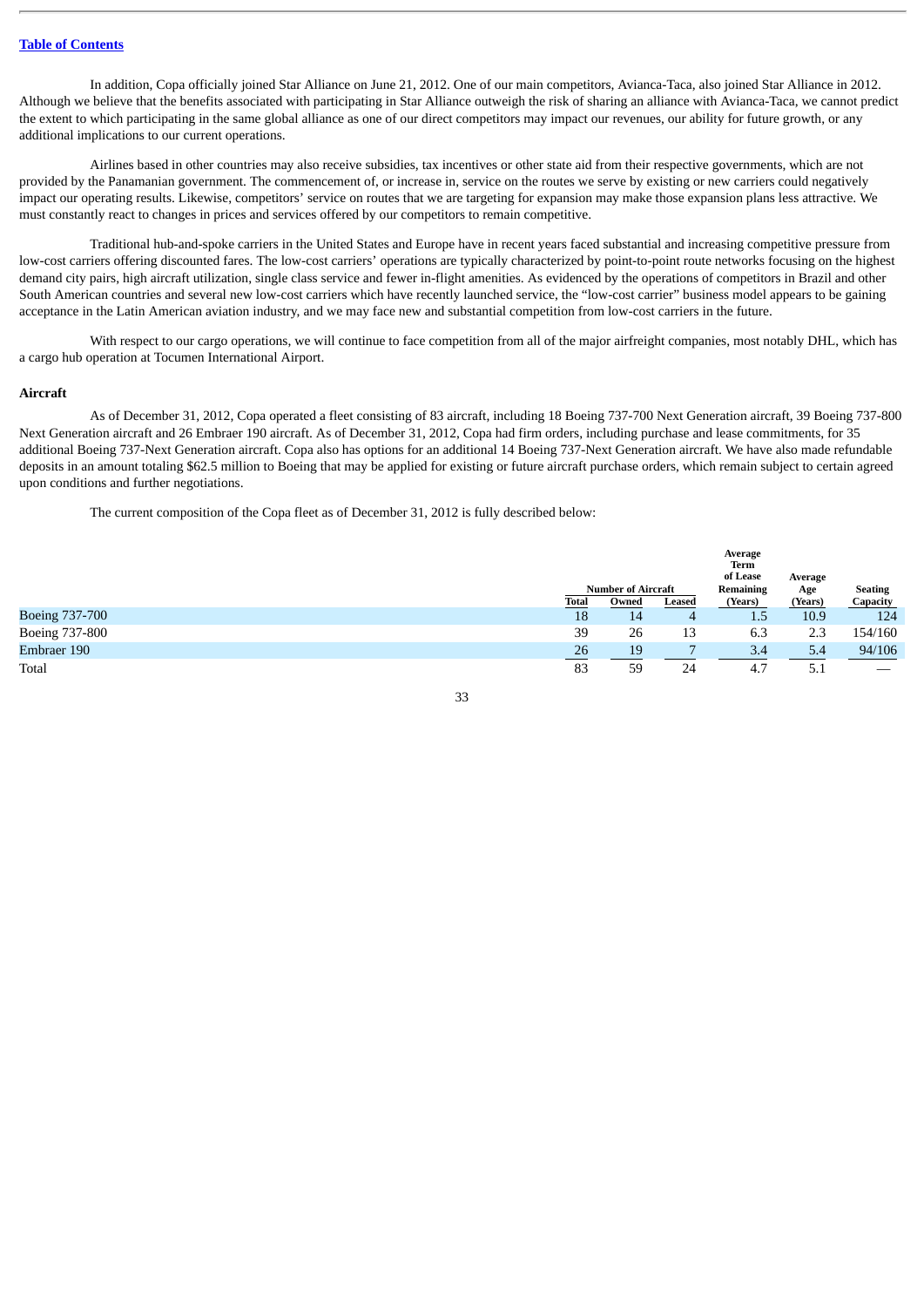[Table of Contents](#)

In addition, Copa officially joined Star Alliance on June 21, 2012. One of our main competitors, Avianca-Taca, also joined Star Alliance in 2012. Although we believe that the benefits associated with participating in Star Alliance outweigh the risk of sharing an alliance with Avianca-Taca, we cannot predict the extent to which participating in the same global alliance as one of our direct competitors may impact our revenues, our ability for future growth, or any additional implications to our current operations.

Airlines based in other countries may also receive subsidies, tax incentives or other state aid from their respective governments, which are not provided by the Panamanian government. The commencement of, or increase in, service on the routes we serve by existing or new carriers could negatively impact our operating results. Likewise, competitors' service on routes that we are targeting for expansion may make those expansion plans less attractive. We must constantly react to changes in prices and services offered by our competitors to remain competitive.

Traditional hub-and-spoke carriers in the United States and Europe have in recent years faced substantial and increasing competitive pressure from low-cost carriers offering discounted fares. The low-cost carriers' operations are typically characterized by point-to-point route networks focusing on the highest demand city pairs, high aircraft utilization, single class service and fewer in-flight amenities. As evidenced by the operations of competitors in Brazil and other South American countries and several new low-cost carriers which have recently launched service, the "low-cost carrier" business model appears to be gaining acceptance in the Latin American aviation industry, and we may face new and substantial competition from low-cost carriers in the future.

With respect to our cargo operations, we will continue to face competition from all of the major airfreight companies, most notably DHL, which has a cargo hub operation at Tocumen International Airport.

### Aircraft

As of December 31, 2012, Copa operated a fleet consisting of 83 aircraft, including 18 Boeing 737-700 Next Generation aircraft, 39 Boeing 737-800 Next Generation aircraft and 26 Embraer 190 aircraft. As of December 31, 2012, Copa had firm orders, including purchase and lease commitments, for 35 additional Boeing 737-Next Generation aircraft. Copa also has options for an additional 14 Boeing 737-Next Generation aircraft. We have also made refundable deposits in an amount totaling $62.5 million to Boeing that may be applied for existing or future aircraft purchase orders, which remain subject to certain agreed upon conditions and further negotiations.

The current composition of the Copa fleet as of December 31, 2012 is fully described below:

| | Number of Aircraft | | | Average Term of Lease Remaining | Average Age | Seating |
|---|---|---|---|---|---|---|
| | Total | Owned | Leased | (Years) | (Years) | Capacity |
| Boeing 737-700 | 18 | 14 | 4 | 1.5 | 10.9 | 124 |
| Boeing 737-800 | 39 | 26 | 13 | 6.3 | 2.3 | 154/160 |
| Embraer 190 | 26 | 19 | 7 | 3.4 | 5.4 | 94/106 |
| Total | 83 | 59 | 24 | 4.7 | 5.1 | — |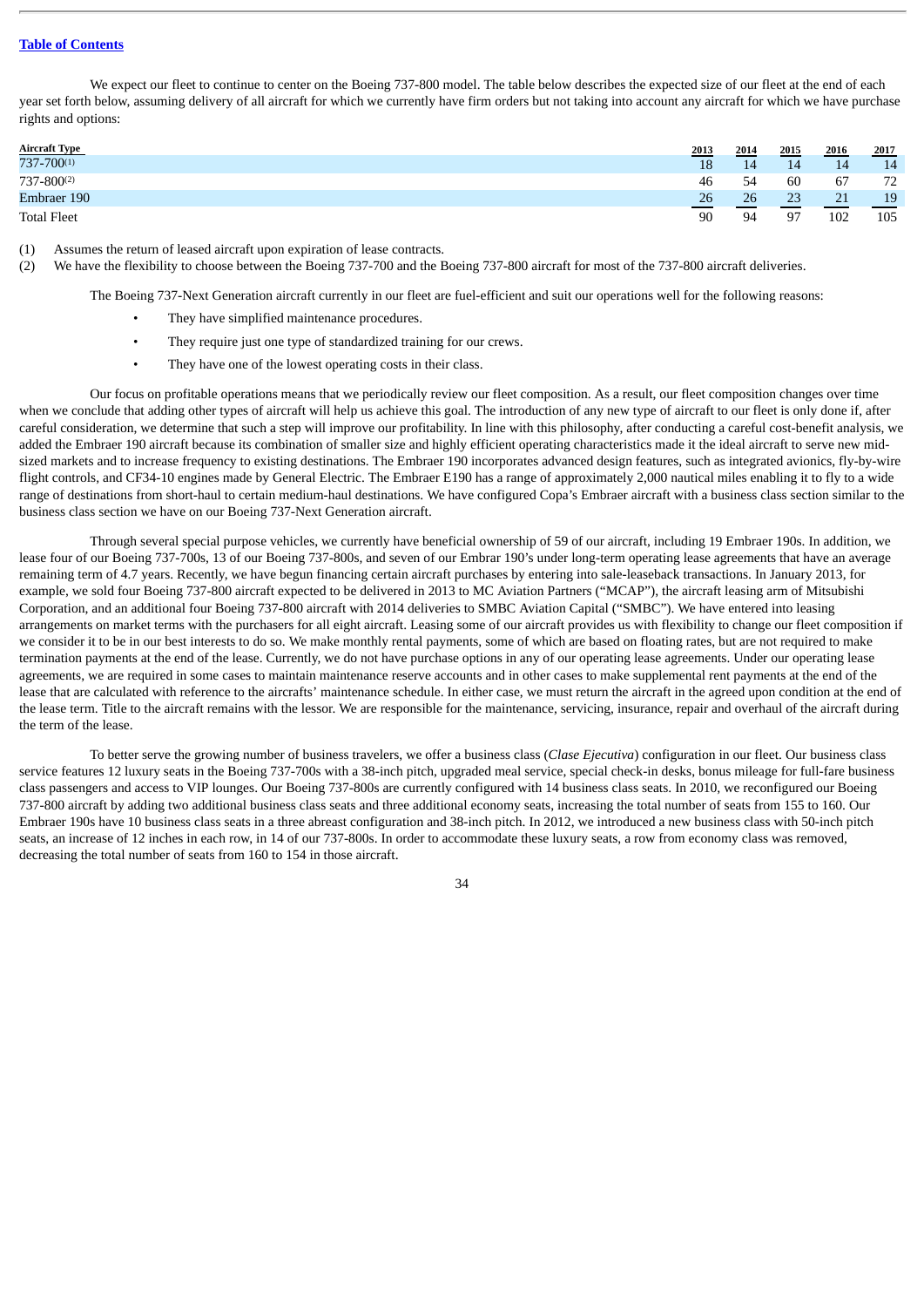We expect our fleet to continue to center on the Boeing 737-800 model. The table below describes the expected size of our fleet at the end of each year set forth below, assuming delivery of all aircraft for which we currently have firm orders but not taking into account any aircraft for which we have purchase rights and options:

| Aircraft Type | 2013 | 2014 | 2015 | 2016 | 2017 |
|---|---|---|---|---|---|
| 737-700[(1)] | 18 | 14 | 14 | 14 | 14 |
| 737-800[(2)] | 46 | 54 | 60 | 67 | 72 |
| Embraer 190 | 26 | 26 | 23 | 21 | 19 |
| Total Fleet | 90 | 94 | 97 | 102 | 105 |

(1) Assumes the return of leased aircraft upon expiration of lease contracts.

(2) We have the flexibility to choose between the Boeing 737-700 and the Boeing 737-800 aircraft for most of the 737-800 aircraft deliveries.

The Boeing 737-Next Generation aircraft currently in our fleet are fuel-efficient and suit our operations well for the following reasons:

- They have simplified maintenance procedures.
- They require just one type of standardized training for our crews.
- They have one of the lowest operating costs in their class.

Our focus on profitable operations means that we periodically review our fleet composition. As a result, our fleet composition changes over time when we conclude that adding other types of aircraft will help us achieve this goal. The introduction of any new type of aircraft to our fleet is only done if, after careful consideration, we determine that such a step will improve our profitability. In line with this philosophy, after conducting a careful cost-benefit analysis, we added the Embraer 190 aircraft because its combination of smaller size and highly efficient operating characteristics made it the ideal aircraft to serve new mid-sized markets and to increase frequency to existing destinations. The Embraer 190 incorporates advanced design features, such as integrated avionics, fly-by-wire flight controls, and CF34-10 engines made by General Electric. The Embraer E190 has a range of approximately 2,000 nautical miles enabling it to fly to a wide range of destinations from short-haul to certain medium-haul destinations. We have configured Copa's Embraer aircraft with a business class section similar to the business class section we have on our Boeing 737-Next Generation aircraft.

Through several special purpose vehicles, we currently have beneficial ownership of 59 of our aircraft, including 19 Embraer 190s. In addition, we lease four of our Boeing 737-700s, 13 of our Boeing 737-800s, and seven of our Embrar 190's under long-term operating lease agreements that have an average remaining term of 4.7 years. Recently, we have begun financing certain aircraft purchases by entering into sale-leaseback transactions. In January 2013, for example, we sold four Boeing 737-800 aircraft expected to be delivered in 2013 to MC Aviation Partners ("MCAP"), the aircraft leasing arm of Mitsubishi Corporation, and an additional four Boeing 737-800 aircraft with 2014 deliveries to SMBC Aviation Capital ("SMBC"). We have entered into leasing arrangements on market terms with the purchasers for all eight aircraft. Leasing some of our aircraft provides us with flexibility to change our fleet composition if we consider it to be in our best interests to do so. We make monthly rental payments, some of which are based on floating rates, but are not required to make termination payments at the end of the lease. Currently, we do not have purchase options in any of our operating lease agreements. Under our operating lease agreements, we are required in some cases to maintain maintenance reserve accounts and in other cases to make supplemental rent payments at the end of the lease that are calculated with reference to the aircrafts' maintenance schedule. In either case, we must return the aircraft in the agreed upon condition at the end of the lease term. Title to the aircraft remains with the lessor. We are responsible for the maintenance, servicing, insurance, repair and overhaul of the aircraft during the term of the lease.

To better serve the growing number of business travelers, we offer a business class (*Clase Ejecutiva*) configuration in our fleet. Our business class service features 12 luxury seats in the Boeing 737-700s with a 38-inch pitch, upgraded meal service, special check-in desks, bonus mileage for full-fare business class passengers and access to VIP lounges. Our Boeing 737-800s are currently configured with 14 business class seats. In 2010, we reconfigured our Boeing 737-800 aircraft by adding two additional business class seats and three additional economy seats, increasing the total number of seats from 155 to 160. Our Embraer 190s have 10 business class seats in a three abreast configuration and 38-inch pitch. In 2012, we introduced a new business class with 50-inch pitch seats, an increase of 12 inches in each row, in 14 of our 737-800s. In order to accommodate these luxury seats, a row from economy class was removed, decreasing the total number of seats from 160 to 154 in those aircraft.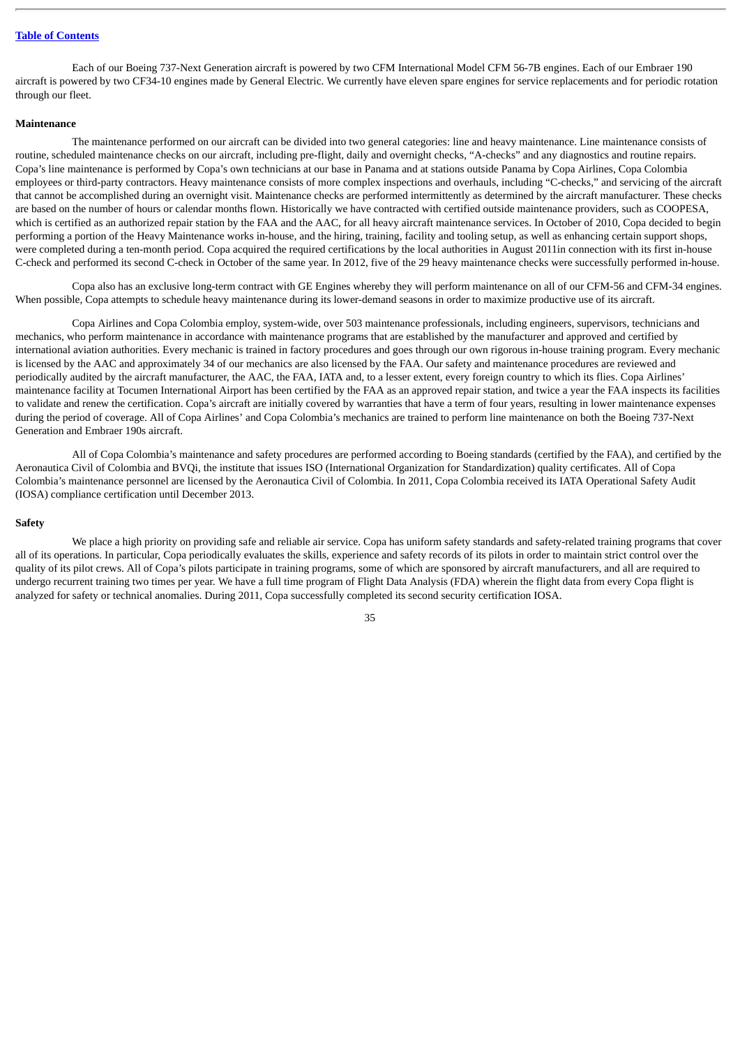Each of our Boeing 737-Next Generation aircraft is powered by two CFM International Model CFM 56-7B engines. Each of our Embraer 190 aircraft is powered by two CF34-10 engines made by General Electric. We currently have eleven spare engines for service replacements and for periodic rotation through our fleet.

**Maintenance**

The maintenance performed on our aircraft can be divided into two general categories: line and heavy maintenance. Line maintenance consists of routine, scheduled maintenance checks on our aircraft, including pre-flight, daily and overnight checks, "A-checks" and any diagnostics and routine repairs. Copa's line maintenance is performed by Copa's own technicians at our base in Panama and at stations outside Panama by Copa Airlines, Copa Colombia employees or third-party contractors. Heavy maintenance consists of more complex inspections and overhauls, including "C-checks," and servicing of the aircraft that cannot be accomplished during an overnight visit. Maintenance checks are performed intermittently as determined by the aircraft manufacturer. These checks are based on the number of hours or calendar months flown. Historically we have contracted with certified outside maintenance providers, such as COOPESA, which is certified as an authorized repair station by the FAA and the AAC, for all heavy aircraft maintenance services. In October of 2010, Copa decided to begin performing a portion of the Heavy Maintenance works in-house, and the hiring, training, facility and tooling setup, as well as enhancing certain support shops, were completed during a ten-month period. Copa acquired the required certifications by the local authorities in August 2011in connection with its first in-house C-check and performed its second C-check in October of the same year. In 2012, five of the 29 heavy maintenance checks were successfully performed in-house.

Copa also has an exclusive long-term contract with GE Engines whereby they will perform maintenance on all of our CFM-56 and CFM-34 engines. When possible, Copa attempts to schedule heavy maintenance during its lower-demand seasons in order to maximize productive use of its aircraft.

Copa Airlines and Copa Colombia employ, system-wide, over 503 maintenance professionals, including engineers, supervisors, technicians and mechanics, who perform maintenance in accordance with maintenance programs that are established by the manufacturer and approved and certified by international aviation authorities. Every mechanic is trained in factory procedures and goes through our own rigorous in-house training program. Every mechanic is licensed by the AAC and approximately 34 of our mechanics are also licensed by the FAA. Our safety and maintenance procedures are reviewed and periodically audited by the aircraft manufacturer, the AAC, the FAA, IATA and, to a lesser extent, every foreign country to which its flies. Copa Airlines' maintenance facility at Tocumen International Airport has been certified by the FAA as an approved repair station, and twice a year the FAA inspects its facilities to validate and renew the certification. Copa's aircraft are initially covered by warranties that have a term of four years, resulting in lower maintenance expenses during the period of coverage. All of Copa Airlines' and Copa Colombia's mechanics are trained to perform line maintenance on both the Boeing 737-Next Generation and Embraer 190s aircraft.

All of Copa Colombia's maintenance and safety procedures are performed according to Boeing standards (certified by the FAA), and certified by the Aeronautica Civil of Colombia and BVQi, the institute that issues ISO (International Organization for Standardization) quality certificates. All of Copa Colombia's maintenance personnel are licensed by the Aeronautica Civil of Colombia. In 2011, Copa Colombia received its IATA Operational Safety Audit (IOSA) compliance certification until December 2013.

**Safety**

We place a high priority on providing safe and reliable air service. Copa has uniform safety standards and safety-related training programs that cover all of its operations. In particular, Copa periodically evaluates the skills, experience and safety records of its pilots in order to maintain strict control over the quality of its pilot crews. All of Copa's pilots participate in training programs, some of which are sponsored by aircraft manufacturers, and all are required to undergo recurrent training two times per year. We have a full time program of Flight Data Analysis (FDA) wherein the flight data from every Copa flight is analyzed for safety or technical anomalies. During 2011, Copa successfully completed its second security certification IOSA.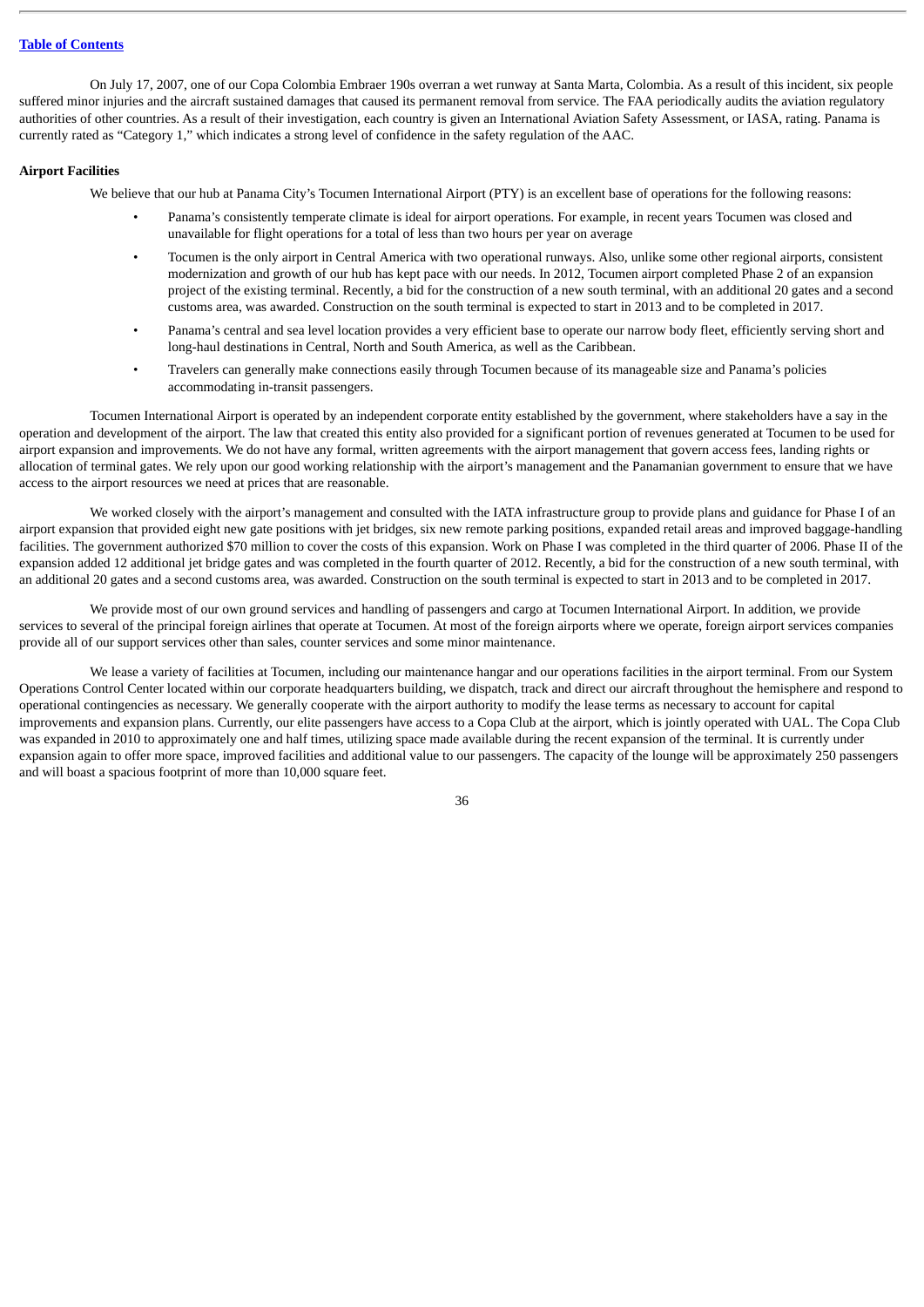On July 17, 2007, one of our Copa Colombia Embraer 190s overran a wet runway at Santa Marta, Colombia. As a result of this incident, six people suffered minor injuries and the aircraft sustained damages that caused its permanent removal from service. The FAA periodically audits the aviation regulatory authorities of other countries. As a result of their investigation, each country is given an International Aviation Safety Assessment, or IASA, rating. Panama is currently rated as "Category 1," which indicates a strong level of confidence in the safety regulation of the AAC.

**Airport Facilities**

We believe that our hub at Panama City's Tocumen International Airport (PTY) is an excellent base of operations for the following reasons:

- Panama's consistently temperate climate is ideal for airport operations. For example, in recent years Tocumen was closed and unavailable for flight operations for a total of less than two hours per year on average
- Tocumen is the only airport in Central America with two operational runways. Also, unlike some other regional airports, consistent modernization and growth of our hub has kept pace with our needs. In 2012, Tocumen airport completed Phase 2 of an expansion project of the existing terminal. Recently, a bid for the construction of a new south terminal, with an additional 20 gates and a second customs area, was awarded. Construction on the south terminal is expected to start in 2013 and to be completed in 2017.
- Panama's central and sea level location provides a very efficient base to operate our narrow body fleet, efficiently serving short and long-haul destinations in Central, North and South America, as well as the Caribbean.
- Travelers can generally make connections easily through Tocumen because of its manageable size and Panama's policies accommodating in-transit passengers.

Tocumen International Airport is operated by an independent corporate entity established by the government, where stakeholders have a say in the operation and development of the airport. The law that created this entity also provided for a significant portion of revenues generated at Tocumen to be used for airport expansion and improvements. We do not have any formal, written agreements with the airport management that govern access fees, landing rights or allocation of terminal gates. We rely upon our good working relationship with the airport's management and the Panamanian government to ensure that we have access to the airport resources we need at prices that are reasonable.

We worked closely with the airport's management and consulted with the IATA infrastructure group to provide plans and guidance for Phase I of an airport expansion that provided eight new gate positions with jet bridges, six new remote parking positions, expanded retail areas and improved baggage-handling facilities. The government authorized $70 million to cover the costs of this expansion. Work on Phase I was completed in the third quarter of 2006. Phase II of the expansion added 12 additional jet bridge gates and was completed in the fourth quarter of 2012. Recently, a bid for the construction of a new south terminal, with an additional 20 gates and a second customs area, was awarded. Construction on the south terminal is expected to start in 2013 and to be completed in 2017.

We provide most of our own ground services and handling of passengers and cargo at Tocumen International Airport. In addition, we provide services to several of the principal foreign airlines that operate at Tocumen. At most of the foreign airports where we operate, foreign airport services companies provide all of our support services other than sales, counter services and some minor maintenance.

We lease a variety of facilities at Tocumen, including our maintenance hangar and our operations facilities in the airport terminal. From our System Operations Control Center located within our corporate headquarters building, we dispatch, track and direct our aircraft throughout the hemisphere and respond to operational contingencies as necessary. We generally cooperate with the airport authority to modify the lease terms as necessary to account for capital improvements and expansion plans. Currently, our elite passengers have access to a Copa Club at the airport, which is jointly operated with UAL. The Copa Club was expanded in 2010 to approximately one and half times, utilizing space made available during the recent expansion of the terminal. It is currently under expansion again to offer more space, improved facilities and additional value to our passengers. The capacity of the lounge will be approximately 250 passengers and will boast a spacious footprint of more than 10,000 square feet.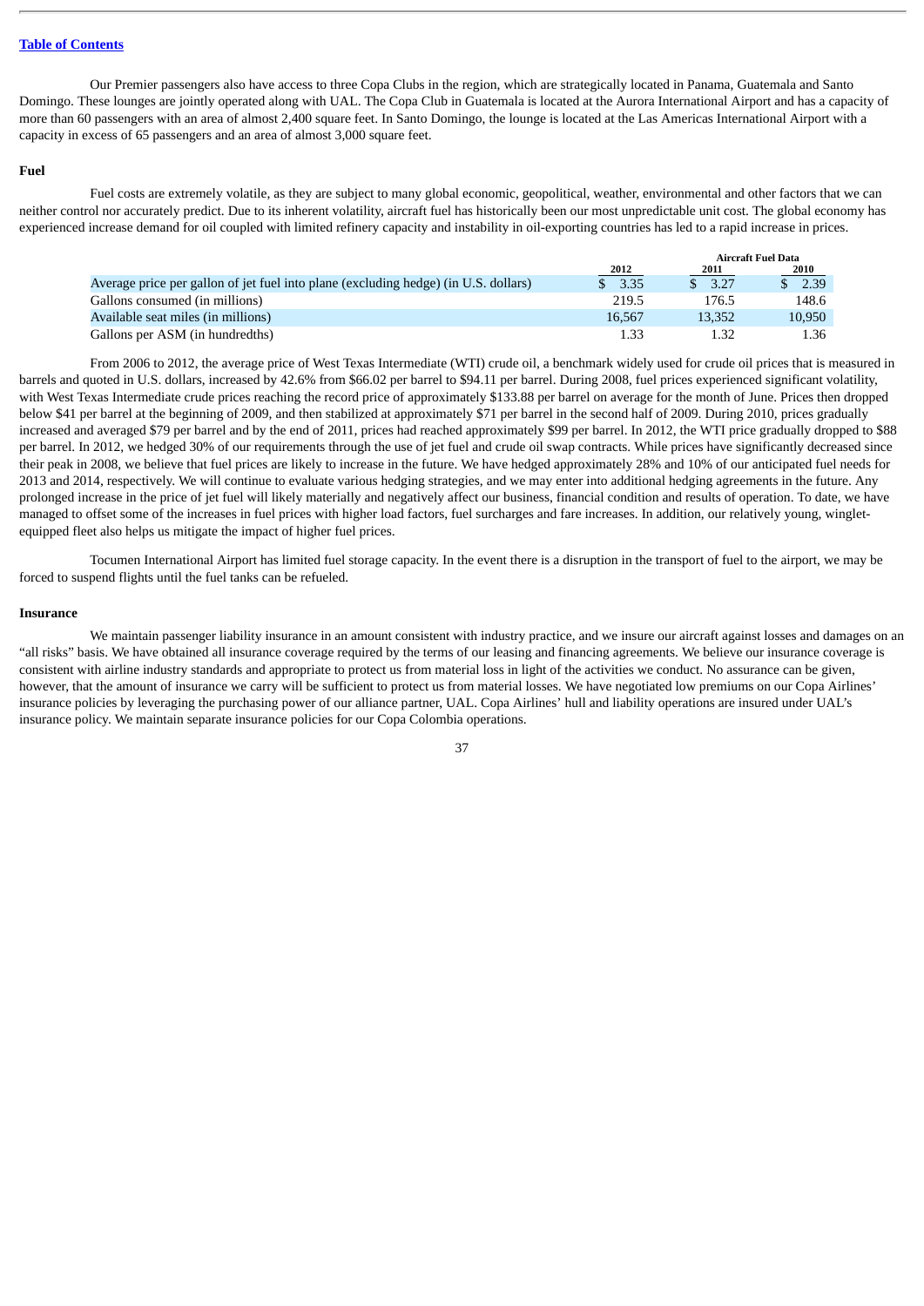Our Premier passengers also have access to three Copa Clubs in the region, which are strategically located in Panama, Guatemala and Santo Domingo. These lounges are jointly operated along with UAL. The Copa Club in Guatemala is located at the Aurora International Airport and has a capacity of more than 60 passengers with an area of almost 2,400 square feet. In Santo Domingo, the lounge is located at the Las Americas International Airport with a capacity in excess of 65 passengers and an area of almost 3,000 square feet.

### Fuel

Fuel costs are extremely volatile, as they are subject to many global economic, geopolitical, weather, environmental and other factors that we can neither control nor accurately predict. Due to its inherent volatility, aircraft fuel has historically been our most unpredictable unit cost. The global economy has experienced increase demand for oil coupled with limited refinery capacity and instability in oil-exporting countries has led to a rapid increase in prices.

| | Aircraft Fuel Data | | |
|---|---|---|---|
| | 2012 | 2011 | 2010 |
| Average price per gallon of jet fuel into plane (excluding hedge) (in U.S. dollars) | $ 3.35 | $ 3.27 | $ 2.39 |
| Gallons consumed (in millions) | 219.5 | 176.5 | 148.6 |
| Available seat miles (in millions) | 16,567 | 13,352 | 10,950 |
| Gallons per ASM (in hundredths) | 1.33 | 1.32 | 1.36 |

From 2006 to 2012, the average price of West Texas Intermediate (WTI) crude oil, a benchmark widely used for crude oil prices that is measured in barrels and quoted in U.S. dollars, increased by 42.6% from $66.02 per barrel to $94.11 per barrel. During 2008, fuel prices experienced significant volatility, with West Texas Intermediate crude prices reaching the record price of approximately $133.88 per barrel on average for the month of June. Prices then dropped below $41 per barrel at the beginning of 2009, and then stabilized at approximately $71 per barrel in the second half of 2009. During 2010, prices gradually increased and averaged $79 per barrel and by the end of 2011, prices had reached approximately $99 per barrel. In 2012, the WTI price gradually dropped to $88 per barrel. In 2012, we hedged 30% of our requirements through the use of jet fuel and crude oil swap contracts. While prices have significantly decreased since their peak in 2008, we believe that fuel prices are likely to increase in the future. We have hedged approximately 28% and 10% of our anticipated fuel needs for 2013 and 2014, respectively. We will continue to evaluate various hedging strategies, and we may enter into additional hedging agreements in the future. Any prolonged increase in the price of jet fuel will likely materially and negatively affect our business, financial condition and results of operation. To date, we have managed to offset some of the increases in fuel prices with higher load factors, fuel surcharges and fare increases. In addition, our relatively young, winglet-equipped fleet also helps us mitigate the impact of higher fuel prices.

Tocumen International Airport has limited fuel storage capacity. In the event there is a disruption in the transport of fuel to the airport, we may be forced to suspend flights until the fuel tanks can be refueled.

### Insurance

We maintain passenger liability insurance in an amount consistent with industry practice, and we insure our aircraft against losses and damages on an "all risks" basis. We have obtained all insurance coverage required by the terms of our leasing and financing agreements. We believe our insurance coverage is consistent with airline industry standards and appropriate to protect us from material loss in light of the activities we conduct. No assurance can be given, however, that the amount of insurance we carry will be sufficient to protect us from material losses. We have negotiated low premiums on our Copa Airlines' insurance policies by leveraging the purchasing power of our alliance partner, UAL. Copa Airlines' hull and liability operations are insured under UAL's insurance policy. We maintain separate insurance policies for our Copa Colombia operations.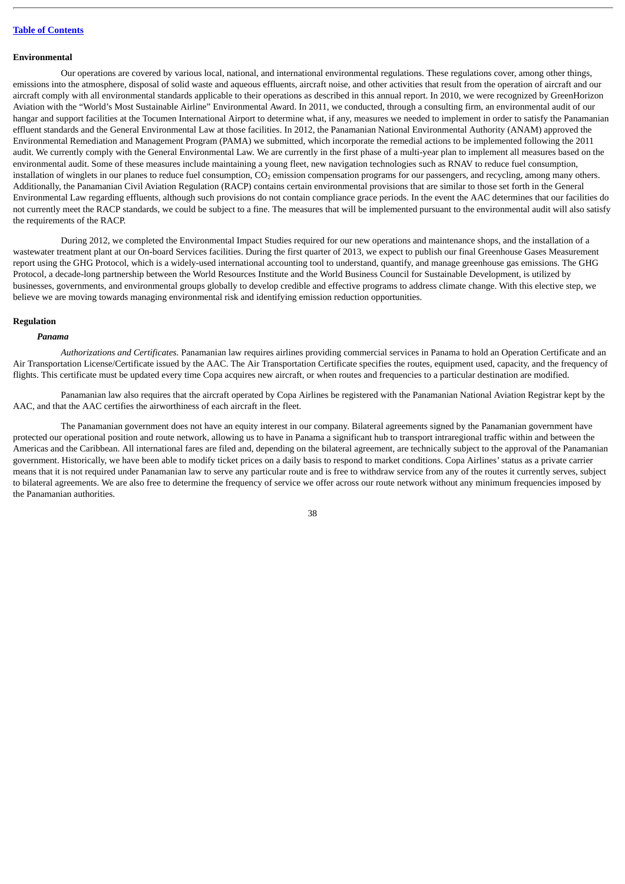**Environmental**

Our operations are covered by various local, national, and international environmental regulations. These regulations cover, among other things, emissions into the atmosphere, disposal of solid waste and aqueous effluents, aircraft noise, and other activities that result from the operation of aircraft and our aircraft comply with all environmental standards applicable to their operations as described in this annual report. In 2010, we were recognized by GreenHorizon Aviation with the "World's Most Sustainable Airline" Environmental Award. In 2011, we conducted, through a consulting firm, an environmental audit of our hangar and support facilities at the Tocumen International Airport to determine what, if any, measures we needed to implement in order to satisfy the Panamanian effluent standards and the General Environmental Law at those facilities. In 2012, the Panamanian National Environmental Authority (ANAM) approved the Environmental Remediation and Management Program (PAMA) we submitted, which incorporate the remedial actions to be implemented following the 2011 audit. We currently comply with the General Environmental Law. We are currently in the first phase of a multi-year plan to implement all measures based on the environmental audit. Some of these measures include maintaining a young fleet, new navigation technologies such as RNAV to reduce fuel consumption, installation of winglets in our planes to reduce fuel consumption, $CO_2$ emission compensation programs for our passengers, and recycling, among many others. Additionally, the Panamanian Civil Aviation Regulation (RACP) contains certain environmental provisions that are similar to those set forth in the General Environmental Law regarding effluents, although such provisions do not contain compliance grace periods. In the event the AAC determines that our facilities do not currently meet the RACP standards, we could be subject to a fine. The measures that will be implemented pursuant to the environmental audit will also satisfy the requirements of the RACP.

During 2012, we completed the Environmental Impact Studies required for our new operations and maintenance shops, and the installation of a wastewater treatment plant at our On-board Services facilities. During the first quarter of 2013, we expect to publish our final Greenhouse Gases Measurement report using the GHG Protocol, which is a widely-used international accounting tool to understand, quantify, and manage greenhouse gas emissions. The GHG Protocol, a decade-long partnership between the World Resources Institute and the World Business Council for Sustainable Development, is utilized by businesses, governments, and environmental groups globally to develop credible and effective programs to address climate change. With this elective step, we believe we are moving towards managing environmental risk and identifying emission reduction opportunities.

**Regulation**

***Panama***

*Authorizations and Certificates.* Panamanian law requires airlines providing commercial services in Panama to hold an Operation Certificate and an Air Transportation License/Certificate issued by the AAC. The Air Transportation Certificate specifies the routes, equipment used, capacity, and the frequency of flights. This certificate must be updated every time Copa acquires new aircraft, or when routes and frequencies to a particular destination are modified.

Panamanian law also requires that the aircraft operated by Copa Airlines be registered with the Panamanian National Aviation Registrar kept by the AAC, and that the AAC certifies the airworthiness of each aircraft in the fleet.

The Panamanian government does not have an equity interest in our company. Bilateral agreements signed by the Panamanian government have protected our operational position and route network, allowing us to have in Panama a significant hub to transport intraregional traffic within and between the Americas and the Caribbean. All international fares are filed and, depending on the bilateral agreement, are technically subject to the approval of the Panamanian government. Historically, we have been able to modify ticket prices on a daily basis to respond to market conditions. Copa Airlines' status as a private carrier means that it is not required under Panamanian law to serve any particular route and is free to withdraw service from any of the routes it currently serves, subject to bilateral agreements. We are also free to determine the frequency of service we offer across our route network without any minimum frequencies imposed by the Panamanian authorities.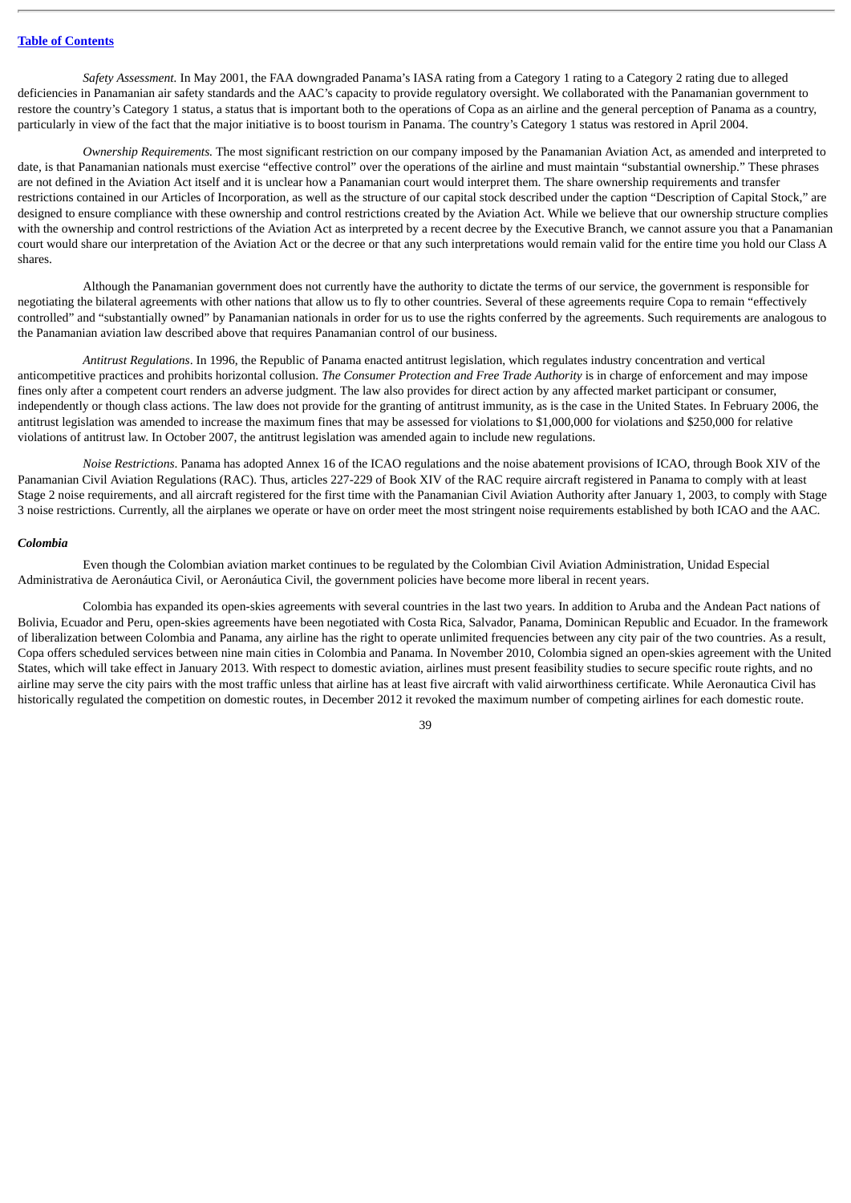*Safety Assessment.* In May 2001, the FAA downgraded Panama's IASA rating from a Category 1 rating to a Category 2 rating due to alleged deficiencies in Panamanian air safety standards and the AAC's capacity to provide regulatory oversight. We collaborated with the Panamanian government to restore the country's Category 1 status, a status that is important both to the operations of Copa as an airline and the general perception of Panama as a country, particularly in view of the fact that the major initiative is to boost tourism in Panama. The country's Category 1 status was restored in April 2004.

*Ownership Requirements.* The most significant restriction on our company imposed by the Panamanian Aviation Act, as amended and interpreted to date, is that Panamanian nationals must exercise "effective control" over the operations of the airline and must maintain "substantial ownership." These phrases are not defined in the Aviation Act itself and it is unclear how a Panamanian court would interpret them. The share ownership requirements and transfer restrictions contained in our Articles of Incorporation, as well as the structure of our capital stock described under the caption "Description of Capital Stock," are designed to ensure compliance with these ownership and control restrictions created by the Aviation Act. While we believe that our ownership structure complies with the ownership and control restrictions of the Aviation Act as interpreted by a recent decree by the Executive Branch, we cannot assure you that a Panamanian court would share our interpretation of the Aviation Act or the decree or that any such interpretations would remain valid for the entire time you hold our Class A shares.

Although the Panamanian government does not currently have the authority to dictate the terms of our service, the government is responsible for negotiating the bilateral agreements with other nations that allow us to fly to other countries. Several of these agreements require Copa to remain "effectively controlled" and "substantially owned" by Panamanian nationals in order for us to use the rights conferred by the agreements. Such requirements are analogous to the Panamanian aviation law described above that requires Panamanian control of our business.

*Antitrust Regulations*. In 1996, the Republic of Panama enacted antitrust legislation, which regulates industry concentration and vertical anticompetitive practices and prohibits horizontal collusion. *The Consumer Protection and Free Trade Authority* is in charge of enforcement and may impose fines only after a competent court renders an adverse judgment. The law also provides for direct action by any affected market participant or consumer, independently or though class actions. The law does not provide for the granting of antitrust immunity, as is the case in the United States. In February 2006, the antitrust legislation was amended to increase the maximum fines that may be assessed for violations to $1,000,000 for violations and $250,000 for relative violations of antitrust law. In October 2007, the antitrust legislation was amended again to include new regulations.

*Noise Restrictions*. Panama has adopted Annex 16 of the ICAO regulations and the noise abatement provisions of ICAO, through Book XIV of the Panamanian Civil Aviation Regulations (RAC). Thus, articles 227-229 of Book XIV of the RAC require aircraft registered in Panama to comply with at least Stage 2 noise requirements, and all aircraft registered for the first time with the Panamanian Civil Aviation Authority after January 1, 2003, to comply with Stage 3 noise restrictions. Currently, all the airplanes we operate or have on order meet the most stringent noise requirements established by both ICAO and the AAC.

***Colombia***

Even though the Colombian aviation market continues to be regulated by the Colombian Civil Aviation Administration, Unidad Especial Administrativa de Aeronáutica Civil, or Aeronáutica Civil, the government policies have become more liberal in recent years.

Colombia has expanded its open-skies agreements with several countries in the last two years. In addition to Aruba and the Andean Pact nations of Bolivia, Ecuador and Peru, open-skies agreements have been negotiated with Costa Rica, Salvador, Panama, Dominican Republic and Ecuador. In the framework of liberalization between Colombia and Panama, any airline has the right to operate unlimited frequencies between any city pair of the two countries. As a result, Copa offers scheduled services between nine main cities in Colombia and Panama. In November 2010, Colombia signed an open-skies agreement with the United States, which will take effect in January 2013. With respect to domestic aviation, airlines must present feasibility studies to secure specific route rights, and no airline may serve the city pairs with the most traffic unless that airline has at least five aircraft with valid airworthiness certificate. While Aeronautica Civil has historically regulated the competition on domestic routes, in December 2012 it revoked the maximum number of competing airlines for each domestic route.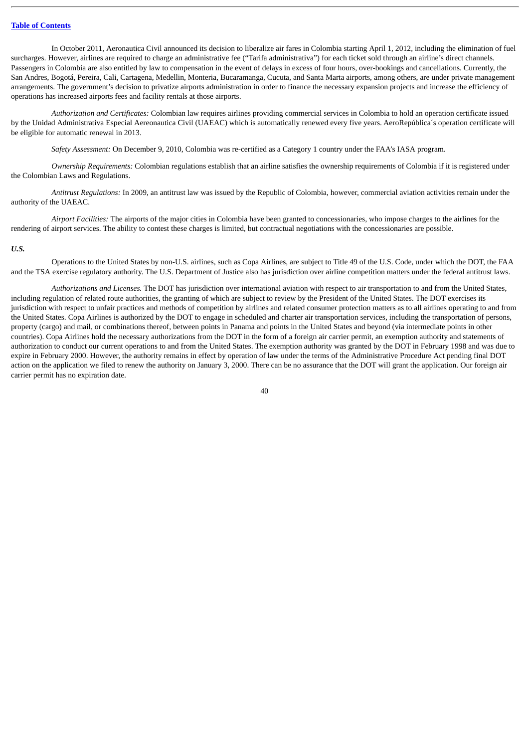In October 2011, Aeronautica Civil announced its decision to liberalize air fares in Colombia starting April 1, 2012, including the elimination of fuel surcharges. However, airlines are required to charge an administrative fee ("Tarifa administrativa") for each ticket sold through an airline's direct channels. Passengers in Colombia are also entitled by law to compensation in the event of delays in excess of four hours, over-bookings and cancellations. Currently, the San Andres, Bogotá, Pereira, Cali, Cartagena, Medellin, Monteria, Bucaramanga, Cucuta, and Santa Marta airports, among others, are under private management arrangements. The government's decision to privatize airports administration in order to finance the necessary expansion projects and increase the efficiency of operations has increased airports fees and facility rentals at those airports.

*Authorization and Certificates:* Colombian law requires airlines providing commercial services in Colombia to hold an operation certificate issued by the Unidad Administrativa Especial Aereonautica Civil (UAEAC) which is automatically renewed every five years. AeroRepública´s operation certificate will be eligible for automatic renewal in 2013.

*Safety Assessment:* On December 9, 2010, Colombia was re-certified as a Category 1 country under the FAA's IASA program.

*Ownership Requirements:* Colombian regulations establish that an airline satisfies the ownership requirements of Colombia if it is registered under the Colombian Laws and Regulations.

*Antitrust Regulations:* In 2009, an antitrust law was issued by the Republic of Colombia, however, commercial aviation activities remain under the authority of the UAEAC.

*Airport Facilities:* The airports of the major cities in Colombia have been granted to concessionaries, who impose charges to the airlines for the rendering of airport services. The ability to contest these charges is limited, but contractual negotiations with the concessionaries are possible.

***U.S.***

Operations to the United States by non-U.S. airlines, such as Copa Airlines, are subject to Title 49 of the U.S. Code, under which the DOT, the FAA and the TSA exercise regulatory authority. The U.S. Department of Justice also has jurisdiction over airline competition matters under the federal antitrust laws.

*Authorizations and Licenses.* The DOT has jurisdiction over international aviation with respect to air transportation to and from the United States, including regulation of related route authorities, the granting of which are subject to review by the President of the United States. The DOT exercises its jurisdiction with respect to unfair practices and methods of competition by airlines and related consumer protection matters as to all airlines operating to and from the United States. Copa Airlines is authorized by the DOT to engage in scheduled and charter air transportation services, including the transportation of persons, property (cargo) and mail, or combinations thereof, between points in Panama and points in the United States and beyond (via intermediate points in other countries). Copa Airlines hold the necessary authorizations from the DOT in the form of a foreign air carrier permit, an exemption authority and statements of authorization to conduct our current operations to and from the United States. The exemption authority was granted by the DOT in February 1998 and was due to expire in February 2000. However, the authority remains in effect by operation of law under the terms of the Administrative Procedure Act pending final DOT action on the application we filed to renew the authority on January 3, 2000. There can be no assurance that the DOT will grant the application. Our foreign air carrier permit has no expiration date.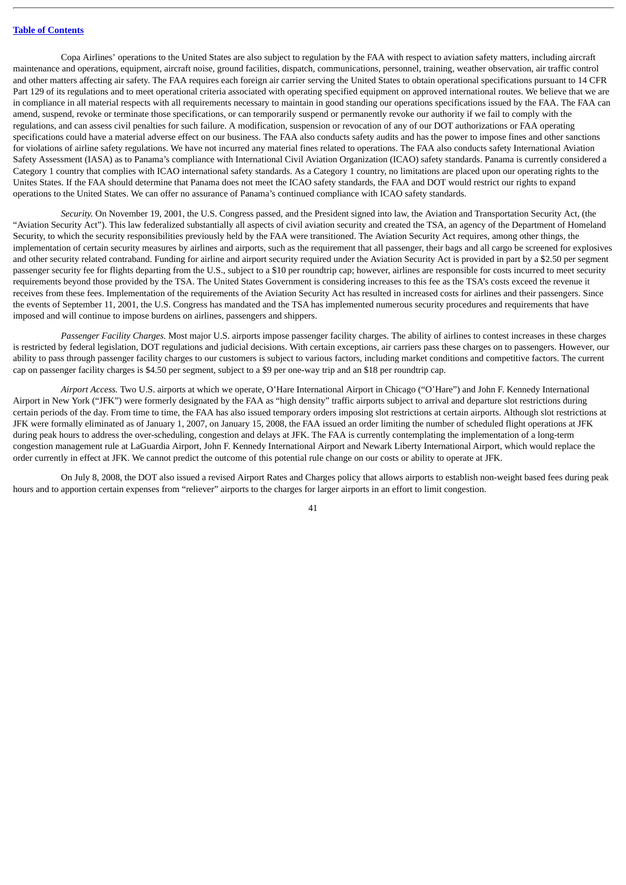Copa Airlines' operations to the United States are also subject to regulation by the FAA with respect to aviation safety matters, including aircraft maintenance and operations, equipment, aircraft noise, ground facilities, dispatch, communications, personnel, training, weather observation, air traffic control and other matters affecting air safety. The FAA requires each foreign air carrier serving the United States to obtain operational specifications pursuant to 14 CFR Part 129 of its regulations and to meet operational criteria associated with operating specified equipment on approved international routes. We believe that we are in compliance in all material respects with all requirements necessary to maintain in good standing our operations specifications issued by the FAA. The FAA can amend, suspend, revoke or terminate those specifications, or can temporarily suspend or permanently revoke our authority if we fail to comply with the regulations, and can assess civil penalties for such failure. A modification, suspension or revocation of any of our DOT authorizations or FAA operating specifications could have a material adverse effect on our business. The FAA also conducts safety audits and has the power to impose fines and other sanctions for violations of airline safety regulations. We have not incurred any material fines related to operations. The FAA also conducts safety International Aviation Safety Assessment (IASA) as to Panama's compliance with International Civil Aviation Organization (ICAO) safety standards. Panama is currently considered a Category 1 country that complies with ICAO international safety standards. As a Category 1 country, no limitations are placed upon our operating rights to the Unites States. If the FAA should determine that Panama does not meet the ICAO safety standards, the FAA and DOT would restrict our rights to expand operations to the United States. We can offer no assurance of Panama's continued compliance with ICAO safety standards.

*Security.* On November 19, 2001, the U.S. Congress passed, and the President signed into law, the Aviation and Transportation Security Act, (the "Aviation Security Act"). This law federalized substantially all aspects of civil aviation security and created the TSA, an agency of the Department of Homeland Security, to which the security responsibilities previously held by the FAA were transitioned. The Aviation Security Act requires, among other things, the implementation of certain security measures by airlines and airports, such as the requirement that all passenger, their bags and all cargo be screened for explosives and other security related contraband. Funding for airline and airport security required under the Aviation Security Act is provided in part by a $2.50 per segment passenger security fee for flights departing from the U.S., subject to a $10 per roundtrip cap; however, airlines are responsible for costs incurred to meet security requirements beyond those provided by the TSA. The United States Government is considering increases to this fee as the TSA's costs exceed the revenue it receives from these fees. Implementation of the requirements of the Aviation Security Act has resulted in increased costs for airlines and their passengers. Since the events of September 11, 2001, the U.S. Congress has mandated and the TSA has implemented numerous security procedures and requirements that have imposed and will continue to impose burdens on airlines, passengers and shippers.

*Passenger Facility Charges.* Most major U.S. airports impose passenger facility charges. The ability of airlines to contest increases in these charges is restricted by federal legislation, DOT regulations and judicial decisions. With certain exceptions, air carriers pass these charges on to passengers. However, our ability to pass through passenger facility charges to our customers is subject to various factors, including market conditions and competitive factors. The current cap on passenger facility charges is $4.50 per segment, subject to a $9 per one-way trip and an $18 per roundtrip cap.

*Airport Access.* Two U.S. airports at which we operate, O'Hare International Airport in Chicago ("O'Hare") and John F. Kennedy International Airport in New York ("JFK") were formerly designated by the FAA as "high density" traffic airports subject to arrival and departure slot restrictions during certain periods of the day. From time to time, the FAA has also issued temporary orders imposing slot restrictions at certain airports. Although slot restrictions at JFK were formally eliminated as of January 1, 2007, on January 15, 2008, the FAA issued an order limiting the number of scheduled flight operations at JFK during peak hours to address the over-scheduling, congestion and delays at JFK. The FAA is currently contemplating the implementation of a long-term congestion management rule at LaGuardia Airport, John F. Kennedy International Airport and Newark Liberty International Airport, which would replace the order currently in effect at JFK. We cannot predict the outcome of this potential rule change on our costs or ability to operate at JFK.

On July 8, 2008, the DOT also issued a revised Airport Rates and Charges policy that allows airports to establish non-weight based fees during peak hours and to apportion certain expenses from "reliever" airports to the charges for larger airports in an effort to limit congestion.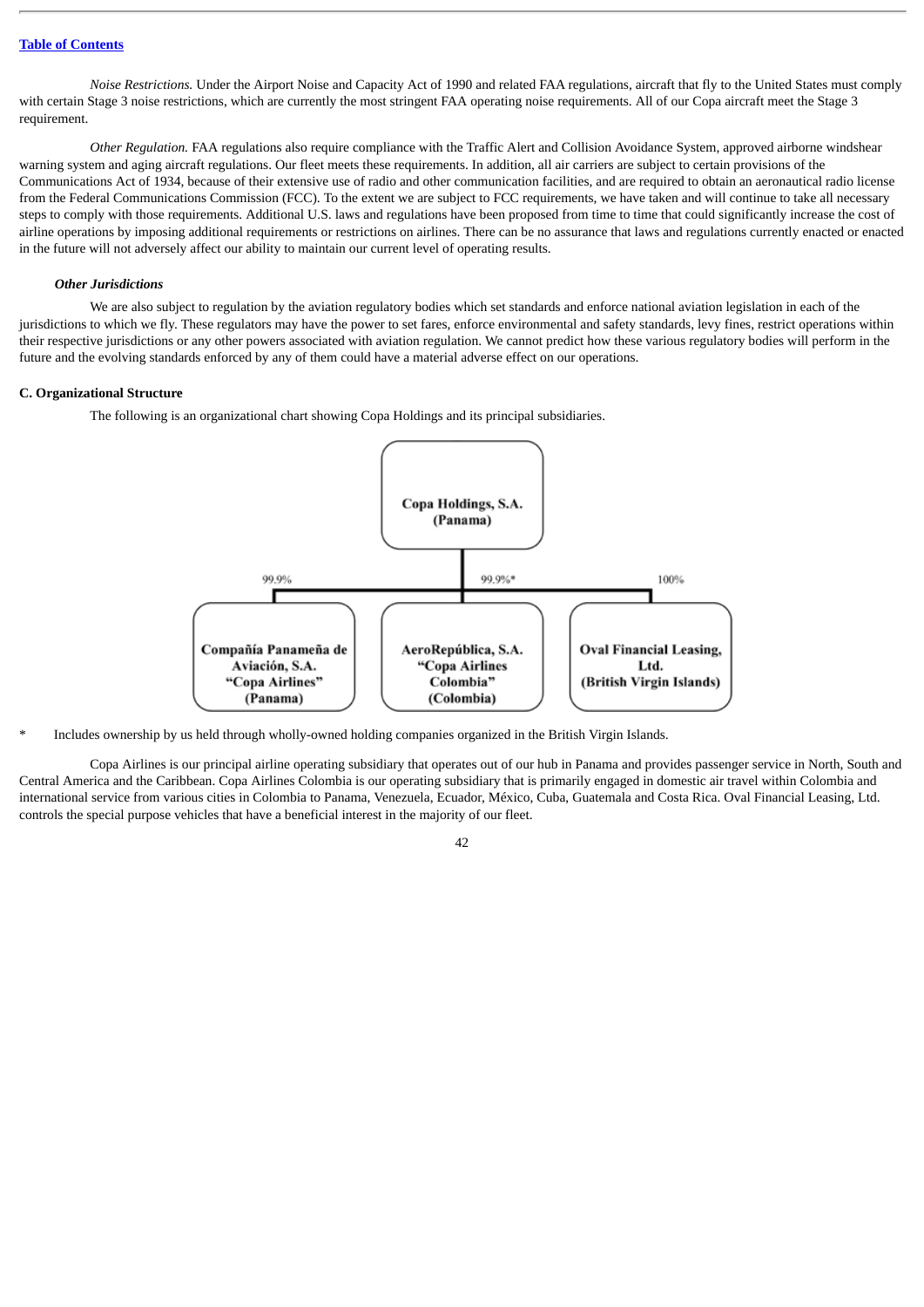*Noise Restrictions.* Under the Airport Noise and Capacity Act of 1990 and related FAA regulations, aircraft that fly to the United States must comply with certain Stage 3 noise restrictions, which are currently the most stringent FAA operating noise requirements. All of our Copa aircraft meet the Stage 3 requirement.

*Other Regulation.* FAA regulations also require compliance with the Traffic Alert and Collision Avoidance System, approved airborne windshear warning system and aging aircraft regulations. Our fleet meets these requirements. In addition, all air carriers are subject to certain provisions of the Communications Act of 1934, because of their extensive use of radio and other communication facilities, and are required to obtain an aeronautical radio license from the Federal Communications Commission (FCC). To the extent we are subject to FCC requirements, we have taken and will continue to take all necessary steps to comply with those requirements. Additional U.S. laws and regulations have been proposed from time to time that could significantly increase the cost of airline operations by imposing additional requirements or restrictions on airlines. There can be no assurance that laws and regulations currently enacted or enacted in the future will not adversely affect our ability to maintain our current level of operating results.

***Other Jurisdictions***

We are also subject to regulation by the aviation regulatory bodies which set standards and enforce national aviation legislation in each of the jurisdictions to which we fly. These regulators may have the power to set fares, enforce environmental and safety standards, levy fines, restrict operations within their respective jurisdictions or any other powers associated with aviation regulation. We cannot predict how these various regulatory bodies will perform in the future and the evolving standards enforced by any of them could have a material adverse effect on our operations.

**C. Organizational Structure**

The following is an organizational chart showing Copa Holdings and its principal subsidiaries.

**Copa Holdings, S.A. (Panama)**

- 99.9% — **Compañía Panameña de Aviación, S.A. "Copa Airlines" (Panama)**
- 99.9%* — **AeroRepública, S.A. "Copa Airlines Colombia" (Colombia)**
- 100% — **Oval Financial Leasing, Ltd. (British Virgin Islands)**

\* Includes ownership by us held through wholly-owned holding companies organized in the British Virgin Islands.

Copa Airlines is our principal airline operating subsidiary that operates out of our hub in Panama and provides passenger service in North, South and Central America and the Caribbean. Copa Airlines Colombia is our operating subsidiary that is primarily engaged in domestic air travel within Colombia and international service from various cities in Colombia to Panama, Venezuela, Ecuador, México, Cuba, Guatemala and Costa Rica. Oval Financial Leasing, Ltd. controls the special purpose vehicles that have a beneficial interest in the majority of our fleet.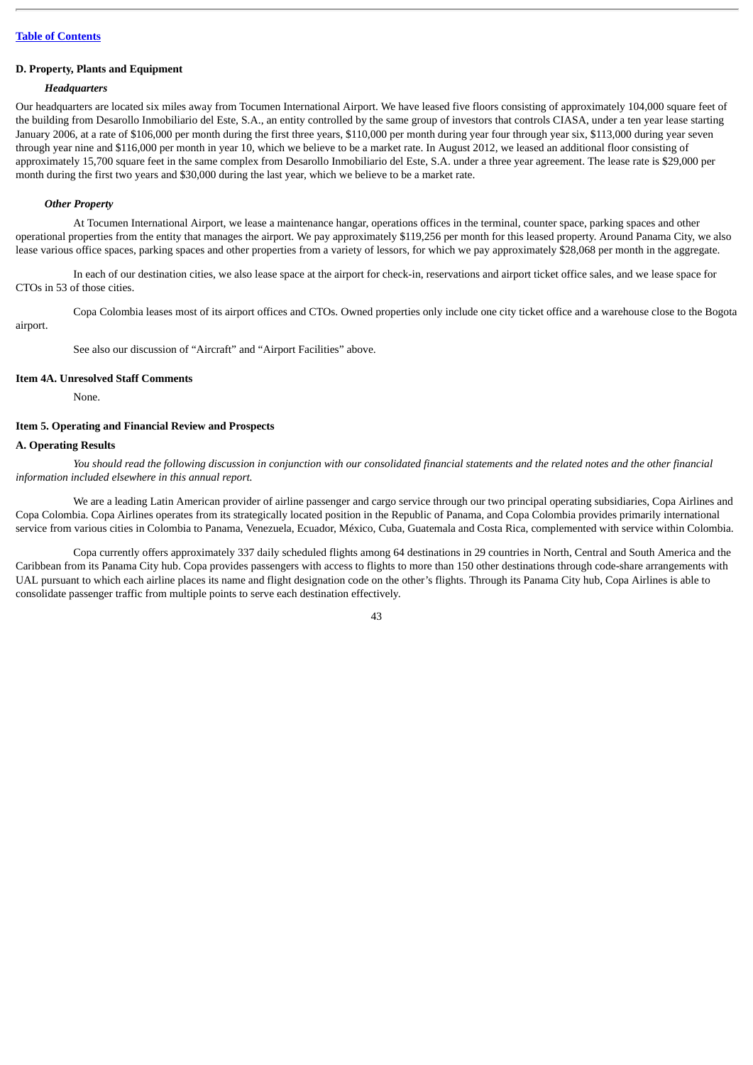### D. Property, Plants and Equipment

#### *Headquarters*

Our headquarters are located six miles away from Tocumen International Airport. We have leased five floors consisting of approximately 104,000 square feet of the building from Desarollo Inmobiliario del Este, S.A., an entity controlled by the same group of investors that controls CIASA, under a ten year lease starting January 2006, at a rate of $106,000 per month during the first three years, $110,000 per month during year four through year six, $113,000 during year seven through year nine and $116,000 per month in year 10, which we believe to be a market rate. In August 2012, we leased an additional floor consisting of approximately 15,700 square feet in the same complex from Desarollo Inmobiliario del Este, S.A. under a three year agreement. The lease rate is $29,000 per month during the first two years and $30,000 during the last year, which we believe to be a market rate.

#### *Other Property*

At Tocumen International Airport, we lease a maintenance hangar, operations offices in the terminal, counter space, parking spaces and other operational properties from the entity that manages the airport. We pay approximately $119,256 per month for this leased property. Around Panama City, we also lease various office spaces, parking spaces and other properties from a variety of lessors, for which we pay approximately $28,068 per month in the aggregate.

In each of our destination cities, we also lease space at the airport for check-in, reservations and airport ticket office sales, and we lease space for CTOs in 53 of those cities.

Copa Colombia leases most of its airport offices and CTOs. Owned properties only include one city ticket office and a warehouse close to the Bogota airport.

See also our discussion of “Aircraft” and “Airport Facilities” above.

## Item 4A. Unresolved Staff Comments

None.

## Item 5. Operating and Financial Review and Prospects

### A. Operating Results

*You should read the following discussion in conjunction with our consolidated financial statements and the related notes and the other financial information included elsewhere in this annual report.*

We are a leading Latin American provider of airline passenger and cargo service through our two principal operating subsidiaries, Copa Airlines and Copa Colombia. Copa Airlines operates from its strategically located position in the Republic of Panama, and Copa Colombia provides primarily international service from various cities in Colombia to Panama, Venezuela, Ecuador, México, Cuba, Guatemala and Costa Rica, complemented with service within Colombia.

Copa currently offers approximately 337 daily scheduled flights among 64 destinations in 29 countries in North, Central and South America and the Caribbean from its Panama City hub. Copa provides passengers with access to flights to more than 150 other destinations through code-share arrangements with UAL pursuant to which each airline places its name and flight designation code on the other’s flights. Through its Panama City hub, Copa Airlines is able to consolidate passenger traffic from multiple points to serve each destination effectively.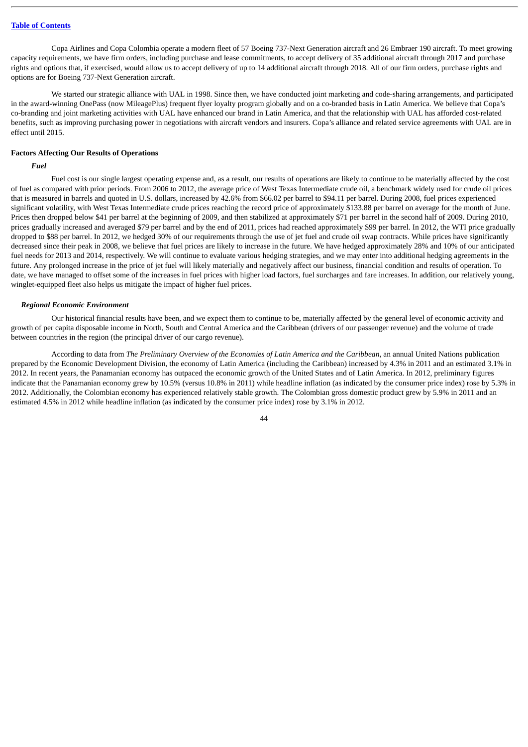Copa Airlines and Copa Colombia operate a modern fleet of 57 Boeing 737-Next Generation aircraft and 26 Embraer 190 aircraft. To meet growing capacity requirements, we have firm orders, including purchase and lease commitments, to accept delivery of 35 additional aircraft through 2017 and purchase rights and options that, if exercised, would allow us to accept delivery of up to 14 additional aircraft through 2018. All of our firm orders, purchase rights and options are for Boeing 737-Next Generation aircraft.

We started our strategic alliance with UAL in 1998. Since then, we have conducted joint marketing and code-sharing arrangements, and participated in the award-winning OnePass (now MileagePlus) frequent flyer loyalty program globally and on a co-branded basis in Latin America. We believe that Copa's co-branding and joint marketing activities with UAL have enhanced our brand in Latin America, and that the relationship with UAL has afforded cost-related benefits, such as improving purchasing power in negotiations with aircraft vendors and insurers. Copa's alliance and related service agreements with UAL are in effect until 2015.

**Factors Affecting Our Results of Operations**

***Fuel***

Fuel cost is our single largest operating expense and, as a result, our results of operations are likely to continue to be materially affected by the cost of fuel as compared with prior periods. From 2006 to 2012, the average price of West Texas Intermediate crude oil, a benchmark widely used for crude oil prices that is measured in barrels and quoted in U.S. dollars, increased by 42.6% from $66.02 per barrel to $94.11 per barrel. During 2008, fuel prices experienced significant volatility, with West Texas Intermediate crude prices reaching the record price of approximately $133.88 per barrel on average for the month of June. Prices then dropped below $41 per barrel at the beginning of 2009, and then stabilized at approximately $71 per barrel in the second half of 2009. During 2010, prices gradually increased and averaged $79 per barrel and by the end of 2011, prices had reached approximately $99 per barrel. In 2012, the WTI price gradually dropped to $88 per barrel. In 2012, we hedged 30% of our requirements through the use of jet fuel and crude oil swap contracts. While prices have significantly decreased since their peak in 2008, we believe that fuel prices are likely to increase in the future. We have hedged approximately 28% and 10% of our anticipated fuel needs for 2013 and 2014, respectively. We will continue to evaluate various hedging strategies, and we may enter into additional hedging agreements in the future. Any prolonged increase in the price of jet fuel will likely materially and negatively affect our business, financial condition and results of operation. To date, we have managed to offset some of the increases in fuel prices with higher load factors, fuel surcharges and fare increases. In addition, our relatively young, winglet-equipped fleet also helps us mitigate the impact of higher fuel prices.

***Regional Economic Environment***

Our historical financial results have been, and we expect them to continue to be, materially affected by the general level of economic activity and growth of per capita disposable income in North, South and Central America and the Caribbean (drivers of our passenger revenue) and the volume of trade between countries in the region (the principal driver of our cargo revenue).

According to data from *The Preliminary Overview of the Economies of Latin America and the Caribbean*, an annual United Nations publication prepared by the Economic Development Division, the economy of Latin America (including the Caribbean) increased by 4.3% in 2011 and an estimated 3.1% in 2012. In recent years, the Panamanian economy has outpaced the economic growth of the United States and of Latin America. In 2012, preliminary figures indicate that the Panamanian economy grew by 10.5% (versus 10.8% in 2011) while headline inflation (as indicated by the consumer price index) rose by 5.3% in 2012. Additionally, the Colombian economy has experienced relatively stable growth. The Colombian gross domestic product grew by 5.9% in 2011 and an estimated 4.5% in 2012 while headline inflation (as indicated by the consumer price index) rose by 3.1% in 2012.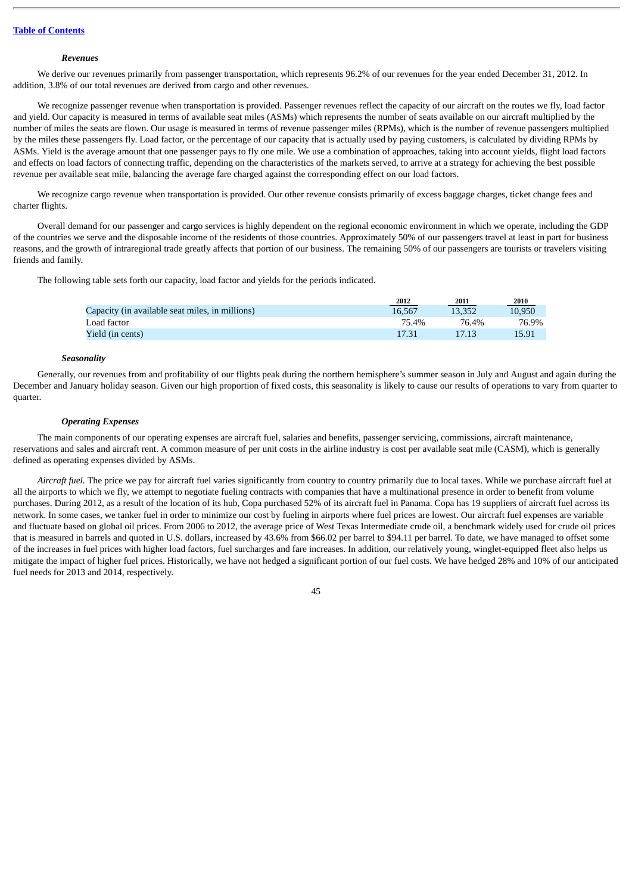*Revenues*

We derive our revenues primarily from passenger transportation, which represents 96.2% of our revenues for the year ended December 31, 2012. In addition, 3.8% of our total revenues are derived from cargo and other revenues.

We recognize passenger revenue when transportation is provided. Passenger revenues reflect the capacity of our aircraft on the routes we fly, load factor and yield. Our capacity is measured in terms of available seat miles (ASMs) which represents the number of seats available on our aircraft multiplied by the number of miles the seats are flown. Our usage is measured in terms of revenue passenger miles (RPMs), which is the number of revenue passengers multiplied by the miles these passengers fly. Load factor, or the percentage of our capacity that is actually used by paying customers, is calculated by dividing RPMs by ASMs. Yield is the average amount that one passenger pays to fly one mile. We use a combination of approaches, taking into account yields, flight load factors and effects on load factors of connecting traffic, depending on the characteristics of the markets served, to arrive at a strategy for achieving the best possible revenue per available seat mile, balancing the average fare charged against the corresponding effect on our load factors.

We recognize cargo revenue when transportation is provided. Our other revenue consists primarily of excess baggage charges, ticket change fees and charter flights.

Overall demand for our passenger and cargo services is highly dependent on the regional economic environment in which we operate, including the GDP of the countries we serve and the disposable income of the residents of those countries. Approximately 50% of our passengers travel at least in part for business reasons, and the growth of intraregional trade greatly affects that portion of our business. The remaining 50% of our passengers are tourists or travelers visiting friends and family.

The following table sets forth our capacity, load factor and yields for the periods indicated.

| | 2012 | 2011 | 2010 |
|---|---|---|---|
| Capacity (in available seat miles, in millions) | 16,567 | 13,352 | 10,950 |
| Load factor | 75.4% | 76.4% | 76.9% |
| Yield (in cents) | 17.31 | 17.13 | 15.91 |

*Seasonality*

Generally, our revenues from and profitability of our flights peak during the northern hemisphere's summer season in July and August and again during the December and January holiday season. Given our high proportion of fixed costs, this seasonality is likely to cause our results of operations to vary from quarter to quarter.

*Operating Expenses*

The main components of our operating expenses are aircraft fuel, salaries and benefits, passenger servicing, commissions, aircraft maintenance, reservations and sales and aircraft rent. A common measure of per unit costs in the airline industry is cost per available seat mile (CASM), which is generally defined as operating expenses divided by ASMs.

*Aircraft fuel.* The price we pay for aircraft fuel varies significantly from country to country primarily due to local taxes. While we purchase aircraft fuel at all the airports to which we fly, we attempt to negotiate fueling contracts with companies that have a multinational presence in order to benefit from volume purchases. During 2012, as a result of the location of its hub, Copa purchased 52% of its aircraft fuel in Panama. Copa has 19 suppliers of aircraft fuel across its network. In some cases, we tanker fuel in order to minimize our cost by fueling in airports where fuel prices are lowest. Our aircraft fuel expenses are variable and fluctuate based on global oil prices. From 2006 to 2012, the average price of West Texas Intermediate crude oil, a benchmark widely used for crude oil prices that is measured in barrels and quoted in U.S. dollars, increased by 43.6% from $66.02 per barrel to $94.11 per barrel. To date, we have managed to offset some of the increases in fuel prices with higher load factors, fuel surcharges and fare increases. In addition, our relatively young, winglet-equipped fleet also helps us mitigate the impact of higher fuel prices. Historically, we have not hedged a significant portion of our fuel costs. We have hedged 28% and 10% of our anticipated fuel needs for 2013 and 2014, respectively.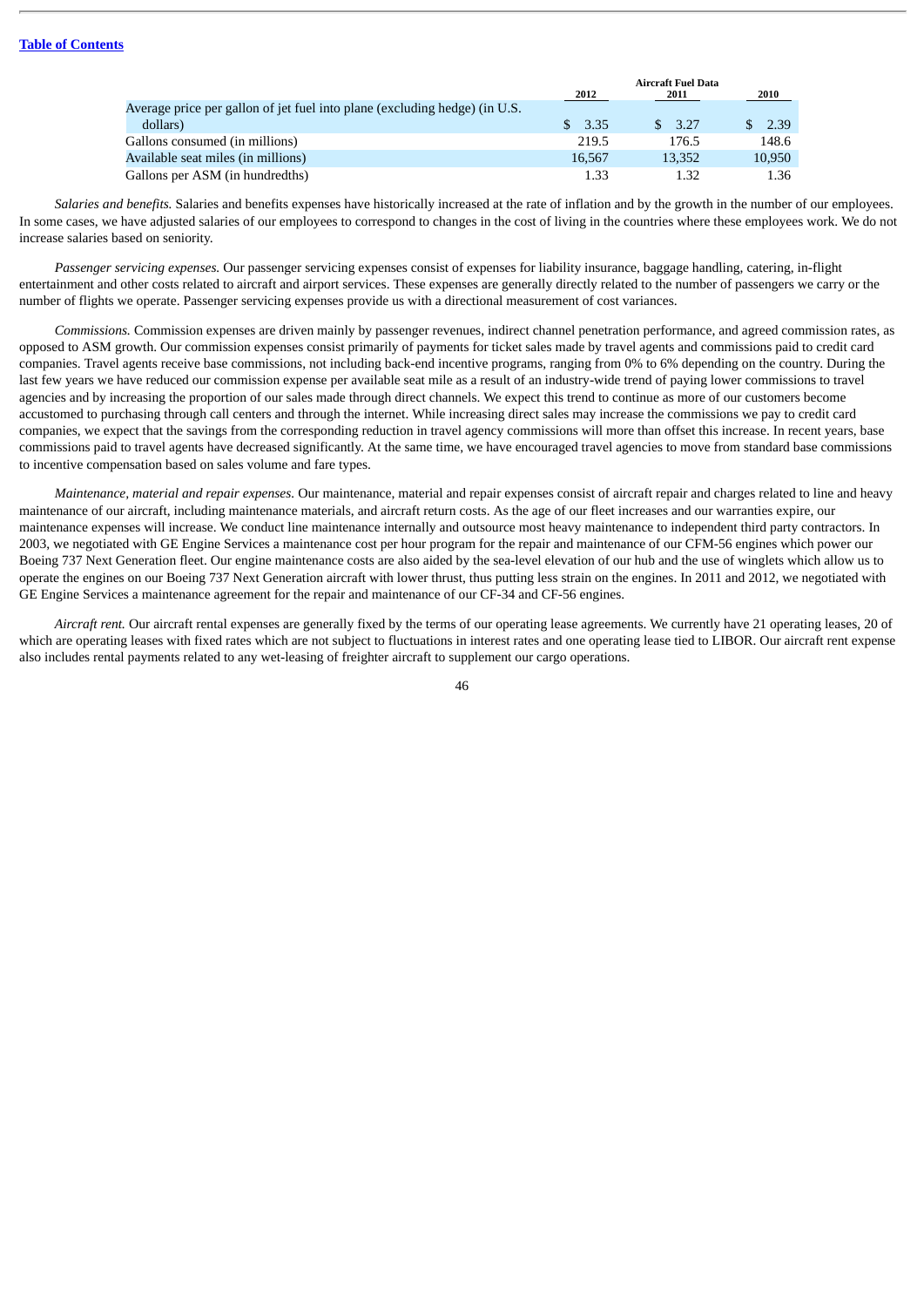| | Aircraft Fuel Data | | |
|---|---|---|---|
| | 2012 | 2011 | 2010 |
| Average price per gallon of jet fuel into plane (excluding hedge) (in U.S. dollars) | $ 3.35 | $ 3.27 | $ 2.39 |
| Gallons consumed (in millions) | 219.5 | 176.5 | 148.6 |
| Available seat miles (in millions) | 16,567 | 13,352 | 10,950 |
| Gallons per ASM (in hundredths) | 1.33 | 1.32 | 1.36 |

*Salaries and benefits.* Salaries and benefits expenses have historically increased at the rate of inflation and by the growth in the number of our employees. In some cases, we have adjusted salaries of our employees to correspond to changes in the cost of living in the countries where these employees work. We do not increase salaries based on seniority.

*Passenger servicing expenses.* Our passenger servicing expenses consist of expenses for liability insurance, baggage handling, catering, in-flight entertainment and other costs related to aircraft and airport services. These expenses are generally directly related to the number of passengers we carry or the number of flights we operate. Passenger servicing expenses provide us with a directional measurement of cost variances.

*Commissions.* Commission expenses are driven mainly by passenger revenues, indirect channel penetration performance, and agreed commission rates, as opposed to ASM growth. Our commission expenses consist primarily of payments for ticket sales made by travel agents and commissions paid to credit card companies. Travel agents receive base commissions, not including back-end incentive programs, ranging from 0% to 6% depending on the country. During the last few years we have reduced our commission expense per available seat mile as a result of an industry-wide trend of paying lower commissions to travel agencies and by increasing the proportion of our sales made through direct channels. We expect this trend to continue as more of our customers become accustomed to purchasing through call centers and through the internet. While increasing direct sales may increase the commissions we pay to credit card companies, we expect that the savings from the corresponding reduction in travel agency commissions will more than offset this increase. In recent years, base commissions paid to travel agents have decreased significantly. At the same time, we have encouraged travel agencies to move from standard base commissions to incentive compensation based on sales volume and fare types.

*Maintenance, material and repair expenses.* Our maintenance, material and repair expenses consist of aircraft repair and charges related to line and heavy maintenance of our aircraft, including maintenance materials, and aircraft return costs. As the age of our fleet increases and our warranties expire, our maintenance expenses will increase. We conduct line maintenance internally and outsource most heavy maintenance to independent third party contractors. In 2003, we negotiated with GE Engine Services a maintenance cost per hour program for the repair and maintenance of our CFM-56 engines which power our Boeing 737 Next Generation fleet. Our engine maintenance costs are also aided by the sea-level elevation of our hub and the use of winglets which allow us to operate the engines on our Boeing 737 Next Generation aircraft with lower thrust, thus putting less strain on the engines. In 2011 and 2012, we negotiated with GE Engine Services a maintenance agreement for the repair and maintenance of our CF-34 and CF-56 engines.

*Aircraft rent.* Our aircraft rental expenses are generally fixed by the terms of our operating lease agreements. We currently have 21 operating leases, 20 of which are operating leases with fixed rates which are not subject to fluctuations in interest rates and one operating lease tied to LIBOR. Our aircraft rent expense also includes rental payments related to any wet-leasing of freighter aircraft to supplement our cargo operations.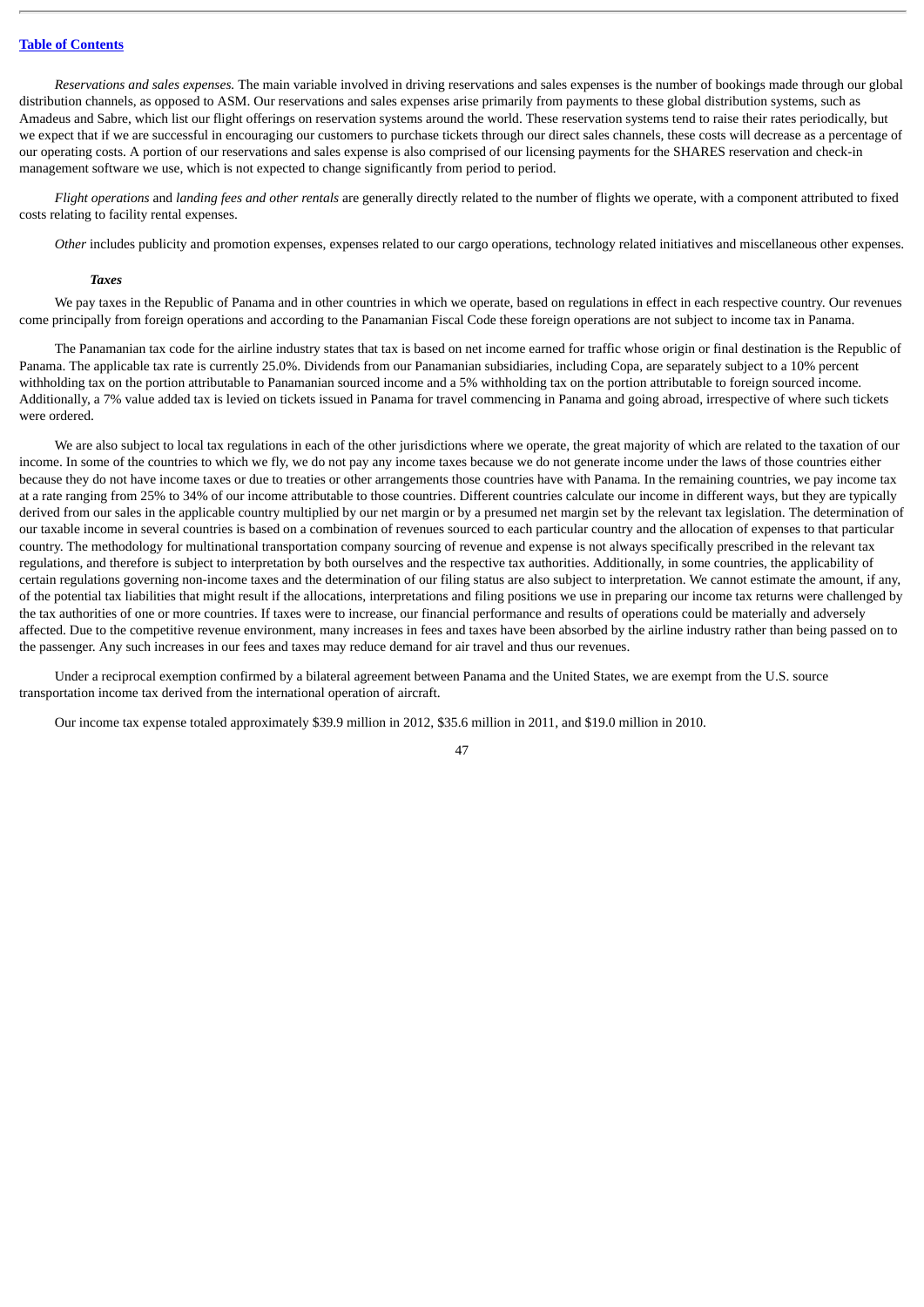*Reservations and sales expenses.* The main variable involved in driving reservations and sales expenses is the number of bookings made through our global distribution channels, as opposed to ASM. Our reservations and sales expenses arise primarily from payments to these global distribution systems, such as Amadeus and Sabre, which list our flight offerings on reservation systems around the world. These reservation systems tend to raise their rates periodically, but we expect that if we are successful in encouraging our customers to purchase tickets through our direct sales channels, these costs will decrease as a percentage of our operating costs. A portion of our reservations and sales expense is also comprised of our licensing payments for the SHARES reservation and check-in management software we use, which is not expected to change significantly from period to period.

*Flight operations* and *landing fees and other rentals* are generally directly related to the number of flights we operate, with a component attributed to fixed costs relating to facility rental expenses.

*Other* includes publicity and promotion expenses, expenses related to our cargo operations, technology related initiatives and miscellaneous other expenses.

***Taxes***

We pay taxes in the Republic of Panama and in other countries in which we operate, based on regulations in effect in each respective country. Our revenues come principally from foreign operations and according to the Panamanian Fiscal Code these foreign operations are not subject to income tax in Panama.

The Panamanian tax code for the airline industry states that tax is based on net income earned for traffic whose origin or final destination is the Republic of Panama. The applicable tax rate is currently 25.0%. Dividends from our Panamanian subsidiaries, including Copa, are separately subject to a 10% percent withholding tax on the portion attributable to Panamanian sourced income and a 5% withholding tax on the portion attributable to foreign sourced income. Additionally, a 7% value added tax is levied on tickets issued in Panama for travel commencing in Panama and going abroad, irrespective of where such tickets were ordered.

We are also subject to local tax regulations in each of the other jurisdictions where we operate, the great majority of which are related to the taxation of our income. In some of the countries to which we fly, we do not pay any income taxes because we do not generate income under the laws of those countries either because they do not have income taxes or due to treaties or other arrangements those countries have with Panama. In the remaining countries, we pay income tax at a rate ranging from 25% to 34% of our income attributable to those countries. Different countries calculate our income in different ways, but they are typically derived from our sales in the applicable country multiplied by our net margin or by a presumed net margin set by the relevant tax legislation. The determination of our taxable income in several countries is based on a combination of revenues sourced to each particular country and the allocation of expenses to that particular country. The methodology for multinational transportation company sourcing of revenue and expense is not always specifically prescribed in the relevant tax regulations, and therefore is subject to interpretation by both ourselves and the respective tax authorities. Additionally, in some countries, the applicability of certain regulations governing non-income taxes and the determination of our filing status are also subject to interpretation. We cannot estimate the amount, if any, of the potential tax liabilities that might result if the allocations, interpretations and filing positions we use in preparing our income tax returns were challenged by the tax authorities of one or more countries. If taxes were to increase, our financial performance and results of operations could be materially and adversely affected. Due to the competitive revenue environment, many increases in fees and taxes have been absorbed by the airline industry rather than being passed on to the passenger. Any such increases in our fees and taxes may reduce demand for air travel and thus our revenues.

Under a reciprocal exemption confirmed by a bilateral agreement between Panama and the United States, we are exempt from the U.S. source transportation income tax derived from the international operation of aircraft.

Our income tax expense totaled approximately $39.9 million in 2012, $35.6 million in 2011, and $19.0 million in 2010.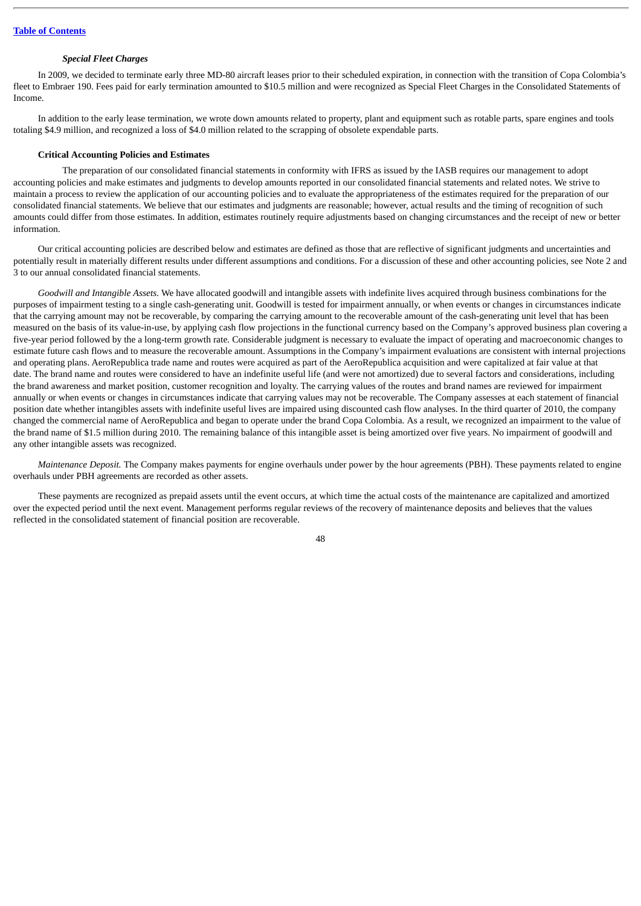### *Special Fleet Charges*

In 2009, we decided to terminate early three MD-80 aircraft leases prior to their scheduled expiration, in connection with the transition of Copa Colombia's fleet to Embraer 190. Fees paid for early termination amounted to $10.5 million and were recognized as Special Fleet Charges in the Consolidated Statements of Income.

In addition to the early lease termination, we wrote down amounts related to property, plant and equipment such as rotable parts, spare engines and tools totaling $4.9 million, and recognized a loss of $4.0 million related to the scrapping of obsolete expendable parts.

### Critical Accounting Policies and Estimates

The preparation of our consolidated financial statements in conformity with IFRS as issued by the IASB requires our management to adopt accounting policies and make estimates and judgments to develop amounts reported in our consolidated financial statements and related notes. We strive to maintain a process to review the application of our accounting policies and to evaluate the appropriateness of the estimates required for the preparation of our consolidated financial statements. We believe that our estimates and judgments are reasonable; however, actual results and the timing of recognition of such amounts could differ from those estimates. In addition, estimates routinely require adjustments based on changing circumstances and the receipt of new or better information.

Our critical accounting policies are described below and estimates are defined as those that are reflective of significant judgments and uncertainties and potentially result in materially different results under different assumptions and conditions. For a discussion of these and other accounting policies, see Note 2 and 3 to our annual consolidated financial statements.

*Goodwill and Intangible Assets.* We have allocated goodwill and intangible assets with indefinite lives acquired through business combinations for the purposes of impairment testing to a single cash-generating unit. Goodwill is tested for impairment annually, or when events or changes in circumstances indicate that the carrying amount may not be recoverable, by comparing the carrying amount to the recoverable amount of the cash-generating unit level that has been measured on the basis of its value-in-use, by applying cash flow projections in the functional currency based on the Company's approved business plan covering a five-year period followed by the a long-term growth rate. Considerable judgment is necessary to evaluate the impact of operating and macroeconomic changes to estimate future cash flows and to measure the recoverable amount. Assumptions in the Company's impairment evaluations are consistent with internal projections and operating plans. AeroRepublica trade name and routes were acquired as part of the AeroRepublica acquisition and were capitalized at fair value at that date. The brand name and routes were considered to have an indefinite useful life (and were not amortized) due to several factors and considerations, including the brand awareness and market position, customer recognition and loyalty. The carrying values of the routes and brand names are reviewed for impairment annually or when events or changes in circumstances indicate that carrying values may not be recoverable. The Company assesses at each statement of financial position date whether intangibles assets with indefinite useful lives are impaired using discounted cash flow analyses. In the third quarter of 2010, the company changed the commercial name of AeroRepublica and began to operate under the brand Copa Colombia. As a result, we recognized an impairment to the value of the brand name of $1.5 million during 2010. The remaining balance of this intangible asset is being amortized over five years. No impairment of goodwill and any other intangible assets was recognized.

*Maintenance Deposit.* The Company makes payments for engine overhauls under power by the hour agreements (PBH). These payments related to engine overhauls under PBH agreements are recorded as other assets.

These payments are recognized as prepaid assets until the event occurs, at which time the actual costs of the maintenance are capitalized and amortized over the expected period until the next event. Management performs regular reviews of the recovery of maintenance deposits and believes that the values reflected in the consolidated statement of financial position are recoverable.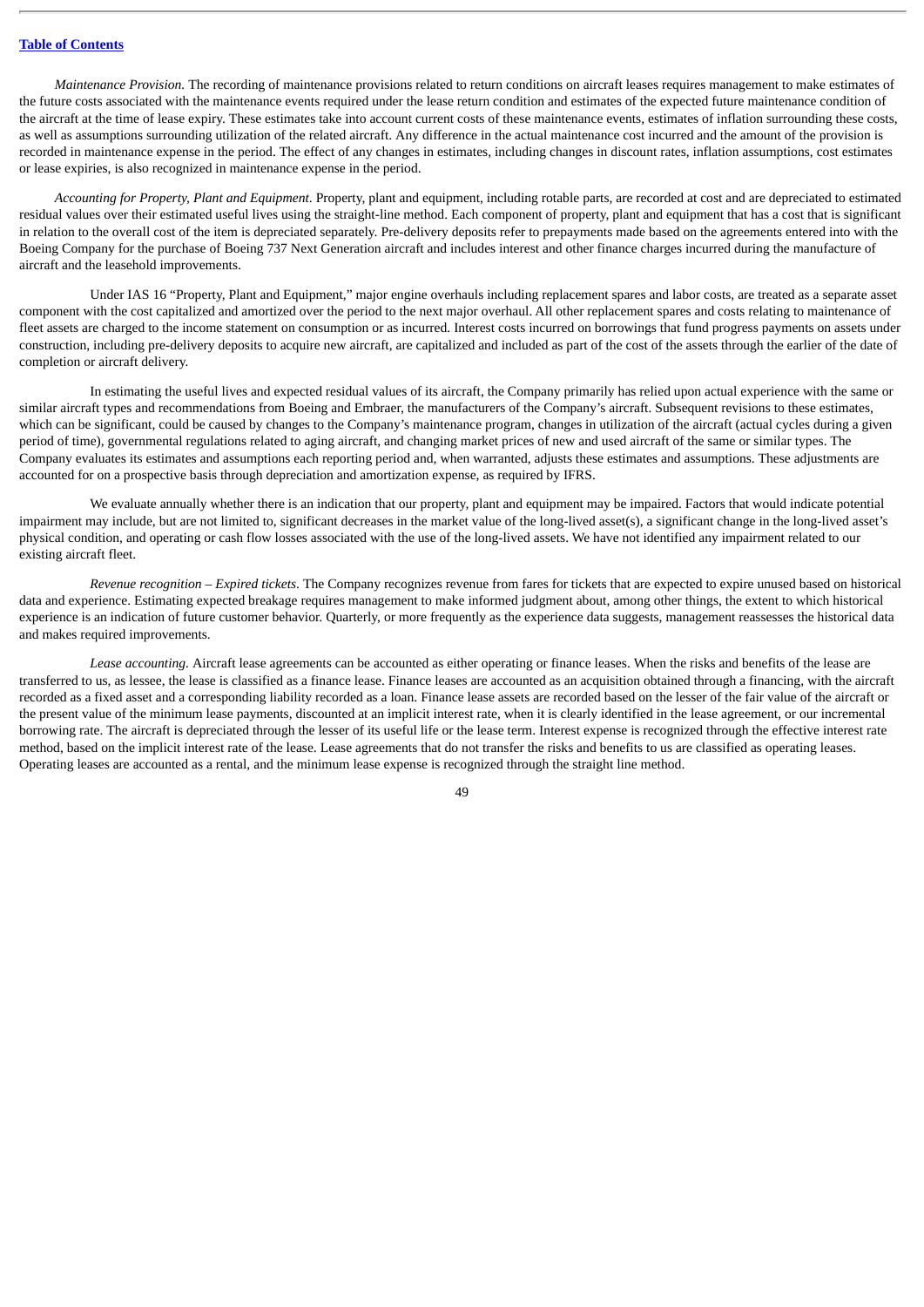*Maintenance Provision.* The recording of maintenance provisions related to return conditions on aircraft leases requires management to make estimates of the future costs associated with the maintenance events required under the lease return condition and estimates of the expected future maintenance condition of the aircraft at the time of lease expiry. These estimates take into account current costs of these maintenance events, estimates of inflation surrounding these costs, as well as assumptions surrounding utilization of the related aircraft. Any difference in the actual maintenance cost incurred and the amount of the provision is recorded in maintenance expense in the period. The effect of any changes in estimates, including changes in discount rates, inflation assumptions, cost estimates or lease expiries, is also recognized in maintenance expense in the period.

*Accounting for Property, Plant and Equipment.* Property, plant and equipment, including rotable parts, are recorded at cost and are depreciated to estimated residual values over their estimated useful lives using the straight-line method. Each component of property, plant and equipment that has a cost that is significant in relation to the overall cost of the item is depreciated separately. Pre-delivery deposits refer to prepayments made based on the agreements entered into with the Boeing Company for the purchase of Boeing 737 Next Generation aircraft and includes interest and other finance charges incurred during the manufacture of aircraft and the leasehold improvements.

Under IAS 16 "Property, Plant and Equipment," major engine overhauls including replacement spares and labor costs, are treated as a separate asset component with the cost capitalized and amortized over the period to the next major overhaul. All other replacement spares and costs relating to maintenance of fleet assets are charged to the income statement on consumption or as incurred. Interest costs incurred on borrowings that fund progress payments on assets under construction, including pre-delivery deposits to acquire new aircraft, are capitalized and included as part of the cost of the assets through the earlier of the date of completion or aircraft delivery.

In estimating the useful lives and expected residual values of its aircraft, the Company primarily has relied upon actual experience with the same or similar aircraft types and recommendations from Boeing and Embraer, the manufacturers of the Company's aircraft. Subsequent revisions to these estimates, which can be significant, could be caused by changes to the Company's maintenance program, changes in utilization of the aircraft (actual cycles during a given period of time), governmental regulations related to aging aircraft, and changing market prices of new and used aircraft of the same or similar types. The Company evaluates its estimates and assumptions each reporting period and, when warranted, adjusts these estimates and assumptions. These adjustments are accounted for on a prospective basis through depreciation and amortization expense, as required by IFRS.

We evaluate annually whether there is an indication that our property, plant and equipment may be impaired. Factors that would indicate potential impairment may include, but are not limited to, significant decreases in the market value of the long-lived asset(s), a significant change in the long-lived asset's physical condition, and operating or cash flow losses associated with the use of the long-lived assets. We have not identified any impairment related to our existing aircraft fleet.

*Revenue recognition – Expired tickets.* The Company recognizes revenue from fares for tickets that are expected to expire unused based on historical data and experience. Estimating expected breakage requires management to make informed judgment about, among other things, the extent to which historical experience is an indication of future customer behavior. Quarterly, or more frequently as the experience data suggests, management reassesses the historical data and makes required improvements.

*Lease accounting.* Aircraft lease agreements can be accounted as either operating or finance leases. When the risks and benefits of the lease are transferred to us, as lessee, the lease is classified as a finance lease. Finance leases are accounted as an acquisition obtained through a financing, with the aircraft recorded as a fixed asset and a corresponding liability recorded as a loan. Finance lease assets are recorded based on the lesser of the fair value of the aircraft or the present value of the minimum lease payments, discounted at an implicit interest rate, when it is clearly identified in the lease agreement, or our incremental borrowing rate. The aircraft is depreciated through the lesser of its useful life or the lease term. Interest expense is recognized through the effective interest rate method, based on the implicit interest rate of the lease. Lease agreements that do not transfer the risks and benefits to us are classified as operating leases. Operating leases are accounted as a rental, and the minimum lease expense is recognized through the straight line method.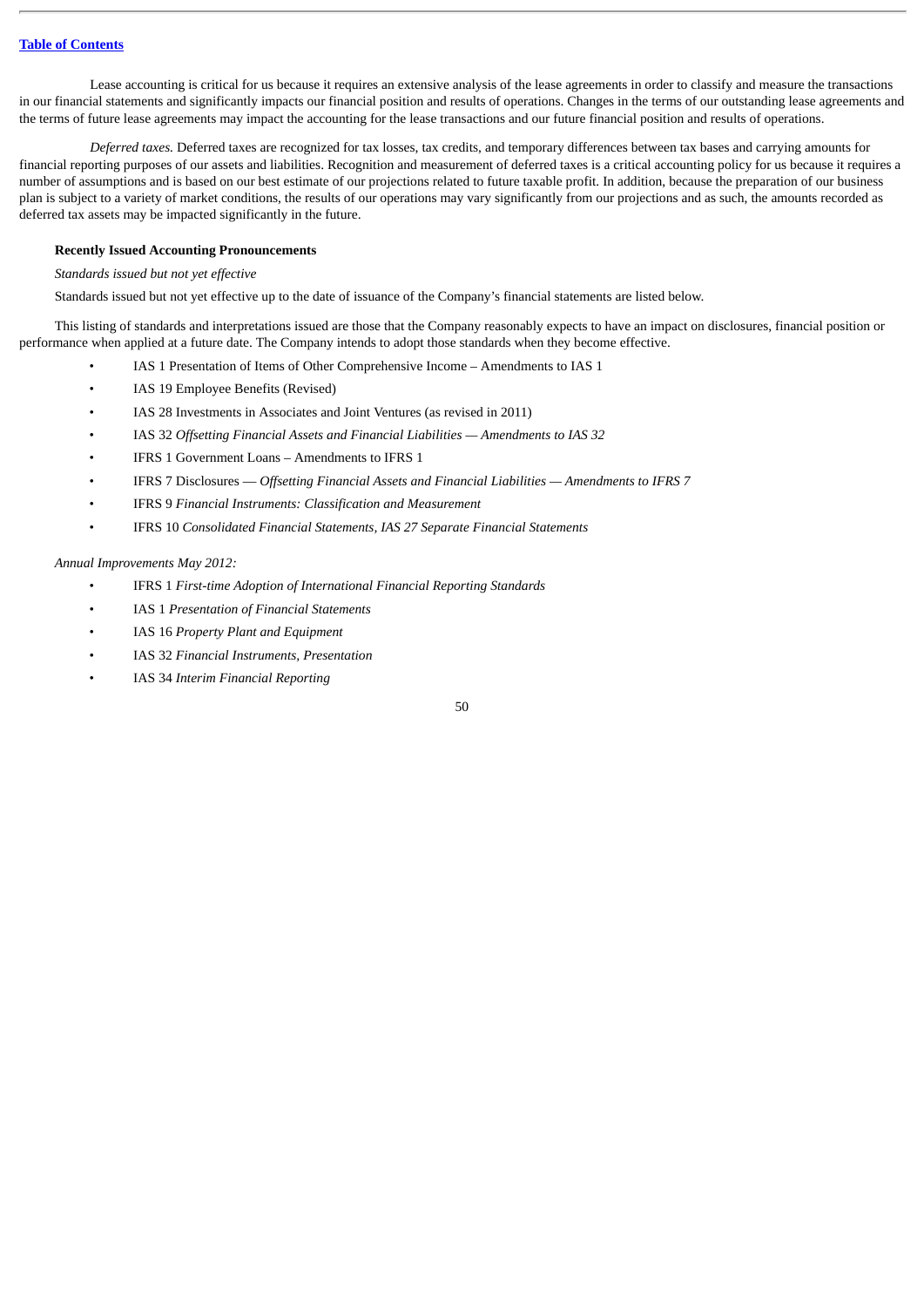Lease accounting is critical for us because it requires an extensive analysis of the lease agreements in order to classify and measure the transactions in our financial statements and significantly impacts our financial position and results of operations. Changes in the terms of our outstanding lease agreements and the terms of future lease agreements may impact the accounting for the lease transactions and our future financial position and results of operations.

*Deferred taxes.* Deferred taxes are recognized for tax losses, tax credits, and temporary differences between tax bases and carrying amounts for financial reporting purposes of our assets and liabilities. Recognition and measurement of deferred taxes is a critical accounting policy for us because it requires a number of assumptions and is based on our best estimate of our projections related to future taxable profit. In addition, because the preparation of our business plan is subject to a variety of market conditions, the results of our operations may vary significantly from our projections and as such, the amounts recorded as deferred tax assets may be impacted significantly in the future.

**Recently Issued Accounting Pronouncements**

*Standards issued but not yet effective*

Standards issued but not yet effective up to the date of issuance of the Company's financial statements are listed below.

This listing of standards and interpretations issued are those that the Company reasonably expects to have an impact on disclosures, financial position or performance when applied at a future date. The Company intends to adopt those standards when they become effective.

- IAS 1 Presentation of Items of Other Comprehensive Income – Amendments to IAS 1
- IAS 19 Employee Benefits (Revised)
- IAS 28 Investments in Associates and Joint Ventures (as revised in 2011)
- IAS 32 *Offsetting Financial Assets and Financial Liabilities — Amendments to IAS 32*
- IFRS 1 Government Loans – Amendments to IFRS 1
- IFRS 7 Disclosures — *Offsetting Financial Assets and Financial Liabilities — Amendments to IFRS 7*
- IFRS 9 *Financial Instruments: Classification and Measurement*
- IFRS 10 *Consolidated Financial Statements, IAS 27 Separate Financial Statements*

*Annual Improvements May 2012:*

- IFRS 1 *First-time Adoption of International Financial Reporting Standards*
- IAS 1 *Presentation of Financial Statements*
- IAS 16 *Property Plant and Equipment*
- IAS 32 *Financial Instruments, Presentation*
- IAS 34 *Interim Financial Reporting*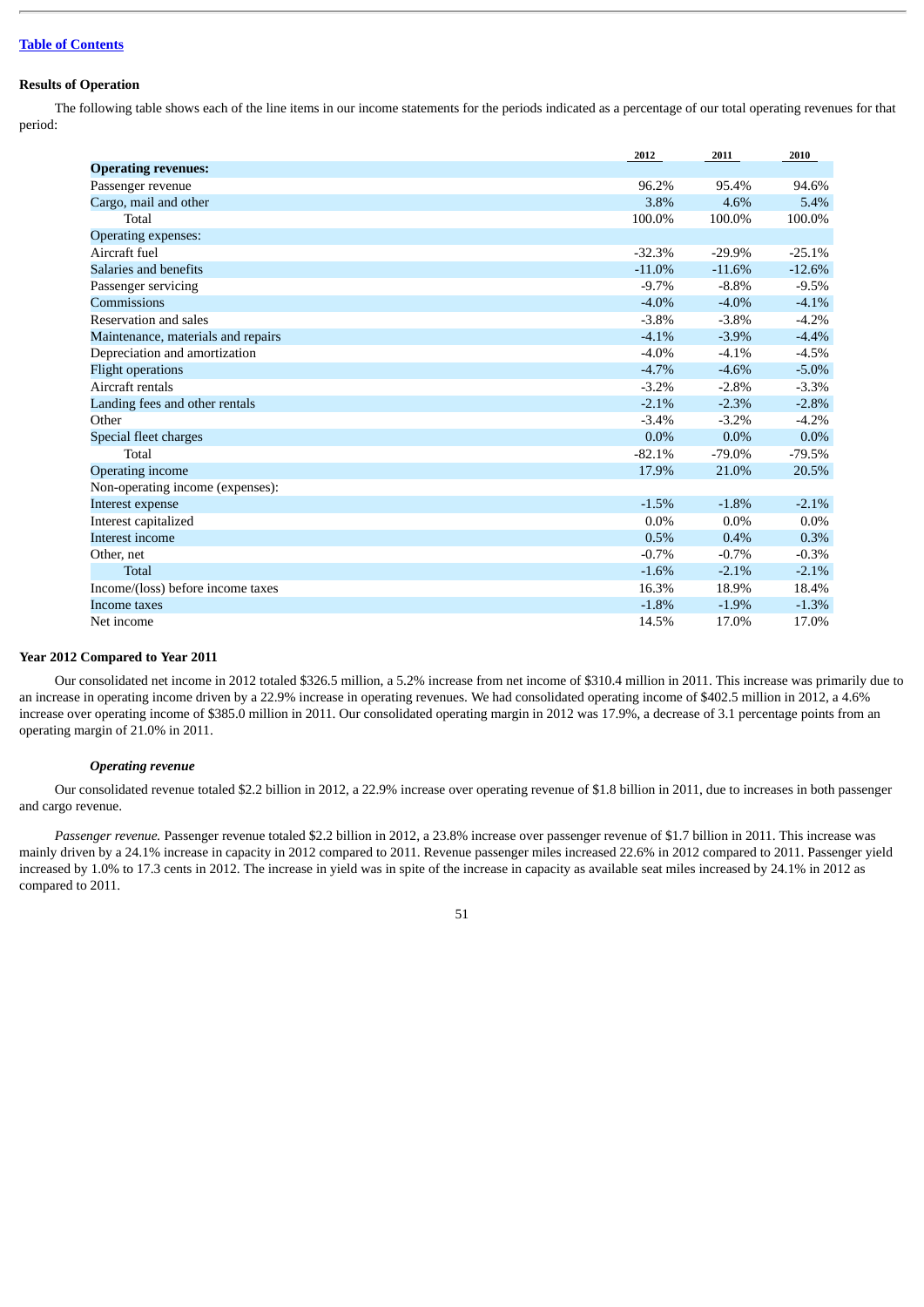## Results of Operation

The following table shows each of the line items in our income statements for the periods indicated as a percentage of our total operating revenues for that period:

| | 2012 | 2011 | 2010 |
|---|---|---|---|
| **Operating revenues:** | | | |
| Passenger revenue | 96.2% | 95.4% | 94.6% |
| Cargo, mail and other | 3.8% | 4.6% | 5.4% |
| Total | 100.0% | 100.0% | 100.0% |
| Operating expenses: | | | |
| Aircraft fuel | -32.3% | -29.9% | -25.1% |
| Salaries and benefits | -11.0% | -11.6% | -12.6% |
| Passenger servicing | -9.7% | -8.8% | -9.5% |
| Commissions | -4.0% | -4.0% | -4.1% |
| Reservation and sales | -3.8% | -3.8% | -4.2% |
| Maintenance, materials and repairs | -4.1% | -3.9% | -4.4% |
| Depreciation and amortization | -4.0% | -4.1% | -4.5% |
| Flight operations | -4.7% | -4.6% | -5.0% |
| Aircraft rentals | -3.2% | -2.8% | -3.3% |
| Landing fees and other rentals | -2.1% | -2.3% | -2.8% |
| Other | -3.4% | -3.2% | -4.2% |
| Special fleet charges | 0.0% | 0.0% | 0.0% |
| Total | -82.1% | -79.0% | -79.5% |
| Operating income | 17.9% | 21.0% | 20.5% |
| Non-operating income (expenses): | | | |
| Interest expense | -1.5% | -1.8% | -2.1% |
| Interest capitalized | 0.0% | 0.0% | 0.0% |
| Interest income | 0.5% | 0.4% | 0.3% |
| Other, net | -0.7% | -0.7% | -0.3% |
| Total | -1.6% | -2.1% | -2.1% |
| Income/(loss) before income taxes | 16.3% | 18.9% | 18.4% |
| Income taxes | -1.8% | -1.9% | -1.3% |
| Net income | 14.5% | 17.0% | 17.0% |

## Year 2012 Compared to Year 2011

Our consolidated net income in 2012 totaled $326.5 million, a 5.2% increase from net income of $310.4 million in 2011. This increase was primarily due to an increase in operating income driven by a 22.9% increase in operating revenues. We had consolidated operating income of $402.5 million in 2012, a 4.6% increase over operating income of $385.0 million in 2011. Our consolidated operating margin in 2012 was 17.9%, a decrease of 3.1 percentage points from an operating margin of 21.0% in 2011.

### *Operating revenue*

Our consolidated revenue totaled $2.2 billion in 2012, a 22.9% increase over operating revenue of $1.8 billion in 2011, due to increases in both passenger and cargo revenue.

*Passenger revenue.* Passenger revenue totaled $2.2 billion in 2012, a 23.8% increase over passenger revenue of $1.7 billion in 2011. This increase was mainly driven by a 24.1% increase in capacity in 2012 compared to 2011. Revenue passenger miles increased 22.6% in 2012 compared to 2011. Passenger yield increased by 1.0% to 17.3 cents in 2012. The increase in yield was in spite of the increase in capacity as available seat miles increased by 24.1% in 2012 as compared to 2011.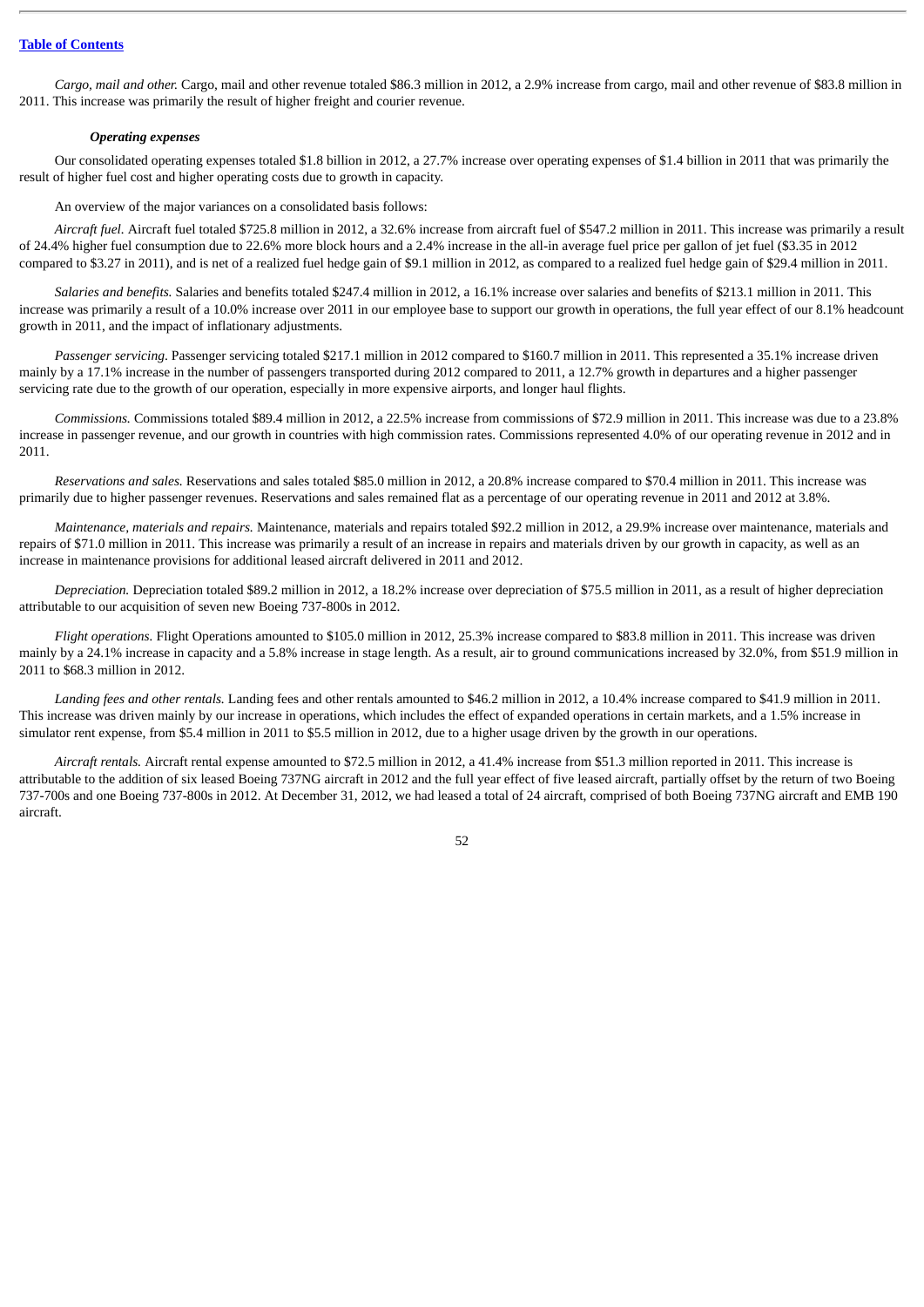*Cargo, mail and other.* Cargo, mail and other revenue totaled $86.3 million in 2012, a 2.9% increase from cargo, mail and other revenue of $83.8 million in 2011. This increase was primarily the result of higher freight and courier revenue.

***Operating expenses***

Our consolidated operating expenses totaled $1.8 billion in 2012, a 27.7% increase over operating expenses of $1.4 billion in 2011 that was primarily the result of higher fuel cost and higher operating costs due to growth in capacity.

An overview of the major variances on a consolidated basis follows:

*Aircraft fuel.* Aircraft fuel totaled $725.8 million in 2012, a 32.6% increase from aircraft fuel of $547.2 million in 2011. This increase was primarily a result of 24.4% higher fuel consumption due to 22.6% more block hours and a 2.4% increase in the all-in average fuel price per gallon of jet fuel ($3.35 in 2012 compared to $3.27 in 2011), and is net of a realized fuel hedge gain of $9.1 million in 2012, as compared to a realized fuel hedge gain of $29.4 million in 2011.

*Salaries and benefits.* Salaries and benefits totaled $247.4 million in 2012, a 16.1% increase over salaries and benefits of $213.1 million in 2011. This increase was primarily a result of a 10.0% increase over 2011 in our employee base to support our growth in operations, the full year effect of our 8.1% headcount growth in 2011, and the impact of inflationary adjustments.

*Passenger servicing.* Passenger servicing totaled $217.1 million in 2012 compared to $160.7 million in 2011. This represented a 35.1% increase driven mainly by a 17.1% increase in the number of passengers transported during 2012 compared to 2011, a 12.7% growth in departures and a higher passenger servicing rate due to the growth of our operation, especially in more expensive airports, and longer haul flights.

*Commissions.* Commissions totaled $89.4 million in 2012, a 22.5% increase from commissions of $72.9 million in 2011. This increase was due to a 23.8% increase in passenger revenue, and our growth in countries with high commission rates. Commissions represented 4.0% of our operating revenue in 2012 and in 2011.

*Reservations and sales.* Reservations and sales totaled $85.0 million in 2012, a 20.8% increase compared to $70.4 million in 2011. This increase was primarily due to higher passenger revenues. Reservations and sales remained flat as a percentage of our operating revenue in 2011 and 2012 at 3.8%.

*Maintenance, materials and repairs.* Maintenance, materials and repairs totaled $92.2 million in 2012, a 29.9% increase over maintenance, materials and repairs of $71.0 million in 2011. This increase was primarily a result of an increase in repairs and materials driven by our growth in capacity, as well as an increase in maintenance provisions for additional leased aircraft delivered in 2011 and 2012.

*Depreciation.* Depreciation totaled $89.2 million in 2012, a 18.2% increase over depreciation of $75.5 million in 2011, as a result of higher depreciation attributable to our acquisition of seven new Boeing 737-800s in 2012.

*Flight operations.* Flight Operations amounted to $105.0 million in 2012, 25.3% increase compared to $83.8 million in 2011. This increase was driven mainly by a 24.1% increase in capacity and a 5.8% increase in stage length. As a result, air to ground communications increased by 32.0%, from $51.9 million in 2011 to $68.3 million in 2012.

*Landing fees and other rentals.* Landing fees and other rentals amounted to $46.2 million in 2012, a 10.4% increase compared to $41.9 million in 2011. This increase was driven mainly by our increase in operations, which includes the effect of expanded operations in certain markets, and a 1.5% increase in simulator rent expense, from $5.4 million in 2011 to $5.5 million in 2012, due to a higher usage driven by the growth in our operations.

*Aircraft rentals.* Aircraft rental expense amounted to $72.5 million in 2012, a 41.4% increase from $51.3 million reported in 2011. This increase is attributable to the addition of six leased Boeing 737NG aircraft in 2012 and the full year effect of five leased aircraft, partially offset by the return of two Boeing 737-700s and one Boeing 737-800s in 2012. At December 31, 2012, we had leased a total of 24 aircraft, comprised of both Boeing 737NG aircraft and EMB 190 aircraft.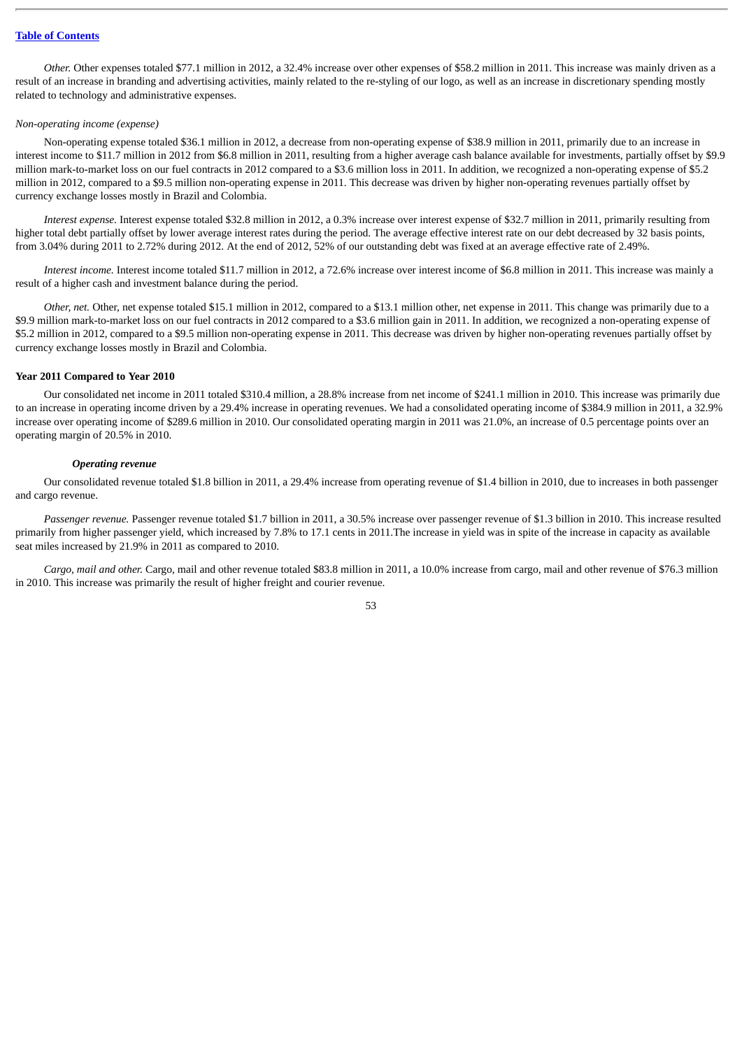*Other.* Other expenses totaled $77.1 million in 2012, a 32.4% increase over other expenses of $58.2 million in 2011. This increase was mainly driven as a result of an increase in branding and advertising activities, mainly related to the re-styling of our logo, as well as an increase in discretionary spending mostly related to technology and administrative expenses.

*Non-operating income (expense)*

Non-operating expense totaled $36.1 million in 2012, a decrease from non-operating expense of $38.9 million in 2011, primarily due to an increase in interest income to $11.7 million in 2012 from $6.8 million in 2011, resulting from a higher average cash balance available for investments, partially offset by $9.9 million mark-to-market loss on our fuel contracts in 2012 compared to a $3.6 million loss in 2011. In addition, we recognized a non-operating expense of $5.2 million in 2012, compared to a $9.5 million non-operating expense in 2011. This decrease was driven by higher non-operating revenues partially offset by currency exchange losses mostly in Brazil and Colombia.

*Interest expense.* Interest expense totaled $32.8 million in 2012, a 0.3% increase over interest expense of $32.7 million in 2011, primarily resulting from higher total debt partially offset by lower average interest rates during the period. The average effective interest rate on our debt decreased by 32 basis points, from 3.04% during 2011 to 2.72% during 2012. At the end of 2012, 52% of our outstanding debt was fixed at an average effective rate of 2.49%.

*Interest income.* Interest income totaled $11.7 million in 2012, a 72.6% increase over interest income of $6.8 million in 2011. This increase was mainly a result of a higher cash and investment balance during the period.

*Other, net.* Other, net expense totaled $15.1 million in 2012, compared to a $13.1 million other, net expense in 2011. This change was primarily due to a $9.9 million mark-to-market loss on our fuel contracts in 2012 compared to a $3.6 million gain in 2011. In addition, we recognized a non-operating expense of $5.2 million in 2012, compared to a $9.5 million non-operating expense in 2011. This decrease was driven by higher non-operating revenues partially offset by currency exchange losses mostly in Brazil and Colombia.

**Year 2011 Compared to Year 2010**

Our consolidated net income in 2011 totaled $310.4 million, a 28.8% increase from net income of $241.1 million in 2010. This increase was primarily due to an increase in operating income driven by a 29.4% increase in operating revenues. We had a consolidated operating income of $384.9 million in 2011, a 32.9% increase over operating income of $289.6 million in 2010. Our consolidated operating margin in 2011 was 21.0%, an increase of 0.5 percentage points over an operating margin of 20.5% in 2010.

***Operating revenue***

Our consolidated revenue totaled $1.8 billion in 2011, a 29.4% increase from operating revenue of $1.4 billion in 2010, due to increases in both passenger and cargo revenue.

*Passenger revenue.* Passenger revenue totaled $1.7 billion in 2011, a 30.5% increase over passenger revenue of $1.3 billion in 2010. This increase resulted primarily from higher passenger yield, which increased by 7.8% to 17.1 cents in 2011.The increase in yield was in spite of the increase in capacity as available seat miles increased by 21.9% in 2011 as compared to 2010.

*Cargo, mail and other.* Cargo, mail and other revenue totaled $83.8 million in 2011, a 10.0% increase from cargo, mail and other revenue of $76.3 million in 2010. This increase was primarily the result of higher freight and courier revenue.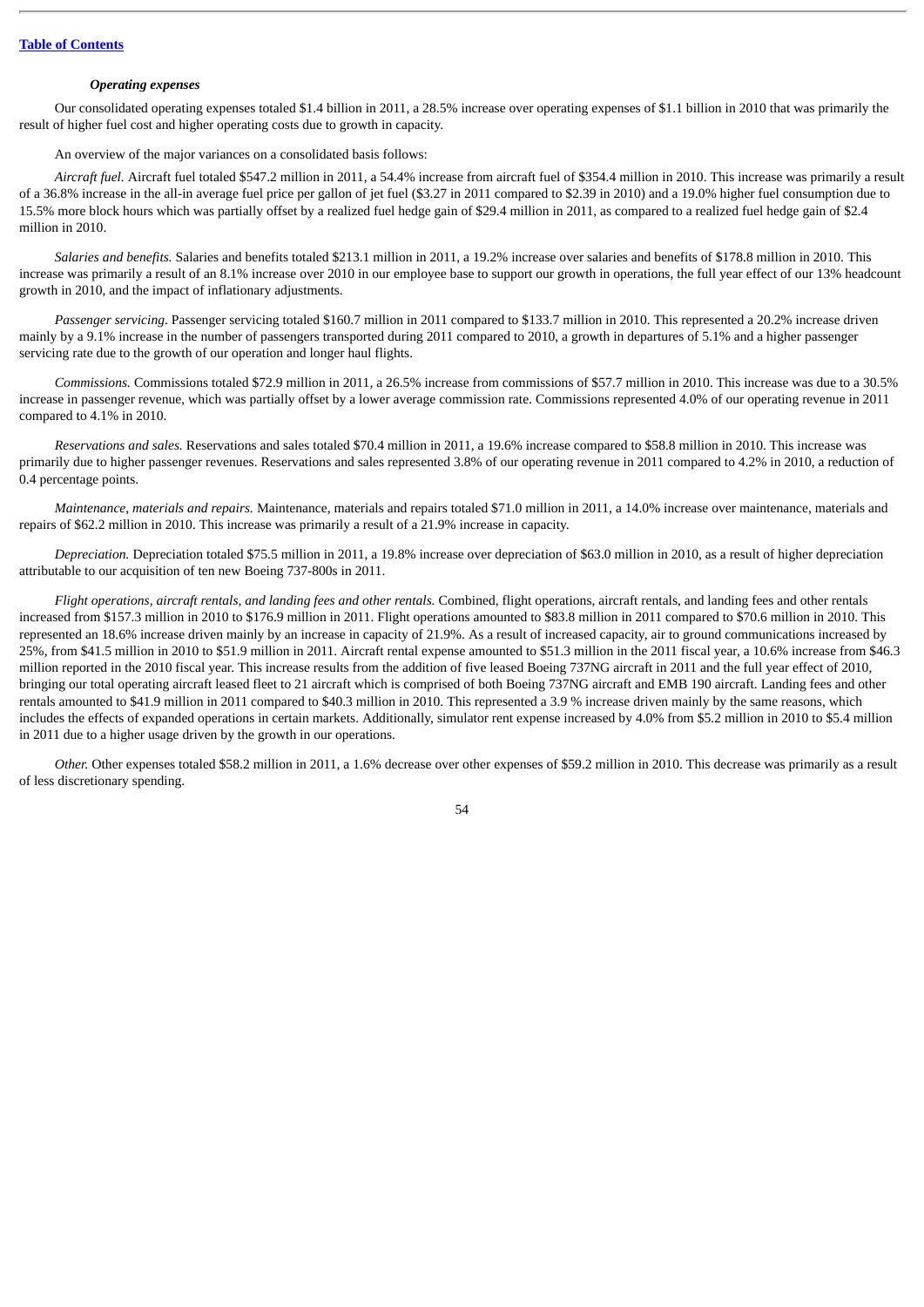[Table of Contents](#)

***Operating expenses***

Our consolidated operating expenses totaled $1.4 billion in 2011, a 28.5% increase over operating expenses of $1.1 billion in 2010 that was primarily the result of higher fuel cost and higher operating costs due to growth in capacity.

An overview of the major variances on a consolidated basis follows:

*Aircraft fuel.* Aircraft fuel totaled $547.2 million in 2011, a 54.4% increase from aircraft fuel of $354.4 million in 2010. This increase was primarily a result of a 36.8% increase in the all-in average fuel price per gallon of jet fuel ($3.27 in 2011 compared to $2.39 in 2010) and a 19.0% higher fuel consumption due to 15.5% more block hours which was partially offset by a realized fuel hedge gain of $29.4 million in 2011, as compared to a realized fuel hedge gain of $2.4 million in 2010.

*Salaries and benefits.* Salaries and benefits totaled $213.1 million in 2011, a 19.2% increase over salaries and benefits of $178.8 million in 2010. This increase was primarily a result of an 8.1% increase over 2010 in our employee base to support our growth in operations, the full year effect of our 13% headcount growth in 2010, and the impact of inflationary adjustments.

*Passenger servicing*. Passenger servicing totaled $160.7 million in 2011 compared to $133.7 million in 2010. This represented a 20.2% increase driven mainly by a 9.1% increase in the number of passengers transported during 2011 compared to 2010, a growth in departures of 5.1% and a higher passenger servicing rate due to the growth of our operation and longer haul flights.

*Commissions.* Commissions totaled $72.9 million in 2011, a 26.5% increase from commissions of $57.7 million in 2010. This increase was due to a 30.5% increase in passenger revenue, which was partially offset by a lower average commission rate. Commissions represented 4.0% of our operating revenue in 2011 compared to 4.1% in 2010.

*Reservations and sales.* Reservations and sales totaled $70.4 million in 2011, a 19.6% increase compared to $58.8 million in 2010. This increase was primarily due to higher passenger revenues. Reservations and sales represented 3.8% of our operating revenue in 2011 compared to 4.2% in 2010, a reduction of 0.4 percentage points.

*Maintenance, materials and repairs.* Maintenance, materials and repairs totaled $71.0 million in 2011, a 14.0% increase over maintenance, materials and repairs of $62.2 million in 2010. This increase was primarily a result of a 21.9% increase in capacity.

*Depreciation.* Depreciation totaled $75.5 million in 2011, a 19.8% increase over depreciation of $63.0 million in 2010, as a result of higher depreciation attributable to our acquisition of ten new Boeing 737-800s in 2011.

*Flight operations, aircraft rentals, and landing fees and other rentals.* Combined, flight operations, aircraft rentals, and landing fees and other rentals increased from $157.3 million in 2010 to $176.9 million in 2011. Flight operations amounted to $83.8 million in 2011 compared to $70.6 million in 2010. This represented an 18.6% increase driven mainly by an increase in capacity of 21.9%. As a result of increased capacity, air to ground communications increased by 25%, from $41.5 million in 2010 to $51.9 million in 2011. Aircraft rental expense amounted to $51.3 million in the 2011 fiscal year, a 10.6% increase from $46.3 million reported in the 2010 fiscal year. This increase results from the addition of five leased Boeing 737NG aircraft in 2011 and the full year effect of 2010, bringing our total operating aircraft leased fleet to 21 aircraft which is comprised of both Boeing 737NG aircraft and EMB 190 aircraft. Landing fees and other rentals amounted to $41.9 million in 2011 compared to $40.3 million in 2010. This represented a 3.9 % increase driven mainly by the same reasons, which includes the effects of expanded operations in certain markets. Additionally, simulator rent expense increased by 4.0% from $5.2 million in 2010 to $5.4 million in 2011 due to a higher usage driven by the growth in our operations.

*Other.* Other expenses totaled $58.2 million in 2011, a 1.6% decrease over other expenses of $59.2 million in 2010. This decrease was primarily as a result of less discretionary spending.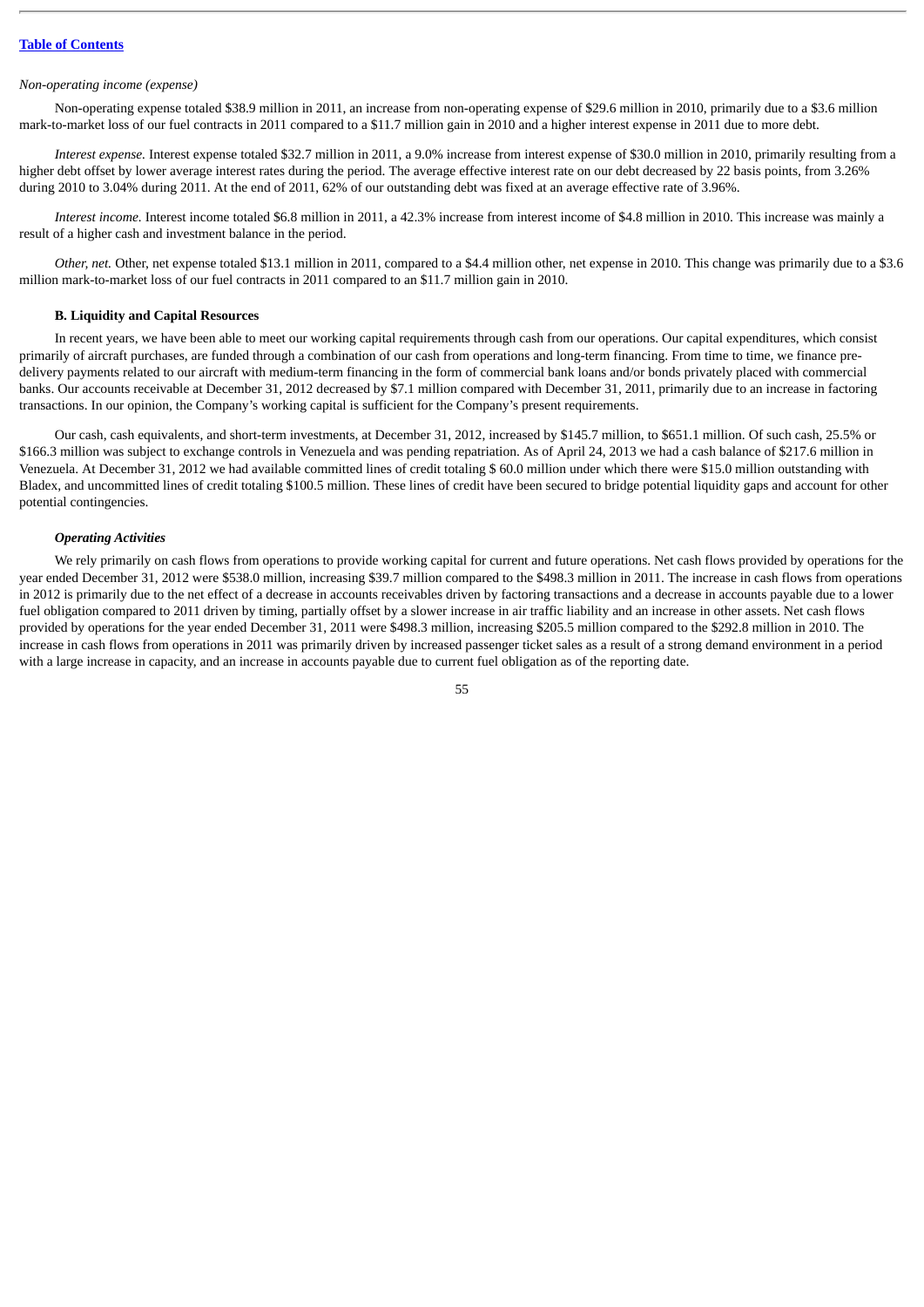*Non-operating income (expense)*

Non-operating expense totaled $38.9 million in 2011, an increase from non-operating expense of $29.6 million in 2010, primarily due to a $3.6 million mark-to-market loss of our fuel contracts in 2011 compared to a $11.7 million gain in 2010 and a higher interest expense in 2011 due to more debt.

*Interest expense.* Interest expense totaled $32.7 million in 2011, a 9.0% increase from interest expense of $30.0 million in 2010, primarily resulting from a higher debt offset by lower average interest rates during the period. The average effective interest rate on our debt decreased by 22 basis points, from 3.26% during 2010 to 3.04% during 2011. At the end of 2011, 62% of our outstanding debt was fixed at an average effective rate of 3.96%.

*Interest income.* Interest income totaled $6.8 million in 2011, a 42.3% increase from interest income of $4.8 million in 2010. This increase was mainly a result of a higher cash and investment balance in the period.

*Other, net.* Other, net expense totaled $13.1 million in 2011, compared to a $4.4 million other, net expense in 2010. This change was primarily due to a $3.6 million mark-to-market loss of our fuel contracts in 2011 compared to an $11.7 million gain in 2010.

### B. Liquidity and Capital Resources

In recent years, we have been able to meet our working capital requirements through cash from our operations. Our capital expenditures, which consist primarily of aircraft purchases, are funded through a combination of our cash from operations and long-term financing. From time to time, we finance pre-delivery payments related to our aircraft with medium-term financing in the form of commercial bank loans and/or bonds privately placed with commercial banks. Our accounts receivable at December 31, 2012 decreased by $7.1 million compared with December 31, 2011, primarily due to an increase in factoring transactions. In our opinion, the Company's working capital is sufficient for the Company's present requirements.

Our cash, cash equivalents, and short-term investments, at December 31, 2012, increased by $145.7 million, to $651.1 million. Of such cash, 25.5% or $166.3 million was subject to exchange controls in Venezuela and was pending repatriation. As of April 24, 2013 we had a cash balance of $217.6 million in Venezuela. At December 31, 2012 we had available committed lines of credit totaling $ 60.0 million under which there were $15.0 million outstanding with Bladex, and uncommitted lines of credit totaling $100.5 million. These lines of credit have been secured to bridge potential liquidity gaps and account for other potential contingencies.

#### *Operating Activities*

We rely primarily on cash flows from operations to provide working capital for current and future operations. Net cash flows provided by operations for the year ended December 31, 2012 were $538.0 million, increasing $39.7 million compared to the $498.3 million in 2011. The increase in cash flows from operations in 2012 is primarily due to the net effect of a decrease in accounts receivables driven by factoring transactions and a decrease in accounts payable due to a lower fuel obligation compared to 2011 driven by timing, partially offset by a slower increase in air traffic liability and an increase in other assets. Net cash flows provided by operations for the year ended December 31, 2011 were $498.3 million, increasing $205.5 million compared to the $292.8 million in 2010. The increase in cash flows from operations in 2011 was primarily driven by increased passenger ticket sales as a result of a strong demand environment in a period with a large increase in capacity, and an increase in accounts payable due to current fuel obligation as of the reporting date.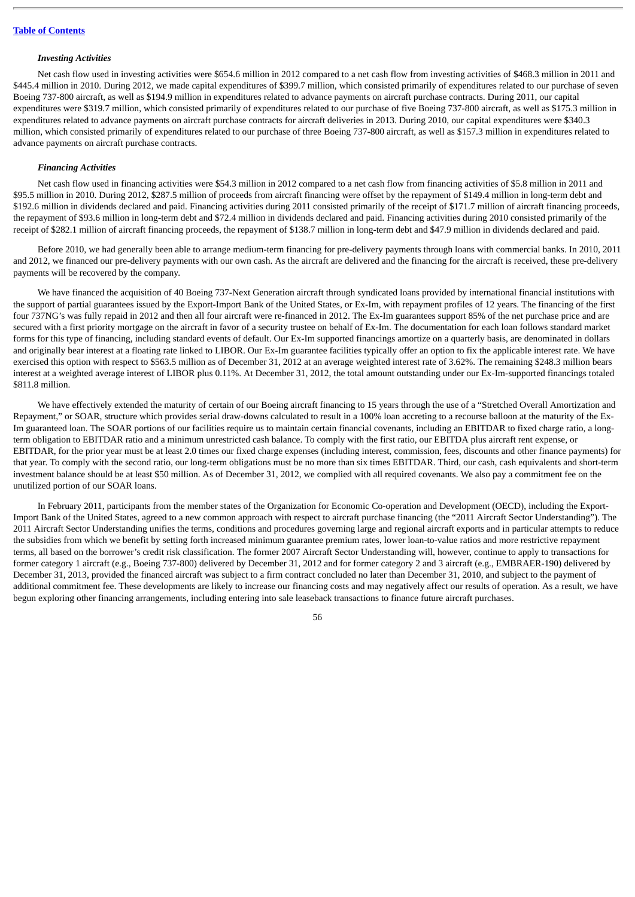### *Investing Activities*

Net cash flow used in investing activities were $654.6 million in 2012 compared to a net cash flow from investing activities of $468.3 million in 2011 and $445.4 million in 2010. During 2012, we made capital expenditures of $399.7 million, which consisted primarily of expenditures related to our purchase of seven Boeing 737-800 aircraft, as well as $194.9 million in expenditures related to advance payments on aircraft purchase contracts. During 2011, our capital expenditures were $319.7 million, which consisted primarily of expenditures related to our purchase of five Boeing 737-800 aircraft, as well as $175.3 million in expenditures related to advance payments on aircraft purchase contracts for aircraft deliveries in 2013. During 2010, our capital expenditures were $340.3 million, which consisted primarily of expenditures related to our purchase of three Boeing 737-800 aircraft, as well as $157.3 million in expenditures related to advance payments on aircraft purchase contracts.

### *Financing Activities*

Net cash flow used in financing activities were $54.3 million in 2012 compared to a net cash flow from financing activities of $5.8 million in 2011 and $95.5 million in 2010. During 2012, $287.5 million of proceeds from aircraft financing were offset by the repayment of $149.4 million in long-term debt and $192.6 million in dividends declared and paid. Financing activities during 2011 consisted primarily of the receipt of $171.7 million of aircraft financing proceeds, the repayment of $93.6 million in long-term debt and $72.4 million in dividends declared and paid. Financing activities during 2010 consisted primarily of the receipt of $282.1 million of aircraft financing proceeds, the repayment of $138.7 million in long-term debt and $47.9 million in dividends declared and paid.

Before 2010, we had generally been able to arrange medium-term financing for pre-delivery payments through loans with commercial banks. In 2010, 2011 and 2012, we financed our pre-delivery payments with our own cash. As the aircraft are delivered and the financing for the aircraft is received, these pre-delivery payments will be recovered by the company.

We have financed the acquisition of 40 Boeing 737-Next Generation aircraft through syndicated loans provided by international financial institutions with the support of partial guarantees issued by the Export-Import Bank of the United States, or Ex-Im, with repayment profiles of 12 years. The financing of the first four 737NG's was fully repaid in 2012 and then all four aircraft were re-financed in 2012. The Ex-Im guarantees support 85% of the net purchase price and are secured with a first priority mortgage on the aircraft in favor of a security trustee on behalf of Ex-Im. The documentation for each loan follows standard market forms for this type of financing, including standard events of default. Our Ex-Im supported financings amortize on a quarterly basis, are denominated in dollars and originally bear interest at a floating rate linked to LIBOR. Our Ex-Im guarantee facilities typically offer an option to fix the applicable interest rate. We have exercised this option with respect to $563.5 million as of December 31, 2012 at an average weighted interest rate of 3.62%. The remaining $248.3 million bears interest at a weighted average interest of LIBOR plus 0.11%. At December 31, 2012, the total amount outstanding under our Ex-Im-supported financings totaled $811.8 million.

We have effectively extended the maturity of certain of our Boeing aircraft financing to 15 years through the use of a "Stretched Overall Amortization and Repayment," or SOAR, structure which provides serial draw-downs calculated to result in a 100% loan accreting to a recourse balloon at the maturity of the Ex-Im guaranteed loan. The SOAR portions of our facilities require us to maintain certain financial covenants, including an EBITDAR to fixed charge ratio, a long-term obligation to EBITDAR ratio and a minimum unrestricted cash balance. To comply with the first ratio, our EBITDA plus aircraft rent expense, or EBITDAR, for the prior year must be at least 2.0 times our fixed charge expenses (including interest, commission, fees, discounts and other finance payments) for that year. To comply with the second ratio, our long-term obligations must be no more than six times EBITDAR. Third, our cash, cash equivalents and short-term investment balance should be at least $50 million. As of December 31, 2012, we complied with all required covenants. We also pay a commitment fee on the unutilized portion of our SOAR loans.

In February 2011, participants from the member states of the Organization for Economic Co-operation and Development (OECD), including the Export-Import Bank of the United States, agreed to a new common approach with respect to aircraft purchase financing (the "2011 Aircraft Sector Understanding"). The 2011 Aircraft Sector Understanding unifies the terms, conditions and procedures governing large and regional aircraft exports and in particular attempts to reduce the subsidies from which we benefit by setting forth increased minimum guarantee premium rates, lower loan-to-value ratios and more restrictive repayment terms, all based on the borrower's credit risk classification. The former 2007 Aircraft Sector Understanding will, however, continue to apply to transactions for former category 1 aircraft (e.g., Boeing 737-800) delivered by December 31, 2012 and for former category 2 and 3 aircraft (e.g., EMBRAER-190) delivered by December 31, 2013, provided the financed aircraft was subject to a firm contract concluded no later than December 31, 2010, and subject to the payment of additional commitment fee. These developments are likely to increase our financing costs and may negatively affect our results of operation. As a result, we have begun exploring other financing arrangements, including entering into sale leaseback transactions to finance future aircraft purchases.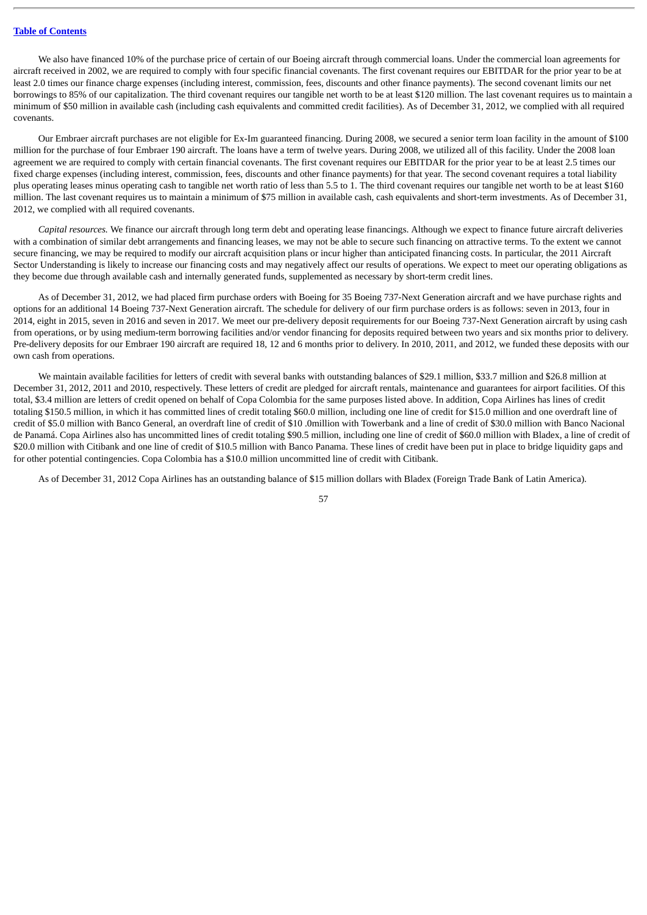We also have financed 10% of the purchase price of certain of our Boeing aircraft through commercial loans. Under the commercial loan agreements for aircraft received in 2002, we are required to comply with four specific financial covenants. The first covenant requires our EBITDAR for the prior year to be at least 2.0 times our finance charge expenses (including interest, commission, fees, discounts and other finance payments). The second covenant limits our net borrowings to 85% of our capitalization. The third covenant requires our tangible net worth to be at least $120 million. The last covenant requires us to maintain a minimum of $50 million in available cash (including cash equivalents and committed credit facilities). As of December 31, 2012, we complied with all required covenants.

Our Embraer aircraft purchases are not eligible for Ex-Im guaranteed financing. During 2008, we secured a senior term loan facility in the amount of $100 million for the purchase of four Embraer 190 aircraft. The loans have a term of twelve years. During 2008, we utilized all of this facility. Under the 2008 loan agreement we are required to comply with certain financial covenants. The first covenant requires our EBITDAR for the prior year to be at least 2.5 times our fixed charge expenses (including interest, commission, fees, discounts and other finance payments) for that year. The second covenant requires a total liability plus operating leases minus operating cash to tangible net worth ratio of less than 5.5 to 1. The third covenant requires our tangible net worth to be at least $160 million. The last covenant requires us to maintain a minimum of $75 million in available cash, cash equivalents and short-term investments. As of December 31, 2012, we complied with all required covenants.

*Capital resources.* We finance our aircraft through long term debt and operating lease financings. Although we expect to finance future aircraft deliveries with a combination of similar debt arrangements and financing leases, we may not be able to secure such financing on attractive terms. To the extent we cannot secure financing, we may be required to modify our aircraft acquisition plans or incur higher than anticipated financing costs. In particular, the 2011 Aircraft Sector Understanding is likely to increase our financing costs and may negatively affect our results of operations. We expect to meet our operating obligations as they become due through available cash and internally generated funds, supplemented as necessary by short-term credit lines.

As of December 31, 2012, we had placed firm purchase orders with Boeing for 35 Boeing 737-Next Generation aircraft and we have purchase rights and options for an additional 14 Boeing 737-Next Generation aircraft. The schedule for delivery of our firm purchase orders is as follows: seven in 2013, four in 2014, eight in 2015, seven in 2016 and seven in 2017. We meet our pre-delivery deposit requirements for our Boeing 737-Next Generation aircraft by using cash from operations, or by using medium-term borrowing facilities and/or vendor financing for deposits required between two years and six months prior to delivery. Pre-delivery deposits for our Embraer 190 aircraft are required 18, 12 and 6 months prior to delivery. In 2010, 2011, and 2012, we funded these deposits with our own cash from operations.

We maintain available facilities for letters of credit with several banks with outstanding balances of $29.1 million, $33.7 million and $26.8 million at December 31, 2012, 2011 and 2010, respectively. These letters of credit are pledged for aircraft rentals, maintenance and guarantees for airport facilities. Of this total, $3.4 million are letters of credit opened on behalf of Copa Colombia for the same purposes listed above. In addition, Copa Airlines has lines of credit totaling $150.5 million, in which it has committed lines of credit totaling $60.0 million, including one line of credit for $15.0 million and one overdraft line of credit of $5.0 million with Banco General, an overdraft line of credit of $10 .0million with Towerbank and a line of credit of $30.0 million with Banco Nacional de Panamá. Copa Airlines also has uncommitted lines of credit totaling $90.5 million, including one line of credit of $60.0 million with Bladex, a line of credit of $20.0 million with Citibank and one line of credit of $10.5 million with Banco Panama. These lines of credit have been put in place to bridge liquidity gaps and for other potential contingencies. Copa Colombia has a $10.0 million uncommitted line of credit with Citibank.

As of December 31, 2012 Copa Airlines has an outstanding balance of $15 million dollars with Bladex (Foreign Trade Bank of Latin America).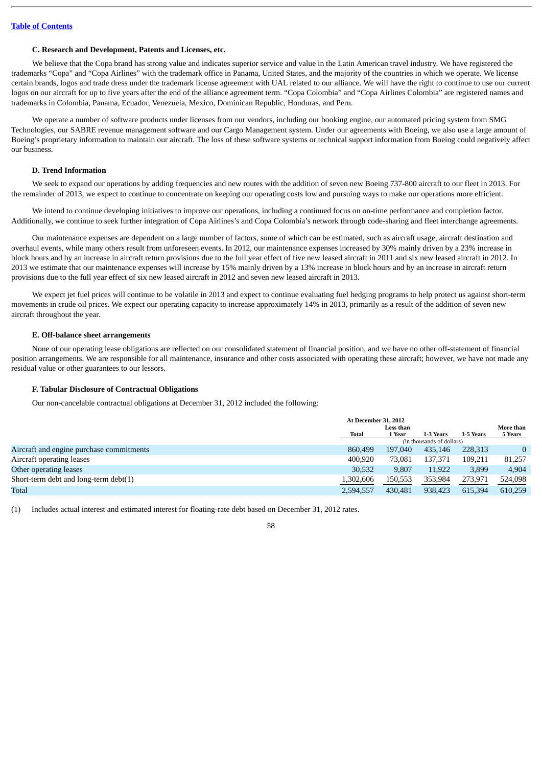### C. Research and Development, Patents and Licenses, etc.

We believe that the Copa brand has strong value and indicates superior service and value in the Latin American travel industry. We have registered the trademarks "Copa" and "Copa Airlines" with the trademark office in Panama, United States, and the majority of the countries in which we operate. We license certain brands, logos and trade dress under the trademark license agreement with UAL related to our alliance. We will have the right to continue to use our current logos on our aircraft for up to five years after the end of the alliance agreement term. "Copa Colombia" and "Copa Airlines Colombia" are registered names and trademarks in Colombia, Panama, Ecuador, Venezuela, Mexico, Dominican Republic, Honduras, and Peru.

We operate a number of software products under licenses from our vendors, including our booking engine, our automated pricing system from SMG Technologies, our SABRE revenue management software and our Cargo Management system. Under our agreements with Boeing, we also use a large amount of Boeing's proprietary information to maintain our aircraft. The loss of these software systems or technical support information from Boeing could negatively affect our business.

### D. Trend Information

We seek to expand our operations by adding frequencies and new routes with the addition of seven new Boeing 737-800 aircraft to our fleet in 2013. For the remainder of 2013, we expect to continue to concentrate on keeping our operating costs low and pursuing ways to make our operations more efficient.

We intend to continue developing initiatives to improve our operations, including a continued focus on on-time performance and completion factor. Additionally, we continue to seek further integration of Copa Airlines's and Copa Colombia's network through code-sharing and fleet interchange agreements.

Our maintenance expenses are dependent on a large number of factors, some of which can be estimated, such as aircraft usage, aircraft destination and overhaul events, while many others result from unforeseen events. In 2012, our maintenance expenses increased by 30% mainly driven by a 23% increase in block hours and by an increase in aircraft return provisions due to the full year effect of five new leased aircraft in 2011 and six new leased aircraft in 2012. In 2013 we estimate that our maintenance expenses will increase by 15% mainly driven by a 13% increase in block hours and by an increase in aircraft return provisions due to the full year effect of six new leased aircraft in 2012 and seven new leased aircraft in 2013.

We expect jet fuel prices will continue to be volatile in 2013 and expect to continue evaluating fuel hedging programs to help protect us against short-term movements in crude oil prices. We expect our operating capacity to increase approximately 14% in 2013, primarily as a result of the addition of seven new aircraft throughout the year.

### E. Off-balance sheet arrangements

None of our operating lease obligations are reflected on our consolidated statement of financial position, and we have no other off-statement of financial position arrangements. We are responsible for all maintenance, insurance and other costs associated with operating these aircraft; however, we have not made any residual value or other guarantees to our lessors.

### F. Tabular Disclosure of Contractual Obligations

Our non-cancelable contractual obligations at December 31, 2012 included the following:

| | At December 31, 2012 | | | | |
|---|---|---|---|---|---|
| | Total | Less than 1 Year | 1-3 Years | 3-5 Years | More than 5 Years |
| | (in thousands of dollars) | | | | |
| Aircraft and engine purchase commitments | 860,499 | 197,040 | 435,146 | 228,313 | 0 |
| Aircraft operating leases | 400,920 | 73,081 | 137,371 | 109,211 | 81,257 |
| Other operating leases | 30,532 | 9,807 | 11,922 | 3,899 | 4,904 |
| Short-term debt and long-term debt(1) | 1,302,606 | 150,553 | 353,984 | 273,971 | 524,098 |
| Total | 2,594,557 | 430,481 | 938,423 | 615,394 | 610,259 |

(1) Includes actual interest and estimated interest for floating-rate debt based on December 31, 2012 rates.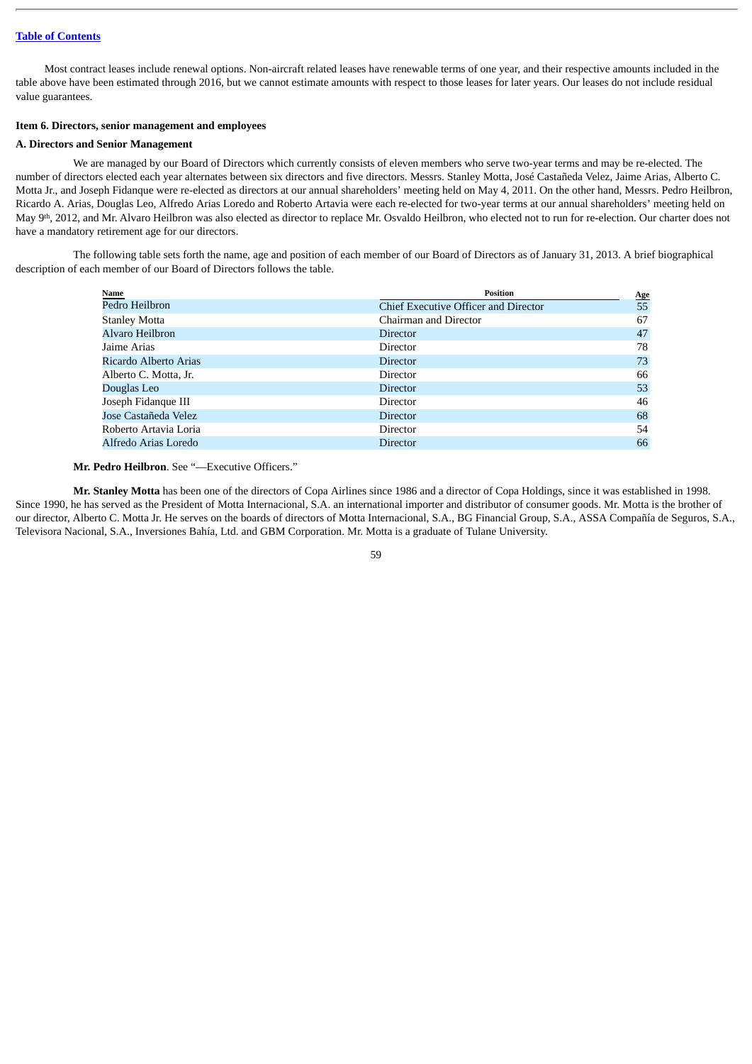[Table of Contents](#)

Most contract leases include renewal options. Non-aircraft related leases have renewable terms of one year, and their respective amounts included in the table above have been estimated through 2016, but we cannot estimate amounts with respect to those leases for later years. Our leases do not include residual value guarantees.

### Item 6. Directors, senior management and employees

#### A. Directors and Senior Management

We are managed by our Board of Directors which currently consists of eleven members who serve two-year terms and may be re-elected. The number of directors elected each year alternates between six directors and five directors. Messrs. Stanley Motta, José Castañeda Velez, Jaime Arias, Alberto C. Motta Jr., and Joseph Fidanque were re-elected as directors at our annual shareholders' meeting held on May 4, 2011. On the other hand, Messrs. Pedro Heilbron, Ricardo A. Arias, Douglas Leo, Alfredo Arias Loredo and Roberto Artavia were each re-elected for two-year terms at our annual shareholders' meeting held on May 9th, 2012, and Mr. Alvaro Heilbron was also elected as director to replace Mr. Osvaldo Heilbron, who elected not to run for re-election. Our charter does not have a mandatory retirement age for our directors.

The following table sets forth the name, age and position of each member of our Board of Directors as of January 31, 2013. A brief biographical description of each member of our Board of Directors follows the table.

| Name | Position | Age |
|---|---|---|
| Pedro Heilbron | Chief Executive Officer and Director | 55 |
| Stanley Motta | Chairman and Director | 67 |
| Alvaro Heilbron | Director | 47 |
| Jaime Arias | Director | 78 |
| Ricardo Alberto Arias | Director | 73 |
| Alberto C. Motta, Jr. | Director | 66 |
| Douglas Leo | Director | 53 |
| Joseph Fidanque III | Director | 46 |
| Jose Castañeda Velez | Director | 68 |
| Roberto Artavia Loria | Director | 54 |
| Alfredo Arias Loredo | Director | 66 |

**Mr. Pedro Heilbron**. See "—Executive Officers."

**Mr. Stanley Motta** has been one of the directors of Copa Airlines since 1986 and a director of Copa Holdings, since it was established in 1998. Since 1990, he has served as the President of Motta Internacional, S.A. an international importer and distributor of consumer goods. Mr. Motta is the brother of our director, Alberto C. Motta Jr. He serves on the boards of directors of Motta Internacional, S.A., BG Financial Group, S.A., ASSA Compañía de Seguros, S.A., Televisora Nacional, S.A., Inversiones Bahía, Ltd. and GBM Corporation. Mr. Motta is a graduate of Tulane University.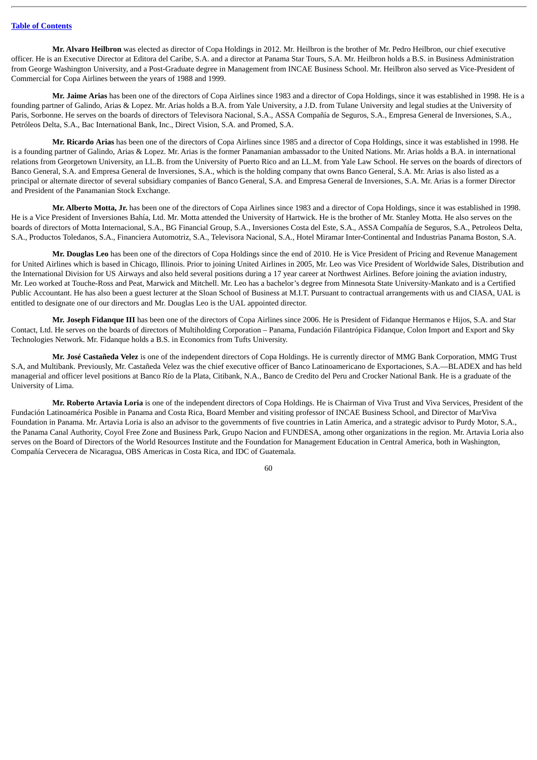**Mr. Alvaro Heilbron** was elected as director of Copa Holdings in 2012. Mr. Heilbron is the brother of Mr. Pedro Heilbron, our chief executive officer. He is an Executive Director at Editora del Caribe, S.A. and a director at Panama Star Tours, S.A. Mr. Heilbron holds a B.S. in Business Administration from George Washington University, and a Post-Graduate degree in Management from INCAE Business School. Mr. Heilbron also served as Vice-President of Commercial for Copa Airlines between the years of 1988 and 1999.

**Mr. Jaime Arias** has been one of the directors of Copa Airlines since 1983 and a director of Copa Holdings, since it was established in 1998. He is a founding partner of Galindo, Arias & Lopez. Mr. Arias holds a B.A. from Yale University, a J.D. from Tulane University and legal studies at the University of Paris, Sorbonne. He serves on the boards of directors of Televisora Nacional, S.A., ASSA Compañía de Seguros, S.A., Empresa General de Inversiones, S.A., Petróleos Delta, S.A., Bac International Bank, Inc., Direct Vision, S.A. and Promed, S.A.

**Mr. Ricardo Arias** has been one of the directors of Copa Airlines since 1985 and a director of Copa Holdings, since it was established in 1998. He is a founding partner of Galindo, Arias & Lopez. Mr. Arias is the former Panamanian ambassador to the United Nations. Mr. Arias holds a B.A. in international relations from Georgetown University, an LL.B. from the University of Puerto Rico and an LL.M. from Yale Law School. He serves on the boards of directors of Banco General, S.A. and Empresa General de Inversiones, S.A., which is the holding company that owns Banco General, S.A. Mr. Arias is also listed as a principal or alternate director of several subsidiary companies of Banco General, S.A. and Empresa General de Inversiones, S.A. Mr. Arias is a former Director and President of the Panamanian Stock Exchange.

**Mr. Alberto Motta, Jr.** has been one of the directors of Copa Airlines since 1983 and a director of Copa Holdings, since it was established in 1998. He is a Vice President of Inversiones Bahía, Ltd. Mr. Motta attended the University of Hartwick. He is the brother of Mr. Stanley Motta. He also serves on the boards of directors of Motta Internacional, S.A., BG Financial Group, S.A., Inversiones Costa del Este, S.A., ASSA Compañía de Seguros, S.A., Petroleos Delta, S.A., Productos Toledanos, S.A., Financiera Automotriz, S.A., Televisora Nacional, S.A., Hotel Miramar Inter-Continental and Industrias Panama Boston, S.A.

**Mr. Douglas Leo** has been one of the directors of Copa Holdings since the end of 2010. He is Vice President of Pricing and Revenue Management for United Airlines which is based in Chicago, Illinois. Prior to joining United Airlines in 2005, Mr. Leo was Vice President of Worldwide Sales, Distribution and the International Division for US Airways and also held several positions during a 17 year career at Northwest Airlines. Before joining the aviation industry, Mr. Leo worked at Touche-Ross and Peat, Marwick and Mitchell. Mr. Leo has a bachelor's degree from Minnesota State University-Mankato and is a Certified Public Accountant. He has also been a guest lecturer at the Sloan School of Business at M.I.T. Pursuant to contractual arrangements with us and CIASA, UAL is entitled to designate one of our directors and Mr. Douglas Leo is the UAL appointed director.

**Mr. Joseph Fidanque III** has been one of the directors of Copa Airlines since 2006. He is President of Fidanque Hermanos e Hijos, S.A. and Star Contact, Ltd. He serves on the boards of directors of Multiholding Corporation – Panama, Fundación Filantrópica Fidanque, Colon Import and Export and Sky Technologies Network. Mr. Fidanque holds a B.S. in Economics from Tufts University.

**Mr. José Castañeda Velez** is one of the independent directors of Copa Holdings. He is currently director of MMG Bank Corporation, MMG Trust S.A, and Multibank. Previously, Mr. Castañeda Velez was the chief executive officer of Banco Latinoamericano de Exportaciones, S.A.—BLADEX and has held managerial and officer level positions at Banco Río de la Plata, Citibank, N.A., Banco de Credito del Peru and Crocker National Bank. He is a graduate of the University of Lima.

**Mr. Roberto Artavia Loria** is one of the independent directors of Copa Holdings. He is Chairman of Viva Trust and Viva Services, President of the Fundación Latinoamérica Posible in Panama and Costa Rica, Board Member and visiting professor of INCAE Business School, and Director of MarViva Foundation in Panama. Mr. Artavia Loria is also an advisor to the governments of five countries in Latin America, and a strategic advisor to Purdy Motor, S.A., the Panama Canal Authority, Coyol Free Zone and Business Park, Grupo Nacion and FUNDESA, among other organizations in the region. Mr. Artavia Loria also serves on the Board of Directors of the World Resources Institute and the Foundation for Management Education in Central America, both in Washington, Compañía Cervecera de Nicaragua, OBS Americas in Costa Rica, and IDC of Guatemala.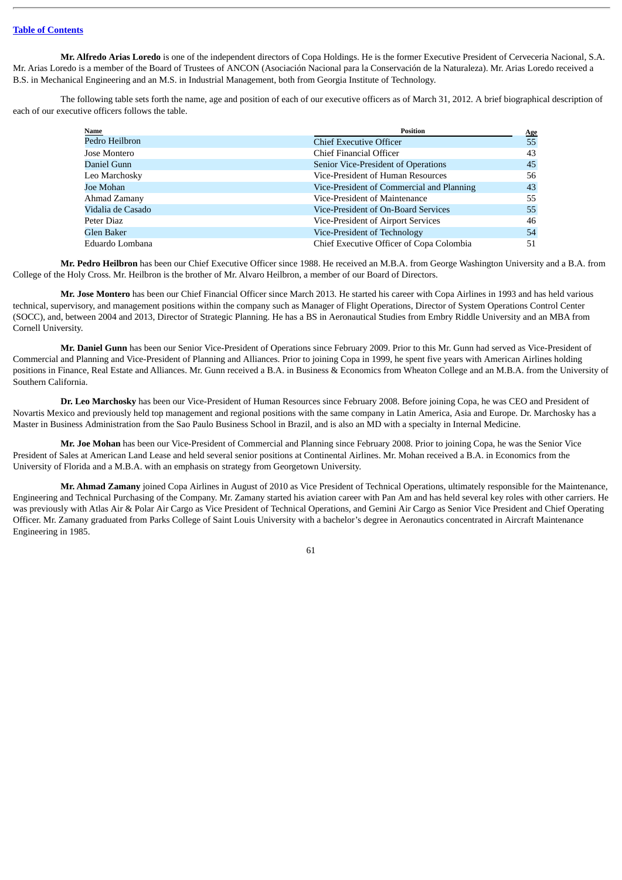**Mr. Alfredo Arias Loredo** is one of the independent directors of Copa Holdings. He is the former Executive President of Cerveceria Nacional, S.A. Mr. Arias Loredo is a member of the Board of Trustees of ANCON (Asociación Nacional para la Conservación de la Naturaleza). Mr. Arias Loredo received a B.S. in Mechanical Engineering and an M.S. in Industrial Management, both from Georgia Institute of Technology.

The following table sets forth the name, age and position of each of our executive officers as of March 31, 2012. A brief biographical description of each of our executive officers follows the table.

| Name | Position | Age |
|---|---|---|
| Pedro Heilbron | Chief Executive Officer | 55 |
| Jose Montero | Chief Financial Officer | 43 |
| Daniel Gunn | Senior Vice-President of Operations | 45 |
| Leo Marchosky | Vice-President of Human Resources | 56 |
| Joe Mohan | Vice-President of Commercial and Planning | 43 |
| Ahmad Zamany | Vice-President of Maintenance | 55 |
| Vidalia de Casado | Vice-President of On-Board Services | 55 |
| Peter Diaz | Vice-President of Airport Services | 46 |
| Glen Baker | Vice-President of Technology | 54 |
| Eduardo Lombana | Chief Executive Officer of Copa Colombia | 51 |

**Mr. Pedro Heilbron** has been our Chief Executive Officer since 1988. He received an M.B.A. from George Washington University and a B.A. from College of the Holy Cross. Mr. Heilbron is the brother of Mr. Alvaro Heilbron, a member of our Board of Directors.

**Mr. Jose Montero** has been our Chief Financial Officer since March 2013. He started his career with Copa Airlines in 1993 and has held various technical, supervisory, and management positions within the company such as Manager of Flight Operations, Director of System Operations Control Center (SOCC), and, between 2004 and 2013, Director of Strategic Planning. He has a BS in Aeronautical Studies from Embry Riddle University and an MBA from Cornell University.

**Mr. Daniel Gunn** has been our Senior Vice-President of Operations since February 2009. Prior to this Mr. Gunn had served as Vice-President of Commercial and Planning and Vice-President of Planning and Alliances. Prior to joining Copa in 1999, he spent five years with American Airlines holding positions in Finance, Real Estate and Alliances. Mr. Gunn received a B.A. in Business & Economics from Wheaton College and an M.B.A. from the University of Southern California.

**Dr. Leo Marchosky** has been our Vice-President of Human Resources since February 2008. Before joining Copa, he was CEO and President of Novartis Mexico and previously held top management and regional positions with the same company in Latin America, Asia and Europe. Dr. Marchosky has a Master in Business Administration from the Sao Paulo Business School in Brazil, and is also an MD with a specialty in Internal Medicine.

**Mr. Joe Mohan** has been our Vice-President of Commercial and Planning since February 2008. Prior to joining Copa, he was the Senior Vice President of Sales at American Land Lease and held several senior positions at Continental Airlines. Mr. Mohan received a B.A. in Economics from the University of Florida and a M.B.A. with an emphasis on strategy from Georgetown University.

**Mr. Ahmad Zamany** joined Copa Airlines in August of 2010 as Vice President of Technical Operations, ultimately responsible for the Maintenance, Engineering and Technical Purchasing of the Company. Mr. Zamany started his aviation career with Pan Am and has held several key roles with other carriers. He was previously with Atlas Air & Polar Air Cargo as Vice President of Technical Operations, and Gemini Air Cargo as Senior Vice President and Chief Operating Officer. Mr. Zamany graduated from Parks College of Saint Louis University with a bachelor's degree in Aeronautics concentrated in Aircraft Maintenance Engineering in 1985.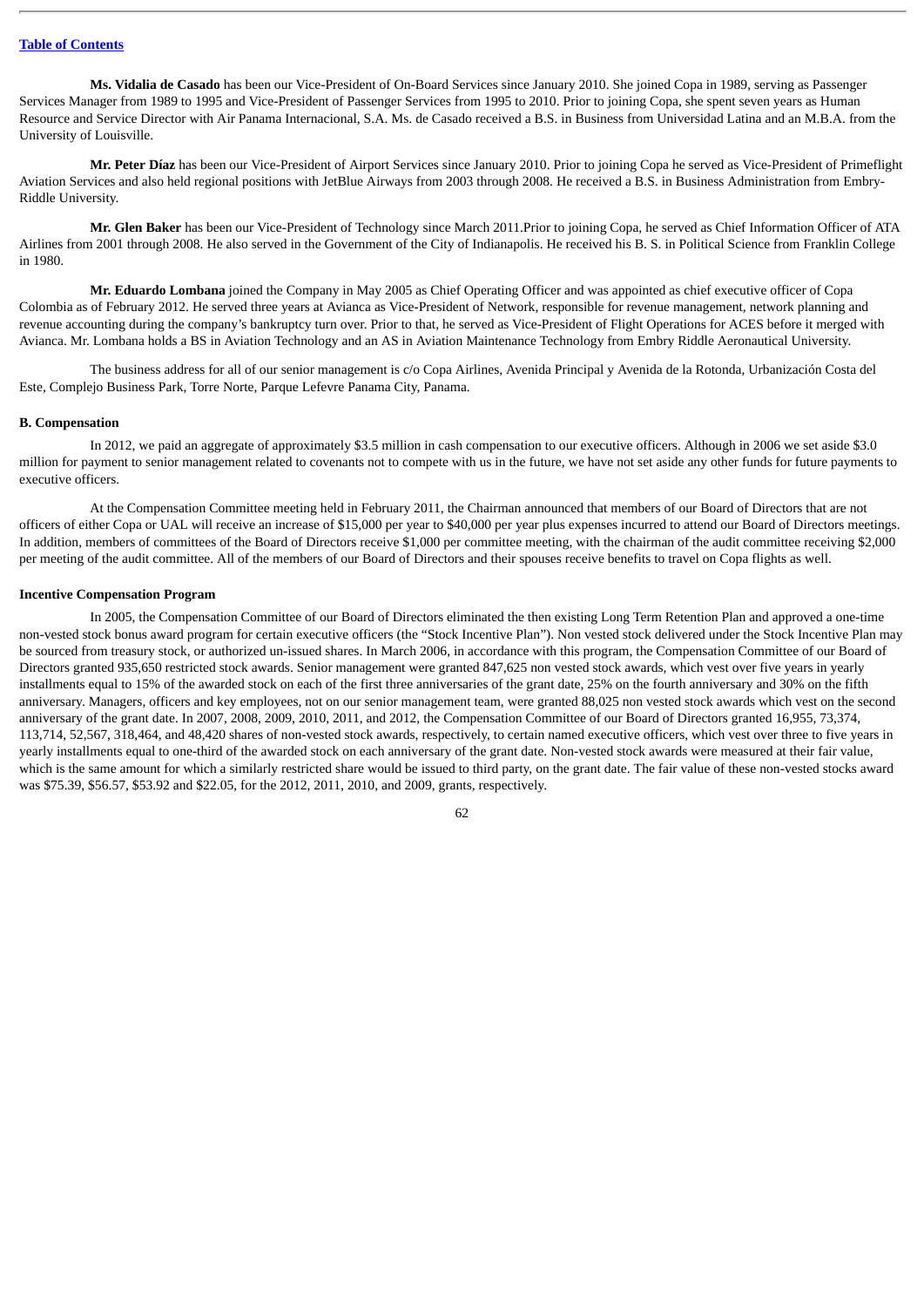**Ms. Vidalia de Casado** has been our Vice-President of On-Board Services since January 2010. She joined Copa in 1989, serving as Passenger Services Manager from 1989 to 1995 and Vice-President of Passenger Services from 1995 to 2010. Prior to joining Copa, she spent seven years as Human Resource and Service Director with Air Panama Internacional, S.A. Ms. de Casado received a B.S. in Business from Universidad Latina and an M.B.A. from the University of Louisville.

**Mr. Peter Díaz** has been our Vice-President of Airport Services since January 2010. Prior to joining Copa he served as Vice-President of Primeflight Aviation Services and also held regional positions with JetBlue Airways from 2003 through 2008. He received a B.S. in Business Administration from Embry-Riddle University.

**Mr. Glen Baker** has been our Vice-President of Technology since March 2011.Prior to joining Copa, he served as Chief Information Officer of ATA Airlines from 2001 through 2008. He also served in the Government of the City of Indianapolis. He received his B. S. in Political Science from Franklin College in 1980.

**Mr. Eduardo Lombana** joined the Company in May 2005 as Chief Operating Officer and was appointed as chief executive officer of Copa Colombia as of February 2012. He served three years at Avianca as Vice-President of Network, responsible for revenue management, network planning and revenue accounting during the company's bankruptcy turn over. Prior to that, he served as Vice-President of Flight Operations for ACES before it merged with Avianca. Mr. Lombana holds a BS in Aviation Technology and an AS in Aviation Maintenance Technology from Embry Riddle Aeronautical University.

The business address for all of our senior management is c/o Copa Airlines, Avenida Principal y Avenida de la Rotonda, Urbanización Costa del Este, Complejo Business Park, Torre Norte, Parque Lefevre Panama City, Panama.

### B. Compensation

In 2012, we paid an aggregate of approximately $3.5 million in cash compensation to our executive officers. Although in 2006 we set aside $3.0 million for payment to senior management related to covenants not to compete with us in the future, we have not set aside any other funds for future payments to executive officers.

At the Compensation Committee meeting held in February 2011, the Chairman announced that members of our Board of Directors that are not officers of either Copa or UAL will receive an increase of $15,000 per year to $40,000 per year plus expenses incurred to attend our Board of Directors meetings. In addition, members of committees of the Board of Directors receive $1,000 per committee meeting, with the chairman of the audit committee receiving $2,000 per meeting of the audit committee. All of the members of our Board of Directors and their spouses receive benefits to travel on Copa flights as well.

### Incentive Compensation Program

In 2005, the Compensation Committee of our Board of Directors eliminated the then existing Long Term Retention Plan and approved a one-time non-vested stock bonus award program for certain executive officers (the "Stock Incentive Plan"). Non vested stock delivered under the Stock Incentive Plan may be sourced from treasury stock, or authorized un-issued shares. In March 2006, in accordance with this program, the Compensation Committee of our Board of Directors granted 935,650 restricted stock awards. Senior management were granted 847,625 non vested stock awards, which vest over five years in yearly installments equal to 15% of the awarded stock on each of the first three anniversaries of the grant date, 25% on the fourth anniversary and 30% on the fifth anniversary. Managers, officers and key employees, not on our senior management team, were granted 88,025 non vested stock awards which vest on the second anniversary of the grant date. In 2007, 2008, 2009, 2010, 2011, and 2012, the Compensation Committee of our Board of Directors granted 16,955, 73,374, 113,714, 52,567, 318,464, and 48,420 shares of non-vested stock awards, respectively, to certain named executive officers, which vest over three to five years in yearly installments equal to one-third of the awarded stock on each anniversary of the grant date. Non-vested stock awards were measured at their fair value, which is the same amount for which a similarly restricted share would be issued to third party, on the grant date. The fair value of these non-vested stocks award was $75.39, $56.57, $53.92 and $22.05, for the 2012, 2011, 2010, and 2009, grants, respectively.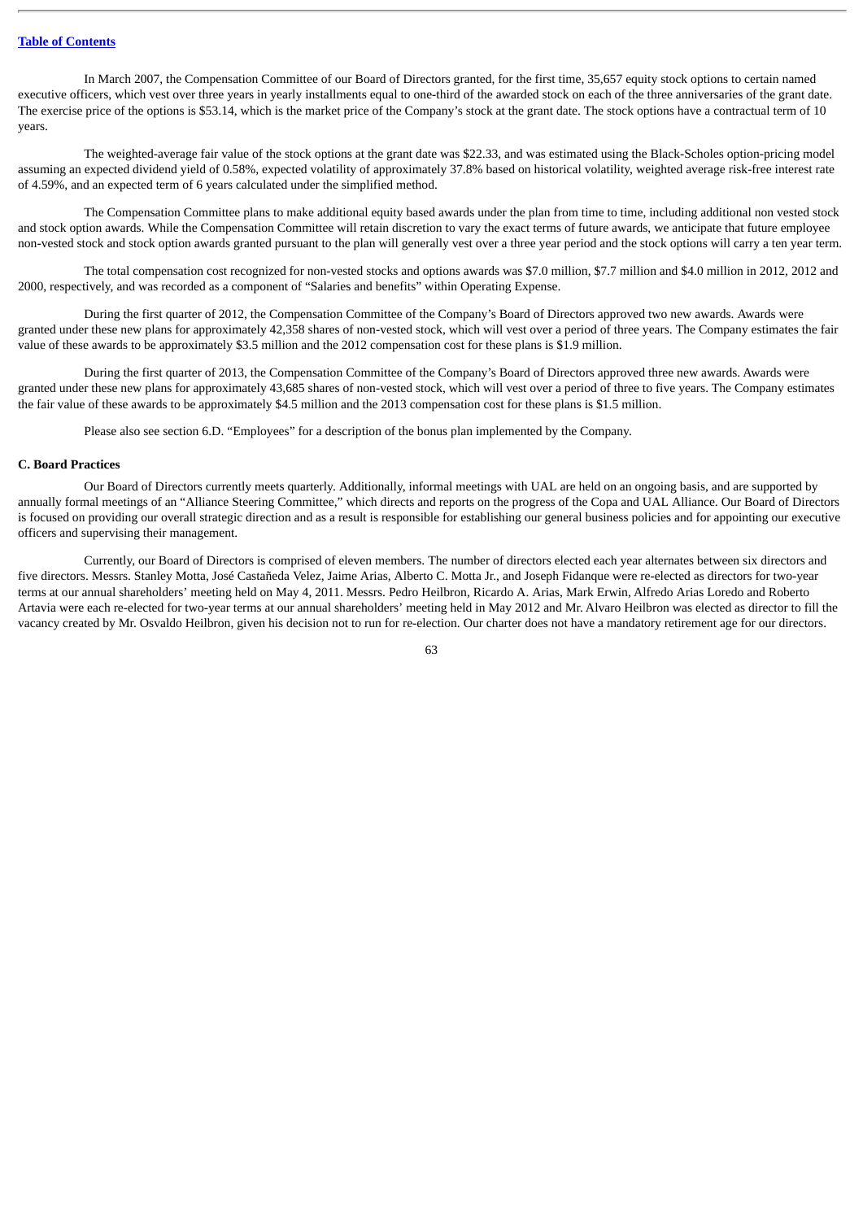[Table of Contents](#)

In March 2007, the Compensation Committee of our Board of Directors granted, for the first time, 35,657 equity stock options to certain named executive officers, which vest over three years in yearly installments equal to one-third of the awarded stock on each of the three anniversaries of the grant date. The exercise price of the options is $53.14, which is the market price of the Company's stock at the grant date. The stock options have a contractual term of 10 years.

The weighted-average fair value of the stock options at the grant date was $22.33, and was estimated using the Black-Scholes option-pricing model assuming an expected dividend yield of 0.58%, expected volatility of approximately 37.8% based on historical volatility, weighted average risk-free interest rate of 4.59%, and an expected term of 6 years calculated under the simplified method.

The Compensation Committee plans to make additional equity based awards under the plan from time to time, including additional non vested stock and stock option awards. While the Compensation Committee will retain discretion to vary the exact terms of future awards, we anticipate that future employee non-vested stock and stock option awards granted pursuant to the plan will generally vest over a three year period and the stock options will carry a ten year term.

The total compensation cost recognized for non-vested stocks and options awards was $7.0 million, $7.7 million and $4.0 million in 2012, 2012 and 2000, respectively, and was recorded as a component of "Salaries and benefits" within Operating Expense.

During the first quarter of 2012, the Compensation Committee of the Company's Board of Directors approved two new awards. Awards were granted under these new plans for approximately 42,358 shares of non-vested stock, which will vest over a period of three years. The Company estimates the fair value of these awards to be approximately $3.5 million and the 2012 compensation cost for these plans is $1.9 million.

During the first quarter of 2013, the Compensation Committee of the Company's Board of Directors approved three new awards. Awards were granted under these new plans for approximately 43,685 shares of non-vested stock, which will vest over a period of three to five years. The Company estimates the fair value of these awards to be approximately $4.5 million and the 2013 compensation cost for these plans is $1.5 million.

Please also see section 6.D. "Employees" for a description of the bonus plan implemented by the Company.

**C. Board Practices**

Our Board of Directors currently meets quarterly. Additionally, informal meetings with UAL are held on an ongoing basis, and are supported by annually formal meetings of an "Alliance Steering Committee," which directs and reports on the progress of the Copa and UAL Alliance. Our Board of Directors is focused on providing our overall strategic direction and as a result is responsible for establishing our general business policies and for appointing our executive officers and supervising their management.

Currently, our Board of Directors is comprised of eleven members. The number of directors elected each year alternates between six directors and five directors. Messrs. Stanley Motta, José Castañeda Velez, Jaime Arias, Alberto C. Motta Jr., and Joseph Fidanque were re-elected as directors for two-year terms at our annual shareholders' meeting held on May 4, 2011. Messrs. Pedro Heilbron, Ricardo A. Arias, Mark Erwin, Alfredo Arias Loredo and Roberto Artavia were each re-elected for two-year terms at our annual shareholders' meeting held in May 2012 and Mr. Alvaro Heilbron was elected as director to fill the vacancy created by Mr. Osvaldo Heilbron, given his decision not to run for re-election. Our charter does not have a mandatory retirement age for our directors.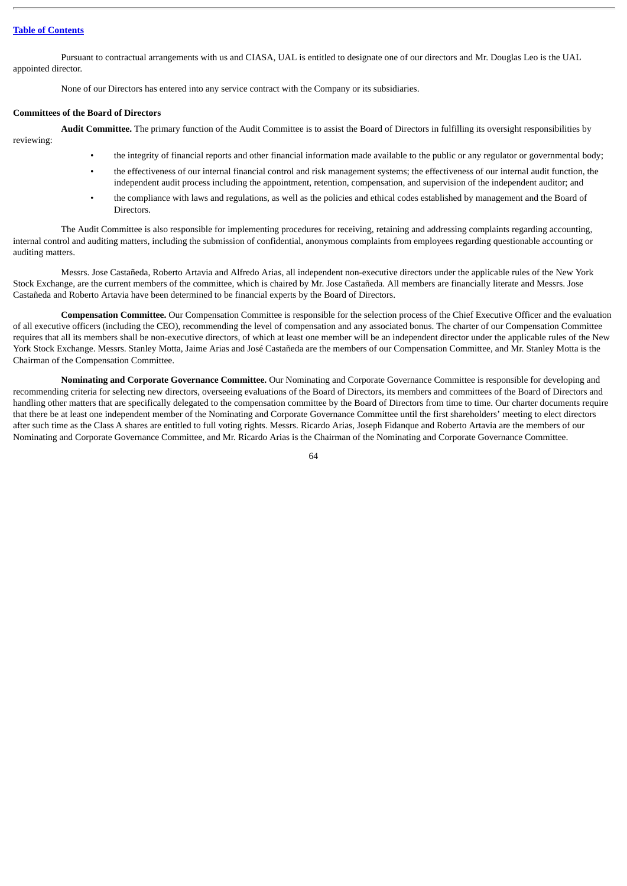Pursuant to contractual arrangements with us and CIASA, UAL is entitled to designate one of our directors and Mr. Douglas Leo is the UAL appointed director.

None of our Directors has entered into any service contract with the Company or its subsidiaries.

**Committees of the Board of Directors**

**Audit Committee.** The primary function of the Audit Committee is to assist the Board of Directors in fulfilling its oversight responsibilities by reviewing:

- the integrity of financial reports and other financial information made available to the public or any regulator or governmental body;
- the effectiveness of our internal financial control and risk management systems; the effectiveness of our internal audit function, the independent audit process including the appointment, retention, compensation, and supervision of the independent auditor; and
- the compliance with laws and regulations, as well as the policies and ethical codes established by management and the Board of Directors.

The Audit Committee is also responsible for implementing procedures for receiving, retaining and addressing complaints regarding accounting, internal control and auditing matters, including the submission of confidential, anonymous complaints from employees regarding questionable accounting or auditing matters.

Messrs. Jose Castañeda, Roberto Artavia and Alfredo Arias, all independent non-executive directors under the applicable rules of the New York Stock Exchange, are the current members of the committee, which is chaired by Mr. Jose Castañeda. All members are financially literate and Messrs. Jose Castañeda and Roberto Artavia have been determined to be financial experts by the Board of Directors.

**Compensation Committee.** Our Compensation Committee is responsible for the selection process of the Chief Executive Officer and the evaluation of all executive officers (including the CEO), recommending the level of compensation and any associated bonus. The charter of our Compensation Committee requires that all its members shall be non-executive directors, of which at least one member will be an independent director under the applicable rules of the New York Stock Exchange. Messrs. Stanley Motta, Jaime Arias and José Castañeda are the members of our Compensation Committee, and Mr. Stanley Motta is the Chairman of the Compensation Committee.

**Nominating and Corporate Governance Committee.** Our Nominating and Corporate Governance Committee is responsible for developing and recommending criteria for selecting new directors, overseeing evaluations of the Board of Directors, its members and committees of the Board of Directors and handling other matters that are specifically delegated to the compensation committee by the Board of Directors from time to time. Our charter documents require that there be at least one independent member of the Nominating and Corporate Governance Committee until the first shareholders' meeting to elect directors after such time as the Class A shares are entitled to full voting rights. Messrs. Ricardo Arias, Joseph Fidanque and Roberto Artavia are the members of our Nominating and Corporate Governance Committee, and Mr. Ricardo Arias is the Chairman of the Nominating and Corporate Governance Committee.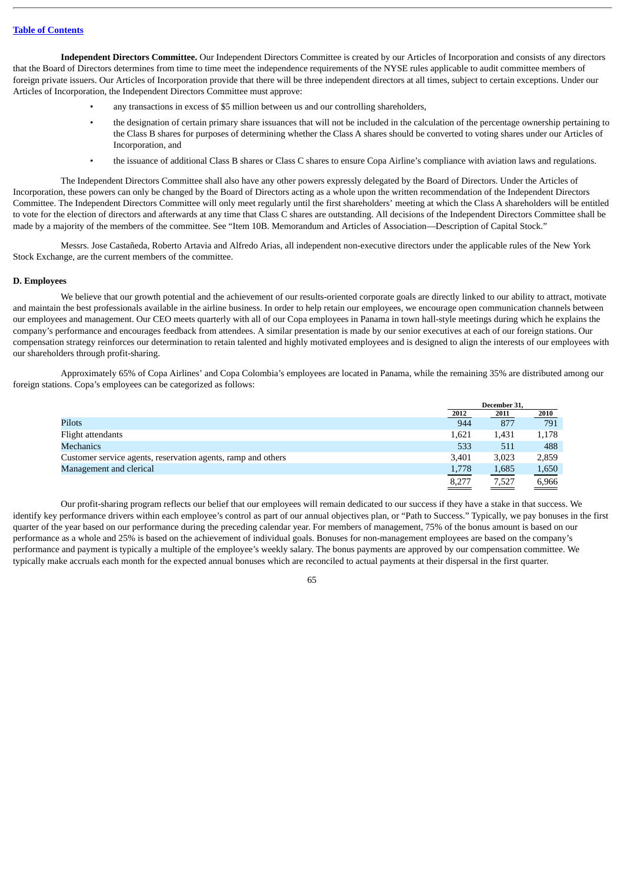[Table of Contents](#)

**Independent Directors Committee.** Our Independent Directors Committee is created by our Articles of Incorporation and consists of any directors that the Board of Directors determines from time to time meet the independence requirements of the NYSE rules applicable to audit committee members of foreign private issuers. Our Articles of Incorporation provide that there will be three independent directors at all times, subject to certain exceptions. Under our Articles of Incorporation, the Independent Directors Committee must approve:

- any transactions in excess of $5 million between us and our controlling shareholders,
- the designation of certain primary share issuances that will not be included in the calculation of the percentage ownership pertaining to the Class B shares for purposes of determining whether the Class A shares should be converted to voting shares under our Articles of Incorporation, and
- the issuance of additional Class B shares or Class C shares to ensure Copa Airline's compliance with aviation laws and regulations.

The Independent Directors Committee shall also have any other powers expressly delegated by the Board of Directors. Under the Articles of Incorporation, these powers can only be changed by the Board of Directors acting as a whole upon the written recommendation of the Independent Directors Committee. The Independent Directors Committee will only meet regularly until the first shareholders' meeting at which the Class A shareholders will be entitled to vote for the election of directors and afterwards at any time that Class C shares are outstanding. All decisions of the Independent Directors Committee shall be made by a majority of the members of the committee. See "Item 10B. Memorandum and Articles of Association—Description of Capital Stock."

Messrs. Jose Castañeda, Roberto Artavia and Alfredo Arias, all independent non-executive directors under the applicable rules of the New York Stock Exchange, are the current members of the committee.

### D. Employees

We believe that our growth potential and the achievement of our results-oriented corporate goals are directly linked to our ability to attract, motivate and maintain the best professionals available in the airline business. In order to help retain our employees, we encourage open communication channels between our employees and management. Our CEO meets quarterly with all of our Copa employees in Panama in town hall-style meetings during which he explains the company's performance and encourages feedback from attendees. A similar presentation is made by our senior executives at each of our foreign stations. Our compensation strategy reinforces our determination to retain talented and highly motivated employees and is designed to align the interests of our employees with our shareholders through profit-sharing.

Approximately 65% of Copa Airlines' and Copa Colombia's employees are located in Panama, while the remaining 35% are distributed among our foreign stations. Copa's employees can be categorized as follows:

| | December 31, | | |
|---|---|---|---|
| | 2012 | 2011 | 2010 |
| Pilots | 944 | 877 | 791 |
| Flight attendants | 1,621 | 1,431 | 1,178 |
| Mechanics | 533 | 511 | 488 |
| Customer service agents, reservation agents, ramp and others | 3,401 | 3,023 | 2,859 |
| Management and clerical | 1,778 | 1,685 | 1,650 |
| | 8,277 | 7,527 | 6,966 |

Our profit-sharing program reflects our belief that our employees will remain dedicated to our success if they have a stake in that success. We identify key performance drivers within each employee's control as part of our annual objectives plan, or "Path to Success." Typically, we pay bonuses in the first quarter of the year based on our performance during the preceding calendar year. For members of management, 75% of the bonus amount is based on our performance as a whole and 25% is based on the achievement of individual goals. Bonuses for non-management employees are based on the company's performance and payment is typically a multiple of the employee's weekly salary. The bonus payments are approved by our compensation committee. We typically make accruals each month for the expected annual bonuses which are reconciled to actual payments at their dispersal in the first quarter.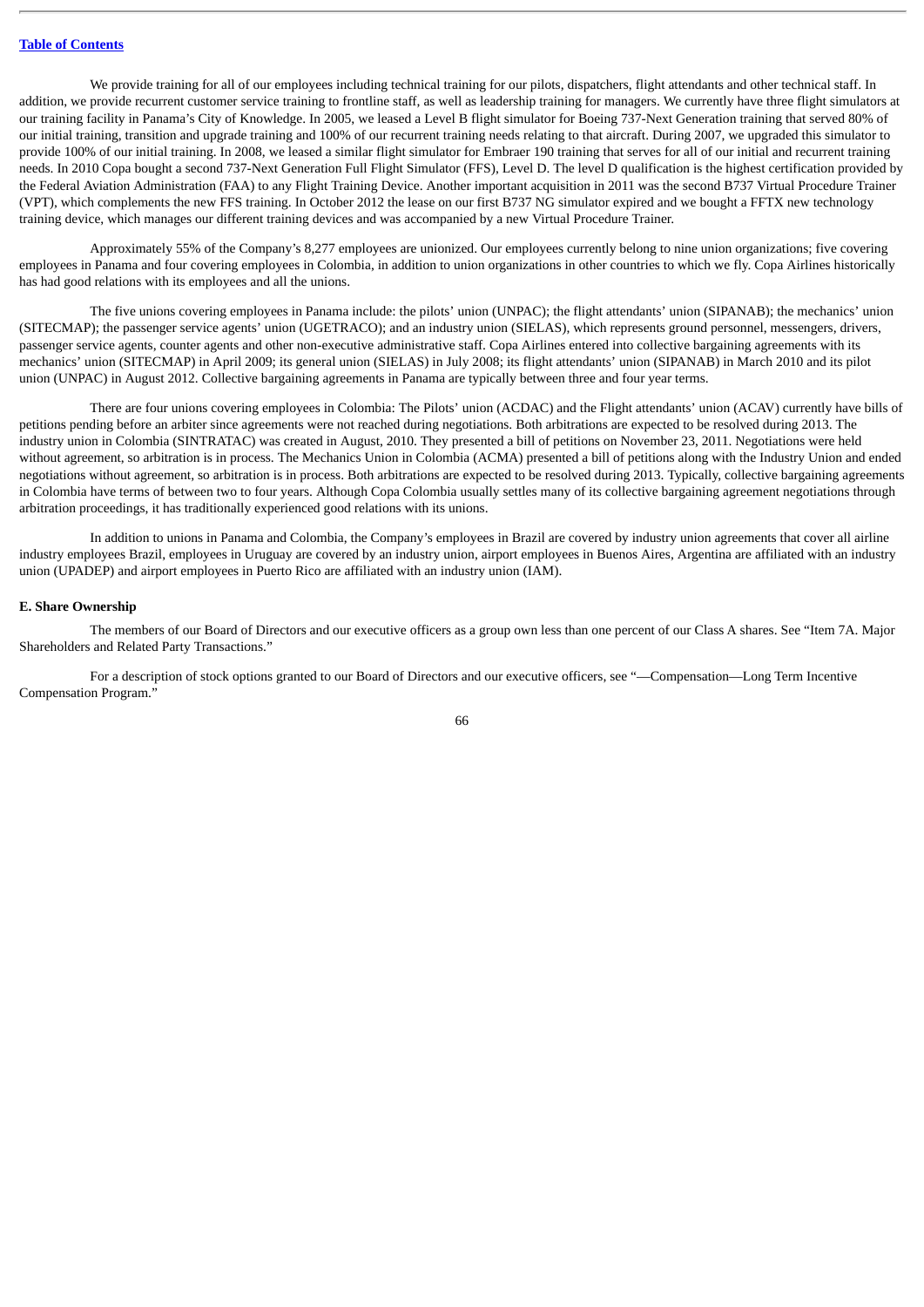We provide training for all of our employees including technical training for our pilots, dispatchers, flight attendants and other technical staff. In addition, we provide recurrent customer service training to frontline staff, as well as leadership training for managers. We currently have three flight simulators at our training facility in Panama's City of Knowledge. In 2005, we leased a Level B flight simulator for Boeing 737-Next Generation training that served 80% of our initial training, transition and upgrade training and 100% of our recurrent training needs relating to that aircraft. During 2007, we upgraded this simulator to provide 100% of our initial training. In 2008, we leased a similar flight simulator for Embraer 190 training that serves for all of our initial and recurrent training needs. In 2010 Copa bought a second 737-Next Generation Full Flight Simulator (FFS), Level D. The level D qualification is the highest certification provided by the Federal Aviation Administration (FAA) to any Flight Training Device. Another important acquisition in 2011 was the second B737 Virtual Procedure Trainer (VPT), which complements the new FFS training. In October 2012 the lease on our first B737 NG simulator expired and we bought a FFTX new technology training device, which manages our different training devices and was accompanied by a new Virtual Procedure Trainer.

Approximately 55% of the Company's 8,277 employees are unionized. Our employees currently belong to nine union organizations; five covering employees in Panama and four covering employees in Colombia, in addition to union organizations in other countries to which we fly. Copa Airlines historically has had good relations with its employees and all the unions.

The five unions covering employees in Panama include: the pilots' union (UNPAC); the flight attendants' union (SIPANAB); the mechanics' union (SITECMAP); the passenger service agents' union (UGETRACO); and an industry union (SIELAS), which represents ground personnel, messengers, drivers, passenger service agents, counter agents and other non-executive administrative staff. Copa Airlines entered into collective bargaining agreements with its mechanics' union (SITECMAP) in April 2009; its general union (SIELAS) in July 2008; its flight attendants' union (SIPANAB) in March 2010 and its pilot union (UNPAC) in August 2012. Collective bargaining agreements in Panama are typically between three and four year terms.

There are four unions covering employees in Colombia: The Pilots' union (ACDAC) and the Flight attendants' union (ACAV) currently have bills of petitions pending before an arbiter since agreements were not reached during negotiations. Both arbitrations are expected to be resolved during 2013. The industry union in Colombia (SINTRATAC) was created in August, 2010. They presented a bill of petitions on November 23, 2011. Negotiations were held without agreement, so arbitration is in process. The Mechanics Union in Colombia (ACMA) presented a bill of petitions along with the Industry Union and ended negotiations without agreement, so arbitration is in process. Both arbitrations are expected to be resolved during 2013. Typically, collective bargaining agreements in Colombia have terms of between two to four years. Although Copa Colombia usually settles many of its collective bargaining agreement negotiations through arbitration proceedings, it has traditionally experienced good relations with its unions.

In addition to unions in Panama and Colombia, the Company's employees in Brazil are covered by industry union agreements that cover all airline industry employees Brazil, employees in Uruguay are covered by an industry union, airport employees in Buenos Aires, Argentina are affiliated with an industry union (UPADEP) and airport employees in Puerto Rico are affiliated with an industry union (IAM).

### E. Share Ownership

The members of our Board of Directors and our executive officers as a group own less than one percent of our Class A shares. See "Item 7A. Major Shareholders and Related Party Transactions."

For a description of stock options granted to our Board of Directors and our executive officers, see "—Compensation—Long Term Incentive Compensation Program."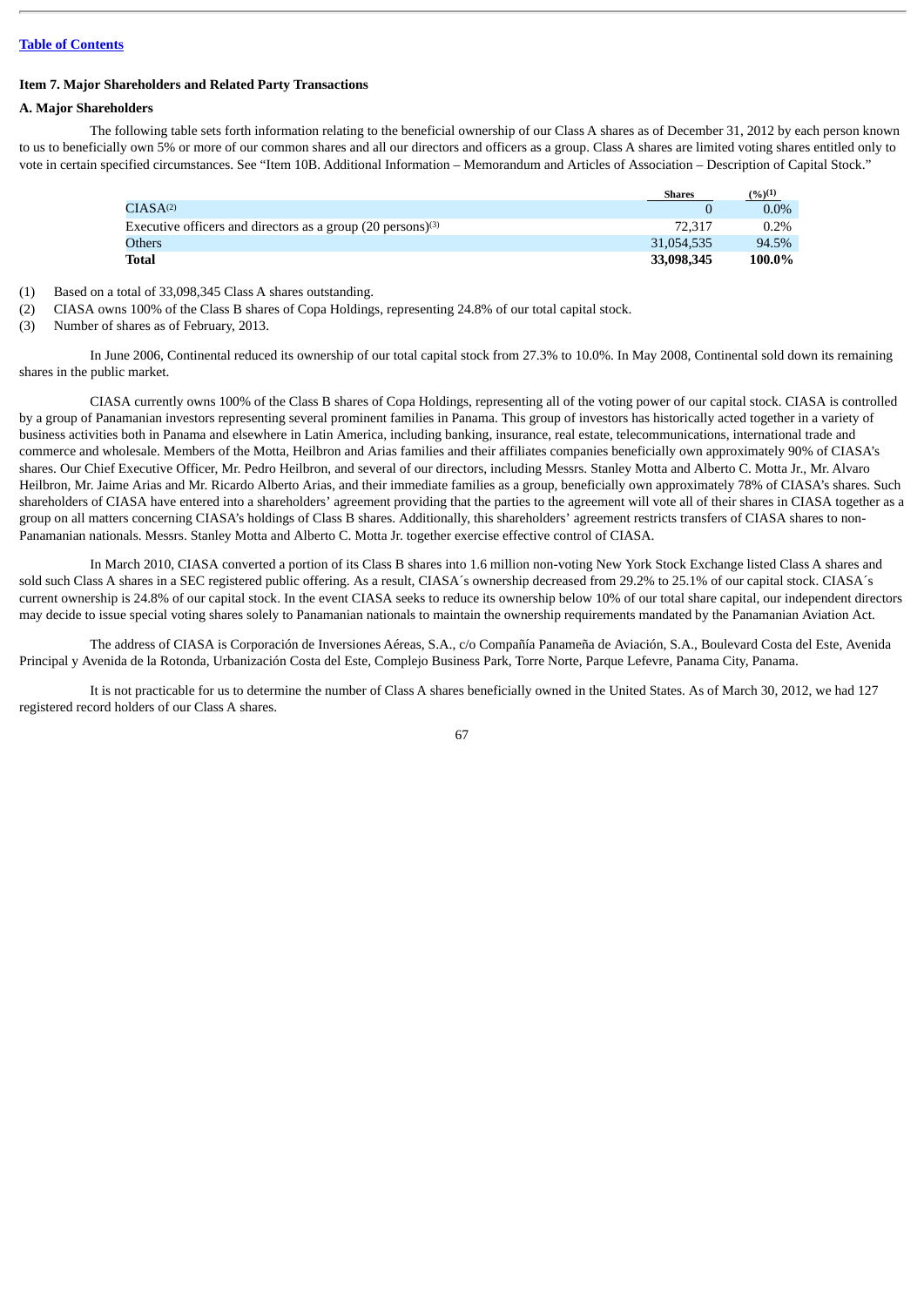## Item 7. Major Shareholders and Related Party Transactions

### A. Major Shareholders

The following table sets forth information relating to the beneficial ownership of our Class A shares as of December 31, 2012 by each person known to us to beneficially own 5% or more of our common shares and all our directors and officers as a group. Class A shares are limited voting shares entitled only to vote in certain specified circumstances. See "Item 10B. Additional Information – Memorandum and Articles of Association – Description of Capital Stock."

| | Shares | (%)(1) |
|---|---|---|
| CIASA(2) | 0 | 0.0% |
| Executive officers and directors as a group (20 persons)(3) | 72,317 | 0.2% |
| Others | 31,054,535 | 94.5% |
| **Total** | **33,098,345** | **100.0%** |

(1) Based on a total of 33,098,345 Class A shares outstanding.

(2) CIASA owns 100% of the Class B shares of Copa Holdings, representing 24.8% of our total capital stock.

(3) Number of shares as of February, 2013.

In June 2006, Continental reduced its ownership of our total capital stock from 27.3% to 10.0%. In May 2008, Continental sold down its remaining shares in the public market.

CIASA currently owns 100% of the Class B shares of Copa Holdings, representing all of the voting power of our capital stock. CIASA is controlled by a group of Panamanian investors representing several prominent families in Panama. This group of investors has historically acted together in a variety of business activities both in Panama and elsewhere in Latin America, including banking, insurance, real estate, telecommunications, international trade and commerce and wholesale. Members of the Motta, Heilbron and Arias families and their affiliates companies beneficially own approximately 90% of CIASA's shares. Our Chief Executive Officer, Mr. Pedro Heilbron, and several of our directors, including Messrs. Stanley Motta and Alberto C. Motta Jr., Mr. Alvaro Heilbron, Mr. Jaime Arias and Mr. Ricardo Alberto Arias, and their immediate families as a group, beneficially own approximately 78% of CIASA's shares. Such shareholders of CIASA have entered into a shareholders' agreement providing that the parties to the agreement will vote all of their shares in CIASA together as a group on all matters concerning CIASA's holdings of Class B shares. Additionally, this shareholders' agreement restricts transfers of CIASA shares to non-Panamanian nationals. Messrs. Stanley Motta and Alberto C. Motta Jr. together exercise effective control of CIASA.

In March 2010, CIASA converted a portion of its Class B shares into 1.6 million non-voting New York Stock Exchange listed Class A shares and sold such Class A shares in a SEC registered public offering. As a result, CIASA´s ownership decreased from 29.2% to 25.1% of our capital stock. CIASA´s current ownership is 24.8% of our capital stock. In the event CIASA seeks to reduce its ownership below 10% of our total share capital, our independent directors may decide to issue special voting shares solely to Panamanian nationals to maintain the ownership requirements mandated by the Panamanian Aviation Act.

The address of CIASA is Corporación de Inversiones Aéreas, S.A., c/o Compañía Panameña de Aviación, S.A., Boulevard Costa del Este, Avenida Principal y Avenida de la Rotonda, Urbanización Costa del Este, Complejo Business Park, Torre Norte, Parque Lefevre, Panama City, Panama.

It is not practicable for us to determine the number of Class A shares beneficially owned in the United States. As of March 30, 2012, we had 127 registered record holders of our Class A shares.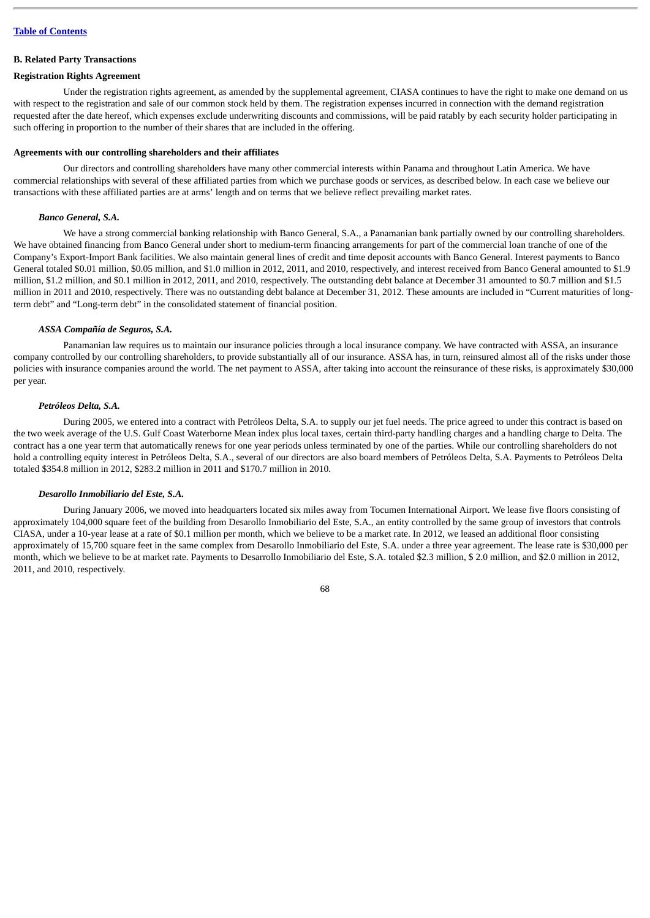## B. Related Party Transactions

### Registration Rights Agreement

Under the registration rights agreement, as amended by the supplemental agreement, CIASA continues to have the right to make one demand on us with respect to the registration and sale of our common stock held by them. The registration expenses incurred in connection with the demand registration requested after the date hereof, which expenses exclude underwriting discounts and commissions, will be paid ratably by each security holder participating in such offering in proportion to the number of their shares that are included in the offering.

### Agreements with our controlling shareholders and their affiliates

Our directors and controlling shareholders have many other commercial interests within Panama and throughout Latin America. We have commercial relationships with several of these affiliated parties from which we purchase goods or services, as described below. In each case we believe our transactions with these affiliated parties are at arms' length and on terms that we believe reflect prevailing market rates.

#### *Banco General, S.A.*

We have a strong commercial banking relationship with Banco General, S.A., a Panamanian bank partially owned by our controlling shareholders. We have obtained financing from Banco General under short to medium-term financing arrangements for part of the commercial loan tranche of one of the Company's Export-Import Bank facilities. We also maintain general lines of credit and time deposit accounts with Banco General. Interest payments to Banco General totaled \$0.01 million, \$0.05 million, and \$1.0 million in 2012, 2011, and 2010, respectively, and interest received from Banco General amounted to \$1.9 million, \$1.2 million, and \$0.1 million in 2012, 2011, and 2010, respectively. The outstanding debt balance at December 31 amounted to \$0.7 million and \$1.5 million in 2011 and 2010, respectively. There was no outstanding debt balance at December 31, 2012. These amounts are included in "Current maturities of long-term debt" and "Long-term debt" in the consolidated statement of financial position.

#### *ASSA Compañía de Seguros, S.A.*

Panamanian law requires us to maintain our insurance policies through a local insurance company. We have contracted with ASSA, an insurance company controlled by our controlling shareholders, to provide substantially all of our insurance. ASSA has, in turn, reinsured almost all of the risks under those policies with insurance companies around the world. The net payment to ASSA, after taking into account the reinsurance of these risks, is approximately \$30,000 per year.

#### *Petróleos Delta, S.A.*

During 2005, we entered into a contract with Petróleos Delta, S.A. to supply our jet fuel needs. The price agreed to under this contract is based on the two week average of the U.S. Gulf Coast Waterborne Mean index plus local taxes, certain third-party handling charges and a handling charge to Delta. The contract has a one year term that automatically renews for one year periods unless terminated by one of the parties. While our controlling shareholders do not hold a controlling equity interest in Petróleos Delta, S.A., several of our directors are also board members of Petróleos Delta, S.A. Payments to Petróleos Delta totaled \$354.8 million in 2012, \$283.2 million in 2011 and \$170.7 million in 2010.

#### *Desarollo Inmobiliario del Este, S.A.*

During January 2006, we moved into headquarters located six miles away from Tocumen International Airport. We lease five floors consisting of approximately 104,000 square feet of the building from Desarollo Inmobiliario del Este, S.A., an entity controlled by the same group of investors that controls CIASA, under a 10-year lease at a rate of \$0.1 million per month, which we believe to be a market rate. In 2012, we leased an additional floor consisting approximately of 15,700 square feet in the same complex from Desarollo Inmobiliario del Este, S.A. under a three year agreement. The lease rate is \$30,000 per month, which we believe to be at market rate. Payments to Desarollo Inmobiliario del Este, S.A. totaled \$2.3 million, \$ 2.0 million, and \$2.0 million in 2012, 2011, and 2010, respectively.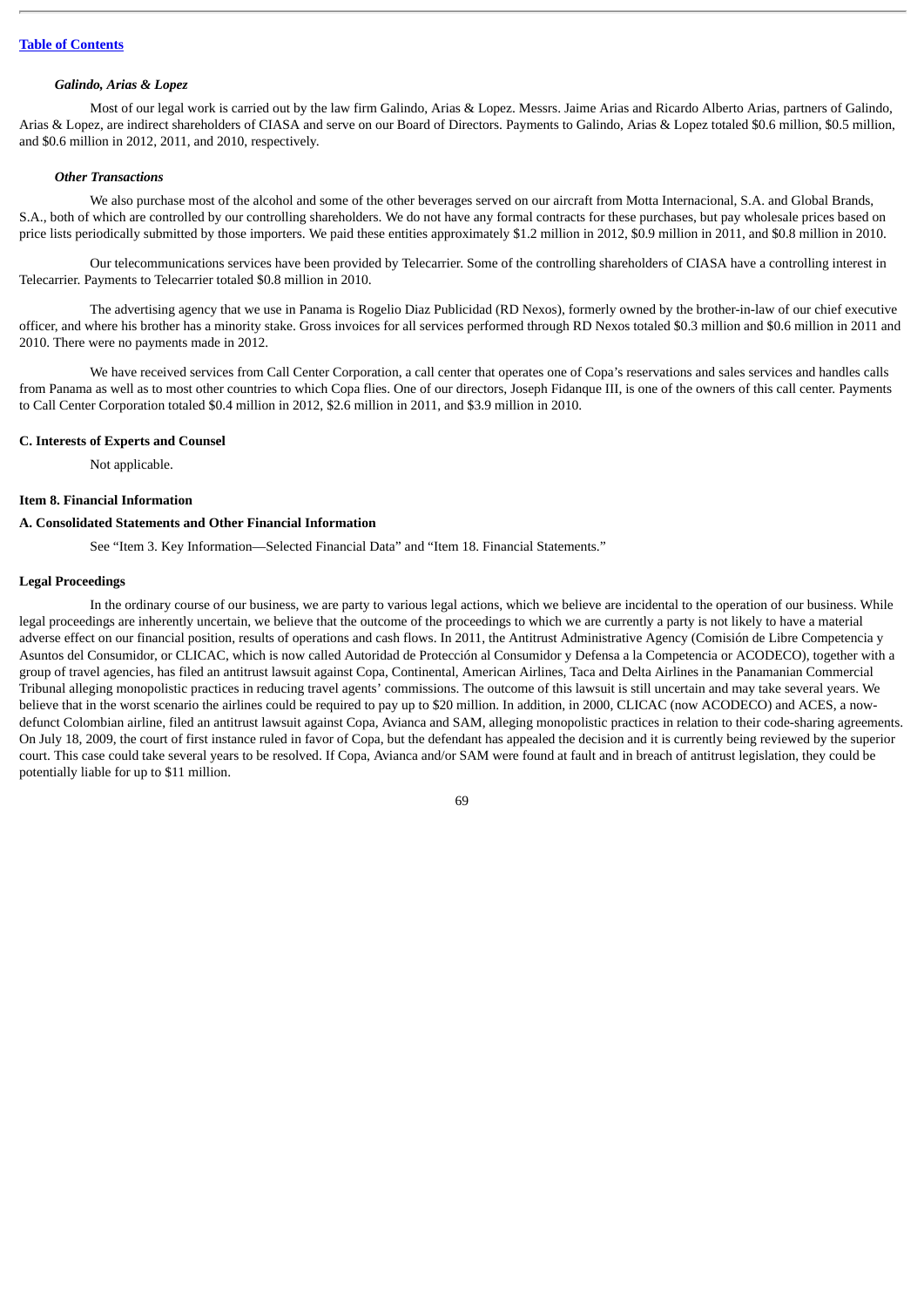*Galindo, Arias & Lopez*

Most of our legal work is carried out by the law firm Galindo, Arias & Lopez. Messrs. Jaime Arias and Ricardo Alberto Arias, partners of Galindo, Arias & Lopez, are indirect shareholders of CIASA and serve on our Board of Directors. Payments to Galindo, Arias & Lopez totaled $0.6 million, $0.5 million, and $0.6 million in 2012, 2011, and 2010, respectively.

*Other Transactions*

We also purchase most of the alcohol and some of the other beverages served on our aircraft from Motta Internacional, S.A. and Global Brands, S.A., both of which are controlled by our controlling shareholders. We do not have any formal contracts for these purchases, but pay wholesale prices based on price lists periodically submitted by those importers. We paid these entities approximately $1.2 million in 2012, $0.9 million in 2011, and $0.8 million in 2010.

Our telecommunications services have been provided by Telecarrier. Some of the controlling shareholders of CIASA have a controlling interest in Telecarrier. Payments to Telecarrier totaled $0.8 million in 2010.

The advertising agency that we use in Panama is Rogelio Diaz Publicidad (RD Nexos), formerly owned by the brother-in-law of our chief executive officer, and where his brother has a minority stake. Gross invoices for all services performed through RD Nexos totaled $0.3 million and $0.6 million in 2011 and 2010. There were no payments made in 2012.

We have received services from Call Center Corporation, a call center that operates one of Copa's reservations and sales services and handles calls from Panama as well as to most other countries to which Copa flies. One of our directors, Joseph Fidanque III, is one of the owners of this call center. Payments to Call Center Corporation totaled $0.4 million in 2012, $2.6 million in 2011, and $3.9 million in 2010.

### C. Interests of Experts and Counsel

Not applicable.

## Item 8. Financial Information

### A. Consolidated Statements and Other Financial Information

See "Item 3. Key Information—Selected Financial Data" and "Item 18. Financial Statements."

### Legal Proceedings

In the ordinary course of our business, we are party to various legal actions, which we believe are incidental to the operation of our business. While legal proceedings are inherently uncertain, we believe that the outcome of the proceedings to which we are currently a party is not likely to have a material adverse effect on our financial position, results of operations and cash flows. In 2011, the Antitrust Administrative Agency (Comisión de Libre Competencia y Asuntos del Consumidor, or CLICAC, which is now called Autoridad de Protección al Consumidor y Defensa a la Competencia or ACODECO), together with a group of travel agencies, has filed an antitrust lawsuit against Copa, Continental, American Airlines, Taca and Delta Airlines in the Panamanian Commercial Tribunal alleging monopolistic practices in reducing travel agents' commissions. The outcome of this lawsuit is still uncertain and may take several years. We believe that in the worst scenario the airlines could be required to pay up to $20 million. In addition, in 2000, CLICAC (now ACODECO) and ACES, a now-defunct Colombian airline, filed an antitrust lawsuit against Copa, Avianca and SAM, alleging monopolistic practices in relation to their code-sharing agreements. On July 18, 2009, the court of first instance ruled in favor of Copa, but the defendant has appealed the decision and it is currently being reviewed by the superior court. This case could take several years to be resolved. If Copa, Avianca and/or SAM were found at fault and in breach of antitrust legislation, they could be potentially liable for up to $11 million.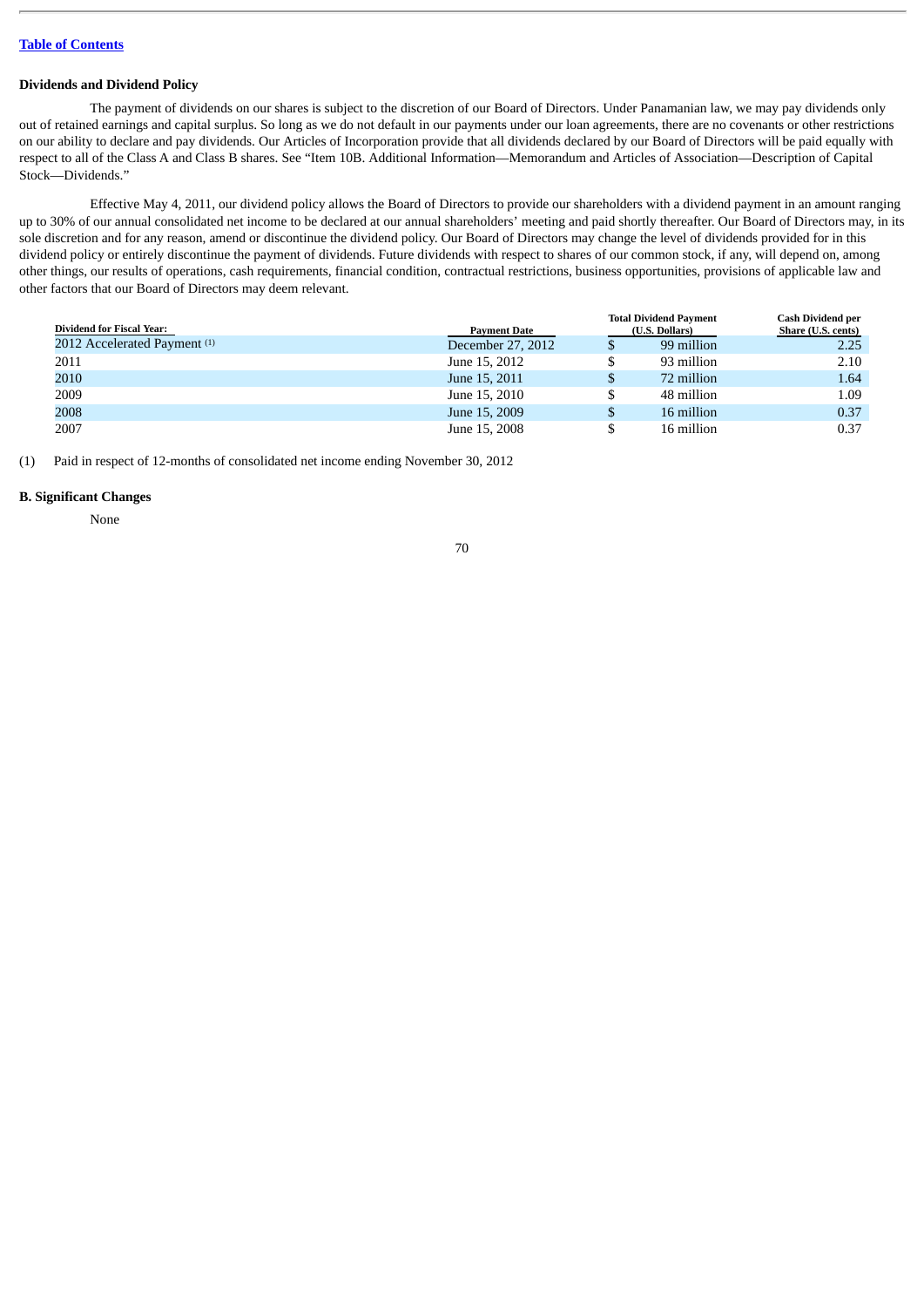[Table of Contents](#)

**Dividends and Dividend Policy**

The payment of dividends on our shares is subject to the discretion of our Board of Directors. Under Panamanian law, we may pay dividends only out of retained earnings and capital surplus. So long as we do not default in our payments under our loan agreements, there are no covenants or other restrictions on our ability to declare and pay dividends. Our Articles of Incorporation provide that all dividends declared by our Board of Directors will be paid equally with respect to all of the Class A and Class B shares. See "Item 10B. Additional Information—Memorandum and Articles of Association—Description of Capital Stock—Dividends."

Effective May 4, 2011, our dividend policy allows the Board of Directors to provide our shareholders with a dividend payment in an amount ranging up to 30% of our annual consolidated net income to be declared at our annual shareholders' meeting and paid shortly thereafter. Our Board of Directors may, in its sole discretion and for any reason, amend or discontinue the dividend policy. Our Board of Directors may change the level of dividends provided for in this dividend policy or entirely discontinue the payment of dividends. Future dividends with respect to shares of our common stock, if any, will depend on, among other things, our results of operations, cash requirements, financial condition, contractual restrictions, business opportunities, provisions of applicable law and other factors that our Board of Directors may deem relevant.

| Dividend for Fiscal Year: | Payment Date | Total Dividend Payment (U.S. Dollars) | Cash Dividend per Share (U.S. cents) |
|---|---|---|---|
| 2012 Accelerated Payment (1) | December 27, 2012 | $ 99 million | 2.25 |
| 2011 | June 15, 2012 | $ 93 million | 2.10 |
| 2010 | June 15, 2011 | $ 72 million | 1.64 |
| 2009 | June 15, 2010 | $ 48 million | 1.09 |
| 2008 | June 15, 2009 | $ 16 million | 0.37 |
| 2007 | June 15, 2008 | $ 16 million | 0.37 |

(1) Paid in respect of 12-months of consolidated net income ending November 30, 2012

**B. Significant Changes**

None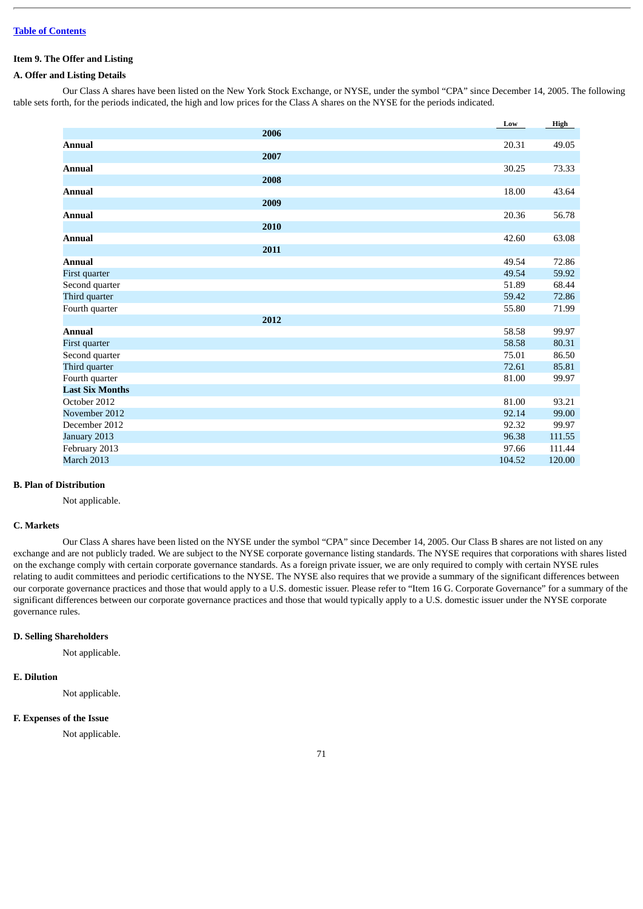## Item 9. The Offer and Listing

### A. Offer and Listing Details

Our Class A shares have been listed on the New York Stock Exchange, or NYSE, under the symbol "CPA" since December 14, 2005. The following table sets forth, for the periods indicated, the high and low prices for the Class A shares on the NYSE for the periods indicated.

| | Low | High |
|---|---|---|
| **2006** | | |
| **Annual** | 20.31 | 49.05 |
| **2007** | | |
| **Annual** | 30.25 | 73.33 |
| **2008** | | |
| **Annual** | 18.00 | 43.64 |
| **2009** | | |
| **Annual** | 20.36 | 56.78 |
| **2010** | | |
| **Annual** | 42.60 | 63.08 |
| **2011** | | |
| **Annual** | 49.54 | 72.86 |
| First quarter | 49.54 | 59.92 |
| Second quarter | 51.89 | 68.44 |
| Third quarter | 59.42 | 72.86 |
| Fourth quarter | 55.80 | 71.99 |
| **2012** | | |
| **Annual** | 58.58 | 99.97 |
| First quarter | 58.58 | 80.31 |
| Second quarter | 75.01 | 86.50 |
| Third quarter | 72.61 | 85.81 |
| Fourth quarter | 81.00 | 99.97 |
| **Last Six Months** | | |
| October 2012 | 81.00 | 93.21 |
| November 2012 | 92.14 | 99.00 |
| December 2012 | 92.32 | 99.97 |
| January 2013 | 96.38 | 111.55 |
| February 2013 | 97.66 | 111.44 |
| March 2013 | 104.52 | 120.00 |

### B. Plan of Distribution

Not applicable.

### C. Markets

Our Class A shares have been listed on the NYSE under the symbol "CPA" since December 14, 2005. Our Class B shares are not listed on any exchange and are not publicly traded. We are subject to the NYSE corporate governance listing standards. The NYSE requires that corporations with shares listed on the exchange comply with certain corporate governance standards. As a foreign private issuer, we are only required to comply with certain NYSE rules relating to audit committees and periodic certifications to the NYSE. The NYSE also requires that we provide a summary of the significant differences between our corporate governance practices and those that would apply to a U.S. domestic issuer. Please refer to "Item 16 G. Corporate Governance" for a summary of the significant differences between our corporate governance practices and those that would typically apply to a U.S. domestic issuer under the NYSE corporate governance rules.

### D. Selling Shareholders

Not applicable.

### E. Dilution

Not applicable.

### F. Expenses of the Issue

Not applicable.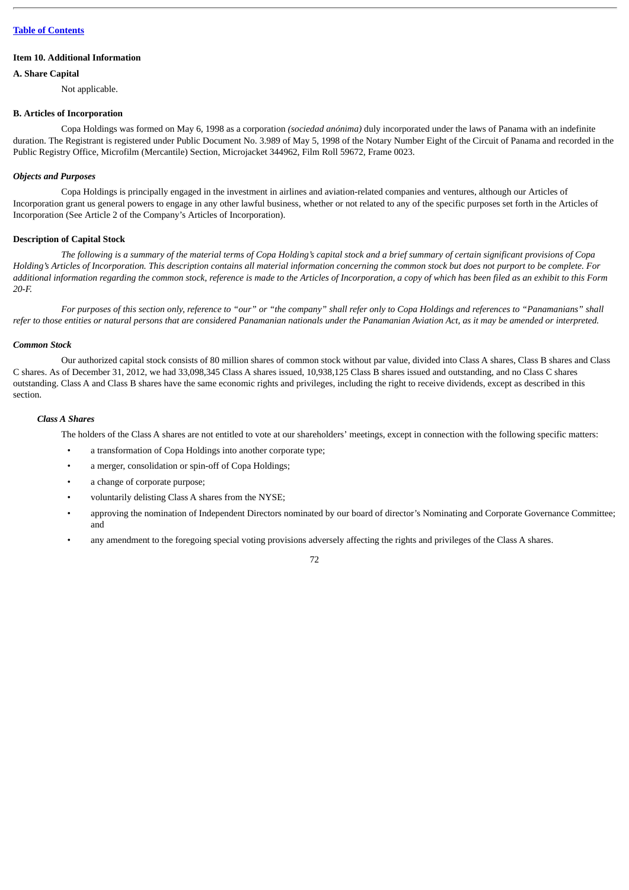### Item 10. Additional Information

#### A. Share Capital

Not applicable.

#### B. Articles of Incorporation

Copa Holdings was formed on May 6, 1998 as a corporation *(sociedad anónima)* duly incorporated under the laws of Panama with an indefinite duration. The Registrant is registered under Public Document No. 3.989 of May 5, 1998 of the Notary Number Eight of the Circuit of Panama and recorded in the Public Registry Office, Microfilm (Mercantile) Section, Microjacket 344962, Film Roll 59672, Frame 0023.

***Objects and Purposes***

Copa Holdings is principally engaged in the investment in airlines and aviation-related companies and ventures, although our Articles of Incorporation grant us general powers to engage in any other lawful business, whether or not related to any of the specific purposes set forth in the Articles of Incorporation (See Article 2 of the Company's Articles of Incorporation).

**Description of Capital Stock**

*The following is a summary of the material terms of Copa Holding's capital stock and a brief summary of certain significant provisions of Copa Holding's Articles of Incorporation. This description contains all material information concerning the common stock but does not purport to be complete. For additional information regarding the common stock, reference is made to the Articles of Incorporation, a copy of which has been filed as an exhibit to this Form 20-F.*

*For purposes of this section only, reference to "our" or "the company" shall refer only to Copa Holdings and references to "Panamanians" shall refer to those entities or natural persons that are considered Panamanian nationals under the Panamanian Aviation Act, as it may be amended or interpreted.*

***Common Stock***

Our authorized capital stock consists of 80 million shares of common stock without par value, divided into Class A shares, Class B shares and Class C shares. As of December 31, 2012, we had 33,098,345 Class A shares issued, 10,938,125 Class B shares issued and outstanding, and no Class C shares outstanding. Class A and Class B shares have the same economic rights and privileges, including the right to receive dividends, except as described in this section.

***Class A Shares***

The holders of the Class A shares are not entitled to vote at our shareholders' meetings, except in connection with the following specific matters:

- a transformation of Copa Holdings into another corporate type;
- a merger, consolidation or spin-off of Copa Holdings;
- a change of corporate purpose;
- voluntarily delisting Class A shares from the NYSE;
- approving the nomination of Independent Directors nominated by our board of director's Nominating and Corporate Governance Committee; and
- any amendment to the foregoing special voting provisions adversely affecting the rights and privileges of the Class A shares.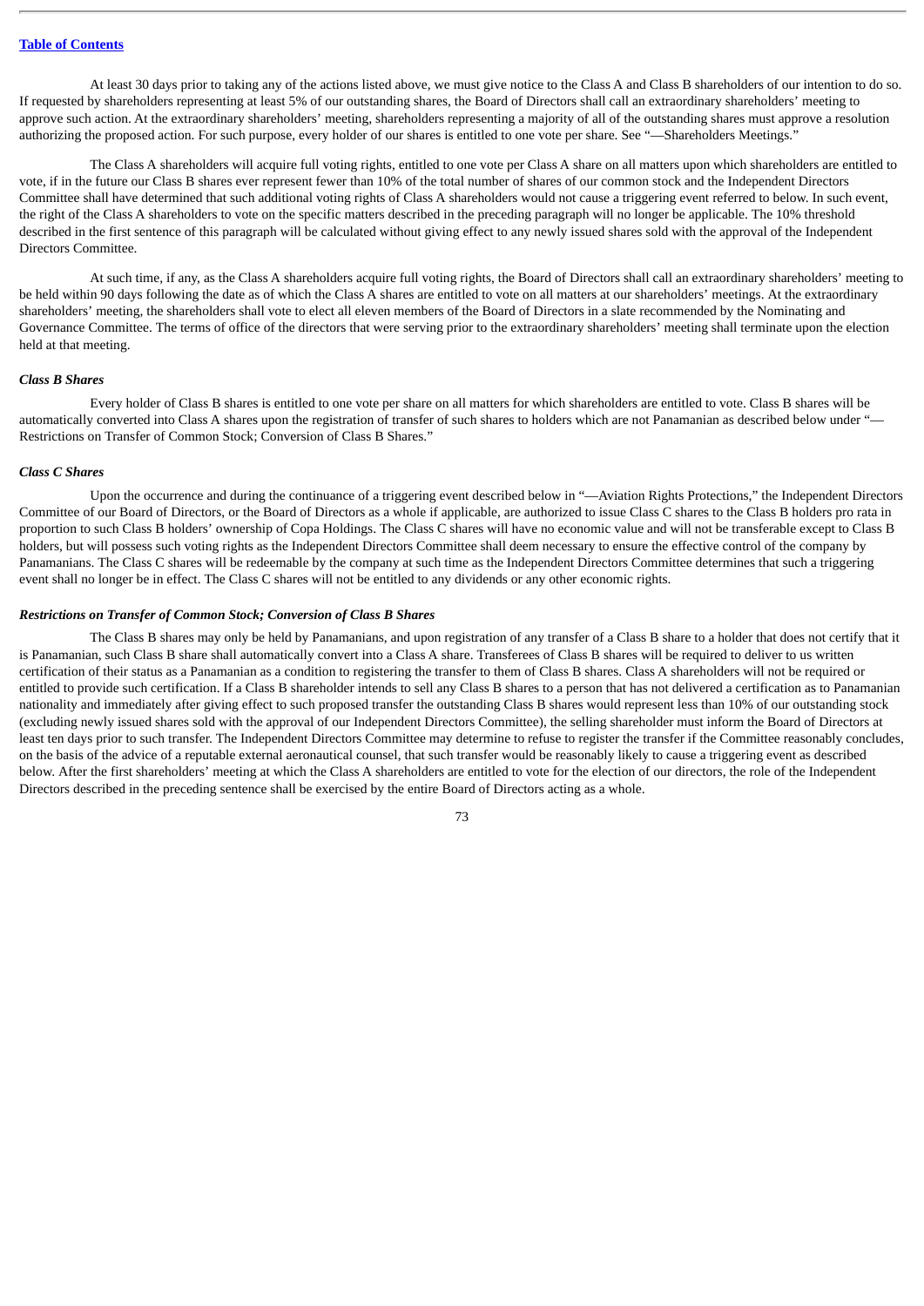At least 30 days prior to taking any of the actions listed above, we must give notice to the Class A and Class B shareholders of our intention to do so. If requested by shareholders representing at least 5% of our outstanding shares, the Board of Directors shall call an extraordinary shareholders' meeting to approve such action. At the extraordinary shareholders' meeting, shareholders representing a majority of all of the outstanding shares must approve a resolution authorizing the proposed action. For such purpose, every holder of our shares is entitled to one vote per share. See "—Shareholders Meetings."

The Class A shareholders will acquire full voting rights, entitled to one vote per Class A share on all matters upon which shareholders are entitled to vote, if in the future our Class B shares ever represent fewer than 10% of the total number of shares of our common stock and the Independent Directors Committee shall have determined that such additional voting rights of Class A shareholders would not cause a triggering event referred to below. In such event, the right of the Class A shareholders to vote on the specific matters described in the preceding paragraph will no longer be applicable. The 10% threshold described in the first sentence of this paragraph will be calculated without giving effect to any newly issued shares sold with the approval of the Independent Directors Committee.

At such time, if any, as the Class A shareholders acquire full voting rights, the Board of Directors shall call an extraordinary shareholders' meeting to be held within 90 days following the date as of which the Class A shares are entitled to vote on all matters at our shareholders' meetings. At the extraordinary shareholders' meeting, the shareholders shall vote to elect all eleven members of the Board of Directors in a slate recommended by the Nominating and Governance Committee. The terms of office of the directors that were serving prior to the extraordinary shareholders' meeting shall terminate upon the election held at that meeting.

***Class B Shares***

Every holder of Class B shares is entitled to one vote per share on all matters for which shareholders are entitled to vote. Class B shares will be automatically converted into Class A shares upon the registration of transfer of such shares to holders which are not Panamanian as described below under "—Restrictions on Transfer of Common Stock; Conversion of Class B Shares."

***Class C Shares***

Upon the occurrence and during the continuance of a triggering event described below in "—Aviation Rights Protections," the Independent Directors Committee of our Board of Directors, or the Board of Directors as a whole if applicable, are authorized to issue Class C shares to the Class B holders pro rata in proportion to such Class B holders' ownership of Copa Holdings. The Class C shares will have no economic value and will not be transferable except to Class B holders, but will possess such voting rights as the Independent Directors Committee shall deem necessary to ensure the effective control of the company by Panamanians. The Class C shares will be redeemable by the company at such time as the Independent Directors Committee determines that such a triggering event shall no longer be in effect. The Class C shares will not be entitled to any dividends or any other economic rights.

***Restrictions on Transfer of Common Stock; Conversion of Class B Shares***

The Class B shares may only be held by Panamanians, and upon registration of any transfer of a Class B share to a holder that does not certify that it is Panamanian, such Class B share shall automatically convert into a Class A share. Transferees of Class B shares will be required to deliver to us written certification of their status as a Panamanian as a condition to registering the transfer to them of Class B shares. Class A shareholders will not be required or entitled to provide such certification. If a Class B shareholder intends to sell any Class B shares to a person that has not delivered a certification as to Panamanian nationality and immediately after giving effect to such proposed transfer the outstanding Class B shares would represent less than 10% of our outstanding stock (excluding newly issued shares sold with the approval of our Independent Directors Committee), the selling shareholder must inform the Board of Directors at least ten days prior to such transfer. The Independent Directors Committee may determine to refuse to register the transfer if the Committee reasonably concludes, on the basis of the advice of a reputable external aeronautical counsel, that such transfer would be reasonably likely to cause a triggering event as described below. After the first shareholders' meeting at which the Class A shareholders are entitled to vote for the election of our directors, the role of the Independent Directors described in the preceding sentence shall be exercised by the entire Board of Directors acting as a whole.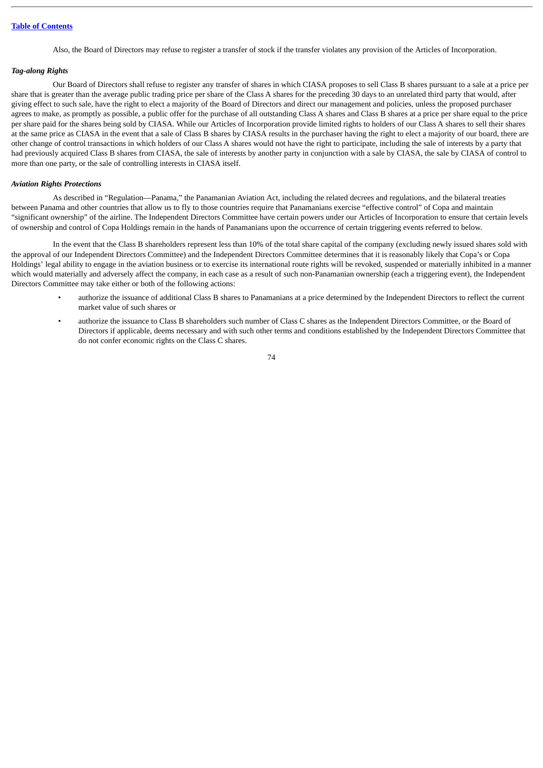Also, the Board of Directors may refuse to register a transfer of stock if the transfer violates any provision of the Articles of Incorporation.

***Tag-along Rights***

Our Board of Directors shall refuse to register any transfer of shares in which CIASA proposes to sell Class B shares pursuant to a sale at a price per share that is greater than the average public trading price per share of the Class A shares for the preceding 30 days to an unrelated third party that would, after giving effect to such sale, have the right to elect a majority of the Board of Directors and direct our management and policies, unless the proposed purchaser agrees to make, as promptly as possible, a public offer for the purchase of all outstanding Class A shares and Class B shares at a price per share equal to the price per share paid for the shares being sold by CIASA. While our Articles of Incorporation provide limited rights to holders of our Class A shares to sell their shares at the same price as CIASA in the event that a sale of Class B shares by CIASA results in the purchaser having the right to elect a majority of our board, there are other change of control transactions in which holders of our Class A shares would not have the right to participate, including the sale of interests by a party that had previously acquired Class B shares from CIASA, the sale of interests by another party in conjunction with a sale by CIASA, the sale by CIASA of control to more than one party, or the sale of controlling interests in CIASA itself.

***Aviation Rights Protections***

As described in "Regulation—Panama," the Panamanian Aviation Act, including the related decrees and regulations, and the bilateral treaties between Panama and other countries that allow us to fly to those countries require that Panamanians exercise "effective control" of Copa and maintain "significant ownership" of the airline. The Independent Directors Committee have certain powers under our Articles of Incorporation to ensure that certain levels of ownership and control of Copa Holdings remain in the hands of Panamanians upon the occurrence of certain triggering events referred to below.

In the event that the Class B shareholders represent less than 10% of the total share capital of the company (excluding newly issued shares sold with the approval of our Independent Directors Committee) and the Independent Directors Committee determines that it is reasonably likely that Copa's or Copa Holdings' legal ability to engage in the aviation business or to exercise its international route rights will be revoked, suspended or materially inhibited in a manner which would materially and adversely affect the company, in each case as a result of such non-Panamanian ownership (each a triggering event), the Independent Directors Committee may take either or both of the following actions:

- authorize the issuance of additional Class B shares to Panamanians at a price determined by the Independent Directors to reflect the current market value of such shares or
- authorize the issuance to Class B shareholders such number of Class C shares as the Independent Directors Committee, or the Board of Directors if applicable, deems necessary and with such other terms and conditions established by the Independent Directors Committee that do not confer economic rights on the Class C shares.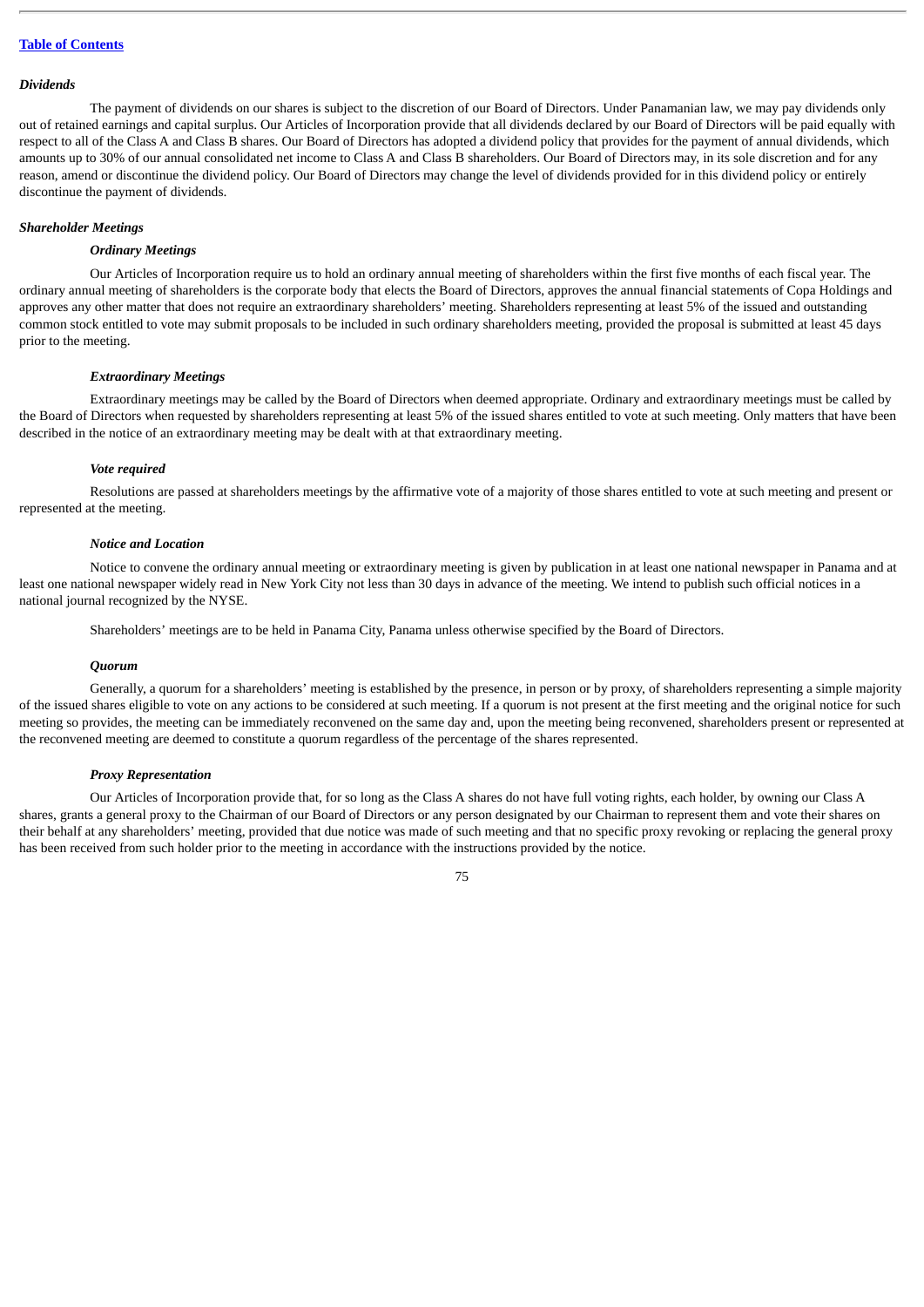*Dividends*

The payment of dividends on our shares is subject to the discretion of our Board of Directors. Under Panamanian law, we may pay dividends only out of retained earnings and capital surplus. Our Articles of Incorporation provide that all dividends declared by our Board of Directors will be paid equally with respect to all of the Class A and Class B shares. Our Board of Directors has adopted a dividend policy that provides for the payment of annual dividends, which amounts up to 30% of our annual consolidated net income to Class A and Class B shareholders. Our Board of Directors may, in its sole discretion and for any reason, amend or discontinue the dividend policy. Our Board of Directors may change the level of dividends provided for in this dividend policy or entirely discontinue the payment of dividends.

***Shareholder Meetings***

***Ordinary Meetings***

Our Articles of Incorporation require us to hold an ordinary annual meeting of shareholders within the first five months of each fiscal year. The ordinary annual meeting of shareholders is the corporate body that elects the Board of Directors, approves the annual financial statements of Copa Holdings and approves any other matter that does not require an extraordinary shareholders' meeting. Shareholders representing at least 5% of the issued and outstanding common stock entitled to vote may submit proposals to be included in such ordinary shareholders meeting, provided the proposal is submitted at least 45 days prior to the meeting.

***Extraordinary Meetings***

Extraordinary meetings may be called by the Board of Directors when deemed appropriate. Ordinary and extraordinary meetings must be called by the Board of Directors when requested by shareholders representing at least 5% of the issued shares entitled to vote at such meeting. Only matters that have been described in the notice of an extraordinary meeting may be dealt with at that extraordinary meeting.

***Vote required***

Resolutions are passed at shareholders meetings by the affirmative vote of a majority of those shares entitled to vote at such meeting and present or represented at the meeting.

***Notice and Location***

Notice to convene the ordinary annual meeting or extraordinary meeting is given by publication in at least one national newspaper in Panama and at least one national newspaper widely read in New York City not less than 30 days in advance of the meeting. We intend to publish such official notices in a national journal recognized by the NYSE.

Shareholders' meetings are to be held in Panama City, Panama unless otherwise specified by the Board of Directors.

***Quorum***

Generally, a quorum for a shareholders' meeting is established by the presence, in person or by proxy, of shareholders representing a simple majority of the issued shares eligible to vote on any actions to be considered at such meeting. If a quorum is not present at the first meeting and the original notice for such meeting so provides, the meeting can be immediately reconvened on the same day and, upon the meeting being reconvened, shareholders present or represented at the reconvened meeting are deemed to constitute a quorum regardless of the percentage of the shares represented.

***Proxy Representation***

Our Articles of Incorporation provide that, for so long as the Class A shares do not have full voting rights, each holder, by owning our Class A shares, grants a general proxy to the Chairman of our Board of Directors or any person designated by our Chairman to represent them and vote their shares on their behalf at any shareholders' meeting, provided that due notice was made of such meeting and that no specific proxy revoking or replacing the general proxy has been received from such holder prior to the meeting in accordance with the instructions provided by the notice.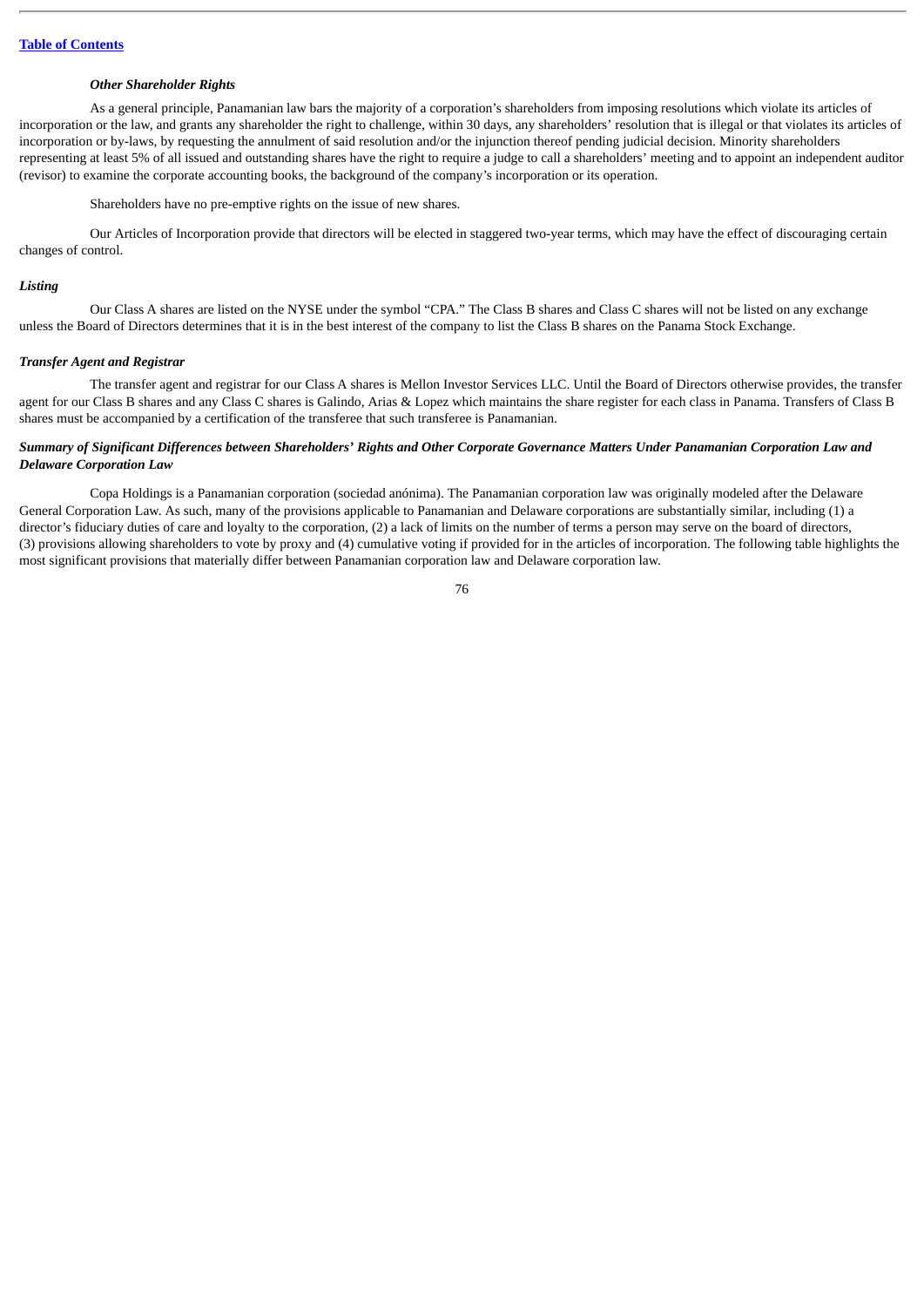### *Other Shareholder Rights*

As a general principle, Panamanian law bars the majority of a corporation's shareholders from imposing resolutions which violate its articles of incorporation or the law, and grants any shareholder the right to challenge, within 30 days, any shareholders' resolution that is illegal or that violates its articles of incorporation or by-laws, by requesting the annulment of said resolution and/or the injunction thereof pending judicial decision. Minority shareholders representing at least 5% of all issued and outstanding shares have the right to require a judge to call a shareholders' meeting and to appoint an independent auditor (revisor) to examine the corporate accounting books, the background of the company's incorporation or its operation.

Shareholders have no pre-emptive rights on the issue of new shares.

Our Articles of Incorporation provide that directors will be elected in staggered two-year terms, which may have the effect of discouraging certain changes of control.

### *Listing*

Our Class A shares are listed on the NYSE under the symbol "CPA." The Class B shares and Class C shares will not be listed on any exchange unless the Board of Directors determines that it is in the best interest of the company to list the Class B shares on the Panama Stock Exchange.

### *Transfer Agent and Registrar*

The transfer agent and registrar for our Class A shares is Mellon Investor Services LLC. Until the Board of Directors otherwise provides, the transfer agent for our Class B shares and any Class C shares is Galindo, Arias & Lopez which maintains the share register for each class in Panama. Transfers of Class B shares must be accompanied by a certification of the transferee that such transferee is Panamanian.

### *Summary of Significant Differences between Shareholders' Rights and Other Corporate Governance Matters Under Panamanian Corporation Law and Delaware Corporation Law*

Copa Holdings is a Panamanian corporation (sociedad anónima). The Panamanian corporation law was originally modeled after the Delaware General Corporation Law. As such, many of the provisions applicable to Panamanian and Delaware corporations are substantially similar, including (1) a director's fiduciary duties of care and loyalty to the corporation, (2) a lack of limits on the number of terms a person may serve on the board of directors, (3) provisions allowing shareholders to vote by proxy and (4) cumulative voting if provided for in the articles of incorporation. The following table highlights the most significant provisions that materially differ between Panamanian corporation law and Delaware corporation law.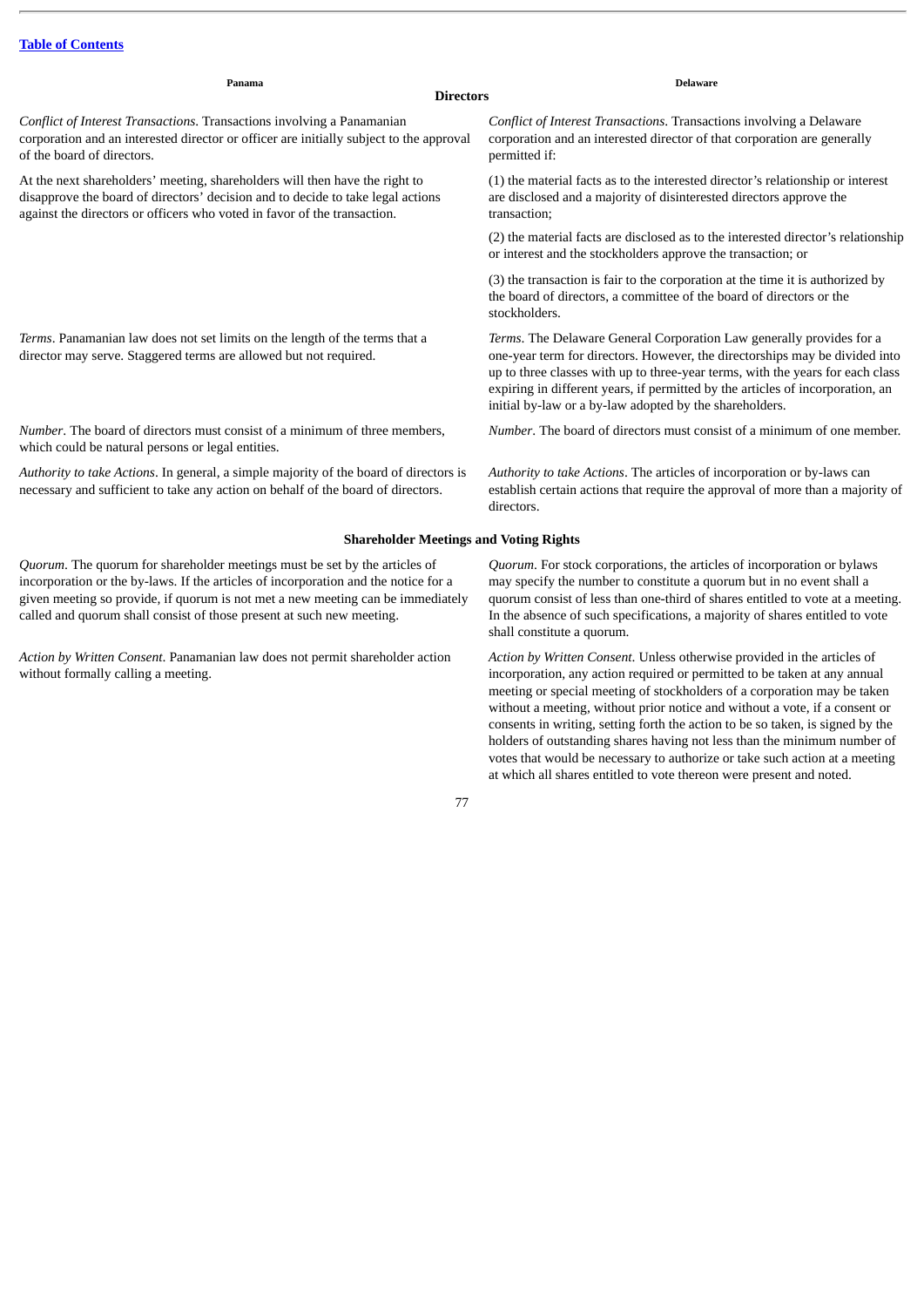| Panama | Delaware |
|---|---|
| **Directors** | |
| *Conflict of Interest Transactions*. Transactions involving a Panamanian corporation and an interested director or officer are initially subject to the approval of the board of directors.<br><br>At the next shareholders' meeting, shareholders will then have the right to disapprove the board of directors' decision and to decide to take legal actions against the directors or officers who voted in favor of the transaction. | *Conflict of Interest Transactions*. Transactions involving a Delaware corporation and an interested director of that corporation are generally permitted if:<br><br>(1) the material facts as to the interested director's relationship or interest are disclosed and a majority of disinterested directors approve the transaction;<br><br>(2) the material facts are disclosed as to the interested director's relationship or interest and the stockholders approve the transaction; or<br><br>(3) the transaction is fair to the corporation at the time it is authorized by the board of directors, a committee of the board of directors or the stockholders. |
| *Terms*. Panamanian law does not set limits on the length of the terms that a director may serve. Staggered terms are allowed but not required. | *Terms*. The Delaware General Corporation Law generally provides for a one-year term for directors. However, the directorships may be divided into up to three classes with up to three-year terms, with the years for each class expiring in different years, if permitted by the articles of incorporation, an initial by-law or a by-law adopted by the shareholders. |
| *Number*. The board of directors must consist of a minimum of three members, which could be natural persons or legal entities. | *Number*. The board of directors must consist of a minimum of one member. |
| *Authority to take Actions*. In general, a simple majority of the board of directors is necessary and sufficient to take any action on behalf of the board of directors. | *Authority to take Actions*. The articles of incorporation or by-laws can establish certain actions that require the approval of more than a majority of directors. |
| **Shareholder Meetings and Voting Rights** | |
| *Quorum*. The quorum for shareholder meetings must be set by the articles of incorporation or the by-laws. If the articles of incorporation and the notice for a given meeting so provide, if quorum is not met a new meeting can be immediately called and quorum shall consist of those present at such new meeting. | *Quorum*. For stock corporations, the articles of incorporation or bylaws may specify the number to constitute a quorum but in no event shall a quorum consist of less than one-third of shares entitled to vote at a meeting. In the absence of such specifications, a majority of shares entitled to vote shall constitute a quorum. |
| *Action by Written Consent*. Panamanian law does not permit shareholder action without formally calling a meeting. | *Action by Written Consent*. Unless otherwise provided in the articles of incorporation, any action required or permitted to be taken at any annual meeting or special meeting of stockholders of a corporation may be taken without a meeting, without prior notice and without a vote, if a consent or consents in writing, setting forth the action to be so taken, is signed by the holders of outstanding shares having not less than the minimum number of votes that would be necessary to authorize or take such action at a meeting at which all shares entitled to vote thereon were present and noted. |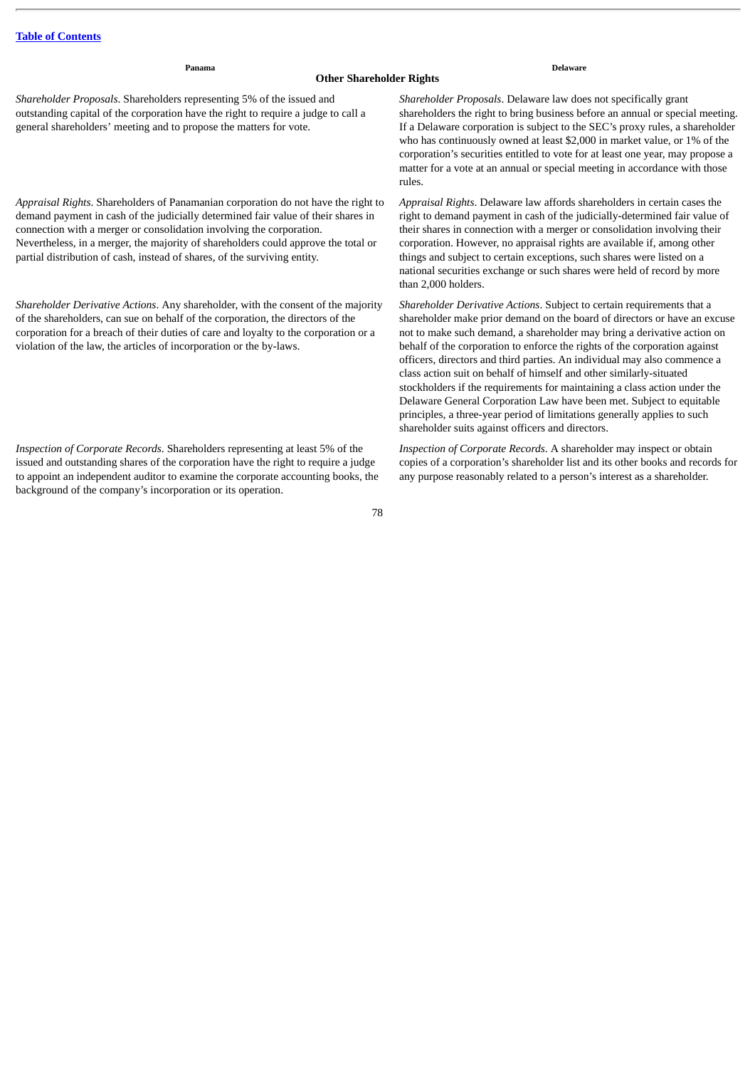[Table of Contents](#)

| Panama | Delaware |
|---|---|
| **Other Shareholder Rights** | |
| *Shareholder Proposals*. Shareholders representing 5% of the issued and outstanding capital of the corporation have the right to require a judge to call a general shareholders' meeting and to propose the matters for vote. | *Shareholder Proposals*. Delaware law does not specifically grant shareholders the right to bring business before an annual or special meeting. If a Delaware corporation is subject to the SEC's proxy rules, a shareholder who has continuously owned at least $2,000 in market value, or 1% of the corporation's securities entitled to vote for at least one year, may propose a matter for a vote at an annual or special meeting in accordance with those rules. |
| *Appraisal Rights*. Shareholders of Panamanian corporation do not have the right to demand payment in cash of the judicially determined fair value of their shares in connection with a merger or consolidation involving the corporation. Nevertheless, in a merger, the majority of shareholders could approve the total or partial distribution of cash, instead of shares, of the surviving entity. | *Appraisal Rights*. Delaware law affords shareholders in certain cases the right to demand payment in cash of the judicially-determined fair value of their shares in connection with a merger or consolidation involving their corporation. However, no appraisal rights are available if, among other things and subject to certain exceptions, such shares were listed on a national securities exchange or such shares were held of record by more than 2,000 holders. |
| *Shareholder Derivative Actions*. Any shareholder, with the consent of the majority of the shareholders, can sue on behalf of the corporation, the directors of the corporation for a breach of their duties of care and loyalty to the corporation or a violation of the law, the articles of incorporation or the by-laws. | *Shareholder Derivative Actions*. Subject to certain requirements that a shareholder make prior demand on the board of directors or have an excuse not to make such demand, a shareholder may bring a derivative action on behalf of the corporation to enforce the rights of the corporation against officers, directors and third parties. An individual may also commence a class action suit on behalf of himself and other similarly-situated stockholders if the requirements for maintaining a class action under the Delaware General Corporation Law have been met. Subject to equitable principles, a three-year period of limitations generally applies to such shareholder suits against officers and directors. |
| *Inspection of Corporate Records*. Shareholders representing at least 5% of the issued and outstanding shares of the corporation have the right to require a judge to appoint an independent auditor to examine the corporate accounting books, the background of the company's incorporation or its operation. | *Inspection of Corporate Records*. A shareholder may inspect or obtain copies of a corporation's shareholder list and its other books and records for any purpose reasonably related to a person's interest as a shareholder. |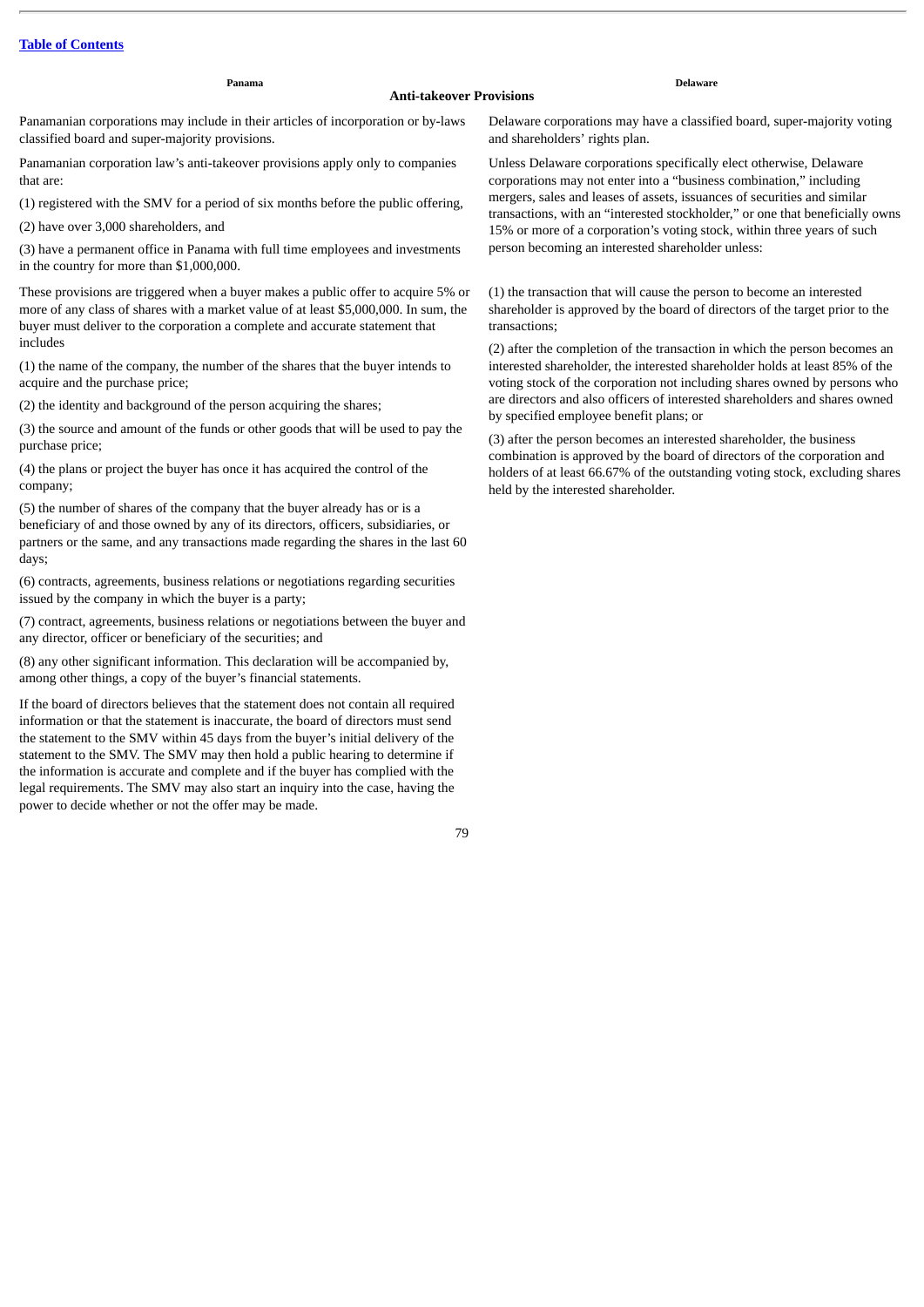## Anti-takeover Provisions

| Panama | Delaware |
| --- | --- |
| Panamanian corporations may include in their articles of incorporation or by-laws classified board and super-majority provisions. | Delaware corporations may have a classified board, super-majority voting and shareholders' rights plan. |
| Panamanian corporation law's anti-takeover provisions apply only to companies that are:<br><br>(1) registered with the SMV for a period of six months before the public offering,<br><br>(2) have over 3,000 shareholders, and<br><br>(3) have a permanent office in Panama with full time employees and investments in the country for more than $1,000,000. | Unless Delaware corporations specifically elect otherwise, Delaware corporations may not enter into a "business combination," including mergers, sales and leases of assets, issuances of securities and similar transactions, with an "interested stockholder," or one that beneficially owns 15% or more of a corporation's voting stock, within three years of such person becoming an interested shareholder unless: |
| These provisions are triggered when a buyer makes a public offer to acquire 5% or more of any class of shares with a market value of at least $5,000,000. In sum, the buyer must deliver to the corporation a complete and accurate statement that includes<br><br>(1) the name of the company, the number of the shares that the buyer intends to acquire and the purchase price;<br><br>(2) the identity and background of the person acquiring the shares;<br><br>(3) the source and amount of the funds or other goods that will be used to pay the purchase price;<br><br>(4) the plans or project the buyer has once it has acquired the control of the company;<br><br>(5) the number of shares of the company that the buyer already has or is a beneficiary of and those owned by any of its directors, officers, subsidiaries, or partners or the same, and any transactions made regarding the shares in the last 60 days;<br><br>(6) contracts, agreements, business relations or negotiations regarding securities issued by the company in which the buyer is a party;<br><br>(7) contract, agreements, business relations or negotiations between the buyer and any director, officer or beneficiary of the securities; and<br><br>(8) any other significant information. This declaration will be accompanied by, among other things, a copy of the buyer's financial statements. | (1) the transaction that will cause the person to become an interested shareholder is approved by the board of directors of the target prior to the transactions;<br><br>(2) after the completion of the transaction in which the person becomes an interested shareholder, the interested shareholder holds at least 85% of the voting stock of the corporation not including shares owned by persons who are directors and also officers of interested shareholders and shares owned by specified employee benefit plans; or<br><br>(3) after the person becomes an interested shareholder, the business combination is approved by the board of directors of the corporation and holders of at least 66.67% of the outstanding voting stock, excluding shares held by the interested shareholder. |
| If the board of directors believes that the statement does not contain all required information or that the statement is inaccurate, the board of directors must send the statement to the SMV within 45 days from the buyer's initial delivery of the statement to the SMV. The SMV may then hold a public hearing to determine if the information is accurate and complete and if the buyer has complied with the legal requirements. The SMV may also start an inquiry into the case, having the power to decide whether or not the offer may be made. | |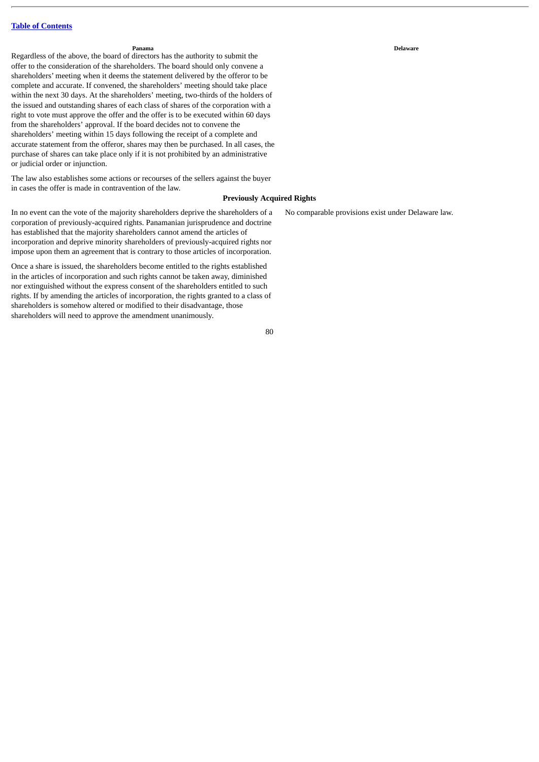| Panama | Delaware |
|---|---|
| Regardless of the above, the board of directors has the authority to submit the offer to the consideration of the shareholders. The board should only convene a shareholders' meeting when it deems the statement delivered by the offeror to be complete and accurate. If convened, the shareholders' meeting should take place within the next 30 days. At the shareholders' meeting, two-thirds of the holders of the issued and outstanding shares of each class of shares of the corporation with a right to vote must approve the offer and the offer is to be executed within 60 days from the shareholders' approval. If the board decides not to convene the shareholders' meeting within 15 days following the receipt of a complete and accurate statement from the offeror, shares may then be purchased. In all cases, the purchase of shares can take place only if it is not prohibited by an administrative or judicial order or injunction. The law also establishes some actions or recourses of the sellers against the buyer in cases the offer is made in contravention of the law. | |
| **Previously Acquired Rights** | |
| In no event can the vote of the majority shareholders deprive the shareholders of a corporation of previously-acquired rights. Panamanian jurisprudence and doctrine has established that the majority shareholders cannot amend the articles of incorporation and deprive minority shareholders of previously-acquired rights nor impose upon them an agreement that is contrary to those articles of incorporation. Once a share is issued, the shareholders become entitled to the rights established in the articles of incorporation and such rights cannot be taken away, diminished nor extinguished without the express consent of the shareholders entitled to such rights. If by amending the articles of incorporation, the rights granted to a class of shareholders is somehow altered or modified to their disadvantage, those shareholders will need to approve the amendment unanimously. | No comparable provisions exist under Delaware law. |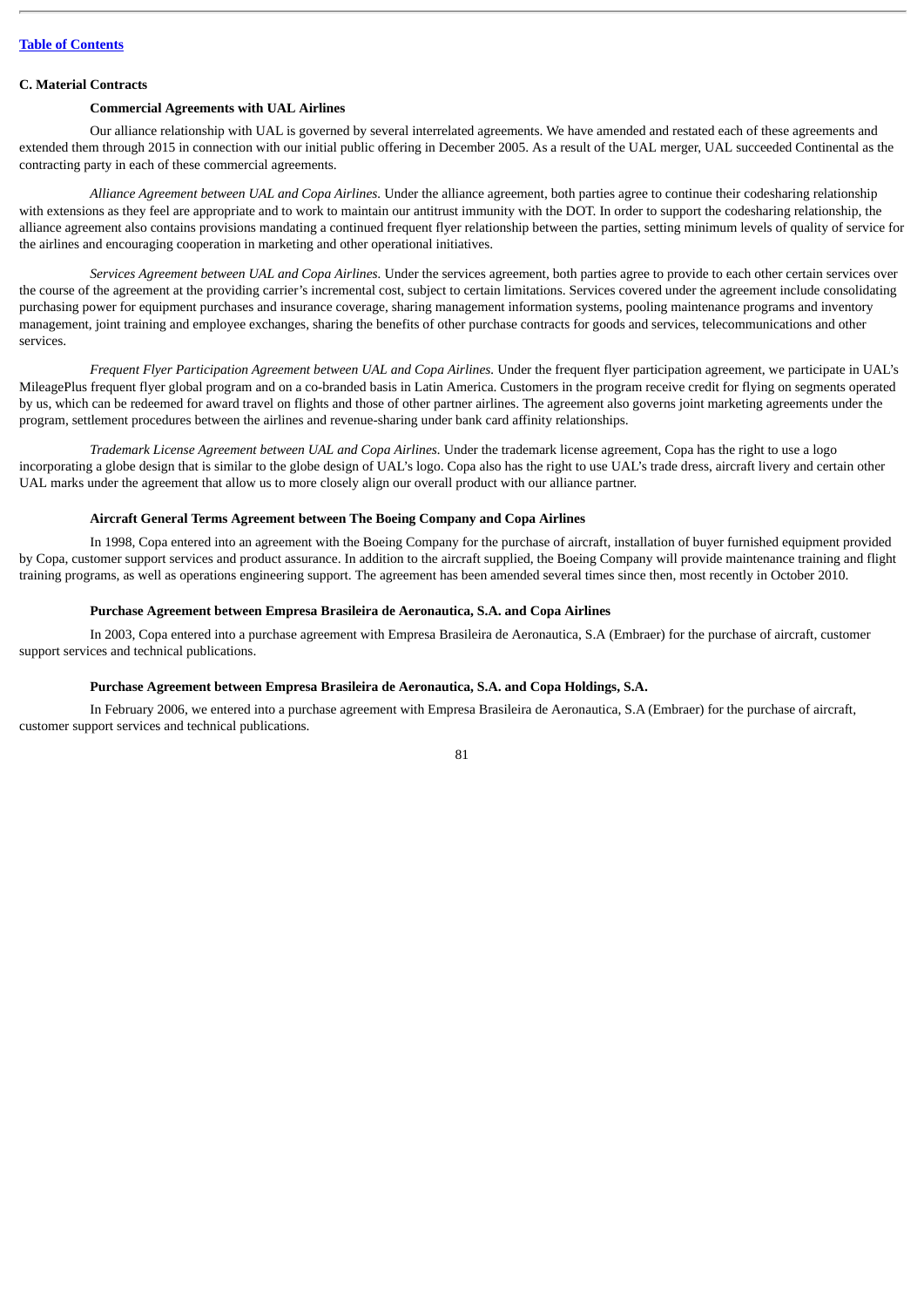### C. Material Contracts

#### Commercial Agreements with UAL Airlines

Our alliance relationship with UAL is governed by several interrelated agreements. We have amended and restated each of these agreements and extended them through 2015 in connection with our initial public offering in December 2005. As a result of the UAL merger, UAL succeeded Continental as the contracting party in each of these commercial agreements.

*Alliance Agreement between UAL and Copa Airlines.* Under the alliance agreement, both parties agree to continue their codesharing relationship with extensions as they feel are appropriate and to work to maintain our antitrust immunity with the DOT. In order to support the codesharing relationship, the alliance agreement also contains provisions mandating a continued frequent flyer relationship between the parties, setting minimum levels of quality of service for the airlines and encouraging cooperation in marketing and other operational initiatives.

*Services Agreement between UAL and Copa Airlines.* Under the services agreement, both parties agree to provide to each other certain services over the course of the agreement at the providing carrier's incremental cost, subject to certain limitations. Services covered under the agreement include consolidating purchasing power for equipment purchases and insurance coverage, sharing management information systems, pooling maintenance programs and inventory management, joint training and employee exchanges, sharing the benefits of other purchase contracts for goods and services, telecommunications and other services.

*Frequent Flyer Participation Agreement between UAL and Copa Airlines.* Under the frequent flyer participation agreement, we participate in UAL's MileagePlus frequent flyer global program and on a co-branded basis in Latin America. Customers in the program receive credit for flying on segments operated by us, which can be redeemed for award travel on flights and those of other partner airlines. The agreement also governs joint marketing agreements under the program, settlement procedures between the airlines and revenue-sharing under bank card affinity relationships.

*Trademark License Agreement between UAL and Copa Airlines.* Under the trademark license agreement, Copa has the right to use a logo incorporating a globe design that is similar to the globe design of UAL's logo. Copa also has the right to use UAL's trade dress, aircraft livery and certain other UAL marks under the agreement that allow us to more closely align our overall product with our alliance partner.

#### Aircraft General Terms Agreement between The Boeing Company and Copa Airlines

In 1998, Copa entered into an agreement with the Boeing Company for the purchase of aircraft, installation of buyer furnished equipment provided by Copa, customer support services and product assurance. In addition to the aircraft supplied, the Boeing Company will provide maintenance training and flight training programs, as well as operations engineering support. The agreement has been amended several times since then, most recently in October 2010.

#### Purchase Agreement between Empresa Brasileira de Aeronautica, S.A. and Copa Airlines

In 2003, Copa entered into a purchase agreement with Empresa Brasileira de Aeronautica, S.A (Embraer) for the purchase of aircraft, customer support services and technical publications.

#### Purchase Agreement between Empresa Brasileira de Aeronautica, S.A. and Copa Holdings, S.A.

In February 2006, we entered into a purchase agreement with Empresa Brasileira de Aeronautica, S.A (Embraer) for the purchase of aircraft, customer support services and technical publications.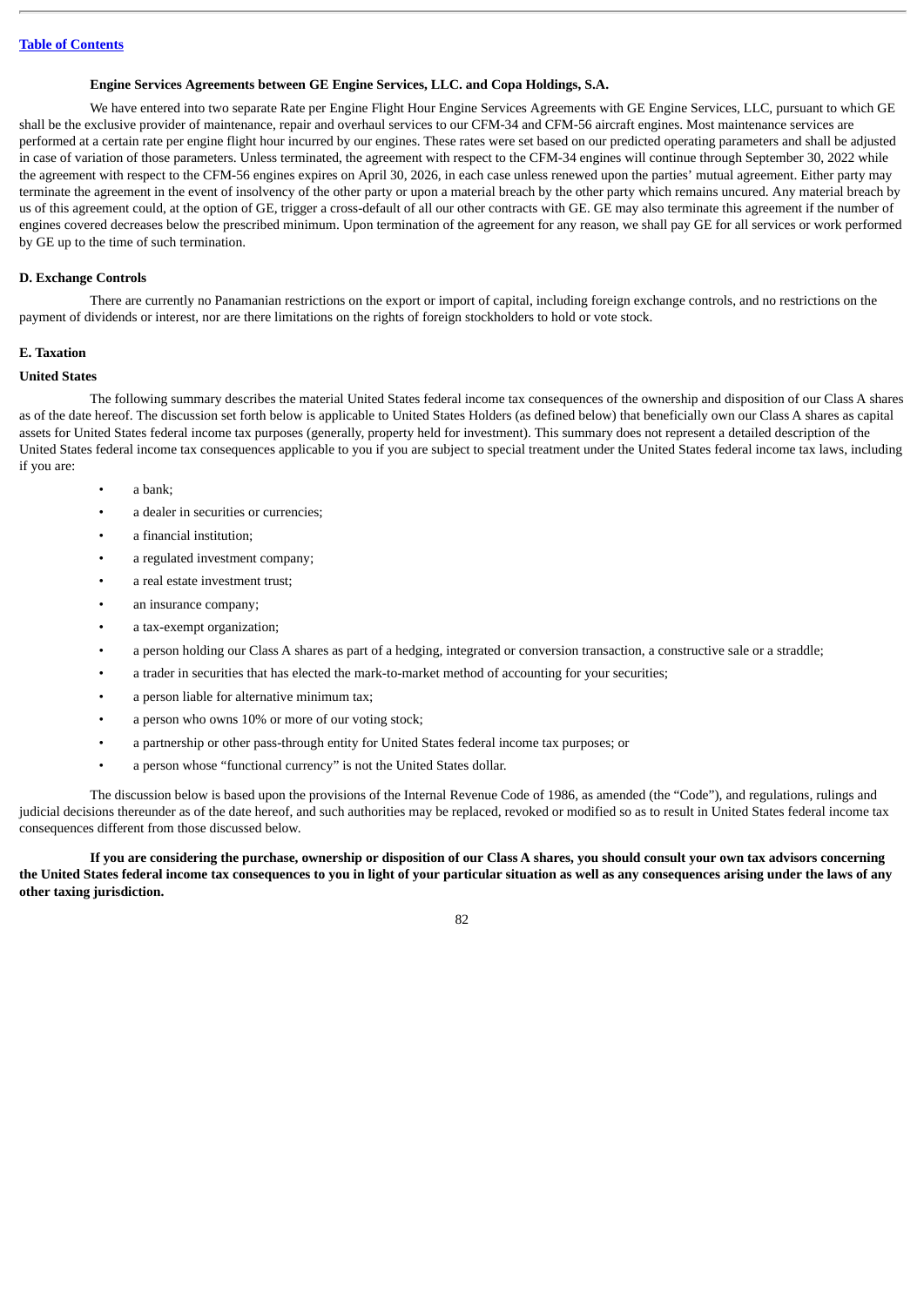#### Engine Services Agreements between GE Engine Services, LLC. and Copa Holdings, S.A.

We have entered into two separate Rate per Engine Flight Hour Engine Services Agreements with GE Engine Services, LLC, pursuant to which GE shall be the exclusive provider of maintenance, repair and overhaul services to our CFM-34 and CFM-56 aircraft engines. Most maintenance services are performed at a certain rate per engine flight hour incurred by our engines. These rates were set based on our predicted operating parameters and shall be adjusted in case of variation of those parameters. Unless terminated, the agreement with respect to the CFM-34 engines will continue through September 30, 2022 while the agreement with respect to the CFM-56 engines expires on April 30, 2026, in each case unless renewed upon the parties' mutual agreement. Either party may terminate the agreement in the event of insolvency of the other party or upon a material breach by the other party which remains uncured. Any material breach by us of this agreement could, at the option of GE, trigger a cross-default of all our other contracts with GE. GE may also terminate this agreement if the number of engines covered decreases below the prescribed minimum. Upon termination of the agreement for any reason, we shall pay GE for all services or work performed by GE up to the time of such termination.

### D. Exchange Controls

There are currently no Panamanian restrictions on the export or import of capital, including foreign exchange controls, and no restrictions on the payment of dividends or interest, nor are there limitations on the rights of foreign stockholders to hold or vote stock.

### E. Taxation

#### United States

The following summary describes the material United States federal income tax consequences of the ownership and disposition of our Class A shares as of the date hereof. The discussion set forth below is applicable to United States Holders (as defined below) that beneficially own our Class A shares as capital assets for United States federal income tax purposes (generally, property held for investment). This summary does not represent a detailed description of the United States federal income tax consequences applicable to you if you are subject to special treatment under the United States federal income tax laws, including if you are:

- a bank;
- a dealer in securities or currencies;
- a financial institution;
- a regulated investment company;
- a real estate investment trust;
- an insurance company;
- a tax-exempt organization;
- a person holding our Class A shares as part of a hedging, integrated or conversion transaction, a constructive sale or a straddle;
- a trader in securities that has elected the mark-to-market method of accounting for your securities;
- a person liable for alternative minimum tax;
- a person who owns 10% or more of our voting stock;
- a partnership or other pass-through entity for United States federal income tax purposes; or
- a person whose "functional currency" is not the United States dollar.

The discussion below is based upon the provisions of the Internal Revenue Code of 1986, as amended (the "Code"), and regulations, rulings and judicial decisions thereunder as of the date hereof, and such authorities may be replaced, revoked or modified so as to result in United States federal income tax consequences different from those discussed below.

**If you are considering the purchase, ownership or disposition of our Class A shares, you should consult your own tax advisors concerning the United States federal income tax consequences to you in light of your particular situation as well as any consequences arising under the laws of any other taxing jurisdiction.**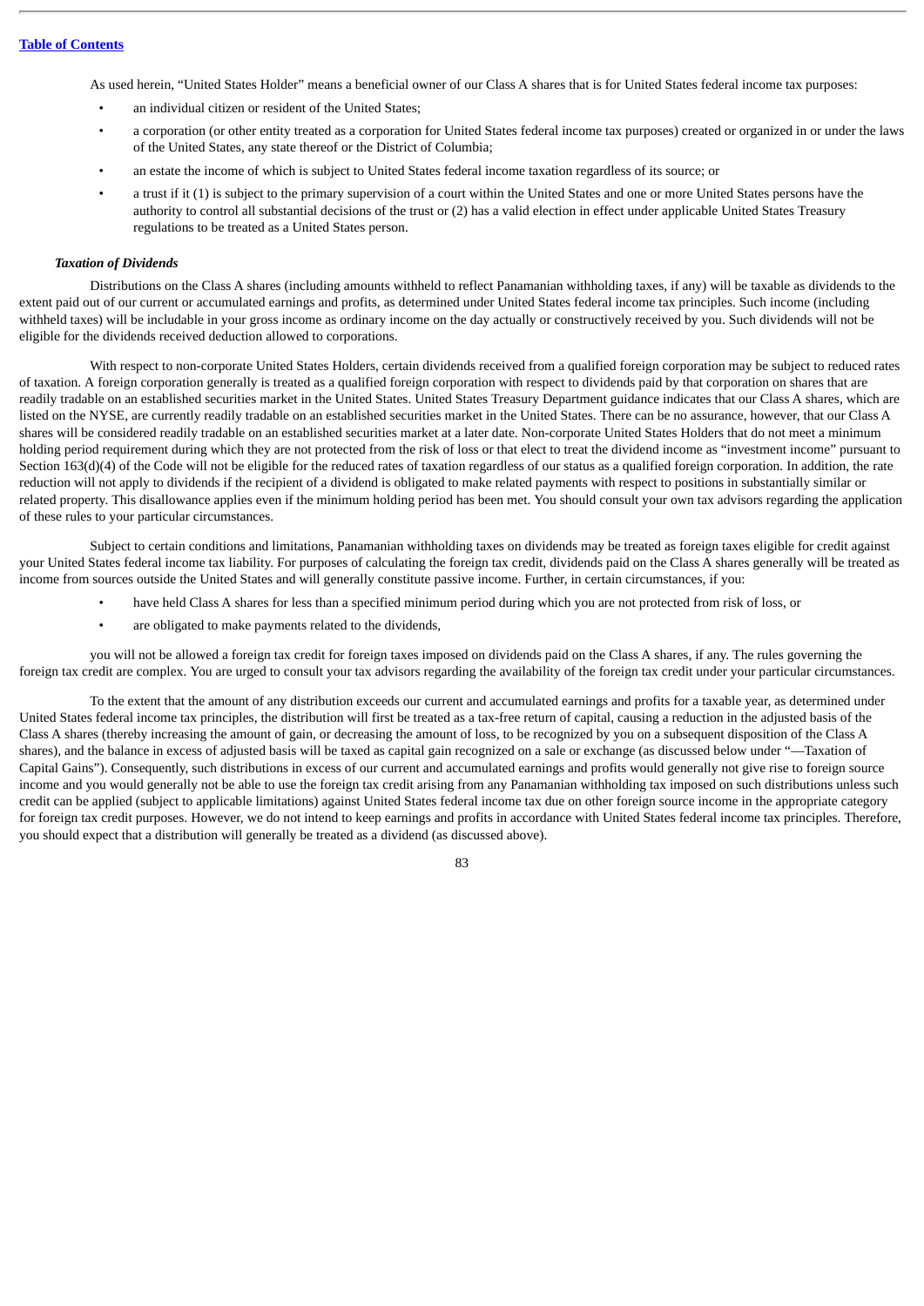As used herein, "United States Holder" means a beneficial owner of our Class A shares that is for United States federal income tax purposes:

- an individual citizen or resident of the United States;
- a corporation (or other entity treated as a corporation for United States federal income tax purposes) created or organized in or under the laws of the United States, any state thereof or the District of Columbia;
- an estate the income of which is subject to United States federal income taxation regardless of its source; or
- a trust if it (1) is subject to the primary supervision of a court within the United States and one or more United States persons have the authority to control all substantial decisions of the trust or (2) has a valid election in effect under applicable United States Treasury regulations to be treated as a United States person.

***Taxation of Dividends***

Distributions on the Class A shares (including amounts withheld to reflect Panamanian withholding taxes, if any) will be taxable as dividends to the extent paid out of our current or accumulated earnings and profits, as determined under United States federal income tax principles. Such income (including withheld taxes) will be includable in your gross income as ordinary income on the day actually or constructively received by you. Such dividends will not be eligible for the dividends received deduction allowed to corporations.

With respect to non-corporate United States Holders, certain dividends received from a qualified foreign corporation may be subject to reduced rates of taxation. A foreign corporation generally is treated as a qualified foreign corporation with respect to dividends paid by that corporation on shares that are readily tradable on an established securities market in the United States. United States Treasury Department guidance indicates that our Class A shares, which are listed on the NYSE, are currently readily tradable on an established securities market in the United States. There can be no assurance, however, that our Class A shares will be considered readily tradable on an established securities market at a later date. Non-corporate United States Holders that do not meet a minimum holding period requirement during which they are not protected from the risk of loss or that elect to treat the dividend income as "investment income" pursuant to Section 163(d)(4) of the Code will not be eligible for the reduced rates of taxation regardless of our status as a qualified foreign corporation. In addition, the rate reduction will not apply to dividends if the recipient of a dividend is obligated to make related payments with respect to positions in substantially similar or related property. This disallowance applies even if the minimum holding period has been met. You should consult your own tax advisors regarding the application of these rules to your particular circumstances.

Subject to certain conditions and limitations, Panamanian withholding taxes on dividends may be treated as foreign taxes eligible for credit against your United States federal income tax liability. For purposes of calculating the foreign tax credit, dividends paid on the Class A shares generally will be treated as income from sources outside the United States and will generally constitute passive income. Further, in certain circumstances, if you:

- have held Class A shares for less than a specified minimum period during which you are not protected from risk of loss, or
- are obligated to make payments related to the dividends,

you will not be allowed a foreign tax credit for foreign taxes imposed on dividends paid on the Class A shares, if any. The rules governing the foreign tax credit are complex. You are urged to consult your tax advisors regarding the availability of the foreign tax credit under your particular circumstances.

To the extent that the amount of any distribution exceeds our current and accumulated earnings and profits for a taxable year, as determined under United States federal income tax principles, the distribution will first be treated as a tax-free return of capital, causing a reduction in the adjusted basis of the Class A shares (thereby increasing the amount of gain, or decreasing the amount of loss, to be recognized by you on a subsequent disposition of the Class A shares), and the balance in excess of adjusted basis will be taxed as capital gain recognized on a sale or exchange (as discussed below under "—Taxation of Capital Gains"). Consequently, such distributions in excess of our current and accumulated earnings and profits would generally not give rise to foreign source income and you would generally not be able to use the foreign tax credit arising from any Panamanian withholding tax imposed on such distributions unless such credit can be applied (subject to applicable limitations) against United States federal income tax due on other foreign source income in the appropriate category for foreign tax credit purposes. However, we do not intend to keep earnings and profits in accordance with United States federal income tax principles. Therefore, you should expect that a distribution will generally be treated as a dividend (as discussed above).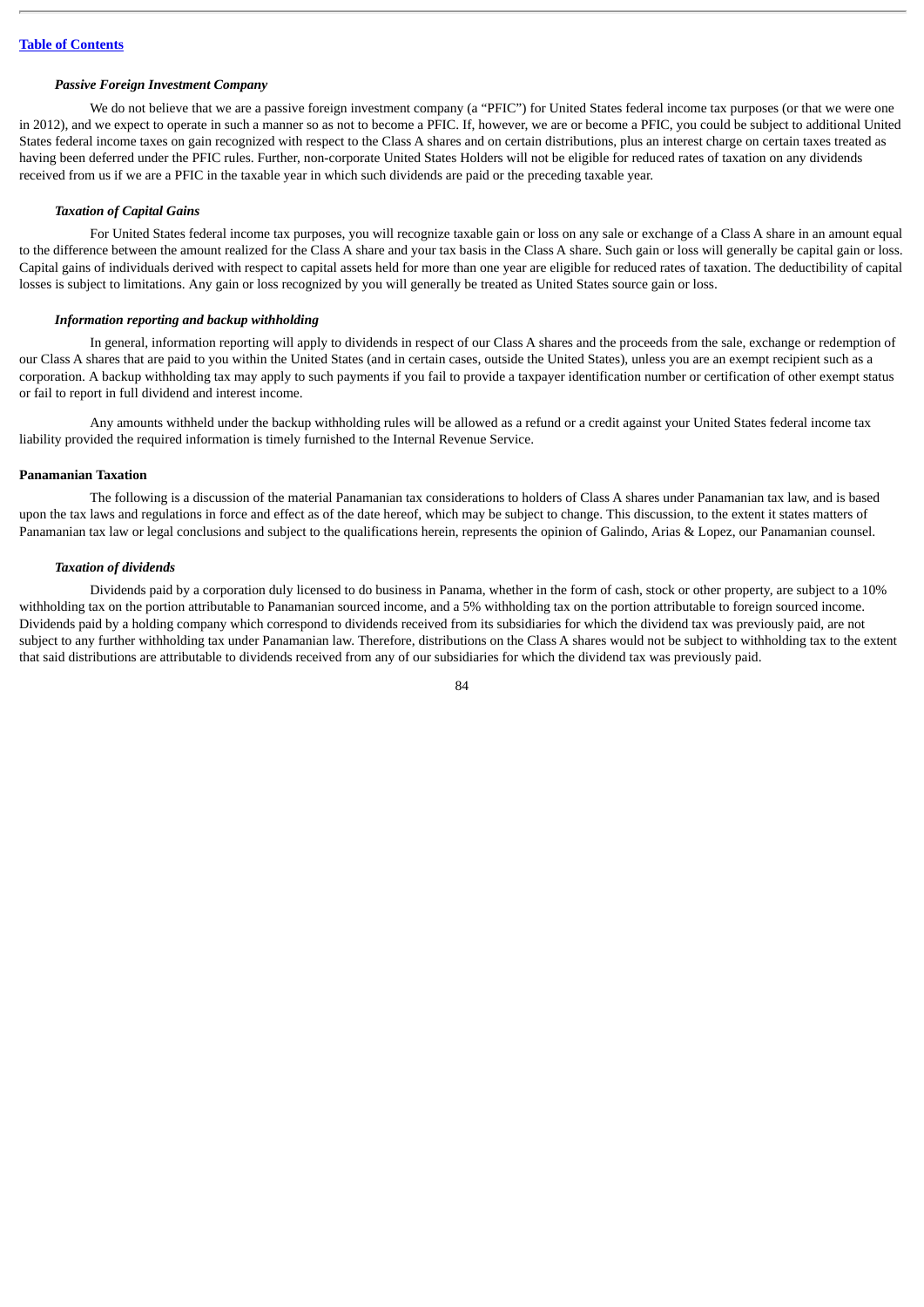### *Passive Foreign Investment Company*

We do not believe that we are a passive foreign investment company (a "PFIC") for United States federal income tax purposes (or that we were one in 2012), and we expect to operate in such a manner so as not to become a PFIC. If, however, we are or become a PFIC, you could be subject to additional United States federal income taxes on gain recognized with respect to the Class A shares and on certain distributions, plus an interest charge on certain taxes treated as having been deferred under the PFIC rules. Further, non-corporate United States Holders will not be eligible for reduced rates of taxation on any dividends received from us if we are a PFIC in the taxable year in which such dividends are paid or the preceding taxable year.

### *Taxation of Capital Gains*

For United States federal income tax purposes, you will recognize taxable gain or loss on any sale or exchange of a Class A share in an amount equal to the difference between the amount realized for the Class A share and your tax basis in the Class A share. Such gain or loss will generally be capital gain or loss. Capital gains of individuals derived with respect to capital assets held for more than one year are eligible for reduced rates of taxation. The deductibility of capital losses is subject to limitations. Any gain or loss recognized by you will generally be treated as United States source gain or loss.

### *Information reporting and backup withholding*

In general, information reporting will apply to dividends in respect of our Class A shares and the proceeds from the sale, exchange or redemption of our Class A shares that are paid to you within the United States (and in certain cases, outside the United States), unless you are an exempt recipient such as a corporation. A backup withholding tax may apply to such payments if you fail to provide a taxpayer identification number or certification of other exempt status or fail to report in full dividend and interest income.

Any amounts withheld under the backup withholding rules will be allowed as a refund or a credit against your United States federal income tax liability provided the required information is timely furnished to the Internal Revenue Service.

## Panamanian Taxation

The following is a discussion of the material Panamanian tax considerations to holders of Class A shares under Panamanian tax law, and is based upon the tax laws and regulations in force and effect as of the date hereof, which may be subject to change. This discussion, to the extent it states matters of Panamanian tax law or legal conclusions and subject to the qualifications herein, represents the opinion of Galindo, Arias & Lopez, our Panamanian counsel.

### *Taxation of dividends*

Dividends paid by a corporation duly licensed to do business in Panama, whether in the form of cash, stock or other property, are subject to a 10% withholding tax on the portion attributable to Panamanian sourced income, and a 5% withholding tax on the portion attributable to foreign sourced income. Dividends paid by a holding company which correspond to dividends received from its subsidiaries for which the dividend tax was previously paid, are not subject to any further withholding tax under Panamanian law. Therefore, distributions on the Class A shares would not be subject to withholding tax to the extent that said distributions are attributable to dividends received from any of our subsidiaries for which the dividend tax was previously paid.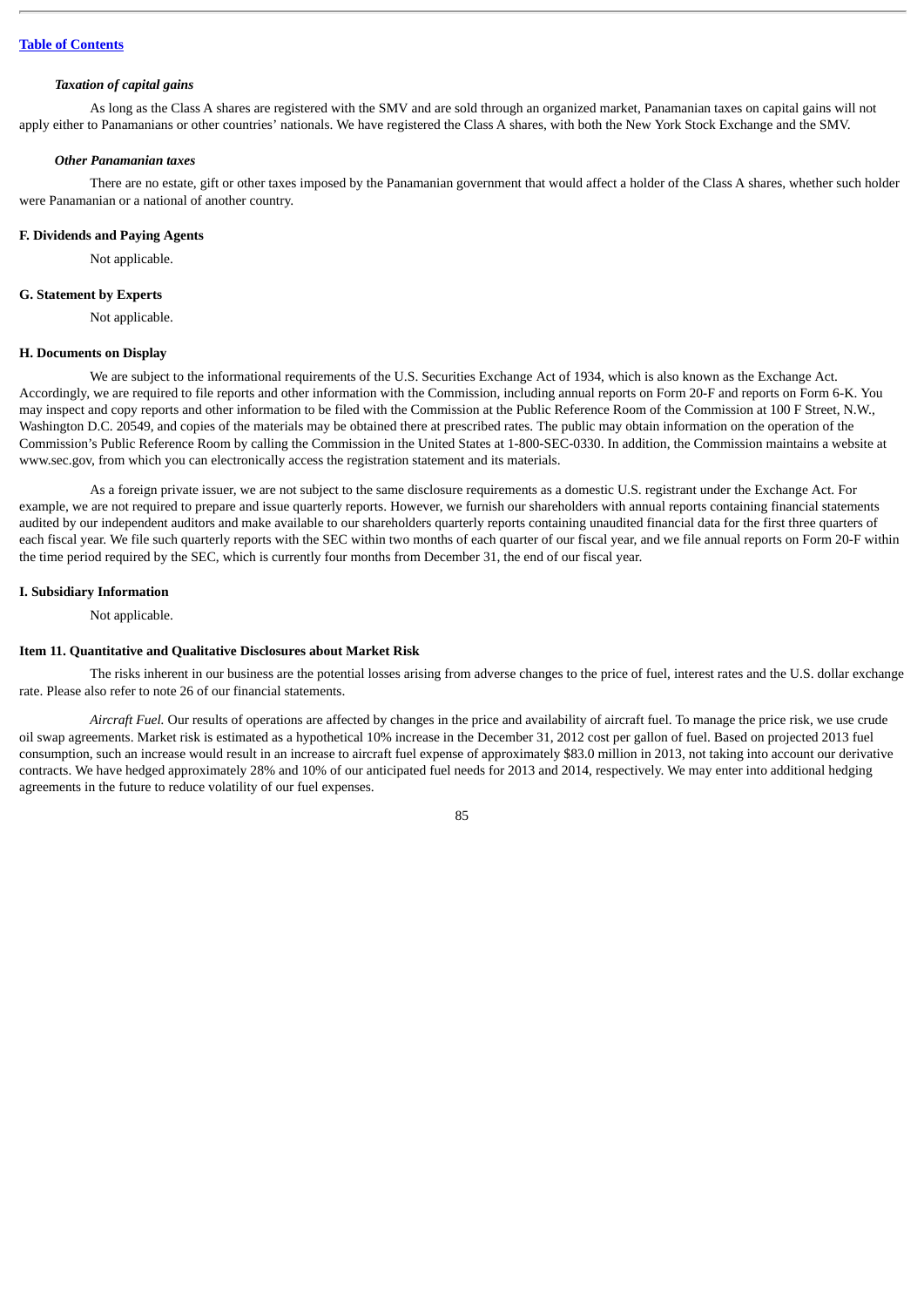*Taxation of capital gains*

As long as the Class A shares are registered with the SMV and are sold through an organized market, Panamanian taxes on capital gains will not apply either to Panamanians or other countries' nationals. We have registered the Class A shares, with both the New York Stock Exchange and the SMV.

*Other Panamanian taxes*

There are no estate, gift or other taxes imposed by the Panamanian government that would affect a holder of the Class A shares, whether such holder were Panamanian or a national of another country.

**F. Dividends and Paying Agents**

Not applicable.

**G. Statement by Experts**

Not applicable.

**H. Documents on Display**

We are subject to the informational requirements of the U.S. Securities Exchange Act of 1934, which is also known as the Exchange Act. Accordingly, we are required to file reports and other information with the Commission, including annual reports on Form 20-F and reports on Form 6-K. You may inspect and copy reports and other information to be filed with the Commission at the Public Reference Room of the Commission at 100 F Street, N.W., Washington D.C. 20549, and copies of the materials may be obtained there at prescribed rates. The public may obtain information on the operation of the Commission's Public Reference Room by calling the Commission in the United States at 1-800-SEC-0330. In addition, the Commission maintains a website at www.sec.gov, from which you can electronically access the registration statement and its materials.

As a foreign private issuer, we are not subject to the same disclosure requirements as a domestic U.S. registrant under the Exchange Act. For example, we are not required to prepare and issue quarterly reports. However, we furnish our shareholders with annual reports containing financial statements audited by our independent auditors and make available to our shareholders quarterly reports containing unaudited financial data for the first three quarters of each fiscal year. We file such quarterly reports with the SEC within two months of each quarter of our fiscal year, and we file annual reports on Form 20-F within the time period required by the SEC, which is currently four months from December 31, the end of our fiscal year.

**I. Subsidiary Information**

Not applicable.

**Item 11. Quantitative and Qualitative Disclosures about Market Risk**

The risks inherent in our business are the potential losses arising from adverse changes to the price of fuel, interest rates and the U.S. dollar exchange rate. Please also refer to note 26 of our financial statements.

*Aircraft Fuel.* Our results of operations are affected by changes in the price and availability of aircraft fuel. To manage the price risk, we use crude oil swap agreements. Market risk is estimated as a hypothetical 10% increase in the December 31, 2012 cost per gallon of fuel. Based on projected 2013 fuel consumption, such an increase would result in an increase to aircraft fuel expense of approximately $83.0 million in 2013, not taking into account our derivative contracts. We have hedged approximately 28% and 10% of our anticipated fuel needs for 2013 and 2014, respectively. We may enter into additional hedging agreements in the future to reduce volatility of our fuel expenses.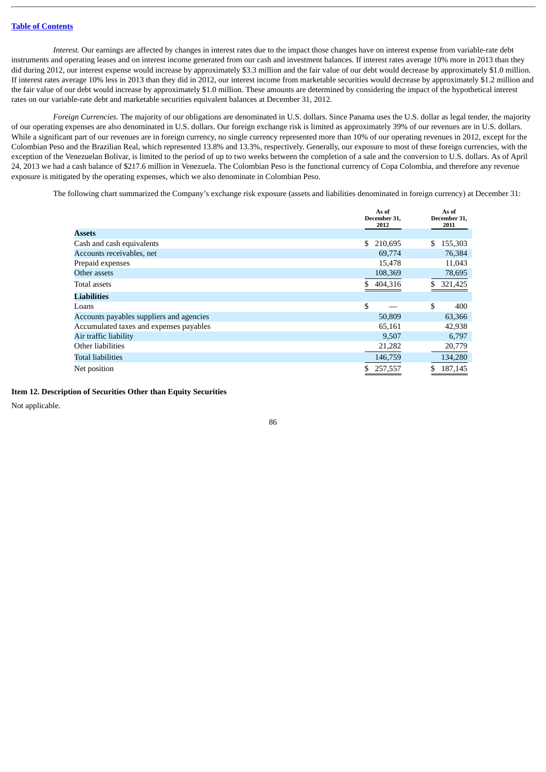*Interest.* Our earnings are affected by changes in interest rates due to the impact those changes have on interest expense from variable-rate debt instruments and operating leases and on interest income generated from our cash and investment balances. If interest rates average 10% more in 2013 than they did during 2012, our interest expense would increase by approximately $3.3 million and the fair value of our debt would decrease by approximately $1.0 million. If interest rates average 10% less in 2013 than they did in 2012, our interest income from marketable securities would decrease by approximately $1.2 million and the fair value of our debt would increase by approximately $1.0 million. These amounts are determined by considering the impact of the hypothetical interest rates on our variable-rate debt and marketable securities equivalent balances at December 31, 2012.

*Foreign Currencies.* The majority of our obligations are denominated in U.S. dollars. Since Panama uses the U.S. dollar as legal tender, the majority of our operating expenses are also denominated in U.S. dollars. Our foreign exchange risk is limited as approximately 39% of our revenues are in U.S. dollars. While a significant part of our revenues are in foreign currency, no single currency represented more than 10% of our operating revenues in 2012, except for the Colombian Peso and the Brazilian Real, which represented 13.8% and 13.3%, respectively. Generally, our exposure to most of these foreign currencies, with the exception of the Venezuelan Bolivar, is limited to the period of up to two weeks between the completion of a sale and the conversion to U.S. dollars. As of April 24, 2013 we had a cash balance of $217.6 million in Venezuela. The Colombian Peso is the functional currency of Copa Colombia, and therefore any revenue exposure is mitigated by the operating expenses, which we also denominate in Colombian Peso.

The following chart summarized the Company's exchange risk exposure (assets and liabilities denominated in foreign currency) at December 31:

| | As of December 31, 2012 | As of December 31, 2011 |
|---|---|---|
| **Assets** | | |
| Cash and cash equivalents | $ 210,695 | $ 155,303 |
| Accounts receivables, net | 69,774 | 76,384 |
| Prepaid expenses | 15,478 | 11,043 |
| Other assets | 108,369 | 78,695 |
| Total assets | $ 404,316 | $ 321,425 |
| **Liabilities** | | |
| Loans | $ — | $ 400 |
| Accounts payables suppliers and agencies | 50,809 | 63,366 |
| Accumulated taxes and expenses payables | 65,161 | 42,938 |
| Air traffic liability | 9,507 | 6,797 |
| Other liabilities | 21,282 | 20,779 |
| Total liabilities | 146,759 | 134,280 |
| Net position | $ 257,557 | $ 187,145 |

**Item 12. Description of Securities Other than Equity Securities**

Not applicable.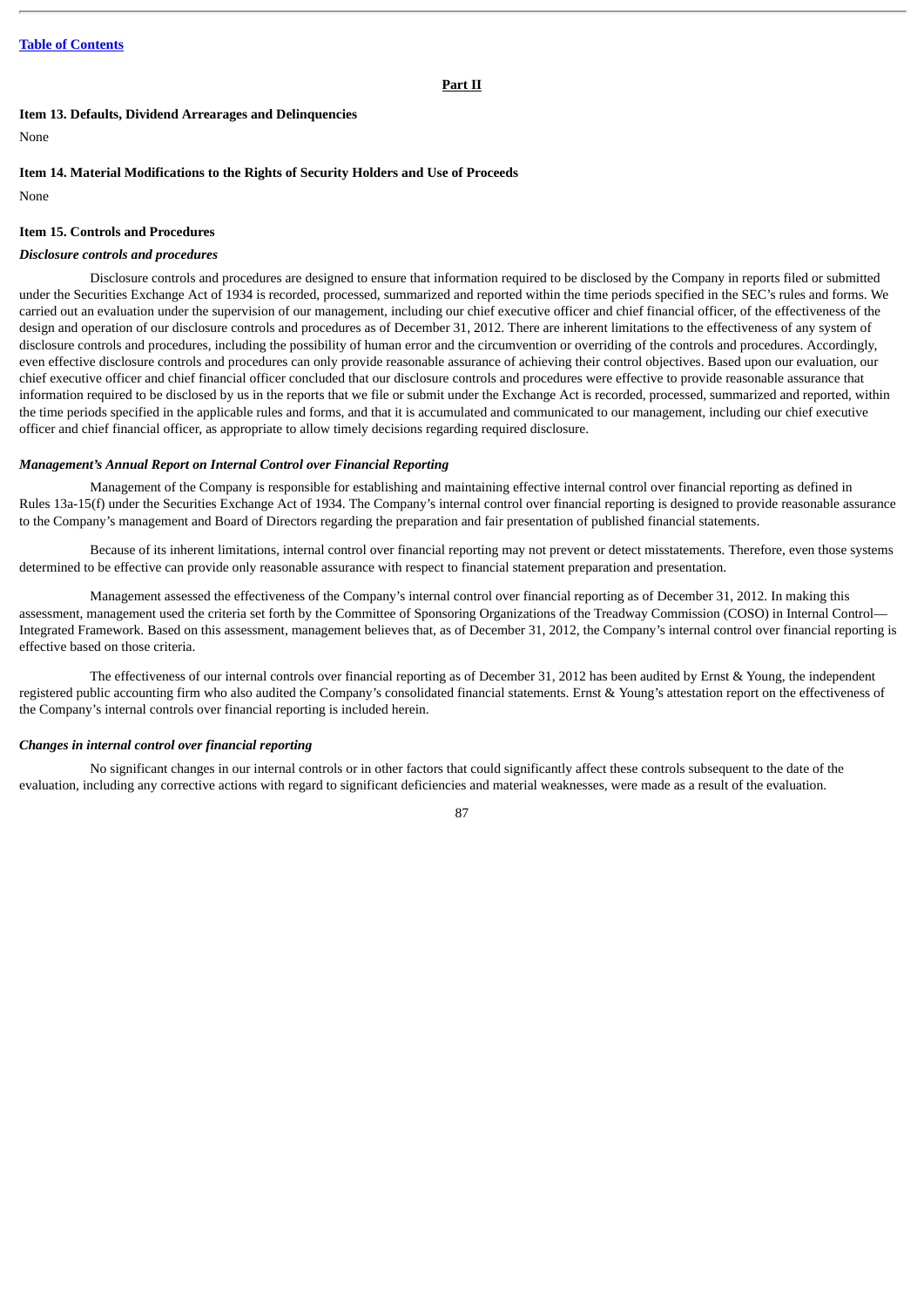## Part II

### Item 13. Defaults, Dividend Arrearages and Delinquencies

None

### Item 14. Material Modifications to the Rights of Security Holders and Use of Proceeds

None

### Item 15. Controls and Procedures

***Disclosure controls and procedures***

Disclosure controls and procedures are designed to ensure that information required to be disclosed by the Company in reports filed or submitted under the Securities Exchange Act of 1934 is recorded, processed, summarized and reported within the time periods specified in the SEC's rules and forms. We carried out an evaluation under the supervision of our management, including our chief executive officer and chief financial officer, of the effectiveness of the design and operation of our disclosure controls and procedures as of December 31, 2012. There are inherent limitations to the effectiveness of any system of disclosure controls and procedures, including the possibility of human error and the circumvention or overriding of the controls and procedures. Accordingly, even effective disclosure controls and procedures can only provide reasonable assurance of achieving their control objectives. Based upon our evaluation, our chief executive officer and chief financial officer concluded that our disclosure controls and procedures were effective to provide reasonable assurance that information required to be disclosed by us in the reports that we file or submit under the Exchange Act is recorded, processed, summarized and reported, within the time periods specified in the applicable rules and forms, and that it is accumulated and communicated to our management, including our chief executive officer and chief financial officer, as appropriate to allow timely decisions regarding required disclosure.

***Management's Annual Report on Internal Control over Financial Reporting***

Management of the Company is responsible for establishing and maintaining effective internal control over financial reporting as defined in Rules 13a-15(f) under the Securities Exchange Act of 1934. The Company's internal control over financial reporting is designed to provide reasonable assurance to the Company's management and Board of Directors regarding the preparation and fair presentation of published financial statements.

Because of its inherent limitations, internal control over financial reporting may not prevent or detect misstatements. Therefore, even those systems determined to be effective can provide only reasonable assurance with respect to financial statement preparation and presentation.

Management assessed the effectiveness of the Company's internal control over financial reporting as of December 31, 2012. In making this assessment, management used the criteria set forth by the Committee of Sponsoring Organizations of the Treadway Commission (COSO) in Internal Control—Integrated Framework. Based on this assessment, management believes that, as of December 31, 2012, the Company's internal control over financial reporting is effective based on those criteria.

The effectiveness of our internal controls over financial reporting as of December 31, 2012 has been audited by Ernst & Young, the independent registered public accounting firm who also audited the Company's consolidated financial statements. Ernst & Young's attestation report on the effectiveness of the Company's internal controls over financial reporting is included herein.

***Changes in internal control over financial reporting***

No significant changes in our internal controls or in other factors that could significantly affect these controls subsequent to the date of the evaluation, including any corrective actions with regard to significant deficiencies and material weaknesses, were made as a result of the evaluation.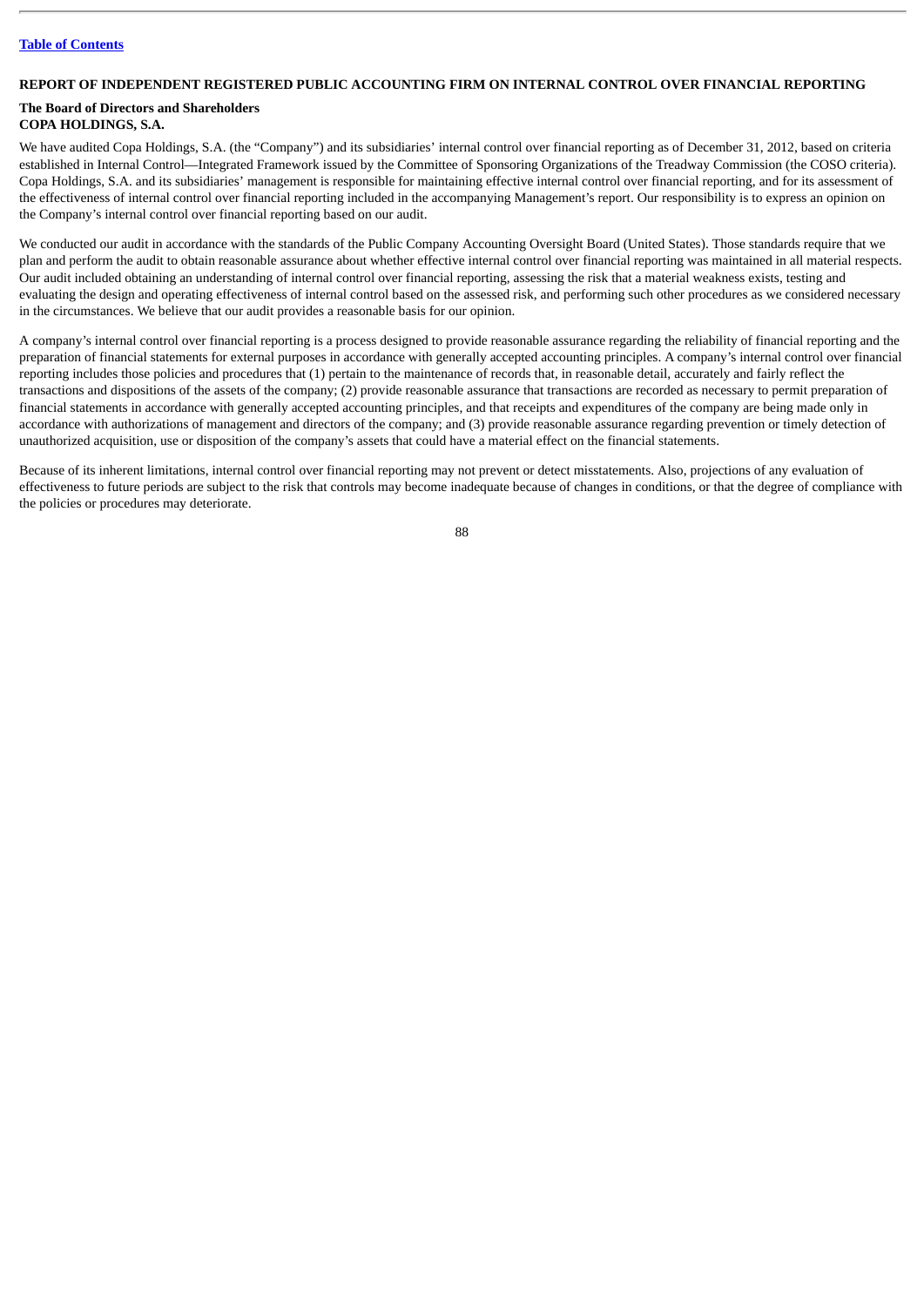[Table of Contents](#)

## REPORT OF INDEPENDENT REGISTERED PUBLIC ACCOUNTING FIRM ON INTERNAL CONTROL OVER FINANCIAL REPORTING

**The Board of Directors and Shareholders**
**COPA HOLDINGS, S.A.**

We have audited Copa Holdings, S.A. (the "Company") and its subsidiaries' internal control over financial reporting as of December 31, 2012, based on criteria established in Internal Control—Integrated Framework issued by the Committee of Sponsoring Organizations of the Treadway Commission (the COSO criteria). Copa Holdings, S.A. and its subsidiaries' management is responsible for maintaining effective internal control over financial reporting, and for its assessment of the effectiveness of internal control over financial reporting included in the accompanying Management's report. Our responsibility is to express an opinion on the Company's internal control over financial reporting based on our audit.

We conducted our audit in accordance with the standards of the Public Company Accounting Oversight Board (United States). Those standards require that we plan and perform the audit to obtain reasonable assurance about whether effective internal control over financial reporting was maintained in all material respects. Our audit included obtaining an understanding of internal control over financial reporting, assessing the risk that a material weakness exists, testing and evaluating the design and operating effectiveness of internal control based on the assessed risk, and performing such other procedures as we considered necessary in the circumstances. We believe that our audit provides a reasonable basis for our opinion.

A company's internal control over financial reporting is a process designed to provide reasonable assurance regarding the reliability of financial reporting and the preparation of financial statements for external purposes in accordance with generally accepted accounting principles. A company's internal control over financial reporting includes those policies and procedures that (1) pertain to the maintenance of records that, in reasonable detail, accurately and fairly reflect the transactions and dispositions of the assets of the company; (2) provide reasonable assurance that transactions are recorded as necessary to permit preparation of financial statements in accordance with generally accepted accounting principles, and that receipts and expenditures of the company are being made only in accordance with authorizations of management and directors of the company; and (3) provide reasonable assurance regarding prevention or timely detection of unauthorized acquisition, use or disposition of the company's assets that could have a material effect on the financial statements.

Because of its inherent limitations, internal control over financial reporting may not prevent or detect misstatements. Also, projections of any evaluation of effectiveness to future periods are subject to the risk that controls may become inadequate because of changes in conditions, or that the degree of compliance with the policies or procedures may deteriorate.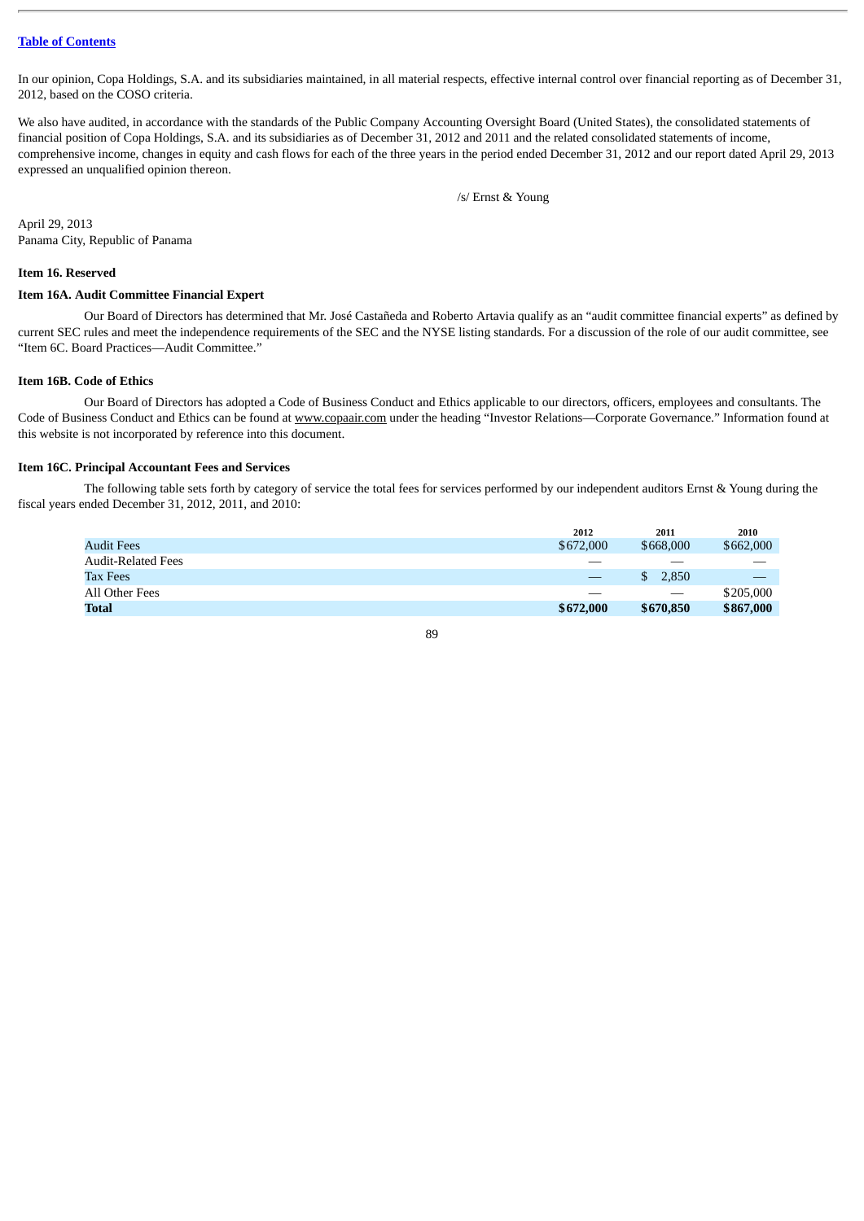In our opinion, Copa Holdings, S.A. and its subsidiaries maintained, in all material respects, effective internal control over financial reporting as of December 31, 2012, based on the COSO criteria.

We also have audited, in accordance with the standards of the Public Company Accounting Oversight Board (United States), the consolidated statements of financial position of Copa Holdings, S.A. and its subsidiaries as of December 31, 2012 and 2011 and the related consolidated statements of income, comprehensive income, changes in equity and cash flows for each of the three years in the period ended December 31, 2012 and our report dated April 29, 2013 expressed an unqualified opinion thereon.

/s/ Ernst & Young

April 29, 2013
Panama City, Republic of Panama

**Item 16. Reserved**

**Item 16A. Audit Committee Financial Expert**

Our Board of Directors has determined that Mr. José Castañeda and Roberto Artavia qualify as an "audit committee financial experts" as defined by current SEC rules and meet the independence requirements of the SEC and the NYSE listing standards. For a discussion of the role of our audit committee, see "Item 6C. Board Practices—Audit Committee."

**Item 16B. Code of Ethics**

Our Board of Directors has adopted a Code of Business Conduct and Ethics applicable to our directors, officers, employees and consultants. The Code of Business Conduct and Ethics can be found at www.copaair.com under the heading "Investor Relations—Corporate Governance." Information found at this website is not incorporated by reference into this document.

**Item 16C. Principal Accountant Fees and Services**

The following table sets forth by category of service the total fees for services performed by our independent auditors Ernst & Young during the fiscal years ended December 31, 2012, 2011, and 2010:

| | 2012 | 2011 | 2010 |
|---|---|---|---|
| Audit Fees | $672,000 | $668,000 | $662,000 |
| Audit-Related Fees | — | — | — |
| Tax Fees | — | $ 2,850 | — |
| All Other Fees | — | — | $205,000 |
| **Total** | **$672,000** | **$670,850** | **$867,000** |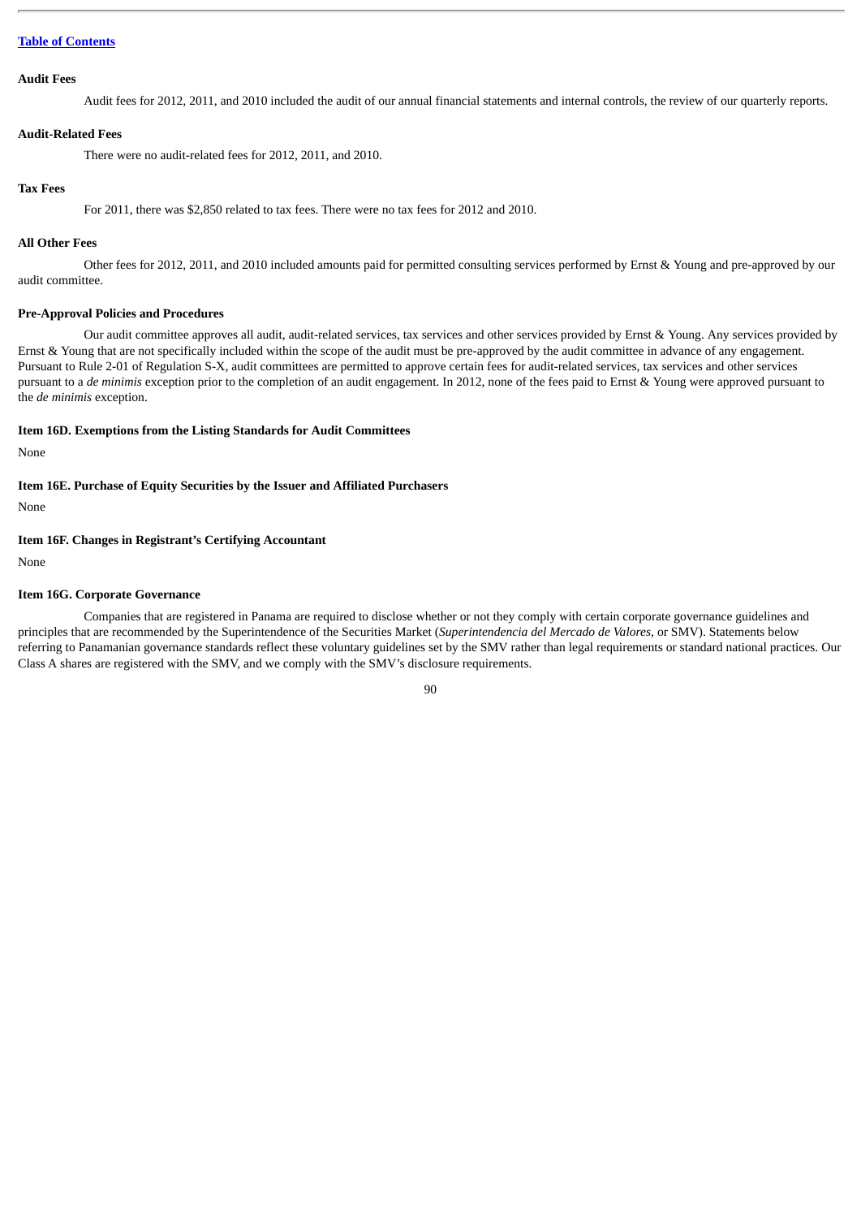**Audit Fees**

Audit fees for 2012, 2011, and 2010 included the audit of our annual financial statements and internal controls, the review of our quarterly reports.

**Audit-Related Fees**

There were no audit-related fees for 2012, 2011, and 2010.

**Tax Fees**

For 2011, there was $2,850 related to tax fees. There were no tax fees for 2012 and 2010.

**All Other Fees**

Other fees for 2012, 2011, and 2010 included amounts paid for permitted consulting services performed by Ernst & Young and pre-approved by our audit committee.

**Pre-Approval Policies and Procedures**

Our audit committee approves all audit, audit-related services, tax services and other services provided by Ernst & Young. Any services provided by Ernst & Young that are not specifically included within the scope of the audit must be pre-approved by the audit committee in advance of any engagement. Pursuant to Rule 2-01 of Regulation S-X, audit committees are permitted to approve certain fees for audit-related services, tax services and other services pursuant to a *de minimis* exception prior to the completion of an audit engagement. In 2012, none of the fees paid to Ernst & Young were approved pursuant to the *de minimis* exception.

### Item 16D. Exemptions from the Listing Standards for Audit Committees

None

### Item 16E. Purchase of Equity Securities by the Issuer and Affiliated Purchasers

None

### Item 16F. Changes in Registrant's Certifying Accountant

None

### Item 16G. Corporate Governance

Companies that are registered in Panama are required to disclose whether or not they comply with certain corporate governance guidelines and principles that are recommended by the Superintendence of the Securities Market (*Superintendencia del Mercado de Valores*, or SMV). Statements below referring to Panamanian governance standards reflect these voluntary guidelines set by the SMV rather than legal requirements or standard national practices. Our Class A shares are registered with the SMV, and we comply with the SMV's disclosure requirements.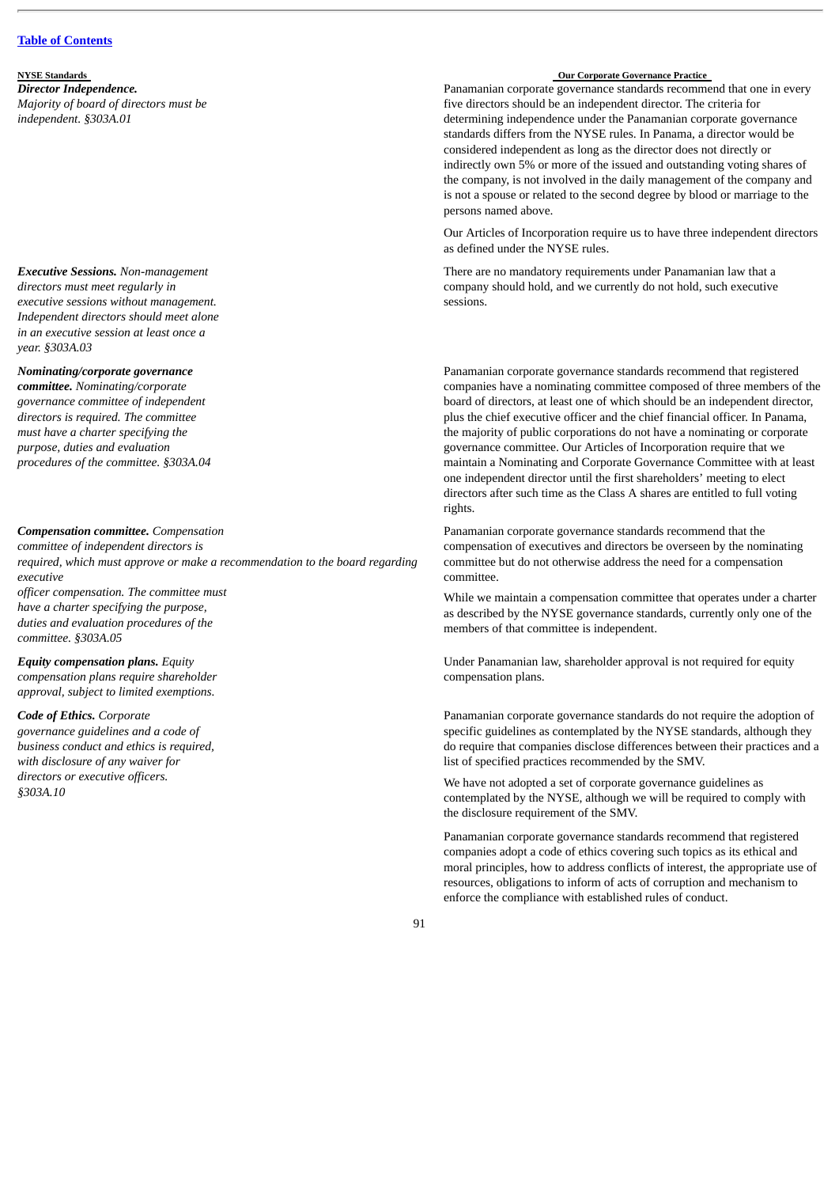| NYSE Standards | Our Corporate Governance Practice |
|---|---|
| ***Director Independence.*** *Majority of board of directors must be independent. §303A.01* | Panamanian corporate governance standards recommend that one in every five directors should be an independent director. The criteria for determining independence under the Panamanian corporate governance standards differs from the NYSE rules. In Panama, a director would be considered independent as long as the director does not directly or indirectly own 5% or more of the issued and outstanding voting shares of the company, is not involved in the daily management of the company and is not a spouse or related to the second degree by blood or marriage to the persons named above.<br><br>Our Articles of Incorporation require us to have three independent directors as defined under the NYSE rules. |
| ***Executive Sessions.*** *Non-management directors must meet regularly in executive sessions without management. Independent directors should meet alone in an executive session at least once a year. §303A.03* | There are no mandatory requirements under Panamanian law that a company should hold, and we currently do not hold, such executive sessions. |
| ***Nominating/corporate governance committee.*** *Nominating/corporate governance committee of independent directors is required. The committee must have a charter specifying the purpose, duties and evaluation procedures of the committee. §303A.04* | Panamanian corporate governance standards recommend that registered companies have a nominating committee composed of three members of the board of directors, at least one of which should be an independent director, plus the chief executive officer and the chief financial officer. In Panama, the majority of public corporations do not have a nominating or corporate governance committee. Our Articles of Incorporation require that we maintain a Nominating and Corporate Governance Committee with at least one independent director until the first shareholders' meeting to elect directors after such time as the Class A shares are entitled to full voting rights. |
| ***Compensation committee.*** *Compensation committee of independent directors is required, which must approve or make a recommendation to the board regarding executive officer compensation. The committee must have a charter specifying the purpose, duties and evaluation procedures of the committee. §303A.05* | Panamanian corporate governance standards recommend that the compensation of executives and directors be overseen by the nominating committee but do not otherwise address the need for a compensation committee.<br><br>While we maintain a compensation committee that operates under a charter as described by the NYSE governance standards, currently only one of the members of that committee is independent. |
| ***Equity compensation plans.*** *Equity compensation plans require shareholder approval, subject to limited exemptions.* | Under Panamanian law, shareholder approval is not required for equity compensation plans. |
| ***Code of Ethics.*** *Corporate governance guidelines and a code of business conduct and ethics is required, with disclosure of any waiver for directors or executive officers. §303A.10* | Panamanian corporate governance standards do not require the adoption of specific guidelines as contemplated by the NYSE standards, although they do require that companies disclose differences between their practices and a list of specified practices recommended by the SMV.<br><br>We have not adopted a set of corporate governance guidelines as contemplated by the NYSE, although we will be required to comply with the disclosure requirement of the SMV.<br><br>Panamanian corporate governance standards recommend that registered companies adopt a code of ethics covering such topics as its ethical and moral principles, how to address conflicts of interest, the appropriate use of resources, obligations to inform of acts of corruption and mechanism to enforce the compliance with established rules of conduct. |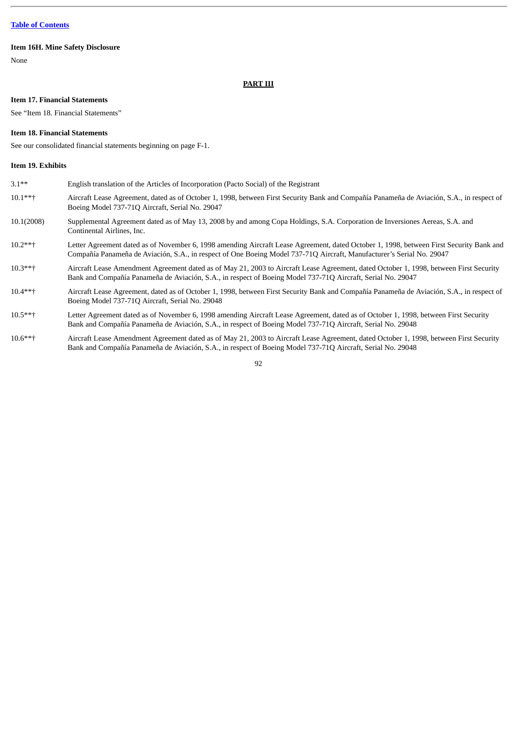[Table of Contents](#)

### Item 16H. Mine Safety Disclosure

None

## PART III

### Item 17. Financial Statements

See "Item 18. Financial Statements"

### Item 18. Financial Statements

See our consolidated financial statements beginning on page F-1.

### Item 19. Exhibits

| | |
|---|---|
| 3.1** | English translation of the Articles of Incorporation (Pacto Social) of the Registrant |
| 10.1**† | Aircraft Lease Agreement, dated as of October 1, 1998, between First Security Bank and Compañía Panameña de Aviación, S.A., in respect of Boeing Model 737-71Q Aircraft, Serial No. 29047 |
| 10.1(2008) | Supplemental Agreement dated as of May 13, 2008 by and among Copa Holdings, S.A. Corporation de Inversiones Aereas, S.A. and Continental Airlines, Inc. |
| 10.2**† | Letter Agreement dated as of November 6, 1998 amending Aircraft Lease Agreement, dated October 1, 1998, between First Security Bank and Compañía Panameña de Aviación, S.A., in respect of One Boeing Model 737-71Q Aircraft, Manufacturer's Serial No. 29047 |
| 10.3**† | Aircraft Lease Amendment Agreement dated as of May 21, 2003 to Aircraft Lease Agreement, dated October 1, 1998, between First Security Bank and Compañía Panameña de Aviación, S.A., in respect of Boeing Model 737-71Q Aircraft, Serial No. 29047 |
| 10.4**† | Aircraft Lease Agreement, dated as of October 1, 1998, between First Security Bank and Compañía Panameña de Aviación, S.A., in respect of Boeing Model 737-71Q Aircraft, Serial No. 29048 |
| 10.5**† | Letter Agreement dated as of November 6, 1998 amending Aircraft Lease Agreement, dated as of October 1, 1998, between First Security Bank and Compañía Panameña de Aviación, S.A., in respect of Boeing Model 737-71Q Aircraft, Serial No. 29048 |
| 10.6**† | Aircraft Lease Amendment Agreement dated as of May 21, 2003 to Aircraft Lease Agreement, dated October 1, 1998, between First Security Bank and Compañía Panameña de Aviación, S.A., in respect of Boeing Model 737-71Q Aircraft, Serial No. 29048 |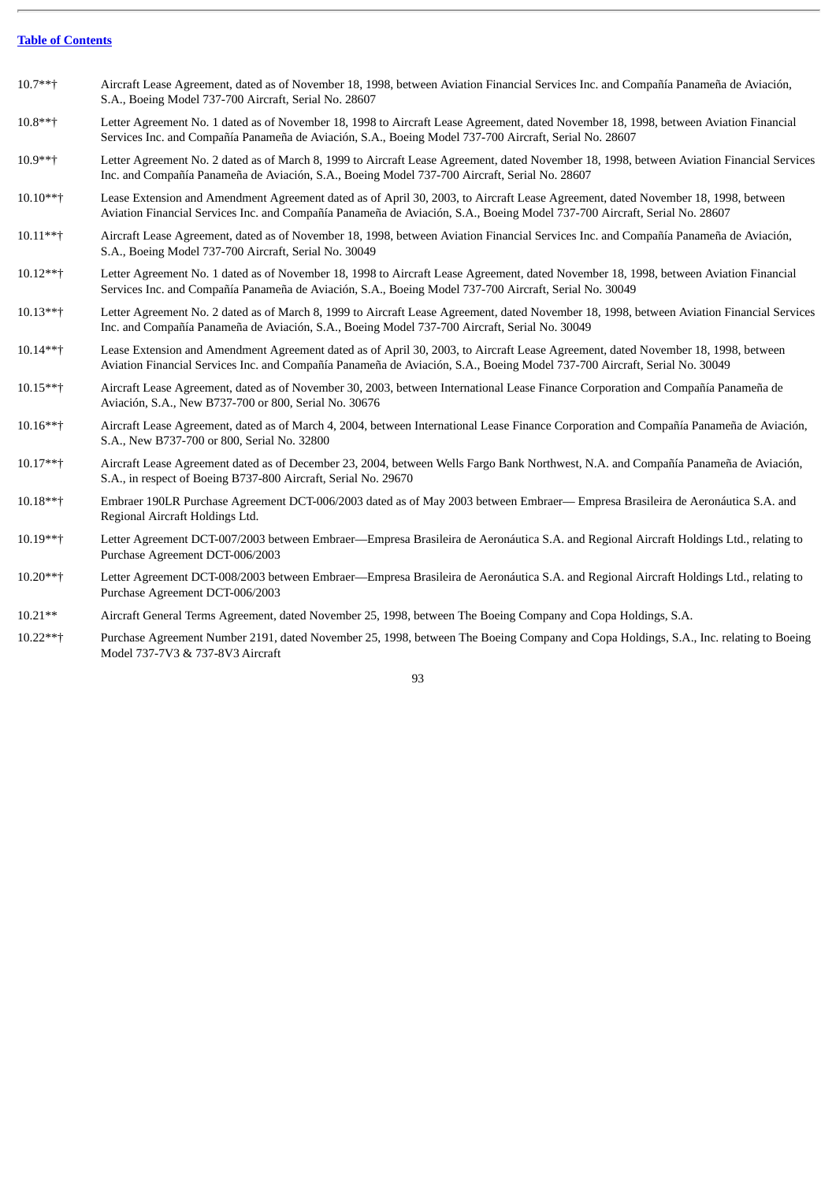[Table of Contents](#)

| | |
|---|---|
| 10.7**† | Aircraft Lease Agreement, dated as of November 18, 1998, between Aviation Financial Services Inc. and Compañía Panameña de Aviación, S.A., Boeing Model 737-700 Aircraft, Serial No. 28607 |
| 10.8**† | Letter Agreement No. 1 dated as of November 18, 1998 to Aircraft Lease Agreement, dated November 18, 1998, between Aviation Financial Services Inc. and Compañía Panameña de Aviación, S.A., Boeing Model 737-700 Aircraft, Serial No. 28607 |
| 10.9**† | Letter Agreement No. 2 dated as of March 8, 1999 to Aircraft Lease Agreement, dated November 18, 1998, between Aviation Financial Services Inc. and Compañía Panameña de Aviación, S.A., Boeing Model 737-700 Aircraft, Serial No. 28607 |
| 10.10**† | Lease Extension and Amendment Agreement dated as of April 30, 2003, to Aircraft Lease Agreement, dated November 18, 1998, between Aviation Financial Services Inc. and Compañía Panameña de Aviación, S.A., Boeing Model 737-700 Aircraft, Serial No. 28607 |
| 10.11**† | Aircraft Lease Agreement, dated as of November 18, 1998, between Aviation Financial Services Inc. and Compañía Panameña de Aviación, S.A., Boeing Model 737-700 Aircraft, Serial No. 30049 |
| 10.12**† | Letter Agreement No. 1 dated as of November 18, 1998 to Aircraft Lease Agreement, dated November 18, 1998, between Aviation Financial Services Inc. and Compañía Panameña de Aviación, S.A., Boeing Model 737-700 Aircraft, Serial No. 30049 |
| 10.13**† | Letter Agreement No. 2 dated as of March 8, 1999 to Aircraft Lease Agreement, dated November 18, 1998, between Aviation Financial Services Inc. and Compañía Panameña de Aviación, S.A., Boeing Model 737-700 Aircraft, Serial No. 30049 |
| 10.14**† | Lease Extension and Amendment Agreement dated as of April 30, 2003, to Aircraft Lease Agreement, dated November 18, 1998, between Aviation Financial Services Inc. and Compañía Panameña de Aviación, S.A., Boeing Model 737-700 Aircraft, Serial No. 30049 |
| 10.15**† | Aircraft Lease Agreement, dated as of November 30, 2003, between International Lease Finance Corporation and Compañía Panameña de Aviación, S.A., New B737-700 or 800, Serial No. 30676 |
| 10.16**† | Aircraft Lease Agreement, dated as of March 4, 2004, between International Lease Finance Corporation and Compañía Panameña de Aviación, S.A., New B737-700 or 800, Serial No. 32800 |
| 10.17**† | Aircraft Lease Agreement dated as of December 23, 2004, between Wells Fargo Bank Northwest, N.A. and Compañía Panameña de Aviación, S.A., in respect of Boeing B737-800 Aircraft, Serial No. 29670 |
| 10.18**† | Embraer 190LR Purchase Agreement DCT-006/2003 dated as of May 2003 between Embraer— Empresa Brasileira de Aeronáutica S.A. and Regional Aircraft Holdings Ltd. |
| 10.19**† | Letter Agreement DCT-007/2003 between Embraer—Empresa Brasileira de Aeronáutica S.A. and Regional Aircraft Holdings Ltd., relating to Purchase Agreement DCT-006/2003 |
| 10.20**† | Letter Agreement DCT-008/2003 between Embraer—Empresa Brasileira de Aeronáutica S.A. and Regional Aircraft Holdings Ltd., relating to Purchase Agreement DCT-006/2003 |
| 10.21** | Aircraft General Terms Agreement, dated November 25, 1998, between The Boeing Company and Copa Holdings, S.A. |
| 10.22**† | Purchase Agreement Number 2191, dated November 25, 1998, between The Boeing Company and Copa Holdings, S.A., Inc. relating to Boeing Model 737-7V3 & 737-8V3 Aircraft |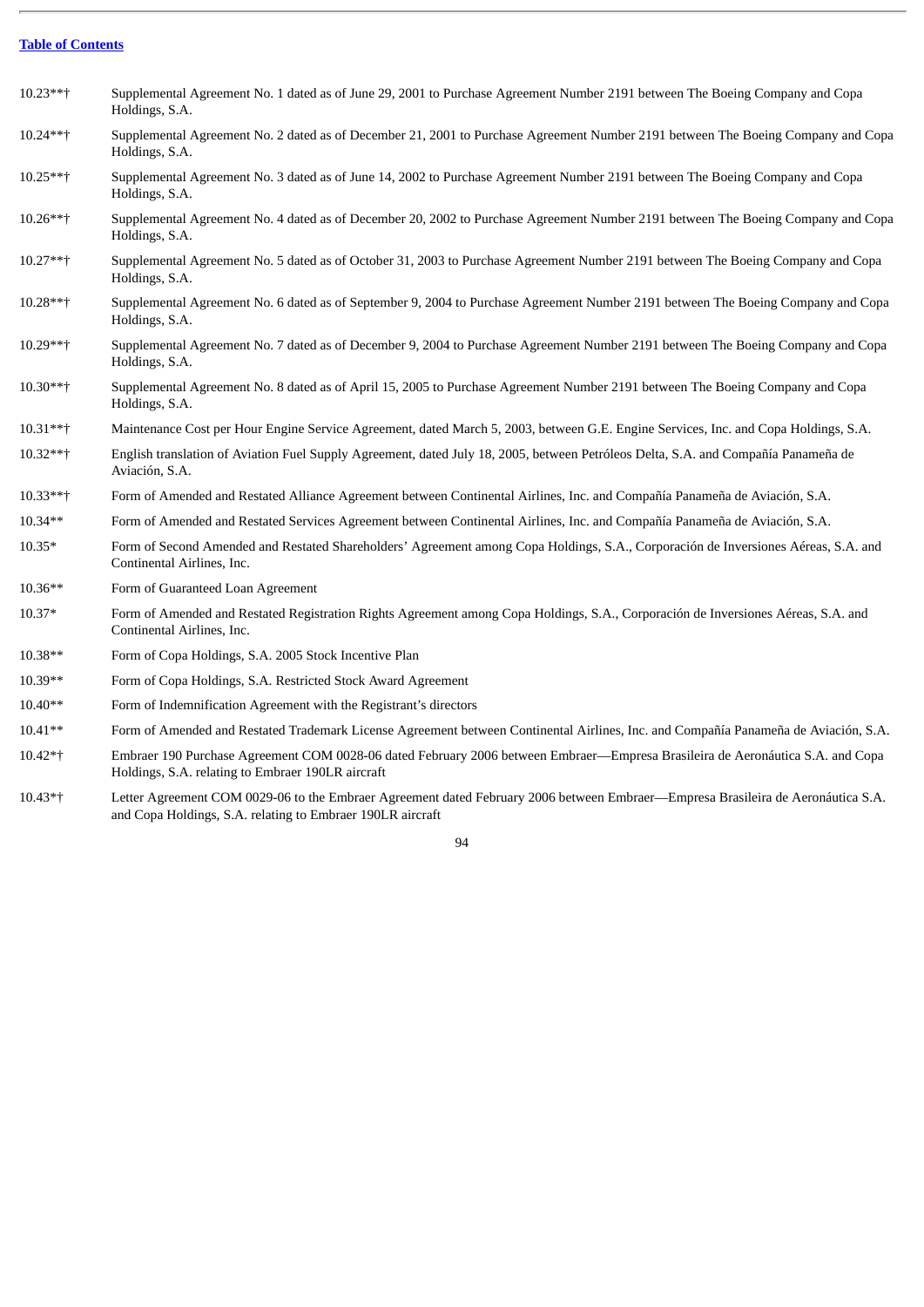| | |
|---|---|
| 10.23**† | Supplemental Agreement No. 1 dated as of June 29, 2001 to Purchase Agreement Number 2191 between The Boeing Company and Copa Holdings, S.A. |
| 10.24**† | Supplemental Agreement No. 2 dated as of December 21, 2001 to Purchase Agreement Number 2191 between The Boeing Company and Copa Holdings, S.A. |
| 10.25**† | Supplemental Agreement No. 3 dated as of June 14, 2002 to Purchase Agreement Number 2191 between The Boeing Company and Copa Holdings, S.A. |
| 10.26**† | Supplemental Agreement No. 4 dated as of December 20, 2002 to Purchase Agreement Number 2191 between The Boeing Company and Copa Holdings, S.A. |
| 10.27**† | Supplemental Agreement No. 5 dated as of October 31, 2003 to Purchase Agreement Number 2191 between The Boeing Company and Copa Holdings, S.A. |
| 10.28**† | Supplemental Agreement No. 6 dated as of September 9, 2004 to Purchase Agreement Number 2191 between The Boeing Company and Copa Holdings, S.A. |
| 10.29**† | Supplemental Agreement No. 7 dated as of December 9, 2004 to Purchase Agreement Number 2191 between The Boeing Company and Copa Holdings, S.A. |
| 10.30**† | Supplemental Agreement No. 8 dated as of April 15, 2005 to Purchase Agreement Number 2191 between The Boeing Company and Copa Holdings, S.A. |
| 10.31**† | Maintenance Cost per Hour Engine Service Agreement, dated March 5, 2003, between G.E. Engine Services, Inc. and Copa Holdings, S.A. |
| 10.32**† | English translation of Aviation Fuel Supply Agreement, dated July 18, 2005, between Petróleos Delta, S.A. and Compañía Panameña de Aviación, S.A. |
| 10.33**† | Form of Amended and Restated Alliance Agreement between Continental Airlines, Inc. and Compañía Panameña de Aviación, S.A. |
| 10.34** | Form of Amended and Restated Services Agreement between Continental Airlines, Inc. and Compañía Panameña de Aviación, S.A. |
| 10.35* | Form of Second Amended and Restated Shareholders' Agreement among Copa Holdings, S.A., Corporación de Inversiones Aéreas, S.A. and Continental Airlines, Inc. |
| 10.36** | Form of Guaranteed Loan Agreement |
| 10.37* | Form of Amended and Restated Registration Rights Agreement among Copa Holdings, S.A., Corporación de Inversiones Aéreas, S.A. and Continental Airlines, Inc. |
| 10.38** | Form of Copa Holdings, S.A. 2005 Stock Incentive Plan |
| 10.39** | Form of Copa Holdings, S.A. Restricted Stock Award Agreement |
| 10.40** | Form of Indemnification Agreement with the Registrant's directors |
| 10.41** | Form of Amended and Restated Trademark License Agreement between Continental Airlines, Inc. and Compañía Panameña de Aviación, S.A. |
| 10.42*† | Embraer 190 Purchase Agreement COM 0028-06 dated February 2006 between Embraer—Empresa Brasileira de Aeronáutica S.A. and Copa Holdings, S.A. relating to Embraer 190LR aircraft |
| 10.43*† | Letter Agreement COM 0029-06 to the Embraer Agreement dated February 2006 between Embraer—Empresa Brasileira de Aeronáutica S.A. and Copa Holdings, S.A. relating to Embraer 190LR aircraft |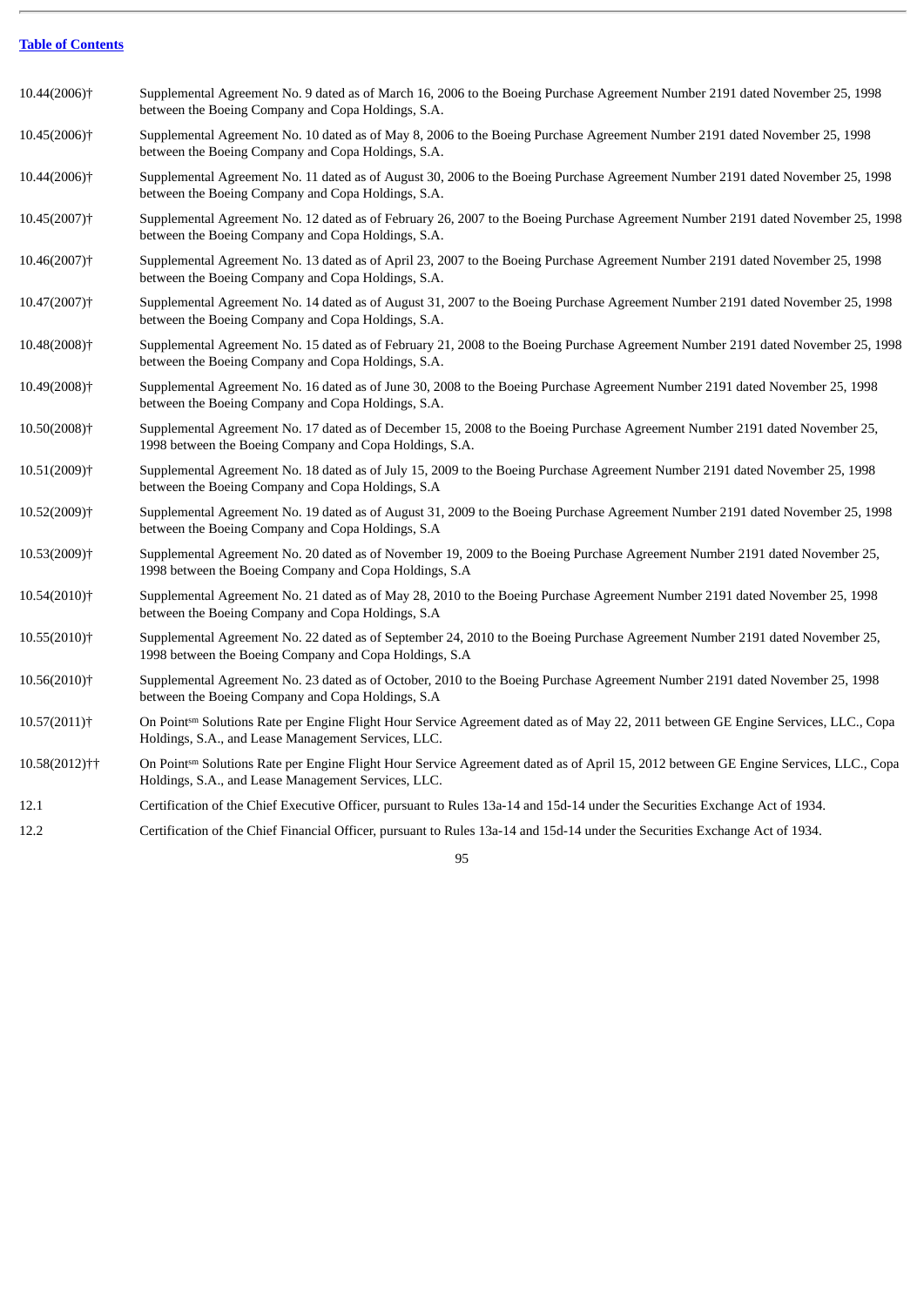[Table of Contents](#)

| | |
|---|---|
| 10.44(2006)† | Supplemental Agreement No. 9 dated as of March 16, 2006 to the Boeing Purchase Agreement Number 2191 dated November 25, 1998 between the Boeing Company and Copa Holdings, S.A. |
| 10.45(2006)† | Supplemental Agreement No. 10 dated as of May 8, 2006 to the Boeing Purchase Agreement Number 2191 dated November 25, 1998 between the Boeing Company and Copa Holdings, S.A. |
| 10.44(2006)† | Supplemental Agreement No. 11 dated as of August 30, 2006 to the Boeing Purchase Agreement Number 2191 dated November 25, 1998 between the Boeing Company and Copa Holdings, S.A. |
| 10.45(2007)† | Supplemental Agreement No. 12 dated as of February 26, 2007 to the Boeing Purchase Agreement Number 2191 dated November 25, 1998 between the Boeing Company and Copa Holdings, S.A. |
| 10.46(2007)† | Supplemental Agreement No. 13 dated as of April 23, 2007 to the Boeing Purchase Agreement Number 2191 dated November 25, 1998 between the Boeing Company and Copa Holdings, S.A. |
| 10.47(2007)† | Supplemental Agreement No. 14 dated as of August 31, 2007 to the Boeing Purchase Agreement Number 2191 dated November 25, 1998 between the Boeing Company and Copa Holdings, S.A. |
| 10.48(2008)† | Supplemental Agreement No. 15 dated as of February 21, 2008 to the Boeing Purchase Agreement Number 2191 dated November 25, 1998 between the Boeing Company and Copa Holdings, S.A. |
| 10.49(2008)† | Supplemental Agreement No. 16 dated as of June 30, 2008 to the Boeing Purchase Agreement Number 2191 dated November 25, 1998 between the Boeing Company and Copa Holdings, S.A. |
| 10.50(2008)† | Supplemental Agreement No. 17 dated as of December 15, 2008 to the Boeing Purchase Agreement Number 2191 dated November 25, 1998 between the Boeing Company and Copa Holdings, S.A. |
| 10.51(2009)† | Supplemental Agreement No. 18 dated as of July 15, 2009 to the Boeing Purchase Agreement Number 2191 dated November 25, 1998 between the Boeing Company and Copa Holdings, S.A |
| 10.52(2009)† | Supplemental Agreement No. 19 dated as of August 31, 2009 to the Boeing Purchase Agreement Number 2191 dated November 25, 1998 between the Boeing Company and Copa Holdings, S.A |
| 10.53(2009)† | Supplemental Agreement No. 20 dated as of November 19, 2009 to the Boeing Purchase Agreement Number 2191 dated November 25, 1998 between the Boeing Company and Copa Holdings, S.A |
| 10.54(2010)† | Supplemental Agreement No. 21 dated as of May 28, 2010 to the Boeing Purchase Agreement Number 2191 dated November 25, 1998 between the Boeing Company and Copa Holdings, S.A |
| 10.55(2010)† | Supplemental Agreement No. 22 dated as of September 24, 2010 to the Boeing Purchase Agreement Number 2191 dated November 25, 1998 between the Boeing Company and Copa Holdings, S.A |
| 10.56(2010)† | Supplemental Agreement No. 23 dated as of October, 2010 to the Boeing Purchase Agreement Number 2191 dated November 25, 1998 between the Boeing Company and Copa Holdings, S.A |
| 10.57(2011)† | On Point[sm] Solutions Rate per Engine Flight Hour Service Agreement dated as of May 22, 2011 between GE Engine Services, LLC., Copa Holdings, S.A., and Lease Management Services, LLC. |
| 10.58(2012)†† | On Point[sm] Solutions Rate per Engine Flight Hour Service Agreement dated as of April 15, 2012 between GE Engine Services, LLC., Copa Holdings, S.A., and Lease Management Services, LLC. |
| 12.1 | Certification of the Chief Executive Officer, pursuant to Rules 13a-14 and 15d-14 under the Securities Exchange Act of 1934. |
| 12.2 | Certification of the Chief Financial Officer, pursuant to Rules 13a-14 and 15d-14 under the Securities Exchange Act of 1934. |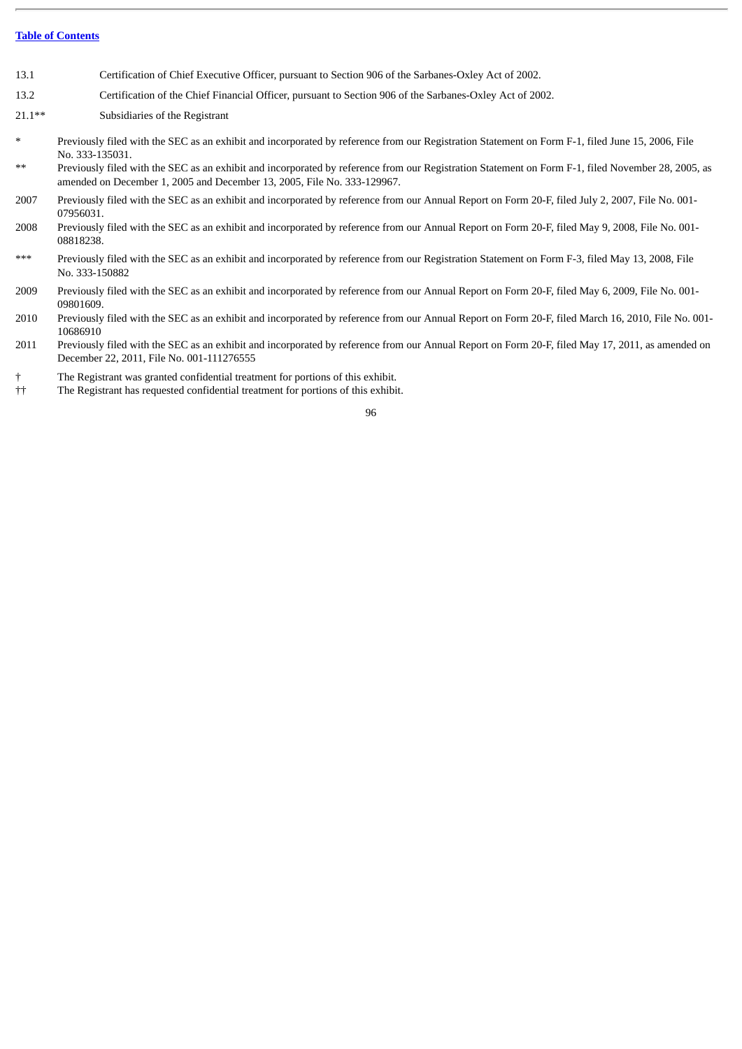[Table of Contents](#)

| | |
|---|---|
| 13.1 | Certification of Chief Executive Officer, pursuant to Section 906 of the Sarbanes-Oxley Act of 2002. |
| 13.2 | Certification of the Chief Financial Officer, pursuant to Section 906 of the Sarbanes-Oxley Act of 2002. |
| 21.1** | Subsidiaries of the Registrant |

| | |
|---|---|
| * | Previously filed with the SEC as an exhibit and incorporated by reference from our Registration Statement on Form F-1, filed June 15, 2006, File No. 333-135031. |
| ** | Previously filed with the SEC as an exhibit and incorporated by reference from our Registration Statement on Form F-1, filed November 28, 2005, as amended on December 1, 2005 and December 13, 2005, File No. 333-129967. |
| 2007 | Previously filed with the SEC as an exhibit and incorporated by reference from our Annual Report on Form 20-F, filed July 2, 2007, File No. 001-07956031. |
| 2008 | Previously filed with the SEC as an exhibit and incorporated by reference from our Annual Report on Form 20-F, filed May 9, 2008, File No. 001-08818238. |
| *** | Previously filed with the SEC as an exhibit and incorporated by reference from our Registration Statement on Form F-3, filed May 13, 2008, File No. 333-150882 |
| 2009 | Previously filed with the SEC as an exhibit and incorporated by reference from our Annual Report on Form 20-F, filed May 6, 2009, File No. 001-09801609. |
| 2010 | Previously filed with the SEC as an exhibit and incorporated by reference from our Annual Report on Form 20-F, filed March 16, 2010, File No. 001-10686910 |
| 2011 | Previously filed with the SEC as an exhibit and incorporated by reference from our Annual Report on Form 20-F, filed May 17, 2011, as amended on December 22, 2011, File No. 001-111276555 |
| † | The Registrant was granted confidential treatment for portions of this exhibit. |
| †† | The Registrant has requested confidential treatment for portions of this exhibit. |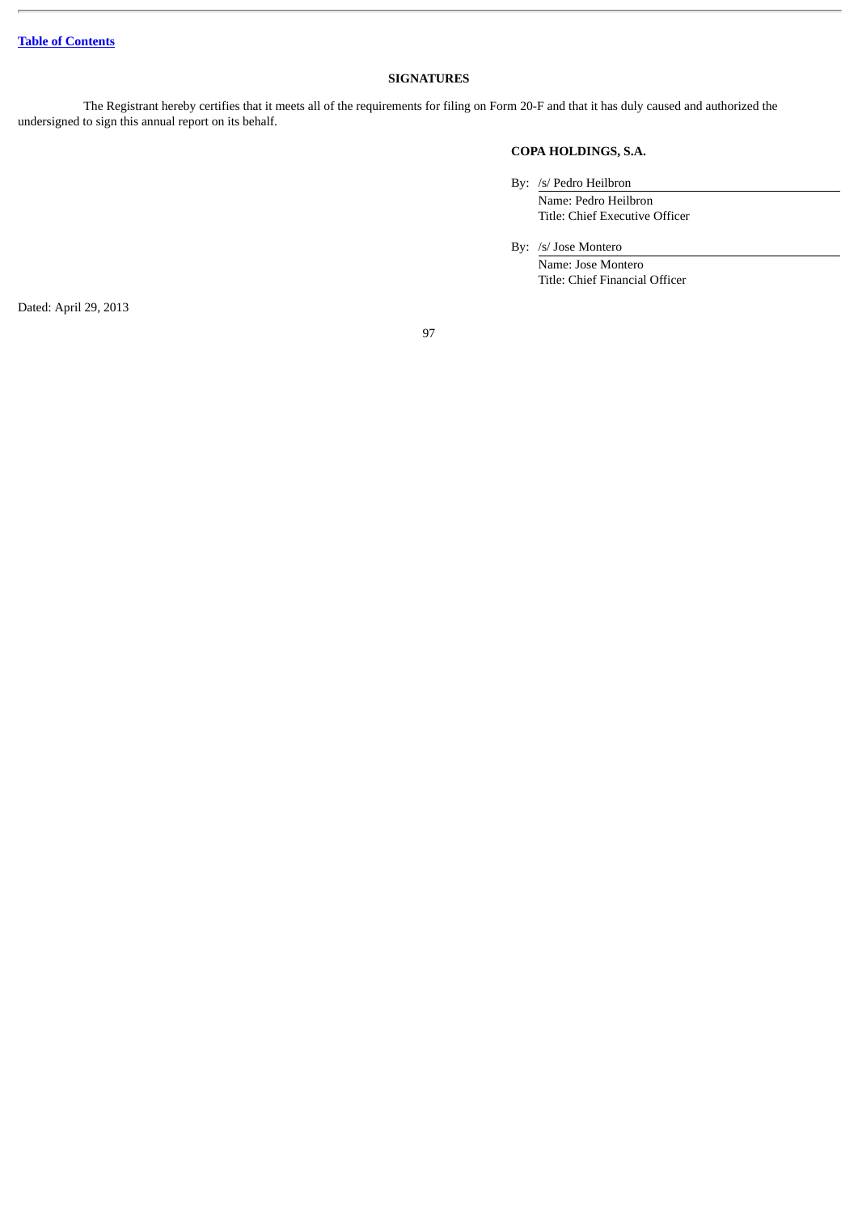## SIGNATURES

The Registrant hereby certifies that it meets all of the requirements for filing on Form 20-F and that it has duly caused and authorized the undersigned to sign this annual report on its behalf.

**COPA HOLDINGS, S.A.**

By: /s/ Pedro Heilbron
Name: Pedro Heilbron
Title: Chief Executive Officer

By: /s/ Jose Montero
Name: Jose Montero
Title: Chief Financial Officer

Dated: April 29, 2013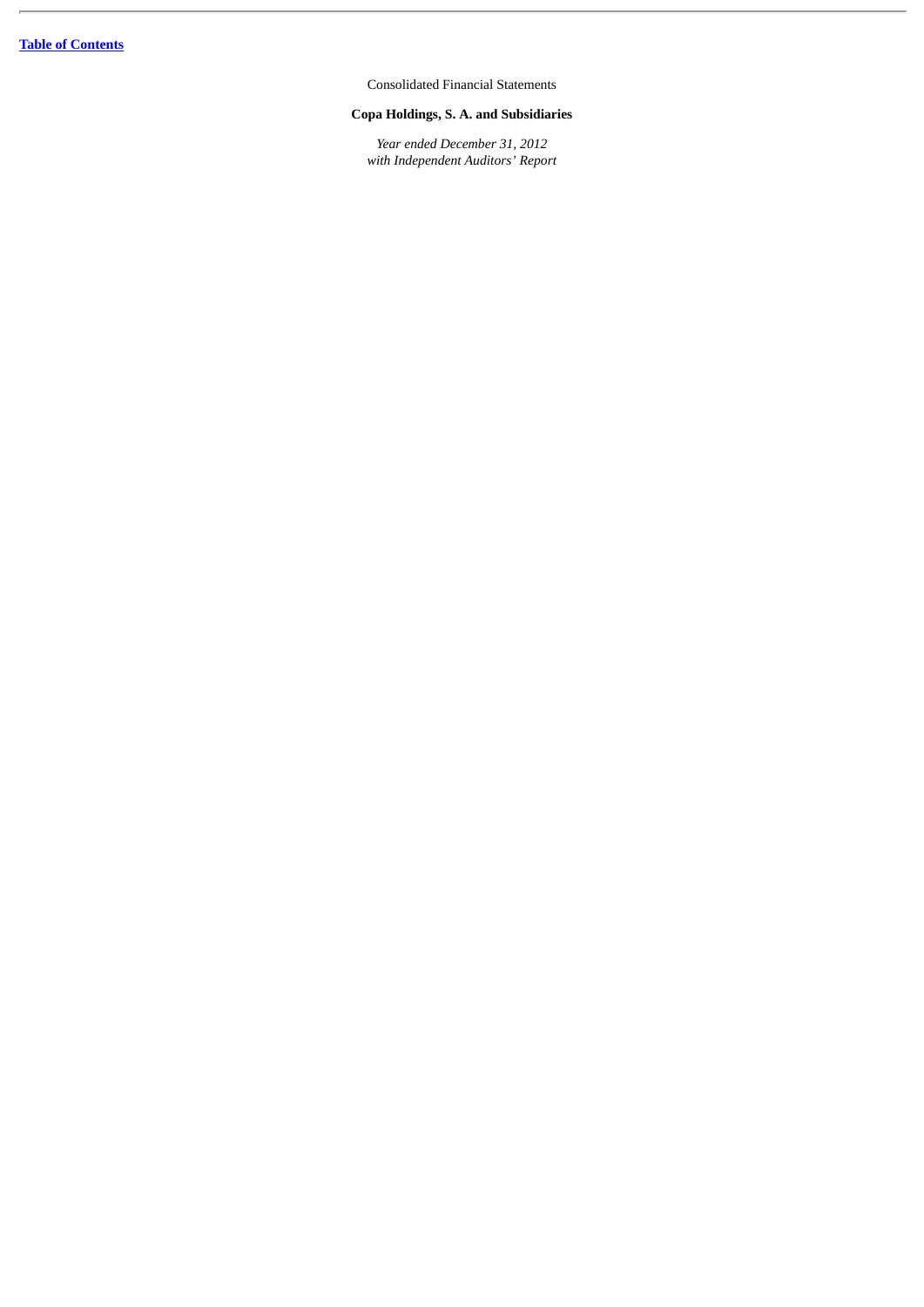Consolidated Financial Statements

**Copa Holdings, S. A. and Subsidiaries**

*Year ended December 31, 2012*
*with Independent Auditors' Report*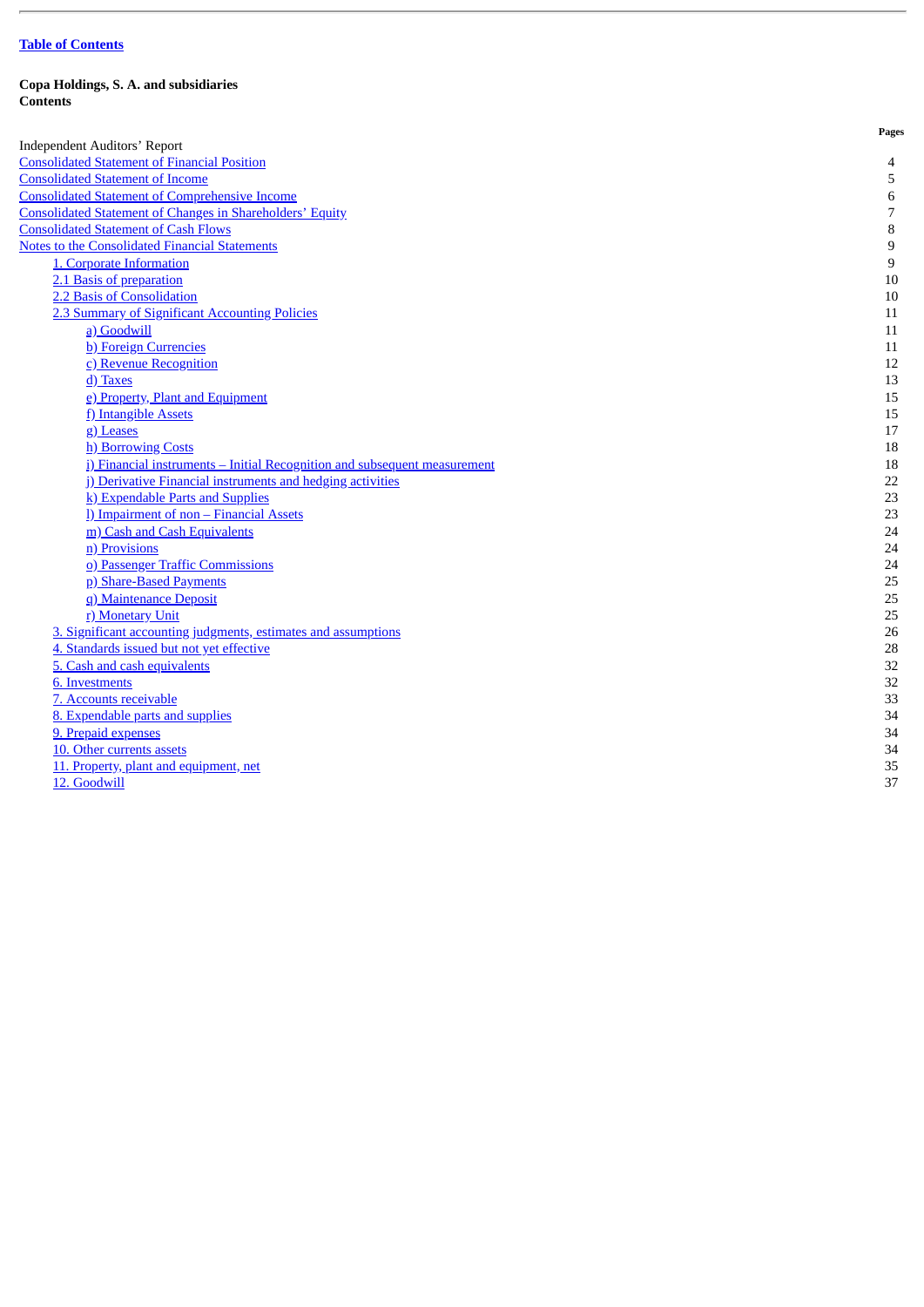**Table of Contents**

**Copa Holdings, S. A. and subsidiaries**
**Contents**

| | Pages |
|---|---|
| Independent Auditors' Report | |
| Consolidated Statement of Financial Position | 4 |
| Consolidated Statement of Income | 5 |
| Consolidated Statement of Comprehensive Income | 6 |
| Consolidated Statement of Changes in Shareholders' Equity | 7 |
| Consolidated Statement of Cash Flows | 8 |
| Notes to the Consolidated Financial Statements | 9 |
| 1. Corporate Information | 9 |
| 2.1 Basis of preparation | 10 |
| 2.2 Basis of Consolidation | 10 |
| 2.3 Summary of Significant Accounting Policies | 11 |
| a) Goodwill | 11 |
| b) Foreign Currencies | 11 |
| c) Revenue Recognition | 12 |
| d) Taxes | 13 |
| e) Property, Plant and Equipment | 15 |
| f) Intangible Assets | 15 |
| g) Leases | 17 |
| h) Borrowing Costs | 18 |
| i) Financial instruments – Initial Recognition and subsequent measurement | 18 |
| j) Derivative Financial instruments and hedging activities | 22 |
| k) Expendable Parts and Supplies | 23 |
| l) Impairment of non – Financial Assets | 23 |
| m) Cash and Cash Equivalents | 24 |
| n) Provisions | 24 |
| o) Passenger Traffic Commissions | 24 |
| p) Share-Based Payments | 25 |
| q) Maintenance Deposit | 25 |
| r) Monetary Unit | 25 |
| 3. Significant accounting judgments, estimates and assumptions | 26 |
| 4. Standards issued but not yet effective | 28 |
| 5. Cash and cash equivalents | 32 |
| 6. Investments | 32 |
| 7. Accounts receivable | 33 |
| 8. Expendable parts and supplies | 34 |
| 9. Prepaid expenses | 34 |
| 10. Other currents assets | 34 |
| 11. Property, plant and equipment, net | 35 |
| 12. Goodwill | 37 |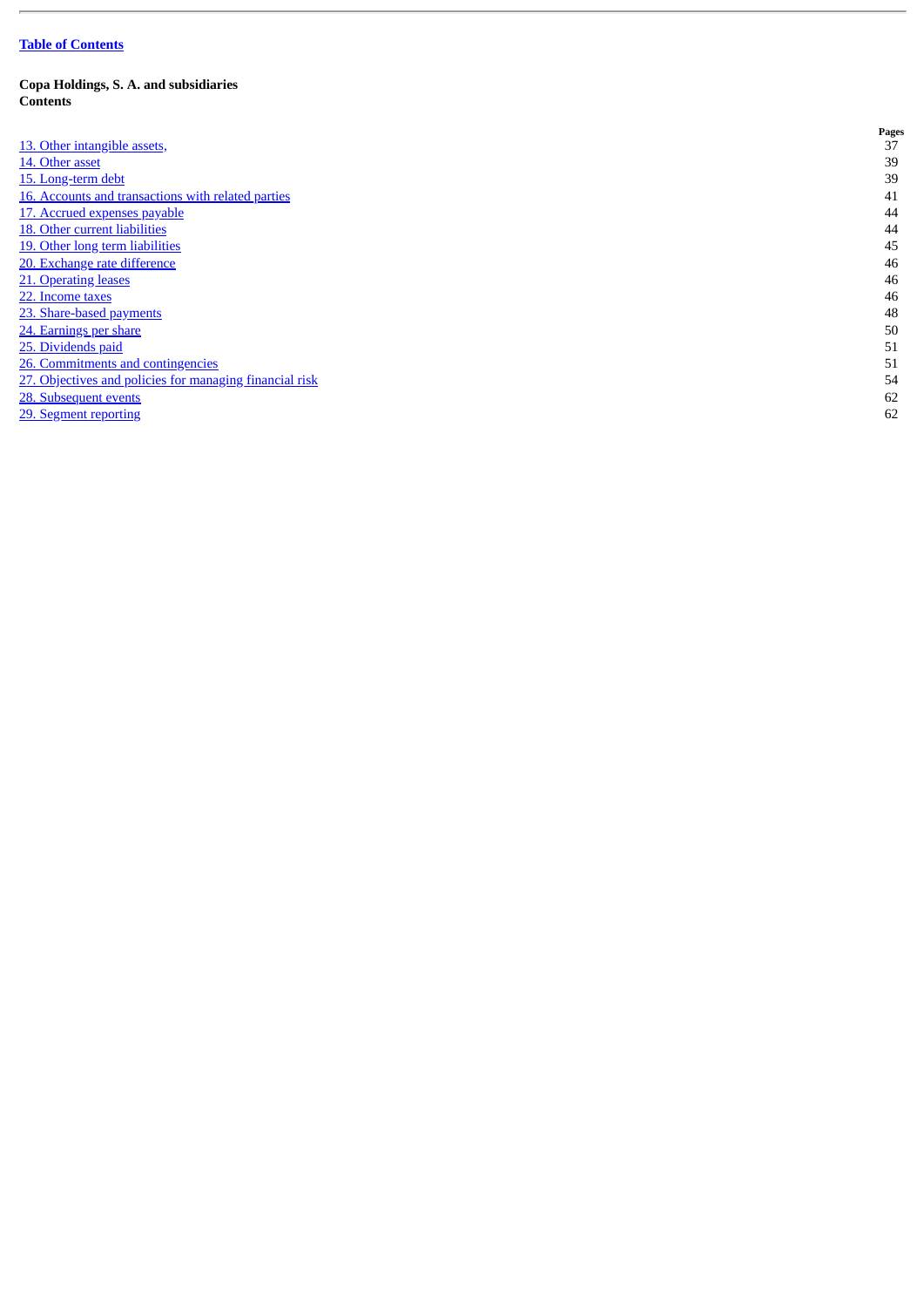**Table of Contents**

**Copa Holdings, S. A. and subsidiaries**
**Contents**

| | Pages |
|---|---|
| 13. Other intangible assets, | 37 |
| 14. Other asset | 39 |
| 15. Long-term debt | 39 |
| 16. Accounts and transactions with related parties | 41 |
| 17. Accrued expenses payable | 44 |
| 18. Other current liabilities | 44 |
| 19. Other long term liabilities | 45 |
| 20. Exchange rate difference | 46 |
| 21. Operating leases | 46 |
| 22. Income taxes | 46 |
| 23. Share-based payments | 48 |
| 24. Earnings per share | 50 |
| 25. Dividends paid | 51 |
| 26. Commitments and contingencies | 51 |
| 27. Objectives and policies for managing financial risk | 54 |
| 28. Subsequent events | 62 |
| 29. Segment reporting | 62 |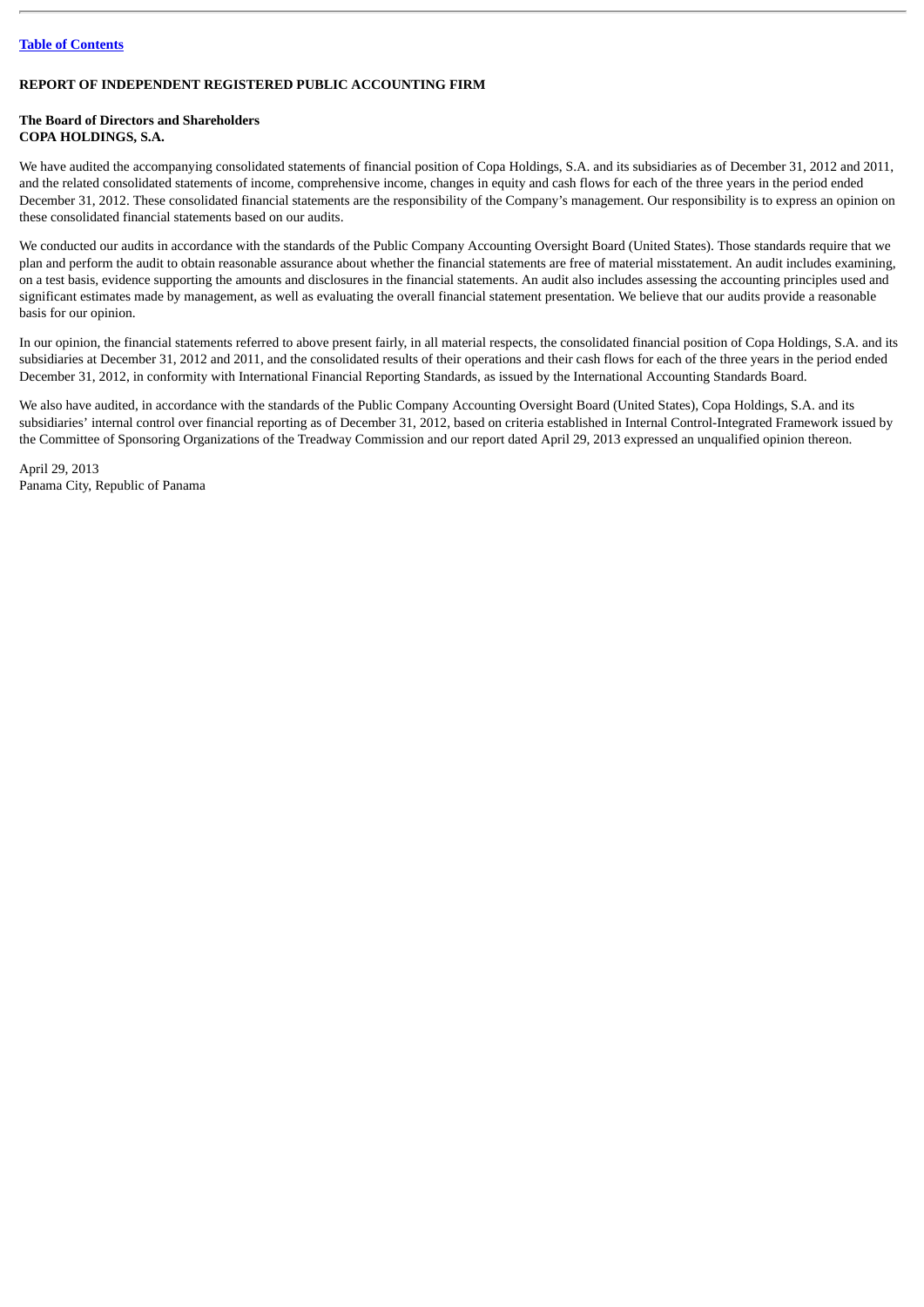**REPORT OF INDEPENDENT REGISTERED PUBLIC ACCOUNTING FIRM**

**The Board of Directors and Shareholders**
**COPA HOLDINGS, S.A.**

We have audited the accompanying consolidated statements of financial position of Copa Holdings, S.A. and its subsidiaries as of December 31, 2012 and 2011, and the related consolidated statements of income, comprehensive income, changes in equity and cash flows for each of the three years in the period ended December 31, 2012. These consolidated financial statements are the responsibility of the Company's management. Our responsibility is to express an opinion on these consolidated financial statements based on our audits.

We conducted our audits in accordance with the standards of the Public Company Accounting Oversight Board (United States). Those standards require that we plan and perform the audit to obtain reasonable assurance about whether the financial statements are free of material misstatement. An audit includes examining, on a test basis, evidence supporting the amounts and disclosures in the financial statements. An audit also includes assessing the accounting principles used and significant estimates made by management, as well as evaluating the overall financial statement presentation. We believe that our audits provide a reasonable basis for our opinion.

In our opinion, the financial statements referred to above present fairly, in all material respects, the consolidated financial position of Copa Holdings, S.A. and its subsidiaries at December 31, 2012 and 2011, and the consolidated results of their operations and their cash flows for each of the three years in the period ended December 31, 2012, in conformity with International Financial Reporting Standards, as issued by the International Accounting Standards Board.

We also have audited, in accordance with the standards of the Public Company Accounting Oversight Board (United States), Copa Holdings, S.A. and its subsidiaries' internal control over financial reporting as of December 31, 2012, based on criteria established in Internal Control-Integrated Framework issued by the Committee of Sponsoring Organizations of the Treadway Commission and our report dated April 29, 2013 expressed an unqualified opinion thereon.

April 29, 2013
Panama City, Republic of Panama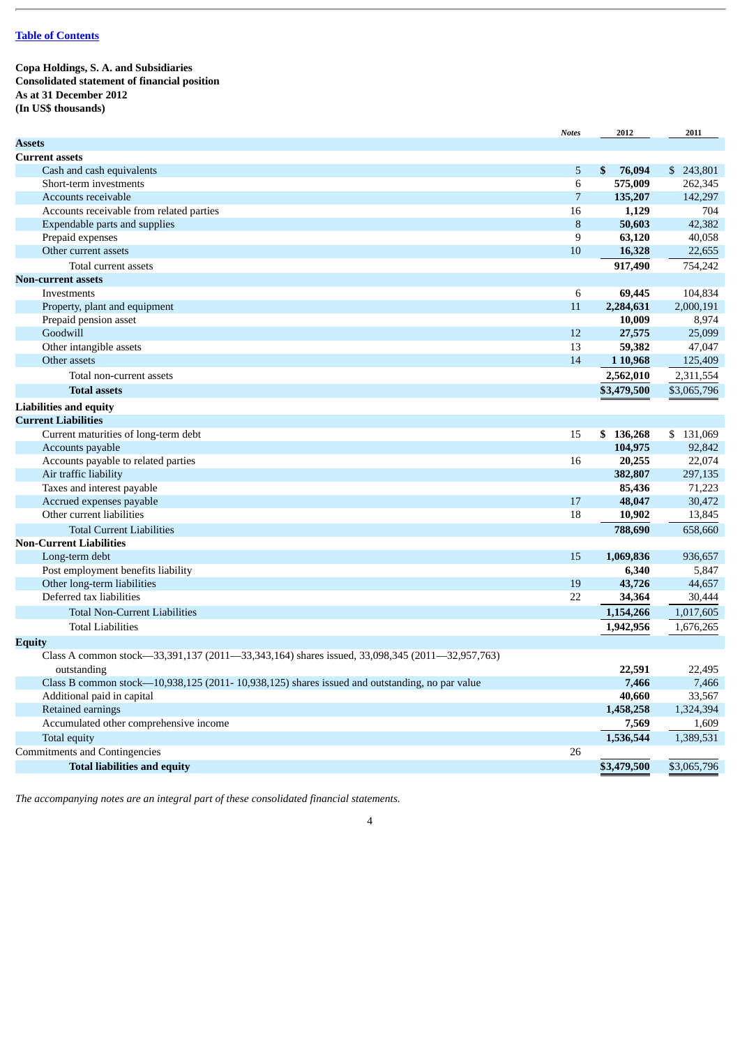[Table of Contents](#)

**Copa Holdings, S. A. and Subsidiaries**
**Consolidated statement of financial position**
**As at 31 December 2012**
**(In US$ thousands)**

| | *Notes* | 2012 | 2011 |
|---|---|---|---|
| **Assets** | | | |
| **Current assets** | | | |
| Cash and cash equivalents | 5 | **$ 76,094** | $ 243,801 |
| Short-term investments | 6 | **575,009** | 262,345 |
| Accounts receivable | 7 | **135,207** | 142,297 |
| Accounts receivable from related parties | 16 | **1,129** | 704 |
| Expendable parts and supplies | 8 | **50,603** | 42,382 |
| Prepaid expenses | 9 | **63,120** | 40,058 |
| Other current assets | 10 | **16,328** | 22,655 |
| Total current assets | | **917,490** | 754,242 |
| **Non-current assets** | | | |
| Investments | 6 | **69,445** | 104,834 |
| Property, plant and equipment | 11 | **2,284,631** | 2,000,191 |
| Prepaid pension asset | | **10,009** | 8,974 |
| Goodwill | 12 | **27,575** | 25,099 |
| Other intangible assets | 13 | **59,382** | 47,047 |
| Other assets | 14 | **1 10,968** | 125,409 |
| Total non-current assets | | **2,562,010** | 2,311,554 |
| **Total assets** | | **$3,479,500** | $3,065,796 |
| **Liabilities and equity** | | | |
| **Current Liabilities** | | | |
| Current maturities of long-term debt | 15 | **$ 136,268** | $ 131,069 |
| Accounts payable | | **104,975** | 92,842 |
| Accounts payable to related parties | 16 | **20,255** | 22,074 |
| Air traffic liability | | **382,807** | 297,135 |
| Taxes and interest payable | | **85,436** | 71,223 |
| Accrued expenses payable | 17 | **48,047** | 30,472 |
| Other current liabilities | 18 | **10,902** | 13,845 |
| Total Current Liabilities | | **788,690** | 658,660 |
| **Non-Current Liabilities** | | | |
| Long-term debt | 15 | **1,069,836** | 936,657 |
| Post employment benefits liability | | **6,340** | 5,847 |
| Other long-term liabilities | 19 | **43,726** | 44,657 |
| Deferred tax liabilities | 22 | **34,364** | 30,444 |
| Total Non-Current Liabilities | | **1,154,266** | 1,017,605 |
| Total Liabilities | | **1,942,956** | 1,676,265 |
| **Equity** | | | |
| Class A common stock—33,391,137 (2011—33,343,164) shares issued, 33,098,345 (2011—32,957,763) outstanding | | **22,591** | 22,495 |
| Class B common stock—10,938,125 (2011- 10,938,125) shares issued and outstanding, no par value | | **7,466** | 7,466 |
| Additional paid in capital | | **40,660** | 33,567 |
| Retained earnings | | **1,458,258** | 1,324,394 |
| Accumulated other comprehensive income | | **7,569** | 1,609 |
| Total equity | | **1,536,544** | 1,389,531 |
| Commitments and Contingencies | 26 | | |
| **Total liabilities and equity** | | **$3,479,500** | $3,065,796 |

*The accompanying notes are an integral part of these consolidated financial statements.*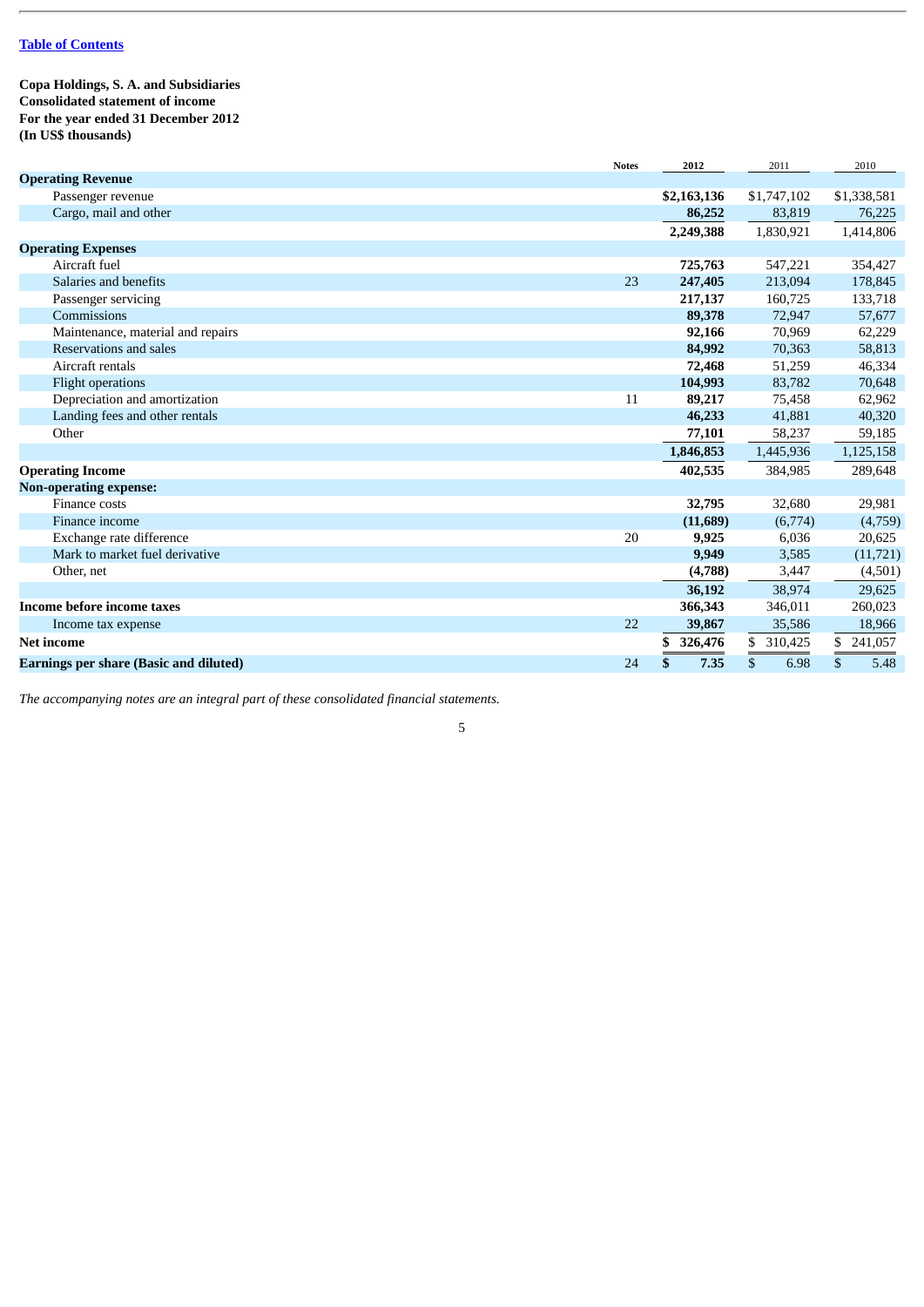[Table of Contents](#)

**Copa Holdings, S. A. and Subsidiaries**
**Consolidated statement of income**
**For the year ended 31 December 2012**
**(In US$ thousands)**

| | Notes | 2012 | 2011 | 2010 |
|---|---|---|---|---|
| **Operating Revenue** | | | | |
| Passenger revenue | | **$2,163,136** | $1,747,102 | $1,338,581 |
| Cargo, mail and other | | **86,252** | 83,819 | 76,225 |
| | | **2,249,388** | 1,830,921 | 1,414,806 |
| **Operating Expenses** | | | | |
| Aircraft fuel | | **725,763** | 547,221 | 354,427 |
| Salaries and benefits | 23 | **247,405** | 213,094 | 178,845 |
| Passenger servicing | | **217,137** | 160,725 | 133,718 |
| Commissions | | **89,378** | 72,947 | 57,677 |
| Maintenance, material and repairs | | **92,166** | 70,969 | 62,229 |
| Reservations and sales | | **84,992** | 70,363 | 58,813 |
| Aircraft rentals | | **72,468** | 51,259 | 46,334 |
| Flight operations | | **104,993** | 83,782 | 70,648 |
| Depreciation and amortization | 11 | **89,217** | 75,458 | 62,962 |
| Landing fees and other rentals | | **46,233** | 41,881 | 40,320 |
| Other | | **77,101** | 58,237 | 59,185 |
| | | **1,846,853** | 1,445,936 | 1,125,158 |
| **Operating Income** | | **402,535** | 384,985 | 289,648 |
| **Non-operating expense:** | | | | |
| Finance costs | | **32,795** | 32,680 | 29,981 |
| Finance income | | **(11,689)** | (6,774) | (4,759) |
| Exchange rate difference | 20 | **9,925** | 6,036 | 20,625 |
| Mark to market fuel derivative | | **9,949** | 3,585 | (11,721) |
| Other, net | | **(4,788)** | 3,447 | (4,501) |
| | | **36,192** | 38,974 | 29,625 |
| **Income before income taxes** | | **366,343** | 346,011 | 260,023 |
| Income tax expense | 22 | **39,867** | 35,586 | 18,966 |
| **Net income** | | **$ 326,476** | $ 310,425 | $ 241,057 |
| **Earnings per share (Basic and diluted)** | 24 | **$ 7.35** | $ 6.98 | $ 5.48 |

*The accompanying notes are an integral part of these consolidated financial statements.*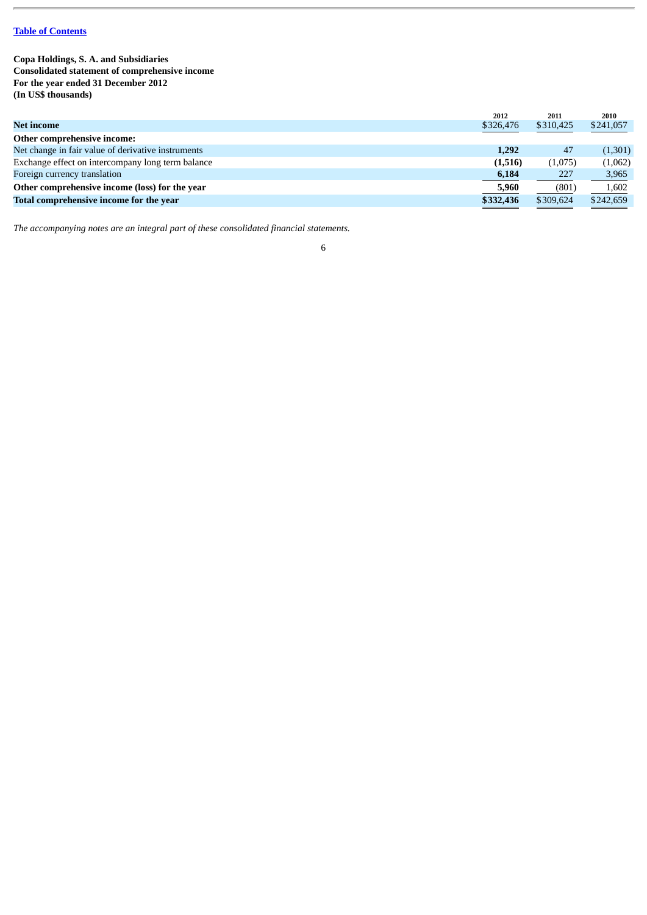[Table of Contents](#)

**Copa Holdings, S. A. and Subsidiaries**
**Consolidated statement of comprehensive income**
**For the year ended 31 December 2012**
**(In US$ thousands)**

| | 2012 | 2011 | 2010 |
|---|---|---|---|
| **Net income** | $326,476 | $310,425 | $241,057 |
| **Other comprehensive income:** | | | |
| Net change in fair value of derivative instruments | **1,292** | 47 | (1,301) |
| Exchange effect on intercompany long term balance | **(1,516)** | (1,075) | (1,062) |
| Foreign currency translation | **6,184** | 227 | 3,965 |
| **Other comprehensive income (loss) for the year** | **5,960** | (801) | 1,602 |
| **Total comprehensive income for the year** | **$332,436** | $309,624 | $242,659 |

*The accompanying notes are an integral part of these consolidated financial statements.*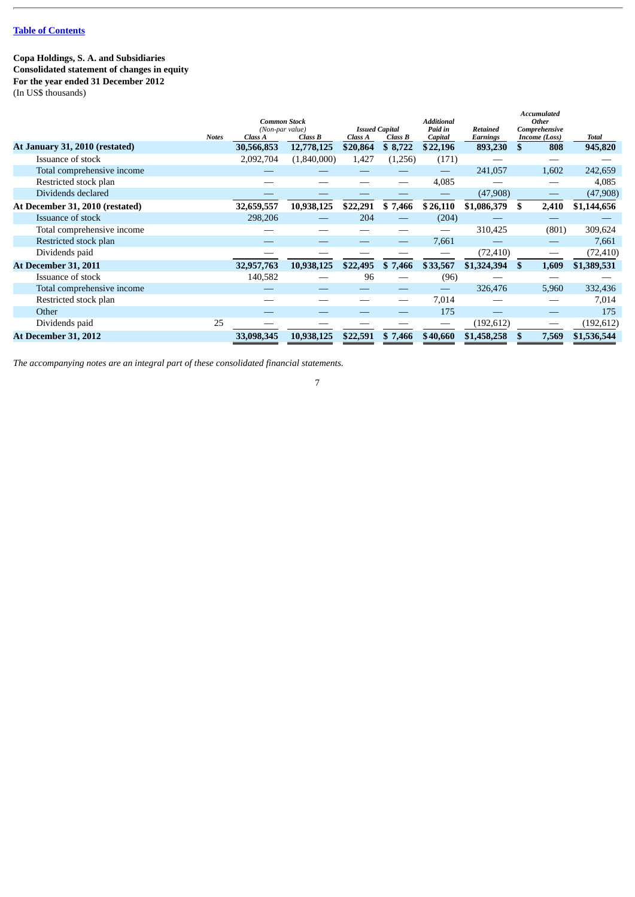Table of Contents

**Copa Holdings, S. A. and Subsidiaries**
**Consolidated statement of changes in equity**
**For the year ended 31 December 2012**
(In US$ thousands)

| | Notes | *Common Stock (Non-par value)* Class A | Class B | *Issued Capital* Class A | Class B | *Additional Paid in Capital* | *Retained Earnings* | *Accumulated Other Comprehensive Income (Loss)* | *Total* |
|---|---|---|---|---|---|---|---|---|---|
| **At January 31, 2010 (restated)** | | **30,566,853** | **12,778,125** | **$20,864** | **$ 8,722** | **$22,196** | **893,230** | **$ 808** | **945,820** |
| Issuance of stock | | 2,092,704 | (1,840,000) | 1,427 | (1,256) | (171) | — | — | — |
| Total comprehensive income | | — | — | — | — | — | 241,057 | 1,602 | 242,659 |
| Restricted stock plan | | — | — | — | — | 4,085 | — | — | 4,085 |
| Dividends declared | | — | — | — | — | — | (47,908) | — | (47,908) |
| **At December 31, 2010 (restated)** | | **32,659,557** | **10,938,125** | **$22,291** | **$ 7,466** | **$26,110** | **$1,086,379** | **$ 2,410** | **$1,144,656** |
| Issuance of stock | | 298,206 | — | 204 | — | (204) | — | — | — |
| Total comprehensive income | | — | — | — | — | — | 310,425 | (801) | 309,624 |
| Restricted stock plan | | — | — | — | — | 7,661 | — | — | 7,661 |
| Dividends paid | | — | — | — | — | — | (72,410) | — | (72,410) |
| **At December 31, 2011** | | **32,957,763** | **10,938,125** | **$22,495** | **$ 7,466** | **$33,567** | **$1,324,394** | **$ 1,609** | **$1,389,531** |
| Issuance of stock | | 140,582 | — | 96 | — | (96) | — | — | — |
| Total comprehensive income | | — | — | — | — | — | 326,476 | 5,960 | 332,436 |
| Restricted stock plan | | — | — | — | — | 7,014 | — | — | 7,014 |
| Other | | — | — | — | — | 175 | — | — | 175 |
| Dividends paid | 25 | — | — | — | — | — | (192,612) | — | (192,612) |
| **At December 31, 2012** | | **33,098,345** | **10,938,125** | **$22,591** | **$ 7,466** | **$40,660** | **$1,458,258** | **$ 7,569** | **$1,536,544** |

*The accompanying notes are an integral part of these consolidated financial statements.*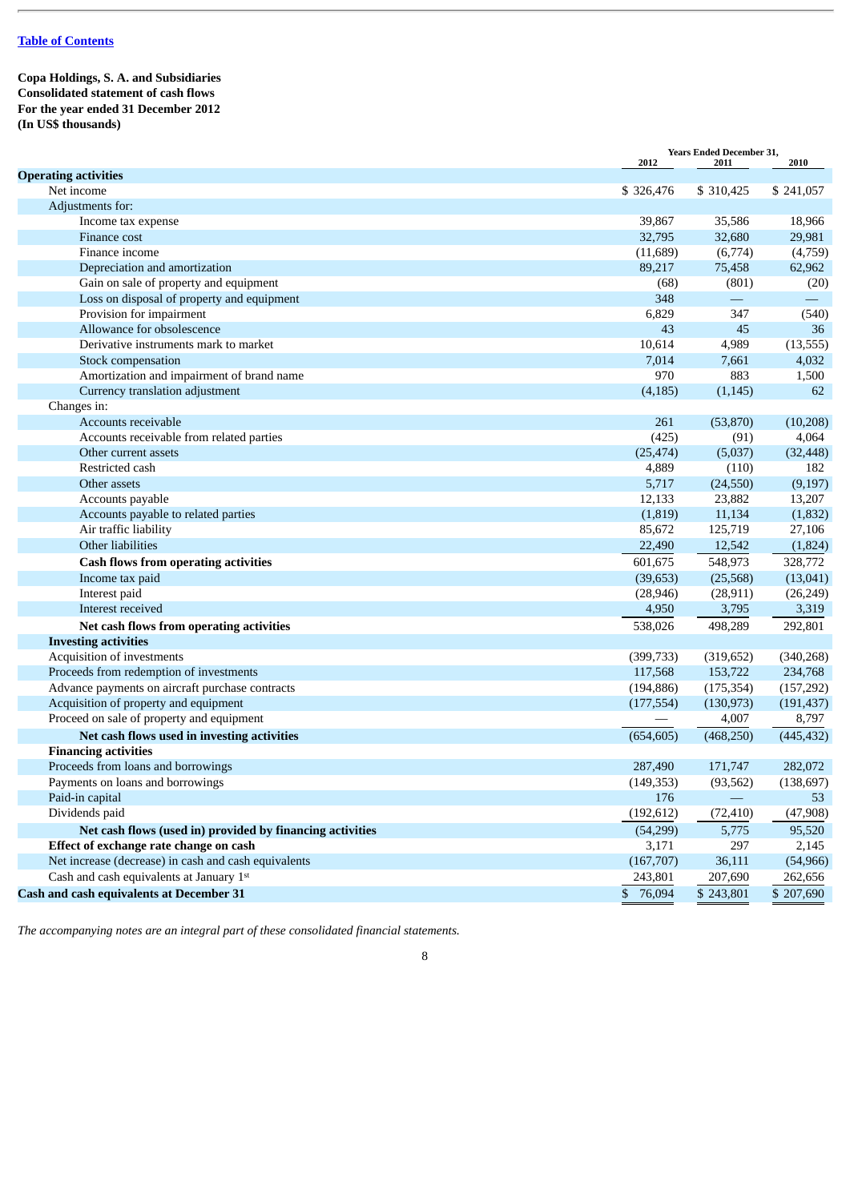[Table of Contents](#)

**Copa Holdings, S. A. and Subsidiaries**
**Consolidated statement of cash flows**
**For the year ended 31 December 2012**
**(In US$ thousands)**

| | Years Ended December 31, 2012 | 2011 | 2010 |
|---|---|---|---|
| **Operating activities** | | | |
| Net income | $ 326,476 | $ 310,425 | $ 241,057 |
| Adjustments for: | | | |
| Income tax expense | 39,867 | 35,586 | 18,966 |
| Finance cost | 32,795 | 32,680 | 29,981 |
| Finance income | (11,689) | (6,774) | (4,759) |
| Depreciation and amortization | 89,217 | 75,458 | 62,962 |
| Gain on sale of property and equipment | (68) | (801) | (20) |
| Loss on disposal of property and equipment | 348 | — | — |
| Provision for impairment | 6,829 | 347 | (540) |
| Allowance for obsolescence | 43 | 45 | 36 |
| Derivative instruments mark to market | 10,614 | 4,989 | (13,555) |
| Stock compensation | 7,014 | 7,661 | 4,032 |
| Amortization and impairment of brand name | 970 | 883 | 1,500 |
| Currency translation adjustment | (4,185) | (1,145) | 62 |
| Changes in: | | | |
| Accounts receivable | 261 | (53,870) | (10,208) |
| Accounts receivable from related parties | (425) | (91) | 4,064 |
| Other current assets | (25,474) | (5,037) | (32,448) |
| Restricted cash | 4,889 | (110) | 182 |
| Other assets | 5,717 | (24,550) | (9,197) |
| Accounts payable | 12,133 | 23,882 | 13,207 |
| Accounts payable to related parties | (1,819) | 11,134 | (1,832) |
| Air traffic liability | 85,672 | 125,719 | 27,106 |
| Other liabilities | 22,490 | 12,542 | (1,824) |
| **Cash flows from operating activities** | 601,675 | 548,973 | 328,772 |
| Income tax paid | (39,653) | (25,568) | (13,041) |
| Interest paid | (28,946) | (28,911) | (26,249) |
| Interest received | 4,950 | 3,795 | 3,319 |
| **Net cash flows from operating activities** | 538,026 | 498,289 | 292,801 |
| **Investing activities** | | | |
| Acquisition of investments | (399,733) | (319,652) | (340,268) |
| Proceeds from redemption of investments | 117,568 | 153,722 | 234,768 |
| Advance payments on aircraft purchase contracts | (194,886) | (175,354) | (157,292) |
| Acquisition of property and equipment | (177,554) | (130,973) | (191,437) |
| Proceed on sale of property and equipment | — | 4,007 | 8,797 |
| **Net cash flows used in investing activities** | (654,605) | (468,250) | (445,432) |
| **Financing activities** | | | |
| Proceeds from loans and borrowings | 287,490 | 171,747 | 282,072 |
| Payments on loans and borrowings | (149,353) | (93,562) | (138,697) |
| Paid-in capital | 176 | — | 53 |
| Dividends paid | (192,612) | (72,410) | (47,908) |
| **Net cash flows (used in) provided by financing activities** | (54,299) | 5,775 | 95,520 |
| **Effect of exchange rate change on cash** | 3,171 | 297 | 2,145 |
| Net increase (decrease) in cash and cash equivalents | (167,707) | 36,111 | (54,966) |
| Cash and cash equivalents at January 1st | 243,801 | 207,690 | 262,656 |
| **Cash and cash equivalents at December 31** | $ 76,094 | $ 243,801 | $ 207,690 |

*The accompanying notes are an integral part of these consolidated financial statements.*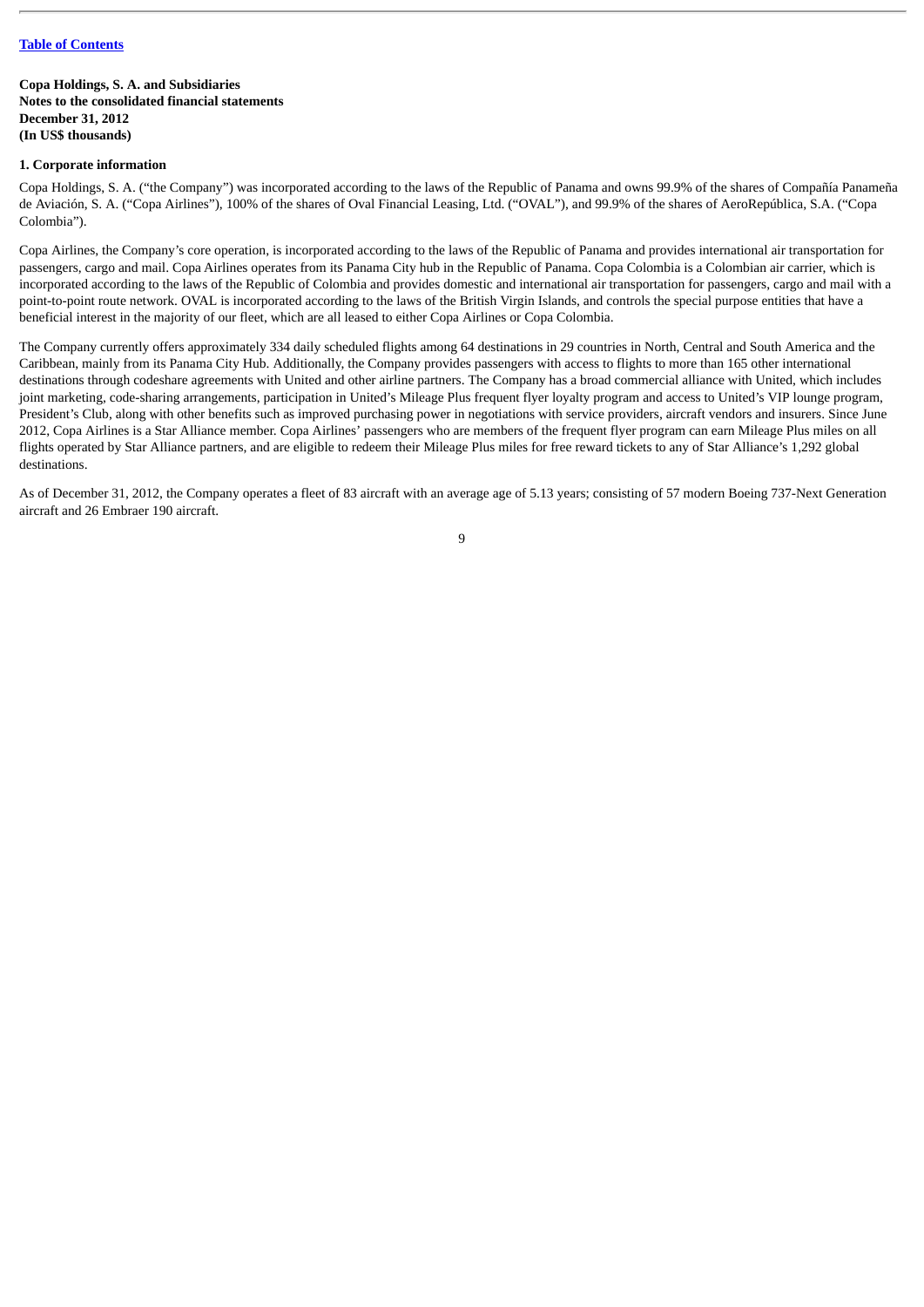**Copa Holdings, S. A. and Subsidiaries**
**Notes to the consolidated financial statements**
**December 31, 2012**
**(In US$ thousands)**

**1. Corporate information**

Copa Holdings, S. A. ("the Company") was incorporated according to the laws of the Republic of Panama and owns 99.9% of the shares of Compañía Panameña de Aviación, S. A. ("Copa Airlines"), 100% of the shares of Oval Financial Leasing, Ltd. ("OVAL"), and 99.9% of the shares of AeroRepública, S.A. ("Copa Colombia").

Copa Airlines, the Company's core operation, is incorporated according to the laws of the Republic of Panama and provides international air transportation for passengers, cargo and mail. Copa Airlines operates from its Panama City hub in the Republic of Panama. Copa Colombia is a Colombian air carrier, which is incorporated according to the laws of the Republic of Colombia and provides domestic and international air transportation for passengers, cargo and mail with a point-to-point route network. OVAL is incorporated according to the laws of the British Virgin Islands, and controls the special purpose entities that have a beneficial interest in the majority of our fleet, which are all leased to either Copa Airlines or Copa Colombia.

The Company currently offers approximately 334 daily scheduled flights among 64 destinations in 29 countries in North, Central and South America and the Caribbean, mainly from its Panama City Hub. Additionally, the Company provides passengers with access to flights to more than 165 other international destinations through codeshare agreements with United and other airline partners. The Company has a broad commercial alliance with United, which includes joint marketing, code-sharing arrangements, participation in United's Mileage Plus frequent flyer loyalty program and access to United's VIP lounge program, President's Club, along with other benefits such as improved purchasing power in negotiations with service providers, aircraft vendors and insurers. Since June 2012, Copa Airlines is a Star Alliance member. Copa Airlines' passengers who are members of the frequent flyer program can earn Mileage Plus miles on all flights operated by Star Alliance partners, and are eligible to redeem their Mileage Plus miles for free reward tickets to any of Star Alliance's 1,292 global destinations.

As of December 31, 2012, the Company operates a fleet of 83 aircraft with an average age of 5.13 years; consisting of 57 modern Boeing 737-Next Generation aircraft and 26 Embraer 190 aircraft.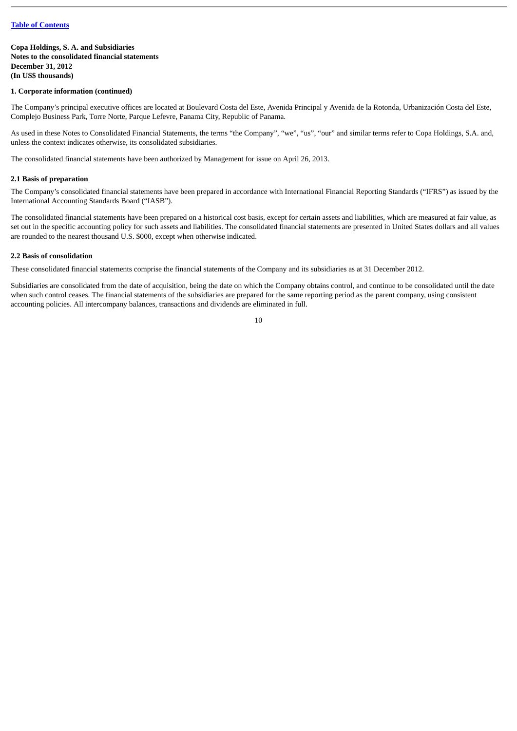**Copa Holdings, S. A. and Subsidiaries**
**Notes to the consolidated financial statements**
**December 31, 2012**
**(In US$ thousands)**

**1. Corporate information (continued)**

The Company's principal executive offices are located at Boulevard Costa del Este, Avenida Principal y Avenida de la Rotonda, Urbanización Costa del Este, Complejo Business Park, Torre Norte, Parque Lefevre, Panama City, Republic of Panama.

As used in these Notes to Consolidated Financial Statements, the terms "the Company", "we", "us", "our" and similar terms refer to Copa Holdings, S.A. and, unless the context indicates otherwise, its consolidated subsidiaries.

The consolidated financial statements have been authorized by Management for issue on April 26, 2013.

**2.1 Basis of preparation**

The Company's consolidated financial statements have been prepared in accordance with International Financial Reporting Standards ("IFRS") as issued by the International Accounting Standards Board ("IASB").

The consolidated financial statements have been prepared on a historical cost basis, except for certain assets and liabilities, which are measured at fair value, as set out in the specific accounting policy for such assets and liabilities. The consolidated financial statements are presented in United States dollars and all values are rounded to the nearest thousand U.S. $000, except when otherwise indicated.

**2.2 Basis of consolidation**

These consolidated financial statements comprise the financial statements of the Company and its subsidiaries as at 31 December 2012.

Subsidiaries are consolidated from the date of acquisition, being the date on which the Company obtains control, and continue to be consolidated until the date when such control ceases. The financial statements of the subsidiaries are prepared for the same reporting period as the parent company, using consistent accounting policies. All intercompany balances, transactions and dividends are eliminated in full.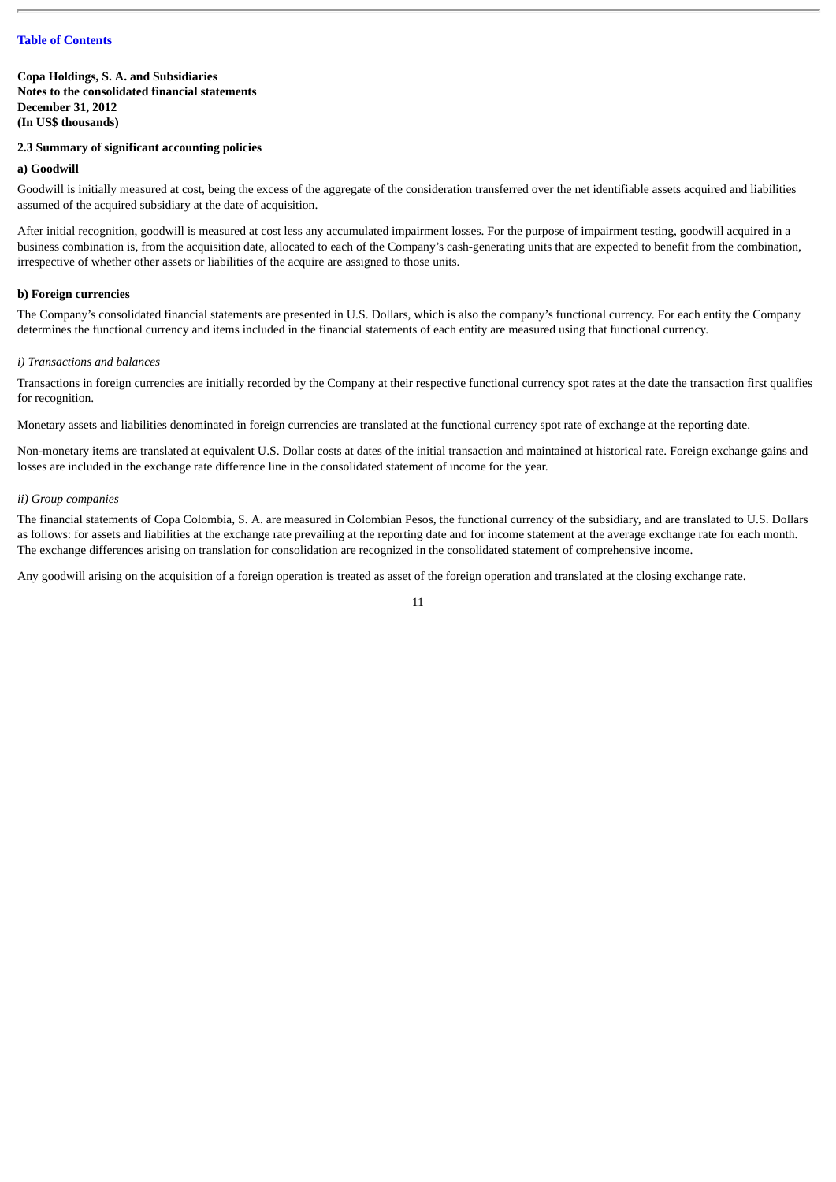**Copa Holdings, S. A. and Subsidiaries**
**Notes to the consolidated financial statements**
**December 31, 2012**
**(In US$ thousands)**

**2.3 Summary of significant accounting policies**

**a) Goodwill**

Goodwill is initially measured at cost, being the excess of the aggregate of the consideration transferred over the net identifiable assets acquired and liabilities assumed of the acquired subsidiary at the date of acquisition.

After initial recognition, goodwill is measured at cost less any accumulated impairment losses. For the purpose of impairment testing, goodwill acquired in a business combination is, from the acquisition date, allocated to each of the Company's cash-generating units that are expected to benefit from the combination, irrespective of whether other assets or liabilities of the acquire are assigned to those units.

**b) Foreign currencies**

The Company's consolidated financial statements are presented in U.S. Dollars, which is also the company's functional currency. For each entity the Company determines the functional currency and items included in the financial statements of each entity are measured using that functional currency.

*i) Transactions and balances*

Transactions in foreign currencies are initially recorded by the Company at their respective functional currency spot rates at the date the transaction first qualifies for recognition.

Monetary assets and liabilities denominated in foreign currencies are translated at the functional currency spot rate of exchange at the reporting date.

Non-monetary items are translated at equivalent U.S. Dollar costs at dates of the initial transaction and maintained at historical rate. Foreign exchange gains and losses are included in the exchange rate difference line in the consolidated statement of income for the year.

*ii) Group companies*

The financial statements of Copa Colombia, S. A. are measured in Colombian Pesos, the functional currency of the subsidiary, and are translated to U.S. Dollars as follows: for assets and liabilities at the exchange rate prevailing at the reporting date and for income statement at the average exchange rate for each month. The exchange differences arising on translation for consolidation are recognized in the consolidated statement of comprehensive income.

Any goodwill arising on the acquisition of a foreign operation is treated as asset of the foreign operation and translated at the closing exchange rate.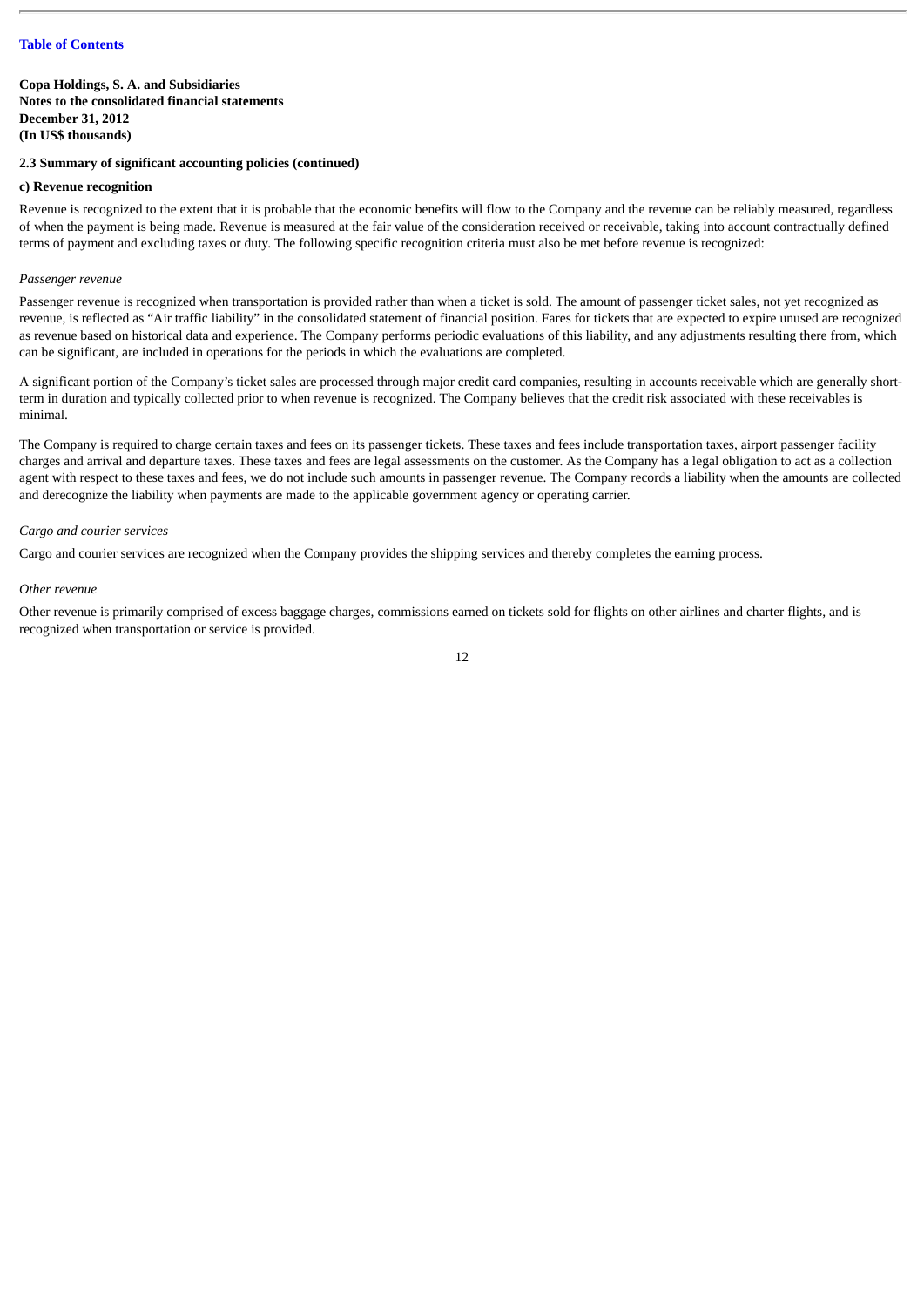**Copa Holdings, S. A. and Subsidiaries**
**Notes to the consolidated financial statements**
**December 31, 2012**
**(In US$ thousands)**

**2.3 Summary of significant accounting policies (continued)**

**c) Revenue recognition**

Revenue is recognized to the extent that it is probable that the economic benefits will flow to the Company and the revenue can be reliably measured, regardless of when the payment is being made. Revenue is measured at the fair value of the consideration received or receivable, taking into account contractually defined terms of payment and excluding taxes or duty. The following specific recognition criteria must also be met before revenue is recognized:

*Passenger revenue*

Passenger revenue is recognized when transportation is provided rather than when a ticket is sold. The amount of passenger ticket sales, not yet recognized as revenue, is reflected as "Air traffic liability" in the consolidated statement of financial position. Fares for tickets that are expected to expire unused are recognized as revenue based on historical data and experience. The Company performs periodic evaluations of this liability, and any adjustments resulting there from, which can be significant, are included in operations for the periods in which the evaluations are completed.

A significant portion of the Company's ticket sales are processed through major credit card companies, resulting in accounts receivable which are generally short-term in duration and typically collected prior to when revenue is recognized. The Company believes that the credit risk associated with these receivables is minimal.

The Company is required to charge certain taxes and fees on its passenger tickets. These taxes and fees include transportation taxes, airport passenger facility charges and arrival and departure taxes. These taxes and fees are legal assessments on the customer. As the Company has a legal obligation to act as a collection agent with respect to these taxes and fees, we do not include such amounts in passenger revenue. The Company records a liability when the amounts are collected and derecognize the liability when payments are made to the applicable government agency or operating carrier.

*Cargo and courier services*

Cargo and courier services are recognized when the Company provides the shipping services and thereby completes the earning process.

*Other revenue*

Other revenue is primarily comprised of excess baggage charges, commissions earned on tickets sold for flights on other airlines and charter flights, and is recognized when transportation or service is provided.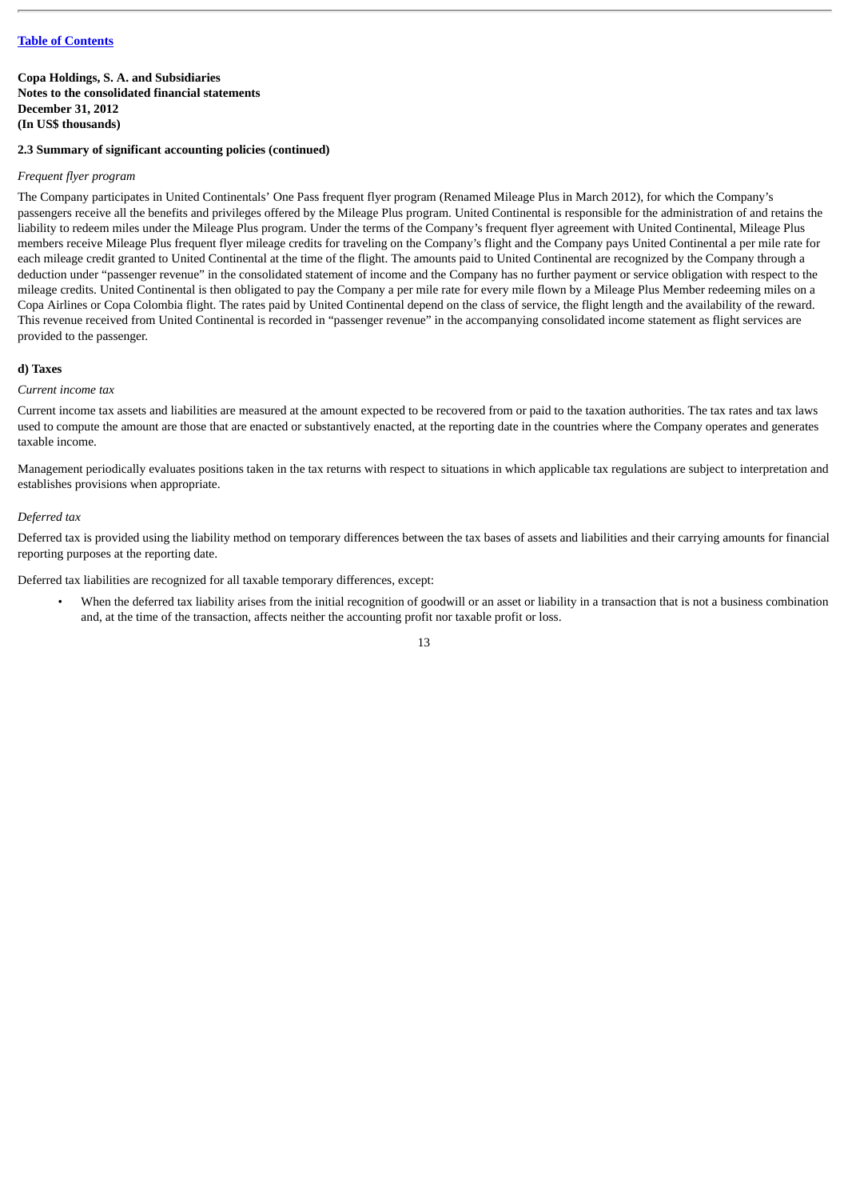**Copa Holdings, S. A. and Subsidiaries**
**Notes to the consolidated financial statements**
**December 31, 2012**
**(In US$ thousands)**

**2.3 Summary of significant accounting policies (continued)**

*Frequent flyer program*

The Company participates in United Continentals' One Pass frequent flyer program (Renamed Mileage Plus in March 2012), for which the Company's passengers receive all the benefits and privileges offered by the Mileage Plus program. United Continental is responsible for the administration of and retains the liability to redeem miles under the Mileage Plus program. Under the terms of the Company's frequent flyer agreement with United Continental, Mileage Plus members receive Mileage Plus frequent flyer mileage credits for traveling on the Company's flight and the Company pays United Continental a per mile rate for each mileage credit granted to United Continental at the time of the flight. The amounts paid to United Continental are recognized by the Company through a deduction under "passenger revenue" in the consolidated statement of income and the Company has no further payment or service obligation with respect to the mileage credits. United Continental is then obligated to pay the Company a per mile rate for every mile flown by a Mileage Plus Member redeeming miles on a Copa Airlines or Copa Colombia flight. The rates paid by United Continental depend on the class of service, the flight length and the availability of the reward. This revenue received from United Continental is recorded in "passenger revenue" in the accompanying consolidated income statement as flight services are provided to the passenger.

**d) Taxes**

*Current income tax*

Current income tax assets and liabilities are measured at the amount expected to be recovered from or paid to the taxation authorities. The tax rates and tax laws used to compute the amount are those that are enacted or substantively enacted, at the reporting date in the countries where the Company operates and generates taxable income.

Management periodically evaluates positions taken in the tax returns with respect to situations in which applicable tax regulations are subject to interpretation and establishes provisions when appropriate.

*Deferred tax*

Deferred tax is provided using the liability method on temporary differences between the tax bases of assets and liabilities and their carrying amounts for financial reporting purposes at the reporting date.

Deferred tax liabilities are recognized for all taxable temporary differences, except:

- When the deferred tax liability arises from the initial recognition of goodwill or an asset or liability in a transaction that is not a business combination and, at the time of the transaction, affects neither the accounting profit nor taxable profit or loss.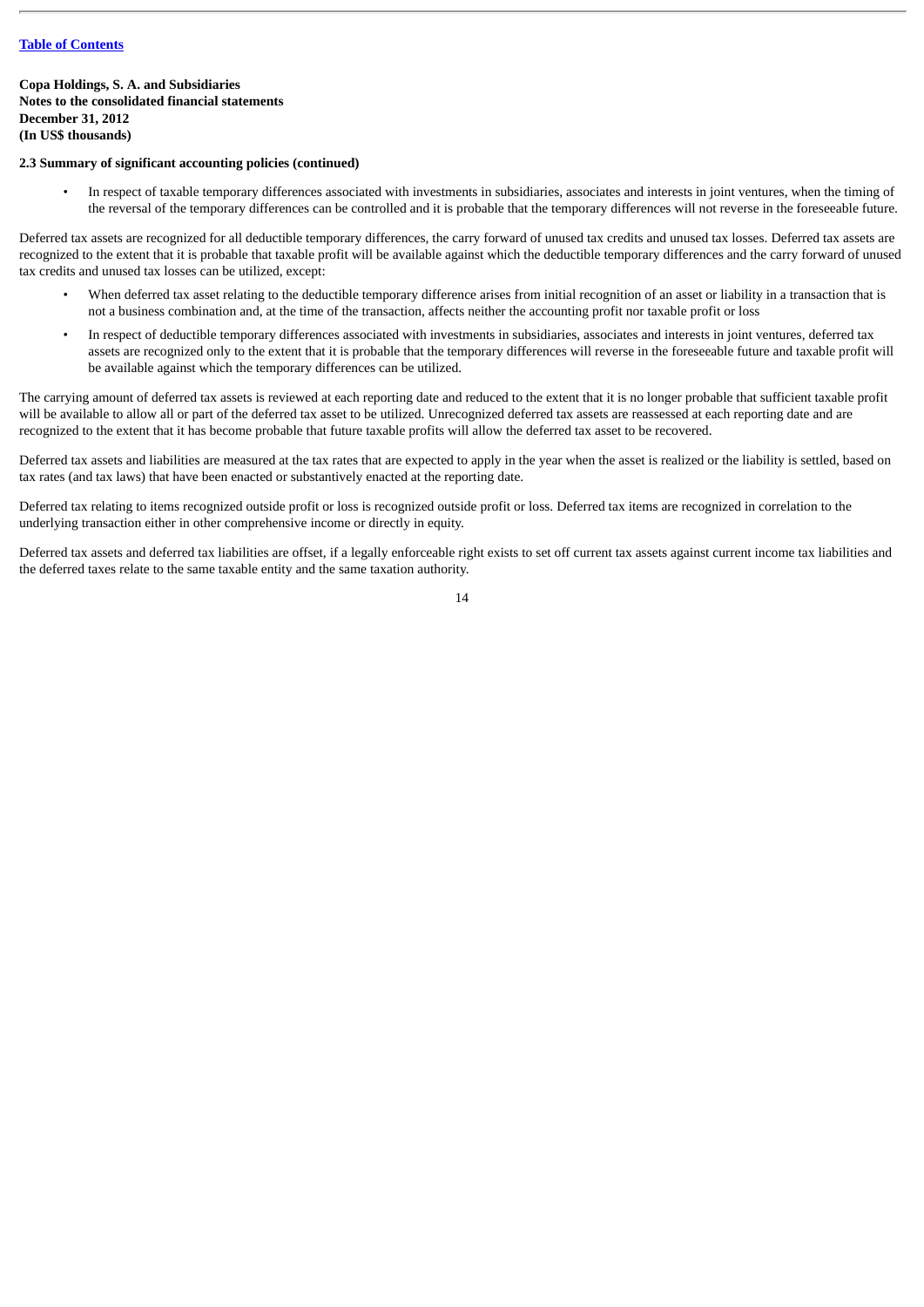**Copa Holdings, S. A. and Subsidiaries**
**Notes to the consolidated financial statements**
**December 31, 2012**
**(In US$ thousands)**

**2.3 Summary of significant accounting policies (continued)**

- In respect of taxable temporary differences associated with investments in subsidiaries, associates and interests in joint ventures, when the timing of the reversal of the temporary differences can be controlled and it is probable that the temporary differences will not reverse in the foreseeable future.

Deferred tax assets are recognized for all deductible temporary differences, the carry forward of unused tax credits and unused tax losses. Deferred tax assets are recognized to the extent that it is probable that taxable profit will be available against which the deductible temporary differences and the carry forward of unused tax credits and unused tax losses can be utilized, except:

- When deferred tax asset relating to the deductible temporary difference arises from initial recognition of an asset or liability in a transaction that is not a business combination and, at the time of the transaction, affects neither the accounting profit nor taxable profit or loss
- In respect of deductible temporary differences associated with investments in subsidiaries, associates and interests in joint ventures, deferred tax assets are recognized only to the extent that it is probable that the temporary differences will reverse in the foreseeable future and taxable profit will be available against which the temporary differences can be utilized.

The carrying amount of deferred tax assets is reviewed at each reporting date and reduced to the extent that it is no longer probable that sufficient taxable profit will be available to allow all or part of the deferred tax asset to be utilized. Unrecognized deferred tax assets are reassessed at each reporting date and are recognized to the extent that it has become probable that future taxable profits will allow the deferred tax asset to be recovered.

Deferred tax assets and liabilities are measured at the tax rates that are expected to apply in the year when the asset is realized or the liability is settled, based on tax rates (and tax laws) that have been enacted or substantively enacted at the reporting date.

Deferred tax relating to items recognized outside profit or loss is recognized outside profit or loss. Deferred tax items are recognized in correlation to the underlying transaction either in other comprehensive income or directly in equity.

Deferred tax assets and deferred tax liabilities are offset, if a legally enforceable right exists to set off current tax assets against current income tax liabilities and the deferred taxes relate to the same taxable entity and the same taxation authority.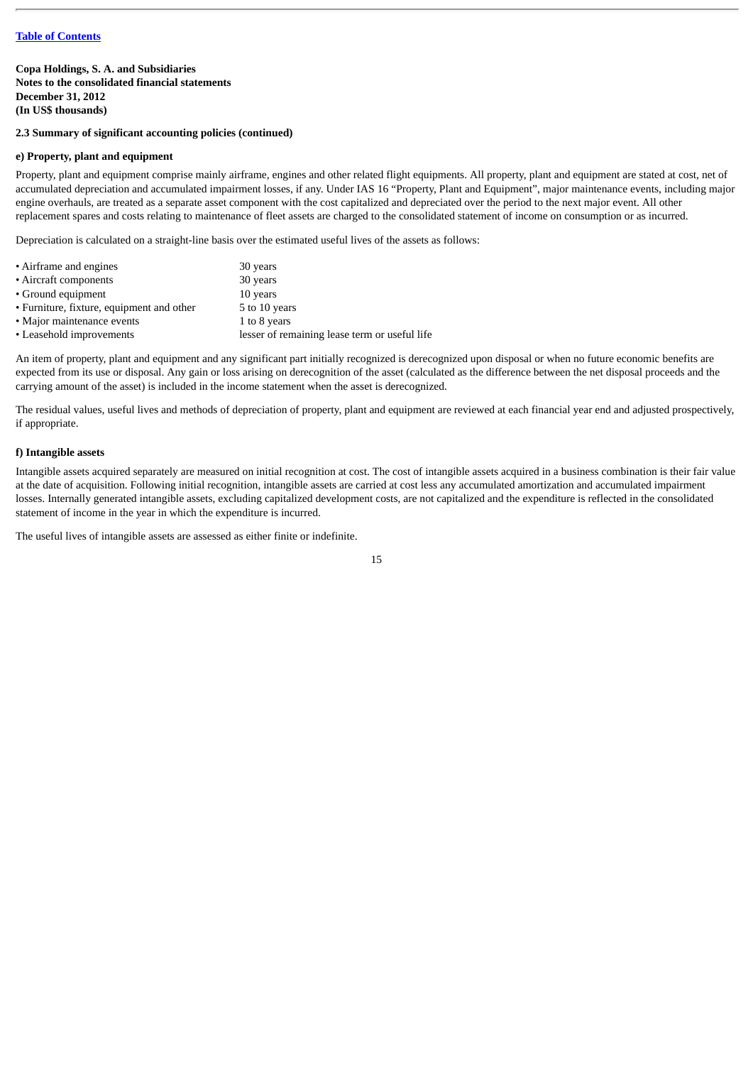[Table of Contents]

**Copa Holdings, S. A. and Subsidiaries**
**Notes to the consolidated financial statements**
**December 31, 2012**
**(In US$ thousands)**

**2.3 Summary of significant accounting policies (continued)**

**e) Property, plant and equipment**

Property, plant and equipment comprise mainly airframe, engines and other related flight equipments. All property, plant and equipment are stated at cost, net of accumulated depreciation and accumulated impairment losses, if any. Under IAS 16 "Property, Plant and Equipment", major maintenance events, including major engine overhauls, are treated as a separate asset component with the cost capitalized and depreciated over the period to the next major event. All other replacement spares and costs relating to maintenance of fleet assets are charged to the consolidated statement of income on consumption or as incurred.

Depreciation is calculated on a straight-line basis over the estimated useful lives of the assets as follows:

| | |
|---|---|
| • Airframe and engines | 30 years |
| • Aircraft components | 30 years |
| • Ground equipment | 10 years |
| • Furniture, fixture, equipment and other | 5 to 10 years |
| • Major maintenance events | 1 to 8 years |
| • Leasehold improvements | lesser of remaining lease term or useful life |

An item of property, plant and equipment and any significant part initially recognized is derecognized upon disposal or when no future economic benefits are expected from its use or disposal. Any gain or loss arising on derecognition of the asset (calculated as the difference between the net disposal proceeds and the carrying amount of the asset) is included in the income statement when the asset is derecognized.

The residual values, useful lives and methods of depreciation of property, plant and equipment are reviewed at each financial year end and adjusted prospectively, if appropriate.

**f) Intangible assets**

Intangible assets acquired separately are measured on initial recognition at cost. The cost of intangible assets acquired in a business combination is their fair value at the date of acquisition. Following initial recognition, intangible assets are carried at cost less any accumulated amortization and accumulated impairment losses. Internally generated intangible assets, excluding capitalized development costs, are not capitalized and the expenditure is reflected in the consolidated statement of income in the year in which the expenditure is incurred.

The useful lives of intangible assets are assessed as either finite or indefinite.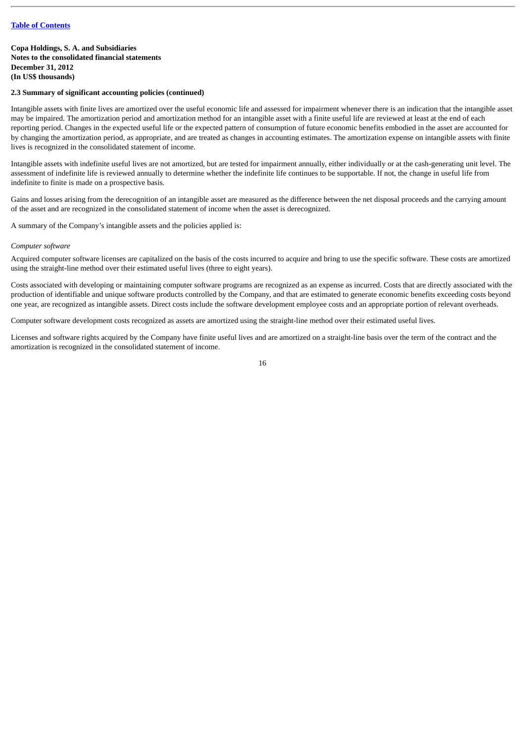**Copa Holdings, S. A. and Subsidiaries**
**Notes to the consolidated financial statements**
**December 31, 2012**
**(In US$ thousands)**

**2.3 Summary of significant accounting policies (continued)**

Intangible assets with finite lives are amortized over the useful economic life and assessed for impairment whenever there is an indication that the intangible asset may be impaired. The amortization period and amortization method for an intangible asset with a finite useful life are reviewed at least at the end of each reporting period. Changes in the expected useful life or the expected pattern of consumption of future economic benefits embodied in the asset are accounted for by changing the amortization period, as appropriate, and are treated as changes in accounting estimates. The amortization expense on intangible assets with finite lives is recognized in the consolidated statement of income.

Intangible assets with indefinite useful lives are not amortized, but are tested for impairment annually, either individually or at the cash-generating unit level. The assessment of indefinite life is reviewed annually to determine whether the indefinite life continues to be supportable. If not, the change in useful life from indefinite to finite is made on a prospective basis.

Gains and losses arising from the derecognition of an intangible asset are measured as the difference between the net disposal proceeds and the carrying amount of the asset and are recognized in the consolidated statement of income when the asset is derecognized.

A summary of the Company's intangible assets and the policies applied is:

*Computer software*

Acquired computer software licenses are capitalized on the basis of the costs incurred to acquire and bring to use the specific software. These costs are amortized using the straight-line method over their estimated useful lives (three to eight years).

Costs associated with developing or maintaining computer software programs are recognized as an expense as incurred. Costs that are directly associated with the production of identifiable and unique software products controlled by the Company, and that are estimated to generate economic benefits exceeding costs beyond one year, are recognized as intangible assets. Direct costs include the software development employee costs and an appropriate portion of relevant overheads.

Computer software development costs recognized as assets are amortized using the straight-line method over their estimated useful lives.

Licenses and software rights acquired by the Company have finite useful lives and are amortized on a straight-line basis over the term of the contract and the amortization is recognized in the consolidated statement of income.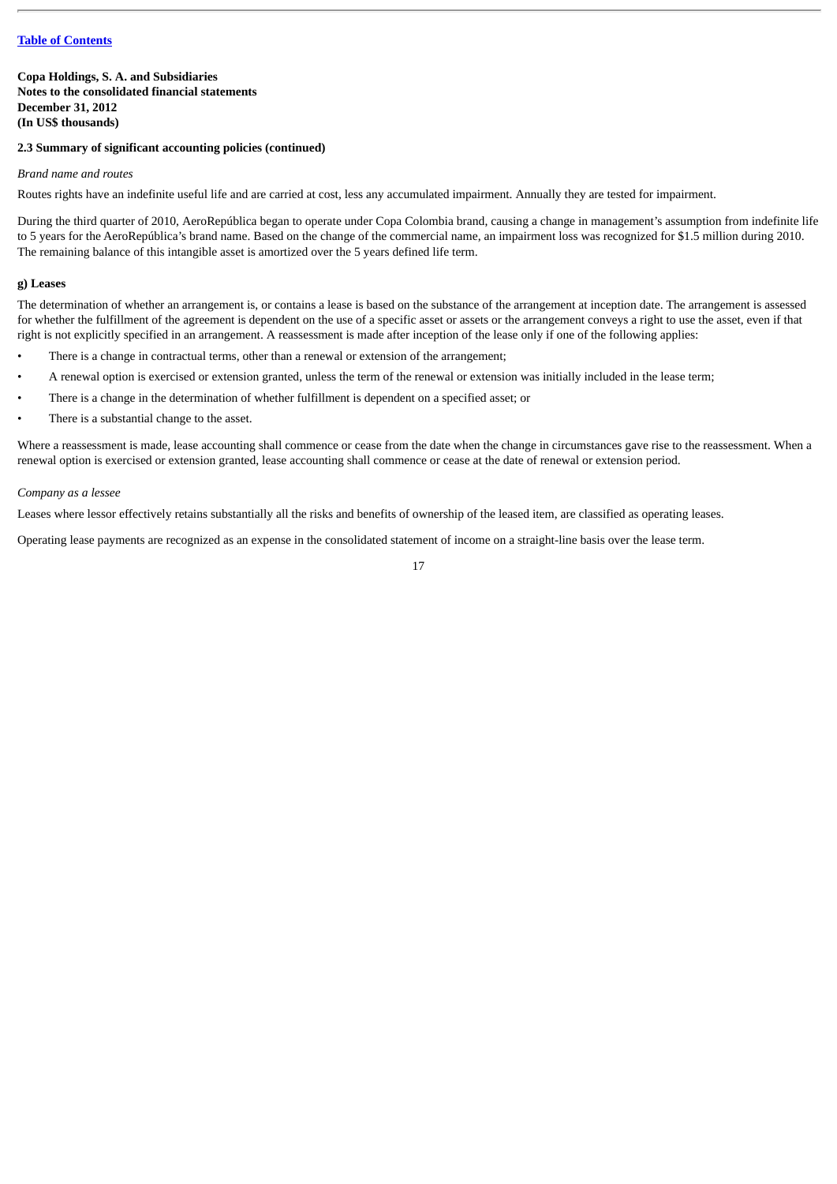[Table of Contents](#)

**Copa Holdings, S. A. and Subsidiaries**
**Notes to the consolidated financial statements**
**December 31, 2012**
**(In US$ thousands)**

**2.3 Summary of significant accounting policies (continued)**

*Brand name and routes*

Routes rights have an indefinite useful life and are carried at cost, less any accumulated impairment. Annually they are tested for impairment.

During the third quarter of 2010, AeroRepública began to operate under Copa Colombia brand, causing a change in management's assumption from indefinite life to 5 years for the AeroRepública's brand name. Based on the change of the commercial name, an impairment loss was recognized for $1.5 million during 2010. The remaining balance of this intangible asset is amortized over the 5 years defined life term.

**g) Leases**

The determination of whether an arrangement is, or contains a lease is based on the substance of the arrangement at inception date. The arrangement is assessed for whether the fulfillment of the agreement is dependent on the use of a specific asset or assets or the arrangement conveys a right to use the asset, even if that right is not explicitly specified in an arrangement. A reassessment is made after inception of the lease only if one of the following applies:

- There is a change in contractual terms, other than a renewal or extension of the arrangement;
- A renewal option is exercised or extension granted, unless the term of the renewal or extension was initially included in the lease term;
- There is a change in the determination of whether fulfillment is dependent on a specified asset; or
- There is a substantial change to the asset.

Where a reassessment is made, lease accounting shall commence or cease from the date when the change in circumstances gave rise to the reassessment. When a renewal option is exercised or extension granted, lease accounting shall commence or cease at the date of renewal or extension period.

*Company as a lessee*

Leases where lessor effectively retains substantially all the risks and benefits of ownership of the leased item, are classified as operating leases.

Operating lease payments are recognized as an expense in the consolidated statement of income on a straight-line basis over the lease term.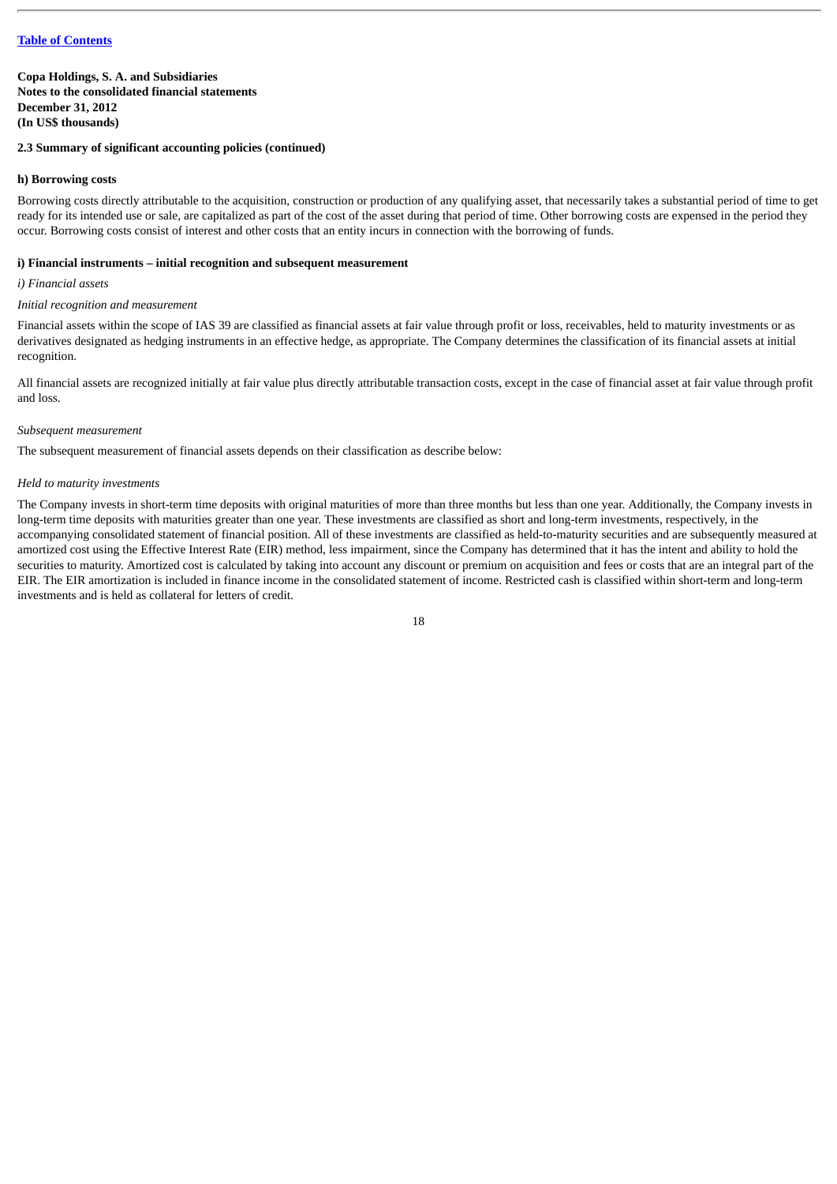**Copa Holdings, S. A. and Subsidiaries**
**Notes to the consolidated financial statements**
**December 31, 2012**
**(In US$ thousands)**

**2.3 Summary of significant accounting policies (continued)**

**h) Borrowing costs**

Borrowing costs directly attributable to the acquisition, construction or production of any qualifying asset, that necessarily takes a substantial period of time to get ready for its intended use or sale, are capitalized as part of the cost of the asset during that period of time. Other borrowing costs are expensed in the period they occur. Borrowing costs consist of interest and other costs that an entity incurs in connection with the borrowing of funds.

**i) Financial instruments – initial recognition and subsequent measurement**

*i) Financial assets*

*Initial recognition and measurement*

Financial assets within the scope of IAS 39 are classified as financial assets at fair value through profit or loss, receivables, held to maturity investments or as derivatives designated as hedging instruments in an effective hedge, as appropriate. The Company determines the classification of its financial assets at initial recognition.

All financial assets are recognized initially at fair value plus directly attributable transaction costs, except in the case of financial asset at fair value through profit and loss.

*Subsequent measurement*

The subsequent measurement of financial assets depends on their classification as describe below:

*Held to maturity investments*

The Company invests in short-term time deposits with original maturities of more than three months but less than one year. Additionally, the Company invests in long-term time deposits with maturities greater than one year. These investments are classified as short and long-term investments, respectively, in the accompanying consolidated statement of financial position. All of these investments are classified as held-to-maturity securities and are subsequently measured at amortized cost using the Effective Interest Rate (EIR) method, less impairment, since the Company has determined that it has the intent and ability to hold the securities to maturity. Amortized cost is calculated by taking into account any discount or premium on acquisition and fees or costs that are an integral part of the EIR. The EIR amortization is included in finance income in the consolidated statement of income. Restricted cash is classified within short-term and long-term investments and is held as collateral for letters of credit.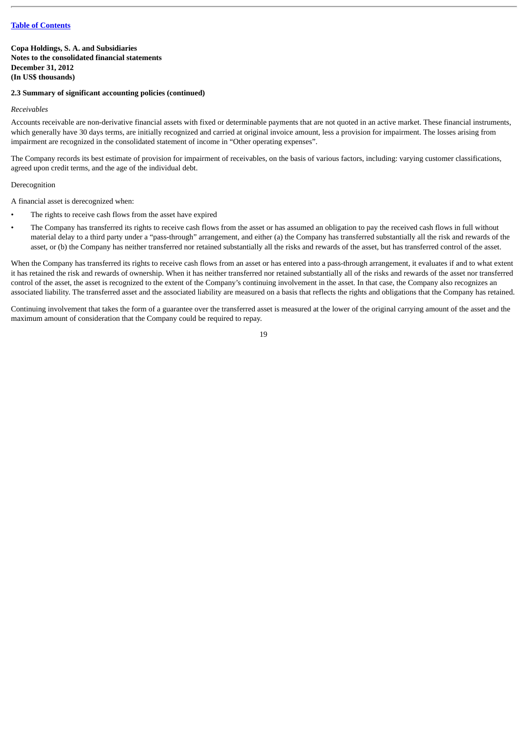**Copa Holdings, S. A. and Subsidiaries**
**Notes to the consolidated financial statements**
**December 31, 2012**
**(In US$ thousands)**

**2.3 Summary of significant accounting policies (continued)**

*Receivables*

Accounts receivable are non-derivative financial assets with fixed or determinable payments that are not quoted in an active market. These financial instruments, which generally have 30 days terms, are initially recognized and carried at original invoice amount, less a provision for impairment. The losses arising from impairment are recognized in the consolidated statement of income in "Other operating expenses".

The Company records its best estimate of provision for impairment of receivables, on the basis of various factors, including: varying customer classifications, agreed upon credit terms, and the age of the individual debt.

Derecognition

A financial asset is derecognized when:

- The rights to receive cash flows from the asset have expired
- The Company has transferred its rights to receive cash flows from the asset or has assumed an obligation to pay the received cash flows in full without material delay to a third party under a "pass-through" arrangement, and either (a) the Company has transferred substantially all the risk and rewards of the asset, or (b) the Company has neither transferred nor retained substantially all the risks and rewards of the asset, but has transferred control of the asset.

When the Company has transferred its rights to receive cash flows from an asset or has entered into a pass-through arrangement, it evaluates if and to what extent it has retained the risk and rewards of ownership. When it has neither transferred nor retained substantially all of the risks and rewards of the asset nor transferred control of the asset, the asset is recognized to the extent of the Company's continuing involvement in the asset. In that case, the Company also recognizes an associated liability. The transferred asset and the associated liability are measured on a basis that reflects the rights and obligations that the Company has retained.

Continuing involvement that takes the form of a guarantee over the transferred asset is measured at the lower of the original carrying amount of the asset and the maximum amount of consideration that the Company could be required to repay.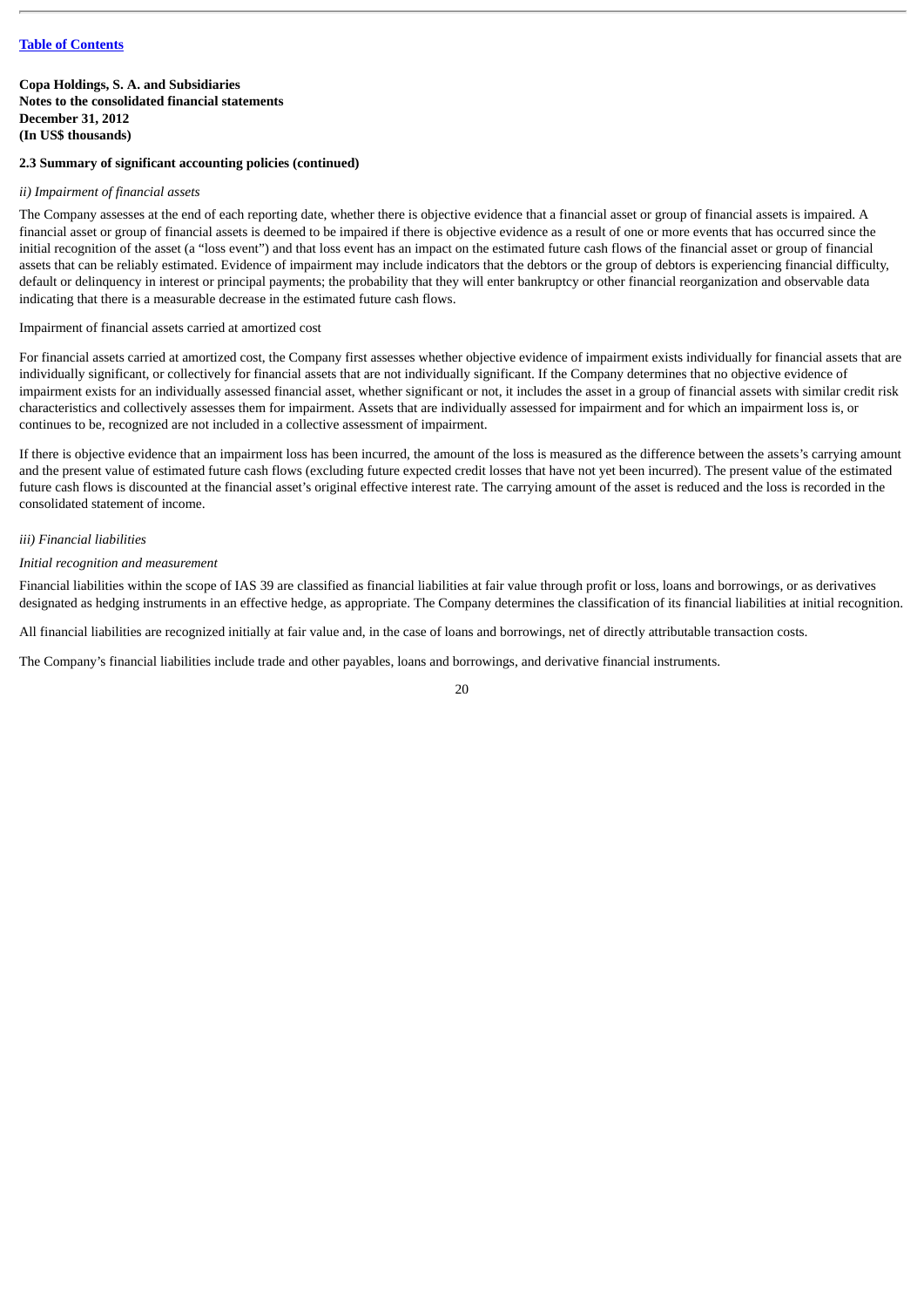**Copa Holdings, S. A. and Subsidiaries**
**Notes to the consolidated financial statements**
**December 31, 2012**
**(In US$ thousands)**

**2.3 Summary of significant accounting policies (continued)**

*ii) Impairment of financial assets*

The Company assesses at the end of each reporting date, whether there is objective evidence that a financial asset or group of financial assets is impaired. A financial asset or group of financial assets is deemed to be impaired if there is objective evidence as a result of one or more events that has occurred since the initial recognition of the asset (a "loss event") and that loss event has an impact on the estimated future cash flows of the financial asset or group of financial assets that can be reliably estimated. Evidence of impairment may include indicators that the debtors or the group of debtors is experiencing financial difficulty, default or delinquency in interest or principal payments; the probability that they will enter bankruptcy or other financial reorganization and observable data indicating that there is a measurable decrease in the estimated future cash flows.

Impairment of financial assets carried at amortized cost

For financial assets carried at amortized cost, the Company first assesses whether objective evidence of impairment exists individually for financial assets that are individually significant, or collectively for financial assets that are not individually significant. If the Company determines that no objective evidence of impairment exists for an individually assessed financial asset, whether significant or not, it includes the asset in a group of financial assets with similar credit risk characteristics and collectively assesses them for impairment. Assets that are individually assessed for impairment and for which an impairment loss is, or continues to be, recognized are not included in a collective assessment of impairment.

If there is objective evidence that an impairment loss has been incurred, the amount of the loss is measured as the difference between the assets's carrying amount and the present value of estimated future cash flows (excluding future expected credit losses that have not yet been incurred). The present value of the estimated future cash flows is discounted at the financial asset's original effective interest rate. The carrying amount of the asset is reduced and the loss is recorded in the consolidated statement of income.

*iii) Financial liabilities*

*Initial recognition and measurement*

Financial liabilities within the scope of IAS 39 are classified as financial liabilities at fair value through profit or loss, loans and borrowings, or as derivatives designated as hedging instruments in an effective hedge, as appropriate. The Company determines the classification of its financial liabilities at initial recognition.

All financial liabilities are recognized initially at fair value and, in the case of loans and borrowings, net of directly attributable transaction costs.

The Company's financial liabilities include trade and other payables, loans and borrowings, and derivative financial instruments.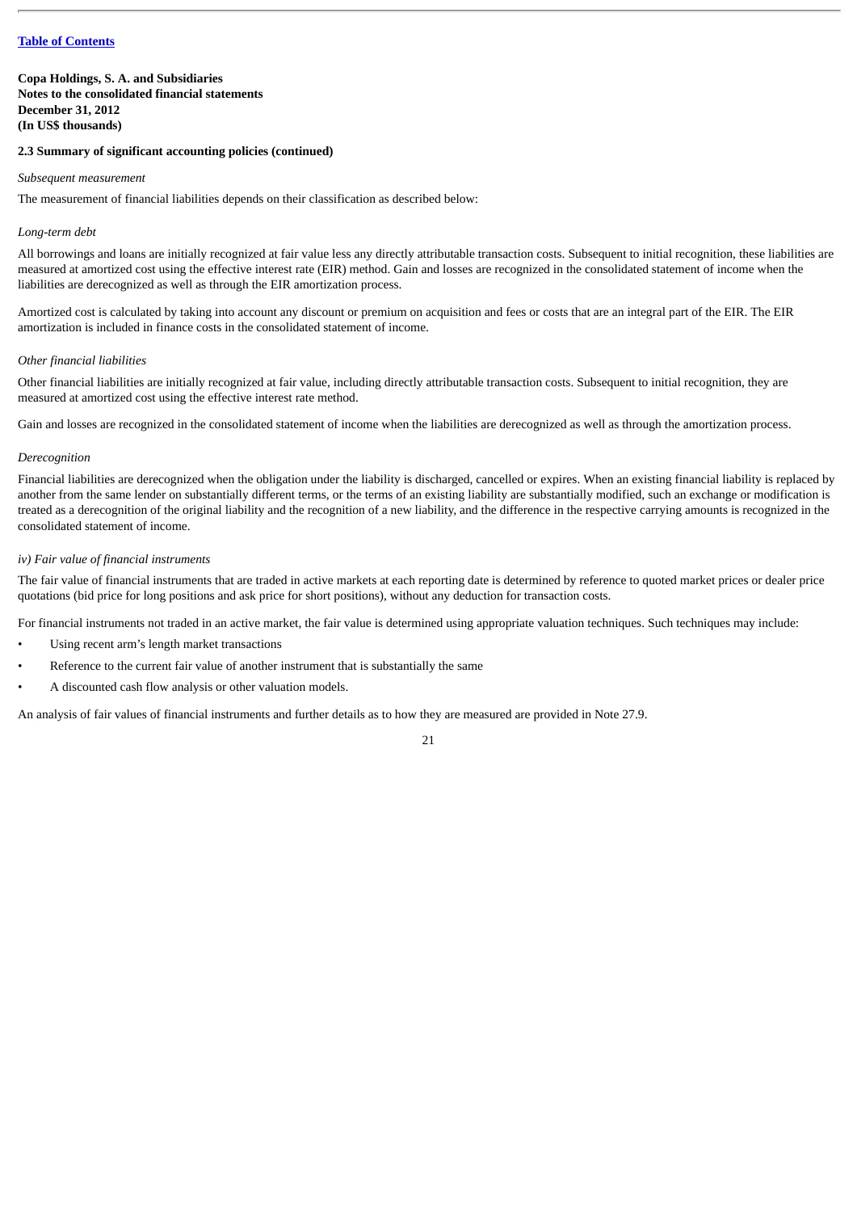**Copa Holdings, S. A. and Subsidiaries**
**Notes to the consolidated financial statements**
**December 31, 2012**
**(In US$ thousands)**

**2.3 Summary of significant accounting policies (continued)**

*Subsequent measurement*

The measurement of financial liabilities depends on their classification as described below:

*Long-term debt*

All borrowings and loans are initially recognized at fair value less any directly attributable transaction costs. Subsequent to initial recognition, these liabilities are measured at amortized cost using the effective interest rate (EIR) method. Gain and losses are recognized in the consolidated statement of income when the liabilities are derecognized as well as through the EIR amortization process.

Amortized cost is calculated by taking into account any discount or premium on acquisition and fees or costs that are an integral part of the EIR. The EIR amortization is included in finance costs in the consolidated statement of income.

*Other financial liabilities*

Other financial liabilities are initially recognized at fair value, including directly attributable transaction costs. Subsequent to initial recognition, they are measured at amortized cost using the effective interest rate method.

Gain and losses are recognized in the consolidated statement of income when the liabilities are derecognized as well as through the amortization process.

*Derecognition*

Financial liabilities are derecognized when the obligation under the liability is discharged, cancelled or expires. When an existing financial liability is replaced by another from the same lender on substantially different terms, or the terms of an existing liability are substantially modified, such an exchange or modification is treated as a derecognition of the original liability and the recognition of a new liability, and the difference in the respective carrying amounts is recognized in the consolidated statement of income.

*iv) Fair value of financial instruments*

The fair value of financial instruments that are traded in active markets at each reporting date is determined by reference to quoted market prices or dealer price quotations (bid price for long positions and ask price for short positions), without any deduction for transaction costs.

For financial instruments not traded in an active market, the fair value is determined using appropriate valuation techniques. Such techniques may include:

- Using recent arm's length market transactions
- Reference to the current fair value of another instrument that is substantially the same
- A discounted cash flow analysis or other valuation models.

An analysis of fair values of financial instruments and further details as to how they are measured are provided in Note 27.9.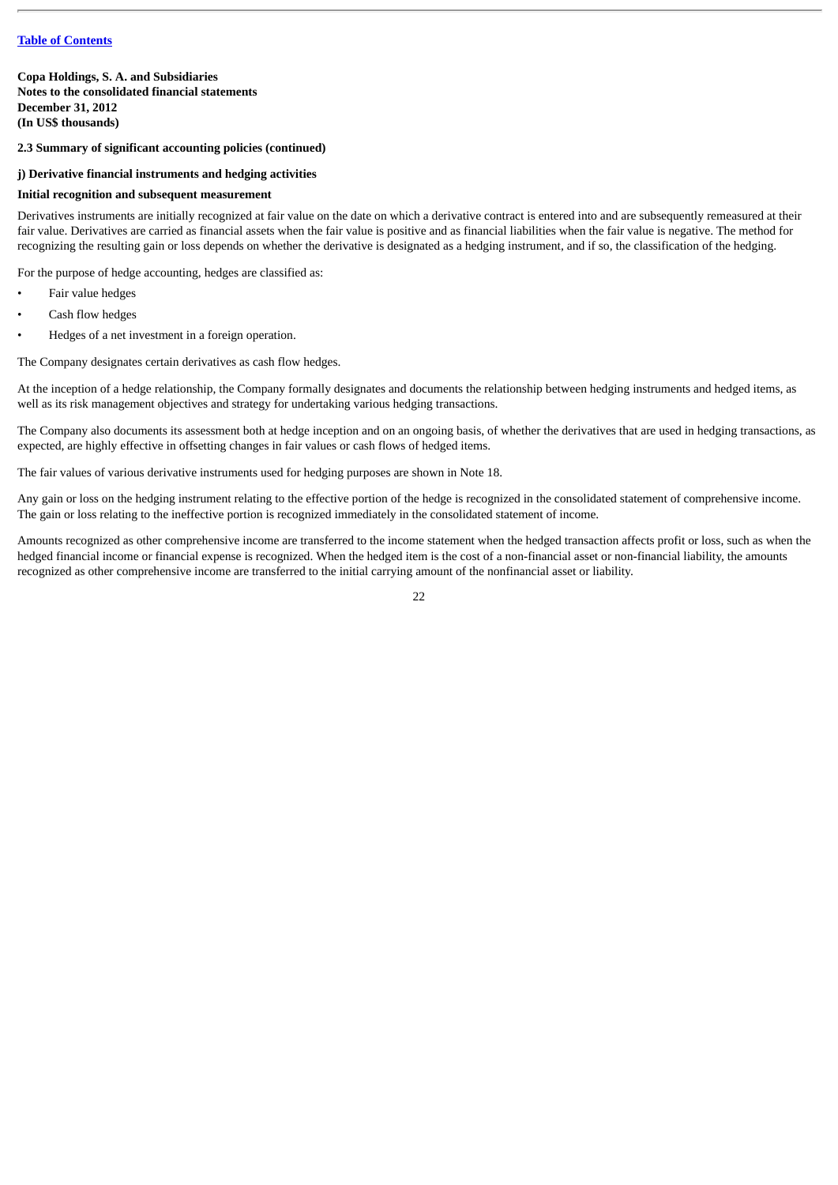**Copa Holdings, S. A. and Subsidiaries**
**Notes to the consolidated financial statements**
**December 31, 2012**
**(In US$ thousands)**

**2.3 Summary of significant accounting policies (continued)**

**j) Derivative financial instruments and hedging activities**

**Initial recognition and subsequent measurement**

Derivatives instruments are initially recognized at fair value on the date on which a derivative contract is entered into and are subsequently remeasured at their fair value. Derivatives are carried as financial assets when the fair value is positive and as financial liabilities when the fair value is negative. The method for recognizing the resulting gain or loss depends on whether the derivative is designated as a hedging instrument, and if so, the classification of the hedging.

For the purpose of hedge accounting, hedges are classified as:

- Fair value hedges
- Cash flow hedges
- Hedges of a net investment in a foreign operation.

The Company designates certain derivatives as cash flow hedges.

At the inception of a hedge relationship, the Company formally designates and documents the relationship between hedging instruments and hedged items, as well as its risk management objectives and strategy for undertaking various hedging transactions.

The Company also documents its assessment both at hedge inception and on an ongoing basis, of whether the derivatives that are used in hedging transactions, as expected, are highly effective in offsetting changes in fair values or cash flows of hedged items.

The fair values of various derivative instruments used for hedging purposes are shown in Note 18.

Any gain or loss on the hedging instrument relating to the effective portion of the hedge is recognized in the consolidated statement of comprehensive income. The gain or loss relating to the ineffective portion is recognized immediately in the consolidated statement of income.

Amounts recognized as other comprehensive income are transferred to the income statement when the hedged transaction affects profit or loss, such as when the hedged financial income or financial expense is recognized. When the hedged item is the cost of a non-financial asset or non-financial liability, the amounts recognized as other comprehensive income are transferred to the initial carrying amount of the nonfinancial asset or liability.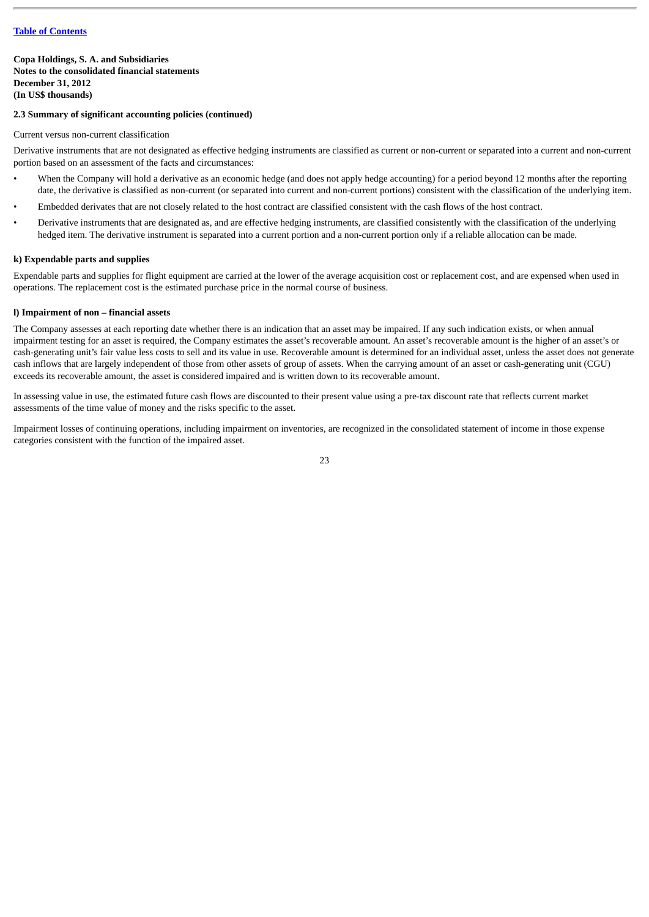**Copa Holdings, S. A. and Subsidiaries**
**Notes to the consolidated financial statements**
**December 31, 2012**
**(In US$ thousands)**

**2.3 Summary of significant accounting policies (continued)**

Current versus non-current classification

Derivative instruments that are not designated as effective hedging instruments are classified as current or non-current or separated into a current and non-current portion based on an assessment of the facts and circumstances:

- When the Company will hold a derivative as an economic hedge (and does not apply hedge accounting) for a period beyond 12 months after the reporting date, the derivative is classified as non-current (or separated into current and non-current portions) consistent with the classification of the underlying item.
- Embedded derivates that are not closely related to the host contract are classified consistent with the cash flows of the host contract.
- Derivative instruments that are designated as, and are effective hedging instruments, are classified consistently with the classification of the underlying hedged item. The derivative instrument is separated into a current portion and a non-current portion only if a reliable allocation can be made.

**k) Expendable parts and supplies**

Expendable parts and supplies for flight equipment are carried at the lower of the average acquisition cost or replacement cost, and are expensed when used in operations. The replacement cost is the estimated purchase price in the normal course of business.

**l) Impairment of non – financial assets**

The Company assesses at each reporting date whether there is an indication that an asset may be impaired. If any such indication exists, or when annual impairment testing for an asset is required, the Company estimates the asset's recoverable amount. An asset's recoverable amount is the higher of an asset's or cash-generating unit's fair value less costs to sell and its value in use. Recoverable amount is determined for an individual asset, unless the asset does not generate cash inflows that are largely independent of those from other assets of group of assets. When the carrying amount of an asset or cash-generating unit (CGU) exceeds its recoverable amount, the asset is considered impaired and is written down to its recoverable amount.

In assessing value in use, the estimated future cash flows are discounted to their present value using a pre-tax discount rate that reflects current market assessments of the time value of money and the risks specific to the asset.

Impairment losses of continuing operations, including impairment on inventories, are recognized in the consolidated statement of income in those expense categories consistent with the function of the impaired asset.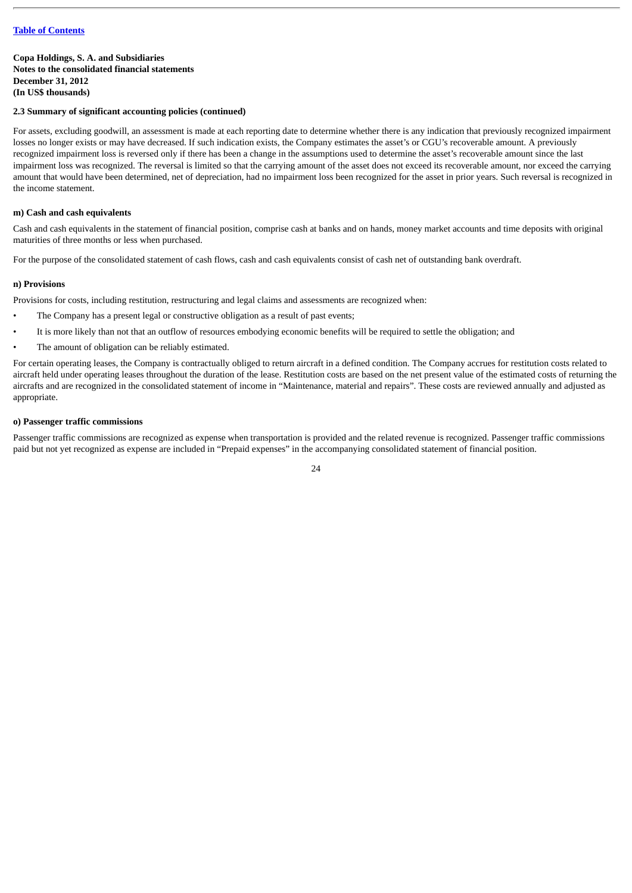**Copa Holdings, S. A. and Subsidiaries**
**Notes to the consolidated financial statements**
**December 31, 2012**
**(In US$ thousands)**

**2.3 Summary of significant accounting policies (continued)**

For assets, excluding goodwill, an assessment is made at each reporting date to determine whether there is any indication that previously recognized impairment losses no longer exists or may have decreased. If such indication exists, the Company estimates the asset's or CGU's recoverable amount. A previously recognized impairment loss is reversed only if there has been a change in the assumptions used to determine the asset's recoverable amount since the last impairment loss was recognized. The reversal is limited so that the carrying amount of the asset does not exceed its recoverable amount, nor exceed the carrying amount that would have been determined, net of depreciation, had no impairment loss been recognized for the asset in prior years. Such reversal is recognized in the income statement.

**m) Cash and cash equivalents**

Cash and cash equivalents in the statement of financial position, comprise cash at banks and on hands, money market accounts and time deposits with original maturities of three months or less when purchased.

For the purpose of the consolidated statement of cash flows, cash and cash equivalents consist of cash net of outstanding bank overdraft.

**n) Provisions**

Provisions for costs, including restitution, restructuring and legal claims and assessments are recognized when:

- The Company has a present legal or constructive obligation as a result of past events;
- It is more likely than not that an outflow of resources embodying economic benefits will be required to settle the obligation; and
- The amount of obligation can be reliably estimated.

For certain operating leases, the Company is contractually obliged to return aircraft in a defined condition. The Company accrues for restitution costs related to aircraft held under operating leases throughout the duration of the lease. Restitution costs are based on the net present value of the estimated costs of returning the aircrafts and are recognized in the consolidated statement of income in "Maintenance, material and repairs". These costs are reviewed annually and adjusted as appropriate.

**o) Passenger traffic commissions**

Passenger traffic commissions are recognized as expense when transportation is provided and the related revenue is recognized. Passenger traffic commissions paid but not yet recognized as expense are included in "Prepaid expenses" in the accompanying consolidated statement of financial position.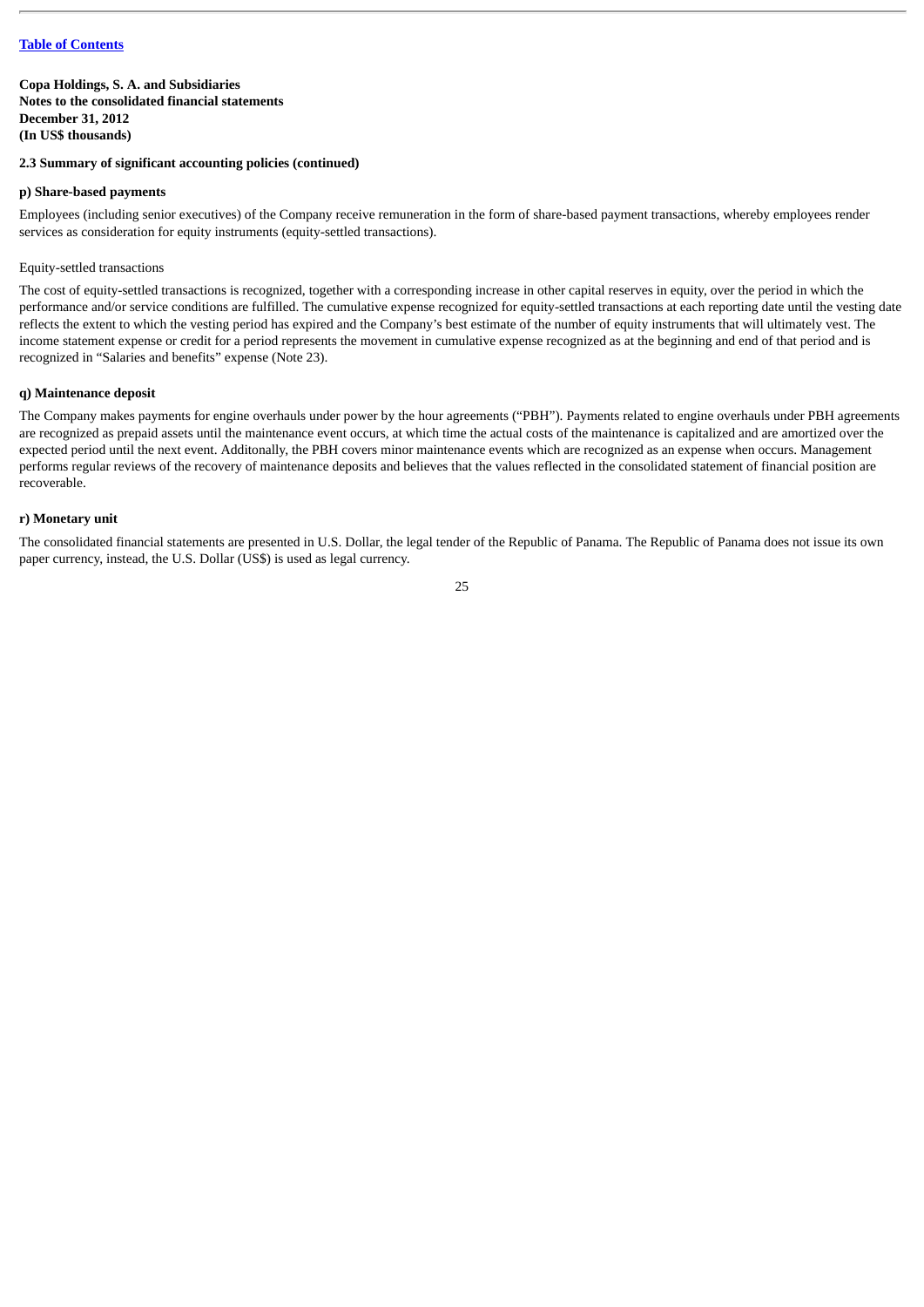**Copa Holdings, S. A. and Subsidiaries**
**Notes to the consolidated financial statements**
**December 31, 2012**
**(In US$ thousands)**

**2.3 Summary of significant accounting policies (continued)**

**p) Share-based payments**

Employees (including senior executives) of the Company receive remuneration in the form of share-based payment transactions, whereby employees render services as consideration for equity instruments (equity-settled transactions).

Equity-settled transactions

The cost of equity-settled transactions is recognized, together with a corresponding increase in other capital reserves in equity, over the period in which the performance and/or service conditions are fulfilled. The cumulative expense recognized for equity-settled transactions at each reporting date until the vesting date reflects the extent to which the vesting period has expired and the Company's best estimate of the number of equity instruments that will ultimately vest. The income statement expense or credit for a period represents the movement in cumulative expense recognized as at the beginning and end of that period and is recognized in "Salaries and benefits" expense (Note 23).

**q) Maintenance deposit**

The Company makes payments for engine overhauls under power by the hour agreements ("PBH"). Payments related to engine overhauls under PBH agreements are recognized as prepaid assets until the maintenance event occurs, at which time the actual costs of the maintenance is capitalized and are amortized over the expected period until the next event. Additonally, the PBH covers minor maintenance events which are recognized as an expense when occurs. Management performs regular reviews of the recovery of maintenance deposits and believes that the values reflected in the consolidated statement of financial position are recoverable.

**r) Monetary unit**

The consolidated financial statements are presented in U.S. Dollar, the legal tender of the Republic of Panama. The Republic of Panama does not issue its own paper currency, instead, the U.S. Dollar (US$) is used as legal currency.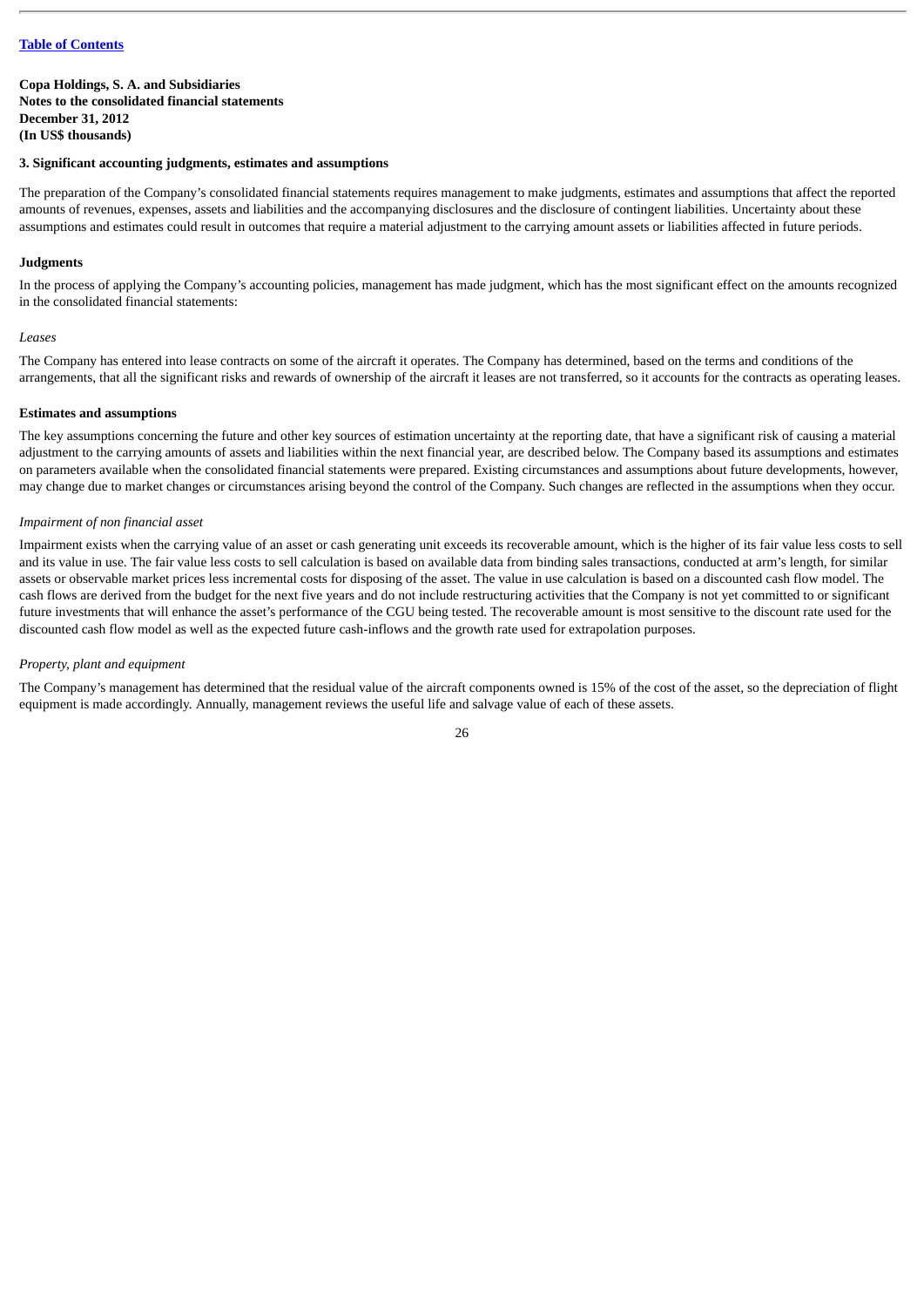**Copa Holdings, S. A. and Subsidiaries**
**Notes to the consolidated financial statements**
**December 31, 2012**
**(In US$ thousands)**

**3. Significant accounting judgments, estimates and assumptions**

The preparation of the Company's consolidated financial statements requires management to make judgments, estimates and assumptions that affect the reported amounts of revenues, expenses, assets and liabilities and the accompanying disclosures and the disclosure of contingent liabilities. Uncertainty about these assumptions and estimates could result in outcomes that require a material adjustment to the carrying amount assets or liabilities affected in future periods.

**Judgments**

In the process of applying the Company's accounting policies, management has made judgment, which has the most significant effect on the amounts recognized in the consolidated financial statements:

*Leases*

The Company has entered into lease contracts on some of the aircraft it operates. The Company has determined, based on the terms and conditions of the arrangements, that all the significant risks and rewards of ownership of the aircraft it leases are not transferred, so it accounts for the contracts as operating leases.

**Estimates and assumptions**

The key assumptions concerning the future and other key sources of estimation uncertainty at the reporting date, that have a significant risk of causing a material adjustment to the carrying amounts of assets and liabilities within the next financial year, are described below. The Company based its assumptions and estimates on parameters available when the consolidated financial statements were prepared. Existing circumstances and assumptions about future developments, however, may change due to market changes or circumstances arising beyond the control of the Company. Such changes are reflected in the assumptions when they occur.

*Impairment of non financial asset*

Impairment exists when the carrying value of an asset or cash generating unit exceeds its recoverable amount, which is the higher of its fair value less costs to sell and its value in use. The fair value less costs to sell calculation is based on available data from binding sales transactions, conducted at arm's length, for similar assets or observable market prices less incremental costs for disposing of the asset. The value in use calculation is based on a discounted cash flow model. The cash flows are derived from the budget for the next five years and do not include restructuring activities that the Company is not yet committed to or significant future investments that will enhance the asset's performance of the CGU being tested. The recoverable amount is most sensitive to the discount rate used for the discounted cash flow model as well as the expected future cash-inflows and the growth rate used for extrapolation purposes.

*Property, plant and equipment*

The Company's management has determined that the residual value of the aircraft components owned is 15% of the cost of the asset, so the depreciation of flight equipment is made accordingly. Annually, management reviews the useful life and salvage value of each of these assets.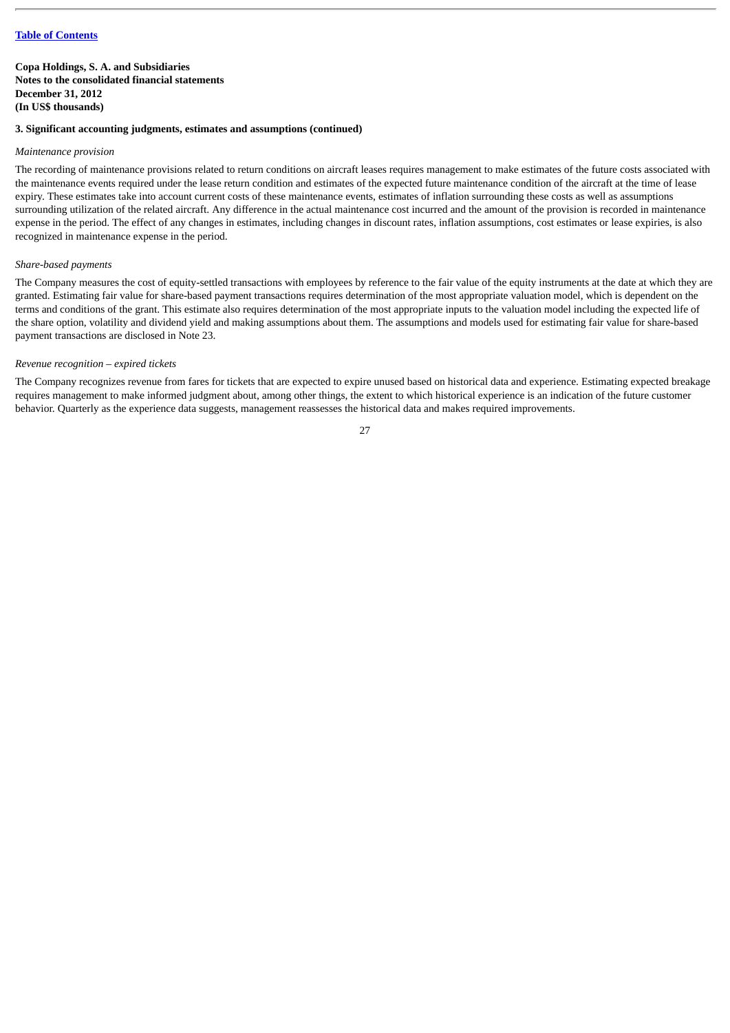**Copa Holdings, S. A. and Subsidiaries**
**Notes to the consolidated financial statements**
**December 31, 2012**
**(In US$ thousands)**

**3. Significant accounting judgments, estimates and assumptions (continued)**

*Maintenance provision*

The recording of maintenance provisions related to return conditions on aircraft leases requires management to make estimates of the future costs associated with the maintenance events required under the lease return condition and estimates of the expected future maintenance condition of the aircraft at the time of lease expiry. These estimates take into account current costs of these maintenance events, estimates of inflation surrounding these costs as well as assumptions surrounding utilization of the related aircraft. Any difference in the actual maintenance cost incurred and the amount of the provision is recorded in maintenance expense in the period. The effect of any changes in estimates, including changes in discount rates, inflation assumptions, cost estimates or lease expiries, is also recognized in maintenance expense in the period.

*Share-based payments*

The Company measures the cost of equity-settled transactions with employees by reference to the fair value of the equity instruments at the date at which they are granted. Estimating fair value for share-based payment transactions requires determination of the most appropriate valuation model, which is dependent on the terms and conditions of the grant. This estimate also requires determination of the most appropriate inputs to the valuation model including the expected life of the share option, volatility and dividend yield and making assumptions about them. The assumptions and models used for estimating fair value for share-based payment transactions are disclosed in Note 23.

*Revenue recognition – expired tickets*

The Company recognizes revenue from fares for tickets that are expected to expire unused based on historical data and experience. Estimating expected breakage requires management to make informed judgment about, among other things, the extent to which historical experience is an indication of the future customer behavior. Quarterly as the experience data suggests, management reassesses the historical data and makes required improvements.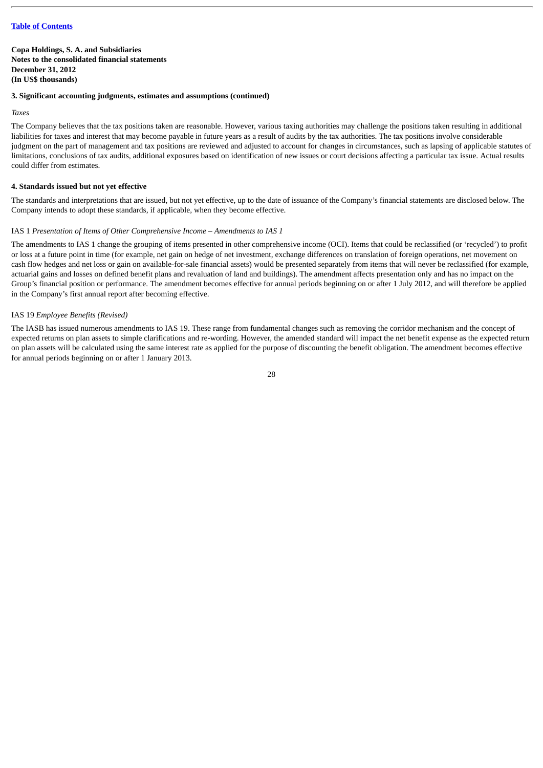**Copa Holdings, S. A. and Subsidiaries**
**Notes to the consolidated financial statements**
**December 31, 2012**
**(In US$ thousands)**

**3. Significant accounting judgments, estimates and assumptions (continued)**

*Taxes*

The Company believes that the tax positions taken are reasonable. However, various taxing authorities may challenge the positions taken resulting in additional liabilities for taxes and interest that may become payable in future years as a result of audits by the tax authorities. The tax positions involve considerable judgment on the part of management and tax positions are reviewed and adjusted to account for changes in circumstances, such as lapsing of applicable statutes of limitations, conclusions of tax audits, additional exposures based on identification of new issues or court decisions affecting a particular tax issue. Actual results could differ from estimates.

**4. Standards issued but not yet effective**

The standards and interpretations that are issued, but not yet effective, up to the date of issuance of the Company's financial statements are disclosed below. The Company intends to adopt these standards, if applicable, when they become effective.

IAS 1 *Presentation of Items of Other Comprehensive Income – Amendments to IAS 1*

The amendments to IAS 1 change the grouping of items presented in other comprehensive income (OCI). Items that could be reclassified (or 'recycled') to profit or loss at a future point in time (for example, net gain on hedge of net investment, exchange differences on translation of foreign operations, net movement on cash flow hedges and net loss or gain on available-for-sale financial assets) would be presented separately from items that will never be reclassified (for example, actuarial gains and losses on defined benefit plans and revaluation of land and buildings). The amendment affects presentation only and has no impact on the Group's financial position or performance. The amendment becomes effective for annual periods beginning on or after 1 July 2012, and will therefore be applied in the Company's first annual report after becoming effective.

IAS 19 *Employee Benefits (Revised)*

The IASB has issued numerous amendments to IAS 19. These range from fundamental changes such as removing the corridor mechanism and the concept of expected returns on plan assets to simple clarifications and re-wording. However, the amended standard will impact the net benefit expense as the expected return on plan assets will be calculated using the same interest rate as applied for the purpose of discounting the benefit obligation. The amendment becomes effective for annual periods beginning on or after 1 January 2013.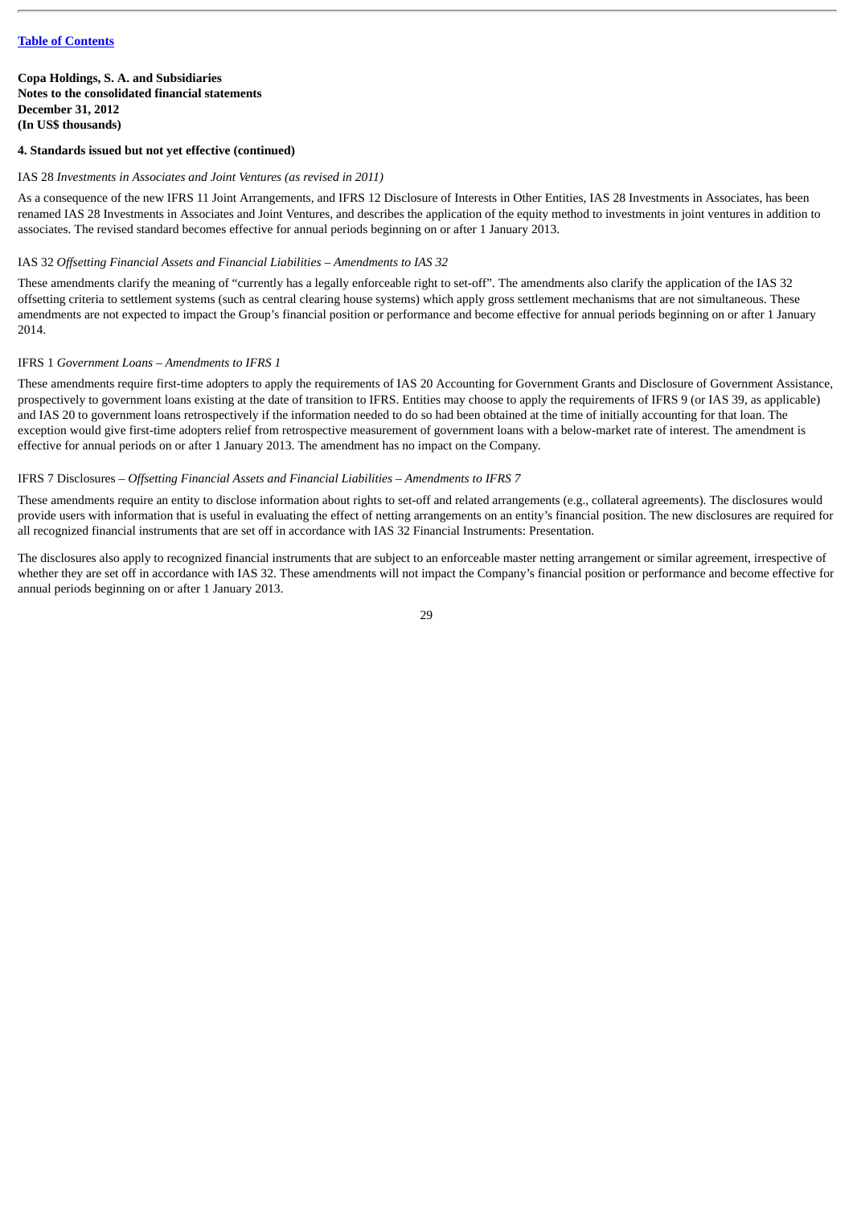[Table of Contents](#)

**Copa Holdings, S. A. and Subsidiaries**
**Notes to the consolidated financial statements**
**December 31, 2012**
**(In US$ thousands)**

**4. Standards issued but not yet effective (continued)**

IAS 28 *Investments in Associates and Joint Ventures (as revised in 2011)*

As a consequence of the new IFRS 11 Joint Arrangements, and IFRS 12 Disclosure of Interests in Other Entities, IAS 28 Investments in Associates, has been renamed IAS 28 Investments in Associates and Joint Ventures, and describes the application of the equity method to investments in joint ventures in addition to associates. The revised standard becomes effective for annual periods beginning on or after 1 January 2013.

IAS 32 *Offsetting Financial Assets and Financial Liabilities – Amendments to IAS 32*

These amendments clarify the meaning of "currently has a legally enforceable right to set-off". The amendments also clarify the application of the IAS 32 offsetting criteria to settlement systems (such as central clearing house systems) which apply gross settlement mechanisms that are not simultaneous. These amendments are not expected to impact the Group's financial position or performance and become effective for annual periods beginning on or after 1 January 2014.

IFRS 1 *Government Loans – Amendments to IFRS 1*

These amendments require first-time adopters to apply the requirements of IAS 20 Accounting for Government Grants and Disclosure of Government Assistance, prospectively to government loans existing at the date of transition to IFRS. Entities may choose to apply the requirements of IFRS 9 (or IAS 39, as applicable) and IAS 20 to government loans retrospectively if the information needed to do so had been obtained at the time of initially accounting for that loan. The exception would give first-time adopters relief from retrospective measurement of government loans with a below-market rate of interest. The amendment is effective for annual periods on or after 1 January 2013. The amendment has no impact on the Company.

IFRS 7 Disclosures – *Offsetting Financial Assets and Financial Liabilities – Amendments to IFRS 7*

These amendments require an entity to disclose information about rights to set-off and related arrangements (e.g., collateral agreements). The disclosures would provide users with information that is useful in evaluating the effect of netting arrangements on an entity's financial position. The new disclosures are required for all recognized financial instruments that are set off in accordance with IAS 32 Financial Instruments: Presentation.

The disclosures also apply to recognized financial instruments that are subject to an enforceable master netting arrangement or similar agreement, irrespective of whether they are set off in accordance with IAS 32. These amendments will not impact the Company's financial position or performance and become effective for annual periods beginning on or after 1 January 2013.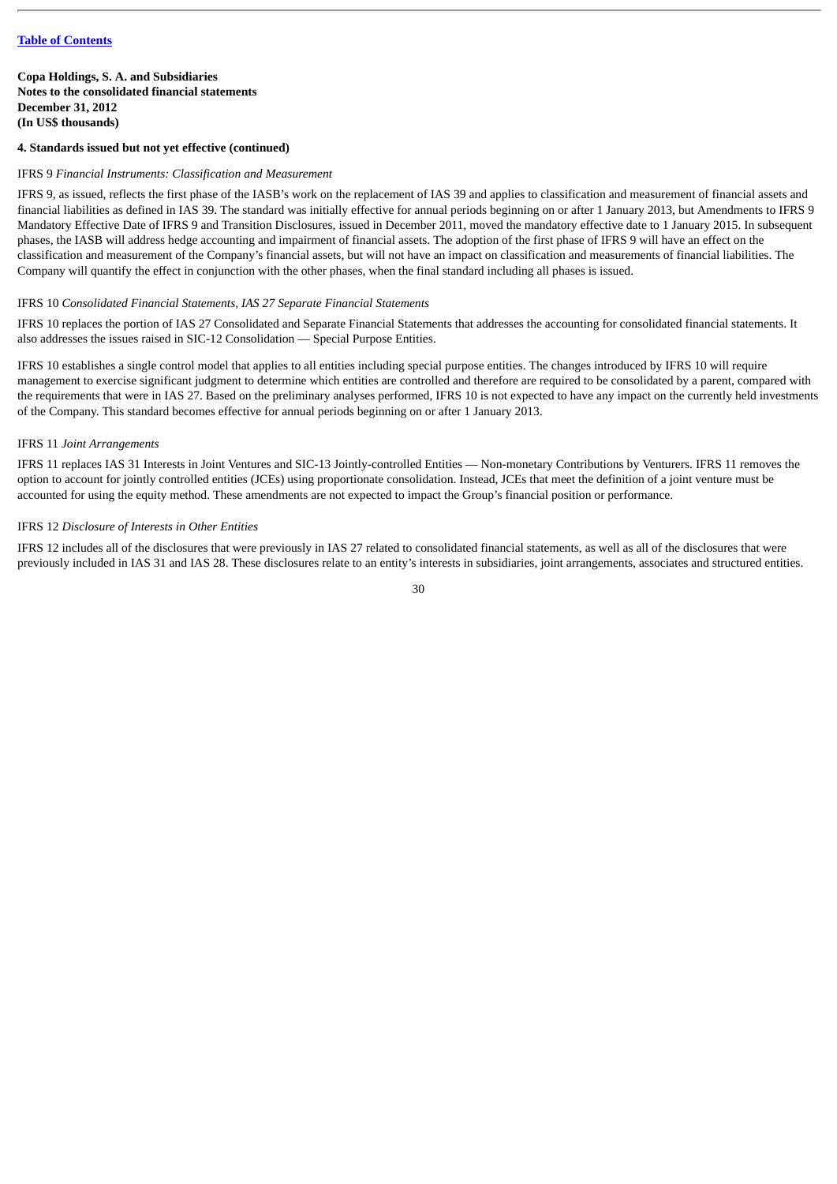[Table of Contents](#)

**Copa Holdings, S. A. and Subsidiaries**
**Notes to the consolidated financial statements**
**December 31, 2012**
**(In US$ thousands)**

**4. Standards issued but not yet effective (continued)**

IFRS 9 *Financial Instruments: Classification and Measurement*

IFRS 9, as issued, reflects the first phase of the IASB's work on the replacement of IAS 39 and applies to classification and measurement of financial assets and financial liabilities as defined in IAS 39. The standard was initially effective for annual periods beginning on or after 1 January 2013, but Amendments to IFRS 9 Mandatory Effective Date of IFRS 9 and Transition Disclosures, issued in December 2011, moved the mandatory effective date to 1 January 2015. In subsequent phases, the IASB will address hedge accounting and impairment of financial assets. The adoption of the first phase of IFRS 9 will have an effect on the classification and measurement of the Company's financial assets, but will not have an impact on classification and measurements of financial liabilities. The Company will quantify the effect in conjunction with the other phases, when the final standard including all phases is issued.

IFRS 10 *Consolidated Financial Statements, IAS 27 Separate Financial Statements*

IFRS 10 replaces the portion of IAS 27 Consolidated and Separate Financial Statements that addresses the accounting for consolidated financial statements. It also addresses the issues raised in SIC-12 Consolidation — Special Purpose Entities.

IFRS 10 establishes a single control model that applies to all entities including special purpose entities. The changes introduced by IFRS 10 will require management to exercise significant judgment to determine which entities are controlled and therefore are required to be consolidated by a parent, compared with the requirements that were in IAS 27. Based on the preliminary analyses performed, IFRS 10 is not expected to have any impact on the currently held investments of the Company. This standard becomes effective for annual periods beginning on or after 1 January 2013.

IFRS 11 *Joint Arrangements*

IFRS 11 replaces IAS 31 Interests in Joint Ventures and SIC-13 Jointly-controlled Entities — Non-monetary Contributions by Venturers. IFRS 11 removes the option to account for jointly controlled entities (JCEs) using proportionate consolidation. Instead, JCEs that meet the definition of a joint venture must be accounted for using the equity method. These amendments are not expected to impact the Group's financial position or performance.

IFRS 12 *Disclosure of Interests in Other Entities*

IFRS 12 includes all of the disclosures that were previously in IAS 27 related to consolidated financial statements, as well as all of the disclosures that were previously included in IAS 31 and IAS 28. These disclosures relate to an entity's interests in subsidiaries, joint arrangements, associates and structured entities.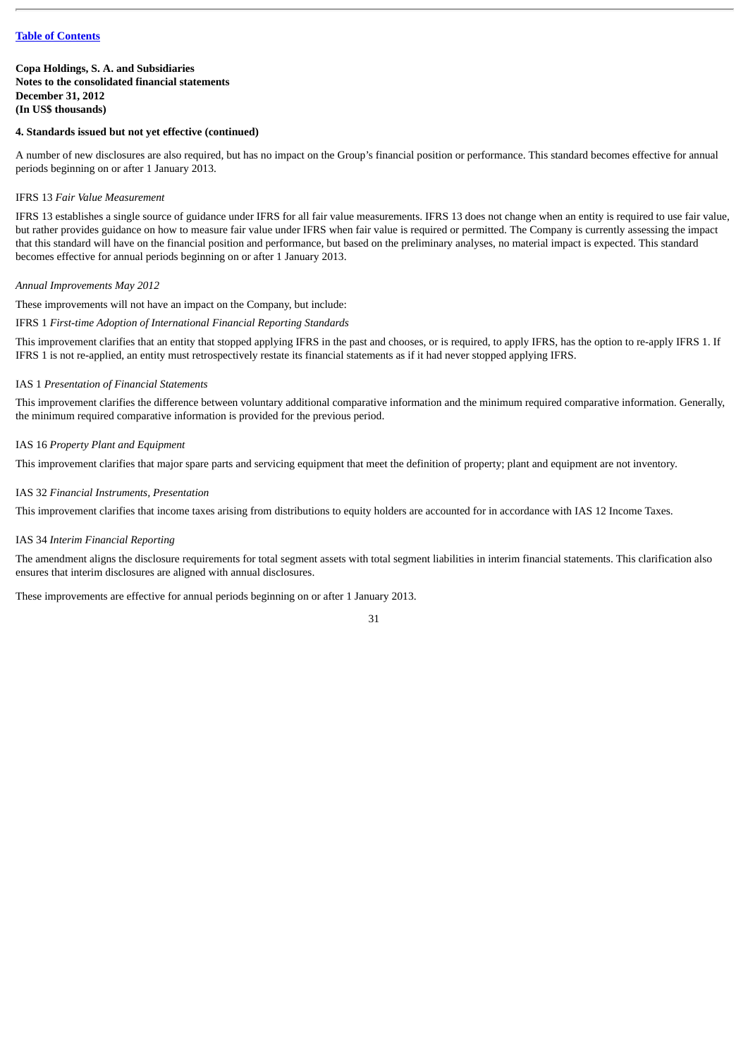Table of Contents

**Copa Holdings, S. A. and Subsidiaries**
**Notes to the consolidated financial statements**
**December 31, 2012**
**(In US$ thousands)**

**4. Standards issued but not yet effective (continued)**

A number of new disclosures are also required, but has no impact on the Group's financial position or performance. This standard becomes effective for annual periods beginning on or after 1 January 2013.

IFRS 13 *Fair Value Measurement*

IFRS 13 establishes a single source of guidance under IFRS for all fair value measurements. IFRS 13 does not change when an entity is required to use fair value, but rather provides guidance on how to measure fair value under IFRS when fair value is required or permitted. The Company is currently assessing the impact that this standard will have on the financial position and performance, but based on the preliminary analyses, no material impact is expected. This standard becomes effective for annual periods beginning on or after 1 January 2013.

*Annual Improvements May 2012*

These improvements will not have an impact on the Company, but include:

IFRS 1 *First-time Adoption of International Financial Reporting Standards*

This improvement clarifies that an entity that stopped applying IFRS in the past and chooses, or is required, to apply IFRS, has the option to re-apply IFRS 1. If IFRS 1 is not re-applied, an entity must retrospectively restate its financial statements as if it had never stopped applying IFRS.

IAS 1 *Presentation of Financial Statements*

This improvement clarifies the difference between voluntary additional comparative information and the minimum required comparative information. Generally, the minimum required comparative information is provided for the previous period.

IAS 16 *Property Plant and Equipment*

This improvement clarifies that major spare parts and servicing equipment that meet the definition of property; plant and equipment are not inventory.

IAS 32 *Financial Instruments, Presentation*

This improvement clarifies that income taxes arising from distributions to equity holders are accounted for in accordance with IAS 12 Income Taxes.

IAS 34 *Interim Financial Reporting*

The amendment aligns the disclosure requirements for total segment assets with total segment liabilities in interim financial statements. This clarification also ensures that interim disclosures are aligned with annual disclosures.

These improvements are effective for annual periods beginning on or after 1 January 2013.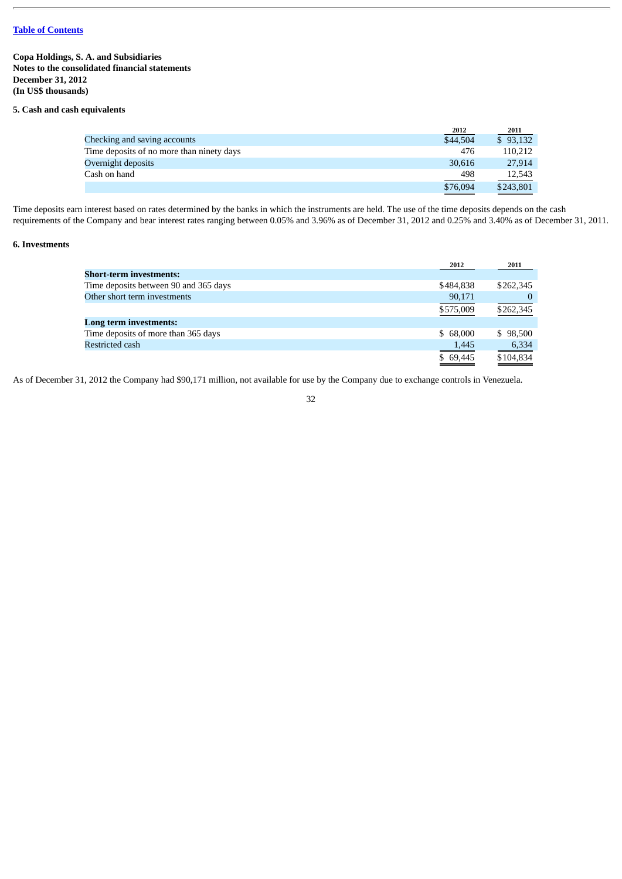[Table of Contents]

**Copa Holdings, S. A. and Subsidiaries**
**Notes to the consolidated financial statements**
**December 31, 2012**
**(In US$ thousands)**

## 5. Cash and cash equivalents

| | 2012 | 2011 |
|---|---|---|
| Checking and saving accounts | $44,504 | $ 93,132 |
| Time deposits of no more than ninety days | 476 | 110,212 |
| Overnight deposits | 30,616 | 27,914 |
| Cash on hand | 498 | 12,543 |
| | $76,094 | $243,801 |

Time deposits earn interest based on rates determined by the banks in which the instruments are held. The use of the time deposits depends on the cash requirements of the Company and bear interest rates ranging between 0.05% and 3.96% as of December 31, 2012 and 0.25% and 3.40% as of December 31, 2011.

## 6. Investments

| | 2012 | 2011 |
|---|---|---|
| **Short-term investments:** | | |
| Time deposits between 90 and 365 days | $484,838 | $262,345 |
| Other short term investments | 90,171 | 0 |
| | $575,009 | $262,345 |
| **Long term investments:** | | |
| Time deposits of more than 365 days | $ 68,000 | $ 98,500 |
| Restricted cash | 1,445 | 6,334 |
| | $ 69,445 | $104,834 |

As of December 31, 2012 the Company had $90,171 million, not available for use by the Company due to exchange controls in Venezuela.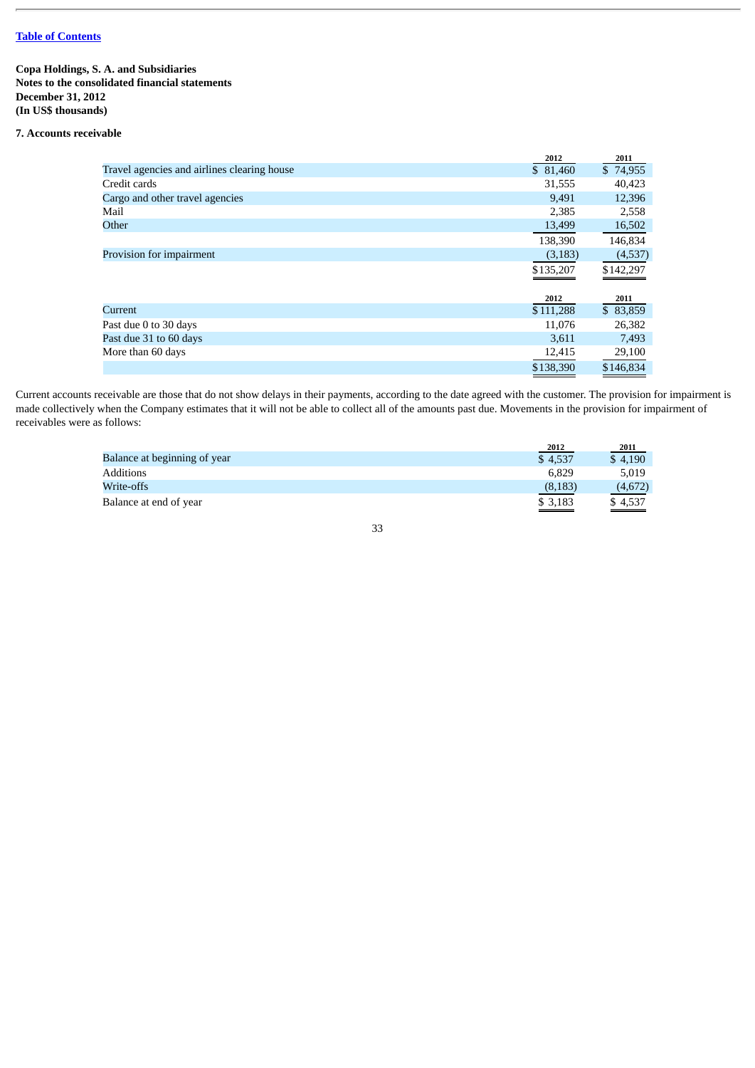[Table of Contents](#)

**Copa Holdings, S. A. and Subsidiaries**
**Notes to the consolidated financial statements**
**December 31, 2012**
**(In US$ thousands)**

**7. Accounts receivable**

| | 2012 | 2011 |
|---|---|---|
| Travel agencies and airlines clearing house | $ 81,460 | $ 74,955 |
| Credit cards | 31,555 | 40,423 |
| Cargo and other travel agencies | 9,491 | 12,396 |
| Mail | 2,385 | 2,558 |
| Other | 13,499 | 16,502 |
| | 138,390 | 146,834 |
| Provision for impairment | (3,183) | (4,537) |
| | $135,207 | $142,297 |

| | 2012 | 2011 |
|---|---|---|
| Current | $ 111,288 | $ 83,859 |
| Past due 0 to 30 days | 11,076 | 26,382 |
| Past due 31 to 60 days | 3,611 | 7,493 |
| More than 60 days | 12,415 | 29,100 |
| | $138,390 | $146,834 |

Current accounts receivable are those that do not show delays in their payments, according to the date agreed with the customer. The provision for impairment is made collectively when the Company estimates that it will not be able to collect all of the amounts past due. Movements in the provision for impairment of receivables were as follows:

| | 2012 | 2011 |
|---|---|---|
| Balance at beginning of year | $ 4,537 | $ 4,190 |
| Additions | 6,829 | 5,019 |
| Write-offs | (8,183) | (4,672) |
| Balance at end of year | $ 3,183 | $ 4,537 |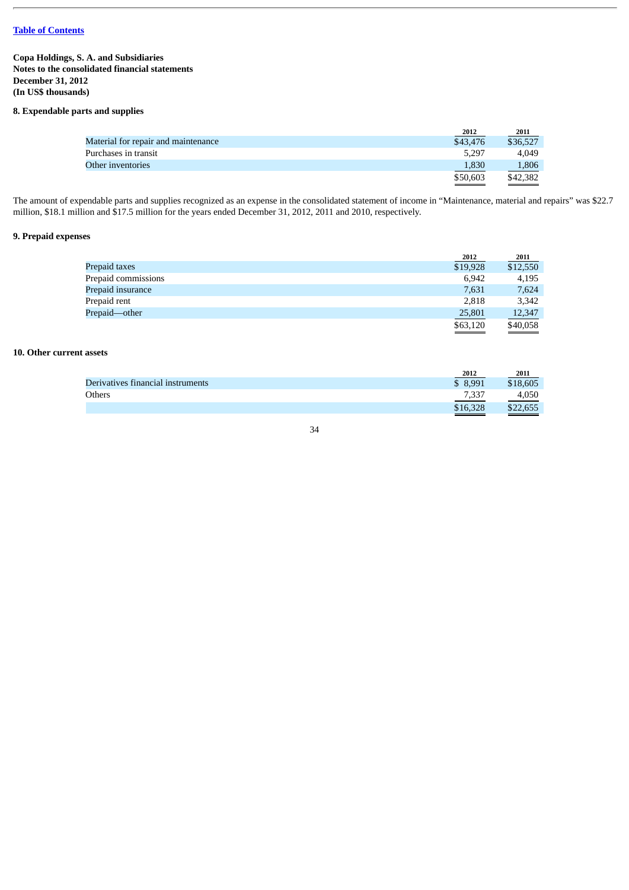Table of Contents

**Copa Holdings, S. A. and Subsidiaries**
**Notes to the consolidated financial statements**
**December 31, 2012**
**(In US$ thousands)**

**8. Expendable parts and supplies**

| | 2012 | 2011 |
|---|---|---|
| Material for repair and maintenance | $43,476 | $36,527 |
| Purchases in transit | 5,297 | 4,049 |
| Other inventories | 1,830 | 1,806 |
| | $50,603 | $42,382 |

The amount of expendable parts and supplies recognized as an expense in the consolidated statement of income in "Maintenance, material and repairs" was $22.7 million, $18.1 million and $17.5 million for the years ended December 31, 2012, 2011 and 2010, respectively.

**9. Prepaid expenses**

| | 2012 | 2011 |
|---|---|---|
| Prepaid taxes | $19,928 | $12,550 |
| Prepaid commissions | 6,942 | 4,195 |
| Prepaid insurance | 7,631 | 7,624 |
| Prepaid rent | 2,818 | 3,342 |
| Prepaid—other | 25,801 | 12,347 |
| | $63,120 | $40,058 |

**10. Other current assets**

| | 2012 | 2011 |
|---|---|---|
| Derivatives financial instruments | $ 8,991 | $18,605 |
| Others | 7,337 | 4,050 |
| | $16,328 | $22,655 |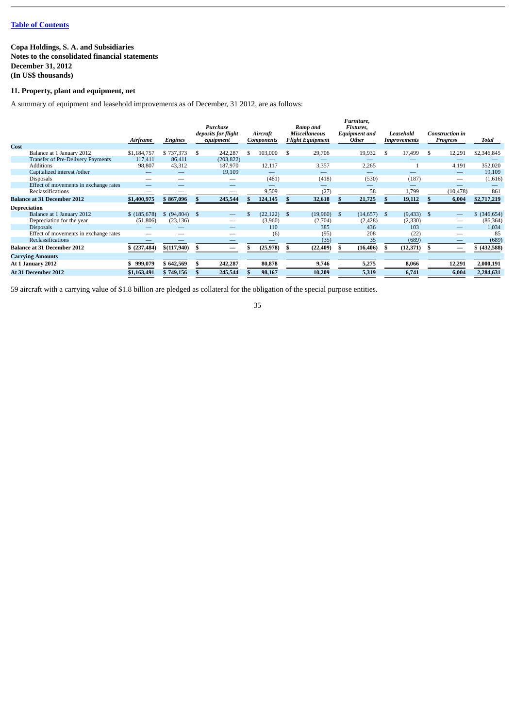[Table of Contents](#)

**Copa Holdings, S. A. and Subsidiaries**
**Notes to the consolidated financial statements**
**December 31, 2012**
**(In US$ thousands)**

## 11. Property, plant and equipment, net

A summary of equipment and leasehold improvements as of December, 31 2012, are as follows:

| | *Airframe* | *Engines* | *Purchase deposits for flight equipment* | *Aircraft Components* | *Ramp and Miscellaneous Flight Equipment* | *Furniture, Fixtures, Equipment and Other* | *Leasehold Improvements* | *Construction in Progress* | *Total* |
|---|---|---|---|---|---|---|---|---|---|
| **Cost** | | | | | | | | | |
| Balance at 1 January 2012 | $1,184,757 | $ 737,373 | $ 242,287 | $ 103,000 | $ 29,706 | 19,932 | $ 17,499 | $ 12,291 | $2,346,845 |
| Transfer of Pre-Delivery Payments | 117,411 | 86,411 | (203,822) | — | — | — | — | — | — |
| Additions | 98,807 | 43,312 | 187,970 | 12,117 | 3,357 | 2,265 | 1 | 4,191 | 352,020 |
| Capitalized interest /other | — | — | 19,109 | — | — | — | — | — | 19,109 |
| Disposals | — | — | — | (481) | (418) | (530) | (187) | — | (1,616) |
| Effect of movements in exchange rates | — | — | — | — | — | — | — | — | — |
| Reclassifications | — | — | — | 9,509 | (27) | 58 | 1,799 | (10,478) | 861 |
| **Balance at 31 December 2012** | **$1,400,975** | **$ 867,096** | **$ 245,544** | **$ 124,145** | **$ 32,618** | **$ 21,725** | **$ 19,112** | **$ 6,004** | **$2,717,219** |
| **Depreciation** | | | | | | | | | |
| Balance at 1 January 2012 | $ (185,678) | $ (94,804) | $ — | $ (22,122) | $ (19,960) | $ (14,657) | $ (9,433) | $ — | $ (346,654) |
| Depreciation for the year | (51,806) | (23,136) | — | (3,960) | (2,704) | (2,428) | (2,330) | — | (86,364) |
| Disposals | — | — | — | 110 | 385 | 436 | 103 | — | 1,034 |
| Effect of movements in exchange rates | — | — | — | (6) | (95) | 208 | (22) | — | 85 |
| Reclassifications | — | — | — | — | (35) | 35 | (689) | — | (689) |
| **Balance at 31 December 2012** | **$ (237,484)** | **$(117,940)** | **$ —** | **$ (25,978)** | **$ (22,409)** | **$ (16,406)** | **$ (12,371)** | **$ —** | **$ (432,588)** |
| **Carrying Amounts** | | | | | | | | | |
| **At 1 January 2012** | **$ 999,079** | **$ 642,569** | **$ 242,287** | **80,878** | **9,746** | **5,275** | **8,066** | **12,291** | **2,000,191** |
| **At 31 December 2012** | **$1,163,491** | **$ 749,156** | **$ 245,544** | **$ 98,167** | **10,209** | **5,319** | **6,741** | **6,004** | **2,284,631** |

59 aircraft with a carrying value of $1.8 billion are pledged as collateral for the obligation of the special purpose entities.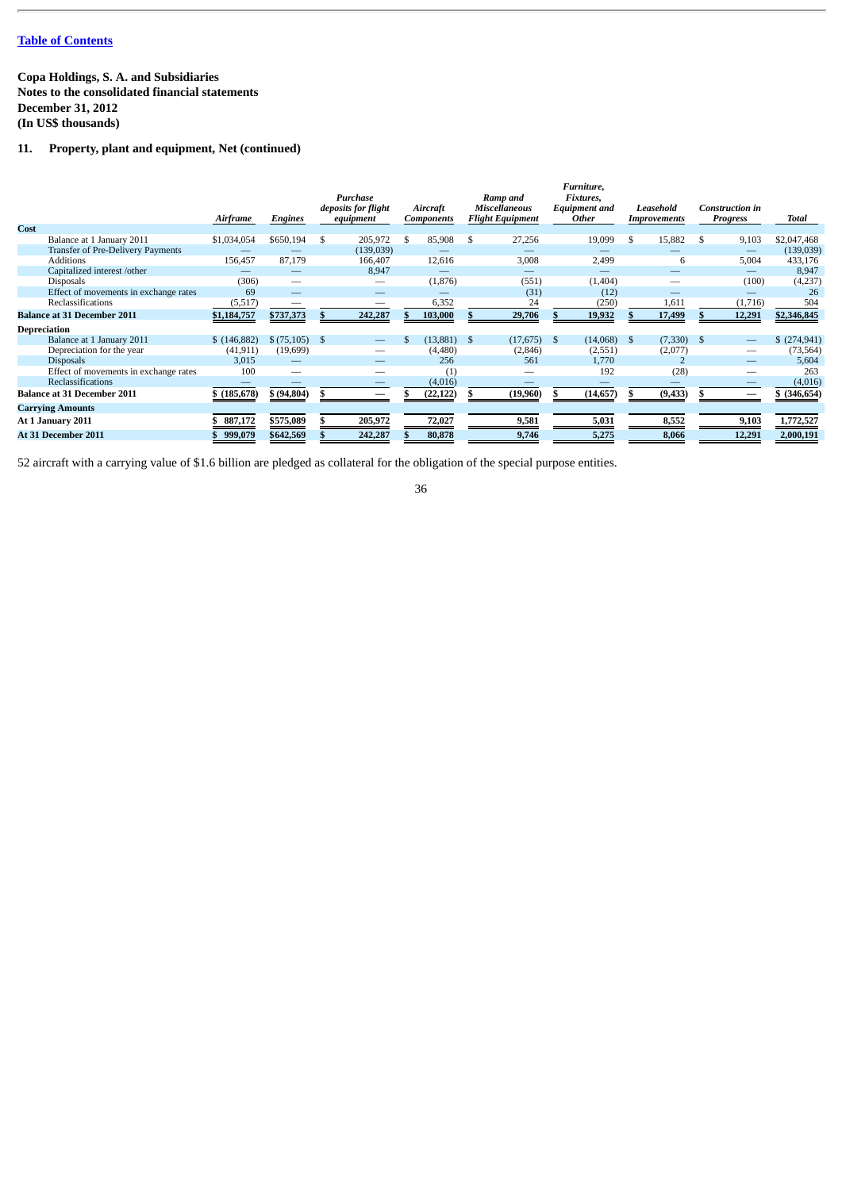[Table of Contents](#)

**Copa Holdings, S. A. and Subsidiaries**
**Notes to the consolidated financial statements**
**December 31, 2012**
**(In US$ thousands)**

## 11. Property, plant and equipment, Net (continued)

| | *Airframe* | *Engines* | *Purchase deposits for flight equipment* | *Aircraft Components* | *Ramp and Miscellaneous Flight Equipment* | *Furniture, Fixtures, Equipment and Other* | *Leasehold Improvements* | *Construction in Progress* | *Total* |
|---|---|---|---|---|---|---|---|---|---|
| **Cost** | | | | | | | | | |
| Balance at 1 January 2011 | $1,034,054 | $650,194 | $ 205,972 | $ 85,908 | $ 27,256 | 19,099 | $ 15,882 | $ 9,103 | $2,047,468 |
| Transfer of Pre-Delivery Payments | — | — | (139,039) | — | — | — | — | — | (139,039) |
| Additions | 156,457 | 87,179 | 166,407 | 12,616 | 3,008 | 2,499 | 6 | 5,004 | 433,176 |
| Capitalized interest /other | — | — | 8,947 | — | — | — | — | — | 8,947 |
| Disposals | (306) | — | — | (1,876) | (551) | (1,404) | — | (100) | (4,237) |
| Effect of movements in exchange rates | 69 | — | — | — | (31) | (12) | — | — | 26 |
| Reclassifications | (5,517) | — | — | 6,352 | 24 | (250) | 1,611 | (1,716) | 504 |
| **Balance at 31 December 2011** | **$1,184,757** | **$737,373** | **$ 242,287** | **$ 103,000** | **$ 29,706** | **$ 19,932** | **$ 17,499** | **$ 12,291** | **$2,346,845** |
| **Depreciation** | | | | | | | | | |
| Balance at 1 January 2011 | $ (146,882) | $ (75,105) | $ — | $ (13,881) | $ (17,675) | $ (14,068) | $ (7,330) | $ — | $ (274,941) |
| Depreciation for the year | (41,911) | (19,699) | — | (4,480) | (2,846) | (2,551) | (2,077) | — | (73,564) |
| Disposals | 3,015 | — | — | 256 | 561 | 1,770 | 2 | — | 5,604 |
| Effect of movements in exchange rates | 100 | — | — | (1) | — | 192 | (28) | — | 263 |
| Reclassifications | — | — | — | (4,016) | — | — | — | — | (4,016) |
| **Balance at 31 December 2011** | **$ (185,678)** | **$ (94,804)** | **$ —** | **$ (22,122)** | **$ (19,960)** | **$ (14,657)** | **$ (9,433)** | **$ —** | **$ (346,654)** |
| **Carrying Amounts** | | | | | | | | | |
| **At 1 January 2011** | **$ 887,172** | **$575,089** | **$ 205,972** | **72,027** | **9,581** | **5,031** | **8,552** | **9,103** | **1,772,527** |
| **At 31 December 2011** | **$ 999,079** | **$642,569** | **$ 242,287** | **80,878** | **9,746** | **5,275** | **8,066** | **12,291** | **2,000,191** |

52 aircraft with a carrying value of $1.6 billion are pledged as collateral for the obligation of the special purpose entities.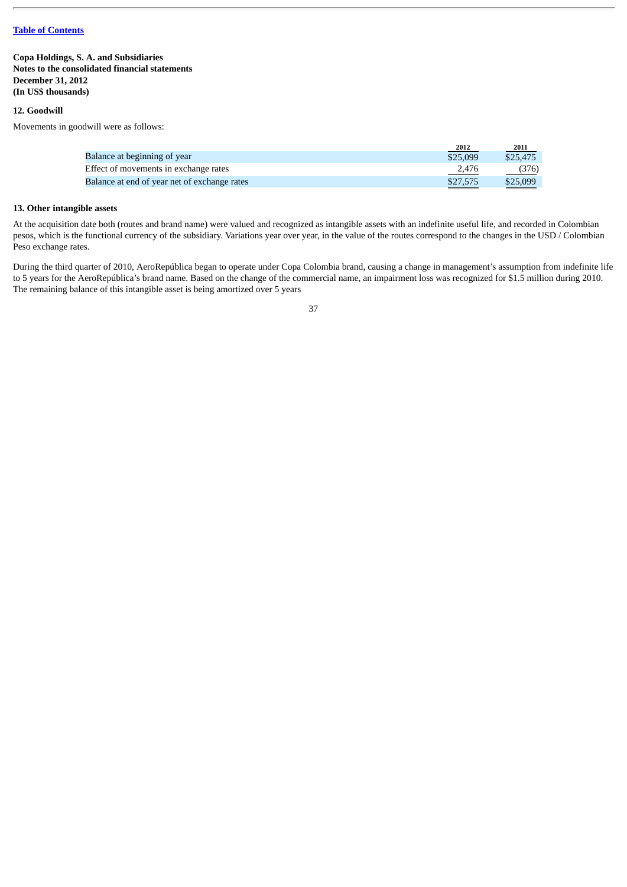Table of Contents

**Copa Holdings, S. A. and Subsidiaries**
**Notes to the consolidated financial statements**
**December 31, 2012**
**(In US$ thousands)**

## 12. Goodwill

Movements in goodwill were as follows:

| | 2012 | 2011 |
|---|---|---|
| Balance at beginning of year | $25,099 | $25,475 |
| Effect of movements in exchange rates | 2,476 | (376) |
| Balance at end of year net of exchange rates | $27,575 | $25,099 |

## 13. Other intangible assets

At the acquisition date both (routes and brand name) were valued and recognized as intangible assets with an indefinite useful life, and recorded in Colombian pesos, which is the functional currency of the subsidiary. Variations year over year, in the value of the routes correspond to the changes in the USD / Colombian Peso exchange rates.

During the third quarter of 2010, AeroRepública began to operate under Copa Colombia brand, causing a change in management's assumption from indefinite life to 5 years for the AeroRepública's brand name. Based on the change of the commercial name, an impairment loss was recognized for $1.5 million during 2010. The remaining balance of this intangible asset is being amortized over 5 years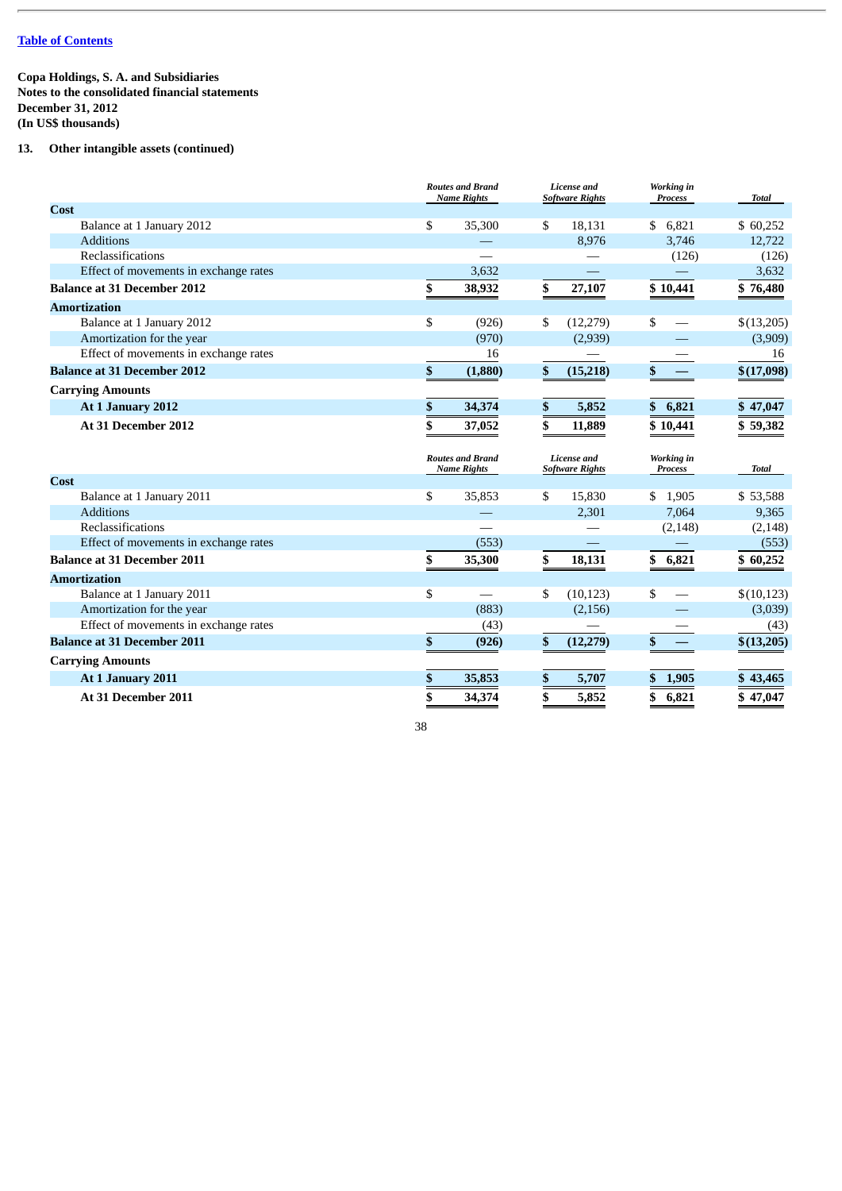[Table of Contents](#)

**Copa Holdings, S. A. and Subsidiaries**
**Notes to the consolidated financial statements**
**December 31, 2012**
**(In US$ thousands)**

**13. Other intangible assets (continued)**

| | *Routes and Brand Name Rights* | *License and Software Rights* | *Working in Process* | *Total* |
|---|---|---|---|---|
| **Cost** | | | | |
| Balance at 1 January 2012 | $ 35,300 | $ 18,131 | $ 6,821 | $ 60,252 |
| Additions | — | 8,976 | 3,746 | 12,722 |
| Reclassifications | — | — | (126) | (126) |
| Effect of movements in exchange rates | 3,632 | — | — | 3,632 |
| **Balance at 31 December 2012** | **$ 38,932** | **$ 27,107** | **$ 10,441** | **$ 76,480** |
| **Amortization** | | | | |
| Balance at 1 January 2012 | $ (926) | $ (12,279) | $ — | $(13,205) |
| Amortization for the year | (970) | (2,939) | — | (3,909) |
| Effect of movements in exchange rates | 16 | — | — | 16 |
| **Balance at 31 December 2012** | **$ (1,880)** | **$ (15,218)** | **$ —** | **$(17,098)** |
| **Carrying Amounts** | | | | |
| **At 1 January 2012** | **$ 34,374** | **$ 5,852** | **$ 6,821** | **$ 47,047** |
| **At 31 December 2012** | **$ 37,052** | **$ 11,889** | **$ 10,441** | **$ 59,382** |

| | *Routes and Brand Name Rights* | *License and Software Rights* | *Working in Process* | *Total* |
|---|---|---|---|---|
| **Cost** | | | | |
| Balance at 1 January 2011 | $ 35,853 | $ 15,830 | $ 1,905 | $ 53,588 |
| Additions | — | 2,301 | 7,064 | 9,365 |
| Reclassifications | — | — | (2,148) | (2,148) |
| Effect of movements in exchange rates | (553) | — | — | (553) |
| **Balance at 31 December 2011** | **$ 35,300** | **$ 18,131** | **$ 6,821** | **$ 60,252** |
| **Amortization** | | | | |
| Balance at 1 January 2011 | $ — | $ (10,123) | $ — | $(10,123) |
| Amortization for the year | (883) | (2,156) | — | (3,039) |
| Effect of movements in exchange rates | (43) | — | — | (43) |
| **Balance at 31 December 2011** | **$ (926)** | **$ (12,279)** | **$ —** | **$(13,205)** |
| **Carrying Amounts** | | | | |
| **At 1 January 2011** | **$ 35,853** | **$ 5,707** | **$ 1,905** | **$ 43,465** |
| **At 31 December 2011** | **$ 34,374** | **$ 5,852** | **$ 6,821** | **$ 47,047** |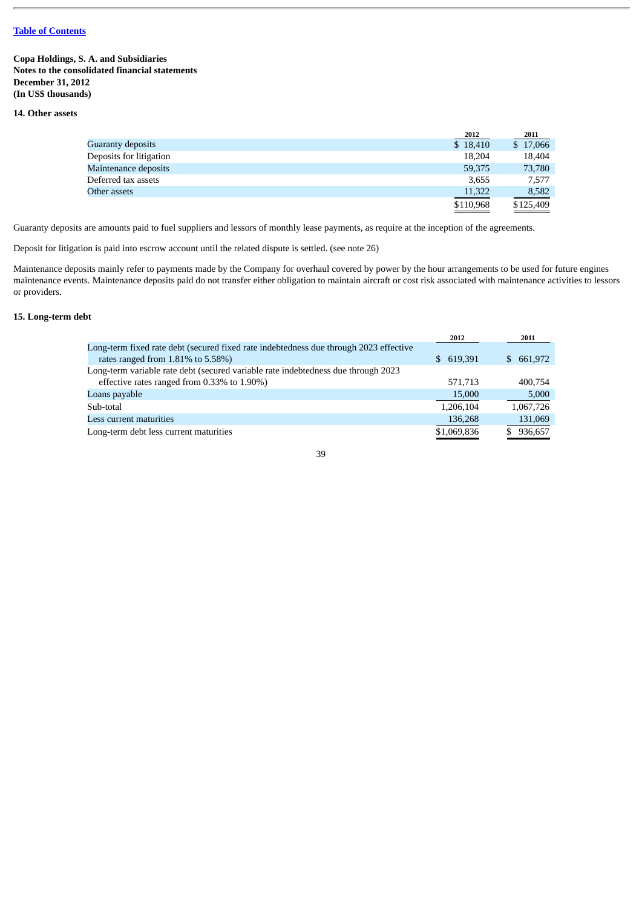[Table of Contents](#)

**Copa Holdings, S. A. and Subsidiaries**
**Notes to the consolidated financial statements**
**December 31, 2012**
**(In US$ thousands)**

### 14. Other assets

| | 2012 | 2011 |
|---|---|---|
| Guaranty deposits | $ 18,410 | $ 17,066 |
| Deposits for litigation | 18,204 | 18,404 |
| Maintenance deposits | 59,375 | 73,780 |
| Deferred tax assets | 3,655 | 7,577 |
| Other assets | 11,322 | 8,582 |
| | $110,968 | $125,409 |

Guaranty deposits are amounts paid to fuel suppliers and lessors of monthly lease payments, as require at the inception of the agreements.

Deposit for litigation is paid into escrow account until the related dispute is settled. (see note 26)

Maintenance deposits mainly refer to payments made by the Company for overhaul covered by power by the hour arrangements to be used for future engines maintenance events. Maintenance deposits paid do not transfer either obligation to maintain aircraft or cost risk associated with maintenance activities to lessors or providers.

### 15. Long-term debt

| | 2012 | 2011 |
|---|---|---|
| Long-term fixed rate debt (secured fixed rate indebtedness due through 2023 effective rates ranged from 1.81% to 5.58%) | $ 619,391 | $ 661,972 |
| Long-term variable rate debt (secured variable rate indebtedness due through 2023 effective rates ranged from 0.33% to 1.90%) | 571,713 | 400,754 |
| Loans payable | 15,000 | 5,000 |
| Sub-total | 1,206,104 | 1,067,726 |
| Less current maturities | 136,268 | 131,069 |
| Long-term debt less current maturities | $1,069,836 | $ 936,657 |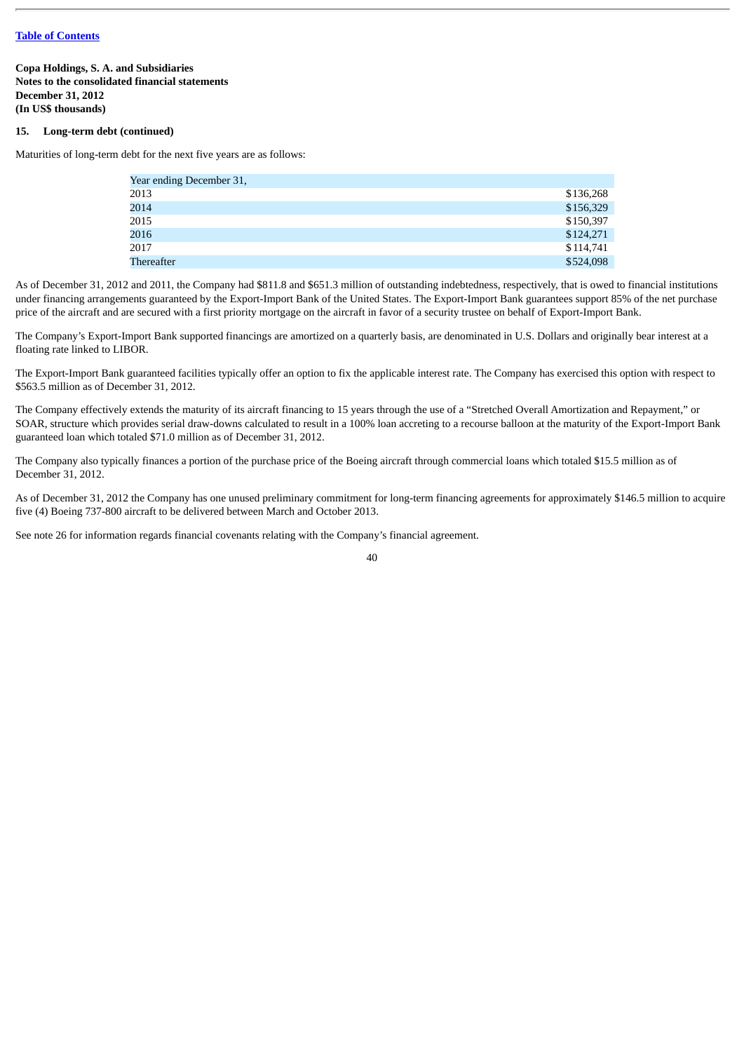**Copa Holdings, S. A. and Subsidiaries**
**Notes to the consolidated financial statements**
**December 31, 2012**
**(In US$ thousands)**

**15. Long-term debt (continued)**

Maturities of long-term debt for the next five years are as follows:

| Year ending December 31, | |
|---|---|
| 2013 | $136,268 |
| 2014 | $156,329 |
| 2015 | $150,397 |
| 2016 | $124,271 |
| 2017 | $114,741 |
| Thereafter | $524,098 |

As of December 31, 2012 and 2011, the Company had $811.8 and $651.3 million of outstanding indebtedness, respectively, that is owed to financial institutions under financing arrangements guaranteed by the Export-Import Bank of the United States. The Export-Import Bank guarantees support 85% of the net purchase price of the aircraft and are secured with a first priority mortgage on the aircraft in favor of a security trustee on behalf of Export-Import Bank.

The Company's Export-Import Bank supported financings are amortized on a quarterly basis, are denominated in U.S. Dollars and originally bear interest at a floating rate linked to LIBOR.

The Export-Import Bank guaranteed facilities typically offer an option to fix the applicable interest rate. The Company has exercised this option with respect to $563.5 million as of December 31, 2012.

The Company effectively extends the maturity of its aircraft financing to 15 years through the use of a "Stretched Overall Amortization and Repayment," or SOAR, structure which provides serial draw-downs calculated to result in a 100% loan accreting to a recourse balloon at the maturity of the Export-Import Bank guaranteed loan which totaled $71.0 million as of December 31, 2012.

The Company also typically finances a portion of the purchase price of the Boeing aircraft through commercial loans which totaled $15.5 million as of December 31, 2012.

As of December 31, 2012 the Company has one unused preliminary commitment for long-term financing agreements for approximately $146.5 million to acquire five (4) Boeing 737-800 aircraft to be delivered between March and October 2013.

See note 26 for information regards financial covenants relating with the Company's financial agreement.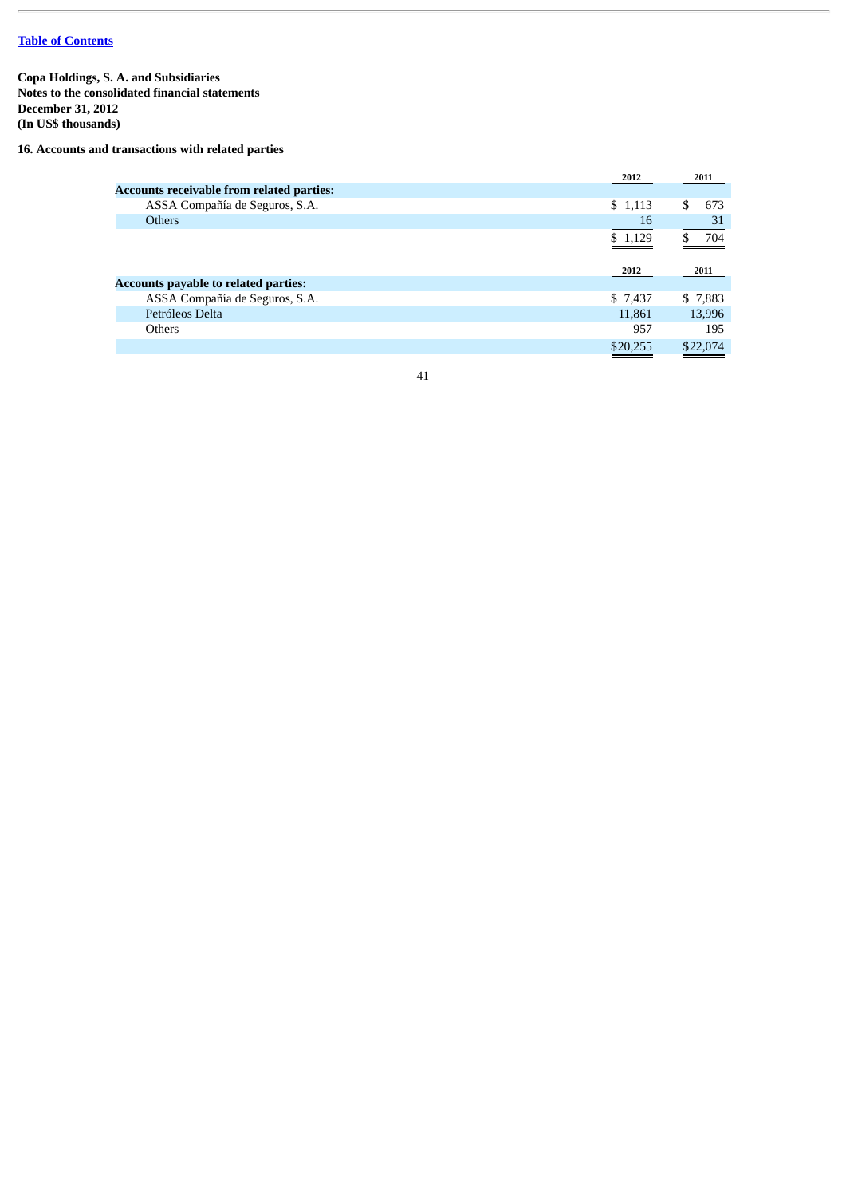[Table of Contents](#)

**Copa Holdings, S. A. and Subsidiaries**
**Notes to the consolidated financial statements**
**December 31, 2012**
**(In US$ thousands)**

**16. Accounts and transactions with related parties**

| | 2012 | 2011 |
|---|---|---|
| **Accounts receivable from related parties:** | | |
| ASSA Compañía de Seguros, S.A. | $ 1,113 | $ 673 |
| Others | 16 | 31 |
| | $ 1,129 | $ 704 |

| | 2012 | 2011 |
|---|---|---|
| **Accounts payable to related parties:** | | |
| ASSA Compañía de Seguros, S.A. | $ 7,437 | $ 7,883 |
| Petróleos Delta | 11,861 | 13,996 |
| Others | 957 | 195 |
| | $20,255 | $22,074 |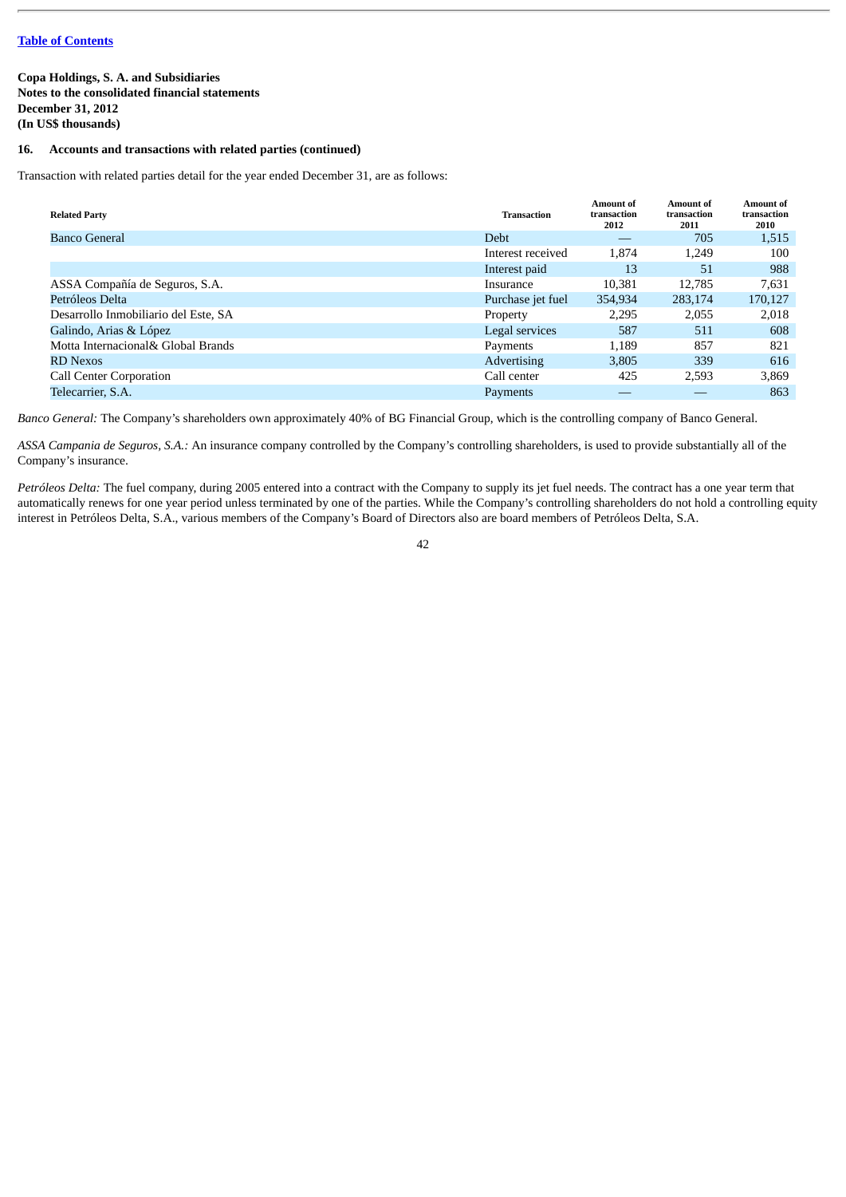Table of Contents

**Copa Holdings, S. A. and Subsidiaries**
**Notes to the consolidated financial statements**
**December 31, 2012**
**(In US$ thousands)**

**16. Accounts and transactions with related parties (continued)**

Transaction with related parties detail for the year ended December 31, are as follows:

| Related Party | Transaction | Amount of transaction 2012 | Amount of transaction 2011 | Amount of transaction 2010 |
|---|---|---|---|---|
| Banco General | Debt | — | 705 | 1,515 |
| | Interest received | 1,874 | 1,249 | 100 |
| | Interest paid | 13 | 51 | 988 |
| ASSA Compañía de Seguros, S.A. | Insurance | 10,381 | 12,785 | 7,631 |
| Petróleos Delta | Purchase jet fuel | 354,934 | 283,174 | 170,127 |
| Desarrollo Inmobiliario del Este, SA | Property | 2,295 | 2,055 | 2,018 |
| Galindo, Arias & López | Legal services | 587 | 511 | 608 |
| Motta Internacional& Global Brands | Payments | 1,189 | 857 | 821 |
| RD Nexos | Advertising | 3,805 | 339 | 616 |
| Call Center Corporation | Call center | 425 | 2,593 | 3,869 |
| Telecarrier, S.A. | Payments | — | — | 863 |

*Banco General:* The Company's shareholders own approximately 40% of BG Financial Group, which is the controlling company of Banco General.

*ASSA Campania de Seguros, S.A.:* An insurance company controlled by the Company's controlling shareholders, is used to provide substantially all of the Company's insurance.

*Petróleos Delta:* The fuel company, during 2005 entered into a contract with the Company to supply its jet fuel needs. The contract has a one year term that automatically renews for one year period unless terminated by one of the parties. While the Company's controlling shareholders do not hold a controlling equity interest in Petróleos Delta, S.A., various members of the Company's Board of Directors also are board members of Petróleos Delta, S.A.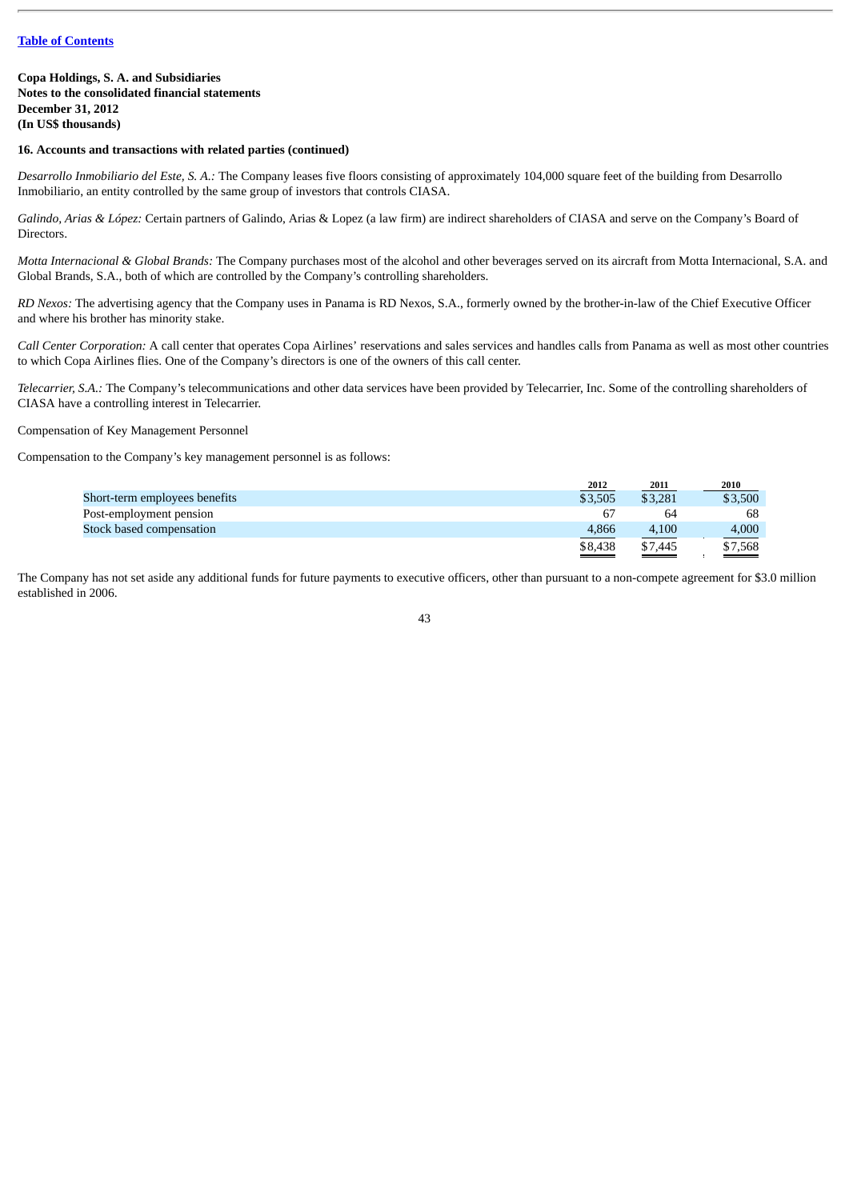[Table of Contents](#)

**Copa Holdings, S. A. and Subsidiaries**
**Notes to the consolidated financial statements**
**December 31, 2012**
**(In US$ thousands)**

**16. Accounts and transactions with related parties (continued)**

*Desarrollo Inmobiliario del Este, S. A.:* The Company leases five floors consisting of approximately 104,000 square feet of the building from Desarrollo Inmobiliario, an entity controlled by the same group of investors that controls CIASA.

*Galindo, Arias & López:* Certain partners of Galindo, Arias & Lopez (a law firm) are indirect shareholders of CIASA and serve on the Company's Board of Directors.

*Motta Internacional & Global Brands:* The Company purchases most of the alcohol and other beverages served on its aircraft from Motta Internacional, S.A. and Global Brands, S.A., both of which are controlled by the Company's controlling shareholders.

*RD Nexos:* The advertising agency that the Company uses in Panama is RD Nexos, S.A., formerly owned by the brother-in-law of the Chief Executive Officer and where his brother has minority stake.

*Call Center Corporation:* A call center that operates Copa Airlines' reservations and sales services and handles calls from Panama as well as most other countries to which Copa Airlines flies. One of the Company's directors is one of the owners of this call center.

*Telecarrier, S.A.:* The Company's telecommunications and other data services have been provided by Telecarrier, Inc. Some of the controlling shareholders of CIASA have a controlling interest in Telecarrier.

Compensation of Key Management Personnel

Compensation to the Company's key management personnel is as follows:

| | 2012 | 2011 | 2010 |
|---|---|---|---|
| Short-term employees benefits | $3,505 | $3,281 | $3,500 |
| Post-employment pension | 67 | 64 | 68 |
| Stock based compensation | 4,866 | 4,100 | 4,000 |
| | $8,438 | $7,445 | $7,568 |

The Company has not set aside any additional funds for future payments to executive officers, other than pursuant to a non-compete agreement for $3.0 million established in 2006.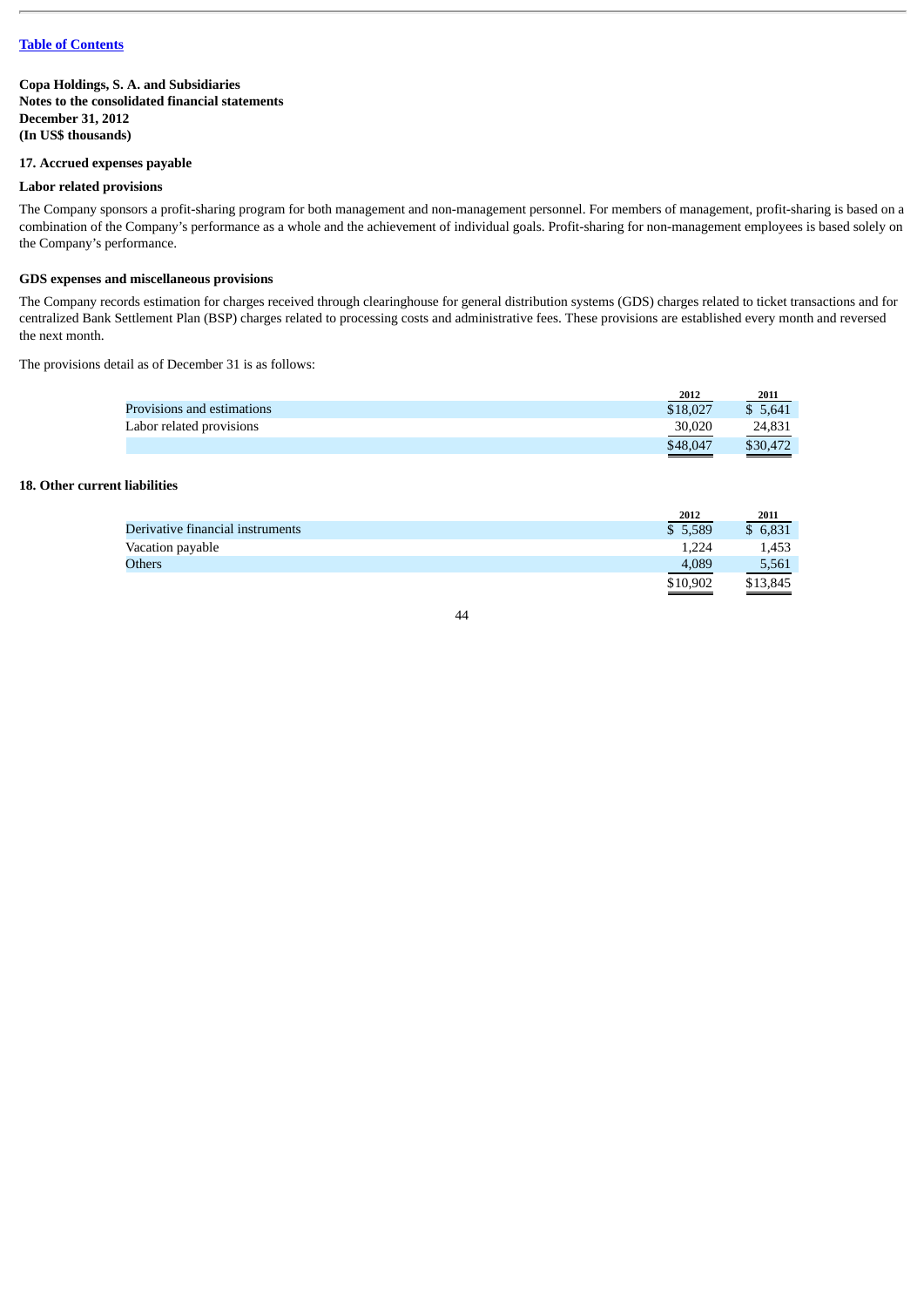[Table of Contents](#)

**Copa Holdings, S. A. and Subsidiaries**
**Notes to the consolidated financial statements**
**December 31, 2012**
**(In US$ thousands)**

### 17. Accrued expenses payable

#### Labor related provisions

The Company sponsors a profit-sharing program for both management and non-management personnel. For members of management, profit-sharing is based on a combination of the Company's performance as a whole and the achievement of individual goals. Profit-sharing for non-management employees is based solely on the Company's performance.

#### GDS expenses and miscellaneous provisions

The Company records estimation for charges received through clearinghouse for general distribution systems (GDS) charges related to ticket transactions and for centralized Bank Settlement Plan (BSP) charges related to processing costs and administrative fees. These provisions are established every month and reversed the next month.

The provisions detail as of December 31 is as follows:

| | 2012 | 2011 |
|---|---|---|
| Provisions and estimations | $18,027 | $ 5,641 |
| Labor related provisions | 30,020 | 24,831 |
| | $48,047 | $30,472 |

### 18. Other current liabilities

| | 2012 | 2011 |
|---|---|---|
| Derivative financial instruments | $ 5,589 | $ 6,831 |
| Vacation payable | 1,224 | 1,453 |
| Others | 4,089 | 5,561 |
| | $10,902 | $13,845 |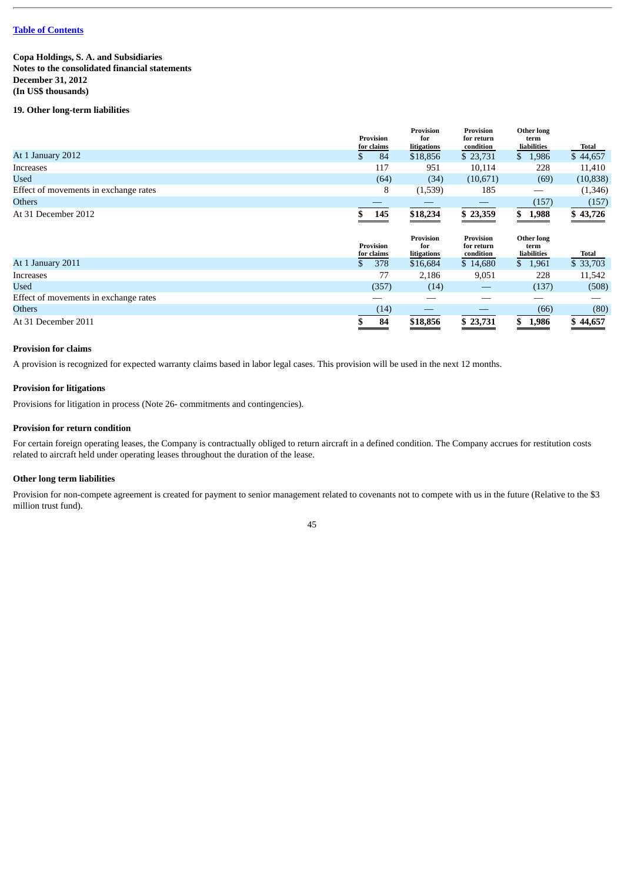[Table of Contents](#)

**Copa Holdings, S. A. and Subsidiaries**
**Notes to the consolidated financial statements**
**December 31, 2012**
**(In US$ thousands)**

### 19. Other long-term liabilities

| | Provision for claims | Provision for litigations | Provision for return condition | Other long term liabilities | Total |
|---|---|---|---|---|---|
| At 1 January 2012 | $ 84 | $18,856 | $ 23,731 | $ 1,986 | $ 44,657 |
| Increases | 117 | 951 | 10,114 | 228 | 11,410 |
| Used | (64) | (34) | (10,671) | (69) | (10,838) |
| Effect of movements in exchange rates | 8 | (1,539) | 185 | — | (1,346) |
| Others | — | — | — | (157) | (157) |
| At 31 December 2012 | **$ 145** | **$18,234** | **$ 23,359** | **$ 1,988** | **$ 43,726** |

| | Provision for claims | Provision for litigations | Provision for return condition | Other long term liabilities | Total |
|---|---|---|---|---|---|
| At 1 January 2011 | $ 378 | $16,684 | $ 14,680 | $ 1,961 | $ 33,703 |
| Increases | 77 | 2,186 | 9,051 | 228 | 11,542 |
| Used | (357) | (14) | — | (137) | (508) |
| Effect of movements in exchange rates | — | — | — | — | — |
| Others | (14) | — | — | (66) | (80) |
| At 31 December 2011 | **$ 84** | **$18,856** | **$ 23,731** | **$ 1,986** | **$ 44,657** |

**Provision for claims**

A provision is recognized for expected warranty claims based in labor legal cases. This provision will be used in the next 12 months.

**Provision for litigations**

Provisions for litigation in process (Note 26- commitments and contingencies).

**Provision for return condition**

For certain foreign operating leases, the Company is contractually obliged to return aircraft in a defined condition. The Company accrues for restitution costs related to aircraft held under operating leases throughout the duration of the lease.

**Other long term liabilities**

Provision for non-compete agreement is created for payment to senior management related to covenants not to compete with us in the future (Relative to the $3 million trust fund).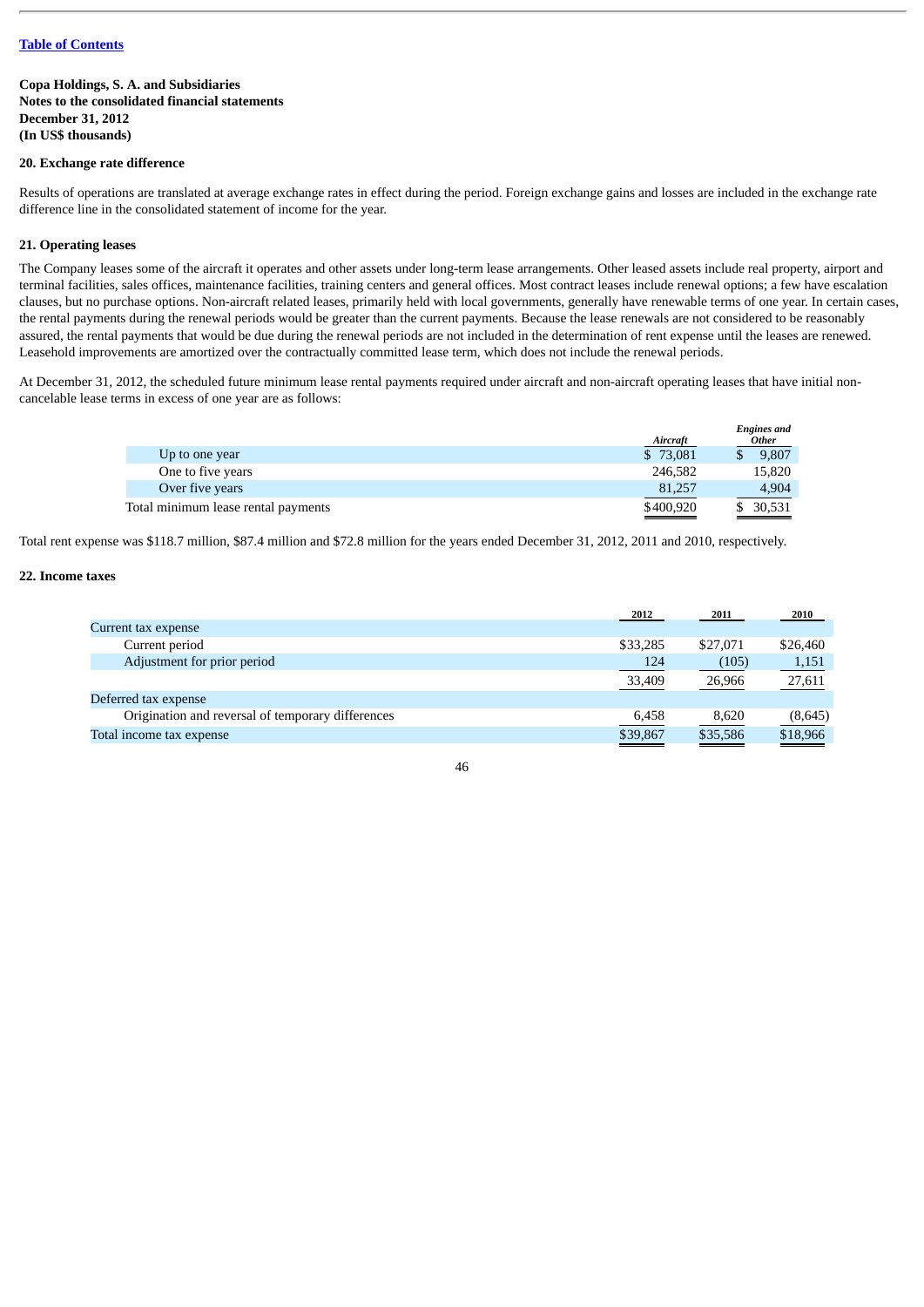[Table of Contents](#)

**Copa Holdings, S. A. and Subsidiaries**
**Notes to the consolidated financial statements**
**December 31, 2012**
**(In US$ thousands)**

**20. Exchange rate difference**

Results of operations are translated at average exchange rates in effect during the period. Foreign exchange gains and losses are included in the exchange rate difference line in the consolidated statement of income for the year.

**21. Operating leases**

The Company leases some of the aircraft it operates and other assets under long-term lease arrangements. Other leased assets include real property, airport and terminal facilities, sales offices, maintenance facilities, training centers and general offices. Most contract leases include renewal options; a few have escalation clauses, but no purchase options. Non-aircraft related leases, primarily held with local governments, generally have renewable terms of one year. In certain cases, the rental payments during the renewal periods would be greater than the current payments. Because the lease renewals are not considered to be reasonably assured, the rental payments that would be due during the renewal periods are not included in the determination of rent expense until the leases are renewed. Leasehold improvements are amortized over the contractually committed lease term, which does not include the renewal periods.

At December 31, 2012, the scheduled future minimum lease rental payments required under aircraft and non-aircraft operating leases that have initial non-cancelable lease terms in excess of one year are as follows:

| | *Aircraft* | *Engines and Other* |
|---|---|---|
| Up to one year | $ 73,081 | $ 9,807 |
| One to five years | 246,582 | 15,820 |
| Over five years | 81,257 | 4,904 |
| Total minimum lease rental payments | $400,920 | $ 30,531 |

Total rent expense was $118.7 million, $87.4 million and $72.8 million for the years ended December 31, 2012, 2011 and 2010, respectively.

**22. Income taxes**

| | 2012 | 2011 | 2010 |
|---|---|---|---|
| Current tax expense | | | |
| Current period | $33,285 | $27,071 | $26,460 |
| Adjustment for prior period | 124 | (105) | 1,151 |
| | 33,409 | 26,966 | 27,611 |
| Deferred tax expense | | | |
| Origination and reversal of temporary differences | 6,458 | 8,620 | (8,645) |
| Total income tax expense | $39,867 | $35,586 | $18,966 |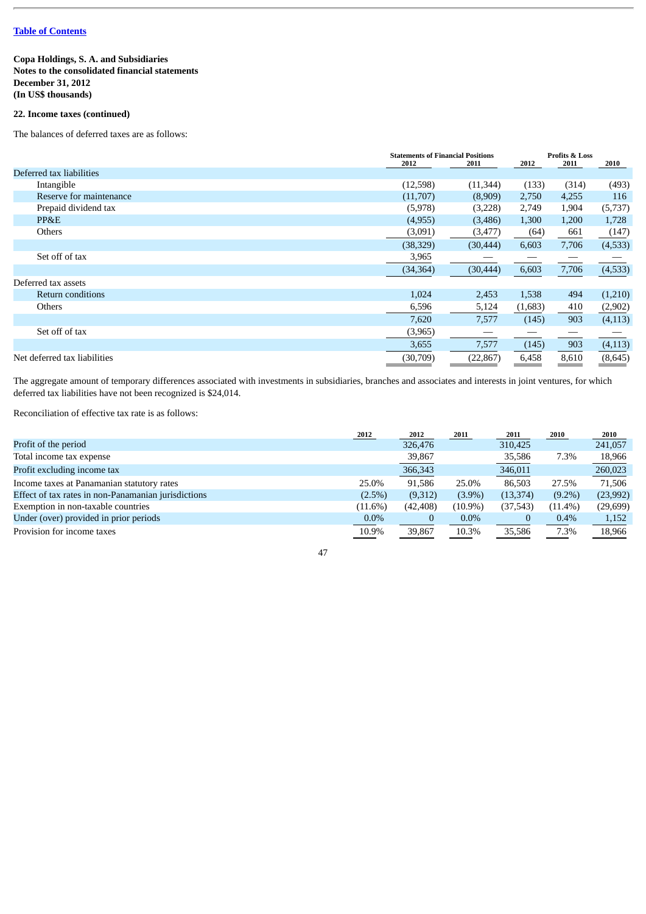[Table of Contents](#)

**Copa Holdings, S. A. and Subsidiaries**
**Notes to the consolidated financial statements**
**December 31, 2012**
**(In US$ thousands)**

**22. Income taxes (continued)**

The balances of deferred taxes are as follows:

| | Statements of Financial Positions | | Profits & Loss | | |
|---|---|---|---|---|---|
| | 2012 | 2011 | 2012 | 2011 | 2010 |
| Deferred tax liabilities | | | | | |
| Intangible | (12,598) | (11,344) | (133) | (314) | (493) |
| Reserve for maintenance | (11,707) | (8,909) | 2,750 | 4,255 | 116 |
| Prepaid dividend tax | (5,978) | (3,228) | 2,749 | 1,904 | (5,737) |
| PP&E | (4,955) | (3,486) | 1,300 | 1,200 | 1,728 |
| Others | (3,091) | (3,477) | (64) | 661 | (147) |
| | (38,329) | (30,444) | 6,603 | 7,706 | (4,533) |
| Set off of tax | 3,965 | — | — | — | — |
| | (34,364) | (30,444) | 6,603 | 7,706 | (4,533) |
| Deferred tax assets | | | | | |
| Return conditions | 1,024 | 2,453 | 1,538 | 494 | (1,210) |
| Others | 6,596 | 5,124 | (1,683) | 410 | (2,902) |
| | 7,620 | 7,577 | (145) | 903 | (4,113) |
| Set off of tax | (3,965) | — | — | — | — |
| | 3,655 | 7,577 | (145) | 903 | (4,113) |
| Net deferred tax liabilities | (30,709) | (22,867) | 6,458 | 8,610 | (8,645) |

The aggregate amount of temporary differences associated with investments in subsidiaries, branches and associates and interests in joint ventures, for which deferred tax liabilities have not been recognized is $24,014.

Reconciliation of effective tax rate is as follows:

| | 2012 | 2012 | 2011 | 2011 | 2010 | 2010 |
|---|---|---|---|---|---|---|
| Profit of the period | | 326,476 | | 310,425 | | 241,057 |
| Total income tax expense | | 39,867 | | 35,586 | 7.3% | 18,966 |
| Profit excluding income tax | | 366,343 | | 346,011 | | 260,023 |
| Income taxes at Panamanian statutory rates | 25.0% | 91,586 | 25.0% | 86,503 | 27.5% | 71,506 |
| Effect of tax rates in non-Panamanian jurisdictions | (2.5%) | (9,312) | (3.9%) | (13,374) | (9.2%) | (23,992) |
| Exemption in non-taxable countries | (11.6%) | (42,408) | (10.9%) | (37,543) | (11.4%) | (29,699) |
| Under (over) provided in prior periods | 0.0% | 0 | 0.0% | 0 | 0.4% | 1,152 |
| Provision for income taxes | 10.9% | 39,867 | 10.3% | 35,586 | 7.3% | 18,966 |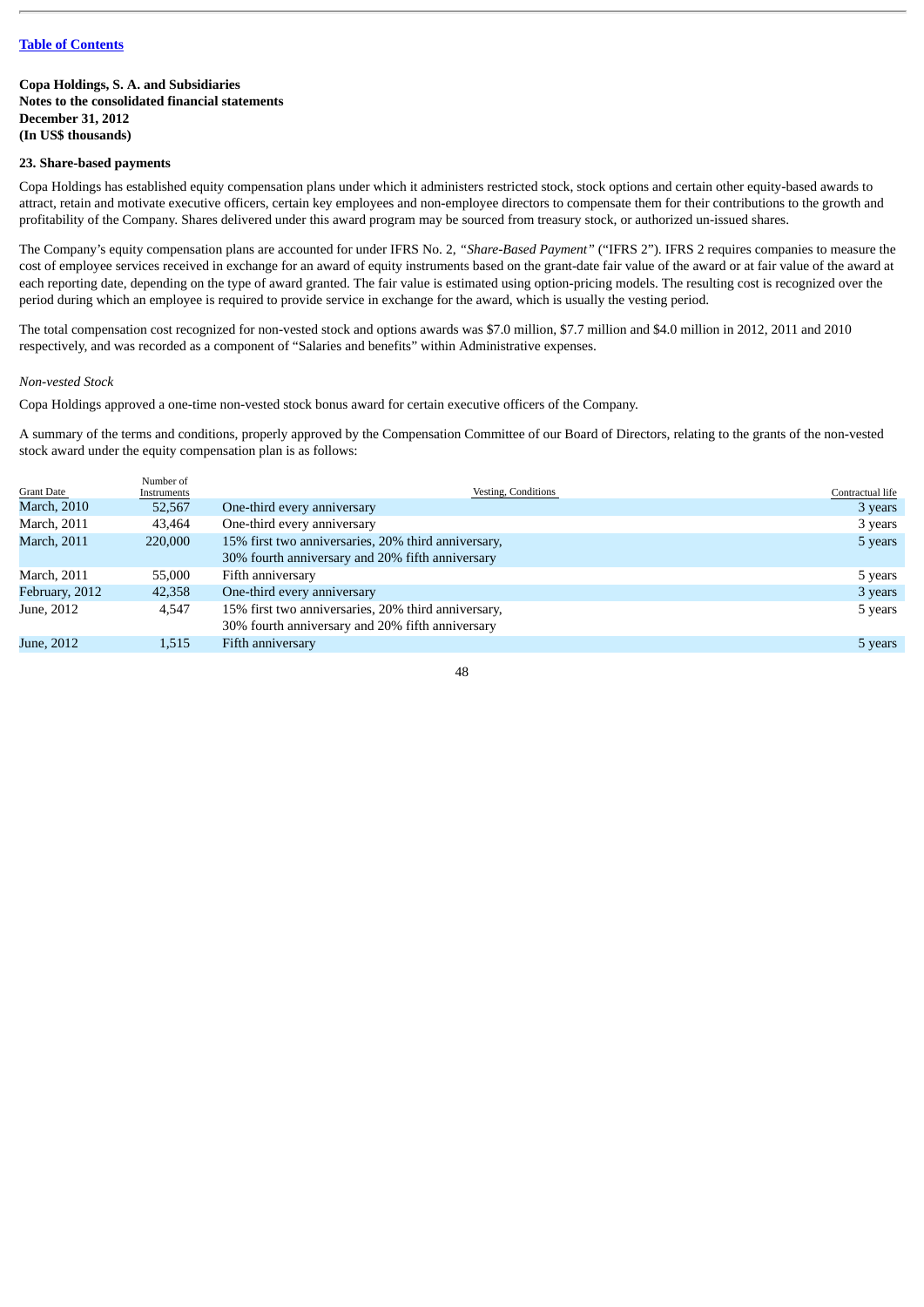[Table of Contents](#)

**Copa Holdings, S. A. and Subsidiaries**
**Notes to the consolidated financial statements**
**December 31, 2012**
**(In US$ thousands)**

**23. Share-based payments**

Copa Holdings has established equity compensation plans under which it administers restricted stock, stock options and certain other equity-based awards to attract, retain and motivate executive officers, certain key employees and non-employee directors to compensate them for their contributions to the growth and profitability of the Company. Shares delivered under this award program may be sourced from treasury stock, or authorized un-issued shares.

The Company's equity compensation plans are accounted for under IFRS No. 2, *"Share-Based Payment"* ("IFRS 2"). IFRS 2 requires companies to measure the cost of employee services received in exchange for an award of equity instruments based on the grant-date fair value of the award or at fair value of the award at each reporting date, depending on the type of award granted. The fair value is estimated using option-pricing models. The resulting cost is recognized over the period during which an employee is required to provide service in exchange for the award, which is usually the vesting period.

The total compensation cost recognized for non-vested stock and options awards was $7.0 million, $7.7 million and $4.0 million in 2012, 2011 and 2010 respectively, and was recorded as a component of "Salaries and benefits" within Administrative expenses.

*Non-vested Stock*

Copa Holdings approved a one-time non-vested stock bonus award for certain executive officers of the Company.

A summary of the terms and conditions, properly approved by the Compensation Committee of our Board of Directors, relating to the grants of the non-vested stock award under the equity compensation plan is as follows:

| Grant Date | Number of Instruments | Vesting, Conditions | Contractual life |
|---|---|---|---|
| March, 2010 | 52,567 | One-third every anniversary | 3 years |
| March, 2011 | 43,464 | One-third every anniversary | 3 years |
| March, 2011 | 220,000 | 15% first two anniversaries, 20% third anniversary, 30% fourth anniversary and 20% fifth anniversary | 5 years |
| March, 2011 | 55,000 | Fifth anniversary | 5 years |
| February, 2012 | 42,358 | One-third every anniversary | 3 years |
| June, 2012 | 4,547 | 15% first two anniversaries, 20% third anniversary, 30% fourth anniversary and 20% fifth anniversary | 5 years |
| June, 2012 | 1,515 | Fifth anniversary | 5 years |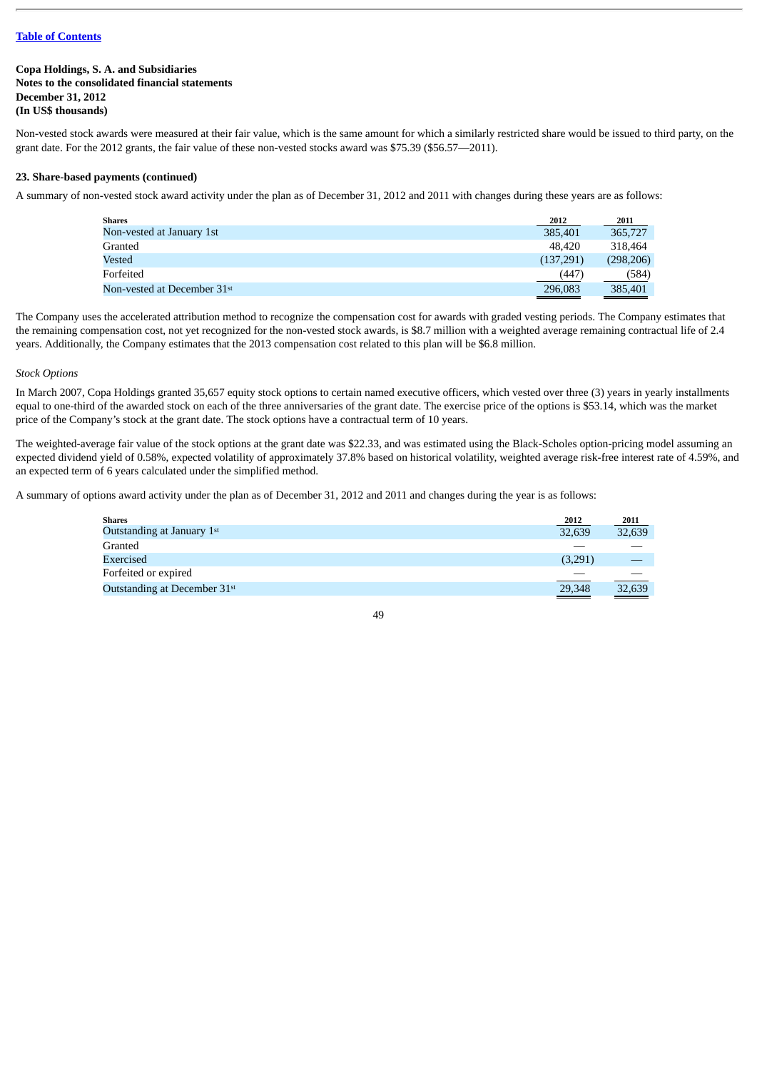**Copa Holdings, S. A. and Subsidiaries**
**Notes to the consolidated financial statements**
**December 31, 2012**
**(In US$ thousands)**

Non-vested stock awards were measured at their fair value, which is the same amount for which a similarly restricted share would be issued to third party, on the grant date. For the 2012 grants, the fair value of these non-vested stocks award was $75.39 ($56.57—2011).

**23. Share-based payments (continued)**

A summary of non-vested stock award activity under the plan as of December 31, 2012 and 2011 with changes during these years are as follows:

| Shares | 2012 | 2011 |
|---|---|---|
| Non-vested at January 1st | 385,401 | 365,727 |
| Granted | 48,420 | 318,464 |
| Vested | (137,291) | (298,206) |
| Forfeited | (447) | (584) |
| Non-vested at December 31st | 296,083 | 385,401 |

The Company uses the accelerated attribution method to recognize the compensation cost for awards with graded vesting periods. The Company estimates that the remaining compensation cost, not yet recognized for the non-vested stock awards, is $8.7 million with a weighted average remaining contractual life of 2.4 years. Additionally, the Company estimates that the 2013 compensation cost related to this plan will be $6.8 million.

*Stock Options*

In March 2007, Copa Holdings granted 35,657 equity stock options to certain named executive officers, which vested over three (3) years in yearly installments equal to one-third of the awarded stock on each of the three anniversaries of the grant date. The exercise price of the options is $53.14, which was the market price of the Company's stock at the grant date. The stock options have a contractual term of 10 years.

The weighted-average fair value of the stock options at the grant date was $22.33, and was estimated using the Black-Scholes option-pricing model assuming an expected dividend yield of 0.58%, expected volatility of approximately 37.8% based on historical volatility, weighted average risk-free interest rate of 4.59%, and an expected term of 6 years calculated under the simplified method.

A summary of options award activity under the plan as of December 31, 2012 and 2011 and changes during the year is as follows:

| Shares | 2012 | 2011 |
|---|---|---|
| Outstanding at January 1st | 32,639 | 32,639 |
| Granted | — | — |
| Exercised | (3,291) | — |
| Forfeited or expired | — | — |
| Outstanding at December 31st | 29,348 | 32,639 |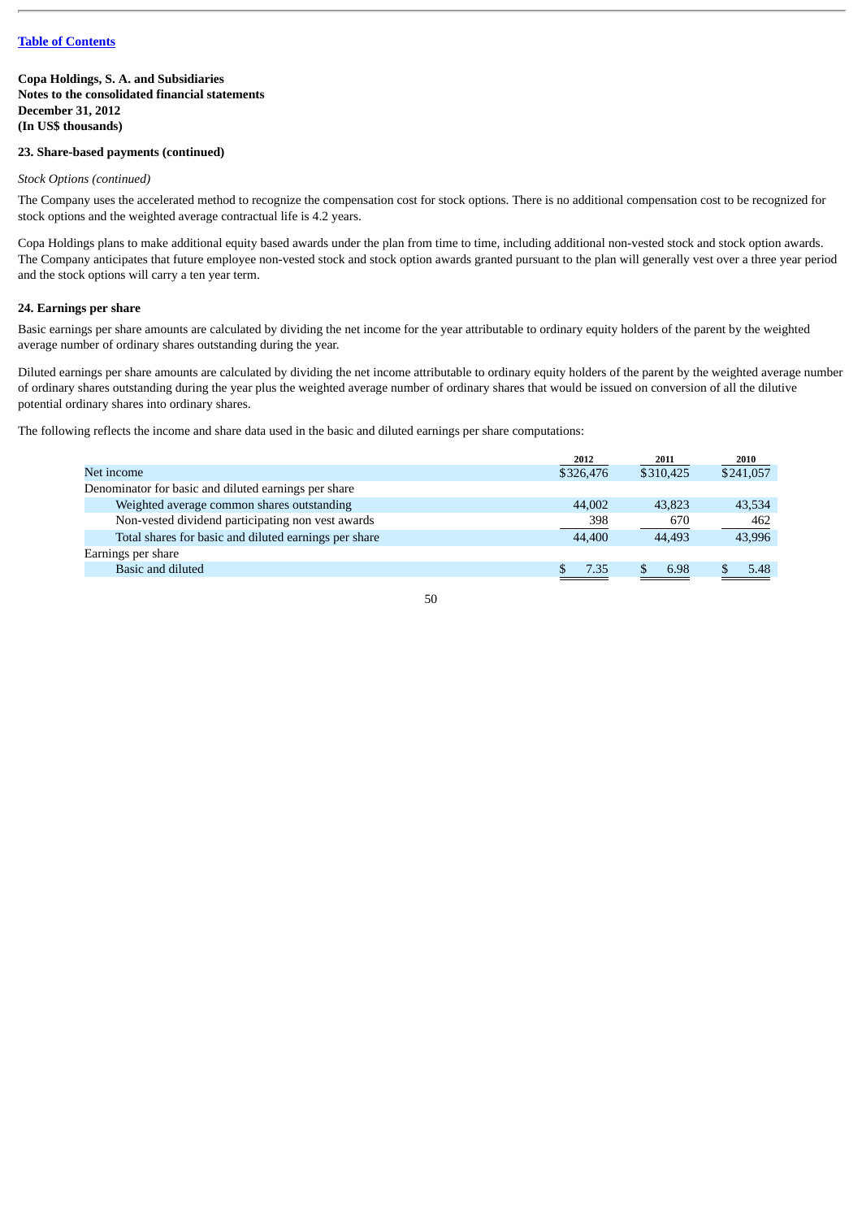[Table of Contents](#)

**Copa Holdings, S. A. and Subsidiaries**
**Notes to the consolidated financial statements**
**December 31, 2012**
**(In US$ thousands)**

**23. Share-based payments (continued)**

*Stock Options (continued)*

The Company uses the accelerated method to recognize the compensation cost for stock options. There is no additional compensation cost to be recognized for stock options and the weighted average contractual life is 4.2 years.

Copa Holdings plans to make additional equity based awards under the plan from time to time, including additional non-vested stock and stock option awards. The Company anticipates that future employee non-vested stock and stock option awards granted pursuant to the plan will generally vest over a three year period and the stock options will carry a ten year term.

**24. Earnings per share**

Basic earnings per share amounts are calculated by dividing the net income for the year attributable to ordinary equity holders of the parent by the weighted average number of ordinary shares outstanding during the year.

Diluted earnings per share amounts are calculated by dividing the net income attributable to ordinary equity holders of the parent by the weighted average number of ordinary shares outstanding during the year plus the weighted average number of ordinary shares that would be issued on conversion of all the dilutive potential ordinary shares into ordinary shares.

The following reflects the income and share data used in the basic and diluted earnings per share computations:

| | 2012 | 2011 | 2010 |
|---|---|---|---|
| Net income | $326,476 | $310,425 | $241,057 |
| Denominator for basic and diluted earnings per share | | | |
| Weighted average common shares outstanding | 44,002 | 43,823 | 43,534 |
| Non-vested dividend participating non vest awards | 398 | 670 | 462 |
| Total shares for basic and diluted earnings per share | 44,400 | 44,493 | 43,996 |
| Earnings per share | | | |
| Basic and diluted | $ 7.35 | $ 6.98 | $ 5.48 |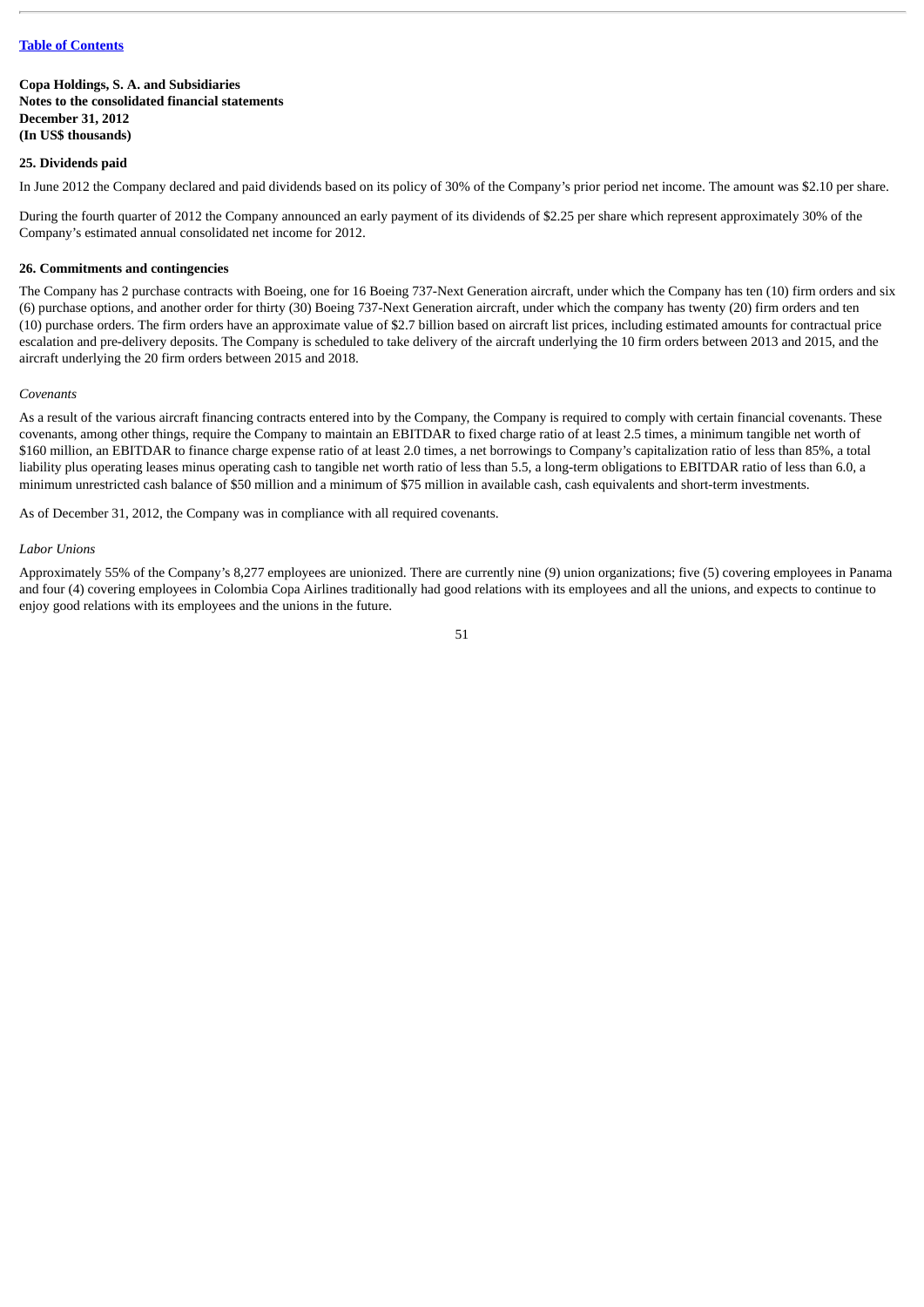**Copa Holdings, S. A. and Subsidiaries**
**Notes to the consolidated financial statements**
**December 31, 2012**
**(In US$ thousands)**

### 25. Dividends paid

In June 2012 the Company declared and paid dividends based on its policy of 30% of the Company's prior period net income. The amount was $2.10 per share.

During the fourth quarter of 2012 the Company announced an early payment of its dividends of $2.25 per share which represent approximately 30% of the Company's estimated annual consolidated net income for 2012.

### 26. Commitments and contingencies

The Company has 2 purchase contracts with Boeing, one for 16 Boeing 737-Next Generation aircraft, under which the Company has ten (10) firm orders and six (6) purchase options, and another order for thirty (30) Boeing 737-Next Generation aircraft, under which the company has twenty (20) firm orders and ten (10) purchase orders. The firm orders have an approximate value of $2.7 billion based on aircraft list prices, including estimated amounts for contractual price escalation and pre-delivery deposits. The Company is scheduled to take delivery of the aircraft underlying the 10 firm orders between 2013 and 2015, and the aircraft underlying the 20 firm orders between 2015 and 2018.

*Covenants*

As a result of the various aircraft financing contracts entered into by the Company, the Company is required to comply with certain financial covenants. These covenants, among other things, require the Company to maintain an EBITDAR to fixed charge ratio of at least 2.5 times, a minimum tangible net worth of $160 million, an EBITDAR to finance charge expense ratio of at least 2.0 times, a net borrowings to Company's capitalization ratio of less than 85%, a total liability plus operating leases minus operating cash to tangible net worth ratio of less than 5.5, a long-term obligations to EBITDAR ratio of less than 6.0, a minimum unrestricted cash balance of $50 million and a minimum of $75 million in available cash, cash equivalents and short-term investments.

As of December 31, 2012, the Company was in compliance with all required covenants.

*Labor Unions*

Approximately 55% of the Company's 8,277 employees are unionized. There are currently nine (9) union organizations; five (5) covering employees in Panama and four (4) covering employees in Colombia Copa Airlines traditionally had good relations with its employees and all the unions, and expects to continue to enjoy good relations with its employees and the unions in the future.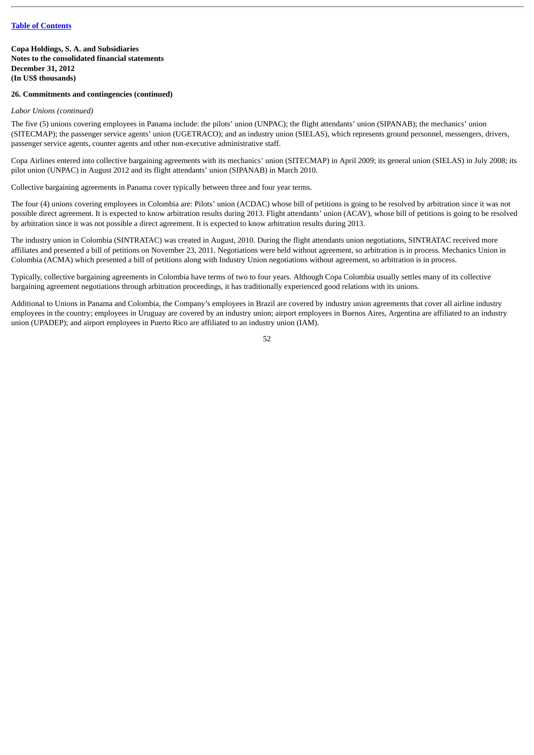[Table of Contents](#)

**Copa Holdings, S. A. and Subsidiaries**
**Notes to the consolidated financial statements**
**December 31, 2012**
**(In US$ thousands)**

**26. Commitments and contingencies (continued)**

*Labor Unions (continued)*

The five (5) unions covering employees in Panama include: the pilots' union (UNPAC); the flight attendants' union (SIPANAB); the mechanics' union (SITECMAP); the passenger service agents' union (UGETRACO); and an industry union (SIELAS), which represents ground personnel, messengers, drivers, passenger service agents, counter agents and other non-executive administrative staff.

Copa Airlines entered into collective bargaining agreements with its mechanics' union (SITECMAP) in April 2009; its general union (SIELAS) in July 2008; its pilot union (UNPAC) in August 2012 and its flight attendants' union (SIPANAB) in March 2010.

Collective bargaining agreements in Panama cover typically between three and four year terms.

The four (4) unions covering employees in Colombia are: Pilots' union (ACDAC) whose bill of petitions is going to be resolved by arbitration since it was not possible direct agreement. It is expected to know arbitration results during 2013. Flight attendants' union (ACAV), whose bill of petitions is going to be resolved by arbitration since it was not possible a direct agreement. It is expected to know arbitration results during 2013.

The industry union in Colombia (SINTRATAC) was created in August, 2010. During the flight attendants union negotiations, SINTRATAC received more affiliates and presented a bill of petitions on November 23, 2011. Negotiations were held without agreement, so arbitration is in process. Mechanics Union in Colombia (ACMA) which presented a bill of petitions along with Industry Union negotiations without agreement, so arbitration is in process.

Typically, collective bargaining agreements in Colombia have terms of two to four years. Although Copa Colombia usually settles many of its collective bargaining agreement negotiations through arbitration proceedings, it has traditionally experienced good relations with its unions.

Additional to Unions in Panama and Colombia, the Company's employees in Brazil are covered by industry union agreements that cover all airline industry employees in the country; employees in Uruguay are covered by an industry union; airport employees in Buenos Aires, Argentina are affiliated to an industry union (UPADEP); and airport employees in Puerto Rico are affiliated to an industry union (IAM).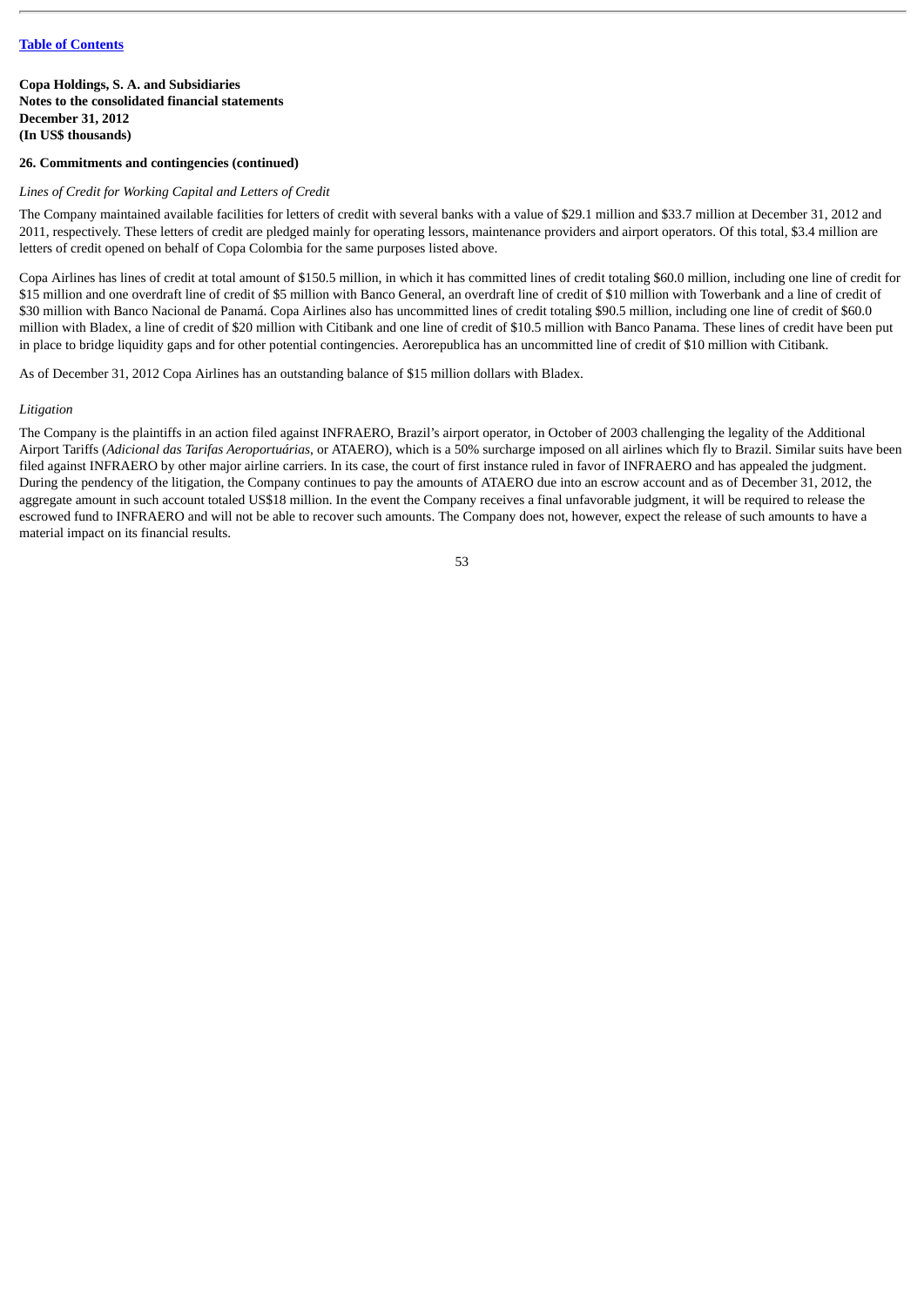**Copa Holdings, S. A. and Subsidiaries**
**Notes to the consolidated financial statements**
**December 31, 2012**
**(In US$ thousands)**

**26. Commitments and contingencies (continued)**

*Lines of Credit for Working Capital and Letters of Credit*

The Company maintained available facilities for letters of credit with several banks with a value of $29.1 million and $33.7 million at December 31, 2012 and 2011, respectively. These letters of credit are pledged mainly for operating lessors, maintenance providers and airport operators. Of this total, $3.4 million are letters of credit opened on behalf of Copa Colombia for the same purposes listed above.

Copa Airlines has lines of credit at total amount of $150.5 million, in which it has committed lines of credit totaling $60.0 million, including one line of credit for $15 million and one overdraft line of credit of $5 million with Banco General, an overdraft line of credit of $10 million with Towerbank and a line of credit of $30 million with Banco Nacional de Panamá. Copa Airlines also has uncommitted lines of credit totaling $90.5 million, including one line of credit of $60.0 million with Bladex, a line of credit of $20 million with Citibank and one line of credit of $10.5 million with Banco Panama. These lines of credit have been put in place to bridge liquidity gaps and for other potential contingencies. Aerorepublica has an uncommitted line of credit of $10 million with Citibank.

As of December 31, 2012 Copa Airlines has an outstanding balance of $15 million dollars with Bladex.

*Litigation*

The Company is the plaintiffs in an action filed against INFRAERO, Brazil's airport operator, in October of 2003 challenging the legality of the Additional Airport Tariffs (*Adicional das Tarifas Aeroportuárias*, or ATAERO), which is a 50% surcharge imposed on all airlines which fly to Brazil. Similar suits have been filed against INFRAERO by other major airline carriers. In its case, the court of first instance ruled in favor of INFRAERO and has appealed the judgment. During the pendency of the litigation, the Company continues to pay the amounts of ATAERO due into an escrow account and as of December 31, 2012, the aggregate amount in such account totaled US$18 million. In the event the Company receives a final unfavorable judgment, it will be required to release the escrowed fund to INFRAERO and will not be able to recover such amounts. The Company does not, however, expect the release of such amounts to have a material impact on its financial results.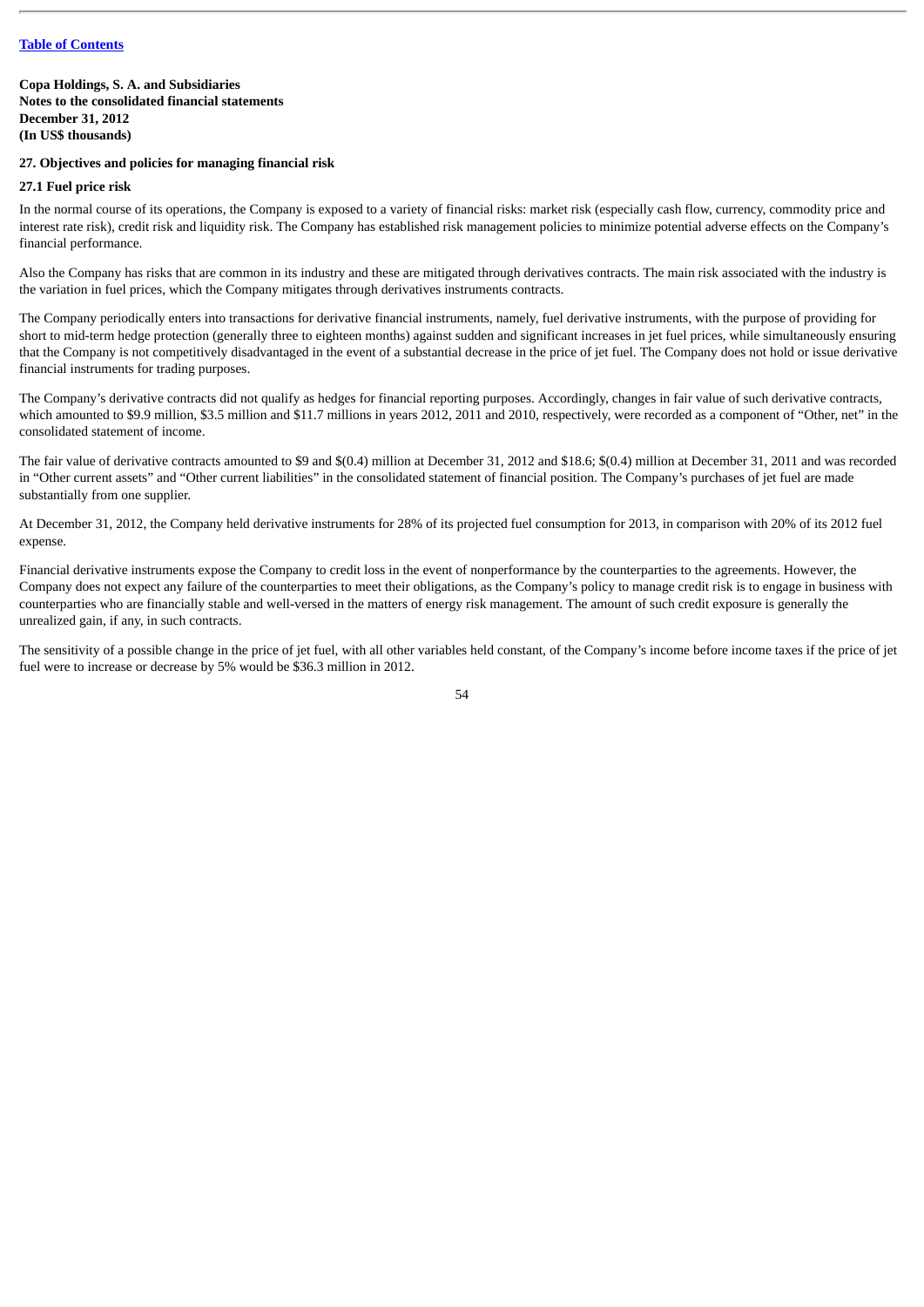**Copa Holdings, S. A. and Subsidiaries**
**Notes to the consolidated financial statements**
**December 31, 2012**
**(In US$ thousands)**

**27. Objectives and policies for managing financial risk**

**27.1 Fuel price risk**

In the normal course of its operations, the Company is exposed to a variety of financial risks: market risk (especially cash flow, currency, commodity price and interest rate risk), credit risk and liquidity risk. The Company has established risk management policies to minimize potential adverse effects on the Company's financial performance.

Also the Company has risks that are common in its industry and these are mitigated through derivatives contracts. The main risk associated with the industry is the variation in fuel prices, which the Company mitigates through derivatives instruments contracts.

The Company periodically enters into transactions for derivative financial instruments, namely, fuel derivative instruments, with the purpose of providing for short to mid-term hedge protection (generally three to eighteen months) against sudden and significant increases in jet fuel prices, while simultaneously ensuring that the Company is not competitively disadvantaged in the event of a substantial decrease in the price of jet fuel. The Company does not hold or issue derivative financial instruments for trading purposes.

The Company's derivative contracts did not qualify as hedges for financial reporting purposes. Accordingly, changes in fair value of such derivative contracts, which amounted to $9.9 million, $3.5 million and $11.7 millions in years 2012, 2011 and 2010, respectively, were recorded as a component of "Other, net" in the consolidated statement of income.

The fair value of derivative contracts amounted to $9 and $(0.4) million at December 31, 2012 and $18.6; $(0.4) million at December 31, 2011 and was recorded in "Other current assets" and "Other current liabilities" in the consolidated statement of financial position. The Company's purchases of jet fuel are made substantially from one supplier.

At December 31, 2012, the Company held derivative instruments for 28% of its projected fuel consumption for 2013, in comparison with 20% of its 2012 fuel expense.

Financial derivative instruments expose the Company to credit loss in the event of nonperformance by the counterparties to the agreements. However, the Company does not expect any failure of the counterparties to meet their obligations, as the Company's policy to manage credit risk is to engage in business with counterparties who are financially stable and well-versed in the matters of energy risk management. The amount of such credit exposure is generally the unrealized gain, if any, in such contracts.

The sensitivity of a possible change in the price of jet fuel, with all other variables held constant, of the Company's income before income taxes if the price of jet fuel were to increase or decrease by 5% would be $36.3 million in 2012.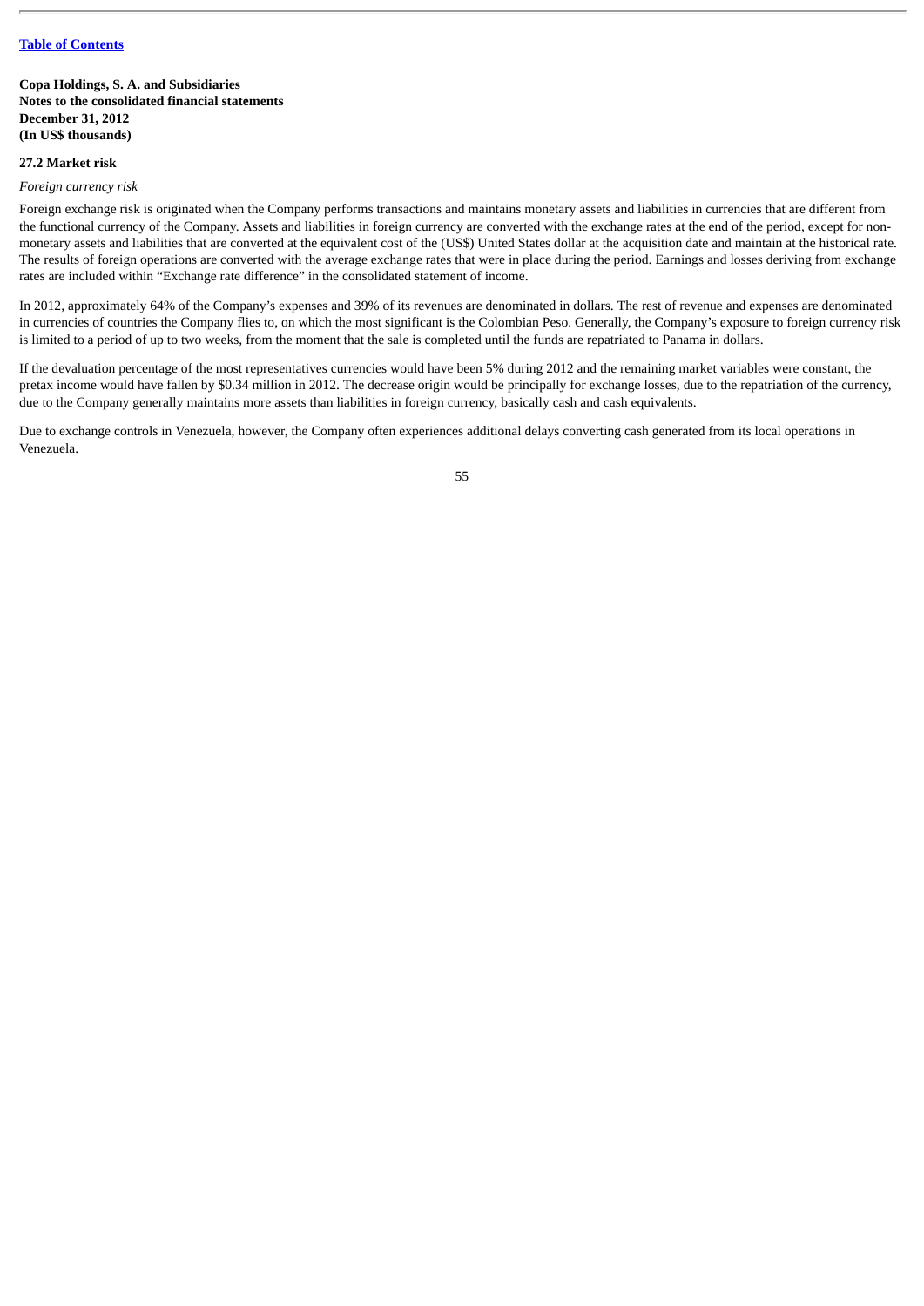[Table of Contents](#)

**Copa Holdings, S. A. and Subsidiaries**
**Notes to the consolidated financial statements**
**December 31, 2012**
**(In US$ thousands)**

**27.2 Market risk**

*Foreign currency risk*

Foreign exchange risk is originated when the Company performs transactions and maintains monetary assets and liabilities in currencies that are different from the functional currency of the Company. Assets and liabilities in foreign currency are converted with the exchange rates at the end of the period, except for non-monetary assets and liabilities that are converted at the equivalent cost of the (US$) United States dollar at the acquisition date and maintain at the historical rate. The results of foreign operations are converted with the average exchange rates that were in place during the period. Earnings and losses deriving from exchange rates are included within "Exchange rate difference" in the consolidated statement of income.

In 2012, approximately 64% of the Company's expenses and 39% of its revenues are denominated in dollars. The rest of revenue and expenses are denominated in currencies of countries the Company flies to, on which the most significant is the Colombian Peso. Generally, the Company's exposure to foreign currency risk is limited to a period of up to two weeks, from the moment that the sale is completed until the funds are repatriated to Panama in dollars.

If the devaluation percentage of the most representatives currencies would have been 5% during 2012 and the remaining market variables were constant, the pretax income would have fallen by $0.34 million in 2012. The decrease origin would be principally for exchange losses, due to the repatriation of the currency, due to the Company generally maintains more assets than liabilities in foreign currency, basically cash and cash equivalents.

Due to exchange controls in Venezuela, however, the Company often experiences additional delays converting cash generated from its local operations in Venezuela.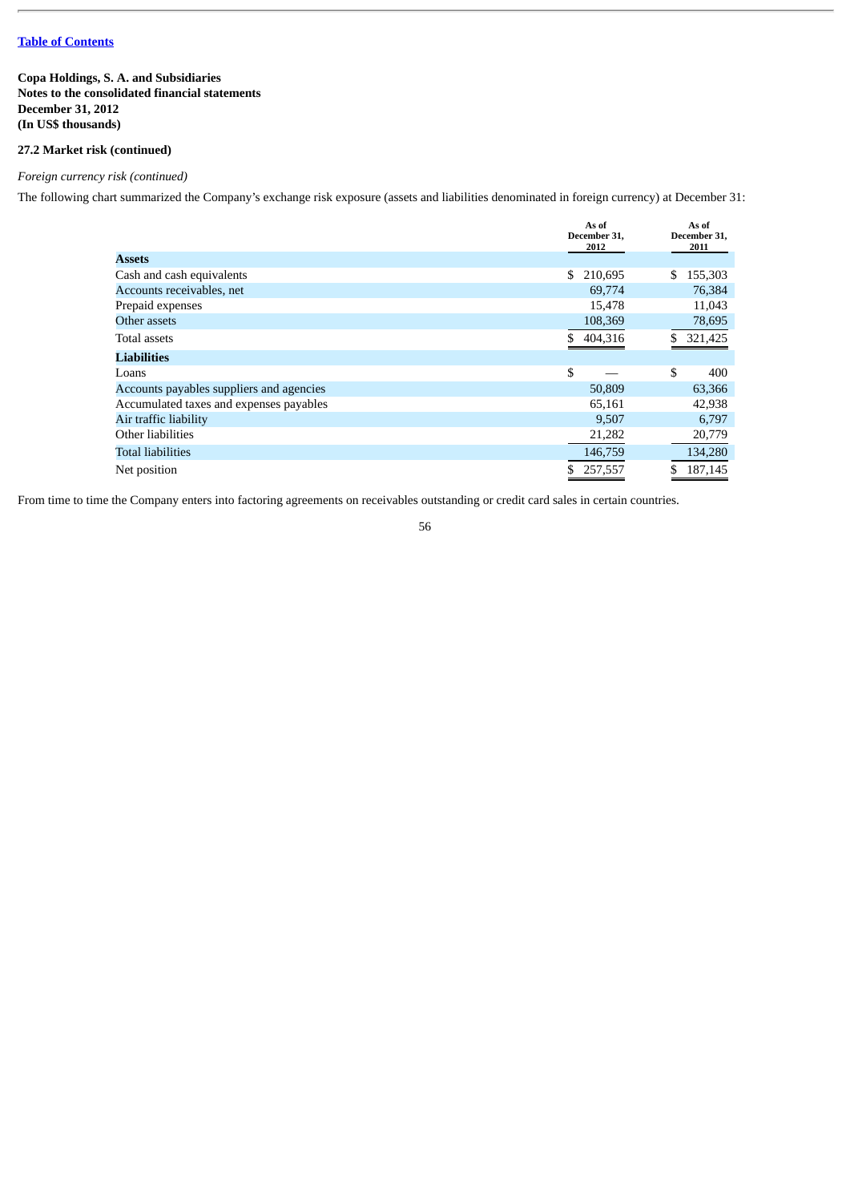**Copa Holdings, S. A. and Subsidiaries**
**Notes to the consolidated financial statements**
**December 31, 2012**
**(In US$ thousands)**

**27.2 Market risk (continued)**

*Foreign currency risk (continued)*

The following chart summarized the Company's exchange risk exposure (assets and liabilities denominated in foreign currency) at December 31:

| | As of December 31, 2012 | As of December 31, 2011 |
|---|---|---|
| **Assets** | | |
| Cash and cash equivalents | $ 210,695 | $ 155,303 |
| Accounts receivables, net | 69,774 | 76,384 |
| Prepaid expenses | 15,478 | 11,043 |
| Other assets | 108,369 | 78,695 |
| Total assets | $ 404,316 | $ 321,425 |
| **Liabilities** | | |
| Loans | $ — | $ 400 |
| Accounts payables suppliers and agencies | 50,809 | 63,366 |
| Accumulated taxes and expenses payables | 65,161 | 42,938 |
| Air traffic liability | 9,507 | 6,797 |
| Other liabilities | 21,282 | 20,779 |
| Total liabilities | 146,759 | 134,280 |
| Net position | $ 257,557 | $ 187,145 |

From time to time the Company enters into factoring agreements on receivables outstanding or credit card sales in certain countries.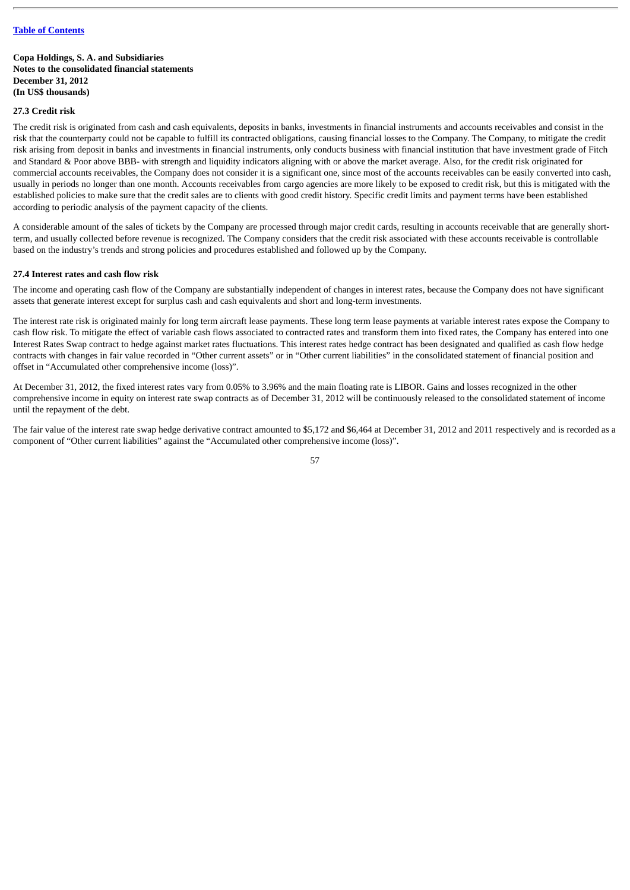**Copa Holdings, S. A. and Subsidiaries**
**Notes to the consolidated financial statements**
**December 31, 2012**
**(In US$ thousands)**

#### 27.3 Credit risk

The credit risk is originated from cash and cash equivalents, deposits in banks, investments in financial instruments and accounts receivables and consist in the risk that the counterparty could not be capable to fulfill its contracted obligations, causing financial losses to the Company. The Company, to mitigate the credit risk arising from deposit in banks and investments in financial instruments, only conducts business with financial institution that have investment grade of Fitch and Standard & Poor above BBB- with strength and liquidity indicators aligning with or above the market average. Also, for the credit risk originated for commercial accounts receivables, the Company does not consider it is a significant one, since most of the accounts receivables can be easily converted into cash, usually in periods no longer than one month. Accounts receivables from cargo agencies are more likely to be exposed to credit risk, but this is mitigated with the established policies to make sure that the credit sales are to clients with good credit history. Specific credit limits and payment terms have been established according to periodic analysis of the payment capacity of the clients.

A considerable amount of the sales of tickets by the Company are processed through major credit cards, resulting in accounts receivable that are generally short-term, and usually collected before revenue is recognized. The Company considers that the credit risk associated with these accounts receivable is controllable based on the industry's trends and strong policies and procedures established and followed up by the Company.

#### 27.4 Interest rates and cash flow risk

The income and operating cash flow of the Company are substantially independent of changes in interest rates, because the Company does not have significant assets that generate interest except for surplus cash and cash equivalents and short and long-term investments.

The interest rate risk is originated mainly for long term aircraft lease payments. These long term lease payments at variable interest rates expose the Company to cash flow risk. To mitigate the effect of variable cash flows associated to contracted rates and transform them into fixed rates, the Company has entered into one Interest Rates Swap contract to hedge against market rates fluctuations. This interest rates hedge contract has been designated and qualified as cash flow hedge contracts with changes in fair value recorded in "Other current assets" or in "Other current liabilities" in the consolidated statement of financial position and offset in "Accumulated other comprehensive income (loss)".

At December 31, 2012, the fixed interest rates vary from 0.05% to 3.96% and the main floating rate is LIBOR. Gains and losses recognized in the other comprehensive income in equity on interest rate swap contracts as of December 31, 2012 will be continuously released to the consolidated statement of income until the repayment of the debt.

The fair value of the interest rate swap hedge derivative contract amounted to $5,172 and $6,464 at December 31, 2012 and 2011 respectively and is recorded as a component of "Other current liabilities" against the "Accumulated other comprehensive income (loss)".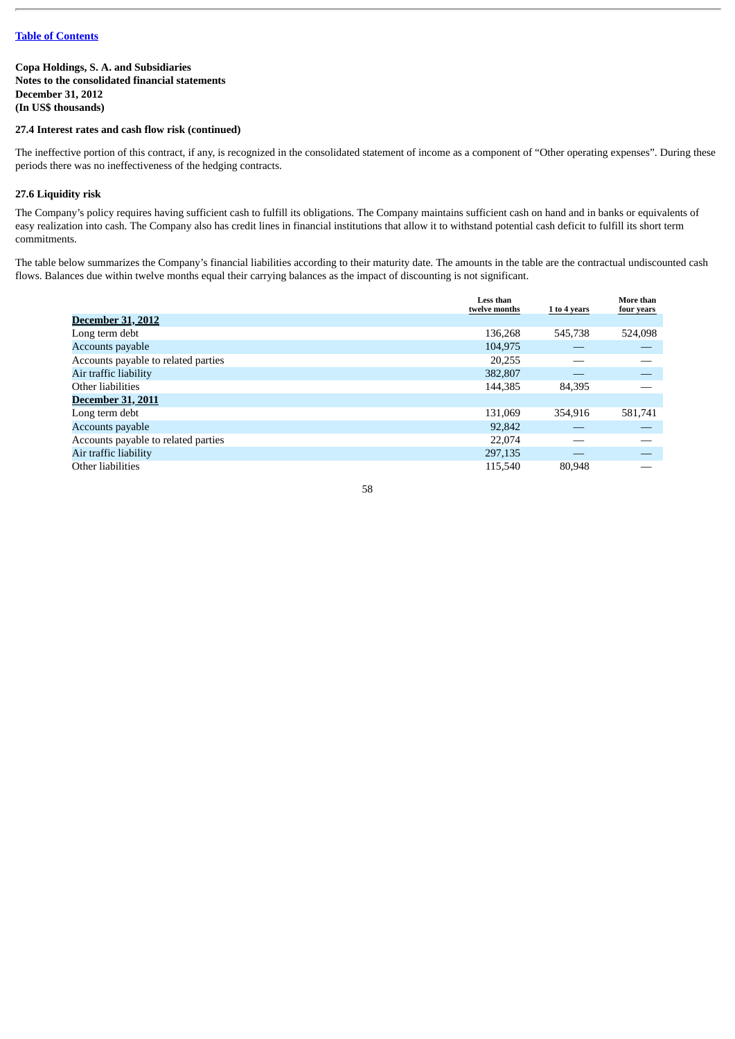[Table of Contents](#)

**Copa Holdings, S. A. and Subsidiaries**
**Notes to the consolidated financial statements**
**December 31, 2012**
**(In US$ thousands)**

**27.4 Interest rates and cash flow risk (continued)**

The ineffective portion of this contract, if any, is recognized in the consolidated statement of income as a component of "Other operating expenses". During these periods there was no ineffectiveness of the hedging contracts.

**27.6 Liquidity risk**

The Company's policy requires having sufficient cash to fulfill its obligations. The Company maintains sufficient cash on hand and in banks or equivalents of easy realization into cash. The Company also has credit lines in financial institutions that allow it to withstand potential cash deficit to fulfill its short term commitments.

The table below summarizes the Company's financial liabilities according to their maturity date. The amounts in the table are the contractual undiscounted cash flows. Balances due within twelve months equal their carrying balances as the impact of discounting is not significant.

| | Less than twelve months | 1 to 4 years | More than four years |
|---|---|---|---|
| **December 31, 2012** | | | |
| Long term debt | 136,268 | 545,738 | 524,098 |
| Accounts payable | 104,975 | — | — |
| Accounts payable to related parties | 20,255 | — | — |
| Air traffic liability | 382,807 | — | — |
| Other liabilities | 144,385 | 84,395 | — |
| **December 31, 2011** | | | |
| Long term debt | 131,069 | 354,916 | 581,741 |
| Accounts payable | 92,842 | — | — |
| Accounts payable to related parties | 22,074 | — | — |
| Air traffic liability | 297,135 | — | — |
| Other liabilities | 115,540 | 80,948 | — |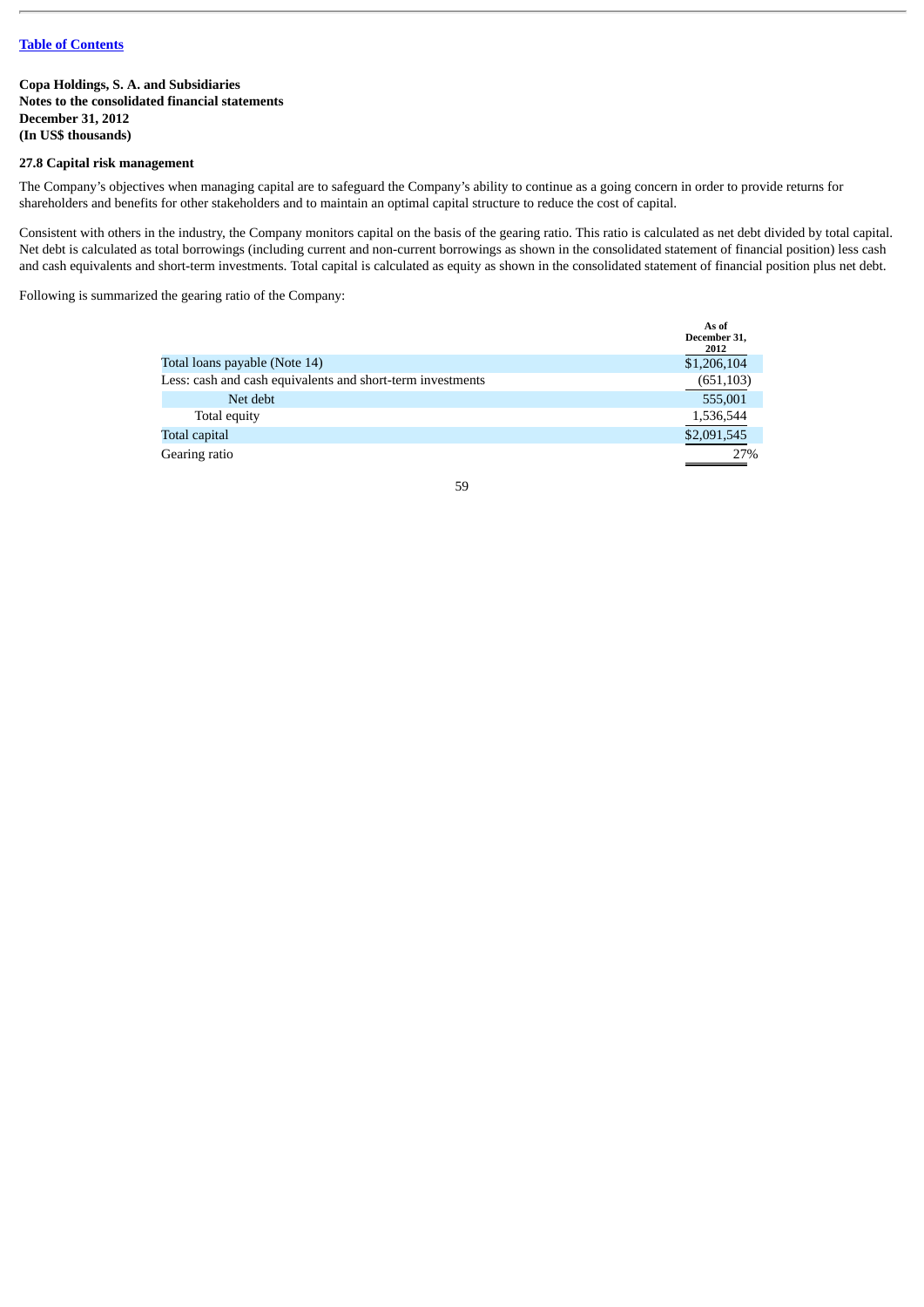Copa Holdings, S. A. and Subsidiaries
Notes to the consolidated financial statements
December 31, 2012
(In US$ thousands)

### 27.8 Capital risk management

The Company's objectives when managing capital are to safeguard the Company's ability to continue as a going concern in order to provide returns for shareholders and benefits for other stakeholders and to maintain an optimal capital structure to reduce the cost of capital.

Consistent with others in the industry, the Company monitors capital on the basis of the gearing ratio. This ratio is calculated as net debt divided by total capital. Net debt is calculated as total borrowings (including current and non-current borrowings as shown in the consolidated statement of financial position) less cash and cash equivalents and short-term investments. Total capital is calculated as equity as shown in the consolidated statement of financial position plus net debt.

Following is summarized the gearing ratio of the Company:

| | As of December 31, 2012 |
|---|---|
| Total loans payable (Note 14) | $1,206,104 |
| Less: cash and cash equivalents and short-term investments | (651,103) |
| Net debt | 555,001 |
| Total equity | 1,536,544 |
| Total capital | $2,091,545 |
| Gearing ratio | 27% |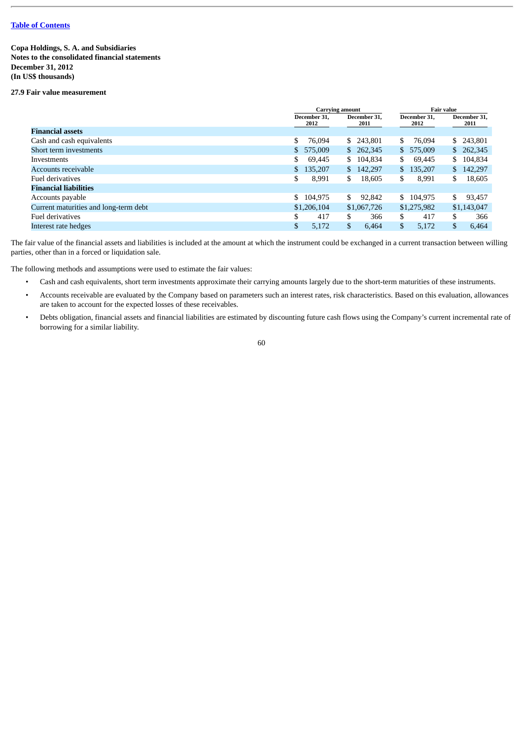Copa Holdings, S. A. and Subsidiaries
Notes to the consolidated financial statements
December 31, 2012
(In US$ thousands)

**27.9 Fair value measurement**

| | Carrying amount | | Fair value | |
|---|---|---|---|---|
| | December 31, 2012 | December 31, 2011 | December 31, 2012 | December 31, 2011 |
| **Financial assets** | | | | |
| Cash and cash equivalents | $ 76,094 | $ 243,801 | $ 76,094 | $ 243,801 |
| Short term investments | $ 575,009 | $ 262,345 | $ 575,009 | $ 262,345 |
| Investments | $ 69,445 | $ 104,834 | $ 69,445 | $ 104,834 |
| Accounts receivable | $ 135,207 | $ 142,297 | $ 135,207 | $ 142,297 |
| Fuel derivatives | $ 8,991 | $ 18,605 | $ 8,991 | $ 18,605 |
| **Financial liabilities** | | | | |
| Accounts payable | $ 104,975 | $ 92,842 | $ 104,975 | $ 93,457 |
| Current maturities and long-term debt | $1,206,104 | $1,067,726 | $1,275,982 | $1,143,047 |
| Fuel derivatives | $ 417 | $ 366 | $ 417 | $ 366 |
| Interest rate hedges | $ 5,172 | $ 6,464 | $ 5,172 | $ 6,464 |

The fair value of the financial assets and liabilities is included at the amount at which the instrument could be exchanged in a current transaction between willing parties, other than in a forced or liquidation sale.

The following methods and assumptions were used to estimate the fair values:

- Cash and cash equivalents, short term investments approximate their carrying amounts largely due to the short-term maturities of these instruments.
- Accounts receivable are evaluated by the Company based on parameters such an interest rates, risk characteristics. Based on this evaluation, allowances are taken to account for the expected losses of these receivables.
- Debts obligation, financial assets and financial liabilities are estimated by discounting future cash flows using the Company's current incremental rate of borrowing for a similar liability.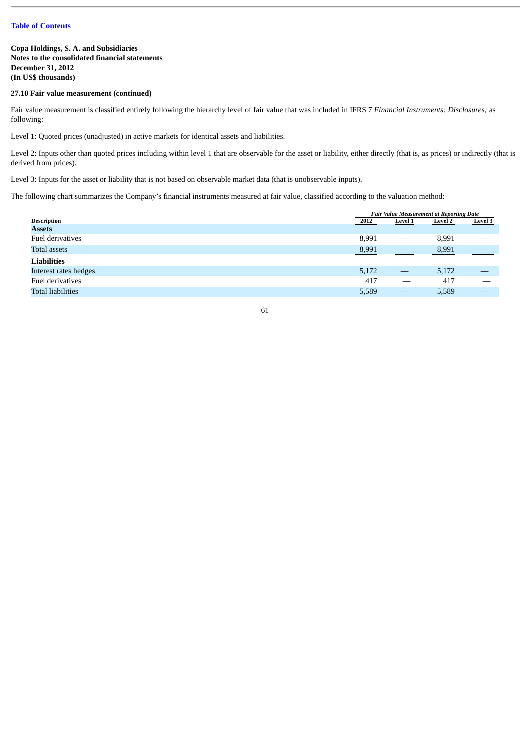[Table of Contents](#)

**Copa Holdings, S. A. and Subsidiaries**
**Notes to the consolidated financial statements**
**December 31, 2012**
**(In US$ thousands)**

**27.10 Fair value measurement (continued)**

Fair value measurement is classified entirely following the hierarchy level of fair value that was included in IFRS 7 *Financial Instruments: Disclosures;* as following:

Level 1: Quoted prices (unadjusted) in active markets for identical assets and liabilities.

Level 2: Inputs other than quoted prices including within level 1 that are observable for the asset or liability, either directly (that is, as prices) or indirectly (that is derived from prices).

Level 3: Inputs for the asset or liability that is not based on observable market data (that is unobservable inputs).

The following chart summarizes the Company's financial instruments measured at fair value, classified according to the valuation method:

| | *Fair Value Measurement at Reporting Date* | | | |
|---|---|---|---|---|
| **Description** | **2012** | **Level 1** | **Level 2** | **Level 3** |
| **Assets** | | | | |
| Fuel derivatives | 8,991 | — | 8,991 | — |
| Total assets | 8,991 | — | 8,991 | — |
| **Liabilities** | | | | |
| Interest rates hedges | 5,172 | — | 5,172 | — |
| Fuel derivatives | 417 | — | 417 | — |
| Total liabilities | 5,589 | — | 5,589 | — |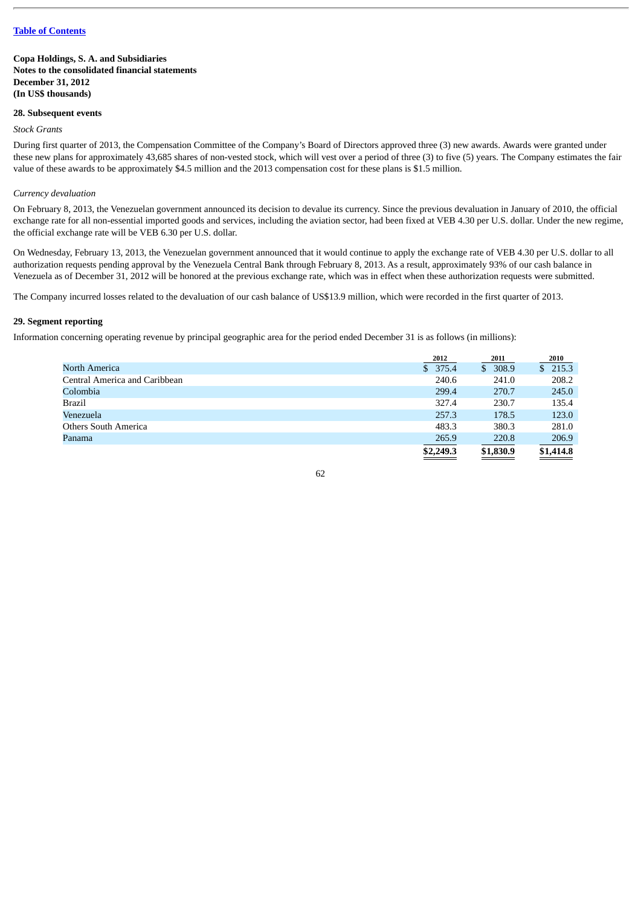Table of Contents

**Copa Holdings, S. A. and Subsidiaries**
**Notes to the consolidated financial statements**
**December 31, 2012**
**(In US$ thousands)**

**28. Subsequent events**

*Stock Grants*

During first quarter of 2013, the Compensation Committee of the Company's Board of Directors approved three (3) new awards. Awards were granted under these new plans for approximately 43,685 shares of non-vested stock, which will vest over a period of three (3) to five (5) years. The Company estimates the fair value of these awards to be approximately $4.5 million and the 2013 compensation cost for these plans is $1.5 million.

*Currency devaluation*

On February 8, 2013, the Venezuelan government announced its decision to devalue its currency. Since the previous devaluation in January of 2010, the official exchange rate for all non-essential imported goods and services, including the aviation sector, had been fixed at VEB 4.30 per U.S. dollar. Under the new regime, the official exchange rate will be VEB 6.30 per U.S. dollar.

On Wednesday, February 13, 2013, the Venezuelan government announced that it would continue to apply the exchange rate of VEB 4.30 per U.S. dollar to all authorization requests pending approval by the Venezuela Central Bank through February 8, 2013. As a result, approximately 93% of our cash balance in Venezuela as of December 31, 2012 will be honored at the previous exchange rate, which was in effect when these authorization requests were submitted.

The Company incurred losses related to the devaluation of our cash balance of US$13.9 million, which were recorded in the first quarter of 2013.

**29. Segment reporting**

Information concerning operating revenue by principal geographic area for the period ended December 31 is as follows (in millions):

| | 2012 | 2011 | 2010 |
|---|---|---|---|
| North America | $ 375.4 | $ 308.9 | $ 215.3 |
| Central America and Caribbean | 240.6 | 241.0 | 208.2 |
| Colombia | 299.4 | 270.7 | 245.0 |
| Brazil | 327.4 | 230.7 | 135.4 |
| Venezuela | 257.3 | 178.5 | 123.0 |
| Others South America | 483.3 | 380.3 | 281.0 |
| Panama | 265.9 | 220.8 | 206.9 |
| | **$2,249.3** | **$1,830.9** | **$1,414.8** |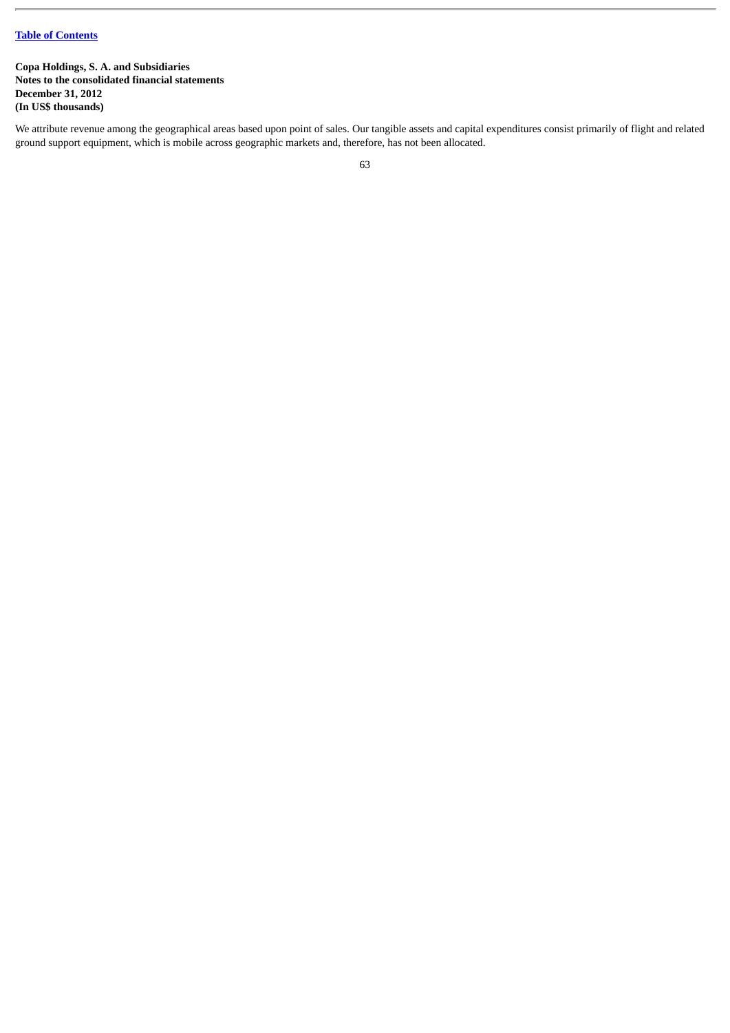We attribute revenue among the geographical areas based upon point of sales. Our tangible assets and capital expenditures consist primarily of flight and related ground support equipment, which is mobile across geographic markets and, therefore, has not been allocated.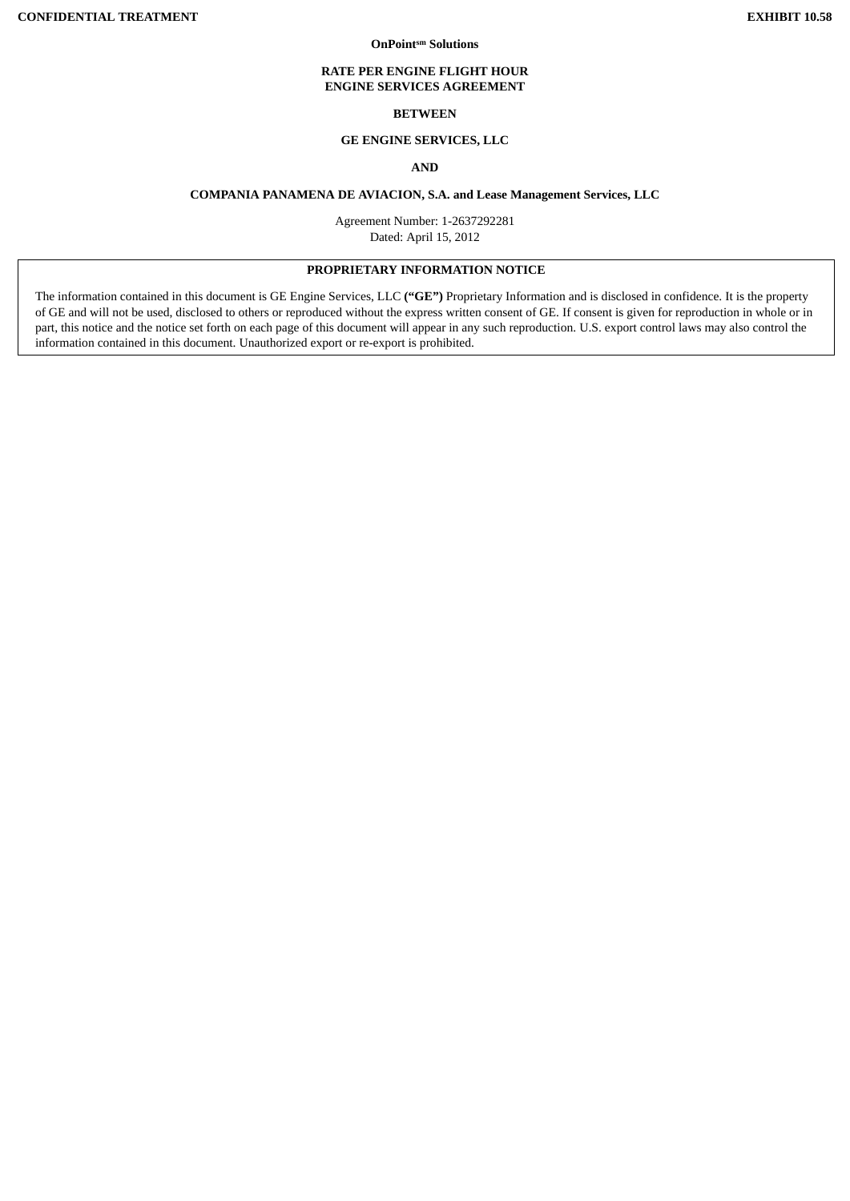**CONFIDENTIAL TREATMENT** **EXHIBIT 10.58**

**OnPoint[sm] Solutions**

**RATE PER ENGINE FLIGHT HOUR**
**ENGINE SERVICES AGREEMENT**

**BETWEEN**

**GE ENGINE SERVICES, LLC**

**AND**

**COMPANIA PANAMENA DE AVIACION, S.A. and Lease Management Services, LLC**

Agreement Number: 1-2637292281
Dated: April 15, 2012

**PROPRIETARY INFORMATION NOTICE**

The information contained in this document is GE Engine Services, LLC **(“GE”)** Proprietary Information and is disclosed in confidence. It is the property of GE and will not be used, disclosed to others or reproduced without the express written consent of GE. If consent is given for reproduction in whole or in part, this notice and the notice set forth on each page of this document will appear in any such reproduction. U.S. export control laws may also control the information contained in this document. Unauthorized export or re-export is prohibited.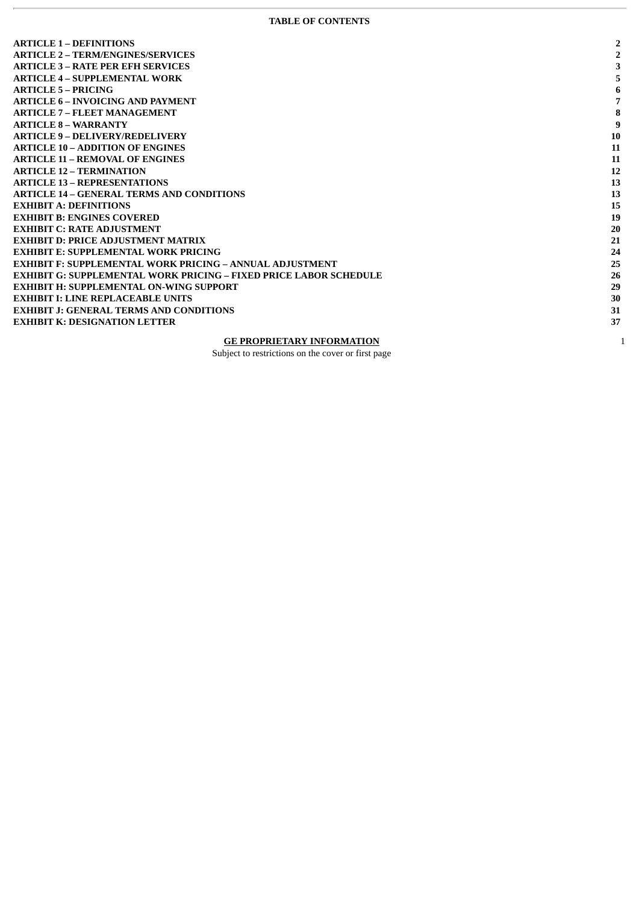**TABLE OF CONTENTS**

| | |
|---|---|
| **ARTICLE 1 – DEFINITIONS** | **2** |
| **ARTICLE 2 – TERM/ENGINES/SERVICES** | **2** |
| **ARTICLE 3 – RATE PER EFH SERVICES** | **3** |
| **ARTICLE 4 – SUPPLEMENTAL WORK** | **5** |
| **ARTICLE 5 – PRICING** | **6** |
| **ARTICLE 6 – INVOICING AND PAYMENT** | **7** |
| **ARTICLE 7 – FLEET MANAGEMENT** | **8** |
| **ARTICLE 8 – WARRANTY** | **9** |
| **ARTICLE 9 – DELIVERY/REDELIVERY** | **10** |
| **ARTICLE 10 – ADDITION OF ENGINES** | **11** |
| **ARTICLE 11 – REMOVAL OF ENGINES** | **11** |
| **ARTICLE 12 – TERMINATION** | **12** |
| **ARTICLE 13 – REPRESENTATIONS** | **13** |
| **ARTICLE 14 – GENERAL TERMS AND CONDITIONS** | **13** |
| **EXHIBIT A: DEFINITIONS** | **15** |
| **EXHIBIT B: ENGINES COVERED** | **19** |
| **EXHIBIT C: RATE ADJUSTMENT** | **20** |
| **EXHIBIT D: PRICE ADJUSTMENT MATRIX** | **21** |
| **EXHIBIT E: SUPPLEMENTAL WORK PRICING** | **24** |
| **EXHIBIT F: SUPPLEMENTAL WORK PRICING – ANNUAL ADJUSTMENT** | **25** |
| **EXHIBIT G: SUPPLEMENTAL WORK PRICING – FIXED PRICE LABOR SCHEDULE** | **26** |
| **EXHIBIT H: SUPPLEMENTAL ON-WING SUPPORT** | **29** |
| **EXHIBIT I: LINE REPLACEABLE UNITS** | **30** |
| **EXHIBIT J: GENERAL TERMS AND CONDITIONS** | **31** |
| **EXHIBIT K: DESIGNATION LETTER** | **37** |

**GE PROPRIETARY INFORMATION**

Subject to restrictions on the cover or first page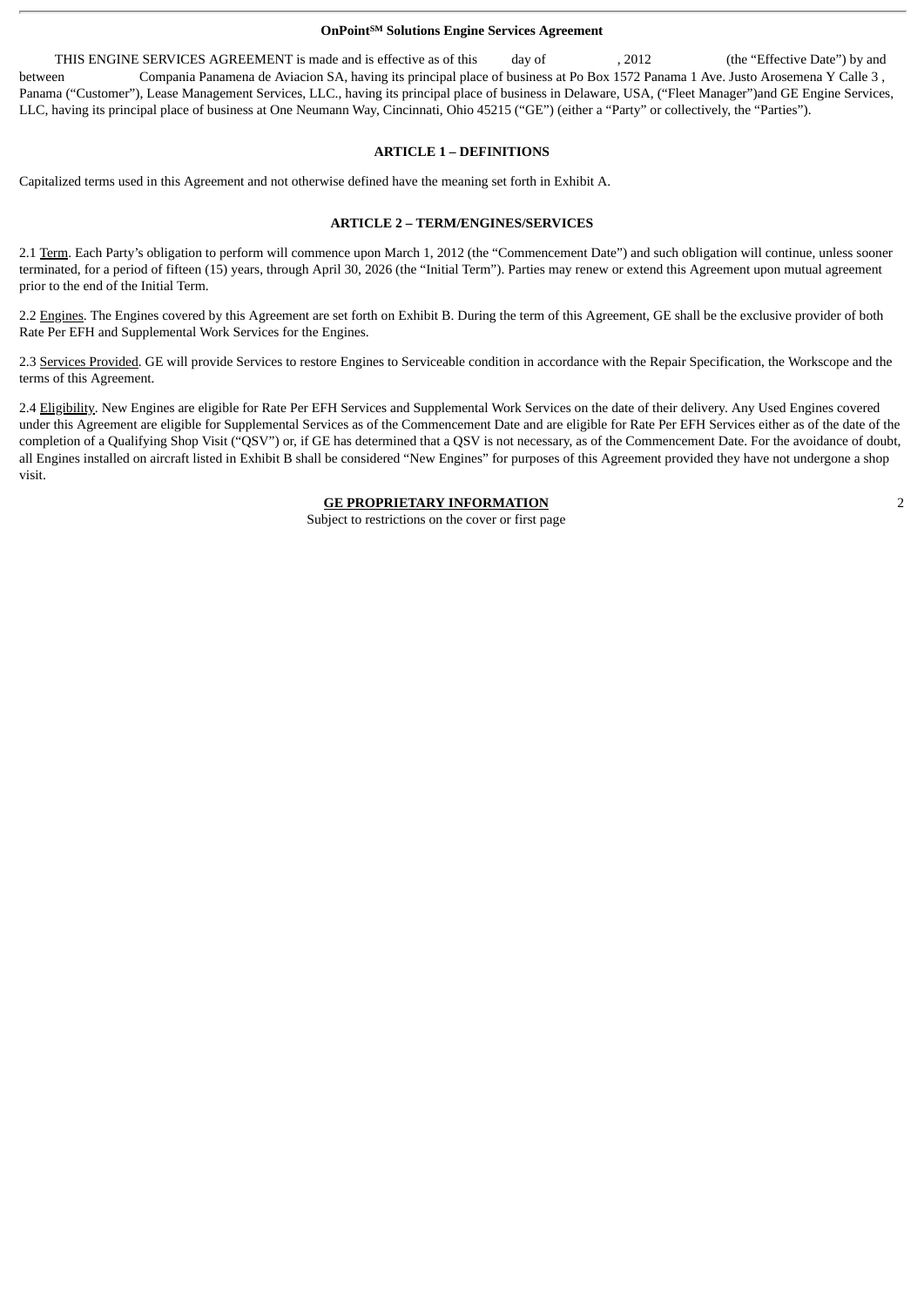**OnPoint℠ Solutions Engine Services Agreement**

THIS ENGINE SERVICES AGREEMENT is made and is effective as of this day of , 2012 (the "Effective Date") by and between Compania Panamena de Aviacion SA, having its principal place of business at Po Box 1572 Panama 1 Ave. Justo Arosemena Y Calle 3 , Panama ("Customer"), Lease Management Services, LLC., having its principal place of business in Delaware, USA, ("Fleet Manager")and GE Engine Services, LLC, having its principal place of business at One Neumann Way, Cincinnati, Ohio 45215 ("GE") (either a "Party" or collectively, the "Parties").

**ARTICLE 1 – DEFINITIONS**

Capitalized terms used in this Agreement and not otherwise defined have the meaning set forth in Exhibit A.

**ARTICLE 2 – TERM/ENGINES/SERVICES**

2.1 Term. Each Party's obligation to perform will commence upon March 1, 2012 (the "Commencement Date") and such obligation will continue, unless sooner terminated, for a period of fifteen (15) years, through April 30, 2026 (the "Initial Term"). Parties may renew or extend this Agreement upon mutual agreement prior to the end of the Initial Term.

2.2 Engines. The Engines covered by this Agreement are set forth on Exhibit B. During the term of this Agreement, GE shall be the exclusive provider of both Rate Per EFH and Supplemental Work Services for the Engines.

2.3 Services Provided. GE will provide Services to restore Engines to Serviceable condition in accordance with the Repair Specification, the Workscope and the terms of this Agreement.

2.4 Eligibility. New Engines are eligible for Rate Per EFH Services and Supplemental Work Services on the date of their delivery. Any Used Engines covered under this Agreement are eligible for Supplemental Services as of the Commencement Date and are eligible for Rate Per EFH Services either as of the date of the completion of a Qualifying Shop Visit ("QSV") or, if GE has determined that a QSV is not necessary, as of the Commencement Date. For the avoidance of doubt, all Engines installed on aircraft listed in Exhibit B shall be considered "New Engines" for purposes of this Agreement provided they have not undergone a shop visit.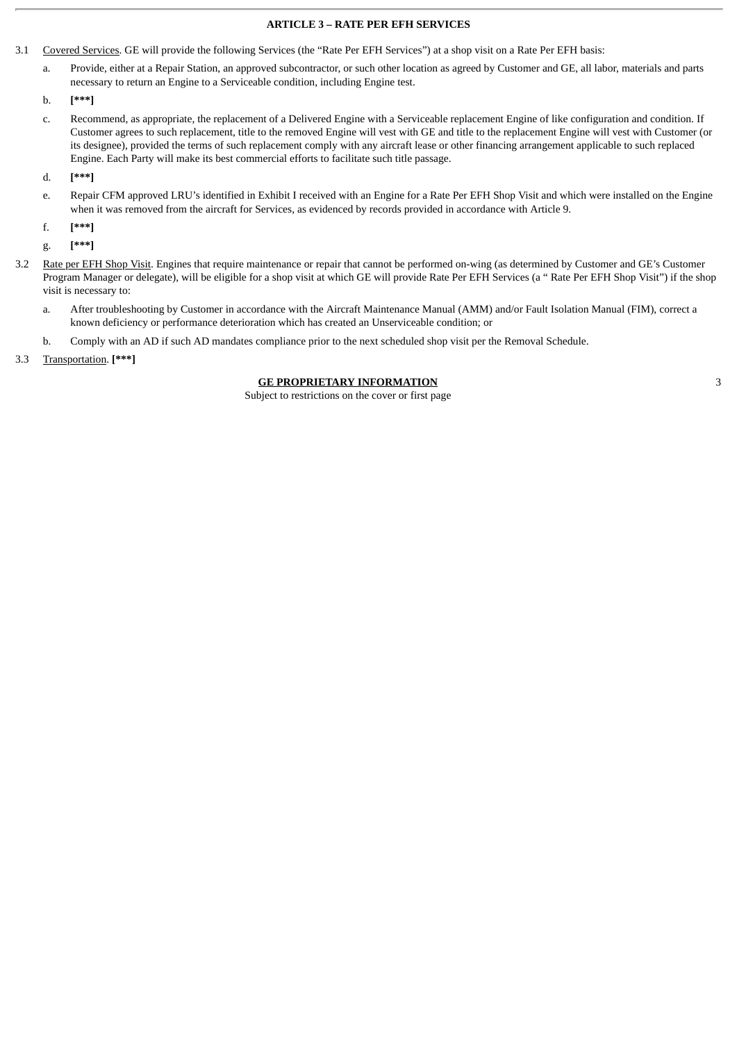## ARTICLE 3 – RATE PER EFH SERVICES

3.1 Covered Services. GE will provide the following Services (the "Rate Per EFH Services") at a shop visit on a Rate Per EFH basis:

a. Provide, either at a Repair Station, an approved subcontractor, or such other location as agreed by Customer and GE, all labor, materials and parts necessary to return an Engine to a Serviceable condition, including Engine test.

b. **[***]**

c. Recommend, as appropriate, the replacement of a Delivered Engine with a Serviceable replacement Engine of like configuration and condition. If Customer agrees to such replacement, title to the removed Engine will vest with GE and title to the replacement Engine will vest with Customer (or its designee), provided the terms of such replacement comply with any aircraft lease or other financing arrangement applicable to such replaced Engine. Each Party will make its best commercial efforts to facilitate such title passage.

d. **[***]**

e. Repair CFM approved LRU's identified in Exhibit I received with an Engine for a Rate Per EFH Shop Visit and which were installed on the Engine when it was removed from the aircraft for Services, as evidenced by records provided in accordance with Article 9.

f. **[***]**

g. **[***]**

3.2 Rate per EFH Shop Visit. Engines that require maintenance or repair that cannot be performed on-wing (as determined by Customer and GE's Customer Program Manager or delegate), will be eligible for a shop visit at which GE will provide Rate Per EFH Services (a " Rate Per EFH Shop Visit") if the shop visit is necessary to:

a. After troubleshooting by Customer in accordance with the Aircraft Maintenance Manual (AMM) and/or Fault Isolation Manual (FIM), correct a known deficiency or performance deterioration which has created an Unserviceable condition; or

b. Comply with an AD if such AD mandates compliance prior to the next scheduled shop visit per the Removal Schedule.

3.3 Transportation. **[***]**

**GE PROPRIETARY INFORMATION**
Subject to restrictions on the cover or first page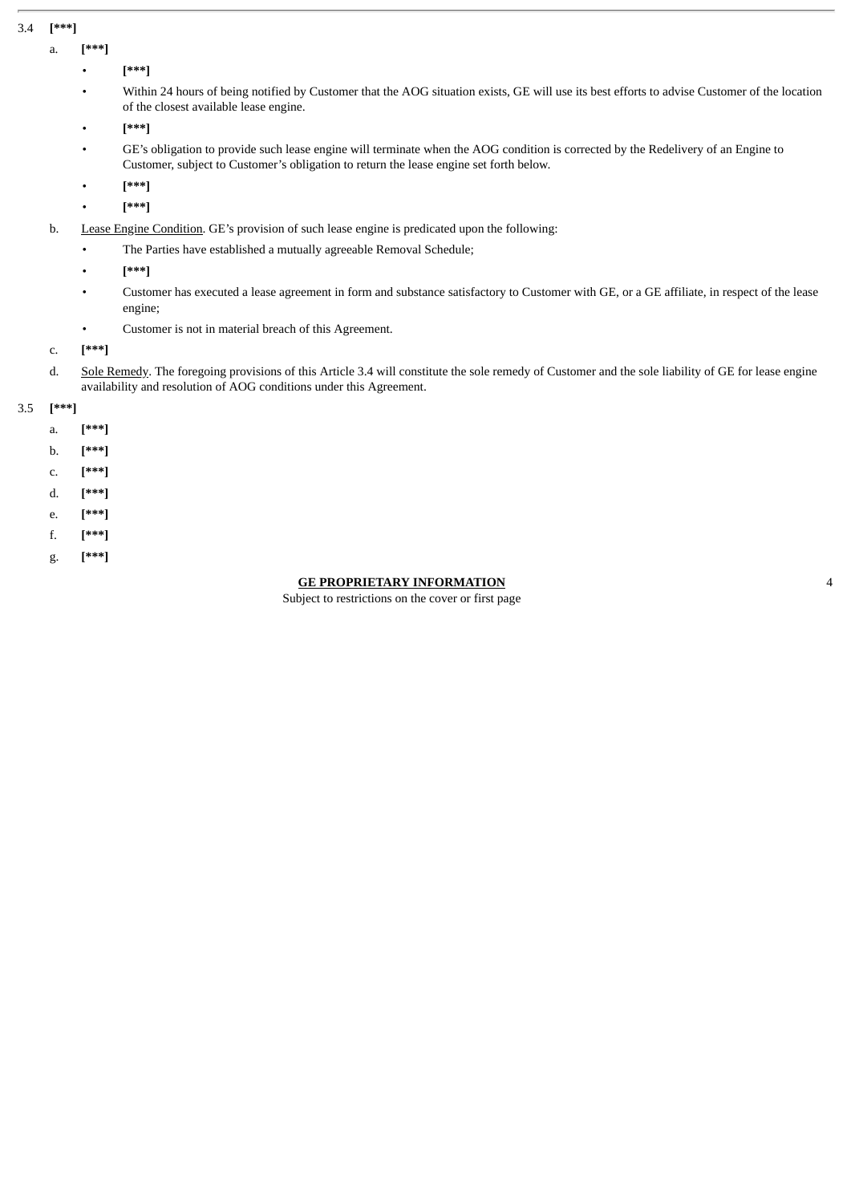3.4 **[***]**

a. **[***]**

- **[***]**
- Within 24 hours of being notified by Customer that the AOG situation exists, GE will use its best efforts to advise Customer of the location of the closest available lease engine.
- **[***]**
- GE's obligation to provide such lease engine will terminate when the AOG condition is corrected by the Redelivery of an Engine to Customer, subject to Customer's obligation to return the lease engine set forth below.
- **[***]**
- **[***]**

b. Lease Engine Condition. GE's provision of such lease engine is predicated upon the following:

- The Parties have established a mutually agreeable Removal Schedule;
- **[***]**
- Customer has executed a lease agreement in form and substance satisfactory to Customer with GE, or a GE affiliate, in respect of the lease engine;
- Customer is not in material breach of this Agreement.

c. **[***]**

d. Sole Remedy. The foregoing provisions of this Article 3.4 will constitute the sole remedy of Customer and the sole liability of GE for lease engine availability and resolution of AOG conditions under this Agreement.

3.5 **[***]**

a. **[***]**

b. **[***]**

c. **[***]**

d. **[***]**

e. **[***]**

f. **[***]**

g. **[***]**

**GE PROPRIETARY INFORMATION**
Subject to restrictions on the cover or first page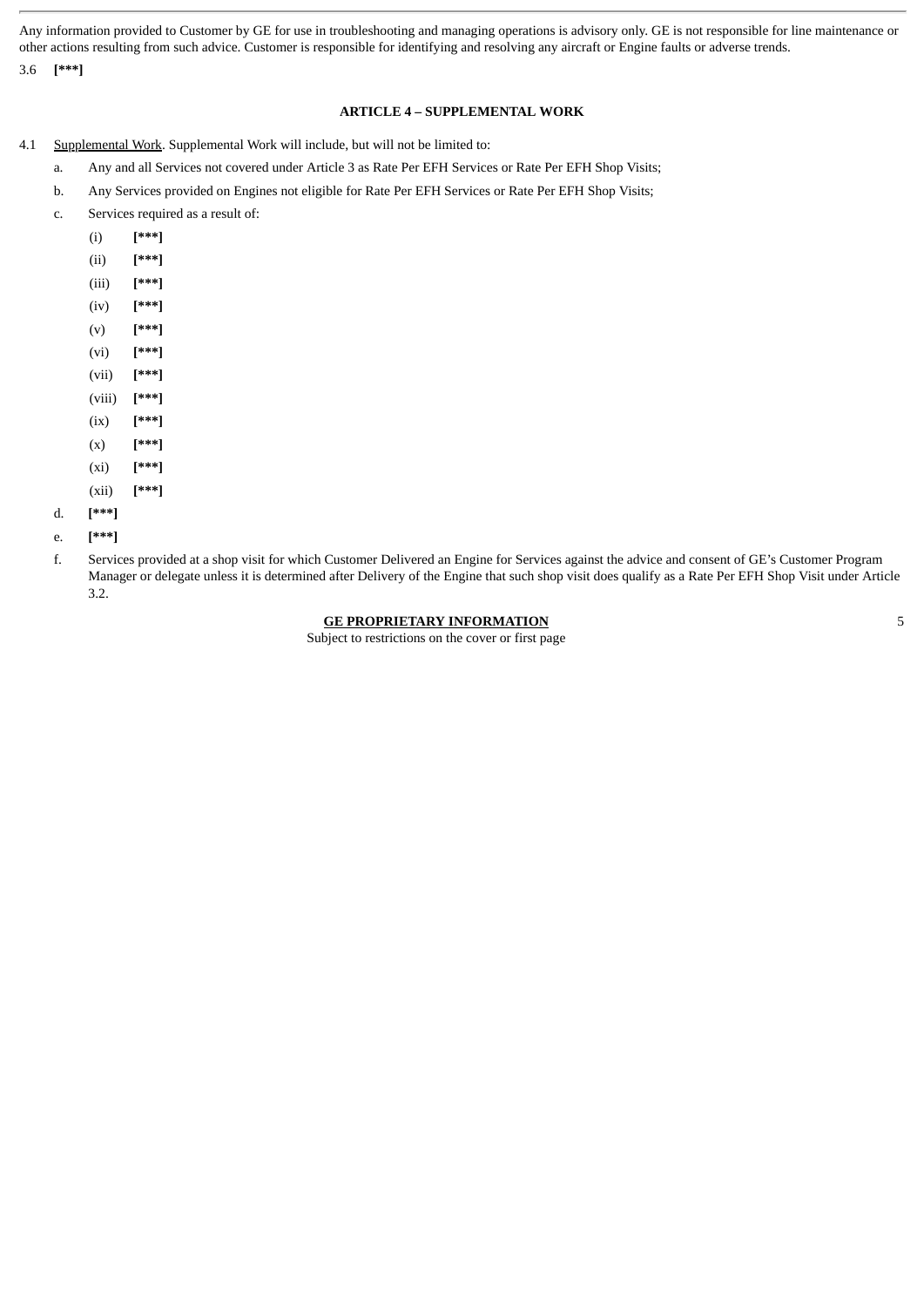Any information provided to Customer by GE for use in troubleshooting and managing operations is advisory only. GE is not responsible for line maintenance or other actions resulting from such advice. Customer is responsible for identifying and resolving any aircraft or Engine faults or adverse trends.

3.6 **[***]**

### ARTICLE 4 – SUPPLEMENTAL WORK

4.1 Supplemental Work. Supplemental Work will include, but will not be limited to:

a. Any and all Services not covered under Article 3 as Rate Per EFH Services or Rate Per EFH Shop Visits;

b. Any Services provided on Engines not eligible for Rate Per EFH Services or Rate Per EFH Shop Visits;

c. Services required as a result of:

(i) **[***]**

(ii) **[***]**

(iii) **[***]**

(iv) **[***]**

(v) **[***]**

(vi) **[***]**

(vii) **[***]**

(viii) **[***]**

(ix) **[***]**

(x) **[***]**

(xi) **[***]**

(xii) **[***]**

d. **[***]**

e. **[***]**

f. Services provided at a shop visit for which Customer Delivered an Engine for Services against the advice and consent of GE's Customer Program Manager or delegate unless it is determined after Delivery of the Engine that such shop visit does qualify as a Rate Per EFH Shop Visit under Article 3.2.

**GE PROPRIETARY INFORMATION**
Subject to restrictions on the cover or first page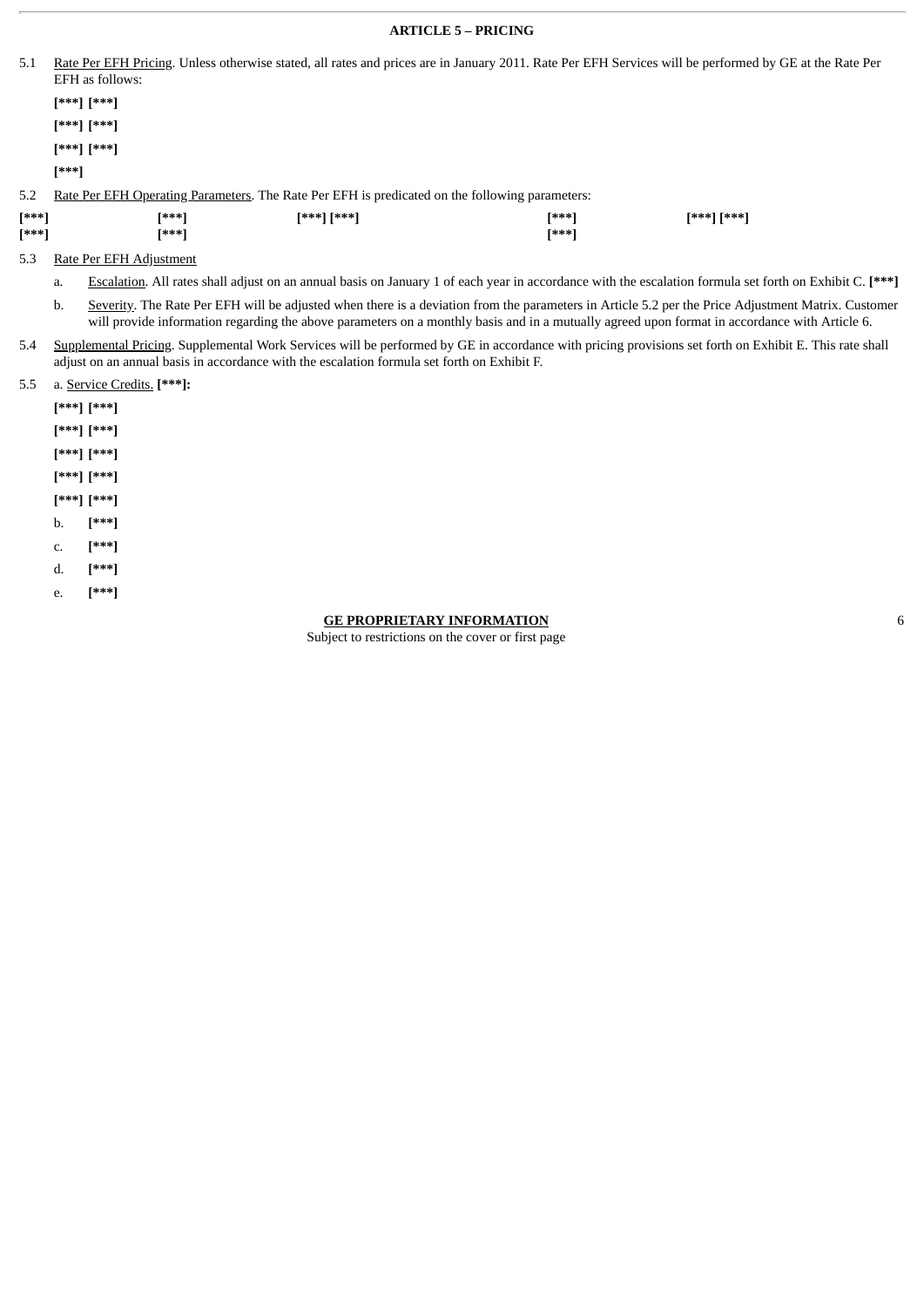## ARTICLE 5 – PRICING

5.1 Rate Per EFH Pricing. Unless otherwise stated, all rates and prices are in January 2011. Rate Per EFH Services will be performed by GE at the Rate Per EFH as follows:

**[***] [***]**

**[***] [***]**

**[***] [***]**

**[***]**

5.2 Rate Per EFH Operating Parameters. The Rate Per EFH is predicated on the following parameters:

| | | | | |
|---|---|---|---|---|
| **[***]** | **[***]** | **[***] [***]** | **[***]** | **[***] [***]** |
| **[***]** | **[***]** | | **[***]** | |

5.3 Rate Per EFH Adjustment

a. Escalation. All rates shall adjust on an annual basis on January 1 of each year in accordance with the escalation formula set forth on Exhibit C. **[***]**

b. Severity. The Rate Per EFH will be adjusted when there is a deviation from the parameters in Article 5.2 per the Price Adjustment Matrix. Customer will provide information regarding the above parameters on a monthly basis and in a mutually agreed upon format in accordance with Article 6.

5.4 Supplemental Pricing. Supplemental Work Services will be performed by GE in accordance with pricing provisions set forth on Exhibit E. This rate shall adjust on an annual basis in accordance with the escalation formula set forth on Exhibit F.

5.5 a. Service Credits. **[***]:**

**[***] [***]**

**[***] [***]**

**[***] [***]**

**[***] [***]**

**[***] [***]**

b. **[***]**

c. **[***]**

d. **[***]**

e. **[***]**

**GE PROPRIETARY INFORMATION**
Subject to restrictions on the cover or first page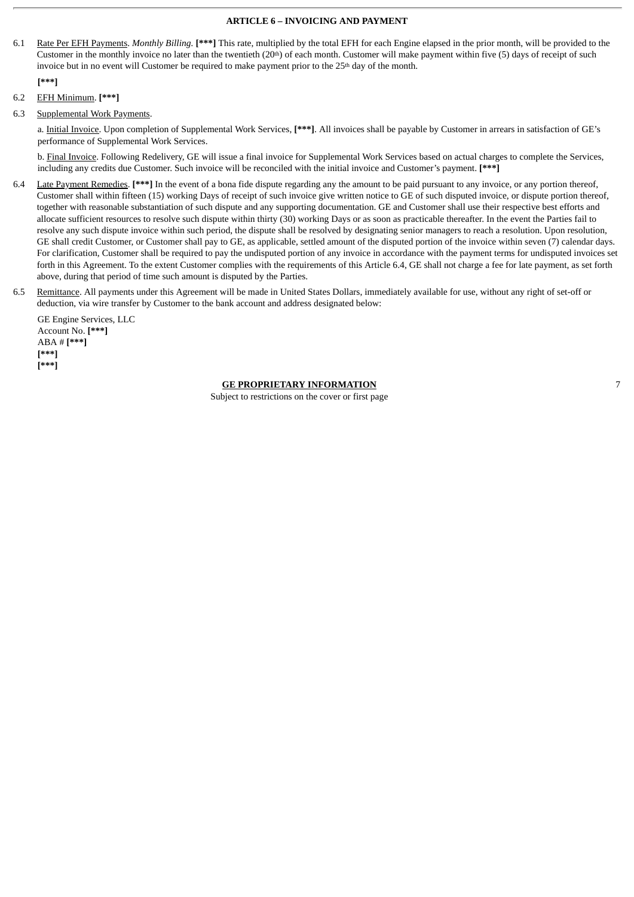**ARTICLE 6 – INVOICING AND PAYMENT**

6.1 Rate Per EFH Payments. *Monthly Billing.* **[***]** This rate, multiplied by the total EFH for each Engine elapsed in the prior month, will be provided to the Customer in the monthly invoice no later than the twentieth (20th) of each month. Customer will make payment within five (5) days of receipt of such invoice but in no event will Customer be required to make payment prior to the 25th day of the month.

**[***]**

6.2 EFH Minimum. **[***]**

6.3 Supplemental Work Payments.

a. Initial Invoice. Upon completion of Supplemental Work Services, **[***]**. All invoices shall be payable by Customer in arrears in satisfaction of GE's performance of Supplemental Work Services.

b. Final Invoice. Following Redelivery, GE will issue a final invoice for Supplemental Work Services based on actual charges to complete the Services, including any credits due Customer. Such invoice will be reconciled with the initial invoice and Customer's payment. **[***]**

6.4 Late Payment Remedies. **[***]** In the event of a bona fide dispute regarding any the amount to be paid pursuant to any invoice, or any portion thereof, Customer shall within fifteen (15) working Days of receipt of such invoice give written notice to GE of such disputed invoice, or dispute portion thereof, together with reasonable substantiation of such dispute and any supporting documentation. GE and Customer shall use their respective best efforts and allocate sufficient resources to resolve such dispute within thirty (30) working Days or as soon as practicable thereafter. In the event the Parties fail to resolve any such dispute invoice within such period, the dispute shall be resolved by designating senior managers to reach a resolution. Upon resolution, GE shall credit Customer, or Customer shall pay to GE, as applicable, settled amount of the disputed portion of the invoice within seven (7) calendar days. For clarification, Customer shall be required to pay the undisputed portion of any invoice in accordance with the payment terms for undisputed invoices set forth in this Agreement. To the extent Customer complies with the requirements of this Article 6.4, GE shall not charge a fee for late payment, as set forth above, during that period of time such amount is disputed by the Parties.

6.5 Remittance. All payments under this Agreement will be made in United States Dollars, immediately available for use, without any right of set-off or deduction, via wire transfer by Customer to the bank account and address designated below:

GE Engine Services, LLC
Account No. **[***]**
ABA # **[***]**
**[***]**
**[***]**

**GE PROPRIETARY INFORMATION**
Subject to restrictions on the cover or first page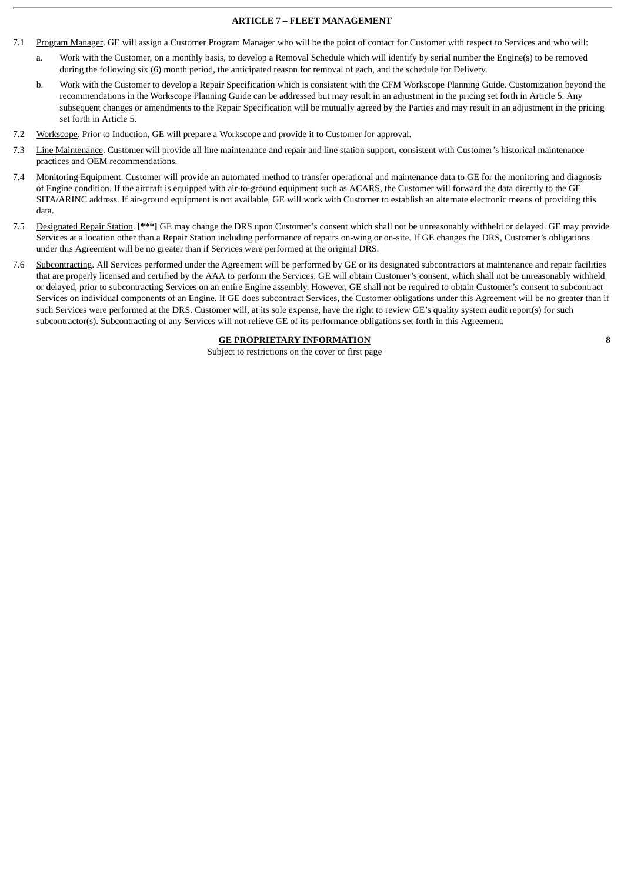## ARTICLE 7 – FLEET MANAGEMENT

7.1 Program Manager. GE will assign a Customer Program Manager who will be the point of contact for Customer with respect to Services and who will:

a. Work with the Customer, on a monthly basis, to develop a Removal Schedule which will identify by serial number the Engine(s) to be removed during the following six (6) month period, the anticipated reason for removal of each, and the schedule for Delivery.

b. Work with the Customer to develop a Repair Specification which is consistent with the CFM Workscope Planning Guide. Customization beyond the recommendations in the Workscope Planning Guide can be addressed but may result in an adjustment in the pricing set forth in Article 5. Any subsequent changes or amendments to the Repair Specification will be mutually agreed by the Parties and may result in an adjustment in the pricing set forth in Article 5.

7.2 Workscope. Prior to Induction, GE will prepare a Workscope and provide it to Customer for approval.

7.3 Line Maintenance. Customer will provide all line maintenance and repair and line station support, consistent with Customer's historical maintenance practices and OEM recommendations.

7.4 Monitoring Equipment. Customer will provide an automated method to transfer operational and maintenance data to GE for the monitoring and diagnosis of Engine condition. If the aircraft is equipped with air-to-ground equipment such as ACARS, the Customer will forward the data directly to the GE SITA/ARINC address. If air-ground equipment is not available, GE will work with Customer to establish an alternate electronic means of providing this data.

7.5 Designated Repair Station. **[***]** GE may change the DRS upon Customer's consent which shall not be unreasonably withheld or delayed. GE may provide Services at a location other than a Repair Station including performance of repairs on-wing or on-site. If GE changes the DRS, Customer's obligations under this Agreement will be no greater than if Services were performed at the original DRS.

7.6 Subcontracting. All Services performed under the Agreement will be performed by GE or its designated subcontractors at maintenance and repair facilities that are properly licensed and certified by the AAA to perform the Services. GE will obtain Customer's consent, which shall not be unreasonably withheld or delayed, prior to subcontracting Services on an entire Engine assembly. However, GE shall not be required to obtain Customer's consent to subcontract Services on individual components of an Engine. If GE does subcontract Services, the Customer obligations under this Agreement will be no greater than if such Services were performed at the DRS. Customer will, at its sole expense, have the right to review GE's quality system audit report(s) for such subcontractor(s). Subcontracting of any Services will not relieve GE of its performance obligations set forth in this Agreement.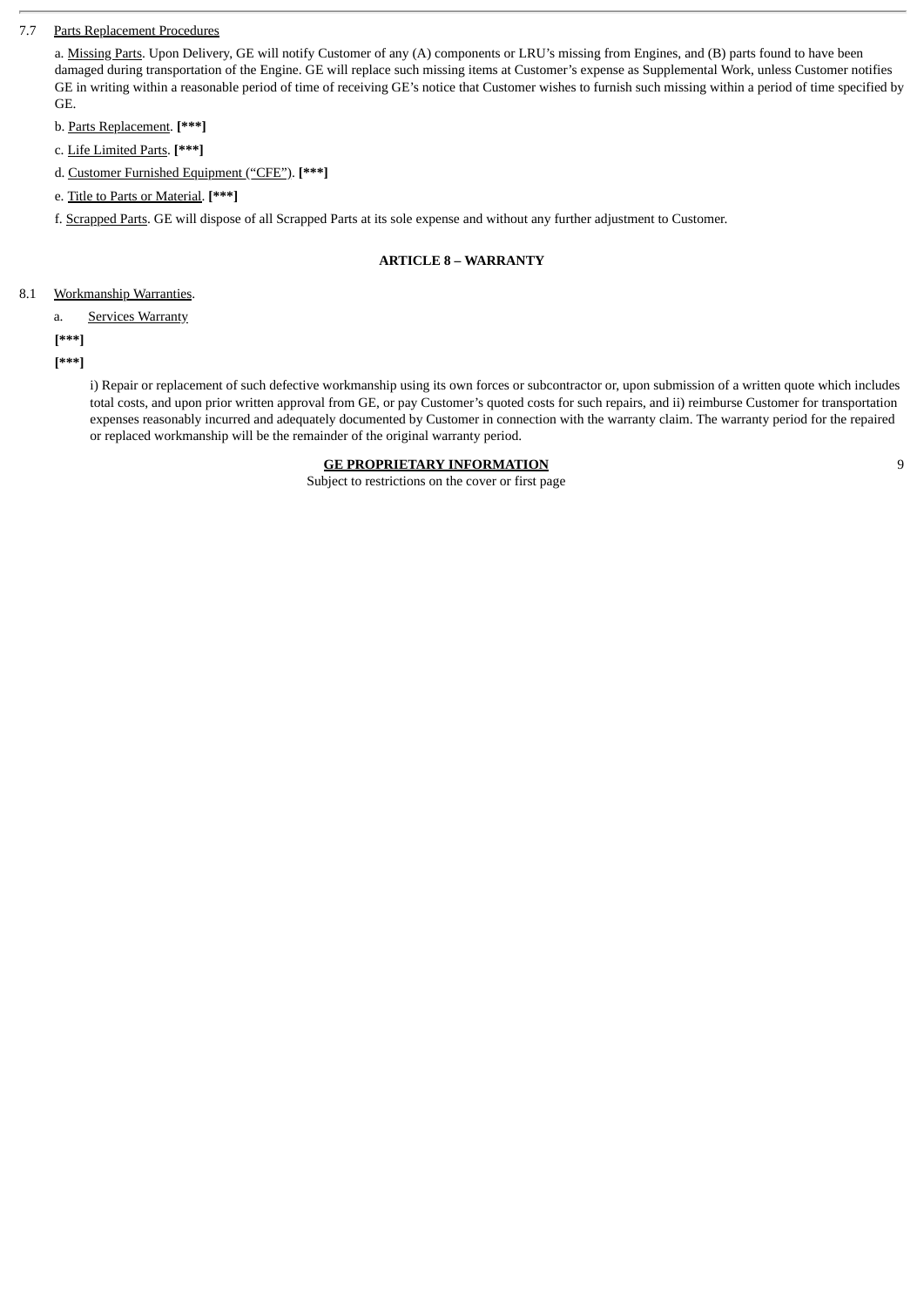7.7 Parts Replacement Procedures

a. Missing Parts. Upon Delivery, GE will notify Customer of any (A) components or LRU's missing from Engines, and (B) parts found to have been damaged during transportation of the Engine. GE will replace such missing items at Customer's expense as Supplemental Work, unless Customer notifies GE in writing within a reasonable period of time of receiving GE's notice that Customer wishes to furnish such missing within a period of time specified by GE.

b. Parts Replacement. **[***]**

c. Life Limited Parts. **[***]**

d. Customer Furnished Equipment ("CFE"). **[***]**

e. Title to Parts or Material. **[***]**

f. Scrapped Parts. GE will dispose of all Scrapped Parts at its sole expense and without any further adjustment to Customer.

## ARTICLE 8 – WARRANTY

8.1 Workmanship Warranties.

a. Services Warranty

**[***]**

**[***]**

i) Repair or replacement of such defective workmanship using its own forces or subcontractor or, upon submission of a written quote which includes total costs, and upon prior written approval from GE, or pay Customer's quoted costs for such repairs, and ii) reimburse Customer for transportation expenses reasonably incurred and adequately documented by Customer in connection with the warranty claim. The warranty period for the repaired or replaced workmanship will be the remainder of the original warranty period.

**GE PROPRIETARY INFORMATION**
Subject to restrictions on the cover or first page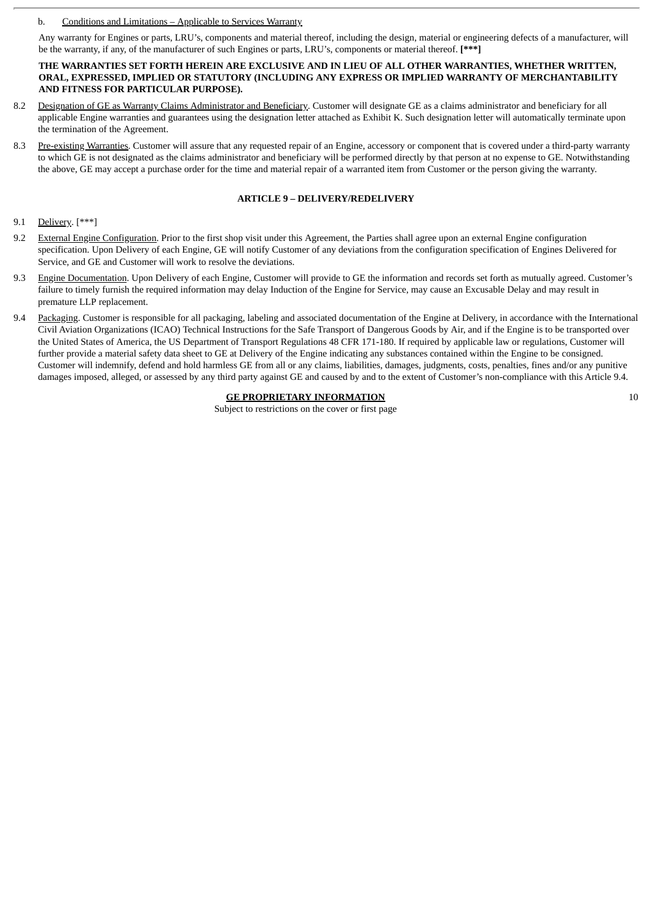b. Conditions and Limitations – Applicable to Services Warranty

Any warranty for Engines or parts, LRU's, components and material thereof, including the design, material or engineering defects of a manufacturer, will be the warranty, if any, of the manufacturer of such Engines or parts, LRU's, components or material thereof. **[***]**

**THE WARRANTIES SET FORTH HEREIN ARE EXCLUSIVE AND IN LIEU OF ALL OTHER WARRANTIES, WHETHER WRITTEN, ORAL, EXPRESSED, IMPLIED OR STATUTORY (INCLUDING ANY EXPRESS OR IMPLIED WARRANTY OF MERCHANTABILITY AND FITNESS FOR PARTICULAR PURPOSE).**

8.2 Designation of GE as Warranty Claims Administrator and Beneficiary. Customer will designate GE as a claims administrator and beneficiary for all applicable Engine warranties and guarantees using the designation letter attached as Exhibit K. Such designation letter will automatically terminate upon the termination of the Agreement.

8.3 Pre-existing Warranties. Customer will assure that any requested repair of an Engine, accessory or component that is covered under a third-party warranty to which GE is not designated as the claims administrator and beneficiary will be performed directly by that person at no expense to GE. Notwithstanding the above, GE may accept a purchase order for the time and material repair of a warranted item from Customer or the person giving the warranty.

## ARTICLE 9 – DELIVERY/REDELIVERY

9.1 Delivery. [***]

9.2 External Engine Configuration. Prior to the first shop visit under this Agreement, the Parties shall agree upon an external Engine configuration specification. Upon Delivery of each Engine, GE will notify Customer of any deviations from the configuration specification of Engines Delivered for Service, and GE and Customer will work to resolve the deviations.

9.3 Engine Documentation. Upon Delivery of each Engine, Customer will provide to GE the information and records set forth as mutually agreed. Customer's failure to timely furnish the required information may delay Induction of the Engine for Service, may cause an Excusable Delay and may result in premature LLP replacement.

9.4 Packaging. Customer is responsible for all packaging, labeling and associated documentation of the Engine at Delivery, in accordance with the International Civil Aviation Organizations (ICAO) Technical Instructions for the Safe Transport of Dangerous Goods by Air, and if the Engine is to be transported over the United States of America, the US Department of Transport Regulations 48 CFR 171-180. If required by applicable law or regulations, Customer will further provide a material safety data sheet to GE at Delivery of the Engine indicating any substances contained within the Engine to be consigned. Customer will indemnify, defend and hold harmless GE from all or any claims, liabilities, damages, judgments, costs, penalties, fines and/or any punitive damages imposed, alleged, or assessed by any third party against GE and caused by and to the extent of Customer's non-compliance with this Article 9.4.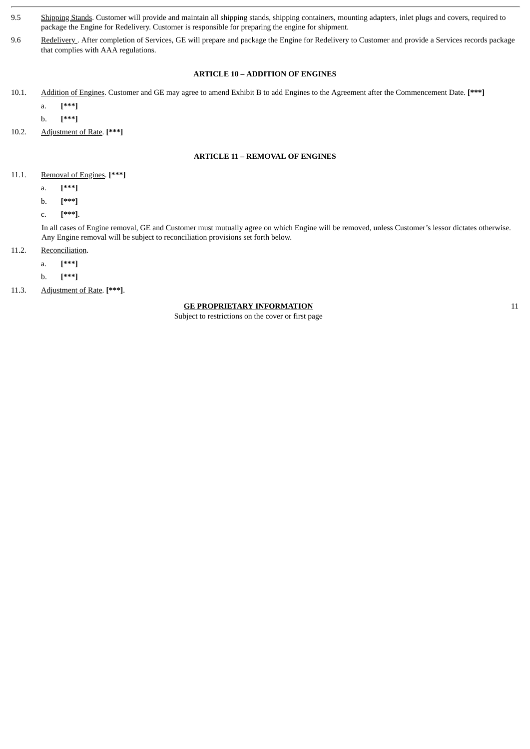9.5 Shipping Stands. Customer will provide and maintain all shipping stands, shipping containers, mounting adapters, inlet plugs and covers, required to package the Engine for Redelivery. Customer is responsible for preparing the engine for shipment.

9.6 Redelivery . After completion of Services, GE will prepare and package the Engine for Redelivery to Customer and provide a Services records package that complies with AAA regulations.

### ARTICLE 10 – ADDITION OF ENGINES

10.1. Addition of Engines. Customer and GE may agree to amend Exhibit B to add Engines to the Agreement after the Commencement Date. **[***]**

a. **[***]**

b. **[***]**

10.2. Adjustment of Rate. **[***]**

### ARTICLE 11 – REMOVAL OF ENGINES

11.1. Removal of Engines. **[***]**

a. **[***]**

b. **[***]**

c. **[***]**.

In all cases of Engine removal, GE and Customer must mutually agree on which Engine will be removed, unless Customer's lessor dictates otherwise. Any Engine removal will be subject to reconciliation provisions set forth below.

11.2. Reconciliation.

a. **[***]**

b. **[***]**

11.3. Adjustment of Rate. **[***]**.

**GE PROPRIETARY INFORMATION**
Subject to restrictions on the cover or first page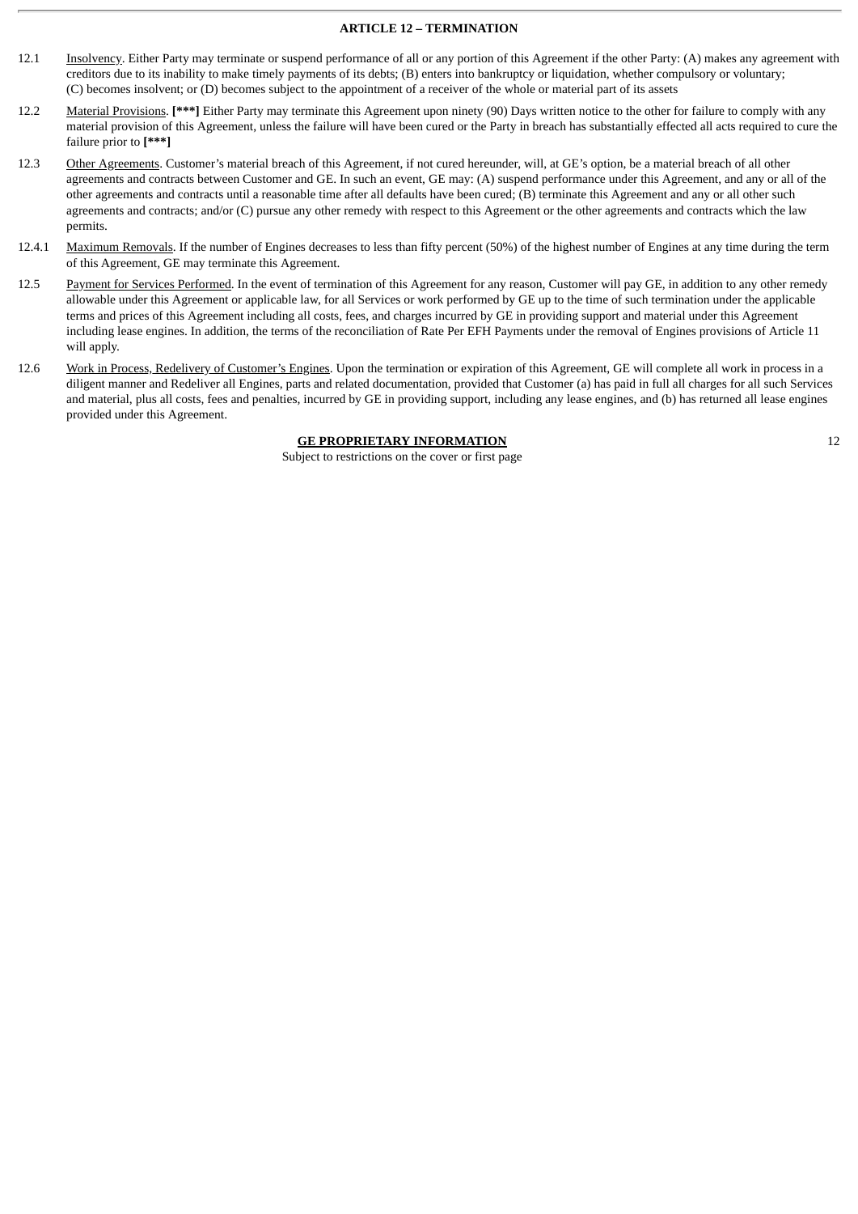## ARTICLE 12 – TERMINATION

12.1 Insolvency. Either Party may terminate or suspend performance of all or any portion of this Agreement if the other Party: (A) makes any agreement with creditors due to its inability to make timely payments of its debts; (B) enters into bankruptcy or liquidation, whether compulsory or voluntary; (C) becomes insolvent; or (D) becomes subject to the appointment of a receiver of the whole or material part of its assets

12.2 Material Provisions. **[***]** Either Party may terminate this Agreement upon ninety (90) Days written notice to the other for failure to comply with any material provision of this Agreement, unless the failure will have been cured or the Party in breach has substantially effected all acts required to cure the failure prior to **[***]**

12.3 Other Agreements. Customer's material breach of this Agreement, if not cured hereunder, will, at GE's option, be a material breach of all other agreements and contracts between Customer and GE. In such an event, GE may: (A) suspend performance under this Agreement, and any or all of the other agreements and contracts until a reasonable time after all defaults have been cured; (B) terminate this Agreement and any or all other such agreements and contracts; and/or (C) pursue any other remedy with respect to this Agreement or the other agreements and contracts which the law permits.

12.4.1 Maximum Removals. If the number of Engines decreases to less than fifty percent (50%) of the highest number of Engines at any time during the term of this Agreement, GE may terminate this Agreement.

12.5 Payment for Services Performed. In the event of termination of this Agreement for any reason, Customer will pay GE, in addition to any other remedy allowable under this Agreement or applicable law, for all Services or work performed by GE up to the time of such termination under the applicable terms and prices of this Agreement including all costs, fees, and charges incurred by GE in providing support and material under this Agreement including lease engines. In addition, the terms of the reconciliation of Rate Per EFH Payments under the removal of Engines provisions of Article 11 will apply.

12.6 Work in Process, Redelivery of Customer's Engines. Upon the termination or expiration of this Agreement, GE will complete all work in process in a diligent manner and Redeliver all Engines, parts and related documentation, provided that Customer (a) has paid in full all charges for all such Services and material, plus all costs, fees and penalties, incurred by GE in providing support, including any lease engines, and (b) has returned all lease engines provided under this Agreement.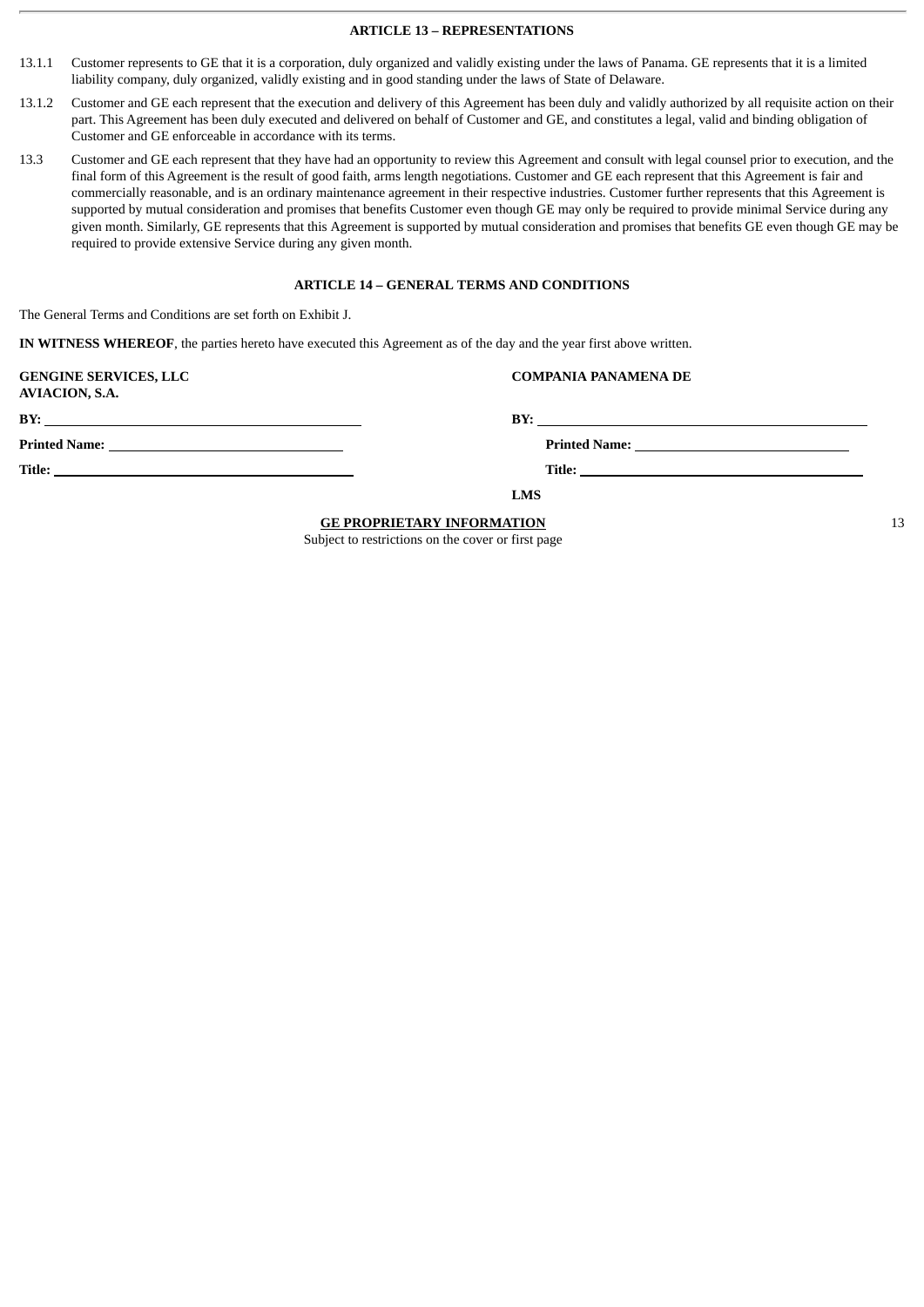**ARTICLE 13 – REPRESENTATIONS**

13.1.1 Customer represents to GE that it is a corporation, duly organized and validly existing under the laws of Panama. GE represents that it is a limited liability company, duly organized, validly existing and in good standing under the laws of State of Delaware.

13.1.2 Customer and GE each represent that the execution and delivery of this Agreement has been duly and validly authorized by all requisite action on their part. This Agreement has been duly executed and delivered on behalf of Customer and GE, and constitutes a legal, valid and binding obligation of Customer and GE enforceable in accordance with its terms.

13.3 Customer and GE each represent that they have had an opportunity to review this Agreement and consult with legal counsel prior to execution, and the final form of this Agreement is the result of good faith, arms length negotiations. Customer and GE each represent that this Agreement is fair and commercially reasonable, and is an ordinary maintenance agreement in their respective industries. Customer further represents that this Agreement is supported by mutual consideration and promises that benefits Customer even though GE may only be required to provide minimal Service during any given month. Similarly, GE represents that this Agreement is supported by mutual consideration and promises that benefits GE even though GE may be required to provide extensive Service during any given month.

**ARTICLE 14 – GENERAL TERMS AND CONDITIONS**

The General Terms and Conditions are set forth on Exhibit J.

**IN WITNESS WHEREOF**, the parties hereto have executed this Agreement as of the day and the year first above written.

| **GENGINE SERVICES, LLC** | **COMPANIA PANAMENA DE AVIACION, S.A.** |
|---|---|
| **BY:** ______________________ | **BY:** ______________________ |
| **Printed Name:** ______________________ | **Printed Name:** ______________________ |
| **Title:** ______________________ | **Title:** ______________________ |

**LMS**

**GE PROPRIETARY INFORMATION**
Subject to restrictions on the cover or first page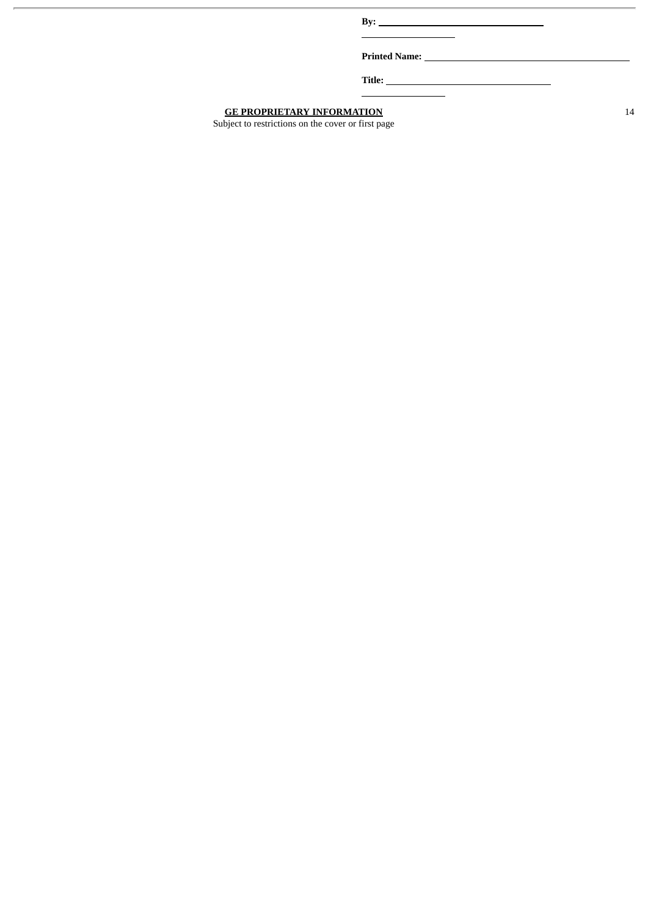**By:** \_\_\_\_\_\_\_\_\_\_\_\_\_\_\_\_\_\_\_\_\_\_\_\_\_\_\_\_\_\_\_\_\_\_\_\_\_\_\_\_\_\_\_\_\_\_\_\_

**Printed Name:** \_\_\_\_\_\_\_\_\_\_\_\_\_\_\_\_\_\_\_\_\_\_\_\_\_\_\_\_\_\_\_\_\_\_\_\_\_\_\_\_\_\_\_\_\_\_\_\_

**Title:** \_\_\_\_\_\_\_\_\_\_\_\_\_\_\_\_\_\_\_\_\_\_\_\_\_\_\_\_\_\_\_\_\_\_\_\_\_\_\_\_\_\_\_\_\_\_\_\_

**GE PROPRIETARY INFORMATION**

Subject to restrictions on the cover or first page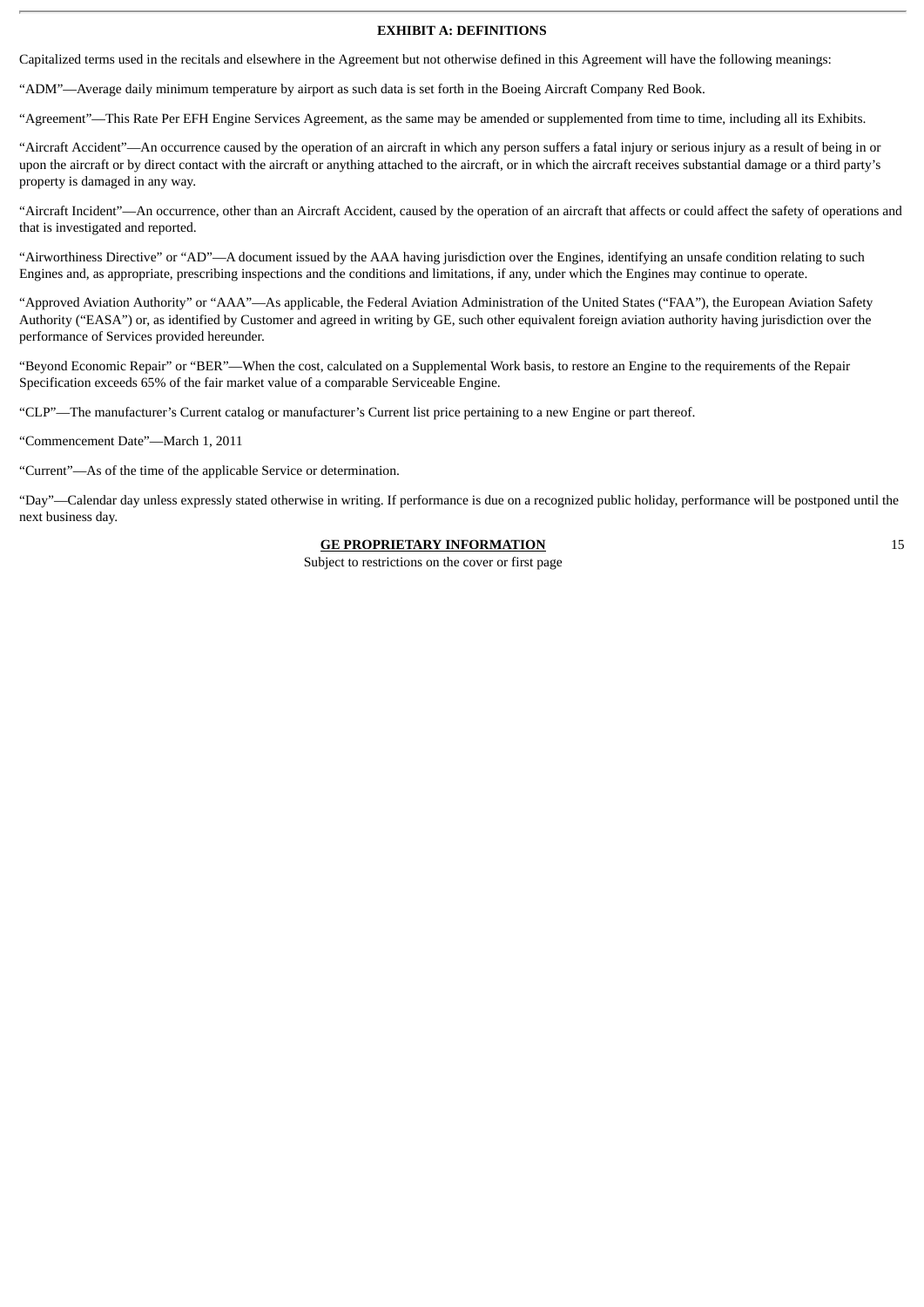## EXHIBIT A: DEFINITIONS

Capitalized terms used in the recitals and elsewhere in the Agreement but not otherwise defined in this Agreement will have the following meanings:

"ADM"—Average daily minimum temperature by airport as such data is set forth in the Boeing Aircraft Company Red Book.

"Agreement"—This Rate Per EFH Engine Services Agreement, as the same may be amended or supplemented from time to time, including all its Exhibits.

"Aircraft Accident"—An occurrence caused by the operation of an aircraft in which any person suffers a fatal injury or serious injury as a result of being in or upon the aircraft or by direct contact with the aircraft or anything attached to the aircraft, or in which the aircraft receives substantial damage or a third party's property is damaged in any way.

"Aircraft Incident"—An occurrence, other than an Aircraft Accident, caused by the operation of an aircraft that affects or could affect the safety of operations and that is investigated and reported.

"Airworthiness Directive" or "AD"—A document issued by the AAA having jurisdiction over the Engines, identifying an unsafe condition relating to such Engines and, as appropriate, prescribing inspections and the conditions and limitations, if any, under which the Engines may continue to operate.

"Approved Aviation Authority" or "AAA"—As applicable, the Federal Aviation Administration of the United States ("FAA"), the European Aviation Safety Authority ("EASA") or, as identified by Customer and agreed in writing by GE, such other equivalent foreign aviation authority having jurisdiction over the performance of Services provided hereunder.

"Beyond Economic Repair" or "BER"—When the cost, calculated on a Supplemental Work basis, to restore an Engine to the requirements of the Repair Specification exceeds 65% of the fair market value of a comparable Serviceable Engine.

"CLP"—The manufacturer's Current catalog or manufacturer's Current list price pertaining to a new Engine or part thereof.

"Commencement Date"—March 1, 2011

"Current"—As of the time of the applicable Service or determination.

"Day"—Calendar day unless expressly stated otherwise in writing. If performance is due on a recognized public holiday, performance will be postponed until the next business day.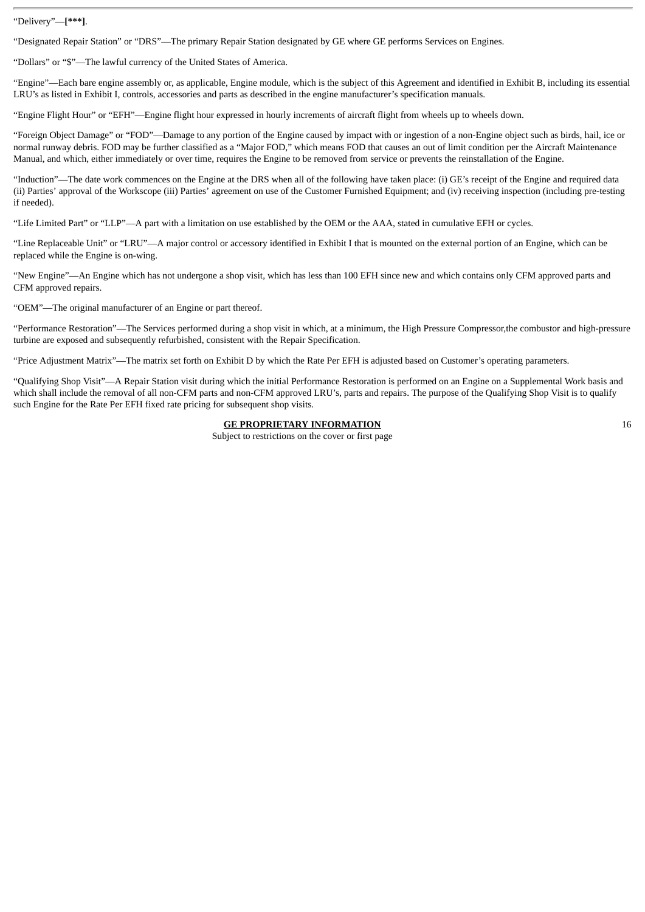“Delivery”—**[***]**.

“Designated Repair Station” or “DRS”—The primary Repair Station designated by GE where GE performs Services on Engines.

“Dollars” or “$”—The lawful currency of the United States of America.

“Engine”—Each bare engine assembly or, as applicable, Engine module, which is the subject of this Agreement and identified in Exhibit B, including its essential LRU’s as listed in Exhibit I, controls, accessories and parts as described in the engine manufacturer’s specification manuals.

“Engine Flight Hour” or “EFH”—Engine flight hour expressed in hourly increments of aircraft flight from wheels up to wheels down.

“Foreign Object Damage” or “FOD”—Damage to any portion of the Engine caused by impact with or ingestion of a non-Engine object such as birds, hail, ice or normal runway debris. FOD may be further classified as a “Major FOD,” which means FOD that causes an out of limit condition per the Aircraft Maintenance Manual, and which, either immediately or over time, requires the Engine to be removed from service or prevents the reinstallation of the Engine.

“Induction”—The date work commences on the Engine at the DRS when all of the following have taken place: (i) GE’s receipt of the Engine and required data (ii) Parties’ approval of the Workscope (iii) Parties’ agreement on use of the Customer Furnished Equipment; and (iv) receiving inspection (including pre-testing if needed).

“Life Limited Part” or “LLP”—A part with a limitation on use established by the OEM or the AAA, stated in cumulative EFH or cycles.

“Line Replaceable Unit” or “LRU”—A major control or accessory identified in Exhibit I that is mounted on the external portion of an Engine, which can be replaced while the Engine is on-wing.

“New Engine”—An Engine which has not undergone a shop visit, which has less than 100 EFH since new and which contains only CFM approved parts and CFM approved repairs.

“OEM”—The original manufacturer of an Engine or part thereof.

“Performance Restoration”—The Services performed during a shop visit in which, at a minimum, the High Pressure Compressor,the combustor and high-pressure turbine are exposed and subsequently refurbished, consistent with the Repair Specification.

“Price Adjustment Matrix”—The matrix set forth on Exhibit D by which the Rate Per EFH is adjusted based on Customer’s operating parameters.

“Qualifying Shop Visit”—A Repair Station visit during which the initial Performance Restoration is performed on an Engine on a Supplemental Work basis and which shall include the removal of all non-CFM parts and non-CFM approved LRU’s, parts and repairs. The purpose of the Qualifying Shop Visit is to qualify such Engine for the Rate Per EFH fixed rate pricing for subsequent shop visits.

**GE PROPRIETARY INFORMATION**
Subject to restrictions on the cover or first page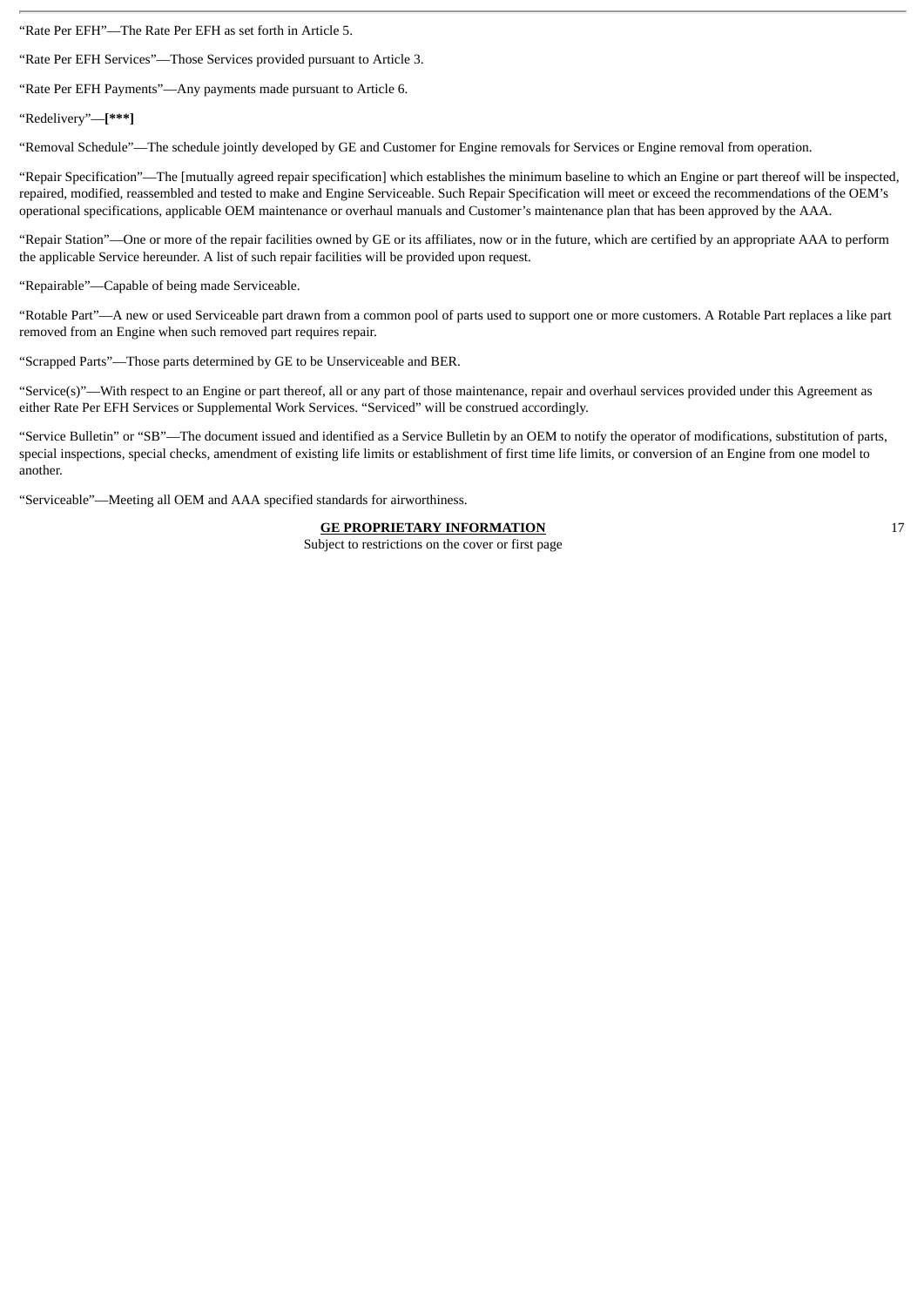"Rate Per EFH"—The Rate Per EFH as set forth in Article 5.

"Rate Per EFH Services"—Those Services provided pursuant to Article 3.

"Rate Per EFH Payments"—Any payments made pursuant to Article 6.

"Redelivery"—**[***]**

"Removal Schedule"—The schedule jointly developed by GE and Customer for Engine removals for Services or Engine removal from operation.

"Repair Specification"—The [mutually agreed repair specification] which establishes the minimum baseline to which an Engine or part thereof will be inspected, repaired, modified, reassembled and tested to make and Engine Serviceable. Such Repair Specification will meet or exceed the recommendations of the OEM's operational specifications, applicable OEM maintenance or overhaul manuals and Customer's maintenance plan that has been approved by the AAA.

"Repair Station"—One or more of the repair facilities owned by GE or its affiliates, now or in the future, which are certified by an appropriate AAA to perform the applicable Service hereunder. A list of such repair facilities will be provided upon request.

"Repairable"—Capable of being made Serviceable.

"Rotable Part"—A new or used Serviceable part drawn from a common pool of parts used to support one or more customers. A Rotable Part replaces a like part removed from an Engine when such removed part requires repair.

"Scrapped Parts"—Those parts determined by GE to be Unserviceable and BER.

"Service(s)"—With respect to an Engine or part thereof, all or any part of those maintenance, repair and overhaul services provided under this Agreement as either Rate Per EFH Services or Supplemental Work Services. "Serviced" will be construed accordingly.

"Service Bulletin" or "SB"—The document issued and identified as a Service Bulletin by an OEM to notify the operator of modifications, substitution of parts, special inspections, special checks, amendment of existing life limits or establishment of first time life limits, or conversion of an Engine from one model to another.

"Serviceable"—Meeting all OEM and AAA specified standards for airworthiness.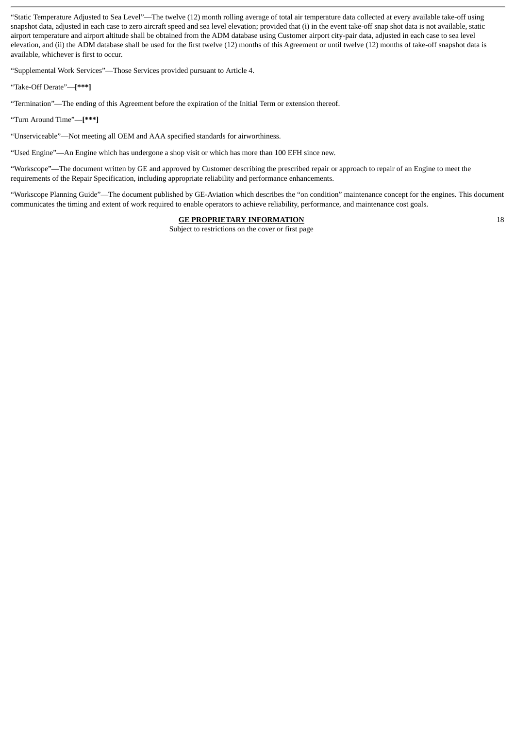"Static Temperature Adjusted to Sea Level"—The twelve (12) month rolling average of total air temperature data collected at every available take-off using snapshot data, adjusted in each case to zero aircraft speed and sea level elevation; provided that (i) in the event take-off snap shot data is not available, static airport temperature and airport altitude shall be obtained from the ADM database using Customer airport city-pair data, adjusted in each case to sea level elevation, and (ii) the ADM database shall be used for the first twelve (12) months of this Agreement or until twelve (12) months of take-off snapshot data is available, whichever is first to occur.

"Supplemental Work Services"—Those Services provided pursuant to Article 4.

"Take-Off Derate"—**[***]**

"Termination"—The ending of this Agreement before the expiration of the Initial Term or extension thereof.

"Turn Around Time"—**[***]**

"Unserviceable"—Not meeting all OEM and AAA specified standards for airworthiness.

"Used Engine"—An Engine which has undergone a shop visit or which has more than 100 EFH since new.

"Workscope"—The document written by GE and approved by Customer describing the prescribed repair or approach to repair of an Engine to meet the requirements of the Repair Specification, including appropriate reliability and performance enhancements.

"Workscope Planning Guide"—The document published by GE-Aviation which describes the "on condition" maintenance concept for the engines. This document communicates the timing and extent of work required to enable operators to achieve reliability, performance, and maintenance cost goals.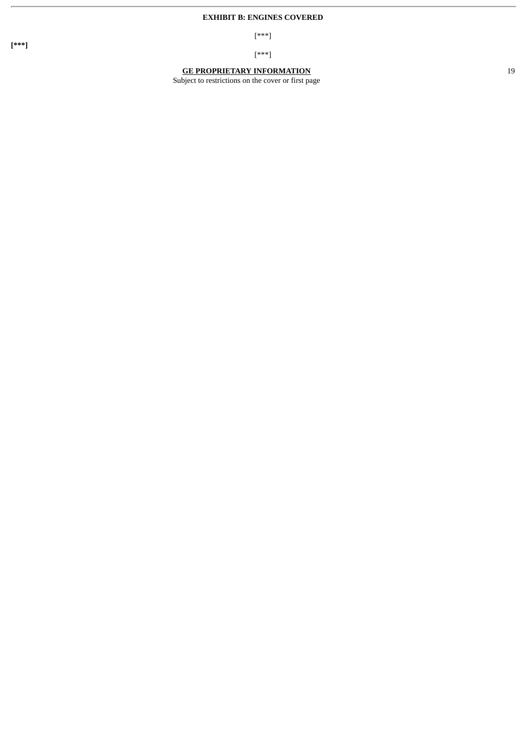**EXHIBIT B: ENGINES COVERED**

**[***]**

[***]

[***]

**GE PROPRIETARY INFORMATION**

Subject to restrictions on the cover or first page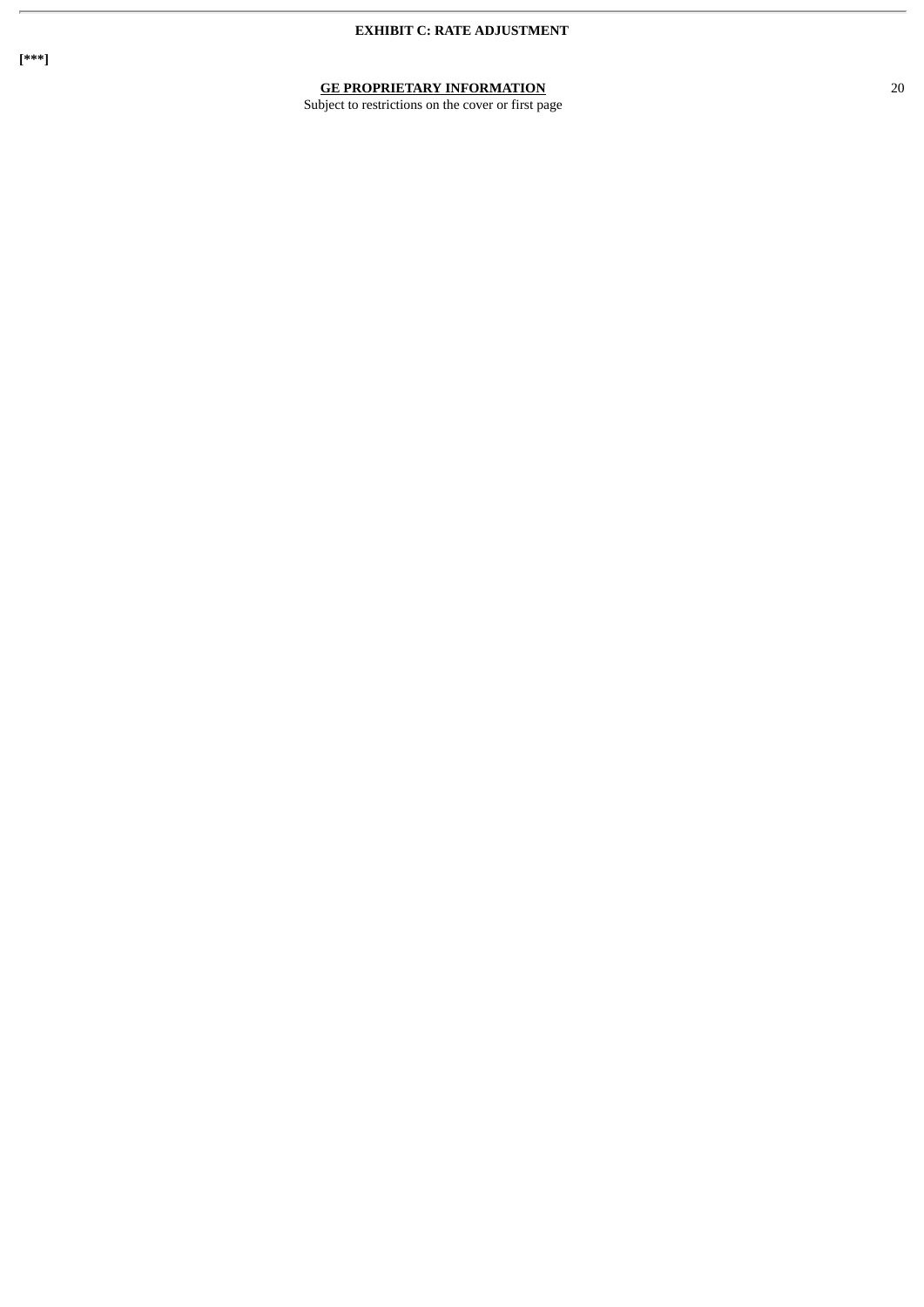**EXHIBIT C: RATE ADJUSTMENT**

**[***]**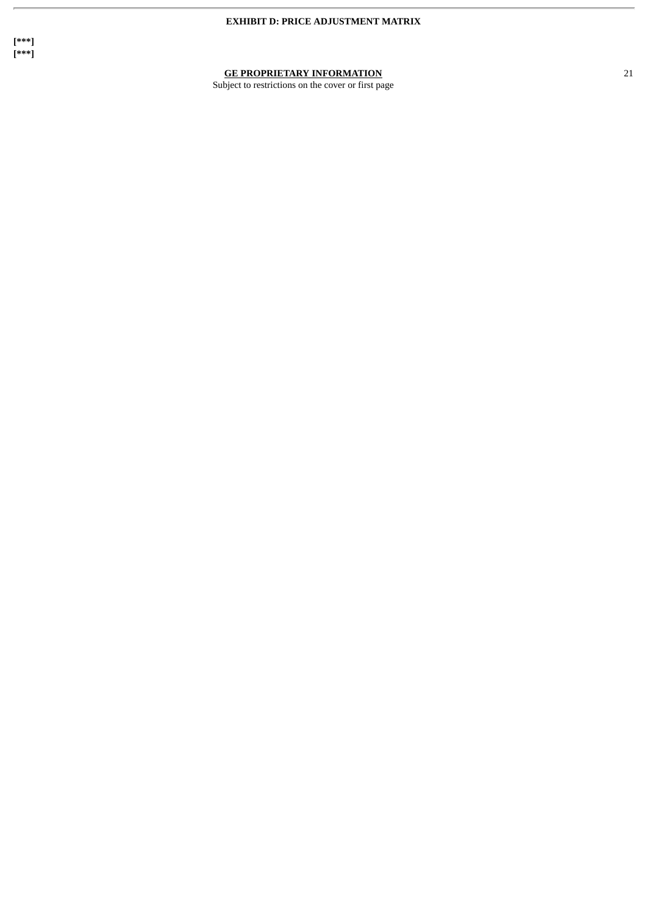**EXHIBIT D: PRICE ADJUSTMENT MATRIX**

**[***]**
**[***]**

**GE PROPRIETARY INFORMATION**
Subject to restrictions on the cover or first page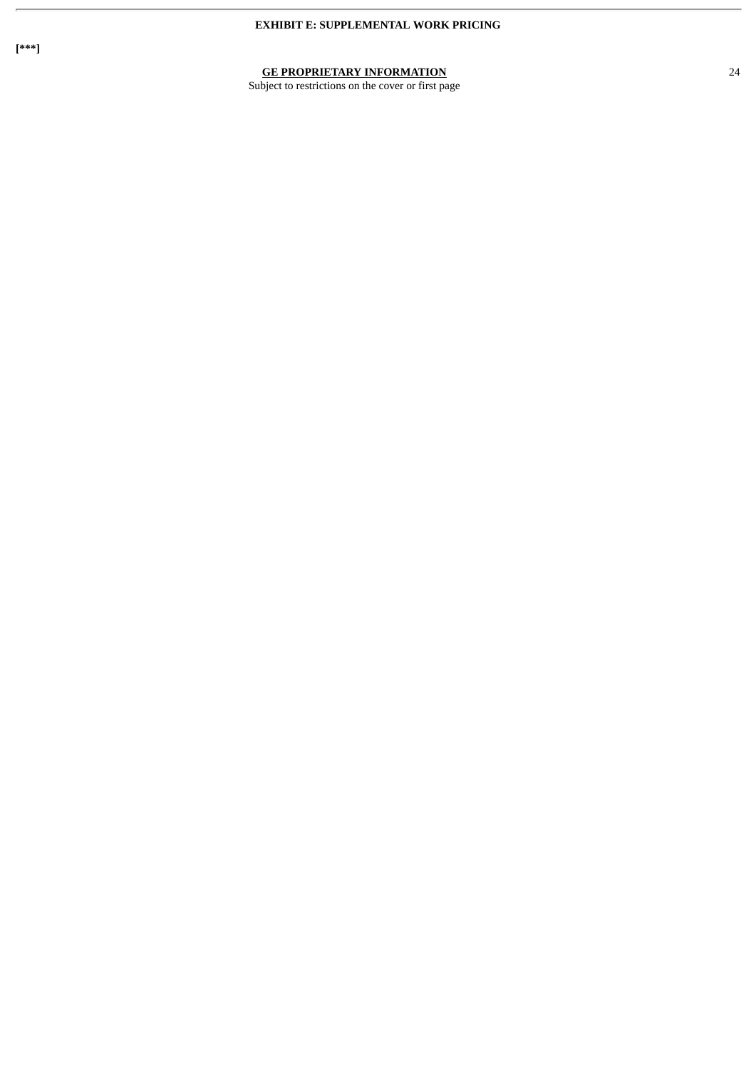# EXHIBIT E: SUPPLEMENTAL WORK PRICING

**[***]**

**GE PROPRIETARY INFORMATION**

Subject to restrictions on the cover or first page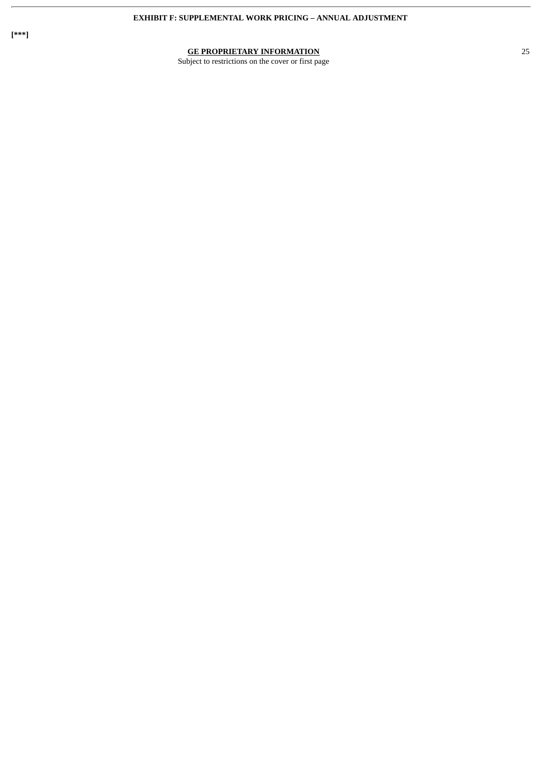# EXHIBIT F: SUPPLEMENTAL WORK PRICING – ANNUAL ADJUSTMENT

**[***]**

**GE PROPRIETARY INFORMATION**
Subject to restrictions on the cover or first page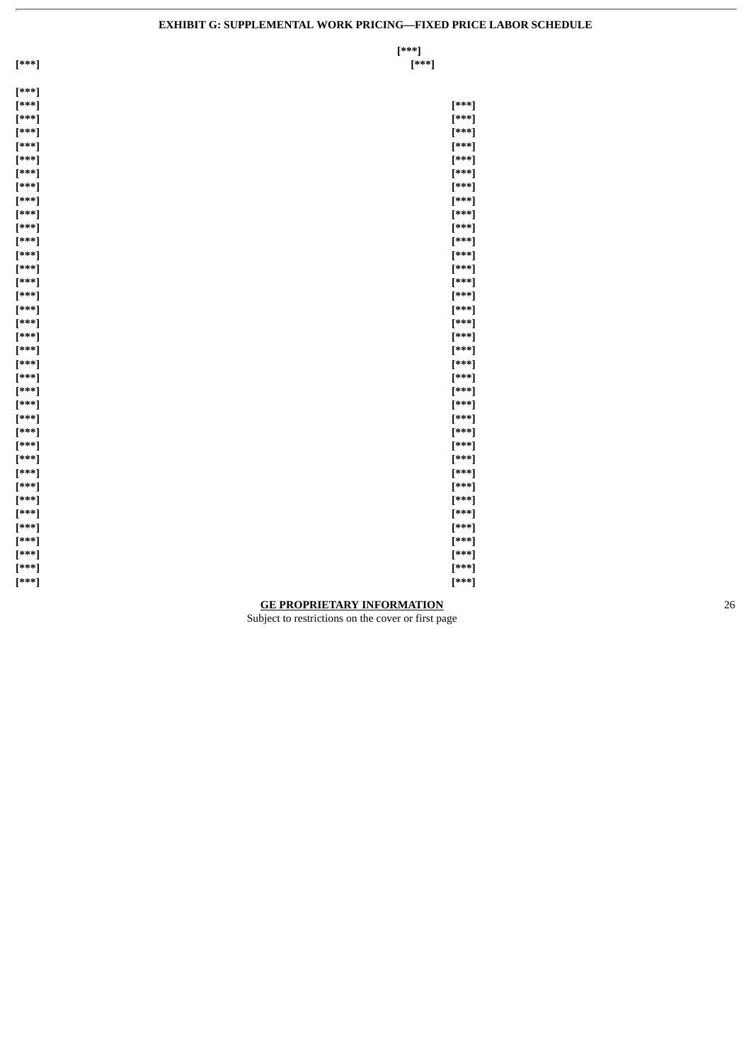**EXHIBIT G: SUPPLEMENTAL WORK PRICING—FIXED PRICE LABOR SCHEDULE**

| [***] | [***] [***] |
|---|---|
| [***] | |
| [***] | [***] |
| [***] | [***] |
| [***] | [***] |
| [***] | [***] |
| [***] | [***] |
| [***] | [***] |
| [***] | [***] |
| [***] | [***] |
| [***] | [***] |
| [***] | [***] |
| [***] | [***] |
| [***] | [***] |
| [***] | [***] |
| [***] | [***] |
| [***] | [***] |
| [***] | [***] |
| [***] | [***] |
| [***] | [***] |
| [***] | [***] |
| [***] | [***] |
| [***] | [***] |
| [***] | [***] |
| [***] | [***] |
| [***] | [***] |
| [***] | [***] |
| [***] | [***] |
| [***] | [***] |
| [***] | [***] |
| [***] | [***] |
| [***] | [***] |
| [***] | [***] |
| [***] | [***] |
| [***] | [***] |
| [***] | [***] |
| [***] | [***] |
| [***] | [***] |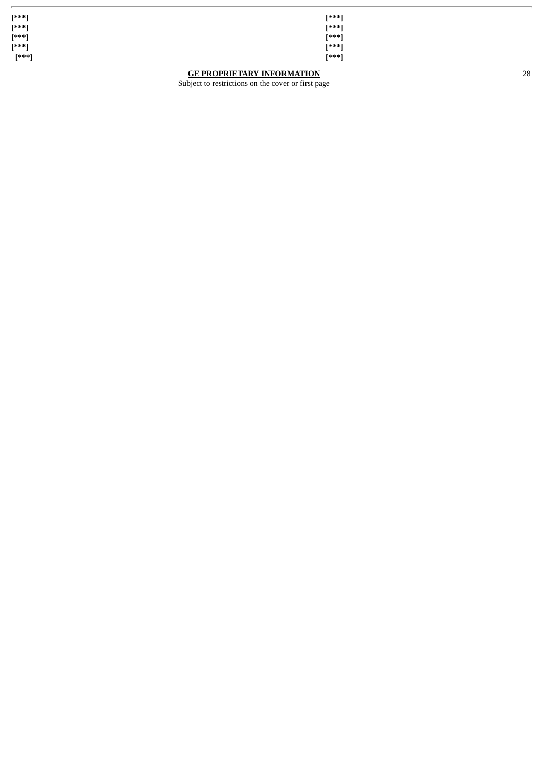| [***] | [***] |
| --- | --- |
| [***] | [***] |
| [***] | [***] |
| [***] | [***] |
| [***] | [***] |

**GE PROPRIETARY INFORMATION**
Subject to restrictions on the cover or first page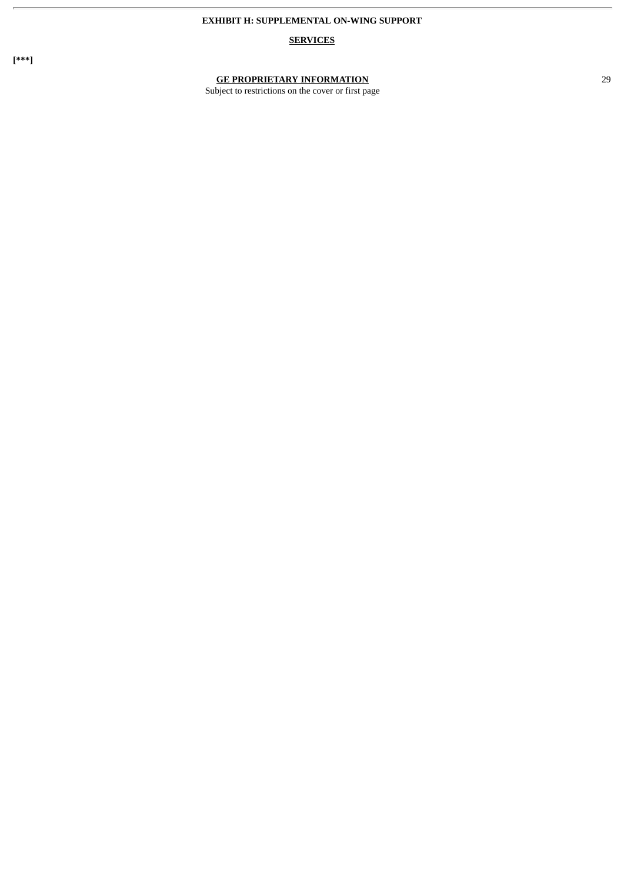# EXHIBIT H: SUPPLEMENTAL ON-WING SUPPORT

## SERVICES

**[***]**

**GE PROPRIETARY INFORMATION**

Subject to restrictions on the cover or first page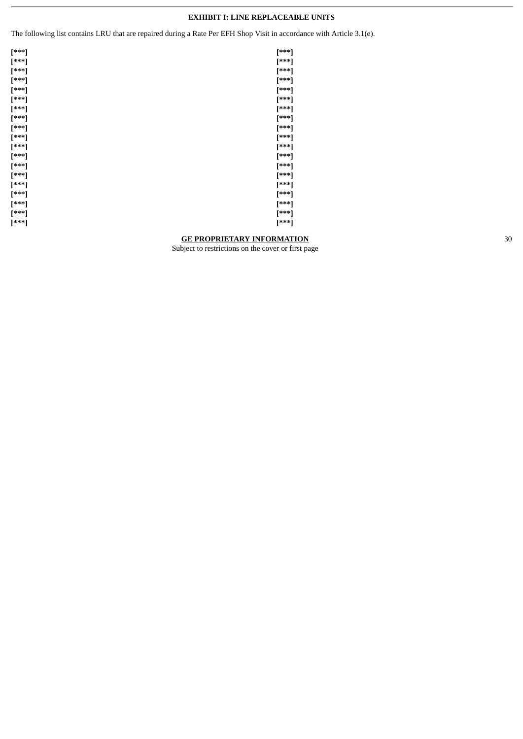**EXHIBIT I: LINE REPLACEABLE UNITS**

The following list contains LRU that are repaired during a Rate Per EFH Shop Visit in accordance with Article 3.1(e).

| | |
|---|---|
| **[***]** | **[***]** |
| **[***]** | **[***]** |
| **[***]** | **[***]** |
| **[***]** | **[***]** |
| **[***]** | **[***]** |
| **[***]** | **[***]** |
| **[***]** | **[***]** |
| **[***]** | **[***]** |
| **[***]** | **[***]** |
| **[***]** | **[***]** |
| **[***]** | **[***]** |
| **[***]** | **[***]** |
| **[***]** | **[***]** |
| **[***]** | **[***]** |
| **[***]** | **[***]** |
| **[***]** | **[***]** |
| **[***]** | **[***]** |
| **[***]** | **[***]** |
| **[***]** | **[***]** |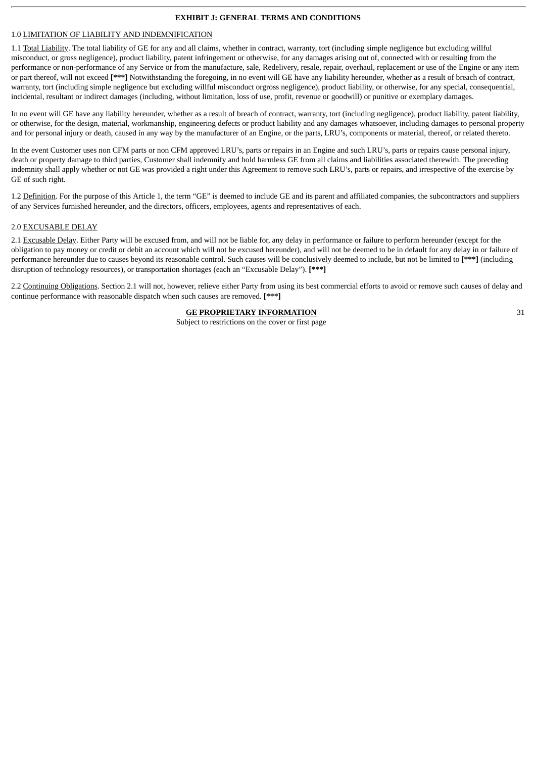**EXHIBIT J: GENERAL TERMS AND CONDITIONS**

1.0 LIMITATION OF LIABILITY AND INDEMNIFICATION

1.1 Total Liability. The total liability of GE for any and all claims, whether in contract, warranty, tort (including simple negligence but excluding willful misconduct, or gross negligence), product liability, patent infringement or otherwise, for any damages arising out of, connected with or resulting from the performance or non-performance of any Service or from the manufacture, sale, Redelivery, resale, repair, overhaul, replacement or use of the Engine or any item or part thereof, will not exceed **[***]** Notwithstanding the foregoing, in no event will GE have any liability hereunder, whether as a result of breach of contract, warranty, tort (including simple negligence but excluding willful misconduct orgross negligence), product liability, or otherwise, for any special, consequential, incidental, resultant or indirect damages (including, without limitation, loss of use, profit, revenue or goodwill) or punitive or exemplary damages.

In no event will GE have any liability hereunder, whether as a result of breach of contract, warranty, tort (including negligence), product liability, patent liability, or otherwise, for the design, material, workmanship, engineering defects or product liability and any damages whatsoever, including damages to personal property and for personal injury or death, caused in any way by the manufacturer of an Engine, or the parts, LRU's, components or material, thereof, or related thereto.

In the event Customer uses non CFM parts or non CFM approved LRU's, parts or repairs in an Engine and such LRU's, parts or repairs cause personal injury, death or property damage to third parties, Customer shall indemnify and hold harmless GE from all claims and liabilities associated therewith. The preceding indemnity shall apply whether or not GE was provided a right under this Agreement to remove such LRU's, parts or repairs, and irrespective of the exercise by GE of such right.

1.2 Definition. For the purpose of this Article 1, the term "GE" is deemed to include GE and its parent and affiliated companies, the subcontractors and suppliers of any Services furnished hereunder, and the directors, officers, employees, agents and representatives of each.

2.0 EXCUSABLE DELAY

2.1 Excusable Delay. Either Party will be excused from, and will not be liable for, any delay in performance or failure to perform hereunder (except for the obligation to pay money or credit or debit an account which will not be excused hereunder), and will not be deemed to be in default for any delay in or failure of performance hereunder due to causes beyond its reasonable control. Such causes will be conclusively deemed to include, but not be limited to **[***]** (including disruption of technology resources), or transportation shortages (each an "Excusable Delay"). **[***]**

2.2 Continuing Obligations. Section 2.1 will not, however, relieve either Party from using its best commercial efforts to avoid or remove such causes of delay and continue performance with reasonable dispatch when such causes are removed. **[***]**

**GE PROPRIETARY INFORMATION**
Subject to restrictions on the cover or first page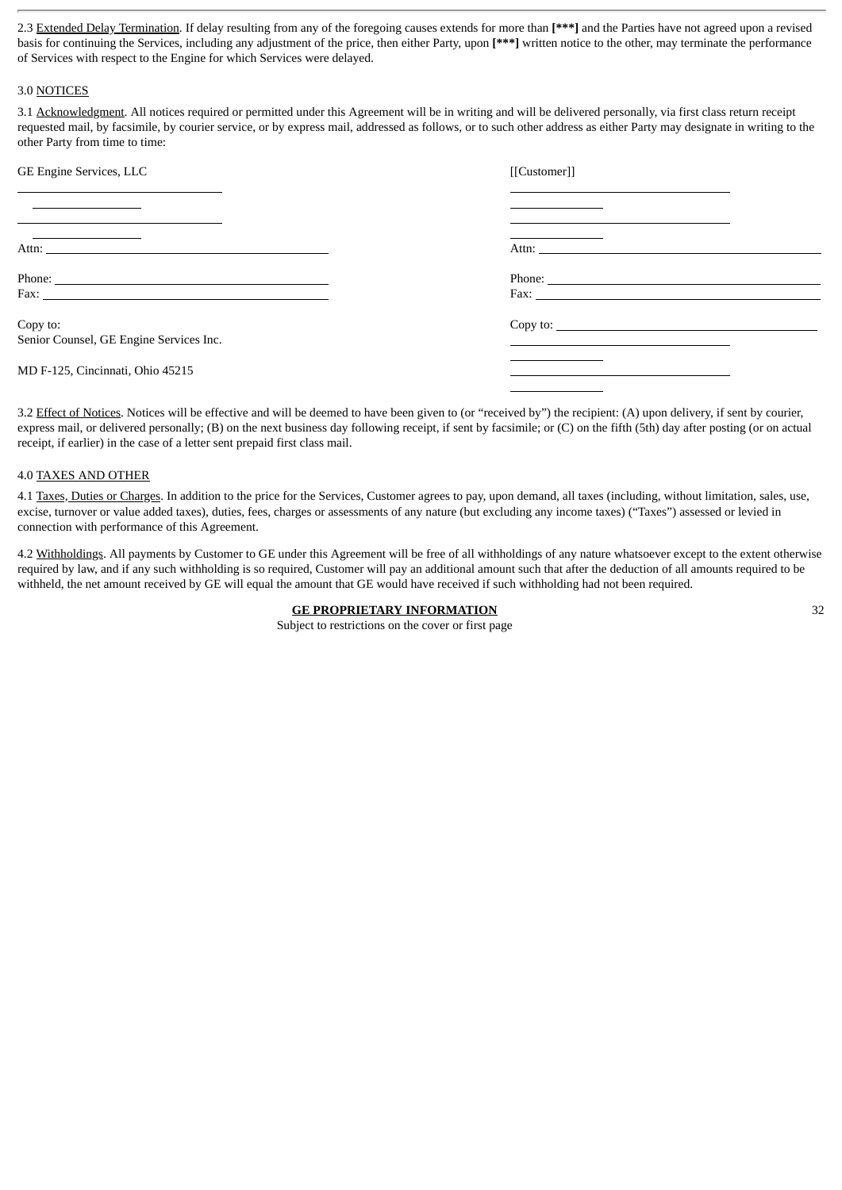2.3 Extended Delay Termination. If delay resulting from any of the foregoing causes extends for more than **[***]** and the Parties have not agreed upon a revised basis for continuing the Services, including any adjustment of the price, then either Party, upon **[***]** written notice to the other, may terminate the performance of Services with respect to the Engine for which Services were delayed.

3.0 NOTICES

3.1 Acknowledgment. All notices required or permitted under this Agreement will be in writing and will be delivered personally, via first class return receipt requested mail, by facsimile, by courier service, or by express mail, addressed as follows, or to such other address as either Party may designate in writing to the other Party from time to time:

| GE Engine Services, LLC | [[Customer]] |
|---|---|
| ______________________ | ______________________ |
| ______________________ | ______________________ |
| Attn: ______________________ | Attn: ______________________ |
| Phone: ______________________ | Phone: ______________________ |
| Fax: ______________________ | Fax: ______________________ |
| Copy to: Senior Counsel, GE Engine Services Inc. | Copy to: ______________________ |
| MD F-125, Cincinnati, Ohio 45215 | ______________________ |

3.2 Effect of Notices. Notices will be effective and will be deemed to have been given to (or "received by") the recipient: (A) upon delivery, if sent by courier, express mail, or delivered personally; (B) on the next business day following receipt, if sent by facsimile; or (C) on the fifth (5th) day after posting (or on actual receipt, if earlier) in the case of a letter sent prepaid first class mail.

4.0 TAXES AND OTHER

4.1 Taxes, Duties or Charges. In addition to the price for the Services, Customer agrees to pay, upon demand, all taxes (including, without limitation, sales, use, excise, turnover or value added taxes), duties, fees, charges or assessments of any nature (but excluding any income taxes) ("Taxes") assessed or levied in connection with performance of this Agreement.

4.2 Withholdings. All payments by Customer to GE under this Agreement will be free of all withholdings of any nature whatsoever except to the extent otherwise required by law, and if any such withholding is so required, Customer will pay an additional amount such that after the deduction of all amounts required to be withheld, the net amount received by GE will equal the amount that GE would have received if such withholding had not been required.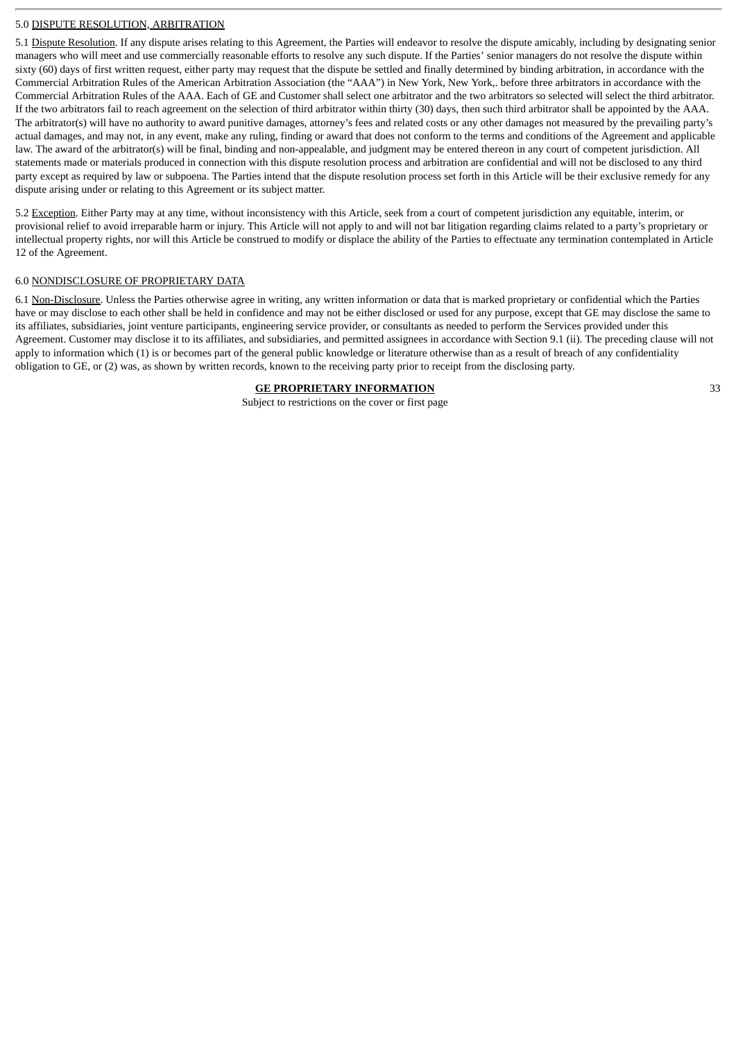5.0 DISPUTE RESOLUTION, ARBITRATION

5.1 Dispute Resolution. If any dispute arises relating to this Agreement, the Parties will endeavor to resolve the dispute amicably, including by designating senior managers who will meet and use commercially reasonable efforts to resolve any such dispute. If the Parties' senior managers do not resolve the dispute within sixty (60) days of first written request, either party may request that the dispute be settled and finally determined by binding arbitration, in accordance with the Commercial Arbitration Rules of the American Arbitration Association (the "AAA") in New York, New York,. before three arbitrators in accordance with the Commercial Arbitration Rules of the AAA. Each of GE and Customer shall select one arbitrator and the two arbitrators so selected will select the third arbitrator. If the two arbitrators fail to reach agreement on the selection of third arbitrator within thirty (30) days, then such third arbitrator shall be appointed by the AAA. The arbitrator(s) will have no authority to award punitive damages, attorney's fees and related costs or any other damages not measured by the prevailing party's actual damages, and may not, in any event, make any ruling, finding or award that does not conform to the terms and conditions of the Agreement and applicable law. The award of the arbitrator(s) will be final, binding and non-appealable, and judgment may be entered thereon in any court of competent jurisdiction. All statements made or materials produced in connection with this dispute resolution process and arbitration are confidential and will not be disclosed to any third party except as required by law or subpoena. The Parties intend that the dispute resolution process set forth in this Article will be their exclusive remedy for any dispute arising under or relating to this Agreement or its subject matter.

5.2 Exception. Either Party may at any time, without inconsistency with this Article, seek from a court of competent jurisdiction any equitable, interim, or provisional relief to avoid irreparable harm or injury. This Article will not apply to and will not bar litigation regarding claims related to a party's proprietary or intellectual property rights, nor will this Article be construed to modify or displace the ability of the Parties to effectuate any termination contemplated in Article 12 of the Agreement.

6.0 NONDISCLOSURE OF PROPRIETARY DATA

6.1 Non-Disclosure. Unless the Parties otherwise agree in writing, any written information or data that is marked proprietary or confidential which the Parties have or may disclose to each other shall be held in confidence and may not be either disclosed or used for any purpose, except that GE may disclose the same to its affiliates, subsidiaries, joint venture participants, engineering service provider, or consultants as needed to perform the Services provided under this Agreement. Customer may disclose it to its affiliates, and subsidiaries, and permitted assignees in accordance with Section 9.1 (ii). The preceding clause will not apply to information which (1) is or becomes part of the general public knowledge or literature otherwise than as a result of breach of any confidentiality obligation to GE, or (2) was, as shown by written records, known to the receiving party prior to receipt from the disclosing party.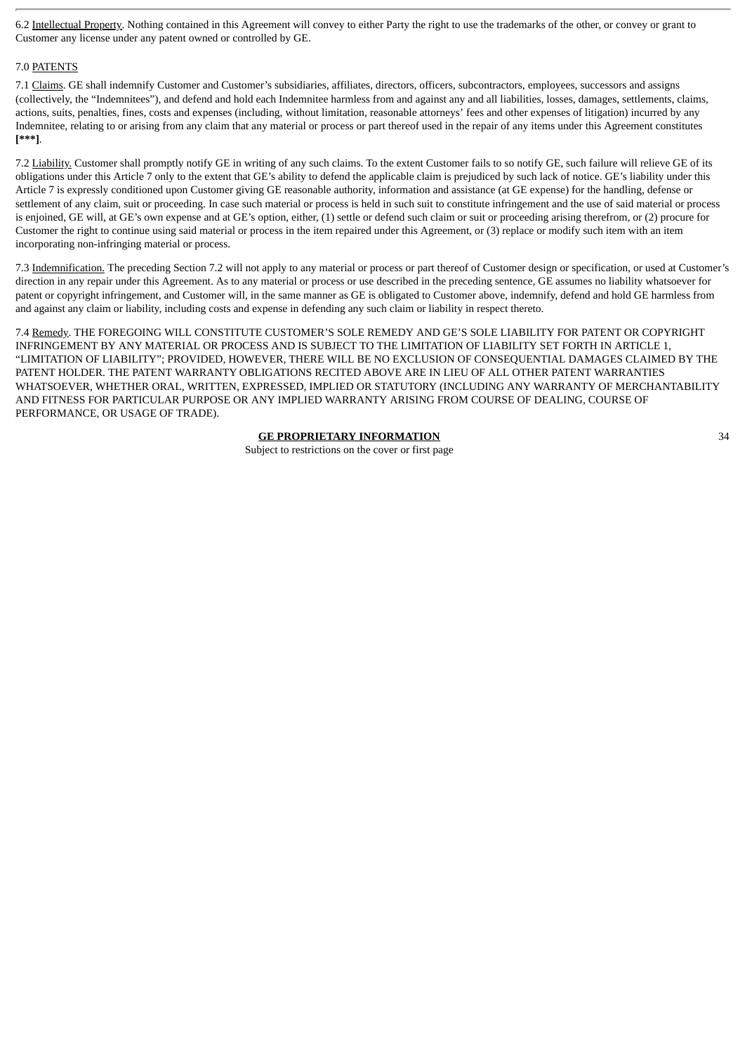6.2 Intellectual Property. Nothing contained in this Agreement will convey to either Party the right to use the trademarks of the other, or convey or grant to Customer any license under any patent owned or controlled by GE.

7.0 PATENTS

7.1 Claims. GE shall indemnify Customer and Customer's subsidiaries, affiliates, directors, officers, subcontractors, employees, successors and assigns (collectively, the "Indemnitees"), and defend and hold each Indemnitee harmless from and against any and all liabilities, losses, damages, settlements, claims, actions, suits, penalties, fines, costs and expenses (including, without limitation, reasonable attorneys' fees and other expenses of litigation) incurred by any Indemnitee, relating to or arising from any claim that any material or process or part thereof used in the repair of any items under this Agreement constitutes **[***]**.

7.2 Liability. Customer shall promptly notify GE in writing of any such claims. To the extent Customer fails to so notify GE, such failure will relieve GE of its obligations under this Article 7 only to the extent that GE's ability to defend the applicable claim is prejudiced by such lack of notice. GE's liability under this Article 7 is expressly conditioned upon Customer giving GE reasonable authority, information and assistance (at GE expense) for the handling, defense or settlement of any claim, suit or proceeding. In case such material or process is held in such suit to constitute infringement and the use of said material or process is enjoined, GE will, at GE's own expense and at GE's option, either, (1) settle or defend such claim or suit or proceeding arising therefrom, or (2) procure for Customer the right to continue using said material or process in the item repaired under this Agreement, or (3) replace or modify such item with an item incorporating non-infringing material or process.

7.3 Indemnification. The preceding Section 7.2 will not apply to any material or process or part thereof of Customer design or specification, or used at Customer's direction in any repair under this Agreement. As to any material or process or use described in the preceding sentence, GE assumes no liability whatsoever for patent or copyright infringement, and Customer will, in the same manner as GE is obligated to Customer above, indemnify, defend and hold GE harmless from and against any claim or liability, including costs and expense in defending any such claim or liability in respect thereto.

7.4 Remedy. THE FOREGOING WILL CONSTITUTE CUSTOMER'S SOLE REMEDY AND GE'S SOLE LIABILITY FOR PATENT OR COPYRIGHT INFRINGEMENT BY ANY MATERIAL OR PROCESS AND IS SUBJECT TO THE LIMITATION OF LIABILITY SET FORTH IN ARTICLE 1, "LIMITATION OF LIABILITY"; PROVIDED, HOWEVER, THERE WILL BE NO EXCLUSION OF CONSEQUENTIAL DAMAGES CLAIMED BY THE PATENT HOLDER. THE PATENT WARRANTY OBLIGATIONS RECITED ABOVE ARE IN LIEU OF ALL OTHER PATENT WARRANTIES WHATSOEVER, WHETHER ORAL, WRITTEN, EXPRESSED, IMPLIED OR STATUTORY (INCLUDING ANY WARRANTY OF MERCHANTABILITY AND FITNESS FOR PARTICULAR PURPOSE OR ANY IMPLIED WARRANTY ARISING FROM COURSE OF DEALING, COURSE OF PERFORMANCE, OR USAGE OF TRADE).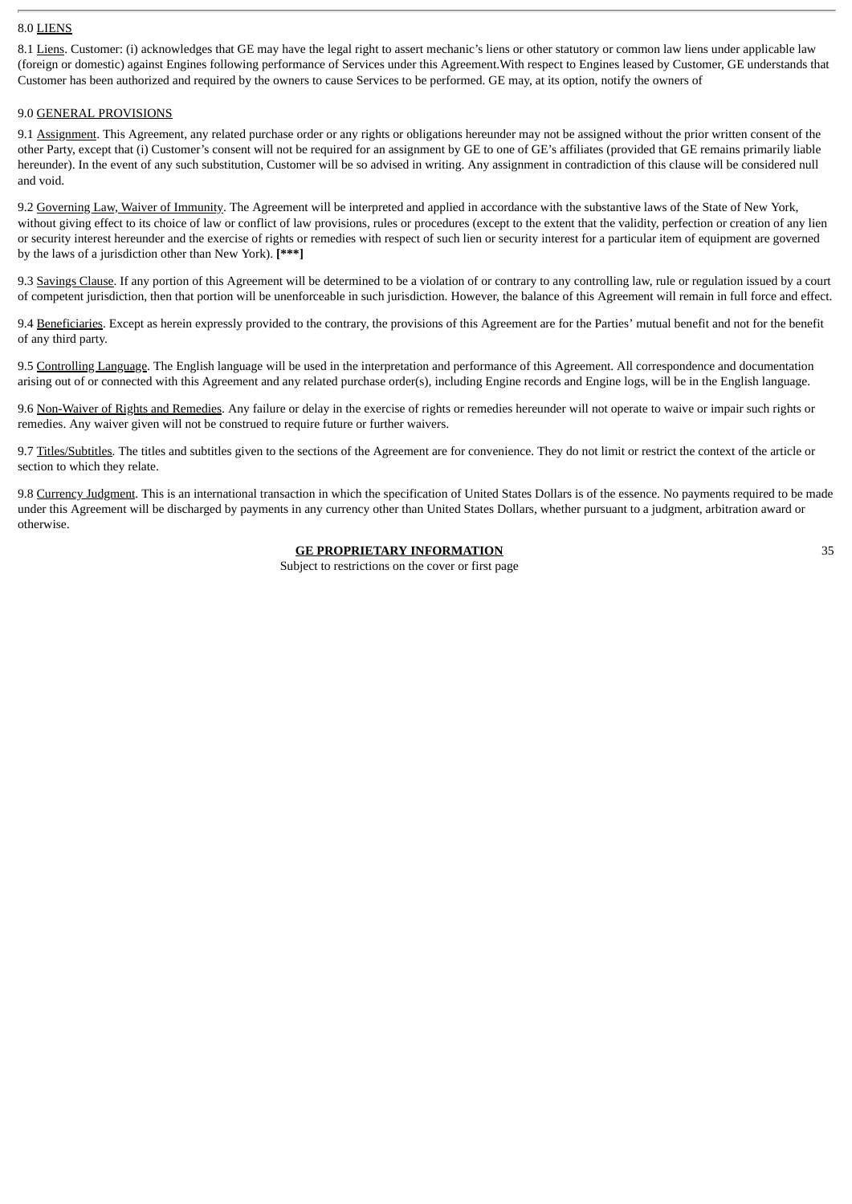8.0 LIENS

8.1 Liens. Customer: (i) acknowledges that GE may have the legal right to assert mechanic's liens or other statutory or common law liens under applicable law (foreign or domestic) against Engines following performance of Services under this Agreement.With respect to Engines leased by Customer, GE understands that Customer has been authorized and required by the owners to cause Services to be performed. GE may, at its option, notify the owners of

9.0 GENERAL PROVISIONS

9.1 Assignment. This Agreement, any related purchase order or any rights or obligations hereunder may not be assigned without the prior written consent of the other Party, except that (i) Customer's consent will not be required for an assignment by GE to one of GE's affiliates (provided that GE remains primarily liable hereunder). In the event of any such substitution, Customer will be so advised in writing. Any assignment in contradiction of this clause will be considered null and void.

9.2 Governing Law, Waiver of Immunity. The Agreement will be interpreted and applied in accordance with the substantive laws of the State of New York, without giving effect to its choice of law or conflict of law provisions, rules or procedures (except to the extent that the validity, perfection or creation of any lien or security interest hereunder and the exercise of rights or remedies with respect of such lien or security interest for a particular item of equipment are governed by the laws of a jurisdiction other than New York). **[***]**

9.3 Savings Clause. If any portion of this Agreement will be determined to be a violation of or contrary to any controlling law, rule or regulation issued by a court of competent jurisdiction, then that portion will be unenforceable in such jurisdiction. However, the balance of this Agreement will remain in full force and effect.

9.4 Beneficiaries. Except as herein expressly provided to the contrary, the provisions of this Agreement are for the Parties' mutual benefit and not for the benefit of any third party.

9.5 Controlling Language. The English language will be used in the interpretation and performance of this Agreement. All correspondence and documentation arising out of or connected with this Agreement and any related purchase order(s), including Engine records and Engine logs, will be in the English language.

9.6 Non-Waiver of Rights and Remedies. Any failure or delay in the exercise of rights or remedies hereunder will not operate to waive or impair such rights or remedies. Any waiver given will not be construed to require future or further waivers.

9.7 Titles/Subtitles. The titles and subtitles given to the sections of the Agreement are for convenience. They do not limit or restrict the context of the article or section to which they relate.

9.8 Currency Judgment. This is an international transaction in which the specification of United States Dollars is of the essence. No payments required to be made under this Agreement will be discharged by payments in any currency other than United States Dollars, whether pursuant to a judgment, arbitration award or otherwise.

**GE PROPRIETARY INFORMATION**
Subject to restrictions on the cover or first page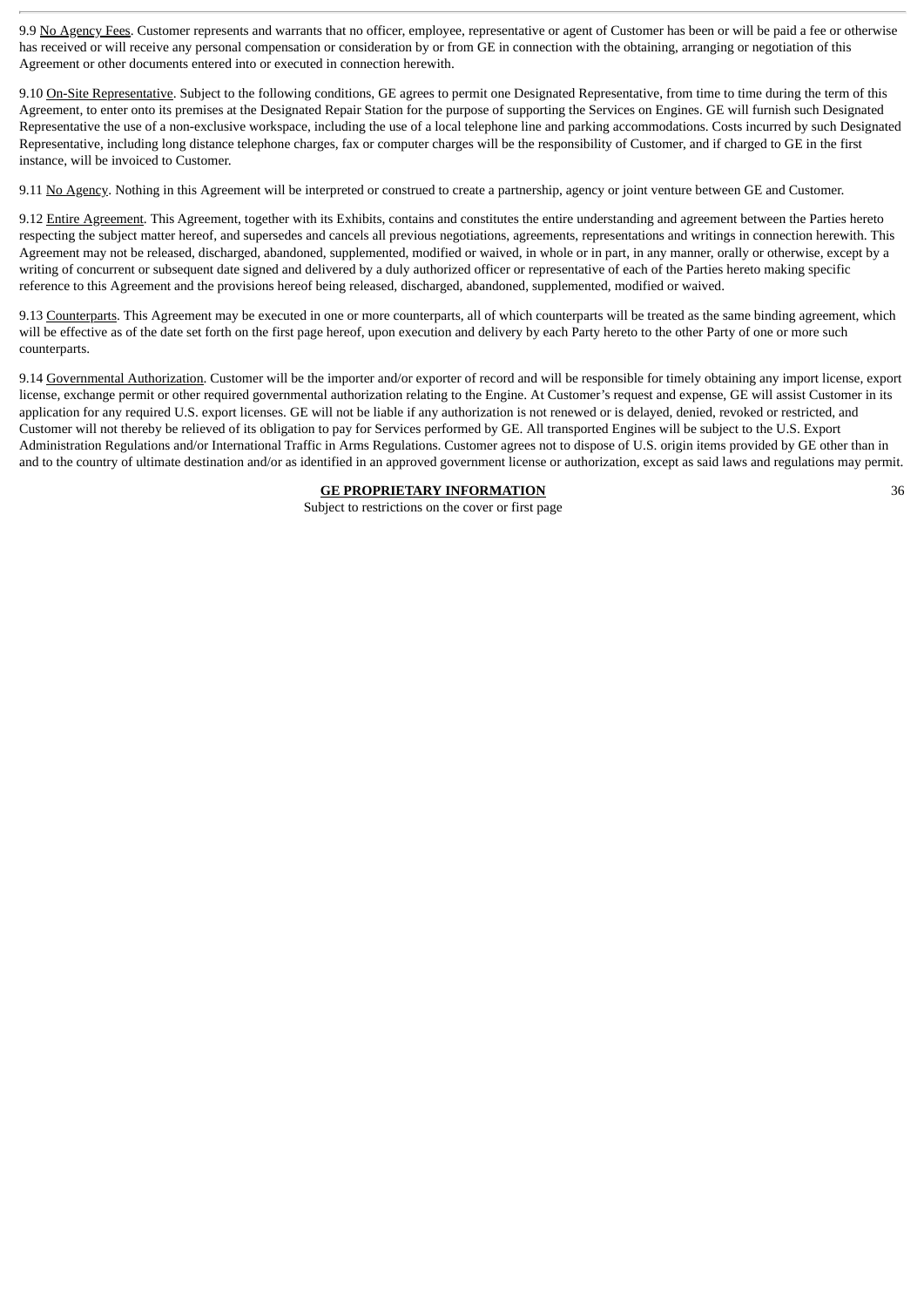9.9 No Agency Fees. Customer represents and warrants that no officer, employee, representative or agent of Customer has been or will be paid a fee or otherwise has received or will receive any personal compensation or consideration by or from GE in connection with the obtaining, arranging or negotiation of this Agreement or other documents entered into or executed in connection herewith.

9.10 On-Site Representative. Subject to the following conditions, GE agrees to permit one Designated Representative, from time to time during the term of this Agreement, to enter onto its premises at the Designated Repair Station for the purpose of supporting the Services on Engines. GE will furnish such Designated Representative the use of a non-exclusive workspace, including the use of a local telephone line and parking accommodations. Costs incurred by such Designated Representative, including long distance telephone charges, fax or computer charges will be the responsibility of Customer, and if charged to GE in the first instance, will be invoiced to Customer.

9.11 No Agency. Nothing in this Agreement will be interpreted or construed to create a partnership, agency or joint venture between GE and Customer.

9.12 Entire Agreement. This Agreement, together with its Exhibits, contains and constitutes the entire understanding and agreement between the Parties hereto respecting the subject matter hereof, and supersedes and cancels all previous negotiations, agreements, representations and writings in connection herewith. This Agreement may not be released, discharged, abandoned, supplemented, modified or waived, in whole or in part, in any manner, orally or otherwise, except by a writing of concurrent or subsequent date signed and delivered by a duly authorized officer or representative of each of the Parties hereto making specific reference to this Agreement and the provisions hereof being released, discharged, abandoned, supplemented, modified or waived.

9.13 Counterparts. This Agreement may be executed in one or more counterparts, all of which counterparts will be treated as the same binding agreement, which will be effective as of the date set forth on the first page hereof, upon execution and delivery by each Party hereto to the other Party of one or more such counterparts.

9.14 Governmental Authorization. Customer will be the importer and/or exporter of record and will be responsible for timely obtaining any import license, export license, exchange permit or other required governmental authorization relating to the Engine. At Customer's request and expense, GE will assist Customer in its application for any required U.S. export licenses. GE will not be liable if any authorization is not renewed or is delayed, denied, revoked or restricted, and Customer will not thereby be relieved of its obligation to pay for Services performed by GE. All transported Engines will be subject to the U.S. Export Administration Regulations and/or International Traffic in Arms Regulations. Customer agrees not to dispose of U.S. origin items provided by GE other than in and to the country of ultimate destination and/or as identified in an approved government license or authorization, except as said laws and regulations may permit.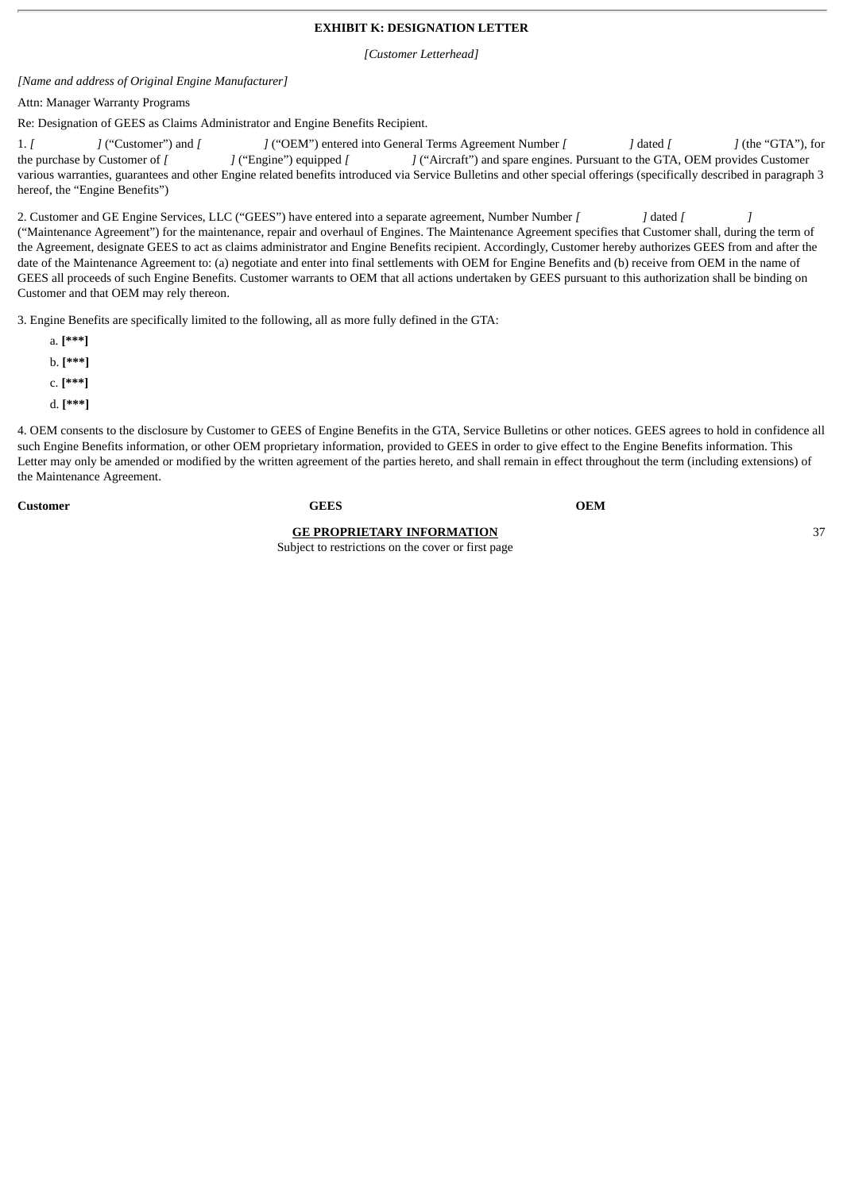**EXHIBIT K: DESIGNATION LETTER**

*[Customer Letterhead]*

*[Name and address of Original Engine Manufacturer]*

Attn: Manager Warranty Programs

Re: Designation of GEES as Claims Administrator and Engine Benefits Recipient.

1. *[ ]* ("Customer") and *[ ]* ("OEM") entered into General Terms Agreement Number *[ ]* dated *[ ]* (the "GTA"), for the purchase by Customer of *[ ]* ("Engine") equipped *[ ]* ("Aircraft") and spare engines. Pursuant to the GTA, OEM provides Customer various warranties, guarantees and other Engine related benefits introduced via Service Bulletins and other special offerings (specifically described in paragraph 3 hereof, the "Engine Benefits")

2. Customer and GE Engine Services, LLC ("GEES") have entered into a separate agreement, Number Number *[ ]* dated *[ ]* ("Maintenance Agreement") for the maintenance, repair and overhaul of Engines. The Maintenance Agreement specifies that Customer shall, during the term of the Agreement, designate GEES to act as claims administrator and Engine Benefits recipient. Accordingly, Customer hereby authorizes GEES from and after the date of the Maintenance Agreement to: (a) negotiate and enter into final settlements with OEM for Engine Benefits and (b) receive from OEM in the name of GEES all proceeds of such Engine Benefits. Customer warrants to OEM that all actions undertaken by GEES pursuant to this authorization shall be binding on Customer and that OEM may rely thereon.

3. Engine Benefits are specifically limited to the following, all as more fully defined in the GTA:

a. **[***]**

b. **[***]**

c. **[***]**

d. **[***]**

4. OEM consents to the disclosure by Customer to GEES of Engine Benefits in the GTA, Service Bulletins or other notices. GEES agrees to hold in confidence all such Engine Benefits information, or other OEM proprietary information, provided to GEES in order to give effect to the Engine Benefits information. This Letter may only be amended or modified by the written agreement of the parties hereto, and shall remain in effect throughout the term (including extensions) of the Maintenance Agreement.

| **Customer** | **GEES** | **OEM** |
|---|---|---|

**GE PROPRIETARY INFORMATION**

Subject to restrictions on the cover or first page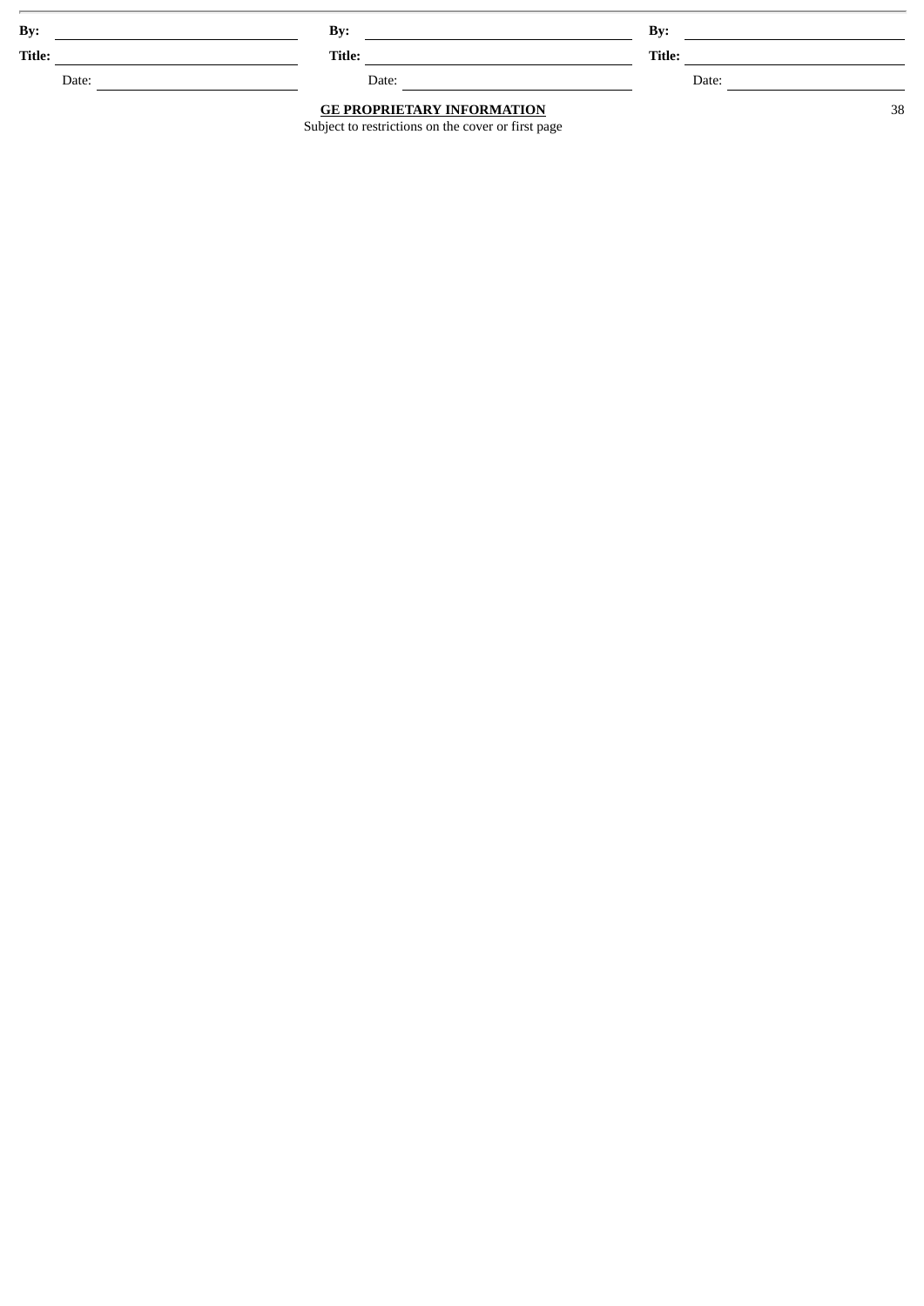| By: | | By: | | By: | |
|---|---|---|---|---|---|
| Title: | | Title: | | Title: | |
| Date: | | Date: | | Date: | |

**GE PROPRIETARY INFORMATION**
Subject to restrictions on the cover or first page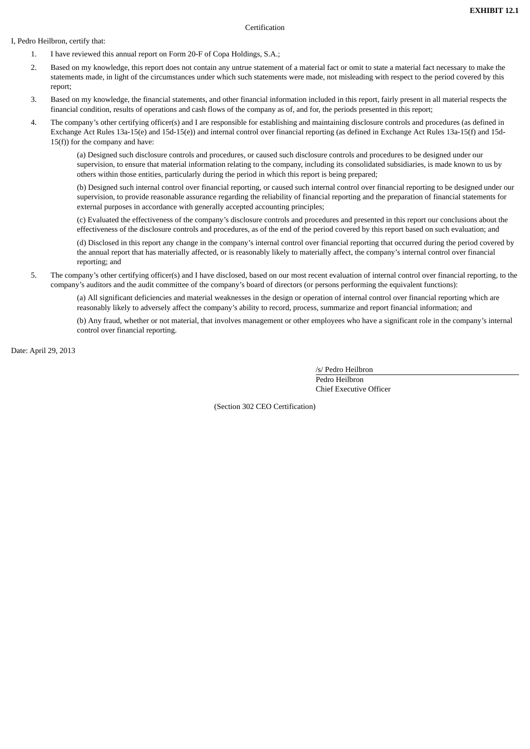**EXHIBIT 12.1**

Certification

I, Pedro Heilbron, certify that:

1. I have reviewed this annual report on Form 20-F of Copa Holdings, S.A.;
2. Based on my knowledge, this report does not contain any untrue statement of a material fact or omit to state a material fact necessary to make the statements made, in light of the circumstances under which such statements were made, not misleading with respect to the period covered by this report;
3. Based on my knowledge, the financial statements, and other financial information included in this report, fairly present in all material respects the financial condition, results of operations and cash flows of the company as of, and for, the periods presented in this report;
4. The company's other certifying officer(s) and I are responsible for establishing and maintaining disclosure controls and procedures (as defined in Exchange Act Rules 13a-15(e) and 15d-15(e)) and internal control over financial reporting (as defined in Exchange Act Rules 13a-15(f) and 15d-15(f)) for the company and have:

   (a) Designed such disclosure controls and procedures, or caused such disclosure controls and procedures to be designed under our supervision, to ensure that material information relating to the company, including its consolidated subsidiaries, is made known to us by others within those entities, particularly during the period in which this report is being prepared;

   (b) Designed such internal control over financial reporting, or caused such internal control over financial reporting to be designed under our supervision, to provide reasonable assurance regarding the reliability of financial reporting and the preparation of financial statements for external purposes in accordance with generally accepted accounting principles;

   (c) Evaluated the effectiveness of the company's disclosure controls and procedures and presented in this report our conclusions about the effectiveness of the disclosure controls and procedures, as of the end of the period covered by this report based on such evaluation; and

   (d) Disclosed in this report any change in the company's internal control over financial reporting that occurred during the period covered by the annual report that has materially affected, or is reasonably likely to materially affect, the company's internal control over financial reporting; and

5. The company's other certifying officer(s) and I have disclosed, based on our most recent evaluation of internal control over financial reporting, to the company's auditors and the audit committee of the company's board of directors (or persons performing the equivalent functions):

   (a) All significant deficiencies and material weaknesses in the design or operation of internal control over financial reporting which are reasonably likely to adversely affect the company's ability to record, process, summarize and report financial information; and

   (b) Any fraud, whether or not material, that involves management or other employees who have a significant role in the company's internal control over financial reporting.

Date: April 29, 2013

/s/ Pedro Heilbron
Pedro Heilbron
Chief Executive Officer

(Section 302 CEO Certification)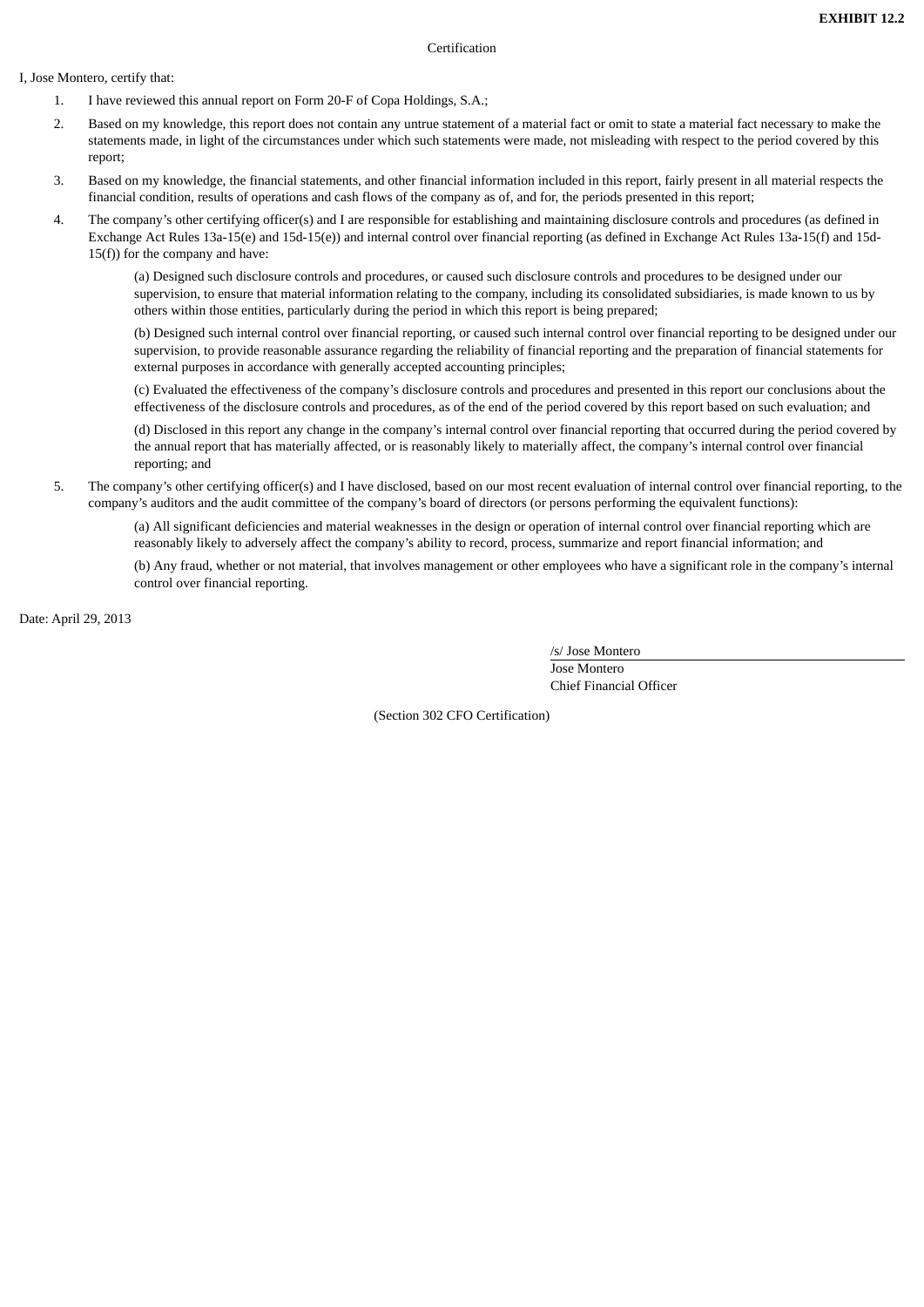**EXHIBIT 12.2**

Certification

I, Jose Montero, certify that:

1. I have reviewed this annual report on Form 20-F of Copa Holdings, S.A.;
2. Based on my knowledge, this report does not contain any untrue statement of a material fact or omit to state a material fact necessary to make the statements made, in light of the circumstances under which such statements were made, not misleading with respect to the period covered by this report;
3. Based on my knowledge, the financial statements, and other financial information included in this report, fairly present in all material respects the financial condition, results of operations and cash flows of the company as of, and for, the periods presented in this report;
4. The company's other certifying officer(s) and I are responsible for establishing and maintaining disclosure controls and procedures (as defined in Exchange Act Rules 13a-15(e) and 15d-15(e)) and internal control over financial reporting (as defined in Exchange Act Rules 13a-15(f) and 15d-15(f)) for the company and have:

   (a) Designed such disclosure controls and procedures, or caused such disclosure controls and procedures to be designed under our supervision, to ensure that material information relating to the company, including its consolidated subsidiaries, is made known to us by others within those entities, particularly during the period in which this report is being prepared;

   (b) Designed such internal control over financial reporting, or caused such internal control over financial reporting to be designed under our supervision, to provide reasonable assurance regarding the reliability of financial reporting and the preparation of financial statements for external purposes in accordance with generally accepted accounting principles;

   (c) Evaluated the effectiveness of the company's disclosure controls and procedures and presented in this report our conclusions about the effectiveness of the disclosure controls and procedures, as of the end of the period covered by this report based on such evaluation; and

   (d) Disclosed in this report any change in the company's internal control over financial reporting that occurred during the period covered by the annual report that has materially affected, or is reasonably likely to materially affect, the company's internal control over financial reporting; and

5. The company's other certifying officer(s) and I have disclosed, based on our most recent evaluation of internal control over financial reporting, to the company's auditors and the audit committee of the company's board of directors (or persons performing the equivalent functions):

   (a) All significant deficiencies and material weaknesses in the design or operation of internal control over financial reporting which are reasonably likely to adversely affect the company's ability to record, process, summarize and report financial information; and

   (b) Any fraud, whether or not material, that involves management or other employees who have a significant role in the company's internal control over financial reporting.

Date: April 29, 2013

/s/ Jose Montero
Jose Montero
Chief Financial Officer

(Section 302 CFO Certification)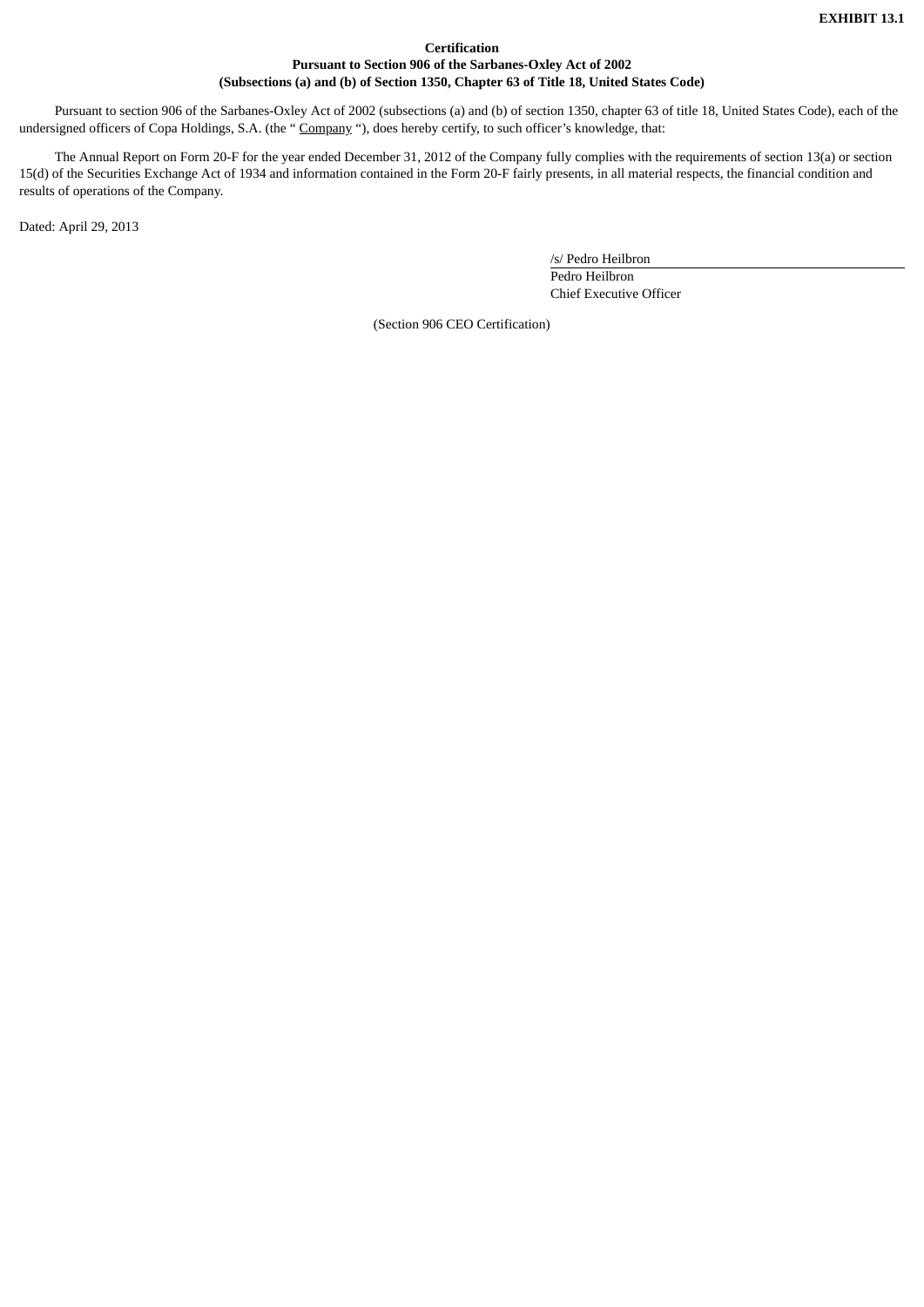**EXHIBIT 13.1**

**Certification**
**Pursuant to Section 906 of the Sarbanes-Oxley Act of 2002**
**(Subsections (a) and (b) of Section 1350, Chapter 63 of Title 18, United States Code)**

Pursuant to section 906 of the Sarbanes-Oxley Act of 2002 (subsections (a) and (b) of section 1350, chapter 63 of title 18, United States Code), each of the undersigned officers of Copa Holdings, S.A. (the " Company "), does hereby certify, to such officer's knowledge, that:

The Annual Report on Form 20-F for the year ended December 31, 2012 of the Company fully complies with the requirements of section 13(a) or section 15(d) of the Securities Exchange Act of 1934 and information contained in the Form 20-F fairly presents, in all material respects, the financial condition and results of operations of the Company.

Dated: April 29, 2013

/s/ Pedro Heilbron
Pedro Heilbron
Chief Executive Officer

(Section 906 CEO Certification)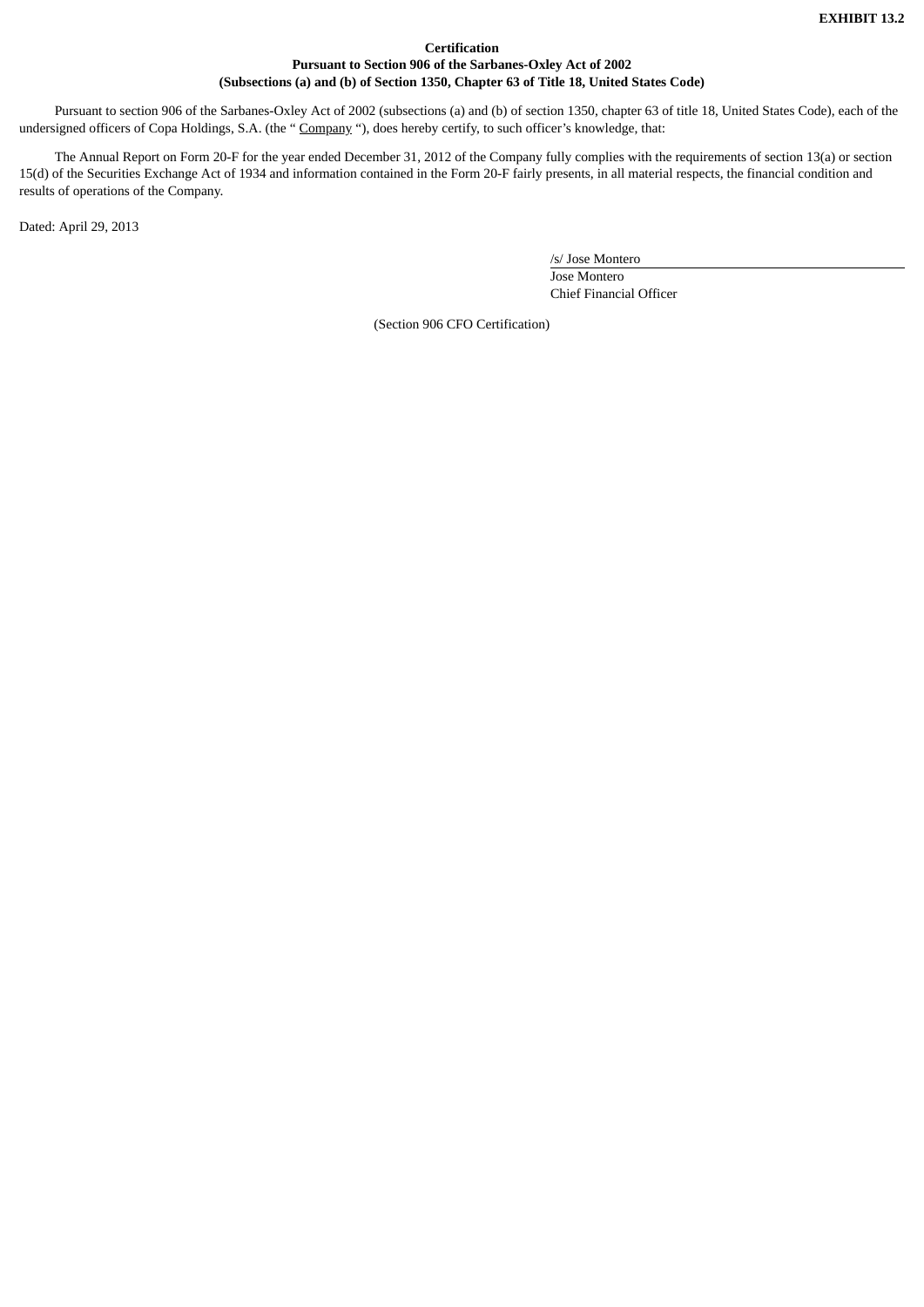**EXHIBIT 13.2**

**Certification**
**Pursuant to Section 906 of the Sarbanes-Oxley Act of 2002**
**(Subsections (a) and (b) of Section 1350, Chapter 63 of Title 18, United States Code)**

Pursuant to section 906 of the Sarbanes-Oxley Act of 2002 (subsections (a) and (b) of section 1350, chapter 63 of title 18, United States Code), each of the undersigned officers of Copa Holdings, S.A. (the " Company "), does hereby certify, to such officer's knowledge, that:

The Annual Report on Form 20-F for the year ended December 31, 2012 of the Company fully complies with the requirements of section 13(a) or section 15(d) of the Securities Exchange Act of 1934 and information contained in the Form 20-F fairly presents, in all material respects, the financial condition and results of operations of the Company.

Dated: April 29, 2013

/s/ Jose Montero
Jose Montero
Chief Financial Officer

(Section 906 CFO Certification)